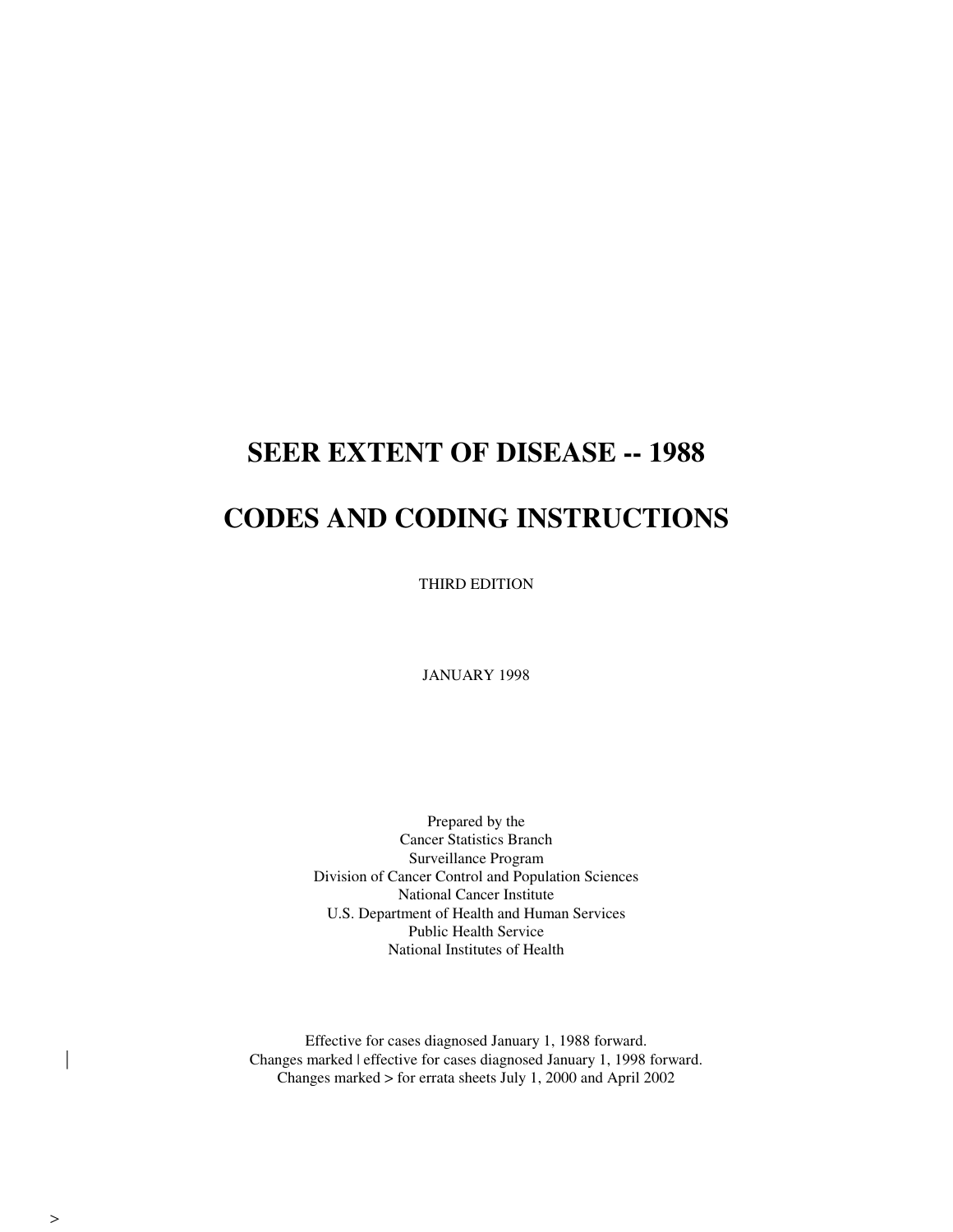# SEER EXTENT OF DISEASE -- 1988

# CODES AND CODING INSTRUCTIONS

THIRD EDITION

JANUARY 1998

Prepared by the
Cancer Statistics Branch
Surveillance Program
Division of Cancer Control and Population Sciences
National Cancer Institute
U.S. Department of Health and Human Services
Public Health Service
National Institutes of Health

Effective for cases diagnosed January 1, 1988 forward.
Changes marked | effective for cases diagnosed January 1, 1998 forward.
Changes marked > for errata sheets July 1, 2000 and April 2002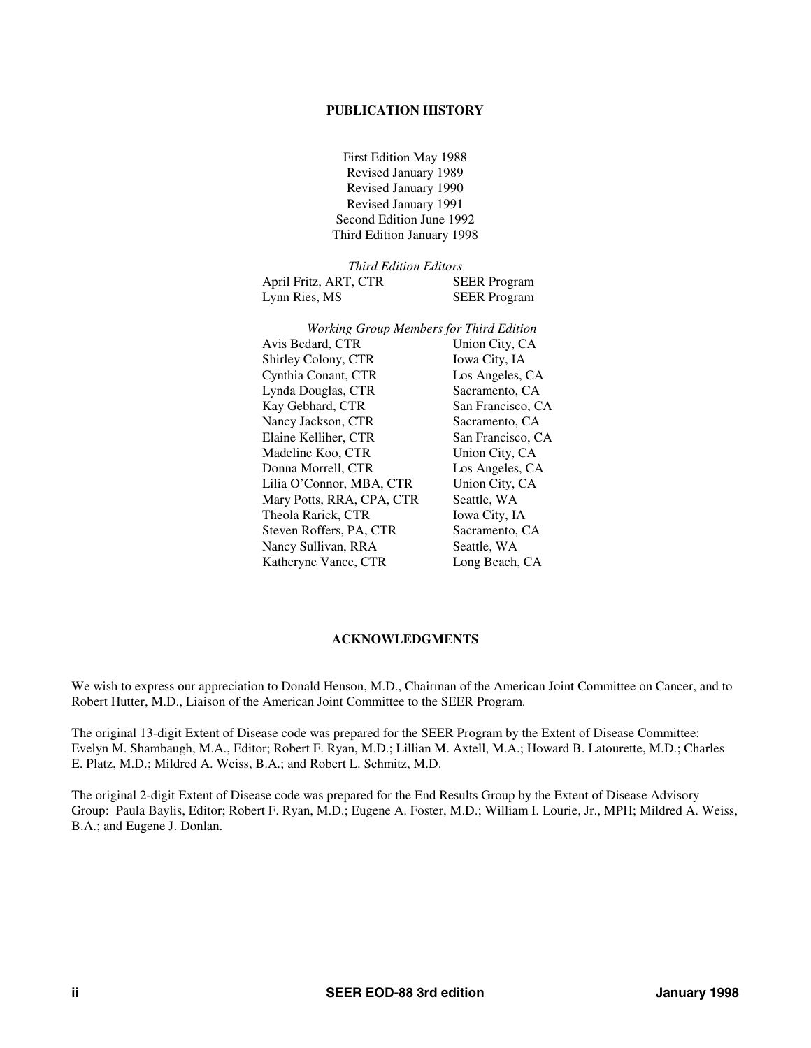## PUBLICATION HISTORY

First Edition May 1988
Revised January 1989
Revised January 1990
Revised January 1991
Second Edition June 1992
Third Edition January 1998

*Third Edition Editors*

| | |
|---|---|
| April Fritz, ART, CTR | SEER Program |
| Lynn Ries, MS | SEER Program |

*Working Group Members for Third Edition*

| | |
|---|---|
| Avis Bedard, CTR | Union City, CA |
| Shirley Colony, CTR | Iowa City, IA |
| Cynthia Conant, CTR | Los Angeles, CA |
| Lynda Douglas, CTR | Sacramento, CA |
| Kay Gebhard, CTR | San Francisco, CA |
| Nancy Jackson, CTR | Sacramento, CA |
| Elaine Kelliher, CTR | San Francisco, CA |
| Madeline Koo, CTR | Union City, CA |
| Donna Morrell, CTR | Los Angeles, CA |
| Lilia O'Connor, MBA, CTR | Union City, CA |
| Mary Potts, RRA, CPA, CTR | Seattle, WA |
| Theola Rarick, CTR | Iowa City, IA |
| Steven Roffers, PA, CTR | Sacramento, CA |
| Nancy Sullivan, RRA | Seattle, WA |
| Katheryne Vance, CTR | Long Beach, CA |

## ACKNOWLEDGMENTS

We wish to express our appreciation to Donald Henson, M.D., Chairman of the American Joint Committee on Cancer, and to Robert Hutter, M.D., Liaison of the American Joint Committee to the SEER Program.

The original 13-digit Extent of Disease code was prepared for the SEER Program by the Extent of Disease Committee: Evelyn M. Shambaugh, M.A., Editor; Robert F. Ryan, M.D.; Lillian M. Axtell, M.A.; Howard B. Latourette, M.D.; Charles E. Platz, M.D.; Mildred A. Weiss, B.A.; and Robert L. Schmitz, M.D.

The original 2-digit Extent of Disease code was prepared for the End Results Group by the Extent of Disease Advisory Group: Paula Baylis, Editor; Robert F. Ryan, M.D.; Eugene A. Foster, M.D.; William I. Lourie, Jr., MPH; Mildred A. Weiss, B.A.; and Eugene J. Donlan.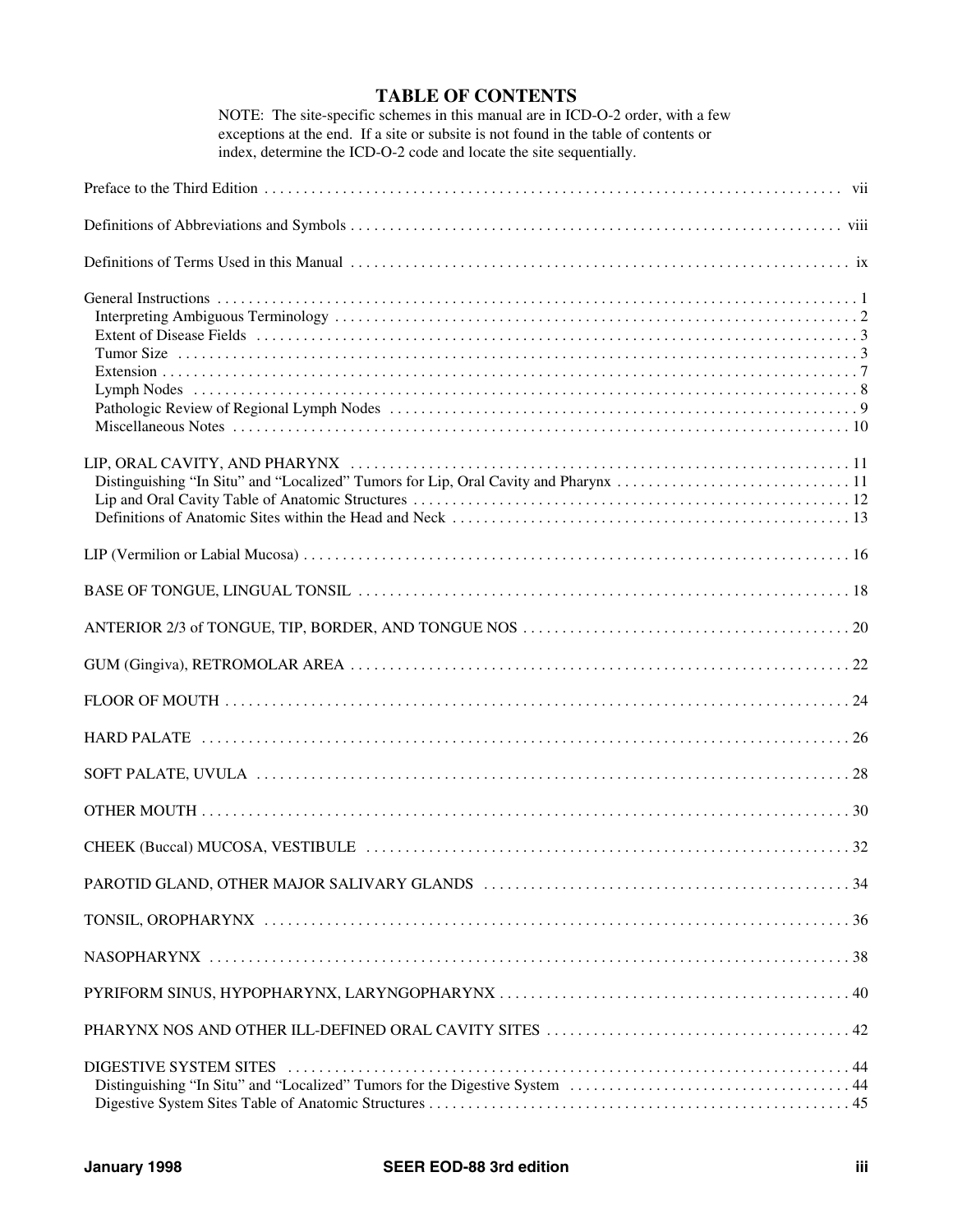# TABLE OF CONTENTS

NOTE: The site-specific schemes in this manual are in ICD-O-2 order, with a few exceptions at the end. If a site or subsite is not found in the table of contents or index, determine the ICD-O-2 code and locate the site sequentially.

Preface to the Third Edition . . . . . . . . . . . . . . . . . . . . . . . . . . . . . . . . . . . . . . . . . . . . . . . . . . . . . . . . . . . . . . vii

Definitions of Abbreviations and Symbols . . . . . . . . . . . . . . . . . . . . . . . . . . . . . . . . . . . . . . . . . . . . . . . . . . . . . viii

Definitions of Terms Used in this Manual . . . . . . . . . . . . . . . . . . . . . . . . . . . . . . . . . . . . . . . . . . . . . . . . . . . . . ix

General Instructions . . . . . . . . . . . . . . . . . . . . . . . . . . . . . . . . . . . . . . . . . . . . . . . . . . . . . . . . . . . . . . . . . 1
- Interpreting Ambiguous Terminology . . . . . . . . . . . . . . . . . . . . . . . . . . . . . . . . . . . . . . . . . . . . . . . . . . 2
- Extent of Disease Fields . . . . . . . . . . . . . . . . . . . . . . . . . . . . . . . . . . . . . . . . . . . . . . . . . . . . . . . . . . 3
- Tumor Size . . . . . . . . . . . . . . . . . . . . . . . . . . . . . . . . . . . . . . . . . . . . . . . . . . . . . . . . . . . . . . . . . . 3
- Extension . . . . . . . . . . . . . . . . . . . . . . . . . . . . . . . . . . . . . . . . . . . . . . . . . . . . . . . . . . . . . . . . . . . 7
- Lymph Nodes . . . . . . . . . . . . . . . . . . . . . . . . . . . . . . . . . . . . . . . . . . . . . . . . . . . . . . . . . . . . . . . . 8
- Pathologic Review of Regional Lymph Nodes . . . . . . . . . . . . . . . . . . . . . . . . . . . . . . . . . . . . . . . . . . . . 9
- Miscellaneous Notes . . . . . . . . . . . . . . . . . . . . . . . . . . . . . . . . . . . . . . . . . . . . . . . . . . . . . . . . . . . 10

LIP, ORAL CAVITY, AND PHARYNX . . . . . . . . . . . . . . . . . . . . . . . . . . . . . . . . . . . . . . . . . . . . . . . . . . . . 11
- Distinguishing "In Situ" and "Localized" Tumors for Lip, Oral Cavity and Pharynx . . . . . . . . . . . . . . . . . . . . 11
- Lip and Oral Cavity Table of Anatomic Structures . . . . . . . . . . . . . . . . . . . . . . . . . . . . . . . . . . . . . . . . . 12
- Definitions of Anatomic Sites within the Head and Neck . . . . . . . . . . . . . . . . . . . . . . . . . . . . . . . . . . . . 13

LIP (Vermilion or Labial Mucosa) . . . . . . . . . . . . . . . . . . . . . . . . . . . . . . . . . . . . . . . . . . . . . . . . . . . . . . 16

BASE OF TONGUE, LINGUAL TONSIL . . . . . . . . . . . . . . . . . . . . . . . . . . . . . . . . . . . . . . . . . . . . . . . . . . 18

ANTERIOR 2/3 of TONGUE, TIP, BORDER, AND TONGUE NOS . . . . . . . . . . . . . . . . . . . . . . . . . . . . . . . . 20

GUM (Gingiva), RETROMOLAR AREA . . . . . . . . . . . . . . . . . . . . . . . . . . . . . . . . . . . . . . . . . . . . . . . . . . 22

FLOOR OF MOUTH . . . . . . . . . . . . . . . . . . . . . . . . . . . . . . . . . . . . . . . . . . . . . . . . . . . . . . . . . . . . . . . . 24

HARD PALATE . . . . . . . . . . . . . . . . . . . . . . . . . . . . . . . . . . . . . . . . . . . . . . . . . . . . . . . . . . . . . . . . . . 26

SOFT PALATE, UVULA . . . . . . . . . . . . . . . . . . . . . . . . . . . . . . . . . . . . . . . . . . . . . . . . . . . . . . . . . . . . 28

OTHER MOUTH . . . . . . . . . . . . . . . . . . . . . . . . . . . . . . . . . . . . . . . . . . . . . . . . . . . . . . . . . . . . . . . . . 30

CHEEK (Buccal) MUCOSA, VESTIBULE . . . . . . . . . . . . . . . . . . . . . . . . . . . . . . . . . . . . . . . . . . . . . . . . 32

PAROTID GLAND, OTHER MAJOR SALIVARY GLANDS . . . . . . . . . . . . . . . . . . . . . . . . . . . . . . . . . . . . . 34

TONSIL, OROPHARYNX . . . . . . . . . . . . . . . . . . . . . . . . . . . . . . . . . . . . . . . . . . . . . . . . . . . . . . . . . . . 36

NASOPHARYNX . . . . . . . . . . . . . . . . . . . . . . . . . . . . . . . . . . . . . . . . . . . . . . . . . . . . . . . . . . . . . . . . . 38

PYRIFORM SINUS, HYPOPHARYNX, LARYNGOPHARYNX . . . . . . . . . . . . . . . . . . . . . . . . . . . . . . . . . . 40

PHARYNX NOS AND OTHER ILL-DEFINED ORAL CAVITY SITES . . . . . . . . . . . . . . . . . . . . . . . . . . . . . . 42

DIGESTIVE SYSTEM SITES . . . . . . . . . . . . . . . . . . . . . . . . . . . . . . . . . . . . . . . . . . . . . . . . . . . . . . . . . 44
- Distinguishing "In Situ" and "Localized" Tumors for the Digestive System . . . . . . . . . . . . . . . . . . . . . . . . . 44
- Digestive System Sites Table of Anatomic Structures . . . . . . . . . . . . . . . . . . . . . . . . . . . . . . . . . . . . . . 45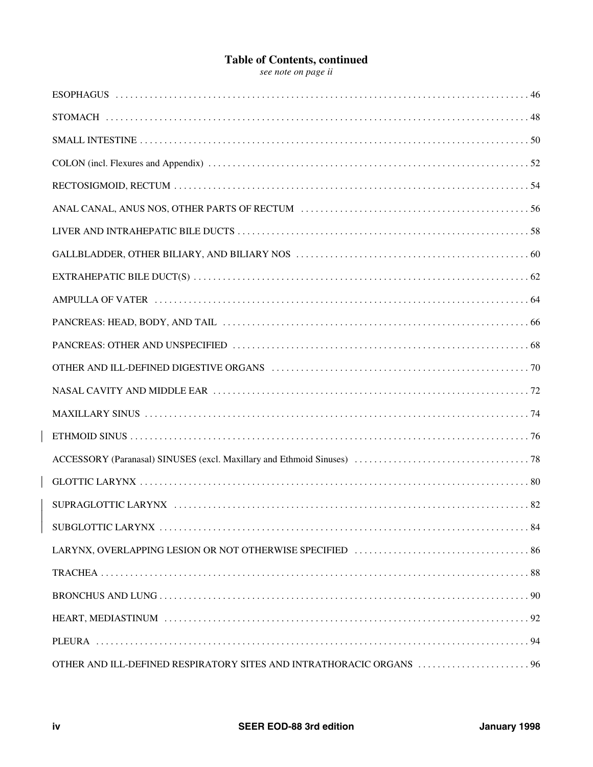## Table of Contents, continued

*see note on page ii*

| | |
|---|---|
| ESOPHAGUS | 46 |
| STOMACH | 48 |
| SMALL INTESTINE | 50 |
| COLON (incl. Flexures and Appendix) | 52 |
| RECTOSIGMOID, RECTUM | 54 |
| ANAL CANAL, ANUS NOS, OTHER PARTS OF RECTUM | 56 |
| LIVER AND INTRAHEPATIC BILE DUCTS | 58 |
| GALLBLADDER, OTHER BILIARY, AND BILIARY NOS | 60 |
| EXTRAHEPATIC BILE DUCT(S) | 62 |
| AMPULLA OF VATER | 64 |
| PANCREAS: HEAD, BODY, AND TAIL | 66 |
| PANCREAS: OTHER AND UNSPECIFIED | 68 |
| OTHER AND ILL-DEFINED DIGESTIVE ORGANS | 70 |
| NASAL CAVITY AND MIDDLE EAR | 72 |
| MAXILLARY SINUS | 74 |
| ETHMOID SINUS | 76 |
| ACCESSORY (Paranasal) SINUSES (excl. Maxillary and Ethmoid Sinuses) | 78 |
| GLOTTIC LARYNX | 80 |
| SUPRAGLOTTIC LARYNX | 82 |
| SUBGLOTTIC LARYNX | 84 |
| LARYNX, OVERLAPPING LESION OR NOT OTHERWISE SPECIFIED | 86 |
| TRACHEA | 88 |
| BRONCHUS AND LUNG | 90 |
| HEART, MEDIASTINUM | 92 |
| PLEURA | 94 |
| OTHER AND ILL-DEFINED RESPIRATORY SITES AND INTRATHORACIC ORGANS | 96 |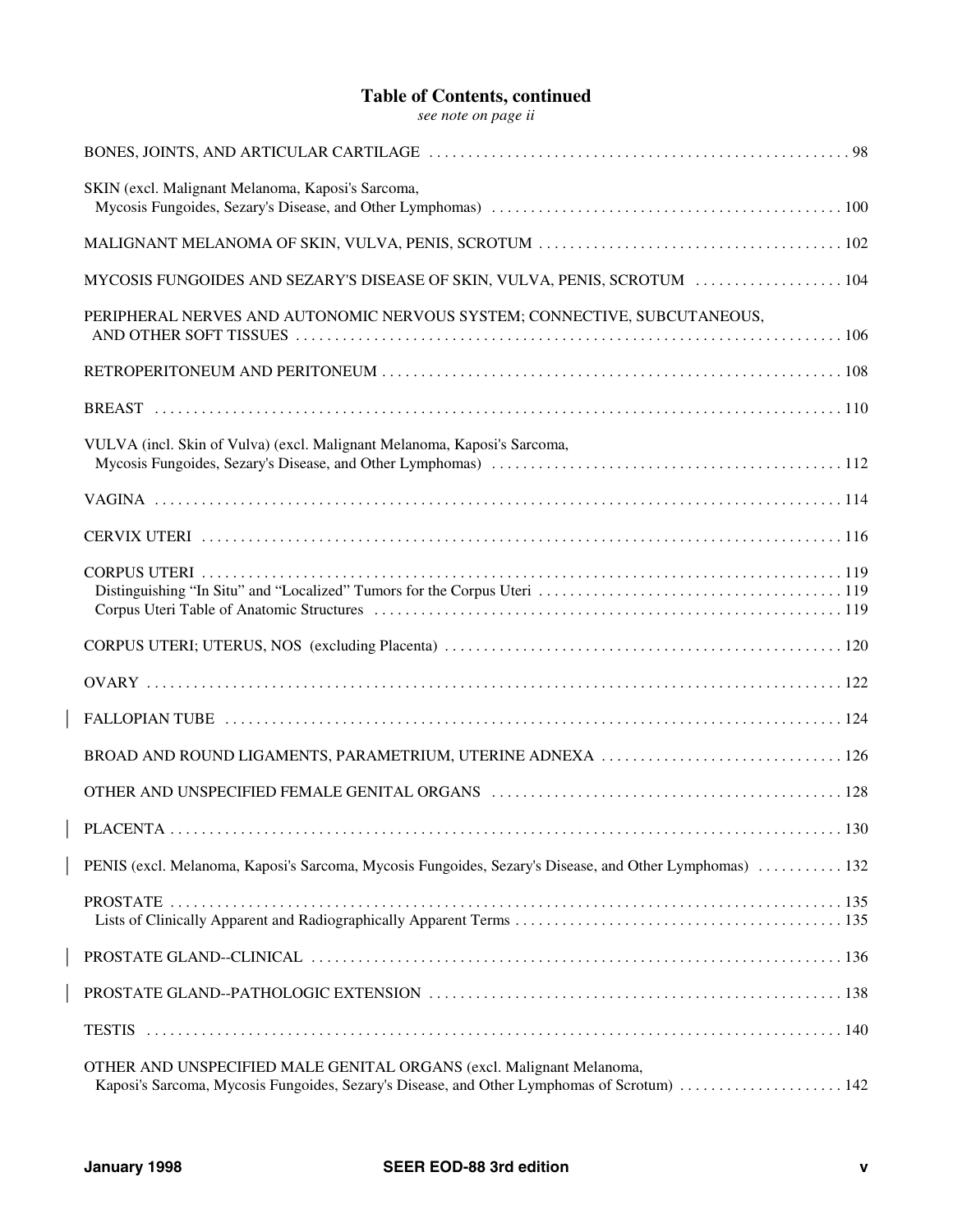## Table of Contents, continued

*see note on page ii*

BONES, JOINTS, AND ARTICULAR CARTILAGE . . . . . . . . . . 98

SKIN (excl. Malignant Melanoma, Kaposi's Sarcoma, Mycosis Fungoides, Sezary's Disease, and Other Lymphomas) . . . . . . . . . . 100

MALIGNANT MELANOMA OF SKIN, VULVA, PENIS, SCROTUM . . . . . . . . . . 102

MYCOSIS FUNGOIDES AND SEZARY'S DISEASE OF SKIN, VULVA, PENIS, SCROTUM . . . . . . . . . . 104

PERIPHERAL NERVES AND AUTONOMIC NERVOUS SYSTEM; CONNECTIVE, SUBCUTANEOUS, AND OTHER SOFT TISSUES . . . . . . . . . . 106

RETROPERITONEUM AND PERITONEUM . . . . . . . . . . 108

BREAST . . . . . . . . . . 110

VULVA (incl. Skin of Vulva) (excl. Malignant Melanoma, Kaposi's Sarcoma, Mycosis Fungoides, Sezary's Disease, and Other Lymphomas) . . . . . . . . . . 112

VAGINA . . . . . . . . . . 114

CERVIX UTERI . . . . . . . . . . 116

CORPUS UTERI . . . . . . . . . . 119
- Distinguishing "In Situ" and "Localized" Tumors for the Corpus Uteri . . . . . . . . . . 119
- Corpus Uteri Table of Anatomic Structures . . . . . . . . . . 119

CORPUS UTERI; UTERUS, NOS (excluding Placenta) . . . . . . . . . . 120

OVARY . . . . . . . . . . 122

FALLOPIAN TUBE . . . . . . . . . . 124

BROAD AND ROUND LIGAMENTS, PARAMETRIUM, UTERINE ADNEXA . . . . . . . . . . 126

OTHER AND UNSPECIFIED FEMALE GENITAL ORGANS . . . . . . . . . . 128

PLACENTA . . . . . . . . . . 130

PENIS (excl. Melanoma, Kaposi's Sarcoma, Mycosis Fungoides, Sezary's Disease, and Other Lymphomas) . . . . . . . . . . 132

PROSTATE . . . . . . . . . . 135
- Lists of Clinically Apparent and Radiographically Apparent Terms . . . . . . . . . . 135

PROSTATE GLAND--CLINICAL . . . . . . . . . . 136

PROSTATE GLAND--PATHOLOGIC EXTENSION . . . . . . . . . . 138

TESTIS . . . . . . . . . . 140

OTHER AND UNSPECIFIED MALE GENITAL ORGANS (excl. Malignant Melanoma, Kaposi's Sarcoma, Mycosis Fungoides, Sezary's Disease, and Other Lymphomas of Scrotum) . . . . . . . . . . 142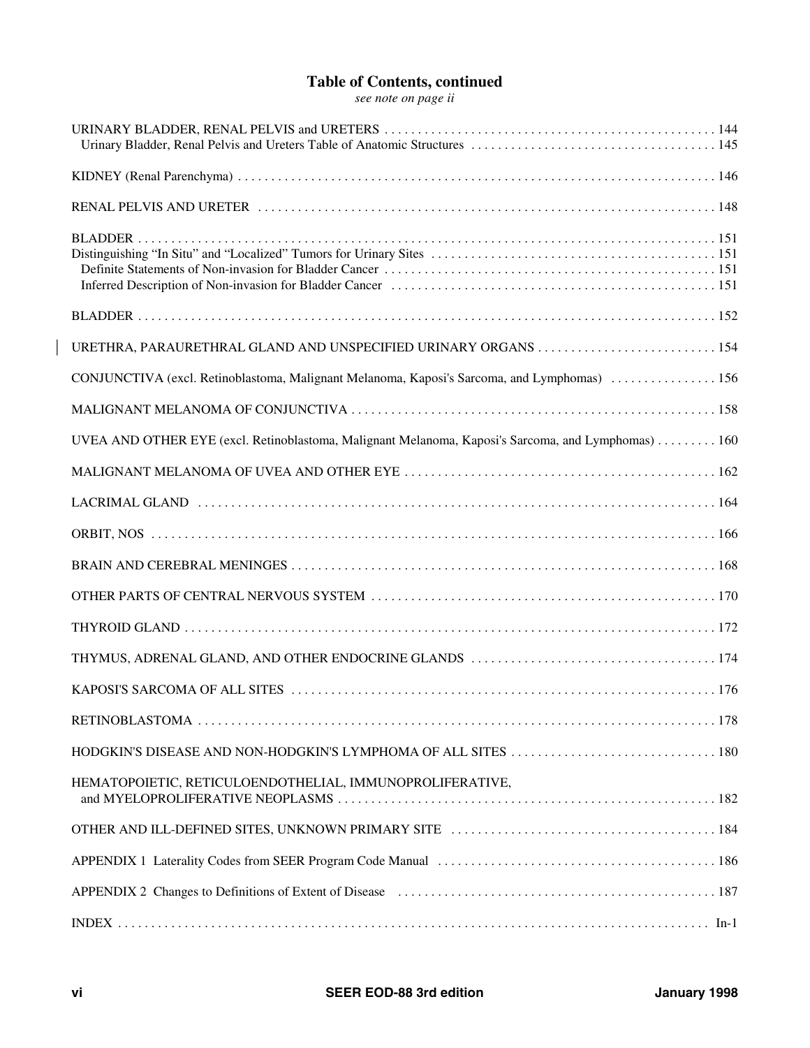## Table of Contents, continued

*see note on page ii*

URINARY BLADDER, RENAL PELVIS and URETERS . . . . . 144
  Urinary Bladder, Renal Pelvis and Ureters Table of Anatomic Structures . . . . . 145

KIDNEY (Renal Parenchyma) . . . . . 146

RENAL PELVIS AND URETER . . . . . 148

BLADDER . . . . . 151
Distinguishing "In Situ" and "Localized" Tumors for Urinary Sites . . . . . 151
  Definite Statements of Non-invasion for Bladder Cancer . . . . . 151
  Inferred Description of Non-invasion for Bladder Cancer . . . . . 151

BLADDER . . . . . 152

URETHRA, PARAURETHRAL GLAND AND UNSPECIFIED URINARY ORGANS . . . . . 154

CONJUNCTIVA (excl. Retinoblastoma, Malignant Melanoma, Kaposi's Sarcoma, and Lymphomas) . . . . . 156

MALIGNANT MELANOMA OF CONJUNCTIVA . . . . . 158

UVEA AND OTHER EYE (excl. Retinoblastoma, Malignant Melanoma, Kaposi's Sarcoma, and Lymphomas) . . . . . 160

MALIGNANT MELANOMA OF UVEA AND OTHER EYE . . . . . 162

LACRIMAL GLAND . . . . . 164

ORBIT, NOS . . . . . 166

BRAIN AND CEREBRAL MENINGES . . . . . 168

OTHER PARTS OF CENTRAL NERVOUS SYSTEM . . . . . 170

THYROID GLAND . . . . . 172

THYMUS, ADRENAL GLAND, AND OTHER ENDOCRINE GLANDS . . . . . 174

KAPOSI'S SARCOMA OF ALL SITES . . . . . 176

RETINOBLASTOMA . . . . . 178

HODGKIN'S DISEASE AND NON-HODGKIN'S LYMPHOMA OF ALL SITES . . . . . 180

HEMATOPOIETIC, RETICULOENDOTHELIAL, IMMUNOPROLIFERATIVE,
  and MYELOPROLIFERATIVE NEOPLASMS . . . . . 182

OTHER AND ILL-DEFINED SITES, UNKNOWN PRIMARY SITE . . . . . 184

APPENDIX 1 Laterality Codes from SEER Program Code Manual . . . . . 186

APPENDIX 2 Changes to Definitions of Extent of Disease . . . . . 187

INDEX . . . . . In-1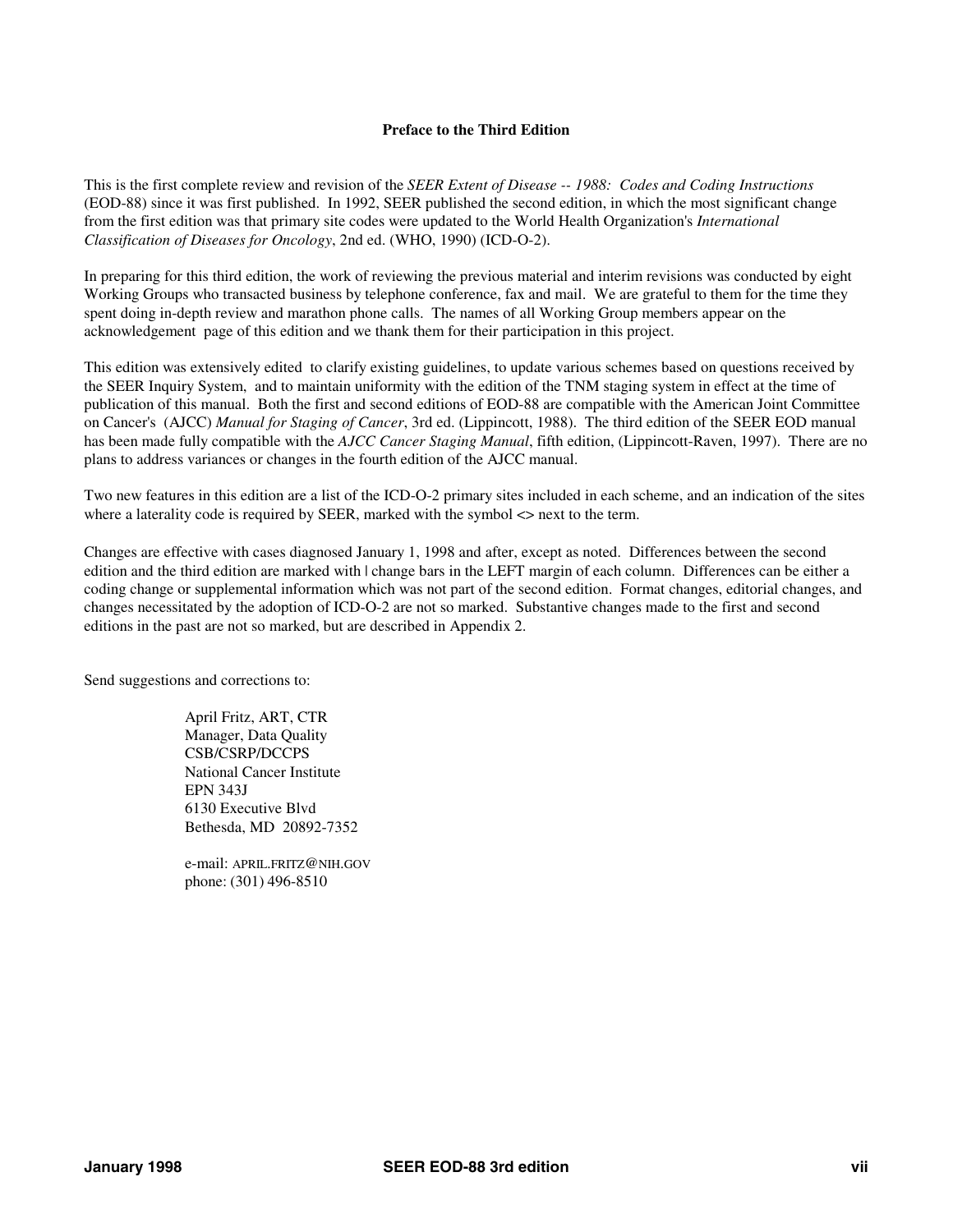# Preface to the Third Edition

This is the first complete review and revision of the *SEER Extent of Disease -- 1988: Codes and Coding Instructions* (EOD-88) since it was first published. In 1992, SEER published the second edition, in which the most significant change from the first edition was that primary site codes were updated to the World Health Organization's *International Classification of Diseases for Oncology*, 2nd ed. (WHO, 1990) (ICD-O-2).

In preparing for this third edition, the work of reviewing the previous material and interim revisions was conducted by eight Working Groups who transacted business by telephone conference, fax and mail. We are grateful to them for the time they spent doing in-depth review and marathon phone calls. The names of all Working Group members appear on the acknowledgement page of this edition and we thank them for their participation in this project.

This edition was extensively edited to clarify existing guidelines, to update various schemes based on questions received by the SEER Inquiry System, and to maintain uniformity with the edition of the TNM staging system in effect at the time of publication of this manual. Both the first and second editions of EOD-88 are compatible with the American Joint Committee on Cancer's (AJCC) *Manual for Staging of Cancer*, 3rd ed. (Lippincott, 1988). The third edition of the SEER EOD manual has been made fully compatible with the *AJCC Cancer Staging Manual*, fifth edition, (Lippincott-Raven, 1997). There are no plans to address variances or changes in the fourth edition of the AJCC manual.

Two new features in this edition are a list of the ICD-O-2 primary sites included in each scheme, and an indication of the sites where a laterality code is required by SEER, marked with the symbol <> next to the term.

Changes are effective with cases diagnosed January 1, 1998 and after, except as noted. Differences between the second edition and the third edition are marked with | change bars in the LEFT margin of each column. Differences can be either a coding change or supplemental information which was not part of the second edition. Format changes, editorial changes, and changes necessitated by the adoption of ICD-O-2 are not so marked. Substantive changes made to the first and second editions in the past are not so marked, but are described in Appendix 2.

Send suggestions and corrections to:

April Fritz, ART, CTR
Manager, Data Quality
CSB/CSRP/DCCPS
National Cancer Institute
EPN 343J
6130 Executive Blvd
Bethesda, MD 20892-7352

e-mail: APRIL.FRITZ@NIH.GOV
phone: (301) 496-8510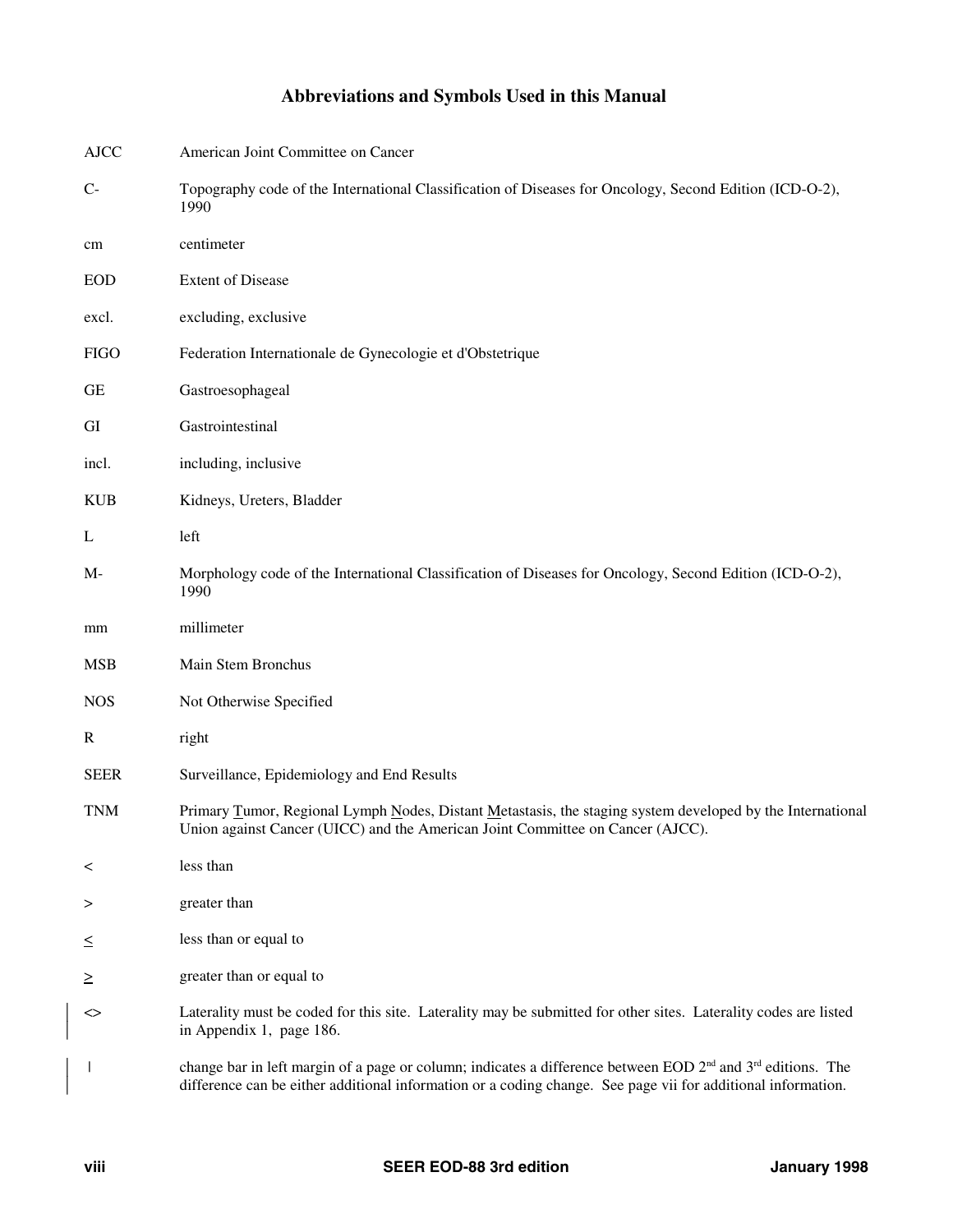# Abbreviations and Symbols Used in this Manual

| | |
|---|---|
| AJCC | American Joint Committee on Cancer |
| C- | Topography code of the International Classification of Diseases for Oncology, Second Edition (ICD-O-2), 1990 |
| cm | centimeter |
| EOD | Extent of Disease |
| excl. | excluding, exclusive |
| FIGO | Federation Internationale de Gynecologie et d'Obstetrique |
| GE | Gastroesophageal |
| GI | Gastrointestinal |
| incl. | including, inclusive |
| KUB | Kidneys, Ureters, Bladder |
| L | left |
| M- | Morphology code of the International Classification of Diseases for Oncology, Second Edition (ICD-O-2), 1990 |
| mm | millimeter |
| MSB | Main Stem Bronchus |
| NOS | Not Otherwise Specified |
| R | right |
| SEER | Surveillance, Epidemiology and End Results |
| TNM | Primary Tumor, Regional Lymph Nodes, Distant Metastasis, the staging system developed by the International Union against Cancer (UICC) and the American Joint Committee on Cancer (AJCC). |
| < | less than |
| > | greater than |
| ≤ | less than or equal to |
| ≥ | greater than or equal to |
| <> | Laterality must be coded for this site. Laterality may be submitted for other sites. Laterality codes are listed in Appendix 1, page 186. |
| \| | change bar in left margin of a page or column; indicates a difference between EOD 2nd and 3rd editions. The difference can be either additional information or a coding change. See page vii for additional information. |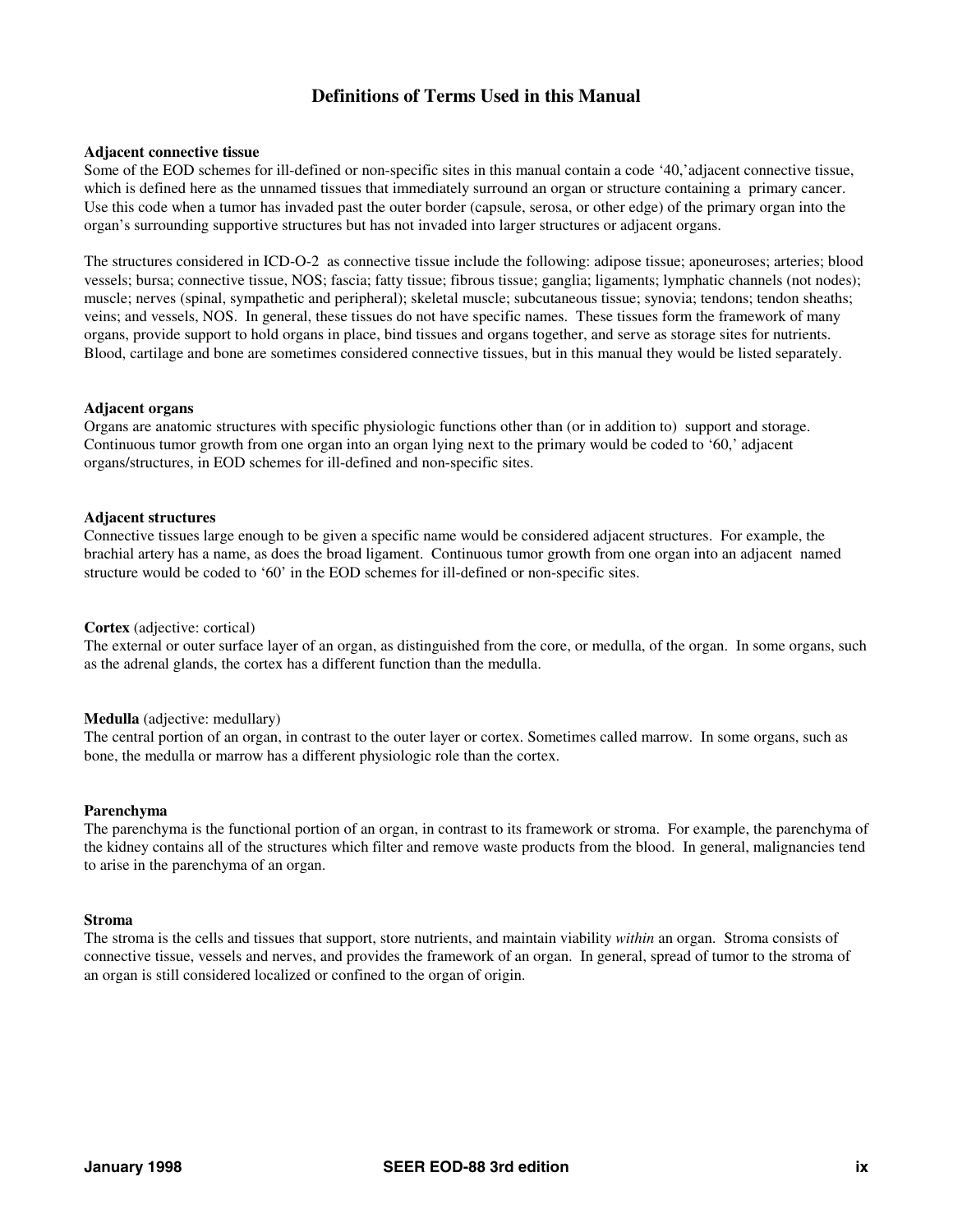# Definitions of Terms Used in this Manual

**Adjacent connective tissue**
Some of the EOD schemes for ill-defined or non-specific sites in this manual contain a code '40,'adjacent connective tissue, which is defined here as the unnamed tissues that immediately surround an organ or structure containing a primary cancer. Use this code when a tumor has invaded past the outer border (capsule, serosa, or other edge) of the primary organ into the organ's surrounding supportive structures but has not invaded into larger structures or adjacent organs.

The structures considered in ICD-O-2 as connective tissue include the following: adipose tissue; aponeuroses; arteries; blood vessels; bursa; connective tissue, NOS; fascia; fatty tissue; fibrous tissue; ganglia; ligaments; lymphatic channels (not nodes); muscle; nerves (spinal, sympathetic and peripheral); skeletal muscle; subcutaneous tissue; synovia; tendons; tendon sheaths; veins; and vessels, NOS. In general, these tissues do not have specific names. These tissues form the framework of many organs, provide support to hold organs in place, bind tissues and organs together, and serve as storage sites for nutrients. Blood, cartilage and bone are sometimes considered connective tissues, but in this manual they would be listed separately.

**Adjacent organs**
Organs are anatomic structures with specific physiologic functions other than (or in addition to) support and storage. Continuous tumor growth from one organ into an organ lying next to the primary would be coded to '60,' adjacent organs/structures, in EOD schemes for ill-defined and non-specific sites.

**Adjacent structures**
Connective tissues large enough to be given a specific name would be considered adjacent structures. For example, the brachial artery has a name, as does the broad ligament. Continuous tumor growth from one organ into an adjacent named structure would be coded to '60' in the EOD schemes for ill-defined or non-specific sites.

**Cortex** (adjective: cortical)
The external or outer surface layer of an organ, as distinguished from the core, or medulla, of the organ. In some organs, such as the adrenal glands, the cortex has a different function than the medulla.

**Medulla** (adjective: medullary)
The central portion of an organ, in contrast to the outer layer or cortex. Sometimes called marrow. In some organs, such as bone, the medulla or marrow has a different physiologic role than the cortex.

**Parenchyma**
The parenchyma is the functional portion of an organ, in contrast to its framework or stroma. For example, the parenchyma of the kidney contains all of the structures which filter and remove waste products from the blood. In general, malignancies tend to arise in the parenchyma of an organ.

**Stroma**
The stroma is the cells and tissues that support, store nutrients, and maintain viability *within* an organ. Stroma consists of connective tissue, vessels and nerves, and provides the framework of an organ. In general, spread of tumor to the stroma of an organ is still considered localized or confined to the organ of origin.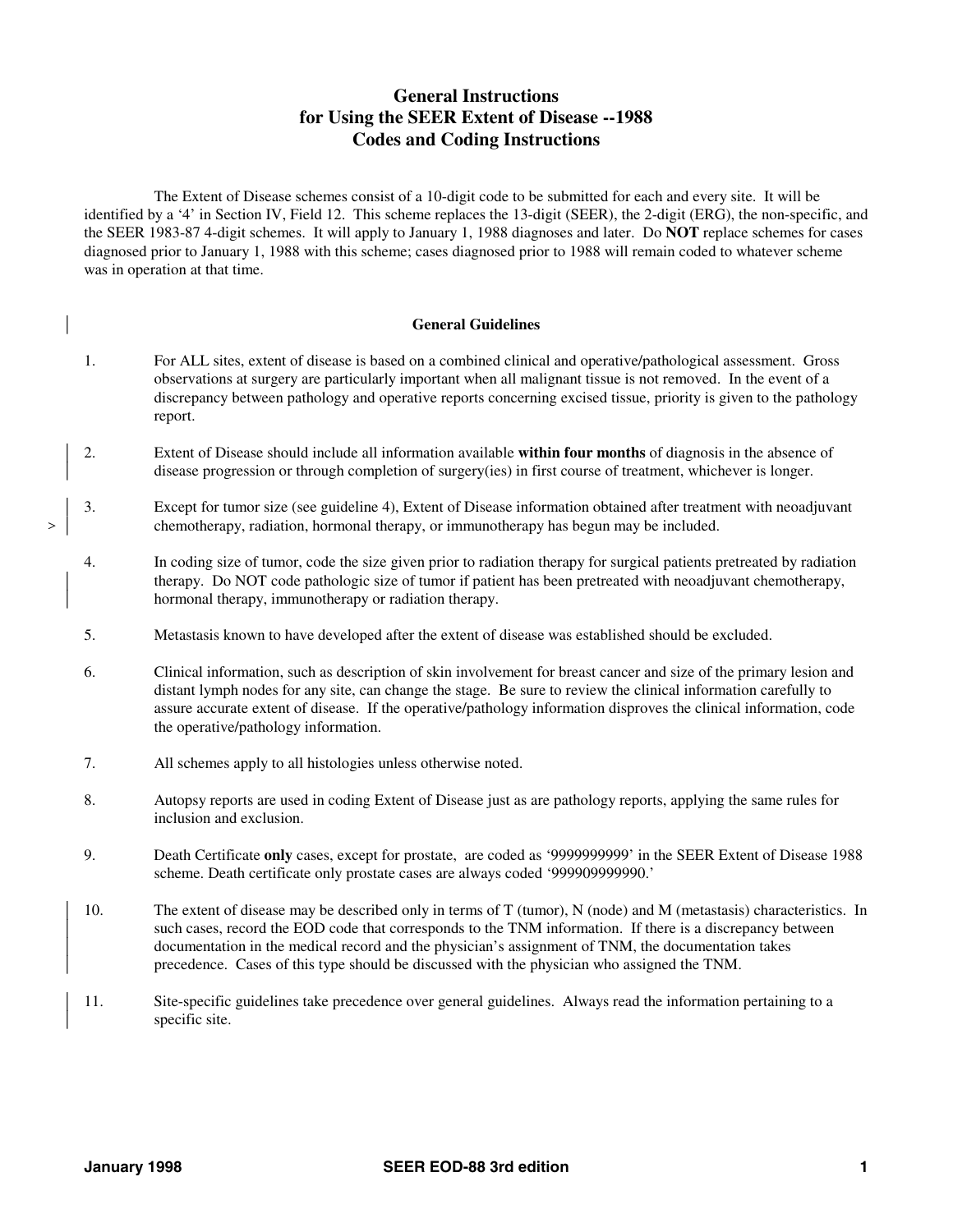# General Instructions for Using the SEER Extent of Disease --1988 Codes and Coding Instructions

The Extent of Disease schemes consist of a 10-digit code to be submitted for each and every site. It will be identified by a '4' in Section IV, Field 12. This scheme replaces the 13-digit (SEER), the 2-digit (ERG), the non-specific, and the SEER 1983-87 4-digit schemes. It will apply to January 1, 1988 diagnoses and later. Do **NOT** replace schemes for cases diagnosed prior to January 1, 1988 with this scheme; cases diagnosed prior to 1988 will remain coded to whatever scheme was in operation at that time.

## General Guidelines

1. For ALL sites, extent of disease is based on a combined clinical and operative/pathological assessment. Gross observations at surgery are particularly important when all malignant tissue is not removed. In the event of a discrepancy between pathology and operative reports concerning excised tissue, priority is given to the pathology report.

2. Extent of Disease should include all information available **within four months** of diagnosis in the absence of disease progression or through completion of surgery(ies) in first course of treatment, whichever is longer.

3. Except for tumor size (see guideline 4), Extent of Disease information obtained after treatment with neoadjuvant chemotherapy, radiation, hormonal therapy, or immunotherapy has begun may be included.

4. In coding size of tumor, code the size given prior to radiation therapy for surgical patients pretreated by radiation therapy. Do NOT code pathologic size of tumor if patient has been pretreated with neoadjuvant chemotherapy, hormonal therapy, immunotherapy or radiation therapy.

5. Metastasis known to have developed after the extent of disease was established should be excluded.

6. Clinical information, such as description of skin involvement for breast cancer and size of the primary lesion and distant lymph nodes for any site, can change the stage. Be sure to review the clinical information carefully to assure accurate extent of disease. If the operative/pathology information disproves the clinical information, code the operative/pathology information.

7. All schemes apply to all histologies unless otherwise noted.

8. Autopsy reports are used in coding Extent of Disease just as are pathology reports, applying the same rules for inclusion and exclusion.

9. Death Certificate **only** cases, except for prostate, are coded as '9999999999' in the SEER Extent of Disease 1988 scheme. Death certificate only prostate cases are always coded '999909999990.'

10. The extent of disease may be described only in terms of T (tumor), N (node) and M (metastasis) characteristics. In such cases, record the EOD code that corresponds to the TNM information. If there is a discrepancy between documentation in the medical record and the physician's assignment of TNM, the documentation takes precedence. Cases of this type should be discussed with the physician who assigned the TNM.

11. Site-specific guidelines take precedence over general guidelines. Always read the information pertaining to a specific site.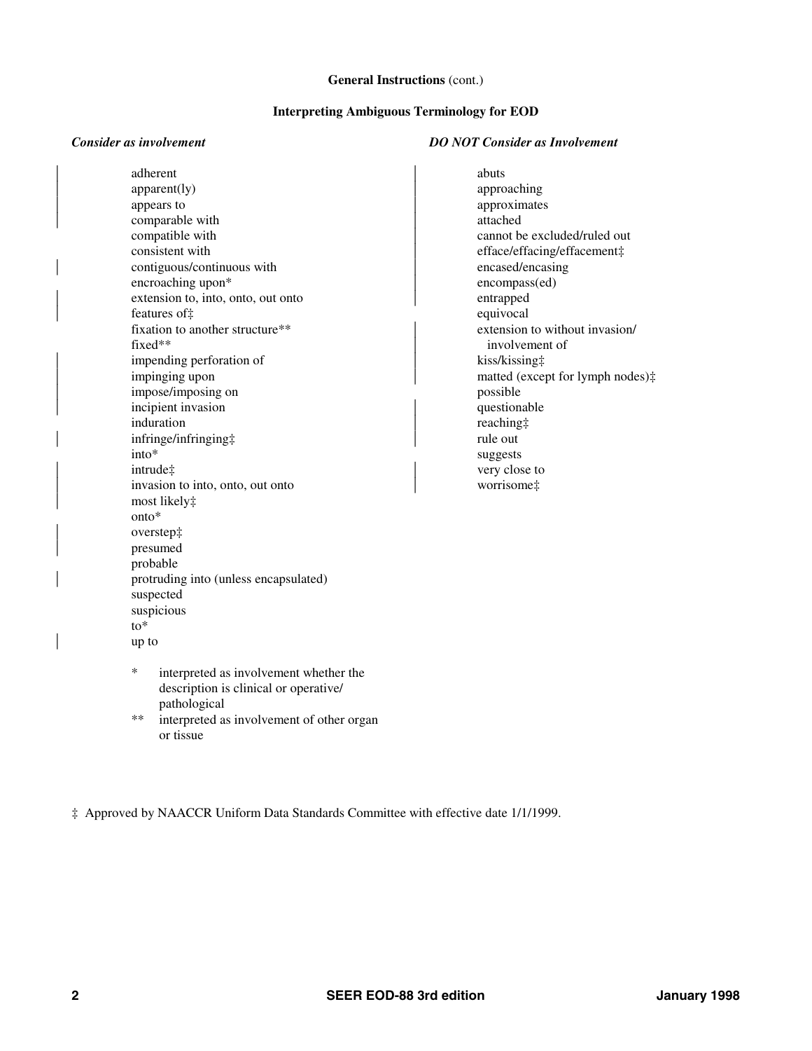**General Instructions** (cont.)

## Interpreting Ambiguous Terminology for EOD

### *Consider as involvement*

- adherent
- apparent(ly)
- appears to
- comparable with
- compatible with
- consistent with
- contiguous/continuous with
- encroaching upon*
- extension to, into, onto, out onto
- features of‡
- fixation to another structure**
- fixed**
- impending perforation of
- impinging upon
- impose/imposing on
- incipient invasion
- induration
- infringe/infringing‡
- into*
- intrude‡
- invasion to into, onto, out onto
- most likely‡
- onto*
- overstep‡
- presumed
- probable
- protruding into (unless encapsulated)
- suspected
- suspicious
- to*
- up to

\* interpreted as involvement whether the description is clinical or operative/pathological

\** interpreted as involvement of other organ or tissue

### *DO NOT Consider as Involvement*

- abuts
- approaching
- approximates
- attached
- cannot be excluded/ruled out
- efface/effacing/effacement‡
- encased/encasing
- encompass(ed)
- entrapped
- equivocal
- extension to without invasion/involvement of
- kiss/kissing‡
- matted (except for lymph nodes)‡
- possible
- questionable
- reaching‡
- rule out
- suggests
- very close to
- worrisome‡

‡ Approved by NAACCR Uniform Data Standards Committee with effective date 1/1/1999.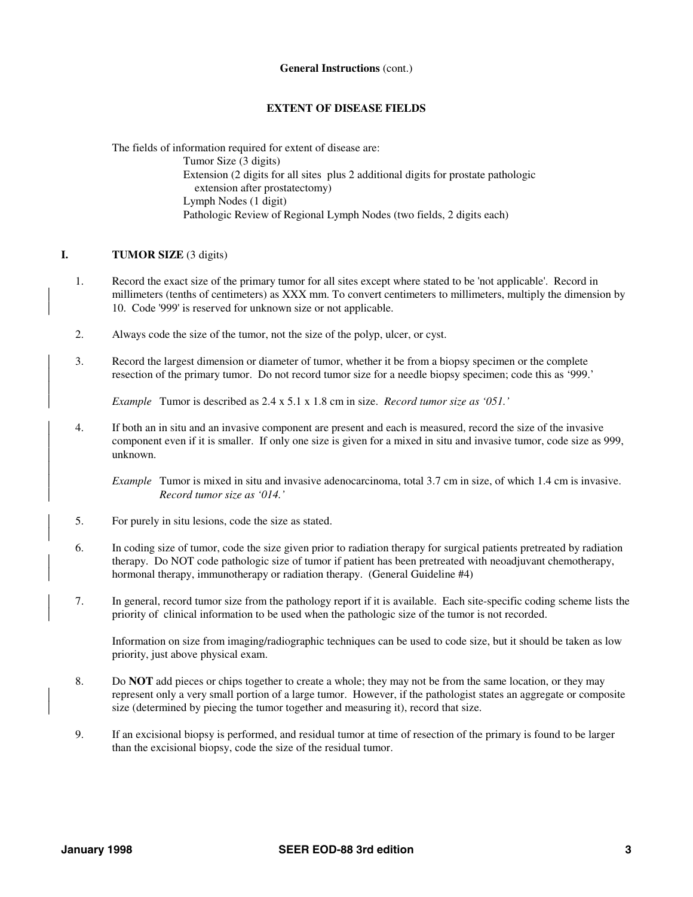**General Instructions** (cont.)

## EXTENT OF DISEASE FIELDS

The fields of information required for extent of disease are:

- Tumor Size (3 digits)
- Extension (2 digits for all sites plus 2 additional digits for prostate pathologic extension after prostatectomy)
- Lymph Nodes (1 digit)
- Pathologic Review of Regional Lymph Nodes (two fields, 2 digits each)

## I. TUMOR SIZE (3 digits)

1. Record the exact size of the primary tumor for all sites except where stated to be 'not applicable'. Record in millimeters (tenths of centimeters) as XXX mm. To convert centimeters to millimeters, multiply the dimension by 10. Code '999' is reserved for unknown size or not applicable.

2. Always code the size of the tumor, not the size of the polyp, ulcer, or cyst.

3. Record the largest dimension or diameter of tumor, whether it be from a biopsy specimen or the complete resection of the primary tumor. Do not record tumor size for a needle biopsy specimen; code this as '999.'

   *Example* Tumor is described as 2.4 x 5.1 x 1.8 cm in size. *Record tumor size as '051.'*

4. If both an in situ and an invasive component are present and each is measured, record the size of the invasive component even if it is smaller. If only one size is given for a mixed in situ and invasive tumor, code size as 999, unknown.

   *Example* Tumor is mixed in situ and invasive adenocarcinoma, total 3.7 cm in size, of which 1.4 cm is invasive. *Record tumor size as '014.'*

5. For purely in situ lesions, code the size as stated.

6. In coding size of tumor, code the size given prior to radiation therapy for surgical patients pretreated by radiation therapy. Do NOT code pathologic size of tumor if patient has been pretreated with neoadjuvant chemotherapy, hormonal therapy, immunotherapy or radiation therapy. (General Guideline #4)

7. In general, record tumor size from the pathology report if it is available. Each site-specific coding scheme lists the priority of clinical information to be used when the pathologic size of the tumor is not recorded.

   Information on size from imaging/radiographic techniques can be used to code size, but it should be taken as low priority, just above physical exam.

8. Do **NOT** add pieces or chips together to create a whole; they may not be from the same location, or they may represent only a very small portion of a large tumor. However, if the pathologist states an aggregate or composite size (determined by piecing the tumor together and measuring it), record that size.

9. If an excisional biopsy is performed, and residual tumor at time of resection of the primary is found to be larger than the excisional biopsy, code the size of the residual tumor.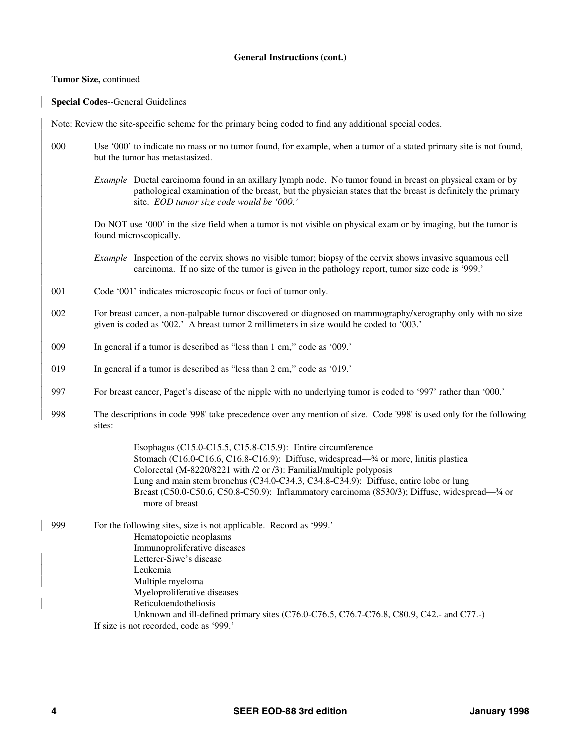### General Instructions (cont.)

**Tumor Size,** continued

**Special Codes**--General Guidelines

Note: Review the site-specific scheme for the primary being coded to find any additional special codes.

**000** Use '000' to indicate no mass or no tumor found, for example, when a tumor of a stated primary site is not found, but the tumor has metastasized.

*Example* Ductal carcinoma found in an axillary lymph node. No tumor found in breast on physical exam or by pathological examination of the breast, but the physician states that the breast is definitely the primary site. *EOD tumor size code would be '000.'*

Do NOT use '000' in the size field when a tumor is not visible on physical exam or by imaging, but the tumor is found microscopically.

*Example* Inspection of the cervix shows no visible tumor; biopsy of the cervix shows invasive squamous cell carcinoma. If no size of the tumor is given in the pathology report, tumor size code is '999.'

**001** Code '001' indicates microscopic focus or foci of tumor only.

**002** For breast cancer, a non-palpable tumor discovered or diagnosed on mammography/xerography only with no size given is coded as '002.' A breast tumor 2 millimeters in size would be coded to '003.'

**009** In general if a tumor is described as "less than 1 cm," code as '009.'

**019** In general if a tumor is described as "less than 2 cm," code as '019.'

**997** For breast cancer, Paget's disease of the nipple with no underlying tumor is coded to '997' rather than '000.'

**998** The descriptions in code '998' take precedence over any mention of size. Code '998' is used only for the following sites:

- Esophagus (C15.0-C15.5, C15.8-C15.9): Entire circumference
- Stomach (C16.0-C16.6, C16.8-C16.9): Diffuse, widespread—¾ or more, linitis plastica
- Colorectal (M-8220/8221 with /2 or /3): Familial/multiple polyposis
- Lung and main stem bronchus (C34.0-C34.3, C34.8-C34.9): Diffuse, entire lobe or lung
- Breast (C50.0-C50.6, C50.8-C50.9): Inflammatory carcinoma (8530/3); Diffuse, widespread—¾ or more of breast

**999** For the following sites, size is not applicable. Record as '999.'

- Hematopoietic neoplasms
- Immunoproliferative diseases
- Letterer-Siwe's disease
- Leukemia
- Multiple myeloma
- Myeloproliferative diseases
- Reticuloendotheliosis
- Unknown and ill-defined primary sites (C76.0-C76.5, C76.7-C76.8, C80.9, C42.- and C77.-)

If size is not recorded, code as '999.'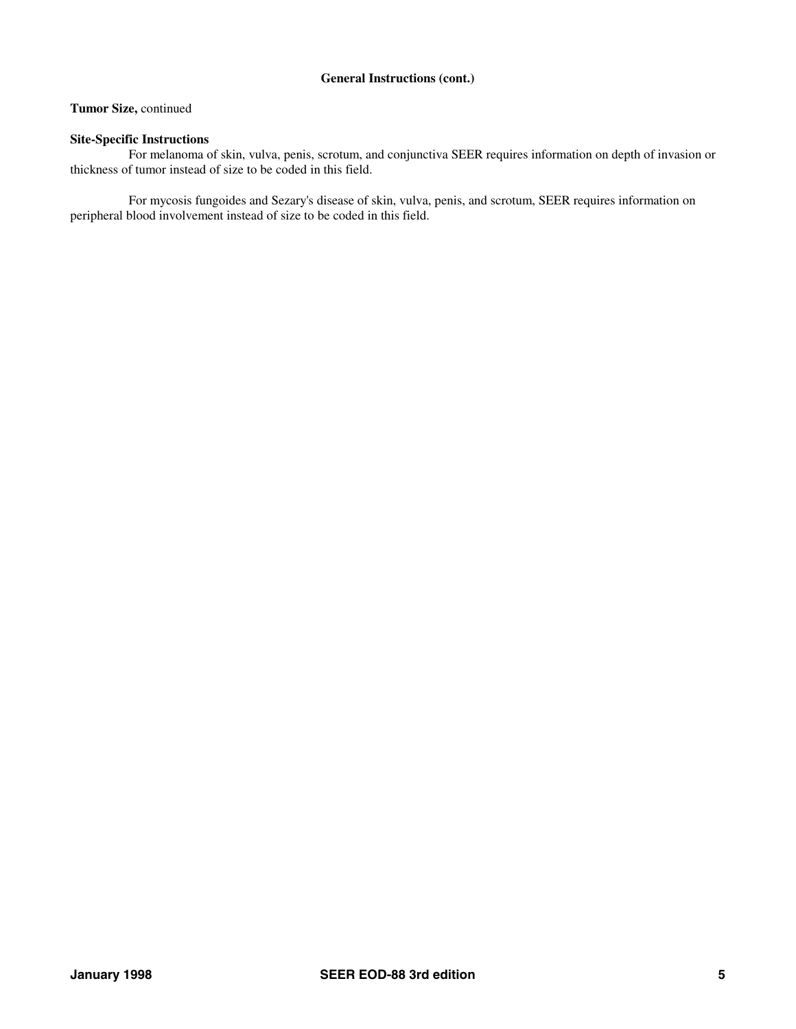**General Instructions (cont.)**

**Tumor Size,** continued

**Site-Specific Instructions**

For melanoma of skin, vulva, penis, scrotum, and conjunctiva SEER requires information on depth of invasion or thickness of tumor instead of size to be coded in this field.

For mycosis fungoides and Sezary's disease of skin, vulva, penis, and scrotum, SEER requires information on peripheral blood involvement instead of size to be coded in this field.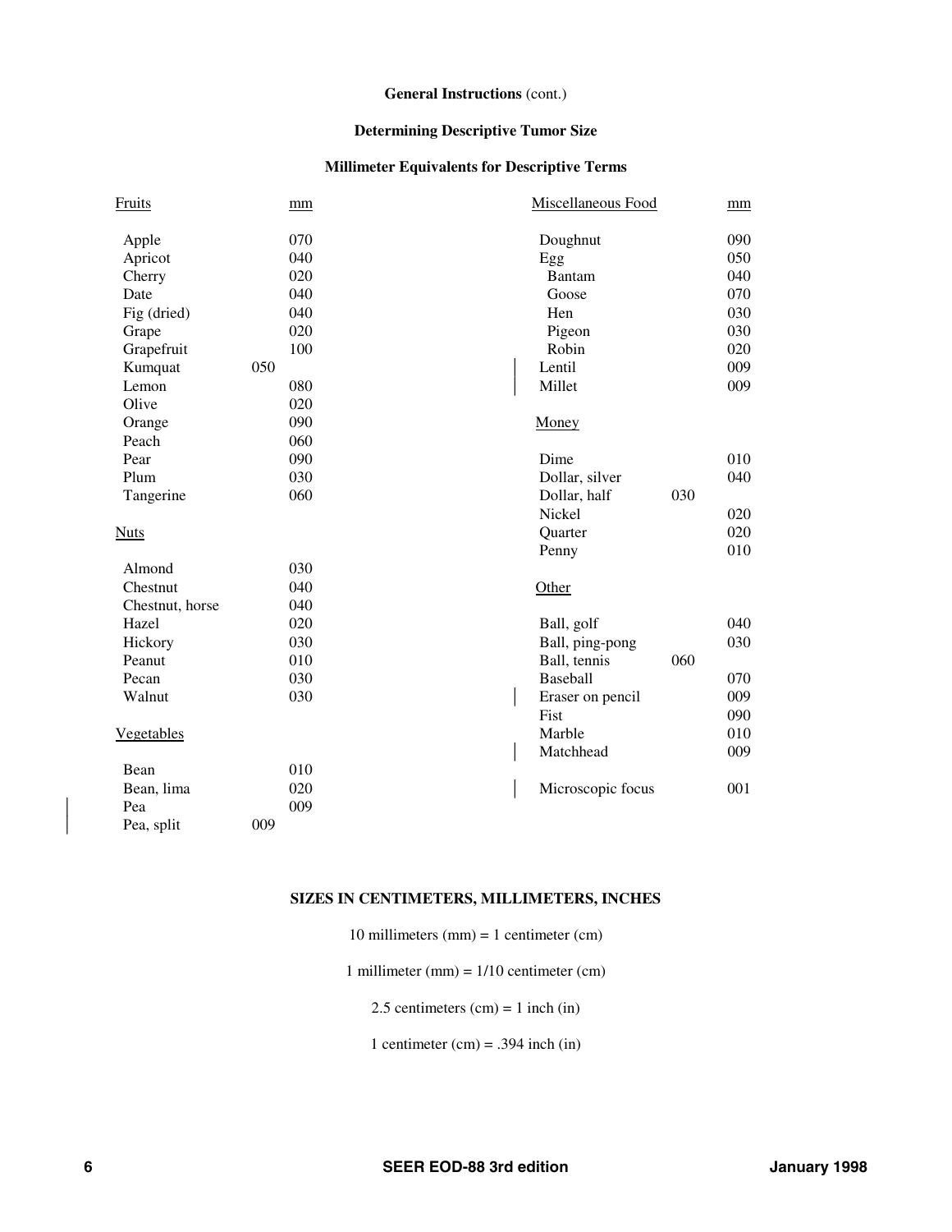**General Instructions** (cont.)

## Determining Descriptive Tumor Size

### Millimeter Equivalents for Descriptive Terms

| Fruits | mm |
|---|---|
| Apple | 070 |
| Apricot | 040 |
| Cherry | 020 |
| Date | 040 |
| Fig (dried) | 040 |
| Grape | 020 |
| Grapefruit | 100 |
| Kumquat | 050 |
| Lemon | 080 |
| Olive | 020 |
| Orange | 090 |
| Peach | 060 |
| Pear | 090 |
| Plum | 030 |
| Tangerine | 060 |

| Nuts | mm |
|---|---|
| Almond | 030 |
| Chestnut | 040 |
| Chestnut, horse | 040 |
| Hazel | 020 |
| Hickory | 030 |
| Peanut | 010 |
| Pecan | 030 |
| Walnut | 030 |

| Vegetables | mm |
|---|---|
| Bean | 010 |
| Bean, lima | 020 |
| Pea | 009 |
| Pea, split | 009 |

| Miscellaneous Food | mm |
|---|---|
| Doughnut | 090 |
| Egg | 050 |
| Bantam | 040 |
| Goose | 070 |
| Hen | 030 |
| Pigeon | 030 |
| Robin | 020 |
| Lentil | 009 |
| Millet | 009 |

| Money | mm |
|---|---|
| Dime | 010 |
| Dollar, silver | 040 |
| Dollar, half | 030 |
| Nickel | 020 |
| Quarter | 020 |
| Penny | 010 |

| Other | mm |
|---|---|
| Ball, golf | 040 |
| Ball, ping-pong | 030 |
| Ball, tennis | 060 |
| Baseball | 070 |
| Eraser on pencil | 009 |
| Fist | 090 |
| Marble | 010 |
| Matchhead | 009 |
| Microscopic focus | 001 |

## SIZES IN CENTIMETERS, MILLIMETERS, INCHES

10 millimeters (mm) = 1 centimeter (cm)

1 millimeter (mm) = 1/10 centimeter (cm)

2.5 centimeters (cm) = 1 inch (in)

1 centimeter (cm) = .394 inch (in)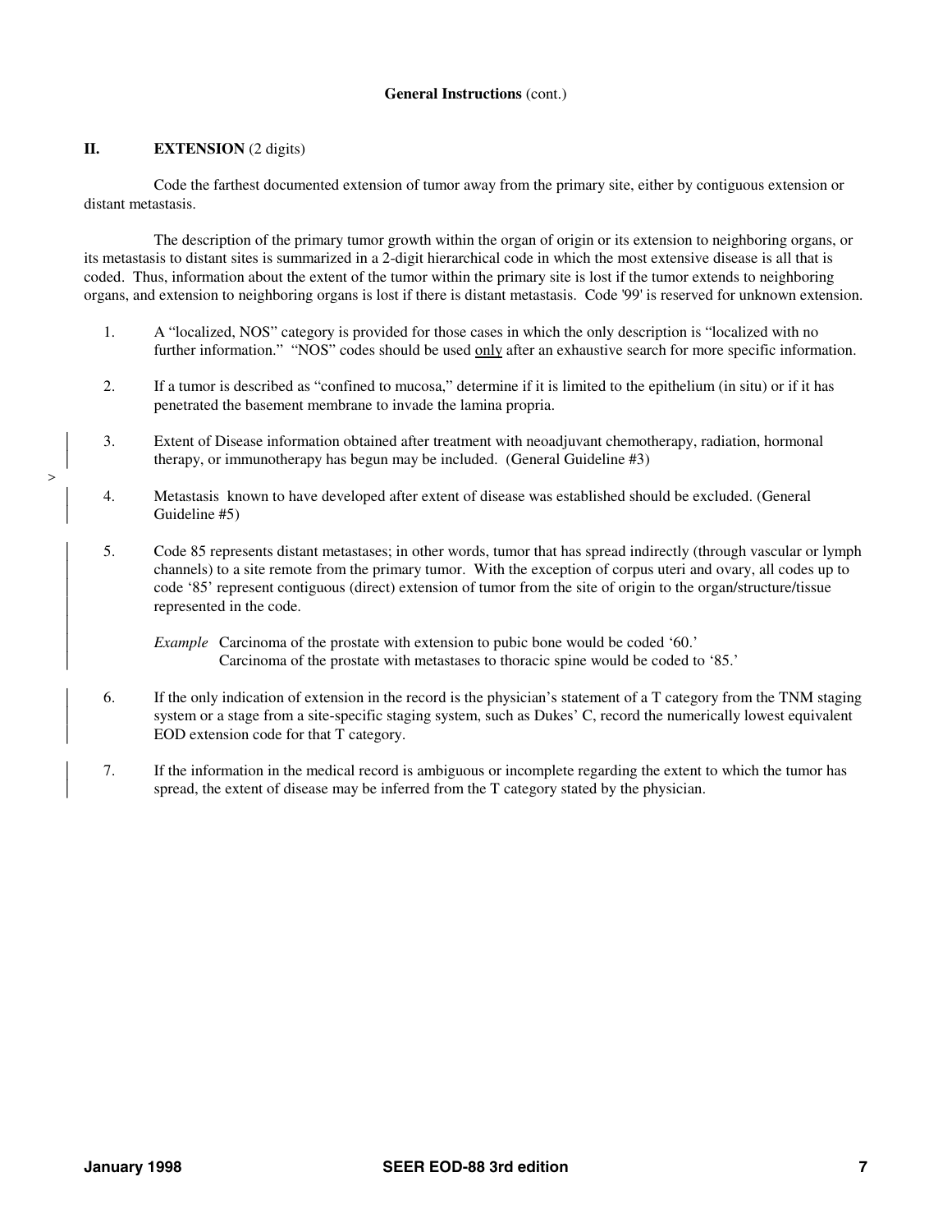**General Instructions** (cont.)

## II. EXTENSION (2 digits)

Code the farthest documented extension of tumor away from the primary site, either by contiguous extension or distant metastasis.

The description of the primary tumor growth within the organ of origin or its extension to neighboring organs, or its metastasis to distant sites is summarized in a 2-digit hierarchical code in which the most extensive disease is all that is coded. Thus, information about the extent of the tumor within the primary site is lost if the tumor extends to neighboring organs, and extension to neighboring organs is lost if there is distant metastasis. Code '99' is reserved for unknown extension.

1. A "localized, NOS" category is provided for those cases in which the only description is "localized with no further information." "NOS" codes should be used only after an exhaustive search for more specific information.

2. If a tumor is described as "confined to mucosa," determine if it is limited to the epithelium (in situ) or if it has penetrated the basement membrane to invade the lamina propria.

3. Extent of Disease information obtained after treatment with neoadjuvant chemotherapy, radiation, hormonal therapy, or immunotherapy has begun may be included. (General Guideline #3)

4. Metastasis known to have developed after extent of disease was established should be excluded. (General Guideline #5)

5. Code 85 represents distant metastases; in other words, tumor that has spread indirectly (through vascular or lymph channels) to a site remote from the primary tumor. With the exception of corpus uteri and ovary, all codes up to code '85' represent contiguous (direct) extension of tumor from the site of origin to the organ/structure/tissue represented in the code.

   *Example* Carcinoma of the prostate with extension to pubic bone would be coded '60.'
   Carcinoma of the prostate with metastases to thoracic spine would be coded to '85.'

6. If the only indication of extension in the record is the physician's statement of a T category from the TNM staging system or a stage from a site-specific staging system, such as Dukes' C, record the numerically lowest equivalent EOD extension code for that T category.

7. If the information in the medical record is ambiguous or incomplete regarding the extent to which the tumor has spread, the extent of disease may be inferred from the T category stated by the physician.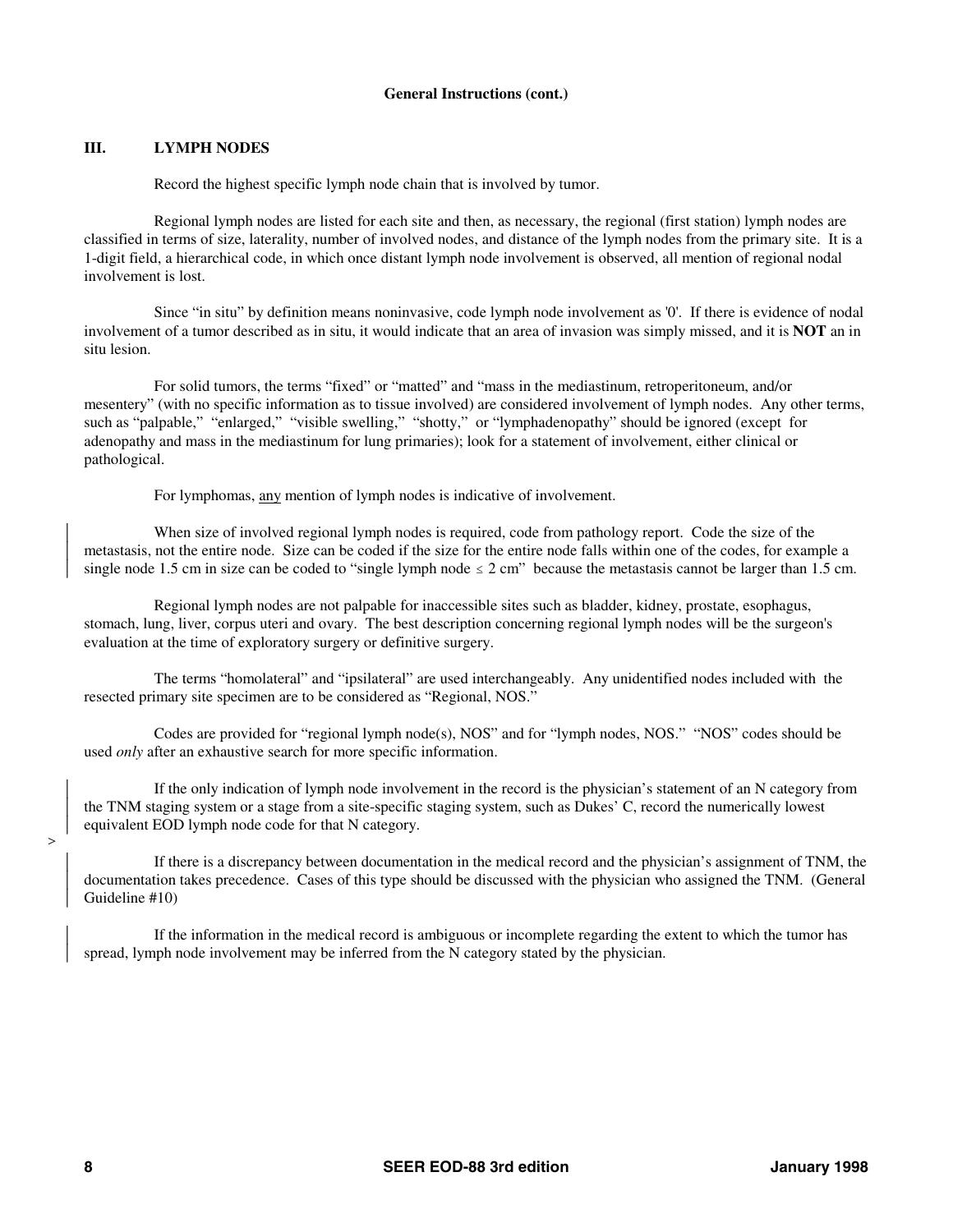**General Instructions (cont.)**

## III. LYMPH NODES

Record the highest specific lymph node chain that is involved by tumor.

Regional lymph nodes are listed for each site and then, as necessary, the regional (first station) lymph nodes are classified in terms of size, laterality, number of involved nodes, and distance of the lymph nodes from the primary site. It is a 1-digit field, a hierarchical code, in which once distant lymph node involvement is observed, all mention of regional nodal involvement is lost.

Since "in situ" by definition means noninvasive, code lymph node involvement as '0'. If there is evidence of nodal involvement of a tumor described as in situ, it would indicate that an area of invasion was simply missed, and it is **NOT** an in situ lesion.

For solid tumors, the terms "fixed" or "matted" and "mass in the mediastinum, retroperitoneum, and/or mesentery" (with no specific information as to tissue involved) are considered involvement of lymph nodes. Any other terms, such as "palpable," "enlarged," "visible swelling," "shotty," or "lymphadenopathy" should be ignored (except for adenopathy and mass in the mediastinum for lung primaries); look for a statement of involvement, either clinical or pathological.

For lymphomas, <u>any</u> mention of lymph nodes is indicative of involvement.

When size of involved regional lymph nodes is required, code from pathology report. Code the size of the metastasis, not the entire node. Size can be coded if the size for the entire node falls within one of the codes, for example a single node 1.5 cm in size can be coded to "single lymph node ≤ 2 cm" because the metastasis cannot be larger than 1.5 cm.

Regional lymph nodes are not palpable for inaccessible sites such as bladder, kidney, prostate, esophagus, stomach, lung, liver, corpus uteri and ovary. The best description concerning regional lymph nodes will be the surgeon's evaluation at the time of exploratory surgery or definitive surgery.

The terms "homolateral" and "ipsilateral" are used interchangeably. Any unidentified nodes included with the resected primary site specimen are to be considered as "Regional, NOS."

Codes are provided for "regional lymph node(s), NOS" and for "lymph nodes, NOS." "NOS" codes should be used *only* after an exhaustive search for more specific information.

If the only indication of lymph node involvement in the record is the physician's statement of an N category from the TNM staging system or a stage from a site-specific staging system, such as Dukes' C, record the numerically lowest equivalent EOD lymph node code for that N category.

If there is a discrepancy between documentation in the medical record and the physician's assignment of TNM, the documentation takes precedence. Cases of this type should be discussed with the physician who assigned the TNM. (General Guideline #10)

If the information in the medical record is ambiguous or incomplete regarding the extent to which the tumor has spread, lymph node involvement may be inferred from the N category stated by the physician.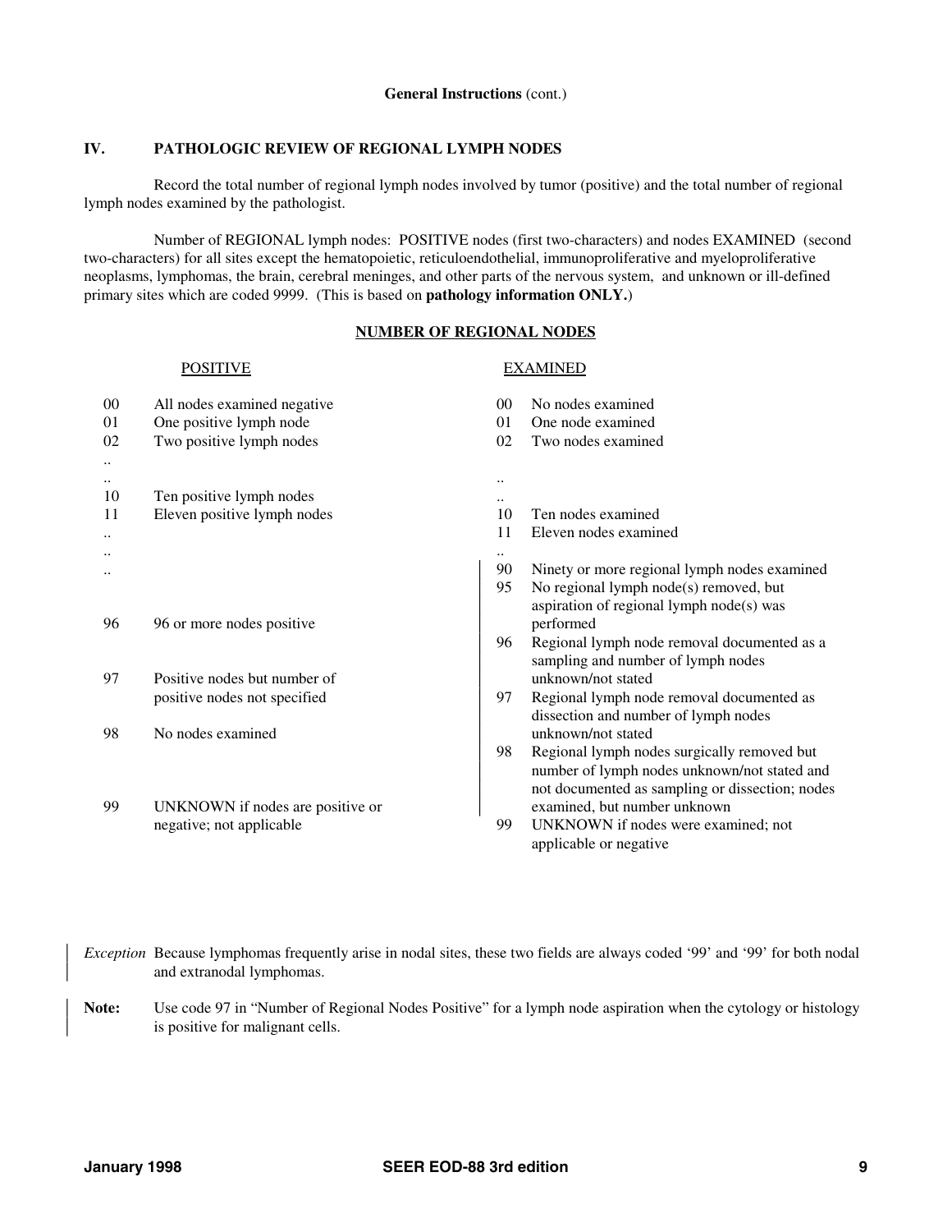**General Instructions** (cont.)

## IV. PATHOLOGIC REVIEW OF REGIONAL LYMPH NODES

Record the total number of regional lymph nodes involved by tumor (positive) and the total number of regional lymph nodes examined by the pathologist.

Number of REGIONAL lymph nodes: POSITIVE nodes (first two-characters) and nodes EXAMINED (second two-characters) for all sites except the hematopoietic, reticuloendothelial, immunoproliferative and myeloproliferative neoplasms, lymphomas, the brain, cerebral meninges, and other parts of the nervous system, and unknown or ill-defined primary sites which are coded 9999. (This is based on **pathology information ONLY.**)

### NUMBER OF REGIONAL NODES

**POSITIVE**

| Code | Description |
|---|---|
| 00 | All nodes examined negative |
| 01 | One positive lymph node |
| 02 | Two positive lymph nodes |
| .. | |
| .. | |
| 10 | Ten positive lymph nodes |
| 11 | Eleven positive lymph nodes |
| .. | |
| .. | |
| .. | |
| 96 | 96 or more nodes positive |
| 97 | Positive nodes but number of positive nodes not specified |
| 98 | No nodes examined |
| 99 | UNKNOWN if nodes are positive or negative; not applicable |

**EXAMINED**

| Code | Description |
|---|---|
| 00 | No nodes examined |
| 01 | One node examined |
| 02 | Two nodes examined |
| .. | |
| .. | |
| 10 | Ten nodes examined |
| 11 | Eleven nodes examined |
| .. | |
| 90 | Ninety or more regional lymph nodes examined |
| 95 | No regional lymph node(s) removed, but aspiration of regional lymph node(s) was performed |
| 96 | Regional lymph node removal documented as a sampling and number of lymph nodes unknown/not stated |
| 97 | Regional lymph node removal documented as dissection and number of lymph nodes unknown/not stated |
| 98 | Regional lymph nodes surgically removed but number of lymph nodes unknown/not stated and not documented as sampling or dissection; nodes examined, but number unknown |
| 99 | UNKNOWN if nodes were examined; not applicable or negative |

*Exception* Because lymphomas frequently arise in nodal sites, these two fields are always coded '99' and '99' for both nodal and extranodal lymphomas.

**Note:** Use code 97 in "Number of Regional Nodes Positive" for a lymph node aspiration when the cytology or histology is positive for malignant cells.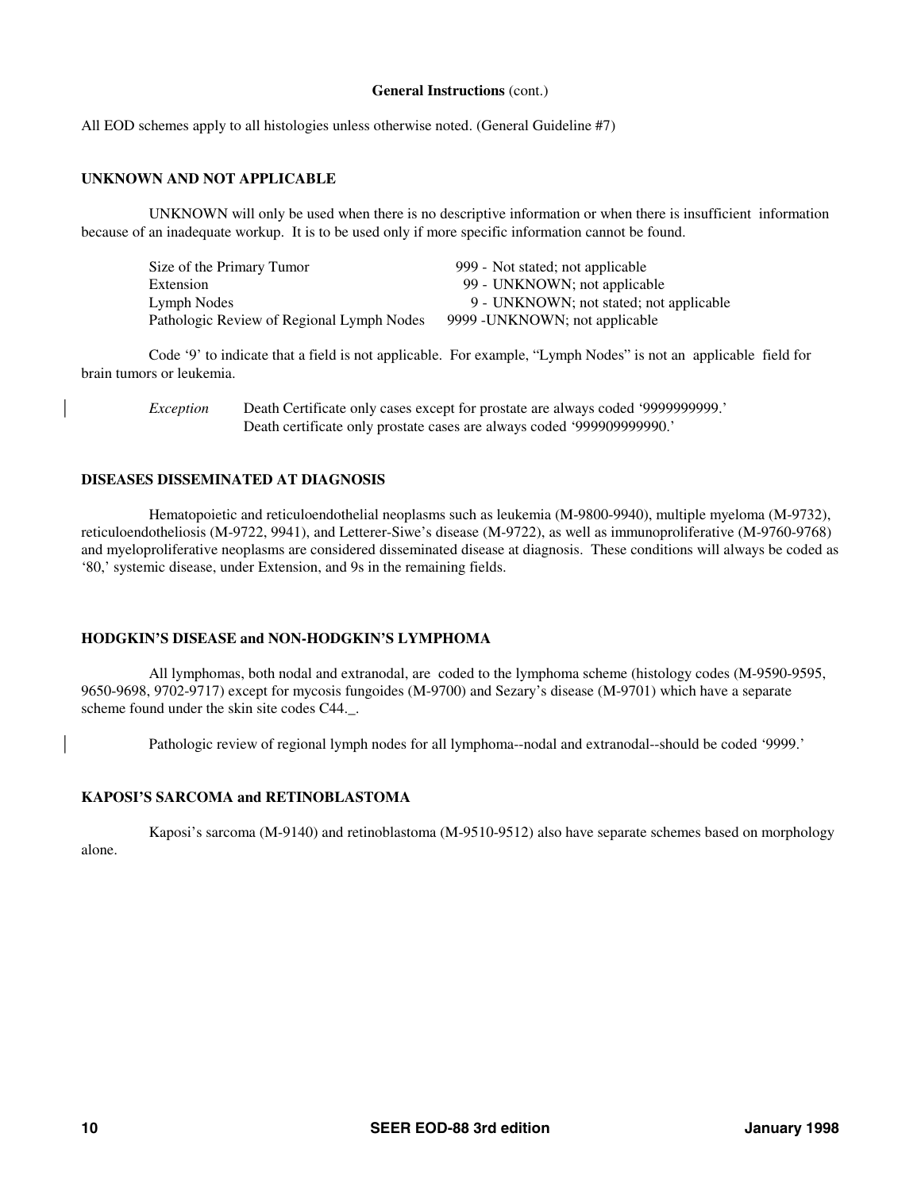**General Instructions** (cont.)

All EOD schemes apply to all histologies unless otherwise noted. (General Guideline #7)

### UNKNOWN AND NOT APPLICABLE

UNKNOWN will only be used when there is no descriptive information or when there is insufficient information because of an inadequate workup. It is to be used only if more specific information cannot be found.

| | |
|---|---|
| Size of the Primary Tumor | 999 - Not stated; not applicable |
| Extension | 99 - UNKNOWN; not applicable |
| Lymph Nodes | 9 - UNKNOWN; not stated; not applicable |
| Pathologic Review of Regional Lymph Nodes | 9999 -UNKNOWN; not applicable |

Code '9' to indicate that a field is not applicable. For example, "Lymph Nodes" is not an applicable field for brain tumors or leukemia.

*Exception* Death Certificate only cases except for prostate are always coded '9999999999.' Death certificate only prostate cases are always coded '999909999990.'

### DISEASES DISSEMINATED AT DIAGNOSIS

Hematopoietic and reticuloendothelial neoplasms such as leukemia (M-9800-9940), multiple myeloma (M-9732), reticuloendotheliosis (M-9722, 9941), and Letterer-Siwe's disease (M-9722), as well as immunoproliferative (M-9760-9768) and myeloproliferative neoplasms are considered disseminated disease at diagnosis. These conditions will always be coded as '80,' systemic disease, under Extension, and 9s in the remaining fields.

### HODGKIN'S DISEASE and NON-HODGKIN'S LYMPHOMA

All lymphomas, both nodal and extranodal, are coded to the lymphoma scheme (histology codes (M-9590-9595, 9650-9698, 9702-9717) except for mycosis fungoides (M-9700) and Sezary's disease (M-9701) which have a separate scheme found under the skin site codes C44._.

Pathologic review of regional lymph nodes for all lymphoma--nodal and extranodal--should be coded '9999.'

### KAPOSI'S SARCOMA and RETINOBLASTOMA

Kaposi's sarcoma (M-9140) and retinoblastoma (M-9510-9512) also have separate schemes based on morphology alone.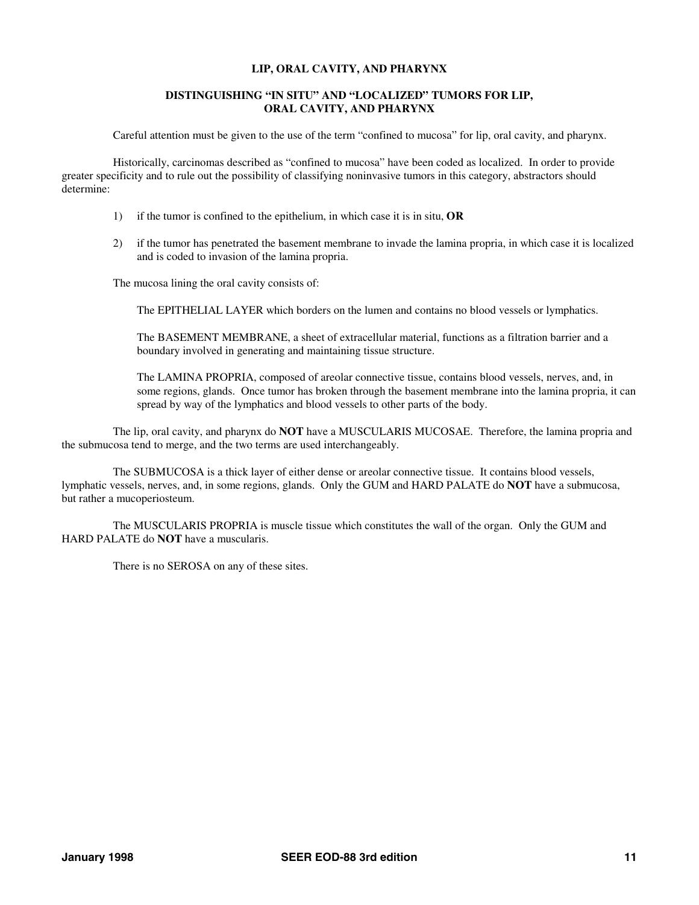## LIP, ORAL CAVITY, AND PHARYNX

### DISTINGUISHING "IN SITU" AND "LOCALIZED" TUMORS FOR LIP, ORAL CAVITY, AND PHARYNX

Careful attention must be given to the use of the term "confined to mucosa" for lip, oral cavity, and pharynx.

Historically, carcinomas described as "confined to mucosa" have been coded as localized. In order to provide greater specificity and to rule out the possibility of classifying noninvasive tumors in this category, abstractors should determine:

1) if the tumor is confined to the epithelium, in which case it is in situ, **OR**

2) if the tumor has penetrated the basement membrane to invade the lamina propria, in which case it is localized and is coded to invasion of the lamina propria.

The mucosa lining the oral cavity consists of:

The EPITHELIAL LAYER which borders on the lumen and contains no blood vessels or lymphatics.

The BASEMENT MEMBRANE, a sheet of extracellular material, functions as a filtration barrier and a boundary involved in generating and maintaining tissue structure.

The LAMINA PROPRIA, composed of areolar connective tissue, contains blood vessels, nerves, and, in some regions, glands. Once tumor has broken through the basement membrane into the lamina propria, it can spread by way of the lymphatics and blood vessels to other parts of the body.

The lip, oral cavity, and pharynx do **NOT** have a MUSCULARIS MUCOSAE. Therefore, the lamina propria and the submucosa tend to merge, and the two terms are used interchangeably.

The SUBMUCOSA is a thick layer of either dense or areolar connective tissue. It contains blood vessels, lymphatic vessels, nerves, and, in some regions, glands. Only the GUM and HARD PALATE do **NOT** have a submucosa, but rather a mucoperiosteum.

The MUSCULARIS PROPRIA is muscle tissue which constitutes the wall of the organ. Only the GUM and HARD PALATE do **NOT** have a muscularis.

There is no SEROSA on any of these sites.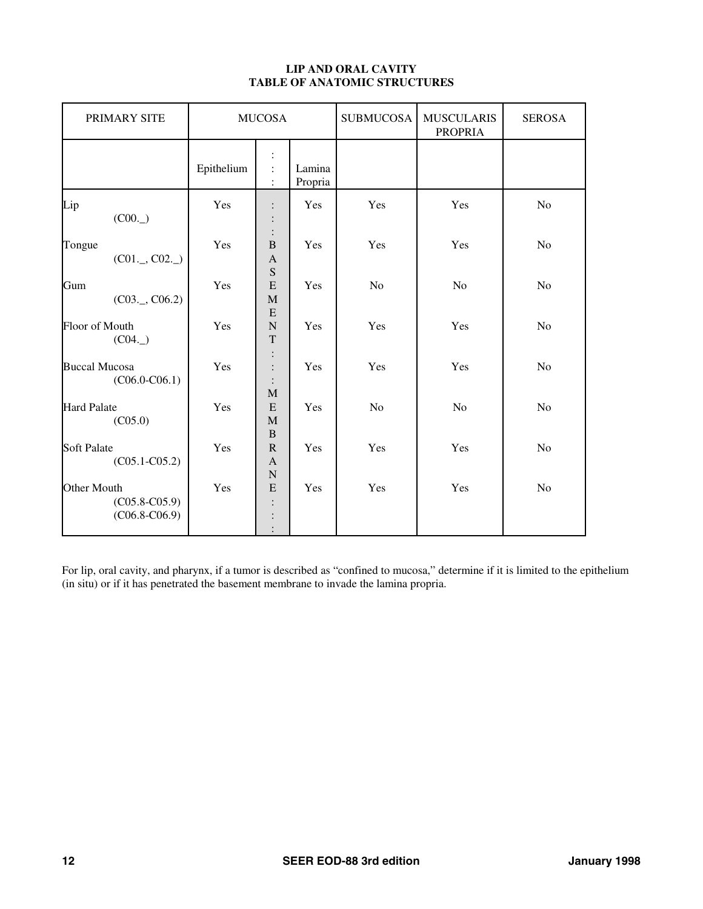# LIP AND ORAL CAVITY
## TABLE OF ANATOMIC STRUCTURES

| PRIMARY SITE | MUCOSA | | | SUBMUCOSA | MUSCULARIS PROPRIA | SEROSA |
|---|---|---|---|---|---|---|
| | Epithelium | BASEMENT MEMBRANE | Lamina Propria | | | |
| Lip (C00._) | Yes | | Yes | Yes | Yes | No |
| Tongue (C01._, C02._) | Yes | | Yes | Yes | Yes | No |
| Gum (C03._, C06.2) | Yes | | Yes | No | No | No |
| Floor of Mouth (C04._) | Yes | | Yes | Yes | Yes | No |
| Buccal Mucosa (C06.0-C06.1) | Yes | | Yes | Yes | Yes | No |
| Hard Palate (C05.0) | Yes | | Yes | No | No | No |
| Soft Palate (C05.1-C05.2) | Yes | | Yes | Yes | Yes | No |
| Other Mouth (C05.8-C05.9) (C06.8-C06.9) | Yes | | Yes | Yes | Yes | No |

For lip, oral cavity, and pharynx, if a tumor is described as "confined to mucosa," determine if it is limited to the epithelium (in situ) or if it has penetrated the basement membrane to invade the lamina propria.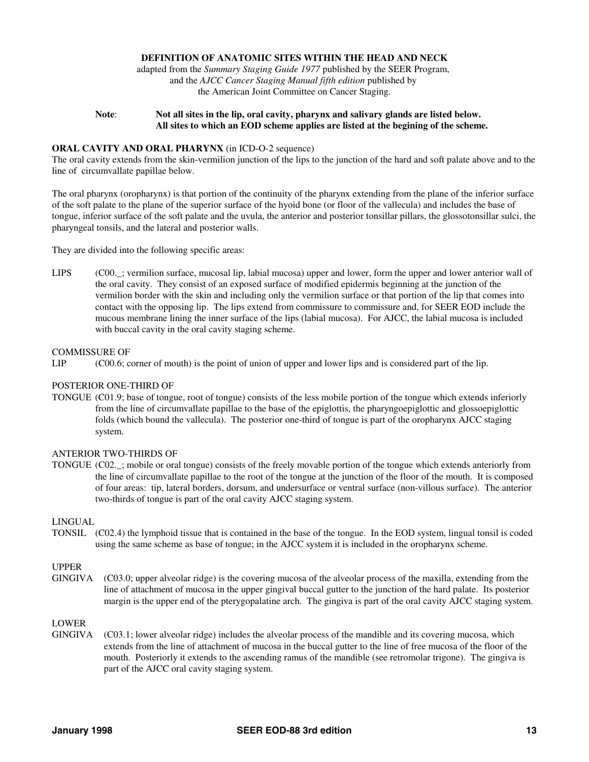**DEFINITION OF ANATOMIC SITES WITHIN THE HEAD AND NECK**

adapted from the *Summary Staging Guide 1977* published by the SEER Program, and the *AJCC Cancer Staging Manual fifth edition* published by the American Joint Committee on Cancer Staging.

**Note**: **Not all sites in the lip, oral cavity, pharynx and salivary glands are listed below. All sites to which an EOD scheme applies are listed at the begining of the scheme.**

**ORAL CAVITY AND ORAL PHARYNX** (in ICD-O-2 sequence)

The oral cavity extends from the skin-vermilion junction of the lips to the junction of the hard and soft palate above and to the line of circumvallate papillae below.

The oral pharynx (oropharynx) is that portion of the continuity of the pharynx extending from the plane of the inferior surface of the soft palate to the plane of the superior surface of the hyoid bone (or floor of the vallecula) and includes the base of tongue, inferior surface of the soft palate and the uvula, the anterior and posterior tonsillar pillars, the glossotonsillar sulci, the pharyngeal tonsils, and the lateral and posterior walls.

They are divided into the following specific areas:

LIPS (C00._; vermilion surface, mucosal lip, labial mucosa) upper and lower, form the upper and lower anterior wall of the oral cavity. They consist of an exposed surface of modified epidermis beginning at the junction of the vermilion border with the skin and including only the vermilion surface or that portion of the lip that comes into contact with the opposing lip. The lips extend from commissure to commissure and, for SEER EOD include the mucous membrane lining the inner surface of the lips (labial mucosa). For AJCC, the labial mucosa is included with buccal cavity in the oral cavity staging scheme.

COMMISSURE OF LIP (C00.6; corner of mouth) is the point of union of upper and lower lips and is considered part of the lip.

POSTERIOR ONE-THIRD OF TONGUE (C01.9; base of tongue, root of tongue) consists of the less mobile portion of the tongue which extends inferiorly from the line of circumvallate papillae to the base of the epiglottis, the pharyngoepiglottic and glossoepiglottic folds (which bound the vallecula). The posterior one-third of tongue is part of the oropharynx AJCC staging system.

ANTERIOR TWO-THIRDS OF TONGUE (C02._; mobile or oral tongue) consists of the freely movable portion of the tongue which extends anteriorly from the line of circumvallate papillae to the root of the tongue at the junction of the floor of the mouth. It is composed of four areas: tip, lateral borders, dorsum, and undersurface or ventral surface (non-villous surface). The anterior two-thirds of tongue is part of the oral cavity AJCC staging system.

LINGUAL TONSIL (C02.4) the lymphoid tissue that is contained in the base of the tongue. In the EOD system, lingual tonsil is coded using the same scheme as base of tongue; in the AJCC system it is included in the oropharynx scheme.

UPPER GINGIVA (C03.0; upper alveolar ridge) is the covering mucosa of the alveolar process of the maxilla, extending from the line of attachment of mucosa in the upper gingival buccal gutter to the junction of the hard palate. Its posterior margin is the upper end of the pterygopalatine arch. The gingiva is part of the oral cavity AJCC staging system.

LOWER GINGIVA (C03.1; lower alveolar ridge) includes the alveolar process of the mandible and its covering mucosa, which extends from the line of attachment of mucosa in the buccal gutter to the line of free mucosa of the floor of the mouth. Posteriorly it extends to the ascending ramus of the mandible (see retromolar trigone). The gingiva is part of the AJCC oral cavity staging system.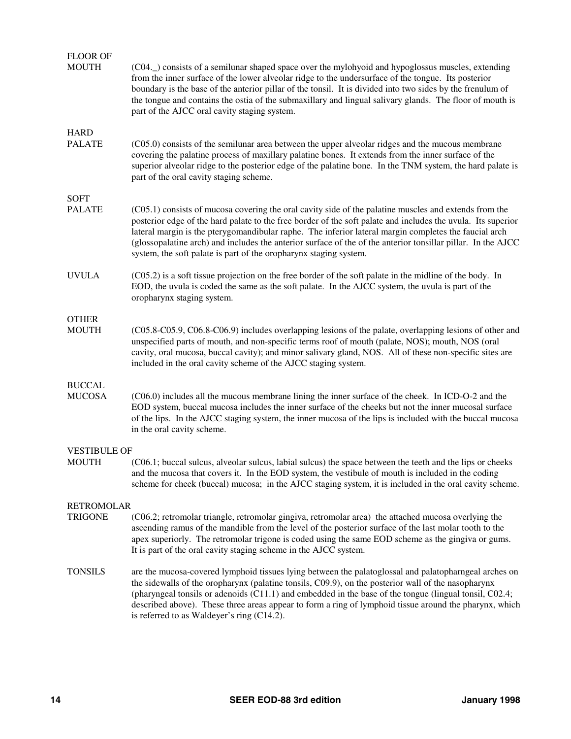**FLOOR OF MOUTH** (C04._) consists of a semilunar shaped space over the mylohyoid and hypoglossus muscles, extending from the inner surface of the lower alveolar ridge to the undersurface of the tongue. Its posterior boundary is the base of the anterior pillar of the tonsil. It is divided into two sides by the frenulum of the tongue and contains the ostia of the submaxillary and lingual salivary glands. The floor of mouth is part of the AJCC oral cavity staging system.

**HARD PALATE** (C05.0) consists of the semilunar area between the upper alveolar ridges and the mucous membrane covering the palatine process of maxillary palatine bones. It extends from the inner surface of the superior alveolar ridge to the posterior edge of the palatine bone. In the TNM system, the hard palate is part of the oral cavity staging scheme.

**SOFT PALATE** (C05.1) consists of mucosa covering the oral cavity side of the palatine muscles and extends from the posterior edge of the hard palate to the free border of the soft palate and includes the uvula. Its superior lateral margin is the pterygomandibular raphe. The inferior lateral margin completes the faucial arch (glossopalatine arch) and includes the anterior surface of the of the anterior tonsillar pillar. In the AJCC system, the soft palate is part of the oropharynx staging system.

**UVULA** (C05.2) is a soft tissue projection on the free border of the soft palate in the midline of the body. In EOD, the uvula is coded the same as the soft palate. In the AJCC system, the uvula is part of the oropharynx staging system.

**OTHER MOUTH** (C05.8-C05.9, C06.8-C06.9) includes overlapping lesions of the palate, overlapping lesions of other and unspecified parts of mouth, and non-specific terms roof of mouth (palate, NOS); mouth, NOS (oral cavity, oral mucosa, buccal cavity); and minor salivary gland, NOS. All of these non-specific sites are included in the oral cavity scheme of the AJCC staging system.

**BUCCAL MUCOSA** (C06.0) includes all the mucous membrane lining the inner surface of the cheek. In ICD-O-2 and the EOD system, buccal mucosa includes the inner surface of the cheeks but not the inner mucosal surface of the lips. In the AJCC staging system, the inner mucosa of the lips is included with the buccal mucosa in the oral cavity scheme.

**VESTIBULE OF MOUTH** (C06.1; buccal sulcus, alveolar sulcus, labial sulcus) the space between the teeth and the lips or cheeks and the mucosa that covers it. In the EOD system, the vestibule of mouth is included in the coding scheme for cheek (buccal) mucosa; in the AJCC staging system, it is included in the oral cavity scheme.

**RETROMOLAR TRIGONE** (C06.2; retromolar triangle, retromolar gingiva, retromolar area) the attached mucosa overlying the ascending ramus of the mandible from the level of the posterior surface of the last molar tooth to the apex superiorly. The retromolar trigone is coded using the same EOD scheme as the gingiva or gums. It is part of the oral cavity staging scheme in the AJCC system.

**TONSILS** are the mucosa-covered lymphoid tissues lying between the palatoglossal and palatopharngeal arches on the sidewalls of the oropharynx (palatine tonsils, C09.9), on the posterior wall of the nasopharynx (pharyngeal tonsils or adenoids (C11.1) and embedded in the base of the tongue (lingual tonsil, C02.4; described above). These three areas appear to form a ring of lymphoid tissue around the pharynx, which is referred to as Waldeyer's ring (C14.2).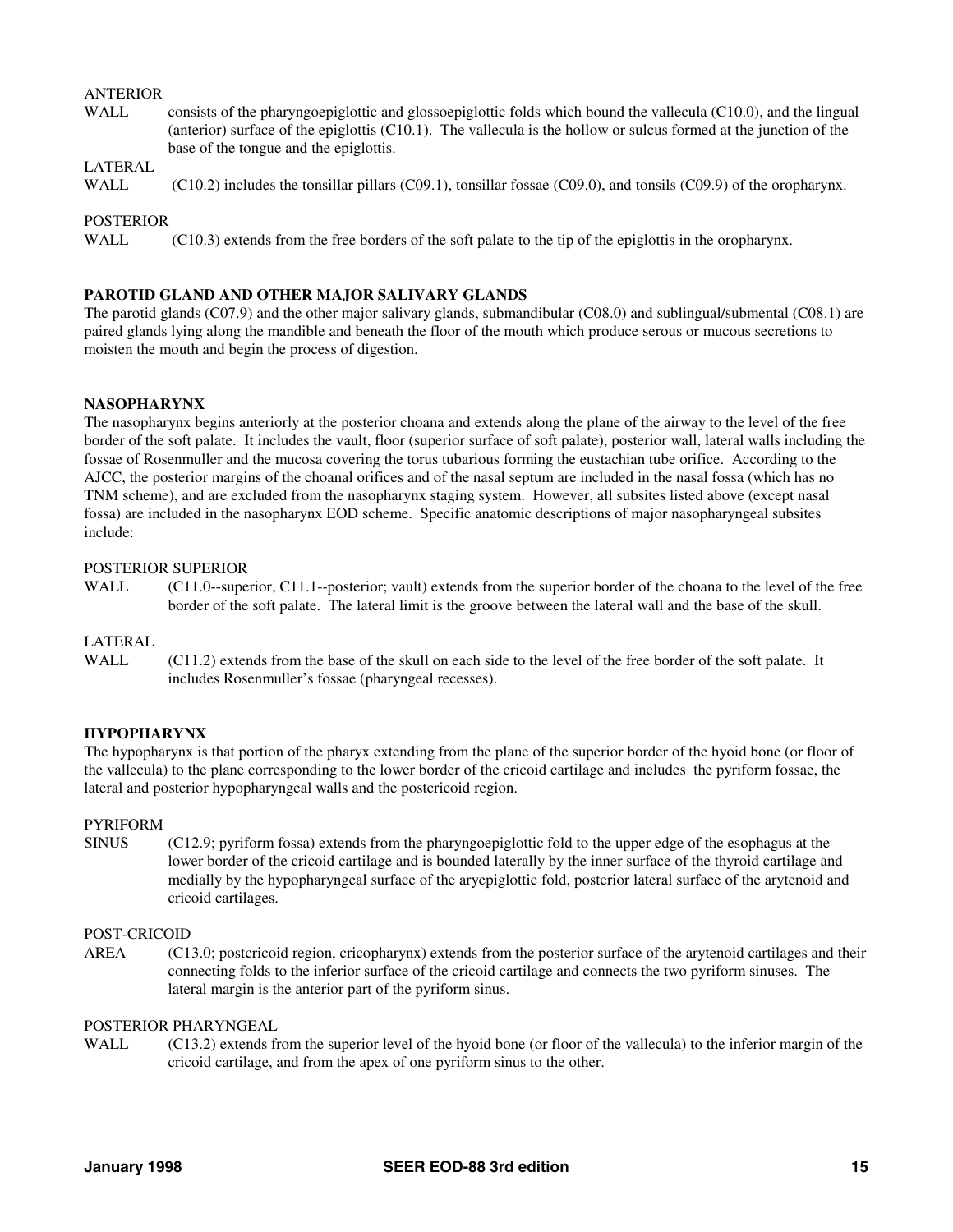ANTERIOR
WALL consists of the pharyngoepiglottic and glossoepiglottic folds which bound the vallecula (C10.0), and the lingual (anterior) surface of the epiglottis (C10.1). The vallecula is the hollow or sulcus formed at the junction of the base of the tongue and the epiglottis.

LATERAL
WALL (C10.2) includes the tonsillar pillars (C09.1), tonsillar fossae (C09.0), and tonsils (C09.9) of the oropharynx.

POSTERIOR
WALL (C10.3) extends from the free borders of the soft palate to the tip of the epiglottis in the oropharynx.

**PAROTID GLAND AND OTHER MAJOR SALIVARY GLANDS**

The parotid glands (C07.9) and the other major salivary glands, submandibular (C08.0) and sublingual/submental (C08.1) are paired glands lying along the mandible and beneath the floor of the mouth which produce serous or mucous secretions to moisten the mouth and begin the process of digestion.

**NASOPHARYNX**

The nasopharynx begins anteriorly at the posterior choana and extends along the plane of the airway to the level of the free border of the soft palate. It includes the vault, floor (superior surface of soft palate), posterior wall, lateral walls including the fossae of Rosenmuller and the mucosa covering the torus tubarious forming the eustachian tube orifice. According to the AJCC, the posterior margins of the choanal orifices and of the nasal septum are included in the nasal fossa (which has no TNM scheme), and are excluded from the nasopharynx staging system. However, all subsites listed above (except nasal fossa) are included in the nasopharynx EOD scheme. Specific anatomic descriptions of major nasopharyngeal subsites include:

POSTERIOR SUPERIOR
WALL (C11.0--superior, C11.1--posterior; vault) extends from the superior border of the choana to the level of the free border of the soft palate. The lateral limit is the groove between the lateral wall and the base of the skull.

LATERAL
WALL (C11.2) extends from the base of the skull on each side to the level of the free border of the soft palate. It includes Rosenmuller's fossae (pharyngeal recesses).

**HYPOPHARYNX**

The hypopharynx is that portion of the pharyx extending from the plane of the superior border of the hyoid bone (or floor of the vallecula) to the plane corresponding to the lower border of the cricoid cartilage and includes the pyriform fossae, the lateral and posterior hypopharyngeal walls and the postcricoid region.

PYRIFORM
SINUS (C12.9; pyriform fossa) extends from the pharyngoepiglottic fold to the upper edge of the esophagus at the lower border of the cricoid cartilage and is bounded laterally by the inner surface of the thyroid cartilage and medially by the hypopharyngeal surface of the aryepiglottic fold, posterior lateral surface of the arytenoid and cricoid cartilages.

POST-CRICOID
AREA (C13.0; postcricoid region, cricopharynx) extends from the posterior surface of the arytenoid cartilages and their connecting folds to the inferior surface of the cricoid cartilage and connects the two pyriform sinuses. The lateral margin is the anterior part of the pyriform sinus.

POSTERIOR PHARYNGEAL
WALL (C13.2) extends from the superior level of the hyoid bone (or floor of the vallecula) to the inferior margin of the cricoid cartilage, and from the apex of one pyriform sinus to the other.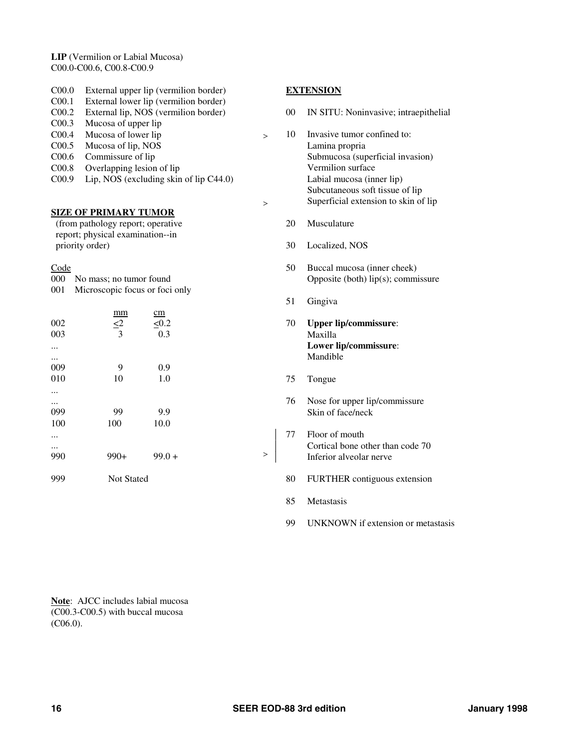**LIP** (Vermilion or Labial Mucosa)
C00.0-C00.6, C00.8-C00.9

| | |
|---|---|
| C00.0 | External upper lip (vermilion border) |
| C00.1 | External lower lip (vermilion border) |
| C00.2 | External lip, NOS (vermilion border) |
| C00.3 | Mucosa of upper lip |
| C00.4 | Mucosa of lower lip |
| C00.5 | Mucosa of lip, NOS |
| C00.6 | Commissure of lip |
| C00.8 | Overlapping lesion of lip |
| C00.9 | Lip, NOS (excluding skin of lip C44.0) |

**SIZE OF PRIMARY TUMOR**
(from pathology report; operative report; physical examination--in priority order)

| Code | | |
|---|---|---|
| 000 | No mass; no tumor found | |
| 001 | Microscopic focus or foci only | |
| | mm | cm |
| 002 | ≤2 | ≤0.2 |
| 003 | 3 | 0.3 |
| ... | | |
| ... | | |
| 009 | 9 | 0.9 |
| 010 | 10 | 1.0 |
| ... | | |
| ... | | |
| 099 | 99 | 9.9 |
| 100 | 100 | 10.0 |
| ... | | |
| ... | | |
| 990 | 990+ | 99.0 + |
| 999 | Not Stated | |

**Note**: AJCC includes labial mucosa (C00.3-C00.5) with buccal mucosa (C06.0).

**EXTENSION**

00 IN SITU: Noninvasive; intraepithelial

\> 10 Invasive tumor confined to:
Lamina propria
Submucosa (superficial invasion)
Vermilion surface
Labial mucosa (inner lip)
Subcutaneous soft tissue of lip
\> Superficial extension to skin of lip

20 Musculature

30 Localized, NOS

50 Buccal mucosa (inner cheek)
Opposite (both) lip(s); commissure

51 Gingiva

70 **Upper lip/commissure**:
Maxilla
**Lower lip/commissure**:
Mandible

75 Tongue

76 Nose for upper lip/commissure
Skin of face/neck

77 Floor of mouth
Cortical bone other than code 70
\> Inferior alveolar nerve

80 FURTHER contiguous extension

85 Metastasis

99 UNKNOWN if extension or metastasis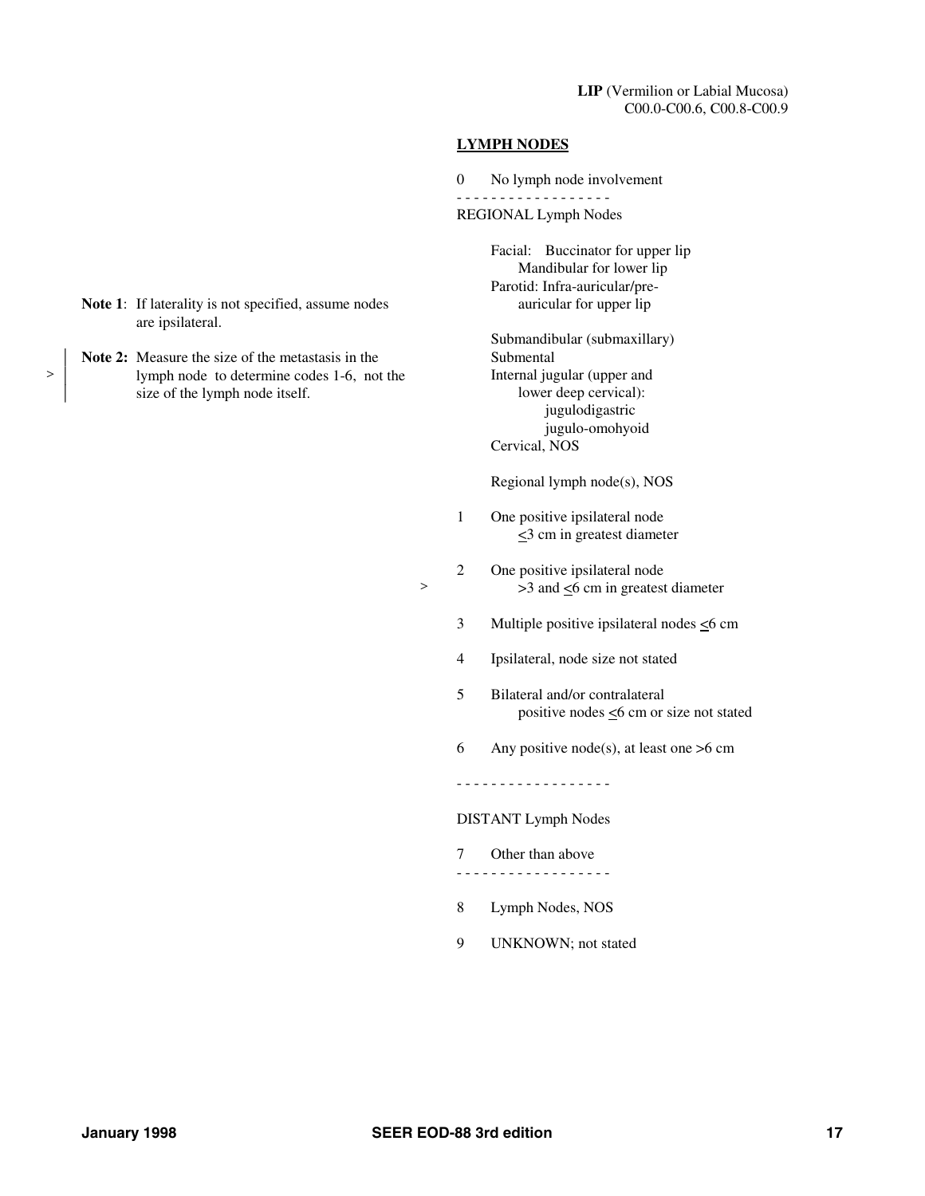**LIP** (Vermilion or Labial Mucosa)
C00.0-C00.6, C00.8-C00.9

## LYMPH NODES

0 No lymph node involvement

- - - - - - - - - - - - - - - - - -

REGIONAL Lymph Nodes

Facial: Buccinator for upper lip
Mandibular for lower lip
Parotid: Infra-auricular/pre-auricular for upper lip

Submandibular (submaxillary)
Submental
Internal jugular (upper and lower deep cervical):
jugulodigastric
jugulo-omohyoid
Cervical, NOS

Regional lymph node(s), NOS

1 One positive ipsilateral node ≤3 cm in greatest diameter

2 One positive ipsilateral node >3 and ≤6 cm in greatest diameter

3 Multiple positive ipsilateral nodes ≤6 cm

4 Ipsilateral, node size not stated

5 Bilateral and/or contralateral positive nodes ≤6 cm or size not stated

6 Any positive node(s), at least one >6 cm

- - - - - - - - - - - - - - - - - -

DISTANT Lymph Nodes

7 Other than above

- - - - - - - - - - - - - - - - - -

8 Lymph Nodes, NOS

9 UNKNOWN; not stated

**Note 1**: If laterality is not specified, assume nodes are ipsilateral.

**Note 2:** Measure the size of the metastasis in the lymph node to determine codes 1-6, not the size of the lymph node itself.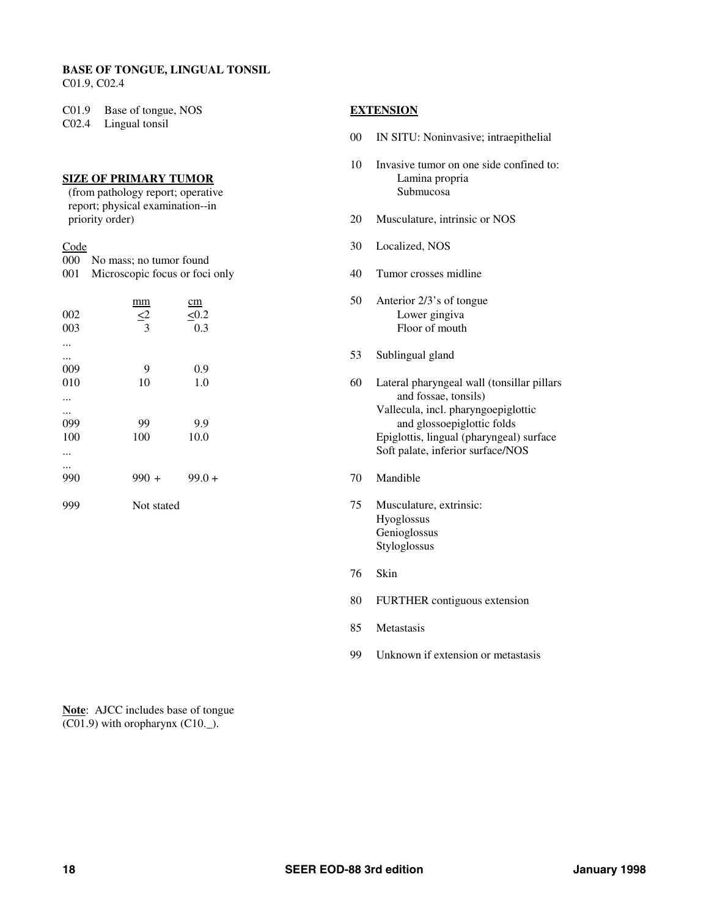**BASE OF TONGUE, LINGUAL TONSIL**
C01.9, C02.4

C01.9 Base of tongue, NOS
C02.4 Lingual tonsil

**SIZE OF PRIMARY TUMOR**
(from pathology report; operative report; physical examination--in priority order)

| Code | mm | cm |
|---|---|---|
| 000 | No mass; no tumor found | |
| 001 | Microscopic focus or foci only | |
| 002 | <2 | <0.2 |
| 003 | 3 | 0.3 |
| ... | | |
| ... | | |
| 009 | 9 | 0.9 |
| 010 | 10 | 1.0 |
| ... | | |
| ... | | |
| 099 | 99 | 9.9 |
| 100 | 100 | 10.0 |
| ... | | |
| ... | | |
| 990 | 990 + | 99.0 + |
| 999 | Not stated | |

**EXTENSION**

00 IN SITU: Noninvasive; intraepithelial

10 Invasive tumor on one side confined to:
 Lamina propria
 Submucosa

20 Musculature, intrinsic or NOS

30 Localized, NOS

40 Tumor crosses midline

50 Anterior 2/3's of tongue
 Lower gingiva
 Floor of mouth

53 Sublingual gland

60 Lateral pharyngeal wall (tonsillar pillars and fossae, tonsils)
 Vallecula, incl. pharyngoepiglottic and glossoepiglottic folds
 Epiglottis, lingual (pharyngeal) surface
 Soft palate, inferior surface/NOS

70 Mandible

75 Musculature, extrinsic:
 Hyoglossus
 Genioglossus
 Styloglossus

76 Skin

80 FURTHER contiguous extension

85 Metastasis

99 Unknown if extension or metastasis

**Note**: AJCC includes base of tongue (C01.9) with oropharynx (C10._).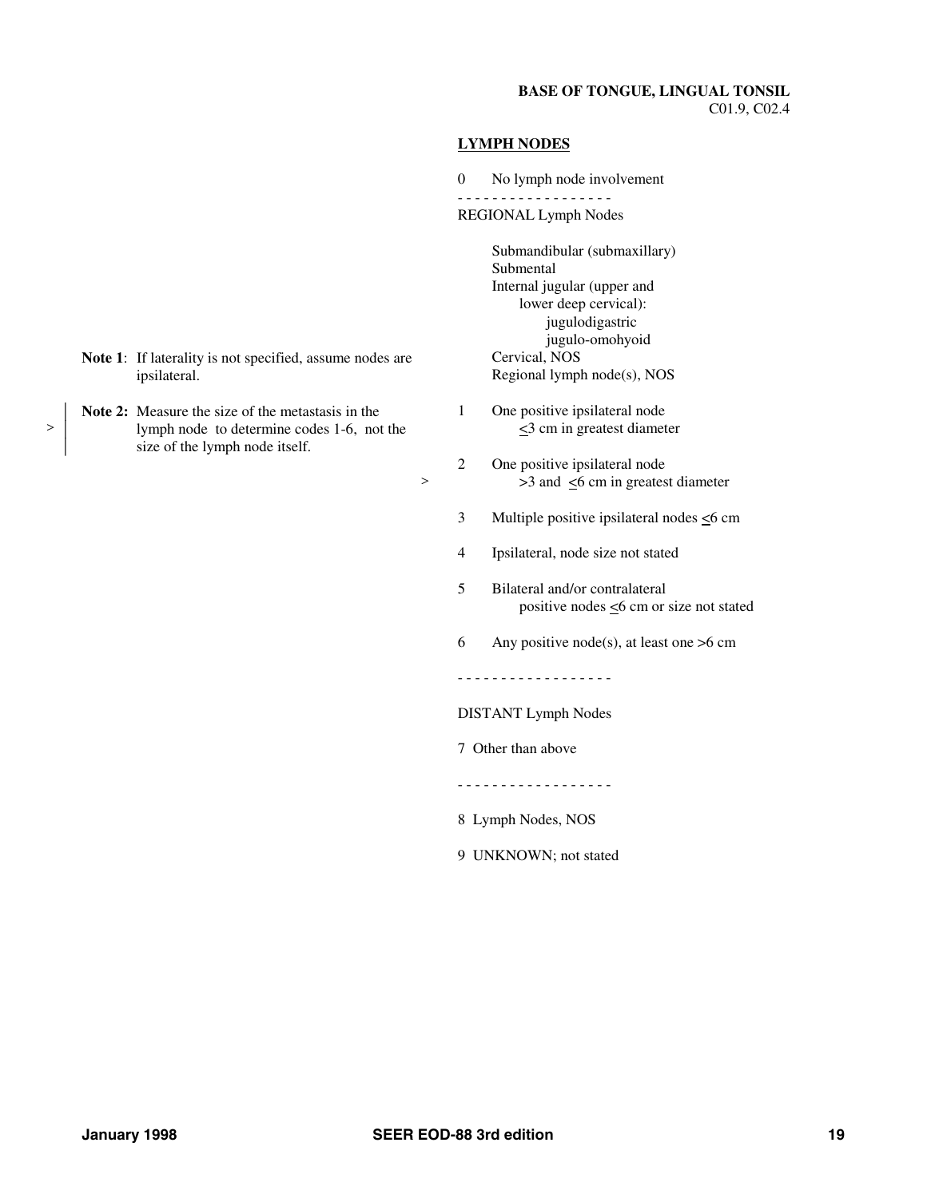**BASE OF TONGUE, LINGUAL TONSIL**
C01.9, C02.4

**Note 1**: If laterality is not specified, assume nodes are ipsilateral.

**Note 2:** Measure the size of the metastasis in the lymph node to determine codes 1-6, not the size of the lymph node itself.

## LYMPH NODES

0 No lymph node involvement

- - - - - - - - - - - - - - - - - -

REGIONAL Lymph Nodes

Submandibular (submaxillary)
Submental
Internal jugular (upper and lower deep cervical):
- jugulodigastric
- jugulo-omohyoid

Cervical, NOS
Regional lymph node(s), NOS

1 One positive ipsilateral node ≤3 cm in greatest diameter

2 One positive ipsilateral node >3 and ≤6 cm in greatest diameter

3 Multiple positive ipsilateral nodes ≤6 cm

4 Ipsilateral, node size not stated

5 Bilateral and/or contralateral positive nodes ≤6 cm or size not stated

6 Any positive node(s), at least one >6 cm

- - - - - - - - - - - - - - - - - -

DISTANT Lymph Nodes

7 Other than above

- - - - - - - - - - - - - - - - - -

8 Lymph Nodes, NOS

9 UNKNOWN; not stated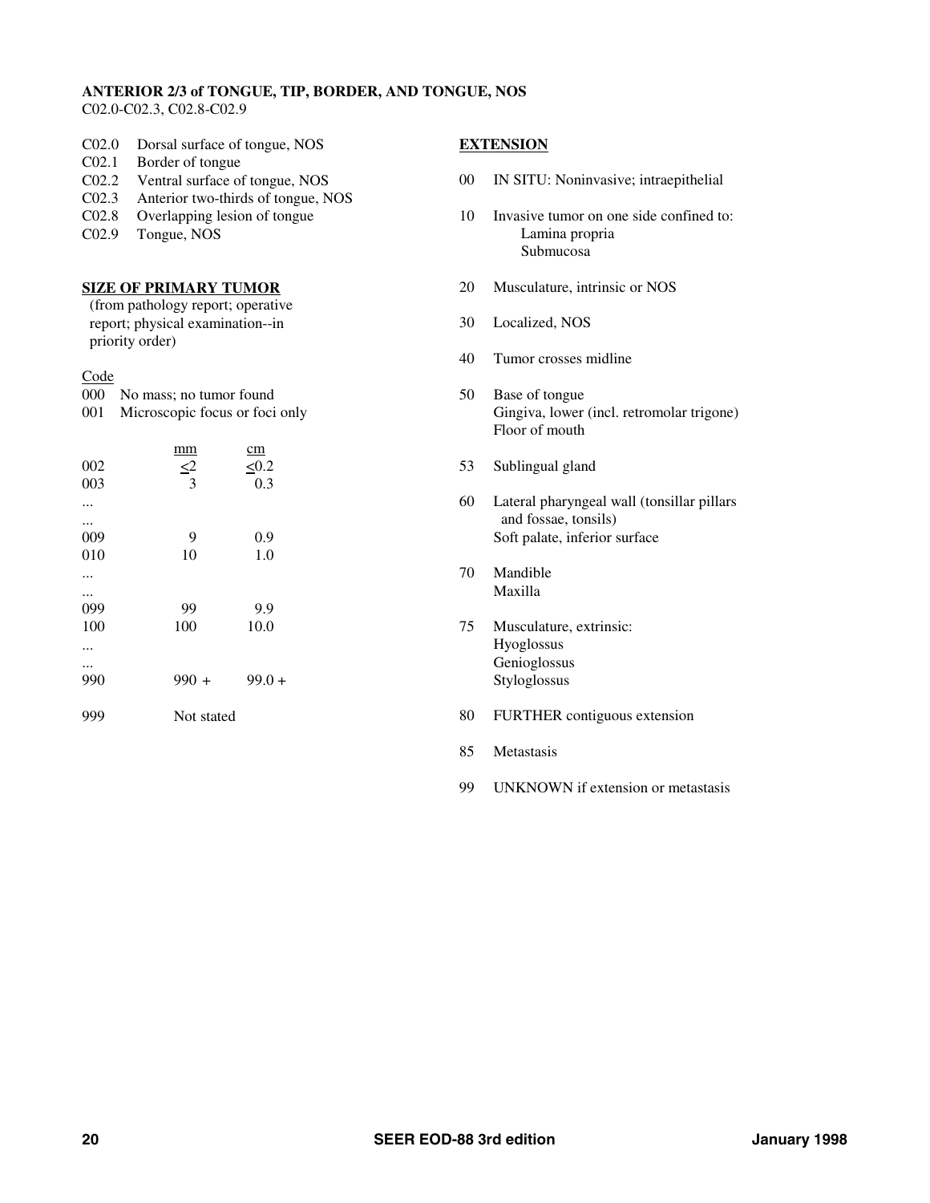**ANTERIOR 2/3 of TONGUE, TIP, BORDER, AND TONGUE, NOS**
C02.0-C02.3, C02.8-C02.9

| | |
|---|---|
| C02.0 | Dorsal surface of tongue, NOS |
| C02.1 | Border of tongue |
| C02.2 | Ventral surface of tongue, NOS |
| C02.3 | Anterior two-thirds of tongue, NOS |
| C02.8 | Overlapping lesion of tongue |
| C02.9 | Tongue, NOS |

## SIZE OF PRIMARY TUMOR

(from pathology report; operative report; physical examination--in priority order)

| Code | mm | cm |
|---|---|---|
| 000 | No mass; no tumor found | |
| 001 | Microscopic focus or foci only | |
| 002 | ≤2 | ≤0.2 |
| 003 | 3 | 0.3 |
| ... | | |
| ... | | |
| 009 | 9 | 0.9 |
| 010 | 10 | 1.0 |
| ... | | |
| ... | | |
| 099 | 99 | 9.9 |
| 100 | 100 | 10.0 |
| ... | | |
| ... | | |
| 990 | 990 + | 99.0 + |
| 999 | Not stated | |

## EXTENSION

| Code | Description |
|---|---|
| 00 | IN SITU: Noninvasive; intraepithelial |
| 10 | Invasive tumor on one side confined to:<br>Lamina propria<br>Submucosa |
| 20 | Musculature, intrinsic or NOS |
| 30 | Localized, NOS |
| 40 | Tumor crosses midline |
| 50 | Base of tongue<br>Gingiva, lower (incl. retromolar trigone)<br>Floor of mouth |
| 53 | Sublingual gland |
| 60 | Lateral pharyngeal wall (tonsillar pillars and fossae, tonsils)<br>Soft palate, inferior surface |
| 70 | Mandible<br>Maxilla |
| 75 | Musculature, extrinsic:<br>Hyoglossus<br>Genioglossus<br>Styloglossus |
| 80 | FURTHER contiguous extension |
| 85 | Metastasis |
| 99 | UNKNOWN if extension or metastasis |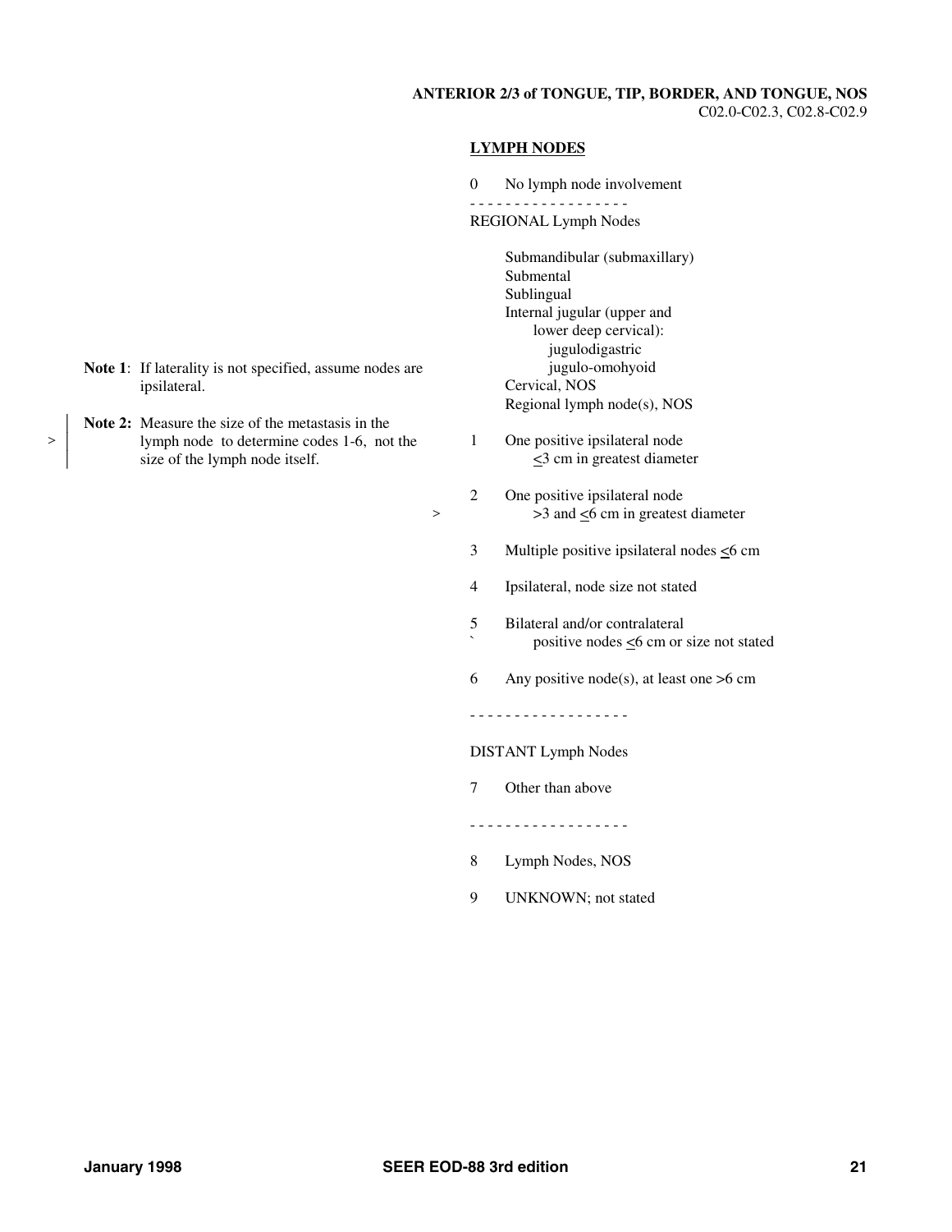**ANTERIOR 2/3 of TONGUE, TIP, BORDER, AND TONGUE, NOS**
C02.0-C02.3, C02.8-C02.9

**Note 1**: If laterality is not specified, assume nodes are ipsilateral.

**Note 2:** Measure the size of the metastasis in the lymph node to determine codes 1-6, not the size of the lymph node itself.

## LYMPH NODES

0 No lymph node involvement

- - - - - - - - - - - - - - - - - -

REGIONAL Lymph Nodes

Submandibular (submaxillary)
Submental
Sublingual
Internal jugular (upper and lower deep cervical):
- jugulodigastric
- jugulo-omohyoid

Cervical, NOS
Regional lymph node(s), NOS

1 One positive ipsilateral node ≤3 cm in greatest diameter

2 One positive ipsilateral node >3 and ≤6 cm in greatest diameter

3 Multiple positive ipsilateral nodes ≤6 cm

4 Ipsilateral, node size not stated

5 Bilateral and/or contralateral positive nodes ≤6 cm or size not stated

6 Any positive node(s), at least one >6 cm

- - - - - - - - - - - - - - - - - -

DISTANT Lymph Nodes

7 Other than above

- - - - - - - - - - - - - - - - - -

8 Lymph Nodes, NOS

9 UNKNOWN; not stated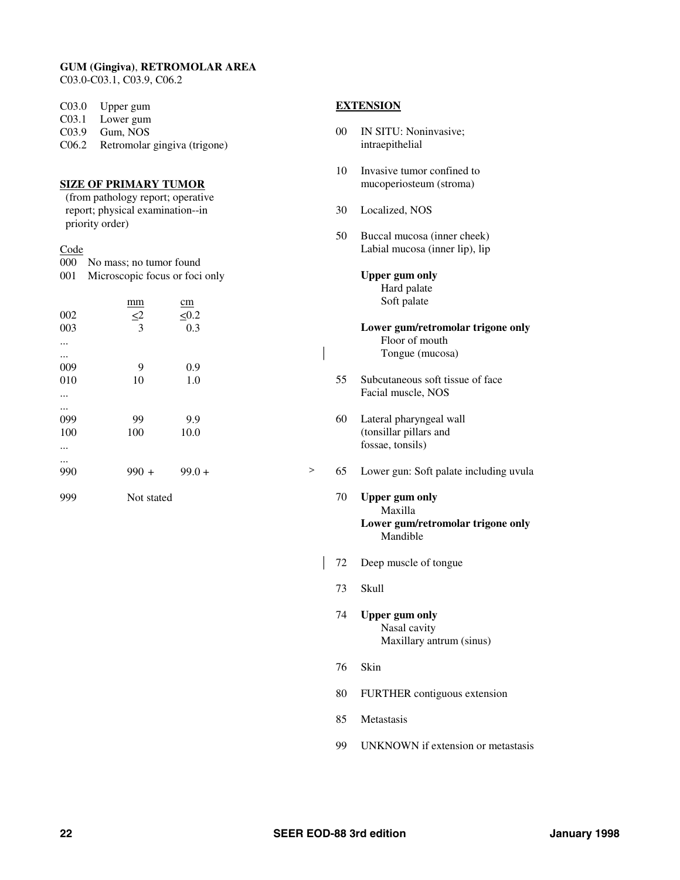**GUM (Gingiva)**, **RETROMOLAR AREA**
C03.0-C03.1, C03.9, C06.2

| | |
|---|---|
| C03.0 | Upper gum |
| C03.1 | Lower gum |
| C03.9 | Gum, NOS |
| C06.2 | Retromolar gingiva (trigone) |

## SIZE OF PRIMARY TUMOR

(from pathology report; operative report; physical examination--in priority order)

| Code | mm | cm |
|---|---|---|
| 000 | No mass; no tumor found | |
| 001 | Microscopic focus or foci only | |
| 002 | ≤2 | ≤0.2 |
| 003 | 3 | 0.3 |
| ... | | |
| ... | | |
| 009 | 9 | 0.9 |
| 010 | 10 | 1.0 |
| ... | | |
| ... | | |
| 099 | 99 | 9.9 |
| 100 | 100 | 10.0 |
| ... | | |
| ... | | |
| 990 | 990 + | 99.0 + |
| 999 | Not stated | |

## EXTENSION

| Code | Description |
|---|---|
| 00 | IN SITU: Noninvasive; intraepithelial |
| 10 | Invasive tumor confined to mucoperiosteum (stroma) |
| 30 | Localized, NOS |
| 50 | Buccal mucosa (inner cheek)<br>Labial mucosa (inner lip), lip<br><br>**Upper gum only**<br>Hard palate<br>Soft palate<br><br>**Lower gum/retromolar trigone only**<br>Floor of mouth<br>Tongue (mucosa) |
| 55 | Subcutaneous soft tissue of face<br>Facial muscle, NOS |
| 60 | Lateral pharyngeal wall (tonsillar pillars and fossae, tonsils) |
| 65 | Lower gun: Soft palate including uvula |
| 70 | **Upper gum only**<br>Maxilla<br>**Lower gum/retromolar trigone only**<br>Mandible |
| 72 | Deep muscle of tongue |
| 73 | Skull |
| 74 | **Upper gum only**<br>Nasal cavity<br>Maxillary antrum (sinus) |
| 76 | Skin |
| 80 | FURTHER contiguous extension |
| 85 | Metastasis |
| 99 | UNKNOWN if extension or metastasis |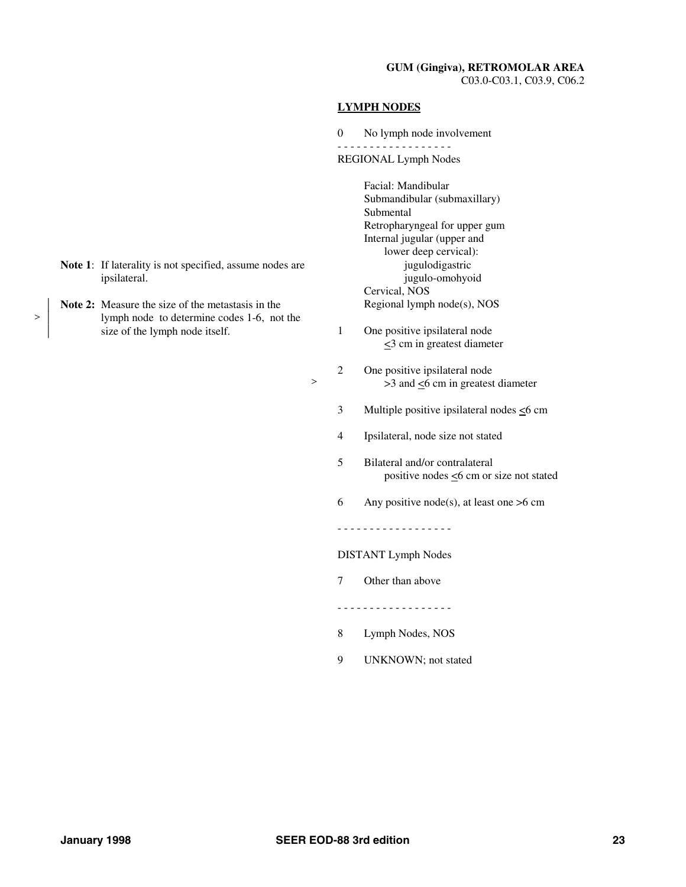**GUM (Gingiva), RETROMOLAR AREA**
C03.0-C03.1, C03.9, C06.2

**LYMPH NODES**

0 No lymph node involvement

- - - - - - - - - - - - - - - - - -

REGIONAL Lymph Nodes

Facial: Mandibular
Submandibular (submaxillary)
Submental
Retropharyngeal for upper gum
Internal jugular (upper and lower deep cervical):
- jugulodigastric
- jugulo-omohyoid

Cervical, NOS
Regional lymph node(s), NOS

1 One positive ipsilateral node ≤3 cm in greatest diameter

2 One positive ipsilateral node >3 and ≤6 cm in greatest diameter

3 Multiple positive ipsilateral nodes ≤6 cm

4 Ipsilateral, node size not stated

5 Bilateral and/or contralateral positive nodes ≤6 cm or size not stated

6 Any positive node(s), at least one >6 cm

- - - - - - - - - - - - - - - - - -

DISTANT Lymph Nodes

7 Other than above

- - - - - - - - - - - - - - - - - -

8 Lymph Nodes, NOS

9 UNKNOWN; not stated

**Note 1**: If laterality is not specified, assume nodes are ipsilateral.

**Note 2:** Measure the size of the metastasis in the lymph node to determine codes 1-6, not the size of the lymph node itself.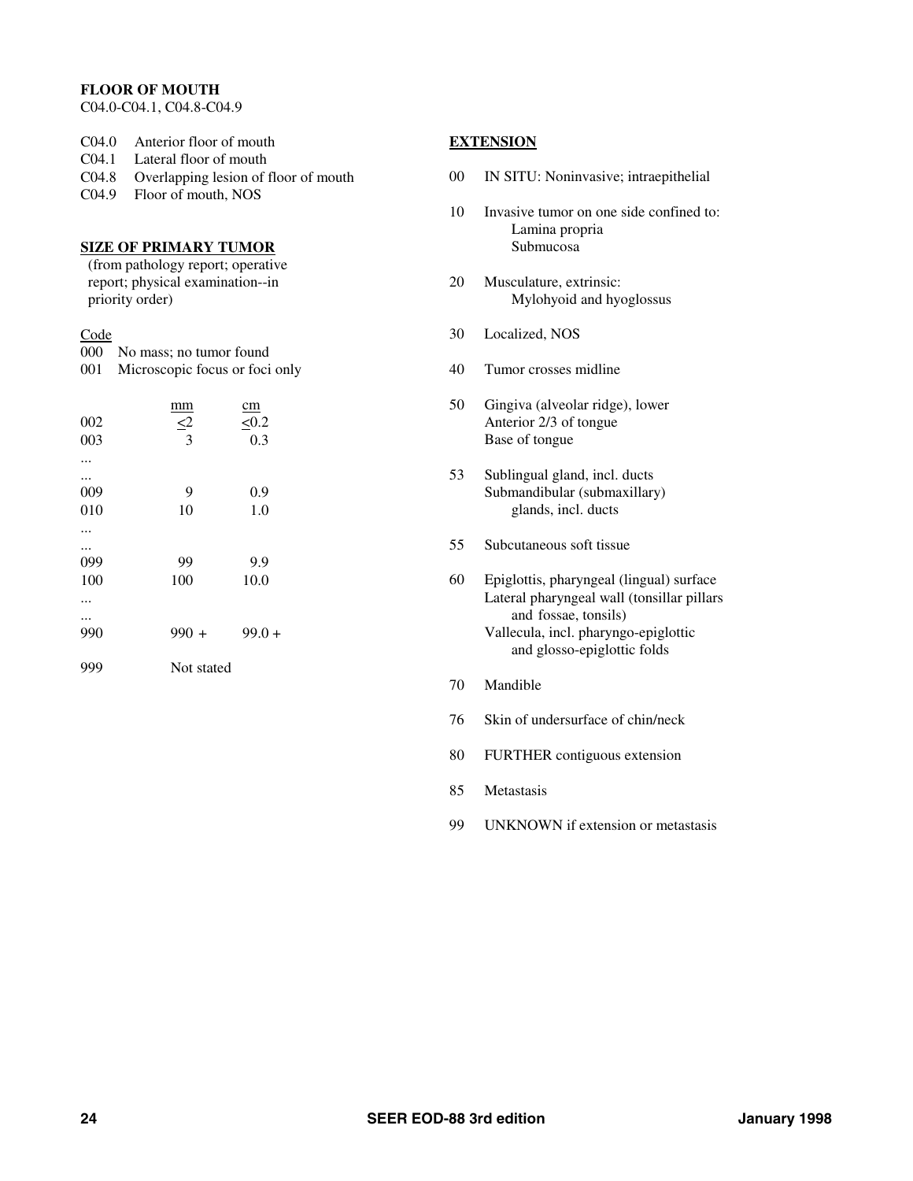**FLOOR OF MOUTH**
C04.0-C04.1, C04.8-C04.9

C04.0 Anterior floor of mouth
C04.1 Lateral floor of mouth
C04.8 Overlapping lesion of floor of mouth
C04.9 Floor of mouth, NOS

**SIZE OF PRIMARY TUMOR**
(from pathology report; operative report; physical examination--in priority order)

| Code | | |
|---|---|---|
| 000 | No mass; no tumor found | |
| 001 | Microscopic focus or foci only | |
| | mm | cm |
| 002 | ≤2 | ≤0.2 |
| 003 | 3 | 0.3 |
| ... | | |
| ... | | |
| 009 | 9 | 0.9 |
| 010 | 10 | 1.0 |
| ... | | |
| ... | | |
| 099 | 99 | 9.9 |
| 100 | 100 | 10.0 |
| ... | | |
| ... | | |
| 990 | 990 + | 99.0 + |
| 999 | Not stated | |

**EXTENSION**

00 IN SITU: Noninvasive; intraepithelial

10 Invasive tumor on one side confined to:
  Lamina propria
  Submucosa

20 Musculature, extrinsic:
  Mylohyoid and hyoglossus

30 Localized, NOS

40 Tumor crosses midline

50 Gingiva (alveolar ridge), lower
  Anterior 2/3 of tongue
  Base of tongue

53 Sublingual gland, incl. ducts
  Submandibular (submaxillary) glands, incl. ducts

55 Subcutaneous soft tissue

60 Epiglottis, pharyngeal (lingual) surface
  Lateral pharyngeal wall (tonsillar pillars and fossae, tonsils)
  Vallecula, incl. pharyngo-epiglottic and glosso-epiglottic folds

70 Mandible

76 Skin of undersurface of chin/neck

80 FURTHER contiguous extension

85 Metastasis

99 UNKNOWN if extension or metastasis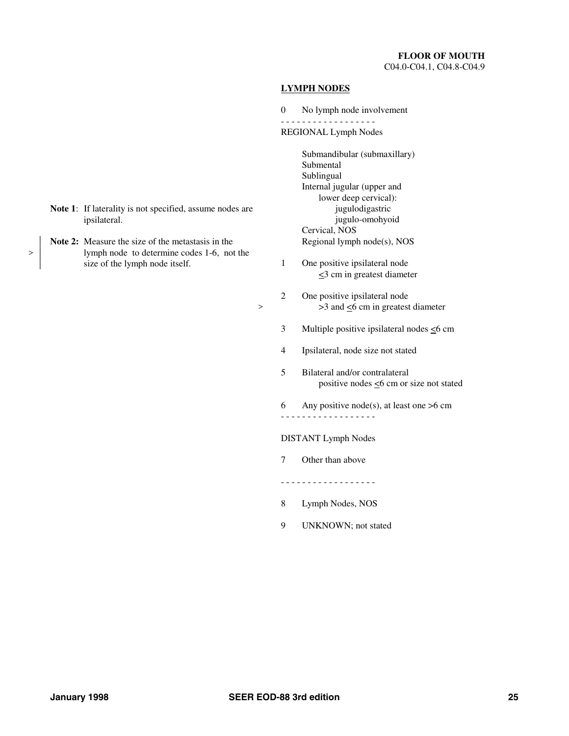**FLOOR OF MOUTH**
C04.0-C04.1, C04.8-C04.9

## LYMPH NODES

**Note 1**: If laterality is not specified, assume nodes are ipsilateral.

> **Note 2:** Measure the size of the metastasis in the lymph node to determine codes 1-6, not the size of the lymph node itself.

0 No lymph node involvement

- - - - - - - - - - - - - - - - - -

REGIONAL Lymph Nodes

Submandibular (submaxillary)
Submental
Sublingual
Internal jugular (upper and lower deep cervical):
- jugulodigastric
- jugulo-omohyoid

Cervical, NOS
Regional lymph node(s), NOS

1 One positive ipsilateral node ≤3 cm in greatest diameter

2 One positive ipsilateral node >3 and ≤6 cm in greatest diameter

3 Multiple positive ipsilateral nodes ≤6 cm

4 Ipsilateral, node size not stated

5 Bilateral and/or contralateral positive nodes ≤6 cm or size not stated

6 Any positive node(s), at least one >6 cm

- - - - - - - - - - - - - - - - - -

DISTANT Lymph Nodes

7 Other than above

- - - - - - - - - - - - - - - - - -

8 Lymph Nodes, NOS

9 UNKNOWN; not stated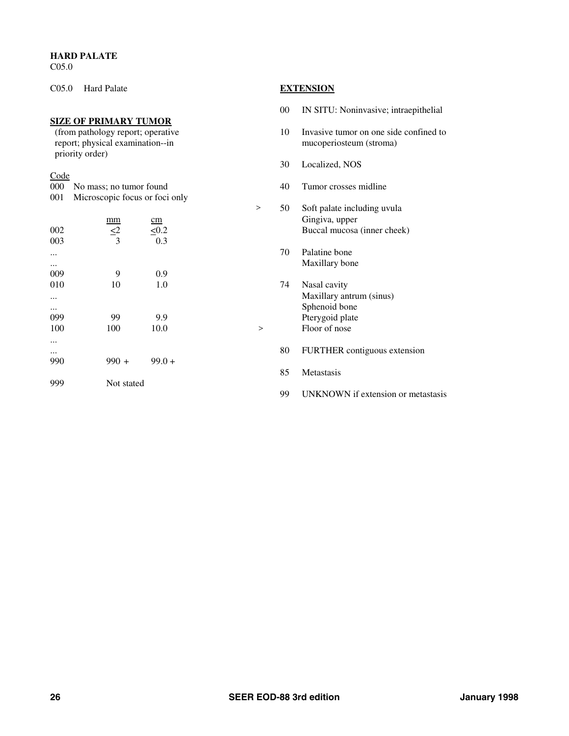**HARD PALATE**
C05.0

C05.0 Hard Palate

**SIZE OF PRIMARY TUMOR**
(from pathology report; operative report; physical examination--in priority order)

| Code | mm | cm |
|---|---|---|
| 000 | No mass; no tumor found | |
| 001 | Microscopic focus or foci only | |
| 002 | <2 | <0.2 |
| 003 | 3 | 0.3 |
| ... | | |
| ... | | |
| 009 | 9 | 0.9 |
| 010 | 10 | 1.0 |
| ... | | |
| ... | | |
| 099 | 99 | 9.9 |
| 100 | 100 | 10.0 |
| ... | | |
| ... | | |
| 990 | 990 + | 99.0 + |
| 999 | Not stated | |

**EXTENSION**

| | Code | Description |
|---|---|---|
| | 00 | IN SITU: Noninvasive; intraepithelial |
| | 10 | Invasive tumor on one side confined to mucoperiosteum (stroma) |
| | 30 | Localized, NOS |
| | 40 | Tumor crosses midline |
| > | 50 | Soft palate including uvula<br>Gingiva, upper<br>Buccal mucosa (inner cheek) |
| | 70 | Palatine bone<br>Maxillary bone |
| > | 74 | Nasal cavity<br>Maxillary antrum (sinus)<br>Sphenoid bone<br>Pterygoid plate<br>Floor of nose |
| | 80 | FURTHER contiguous extension |
| | 85 | Metastasis |
| | 99 | UNKNOWN if extension or metastasis |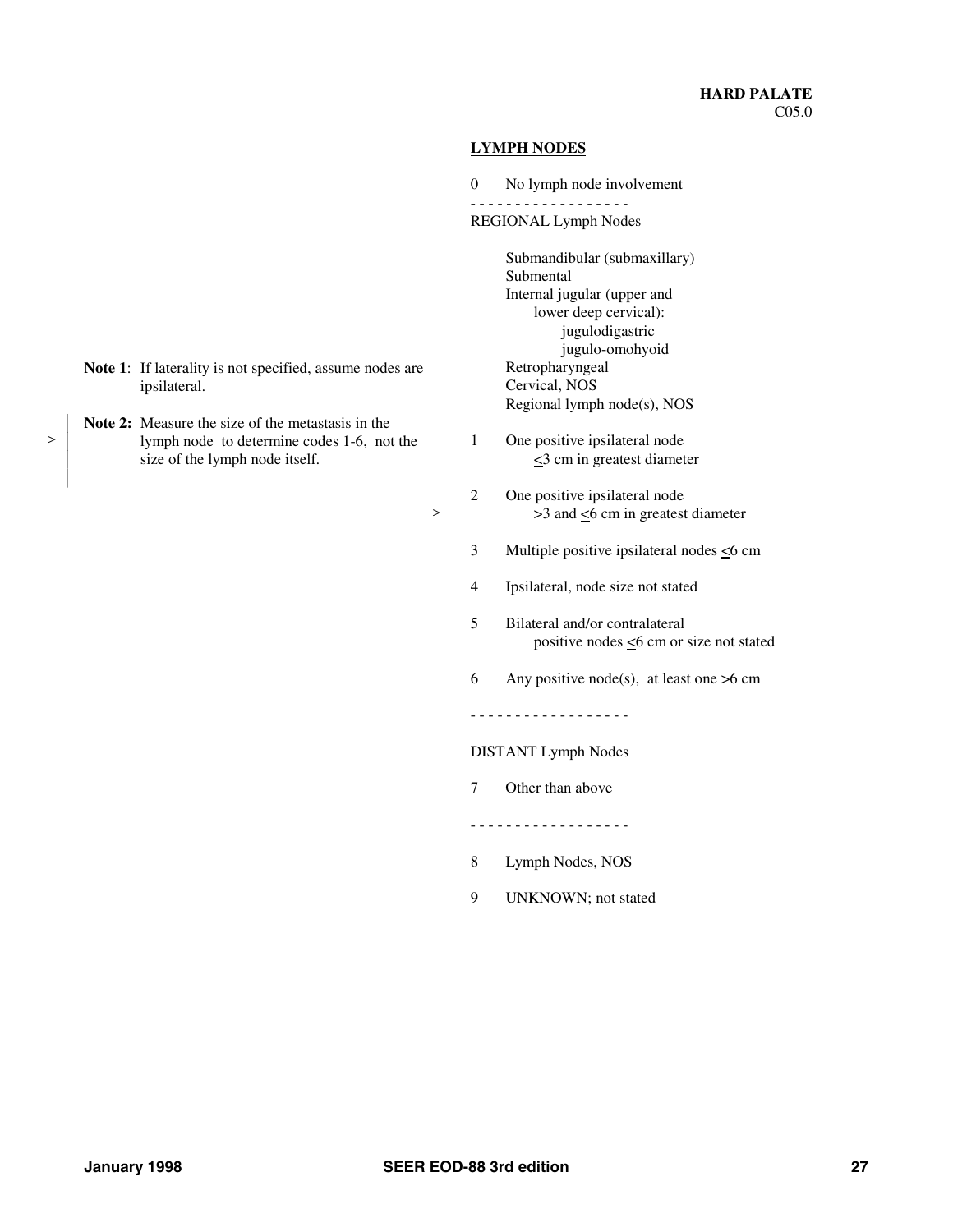**HARD PALATE**
C05.0

## LYMPH NODES

0 No lymph node involvement

- - - - - - - - - - - - - - - - - -

REGIONAL Lymph Nodes

Submandibular (submaxillary)
Submental
Internal jugular (upper and lower deep cervical):
jugulodigastric
jugulo-omohyoid
Retropharyngeal
Cervical, NOS
Regional lymph node(s), NOS

**Note 1**: If laterality is not specified, assume nodes are ipsilateral.

**Note 2:** Measure the size of the metastasis in the lymph node to determine codes 1-6, not the size of the lymph node itself.

1 One positive ipsilateral node ≤3 cm in greatest diameter

2 One positive ipsilateral node >3 and ≤6 cm in greatest diameter

3 Multiple positive ipsilateral nodes ≤6 cm

4 Ipsilateral, node size not stated

5 Bilateral and/or contralateral positive nodes ≤6 cm or size not stated

6 Any positive node(s), at least one >6 cm

- - - - - - - - - - - - - - - - - -

DISTANT Lymph Nodes

7 Other than above

- - - - - - - - - - - - - - - - - -

8 Lymph Nodes, NOS

9 UNKNOWN; not stated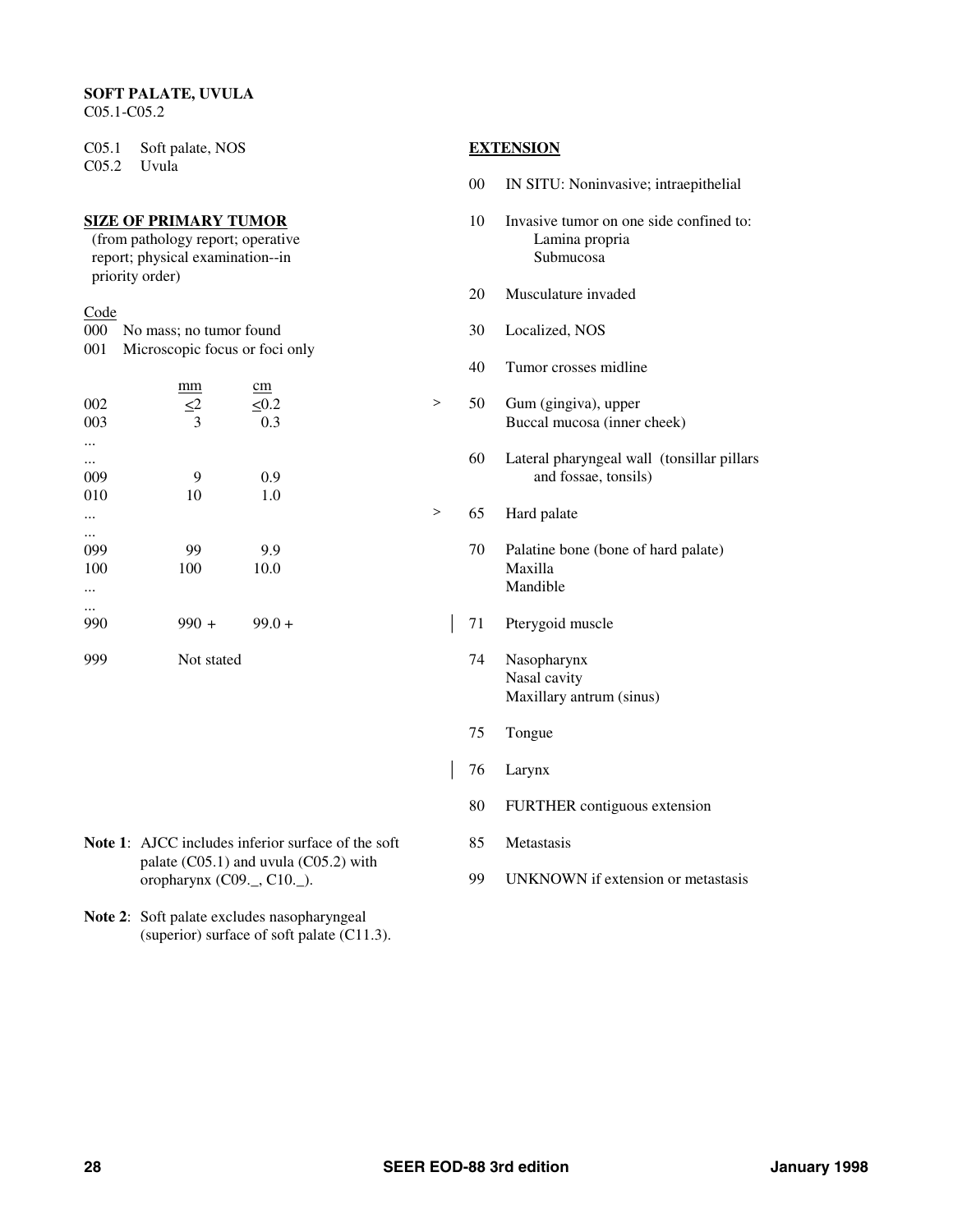**SOFT PALATE, UVULA**
C05.1-C05.2

C05.1 Soft palate, NOS
C05.2 Uvula

**SIZE OF PRIMARY TUMOR**
(from pathology report; operative report; physical examination--in priority order)

| Code | mm | cm |
|---|---|---|
| 000 | No mass; no tumor found | |
| 001 | Microscopic focus or foci only | |
| 002 | ≤2 | ≤0.2 |
| 003 | 3 | 0.3 |
| ... | | |
| ... | | |
| 009 | 9 | 0.9 |
| 010 | 10 | 1.0 |
| ... | | |
| ... | | |
| 099 | 99 | 9.9 |
| 100 | 100 | 10.0 |
| ... | | |
| ... | | |
| 990 | 990 + | 99.0 + |
| 999 | Not stated | |

**Note 1**: AJCC includes inferior surface of the soft palate (C05.1) and uvula (C05.2) with oropharynx (C09._, C10._).

**Note 2**: Soft palate excludes nasopharyngeal (superior) surface of soft palate (C11.3).

**EXTENSION**

| | Code | Description |
|---|---|---|
| | 00 | IN SITU: Noninvasive; intraepithelial |
| | 10 | Invasive tumor on one side confined to: Lamina propria; Submucosa |
| | 20 | Musculature invaded |
| | 30 | Localized, NOS |
| | 40 | Tumor crosses midline |
| > | 50 | Gum (gingiva), upper; Buccal mucosa (inner cheek) |
| | 60 | Lateral pharyngeal wall (tonsillar pillars and fossae, tonsils) |
| > | 65 | Hard palate |
| | 70 | Palatine bone (bone of hard palate); Maxilla; Mandible |
| \| | 71 | Pterygoid muscle |
| | 74 | Nasopharynx; Nasal cavity; Maxillary antrum (sinus) |
| | 75 | Tongue |
| \| | 76 | Larynx |
| | 80 | FURTHER contiguous extension |
| | 85 | Metastasis |
| | 99 | UNKNOWN if extension or metastasis |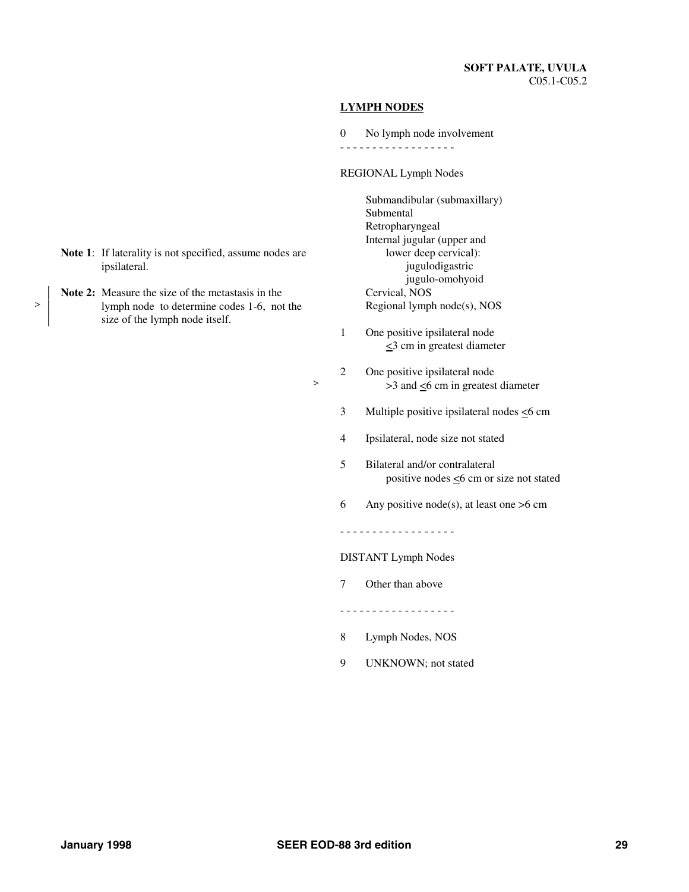**SOFT PALATE, UVULA**
C05.1-C05.2

**Note 1**: If laterality is not specified, assume nodes are ipsilateral.

**Note 2:** Measure the size of the metastasis in the lymph node to determine codes 1-6, not the size of the lymph node itself.

## LYMPH NODES

0 No lymph node involvement

- - - - - - - - - - - - - - - - - -

REGIONAL Lymph Nodes

- Submandibular (submaxillary)
- Submental
- Retropharyngeal
- Internal jugular (upper and lower deep cervical):
  - jugulodigastric
  - jugulo-omohyoid
- Cervical, NOS
- Regional lymph node(s), NOS

1 One positive ipsilateral node ≤3 cm in greatest diameter

2 One positive ipsilateral node >3 and ≤6 cm in greatest diameter

3 Multiple positive ipsilateral nodes ≤6 cm

4 Ipsilateral, node size not stated

5 Bilateral and/or contralateral positive nodes ≤6 cm or size not stated

6 Any positive node(s), at least one >6 cm

- - - - - - - - - - - - - - - - - -

DISTANT Lymph Nodes

7 Other than above

- - - - - - - - - - - - - - - - - -

8 Lymph Nodes, NOS

9 UNKNOWN; not stated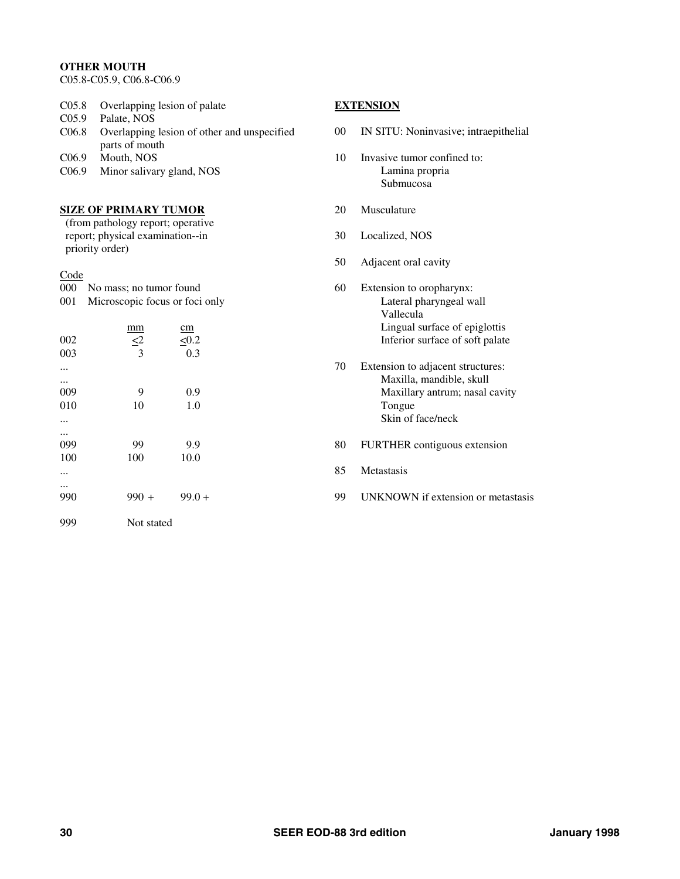**OTHER MOUTH**
C05.8-C05.9, C06.8-C06.9

| | |
|---|---|
| C05.8 | Overlapping lesion of palate |
| C05.9 | Palate, NOS |
| C06.8 | Overlapping lesion of other and unspecified parts of mouth |
| C06.9 | Mouth, NOS |
| C06.9 | Minor salivary gland, NOS |

**SIZE OF PRIMARY TUMOR**
(from pathology report; operative report; physical examination--in priority order)

| Code | mm | cm |
|---|---|---|
| 000 | No mass; no tumor found | |
| 001 | Microscopic focus or foci only | |
| 002 | ≤2 | ≤0.2 |
| 003 | 3 | 0.3 |
| ... | | |
| ... | | |
| 009 | 9 | 0.9 |
| 010 | 10 | 1.0 |
| ... | | |
| ... | | |
| 099 | 99 | 9.9 |
| 100 | 100 | 10.0 |
| ... | | |
| ... | | |
| 990 | 990 + | 99.0 + |
| 999 | Not stated | |

**EXTENSION**

00 IN SITU: Noninvasive; intraepithelial

10 Invasive tumor confined to:
- Lamina propria
- Submucosa

20 Musculature

30 Localized, NOS

50 Adjacent oral cavity

60 Extension to oropharynx:
- Lateral pharyngeal wall
- Vallecula
- Lingual surface of epiglottis
- Inferior surface of soft palate

70 Extension to adjacent structures:
- Maxilla, mandible, skull
- Maxillary antrum; nasal cavity
- Tongue
- Skin of face/neck

80 FURTHER contiguous extension

85 Metastasis

99 UNKNOWN if extension or metastasis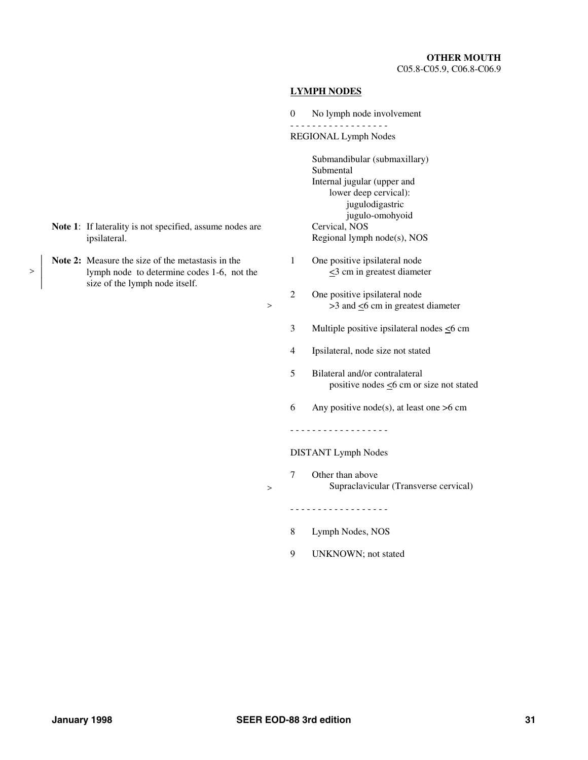**OTHER MOUTH**
C05.8-C05.9, C06.8-C06.9

**LYMPH NODES**

0 No lymph node involvement

- - - - - - - - - - - - - - - - - -

REGIONAL Lymph Nodes

Submandibular (submaxillary)
Submental
Internal jugular (upper and lower deep cervical):
- jugulodigastric
- jugulo-omohyoid

Cervical, NOS
Regional lymph node(s), NOS

1 One positive ipsilateral node ≤3 cm in greatest diameter

2 One positive ipsilateral node >3 and ≤6 cm in greatest diameter

3 Multiple positive ipsilateral nodes ≤6 cm

4 Ipsilateral, node size not stated

5 Bilateral and/or contralateral positive nodes ≤6 cm or size not stated

6 Any positive node(s), at least one >6 cm

- - - - - - - - - - - - - - - - - -

DISTANT Lymph Nodes

7 Other than above
Supraclavicular (Transverse cervical)

- - - - - - - - - - - - - - - - - -

8 Lymph Nodes, NOS

9 UNKNOWN; not stated

**Note 1**: If laterality is not specified, assume nodes are ipsilateral.

**Note 2:** Measure the size of the metastasis in the lymph node to determine codes 1-6, not the size of the lymph node itself.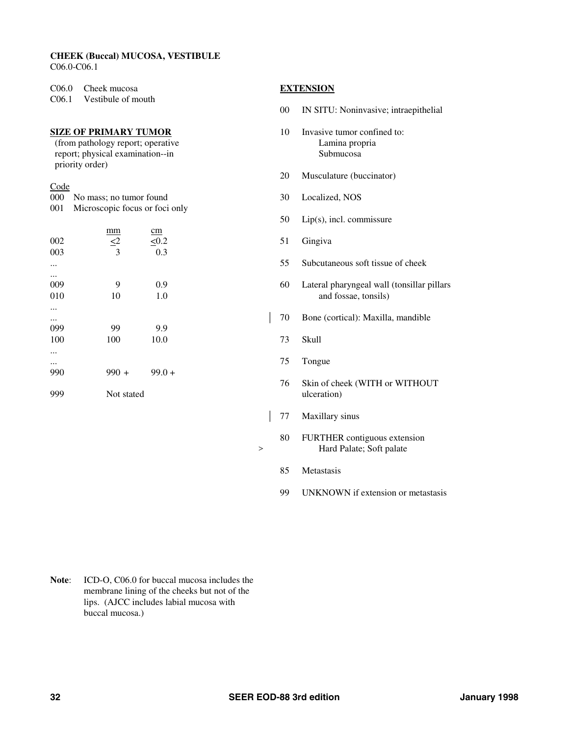**CHEEK (Buccal) MUCOSA, VESTIBULE**
C06.0-C06.1

C06.0 Cheek mucosa
C06.1 Vestibule of mouth

## SIZE OF PRIMARY TUMOR

(from pathology report; operative report; physical examination--in priority order)

| Code | | |
|---|---|---|
| 000 | No mass; no tumor found | |
| 001 | Microscopic focus or foci only | |
| | mm | cm |
| 002 | <2 | <0.2 |
| 003 | 3 | 0.3 |
| ... | | |
| ... | | |
| 009 | 9 | 0.9 |
| 010 | 10 | 1.0 |
| ... | | |
| ... | | |
| 099 | 99 | 9.9 |
| 100 | 100 | 10.0 |
| ... | | |
| ... | | |
| 990 | 990 + | 99.0 + |
| 999 | Not stated | |

## EXTENSION

| Code | Description |
|---|---|
| 00 | IN SITU: Noninvasive; intraepithelial |
| 10 | Invasive tumor confined to: Lamina propria; Submucosa |
| 20 | Musculature (buccinator) |
| 30 | Localized, NOS |
| 50 | Lip(s), incl. commissure |
| 51 | Gingiva |
| 55 | Subcutaneous soft tissue of cheek |
| 60 | Lateral pharyngeal wall (tonsillar pillars and fossae, tonsils) |
| 70 | Bone (cortical): Maxilla, mandible |
| 73 | Skull |
| 75 | Tongue |
| 76 | Skin of cheek (WITH or WITHOUT ulceration) |
| 77 | Maxillary sinus |
| 80 | FURTHER contiguous extension: Hard Palate; Soft palate |
| 85 | Metastasis |
| 99 | UNKNOWN if extension or metastasis |

**Note**: ICD-O, C06.0 for buccal mucosa includes the membrane lining of the cheeks but not of the lips. (AJCC includes labial mucosa with buccal mucosa.)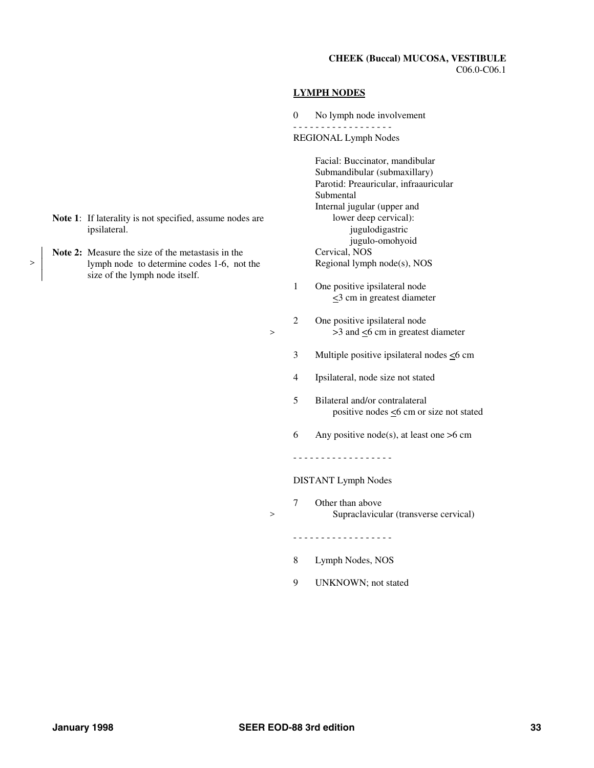**CHEEK (Buccal) MUCOSA, VESTIBULE**
C06.0-C06.1

**Note 1**: If laterality is not specified, assume nodes are ipsilateral.

> **Note 2:** Measure the size of the metastasis in the lymph node to determine codes 1-6, not the size of the lymph node itself.

## LYMPH NODES

0 No lymph node involvement

- - - - - - - - - - - - - - - - - -

REGIONAL Lymph Nodes

Facial: Buccinator, mandibular
Submandibular (submaxillary)
Parotid: Preauricular, infraauricular
Submental
Internal jugular (upper and lower deep cervical):
jugulodigastric
jugulo-omohyoid
Cervical, NOS
Regional lymph node(s), NOS

1 One positive ipsilateral node ≤3 cm in greatest diameter

2 One positive ipsilateral node
> >3 and ≤6 cm in greatest diameter

3 Multiple positive ipsilateral nodes ≤6 cm

4 Ipsilateral, node size not stated

5 Bilateral and/or contralateral positive nodes ≤6 cm or size not stated

6 Any positive node(s), at least one >6 cm

- - - - - - - - - - - - - - - - - -

DISTANT Lymph Nodes

7 Other than above
> Supraclavicular (transverse cervical)

- - - - - - - - - - - - - - - - - -

8 Lymph Nodes, NOS

9 UNKNOWN; not stated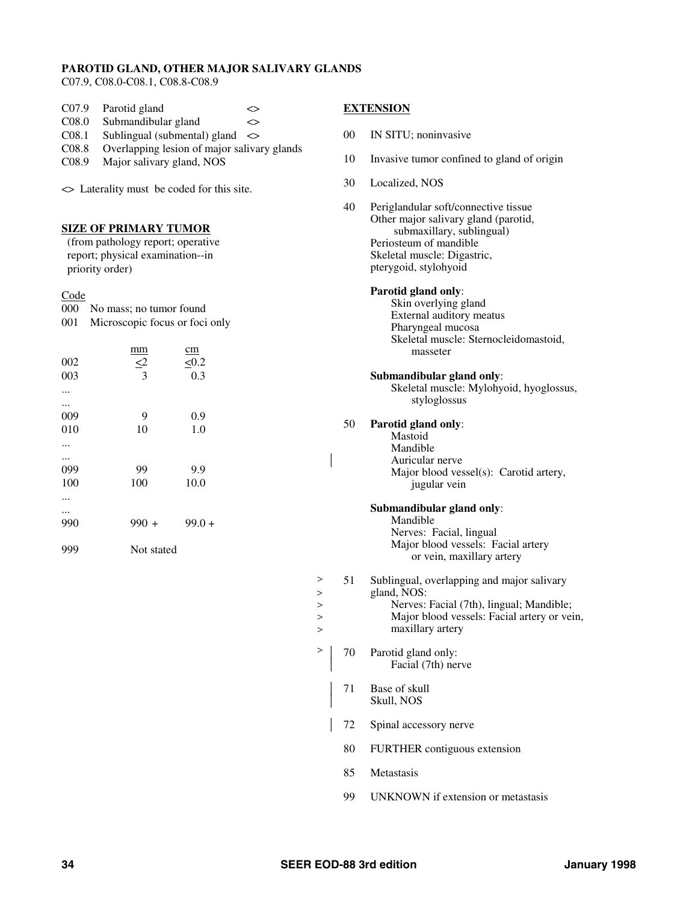## PARODID GLAND, OTHER MAJOR SALIVARY GLANDS

C07.9, C08.0-C08.1, C08.8-C08.9

| | | |
|---|---|---|
| C07.9 | Parotid gland | <> |
| C08.0 | Submandibular gland | <> |
| C08.1 | Sublingual (submental) gland | <> |
| C08.8 | Overlapping lesion of major salivary glands | |
| C08.9 | Major salivary gland, NOS | |

<> Laterality must be coded for this site.

### SIZE OF PRIMARY TUMOR

(from pathology report; operative report; physical examination--in priority order)

| Code | | |
|---|---|---|
| 000 | No mass; no tumor found | |
| 001 | Microscopic focus or foci only | |
| | mm | cm |
| 002 | ≤2 | ≤0.2 |
| 003 | 3 | 0.3 |
| ... | | |
| ... | | |
| 009 | 9 | 0.9 |
| 010 | 10 | 1.0 |
| ... | | |
| ... | | |
| 099 | 99 | 9.9 |
| 100 | 100 | 10.0 |
| ... | | |
| ... | | |
| 990 | 990 + | 99.0 + |
| 999 | Not stated | |

### EXTENSION

00 IN SITU; noninvasive

10 Invasive tumor confined to gland of origin

30 Localized, NOS

40 Periglandular soft/connective tissue
Other major salivary gland (parotid, submaxillary, sublingual)
Periosteum of mandible
Skeletal muscle: Digastric, pterygoid, stylohyoid

**Parotid gland only**:
- Skin overlying gland
- External auditory meatus
- Pharyngeal mucosa
- Skeletal muscle: Sternocleidomastoid, masseter

**Submandibular gland only**:
- Skeletal muscle: Mylohyoid, hyoglossus, styloglossus

50 **Parotid gland only**:
- Mastoid
- Mandible
- Auricular nerve
- Major blood vessel(s): Carotid artery, jugular vein

**Submandibular gland only**:
- Mandible
- Nerves: Facial, lingual
- Major blood vessels: Facial artery or vein, maxillary artery

51 Sublingual, overlapping and major salivary gland, NOS:
- Nerves: Facial (7th), lingual; Mandible;
- Major blood vessels: Facial artery or vein, maxillary artery

70 Parotid gland only:
- Facial (7th) nerve

71 Base of skull
Skull, NOS

72 Spinal accessory nerve

80 FURTHER contiguous extension

85 Metastasis

99 UNKNOWN if extension or metastasis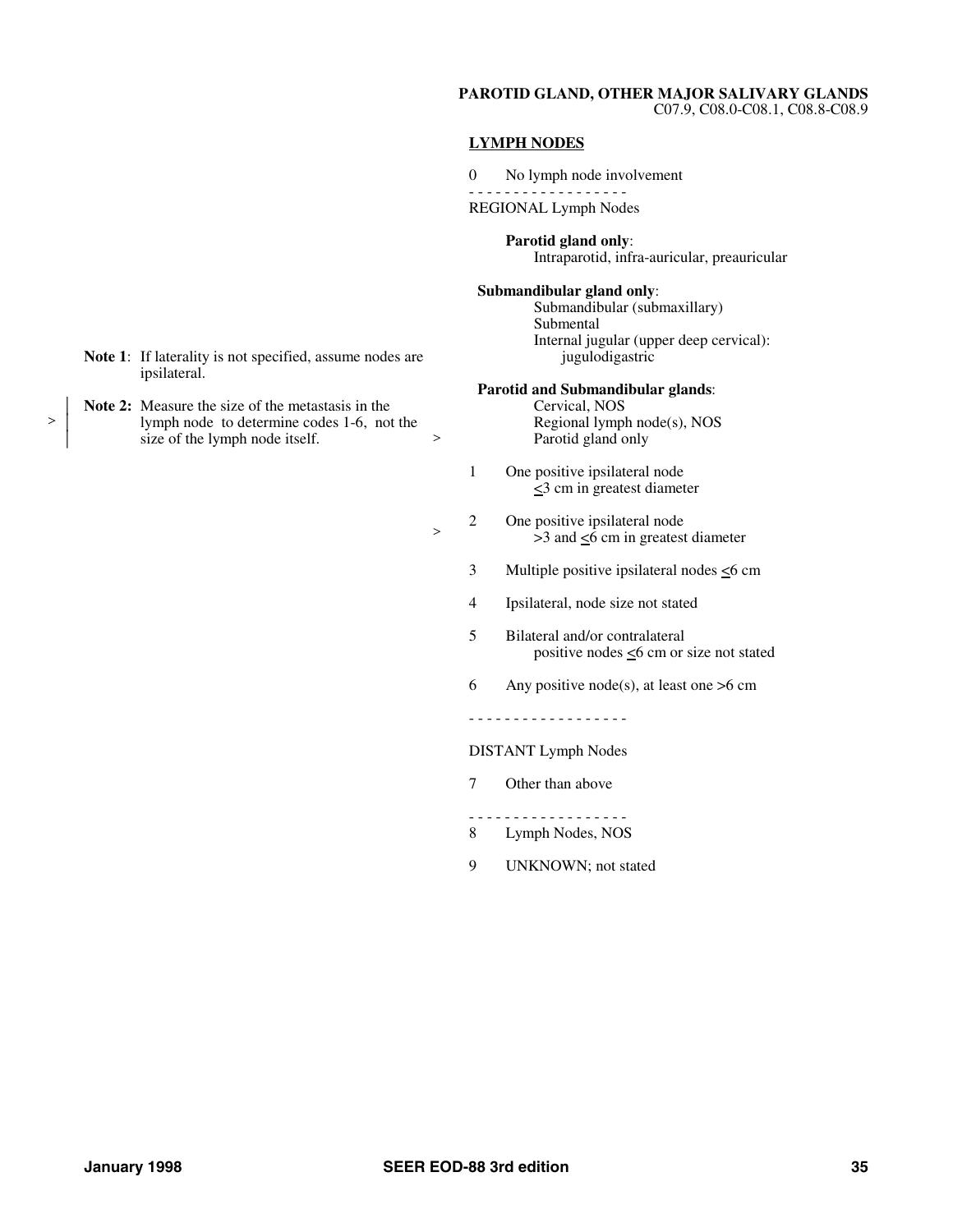**PAROTID GLAND, OTHER MAJOR SALIVARY GLANDS**
C07.9, C08.0-C08.1, C08.8-C08.9

**LYMPH NODES**

0 No lymph node involvement

- - - - - - - - - - - - - - - - - -

REGIONAL Lymph Nodes

**Parotid gland only**:
Intraparotid, infra-auricular, preauricular

**Submandibular gland only**:
Submandibular (submaxillary)
Submental
Internal jugular (upper deep cervical):
jugulodigastric

**Parotid and Submandibular glands**:
Cervical, NOS
Regional lymph node(s), NOS
Parotid gland only

1 One positive ipsilateral node
≤3 cm in greatest diameter

2 One positive ipsilateral node
>3 and ≤6 cm in greatest diameter

3 Multiple positive ipsilateral nodes ≤6 cm

4 Ipsilateral, node size not stated

5 Bilateral and/or contralateral
positive nodes ≤6 cm or size not stated

6 Any positive node(s), at least one >6 cm

- - - - - - - - - - - - - - - - - -

DISTANT Lymph Nodes

7 Other than above

- - - - - - - - - - - - - - - - - -

8 Lymph Nodes, NOS

9 UNKNOWN; not stated

**Note 1**: If laterality is not specified, assume nodes are ipsilateral.

**Note 2:** Measure the size of the metastasis in the lymph node to determine codes 1-6, not the size of the lymph node itself.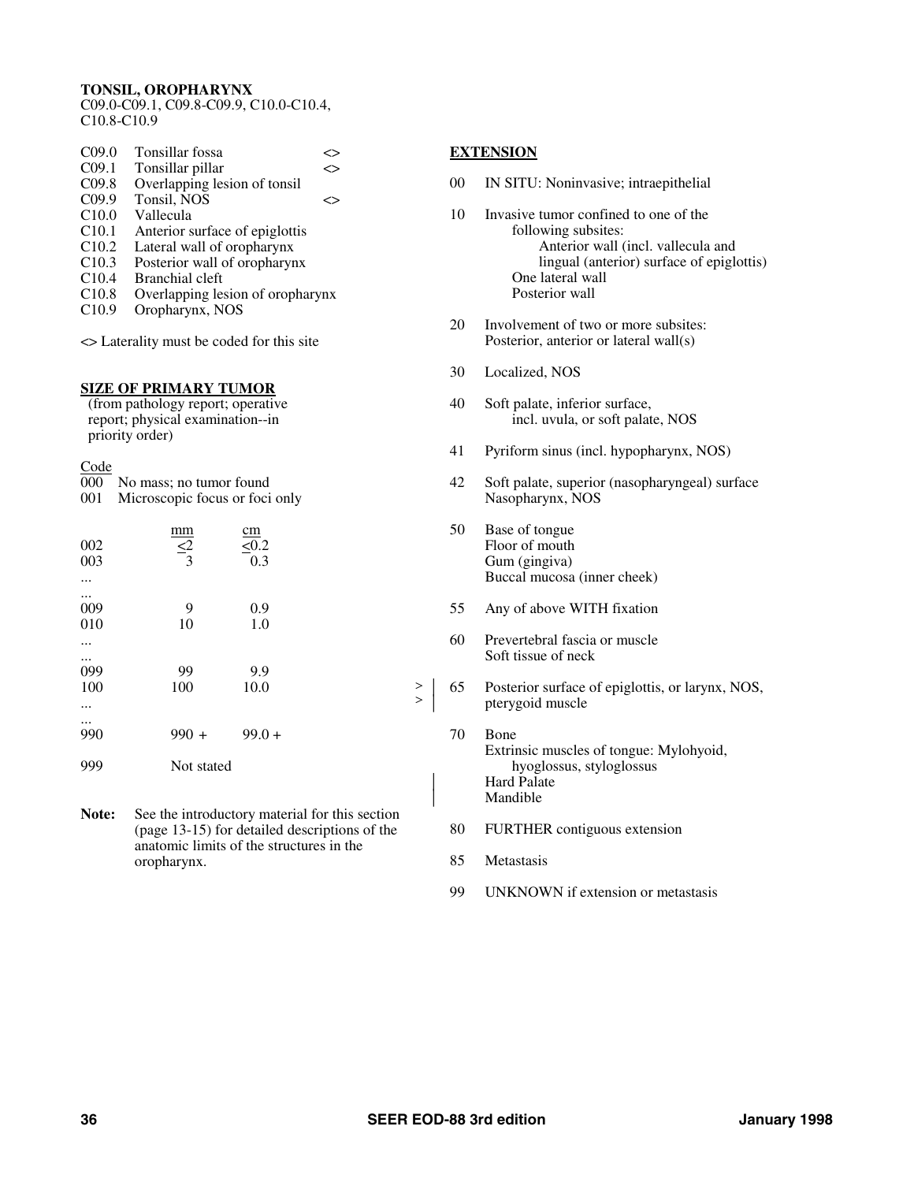**TONSIL, OROPHARYNX**
C09.0-C09.1, C09.8-C09.9, C10.0-C10.4, C10.8-C10.9

| | | |
|---|---|---|
| C09.0 | Tonsillar fossa | <> |
| C09.1 | Tonsillar pillar | <> |
| C09.8 | Overlapping lesion of tonsil | |
| C09.9 | Tonsil, NOS | <> |
| C10.0 | Vallecula | |
| C10.1 | Anterior surface of epiglottis | |
| C10.2 | Lateral wall of oropharynx | |
| C10.3 | Posterior wall of oropharynx | |
| C10.4 | Branchial cleft | |
| C10.8 | Overlapping lesion of oropharynx | |
| C10.9 | Oropharynx, NOS | |

<> Laterality must be coded for this site

## SIZE OF PRIMARY TUMOR

(from pathology report; operative report; physical examination--in priority order)

| Code | mm | cm |
|---|---|---|
| 000 | No mass; no tumor found | |
| 001 | Microscopic focus or foci only | |
| 002 | ≤2 | ≤0.2 |
| 003 | 3 | 0.3 |
| ... | | |
| ... | | |
| 009 | 9 | 0.9 |
| 010 | 10 | 1.0 |
| ... | | |
| ... | | |
| 099 | 99 | 9.9 |
| 100 | 100 | 10.0 |
| ... | | |
| ... | | |
| 990 | 990 + | 99.0 + |
| 999 | Not stated | |

**Note:** See the introductory material for this section (page 13-15) for detailed descriptions of the anatomic limits of the structures in the oropharynx.

## EXTENSION

00 IN SITU: Noninvasive; intraepithelial

10 Invasive tumor confined to one of the following subsites:
- Anterior wall (incl. vallecula and lingual (anterior) surface of epiglottis)
- One lateral wall
- Posterior wall

20 Involvement of two or more subsites: Posterior, anterior or lateral wall(s)

30 Localized, NOS

40 Soft palate, inferior surface, incl. uvula, or soft palate, NOS

41 Pyriform sinus (incl. hypopharynx, NOS)

42 Soft palate, superior (nasopharyngeal) surface
Nasopharynx, NOS

50 Base of tongue
Floor of mouth
Gum (gingiva)
Buccal mucosa (inner cheek)

55 Any of above WITH fixation

60 Prevertebral fascia or muscle
Soft tissue of neck

\> 65 Posterior surface of epiglottis, or larynx, NOS,
\> pterygoid muscle

70 Bone
Extrinsic muscles of tongue: Mylohyoid, hyoglossus, styloglossus
Hard Palate
Mandible

80 FURTHER contiguous extension

85 Metastasis

99 UNKNOWN if extension or metastasis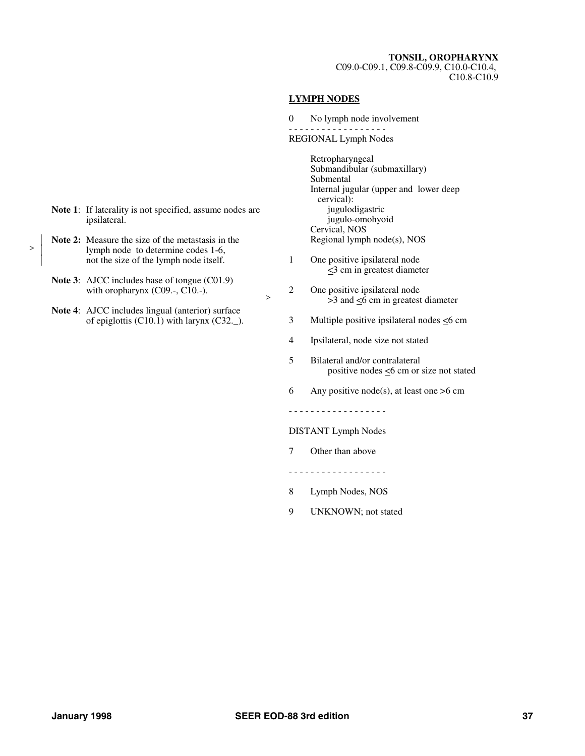**TONSIL, OROPHARYNX**
C09.0-C09.1, C09.8-C09.9, C10.0-C10.4, C10.8-C10.9

## LYMPH NODES

0 No lymph node involvement

- - - - - - - - - - - - - - - - - -

REGIONAL Lymph Nodes

- Retropharyngeal
- Submandibular (submaxillary)
- Submental
- Internal jugular (upper and lower deep cervical):
  - jugulodigastric
  - jugulo-omohyoid
- Cervical, NOS
- Regional lymph node(s), NOS

1 One positive ipsilateral node ≤3 cm in greatest diameter

2 One positive ipsilateral node >3 and ≤6 cm in greatest diameter

3 Multiple positive ipsilateral nodes ≤6 cm

4 Ipsilateral, node size not stated

5 Bilateral and/or contralateral positive nodes ≤6 cm or size not stated

6 Any positive node(s), at least one >6 cm

- - - - - - - - - - - - - - - - - -

DISTANT Lymph Nodes

7 Other than above

- - - - - - - - - - - - - - - - - -

8 Lymph Nodes, NOS

9 UNKNOWN; not stated

**Note 1**: If laterality is not specified, assume nodes are ipsilateral.

**Note 2:** Measure the size of the metastasis in the lymph node to determine codes 1-6, not the size of the lymph node itself.

**Note 3**: AJCC includes base of tongue (C01.9) with oropharynx (C09.-, C10.-).

**Note 4**: AJCC includes lingual (anterior) surface of epiglottis (C10.1) with larynx (C32._).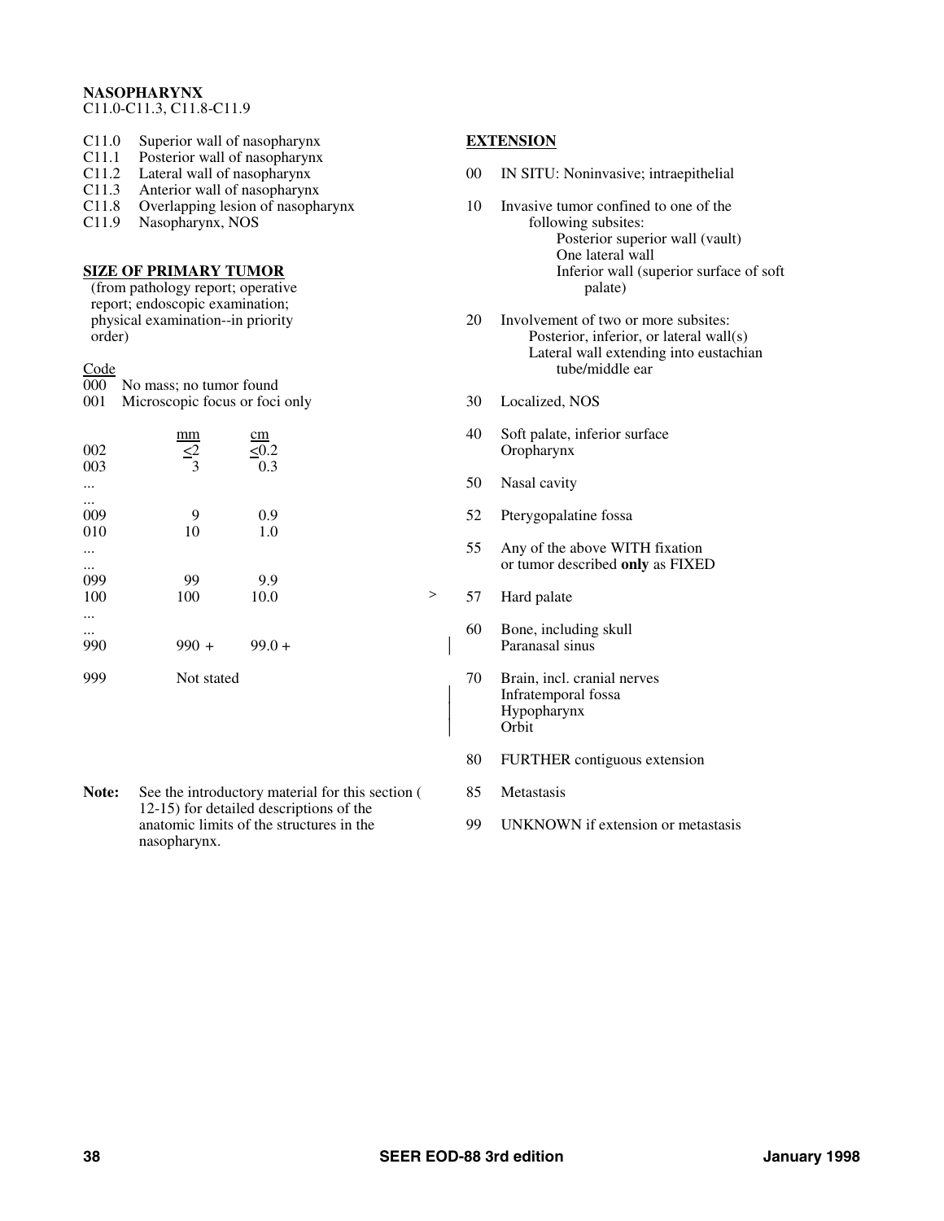## NASOPHARYNX

C11.0-C11.3, C11.8-C11.9

- C11.0 Superior wall of nasopharynx
- C11.1 Posterior wall of nasopharynx
- C11.2 Lateral wall of nasopharynx
- C11.3 Anterior wall of nasopharynx
- C11.8 Overlapping lesion of nasopharynx
- C11.9 Nasopharynx, NOS

### SIZE OF PRIMARY TUMOR

(from pathology report; operative report; endoscopic examination; physical examination--in priority order)

| Code | | |
|---|---|---|
| 000 | No mass; no tumor found | |
| 001 | Microscopic focus or foci only | |
| | mm | cm |
| 002 | ≤2 | ≤0.2 |
| 003 | 3 | 0.3 |
| ... | | |
| ... | | |
| 009 | 9 | 0.9 |
| 010 | 10 | 1.0 |
| ... | | |
| ... | | |
| 099 | 99 | 9.9 |
| 100 | 100 | 10.0 |
| ... | | |
| ... | | |
| 990 | 990 + | 99.0 + |
| 999 | Not stated | |

**Note:** See the introductory material for this section ( 12-15) for detailed descriptions of the anatomic limits of the structures in the nasopharynx.

### EXTENSION

- 00 IN SITU: Noninvasive; intraepithelial
- 10 Invasive tumor confined to one of the following subsites:
  - Posterior superior wall (vault)
  - One lateral wall
  - Inferior wall (superior surface of soft palate)
- 20 Involvement of two or more subsites:
  - Posterior, inferior, or lateral wall(s)
  - Lateral wall extending into eustachian tube/middle ear
- 30 Localized, NOS
- 40 Soft palate, inferior surface
  Oropharynx
- 50 Nasal cavity
- 52 Pterygopalatine fossa
- 55 Any of the above WITH fixation or tumor described **only** as FIXED
- \> 57 Hard palate
- 60 Bone, including skull
  Paranasal sinus
- 70 Brain, incl. cranial nerves
  Infratemporal fossa
  Hypopharynx
  Orbit
- 80 FURTHER contiguous extension
- 85 Metastasis
- 99 UNKNOWN if extension or metastasis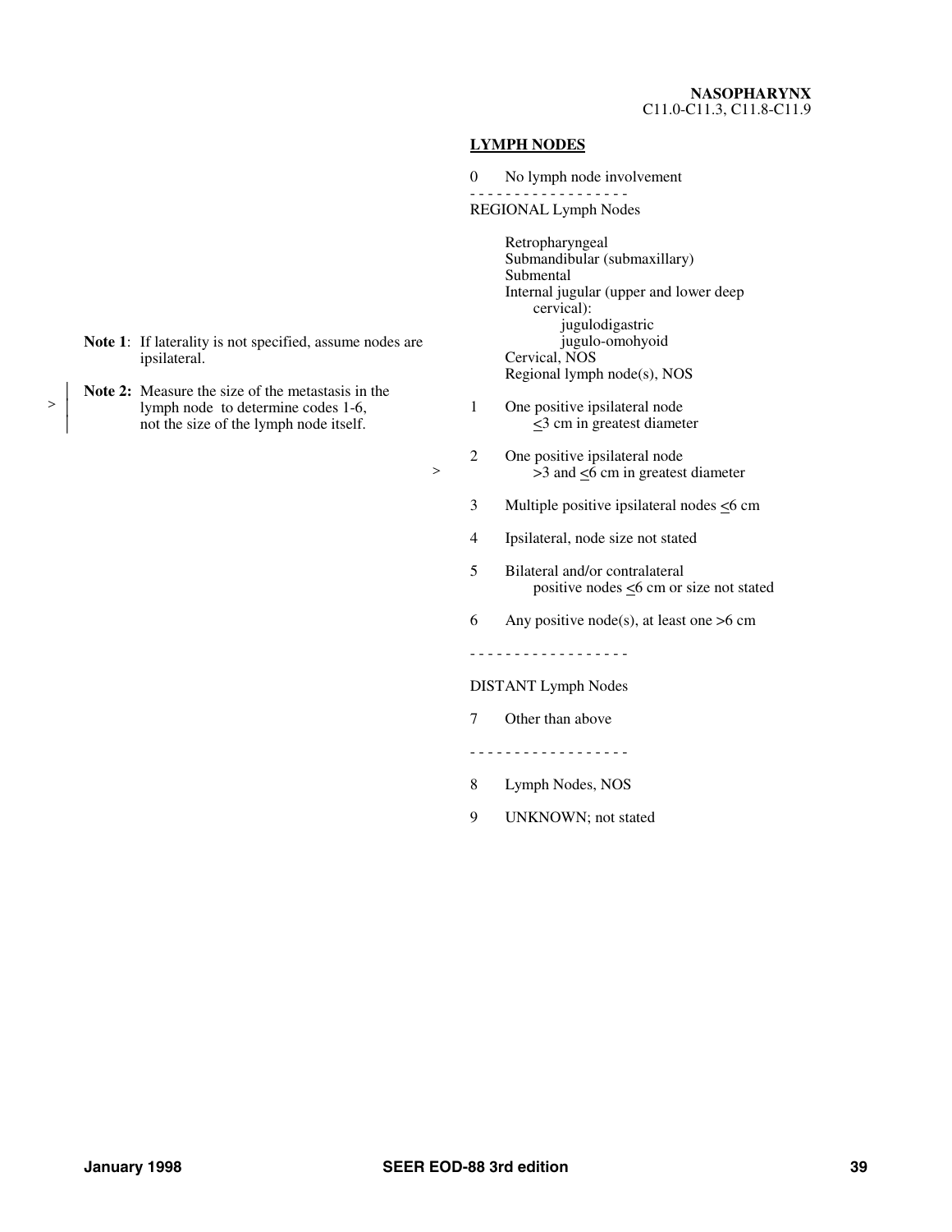**NASOPHARYNX**
C11.0-C11.3, C11.8-C11.9

**LYMPH NODES**

0 No lymph node involvement

- - - - - - - - - - - - - - - - - -

REGIONAL Lymph Nodes

Retropharyngeal
Submandibular (submaxillary)
Submental
Internal jugular (upper and lower deep cervical):
jugulodigastric
jugulo-omohyoid
Cervical, NOS
Regional lymph node(s), NOS

1 One positive ipsilateral node ≤3 cm in greatest diameter

2 One positive ipsilateral node >3 and ≤6 cm in greatest diameter

3 Multiple positive ipsilateral nodes ≤6 cm

4 Ipsilateral, node size not stated

5 Bilateral and/or contralateral positive nodes ≤6 cm or size not stated

6 Any positive node(s), at least one >6 cm

- - - - - - - - - - - - - - - - - -

DISTANT Lymph Nodes

7 Other than above

- - - - - - - - - - - - - - - - - -

8 Lymph Nodes, NOS

9 UNKNOWN; not stated

**Note 1**: If laterality is not specified, assume nodes are ipsilateral.

**Note 2:** Measure the size of the metastasis in the lymph node to determine codes 1-6, not the size of the lymph node itself.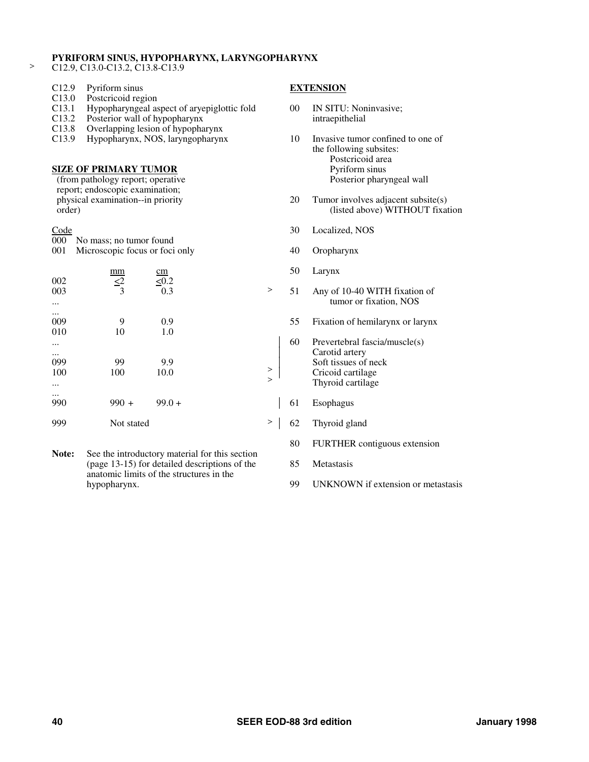## PYRIFORM SINUS, HYPOPHARYNX, LARYNGOPHARYNX

> C12.9, C13.0-C13.2, C13.8-C13.9

| | |
|---|---|
| C12.9 | Pyriform sinus |
| C13.0 | Postcricoid region |
| C13.1 | Hypopharyngeal aspect of aryepiglottic fold |
| C13.2 | Posterior wall of hypopharynx |
| C13.8 | Overlapping lesion of hypopharynx |
| C13.9 | Hypopharynx, NOS, laryngopharynx |

### SIZE OF PRIMARY TUMOR

(from pathology report; operative report; endoscopic examination; physical examination--in priority order)

| Code | | mm | cm |
|---|---|---|---|
| 000 | No mass; no tumor found | | |
| 001 | Microscopic focus or foci only | | |
| 002 | | ≤2 | ≤0.2 |
| 003 | | 3 | 0.3 |
| ... | | | |
| ... | | | |
| 009 | | 9 | 0.9 |
| 010 | | 10 | 1.0 |
| ... | | | |
| ... | | | |
| 099 | | 99 | 9.9 |
| 100 | | 100 | 10.0 |
| ... | | | |
| ... | | | |
| 990 | | 990 + | 99.0 + |
| 999 | | Not stated | |

**Note:** See the introductory material for this section (page 13-15) for detailed descriptions of the anatomic limits of the structures in the hypopharynx.

### EXTENSION

| Code | Description |
|---|---|
| 00 | IN SITU: Noninvasive; intraepithelial |
| 10 | Invasive tumor confined to one of the following subsites: Postcricoid area, Pyriform sinus, Posterior pharyngeal wall |
| 20 | Tumor involves adjacent subsite(s) (listed above) WITHOUT fixation |
| 30 | Localized, NOS |
| 40 | Oropharynx |
| 50 | Larynx |
| > 51 | Any of 10-40 WITH fixation of tumor or fixation, NOS |
| 55 | Fixation of hemilarynx or larynx |
| 60 | Prevertebral fascia/muscle(s); Carotid artery; Soft tissues of neck; > Cricoid cartilage; > Thyroid cartilage |
| 61 | Esophagus |
| > 62 | Thyroid gland |
| 80 | FURTHER contiguous extension |
| 85 | Metastasis |
| 99 | UNKNOWN if extension or metastasis |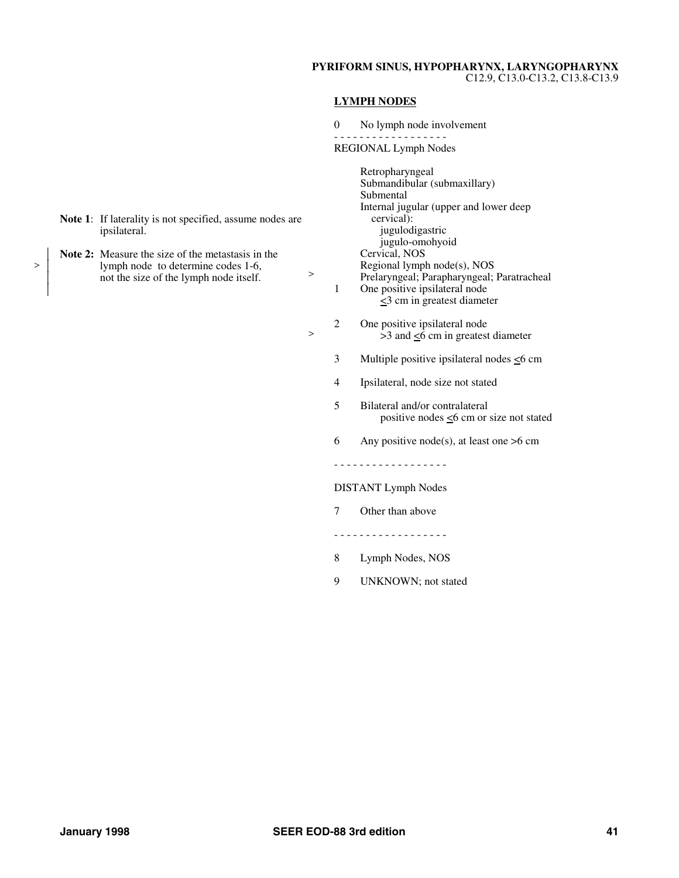**PYRIFORM SINUS, HYPOPHARYNX, LARYNGOPHARYNX**
C12.9, C13.0-C13.2, C13.8-C13.9

**LYMPH NODES**

**Note 1**: If laterality is not specified, assume nodes are ipsilateral.

> **Note 2:** Measure the size of the metastasis in the lymph node to determine codes 1-6, not the size of the lymph node itself.

0 No lymph node involvement

- - - - - - - - - - - - - - - - - -

REGIONAL Lymph Nodes

- Retropharyngeal
- Submandibular (submaxillary)
- Submental
- Internal jugular (upper and lower deep cervical):
  - jugulodigastric
  - jugulo-omohyoid
- Cervical, NOS
- Regional lymph node(s), NOS
- > Prelaryngeal; Parapharyngeal; Paratracheal

1 One positive ipsilateral node ≤3 cm in greatest diameter

2 One positive ipsilateral node
> >3 and ≤6 cm in greatest diameter

3 Multiple positive ipsilateral nodes ≤6 cm

4 Ipsilateral, node size not stated

5 Bilateral and/or contralateral positive nodes ≤6 cm or size not stated

6 Any positive node(s), at least one >6 cm

- - - - - - - - - - - - - - - - - -

DISTANT Lymph Nodes

7 Other than above

- - - - - - - - - - - - - - - - - -

8 Lymph Nodes, NOS

9 UNKNOWN; not stated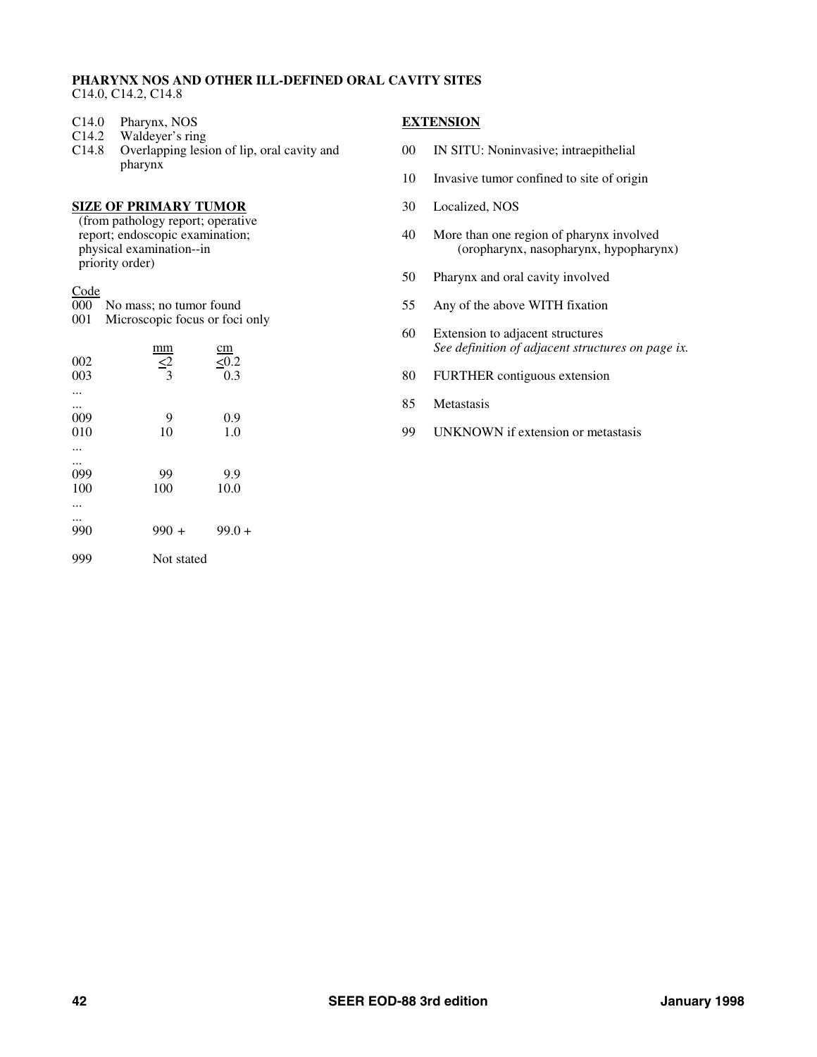## PHARYNX NOS AND OTHER ILL-DEFINED ORAL CAVITY SITES

C14.0, C14.2, C14.8

C14.0 Pharynx, NOS
C14.2 Waldeyer's ring
C14.8 Overlapping lesion of lip, oral cavity and pharynx

### SIZE OF PRIMARY TUMOR

(from pathology report; operative report; endoscopic examination; physical examination--in priority order)

| Code | | |
|---|---|---|
| 000 | No mass; no tumor found | |
| 001 | Microscopic focus or foci only | |
| | mm | cm |
| 002 | ≤2 | ≤0.2 |
| 003 | 3 | 0.3 |
| ... | | |
| ... | | |
| 009 | 9 | 0.9 |
| 010 | 10 | 1.0 |
| ... | | |
| ... | | |
| 099 | 99 | 9.9 |
| 100 | 100 | 10.0 |
| ... | | |
| ... | | |
| 990 | 990 + | 99.0 + |
| 999 | Not stated | |

### EXTENSION

| Code | Description |
|---|---|
| 00 | IN SITU: Noninvasive; intraepithelial |
| 10 | Invasive tumor confined to site of origin |
| 30 | Localized, NOS |
| 40 | More than one region of pharynx involved (oropharynx, nasopharynx, hypopharynx) |
| 50 | Pharynx and oral cavity involved |
| 55 | Any of the above WITH fixation |
| 60 | Extension to adjacent structures *See definition of adjacent structures on page ix.* |
| 80 | FURTHER contiguous extension |
| 85 | Metastasis |
| 99 | UNKNOWN if extension or metastasis |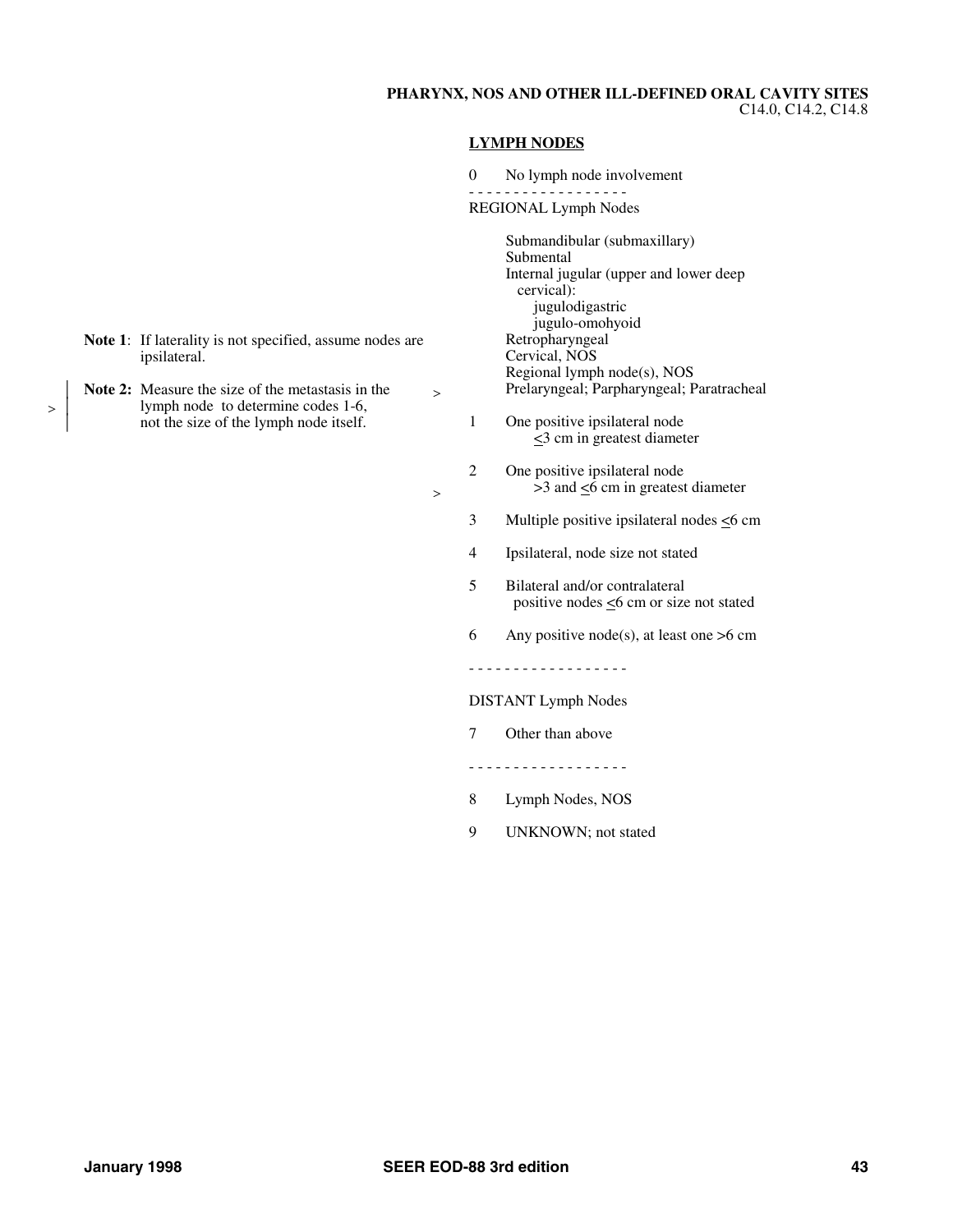# PHARYNX, NOS AND OTHER ILL-DEFINED ORAL CAVITY SITES

C14.0, C14.2, C14.8

**Note 1**: If laterality is not specified, assume nodes are ipsilateral.

**Note 2:** Measure the size of the metastasis in the lymph node to determine codes 1-6, not the size of the lymph node itself.

## LYMPH NODES

0 No lymph node involvement

- - - - - - - - - - - - - - - - - -

REGIONAL Lymph Nodes

- Submandibular (submaxillary)
- Submental
- Internal jugular (upper and lower deep cervical):
  - jugulodigastric
  - jugulo-omohyoid
- Retropharyngeal
- Cervical, NOS
- Regional lymph node(s), NOS
- Prelaryngeal; Parpharyngeal; Paratracheal

1 One positive ipsilateral node ≤3 cm in greatest diameter

2 One positive ipsilateral node >3 and ≤6 cm in greatest diameter

3 Multiple positive ipsilateral nodes ≤6 cm

4 Ipsilateral, node size not stated

5 Bilateral and/or contralateral positive nodes ≤6 cm or size not stated

6 Any positive node(s), at least one >6 cm

- - - - - - - - - - - - - - - - - -

DISTANT Lymph Nodes

7 Other than above

- - - - - - - - - - - - - - - - - -

8 Lymph Nodes, NOS

9 UNKNOWN; not stated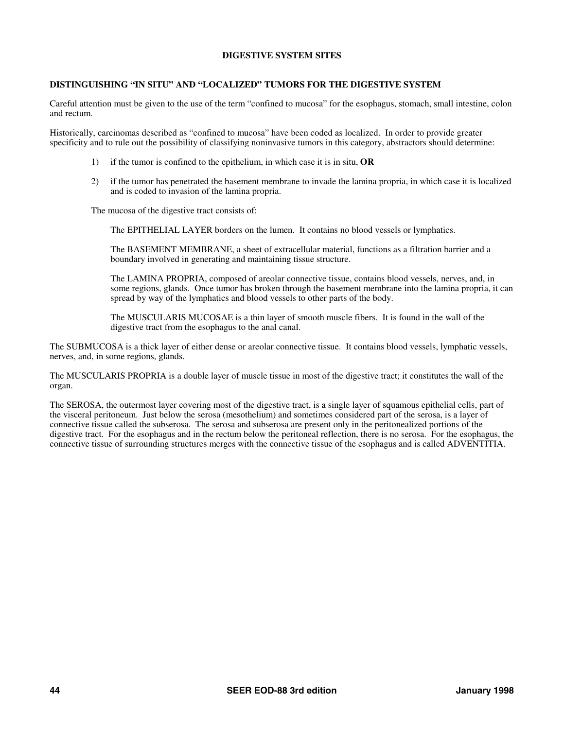# DIGESTIVE SYSTEM SITES

## DISTINGUISHING "IN SITU" AND "LOCALIZED" TUMORS FOR THE DIGESTIVE SYSTEM

Careful attention must be given to the use of the term "confined to mucosa" for the esophagus, stomach, small intestine, colon and rectum.

Historically, carcinomas described as "confined to mucosa" have been coded as localized. In order to provide greater specificity and to rule out the possibility of classifying noninvasive tumors in this category, abstractors should determine:

1) if the tumor is confined to the epithelium, in which case it is in situ, **OR**

2) if the tumor has penetrated the basement membrane to invade the lamina propria, in which case it is localized and is coded to invasion of the lamina propria.

The mucosa of the digestive tract consists of:

The EPITHELIAL LAYER borders on the lumen. It contains no blood vessels or lymphatics.

The BASEMENT MEMBRANE, a sheet of extracellular material, functions as a filtration barrier and a boundary involved in generating and maintaining tissue structure.

The LAMINA PROPRIA, composed of areolar connective tissue, contains blood vessels, nerves, and, in some regions, glands. Once tumor has broken through the basement membrane into the lamina propria, it can spread by way of the lymphatics and blood vessels to other parts of the body.

The MUSCULARIS MUCOSAE is a thin layer of smooth muscle fibers. It is found in the wall of the digestive tract from the esophagus to the anal canal.

The SUBMUCOSA is a thick layer of either dense or areolar connective tissue. It contains blood vessels, lymphatic vessels, nerves, and, in some regions, glands.

The MUSCULARIS PROPRIA is a double layer of muscle tissue in most of the digestive tract; it constitutes the wall of the organ.

The SEROSA, the outermost layer covering most of the digestive tract, is a single layer of squamous epithelial cells, part of the visceral peritoneum. Just below the serosa (mesothelium) and sometimes considered part of the serosa, is a layer of connective tissue called the subserosa. The serosa and subserosa are present only in the peritonealized portions of the digestive tract. For the esophagus and in the rectum below the peritoneal reflection, there is no serosa. For the esophagus, the connective tissue of surrounding structures merges with the connective tissue of the esophagus and is called ADVENTITIA.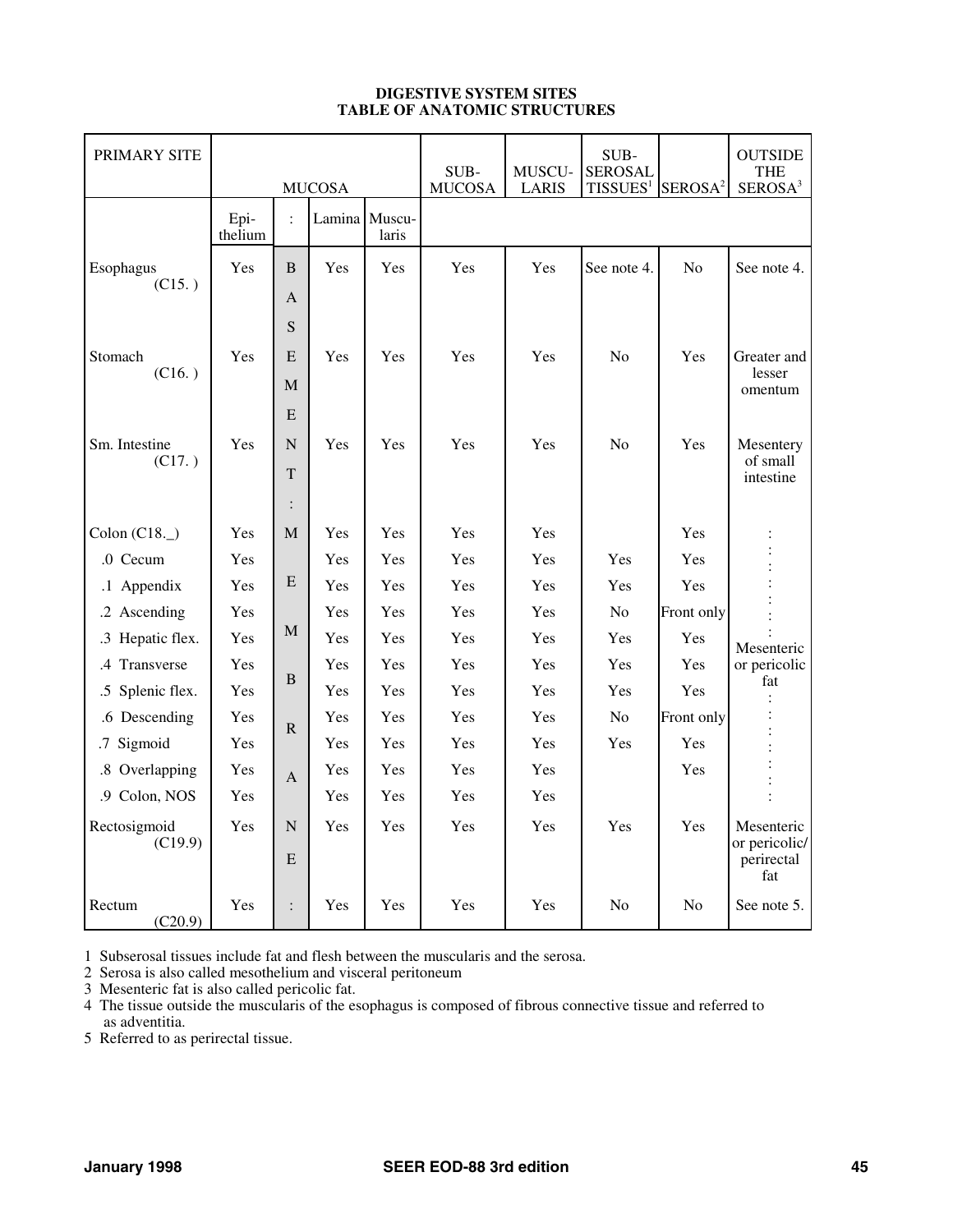# DIGESTIVE SYSTEM SITES
## TABLE OF ANATOMIC STRUCTURES

| PRIMARY SITE | MUCOSA | | | | SUB-MUCOSA | MUSCULARIS | SUB-SEROSAL TISSUES[1] | SEROSA[2] | OUTSIDE THE SEROSA[3] |
|---|---|---|---|---|---|---|---|---|---|
| | Epithelium | : | Lamina | Muscularis | | | | | |
| Esophagus (C15. ) | Yes | BASEMENT: MEMBRANE : | Yes | Yes | Yes | Yes | See note 4. | No | See note 4. |
| Stomach (C16. ) | Yes | | Yes | Yes | Yes | Yes | No | Yes | Greater and lesser omentum |
| Sm. Intestine (C17. ) | Yes | | Yes | Yes | Yes | Yes | No | Yes | Mesentery of small intestine |
| Colon (C18._) | Yes | | Yes | Yes | Yes | Yes | | Yes | Mesenteric or pericolic fat |
| .0 Cecum | Yes | | Yes | Yes | Yes | Yes | Yes | Yes | |
| .1 Appendix | Yes | | Yes | Yes | Yes | Yes | Yes | Yes | |
| .2 Ascending | Yes | | Yes | Yes | Yes | Yes | No | Front only | |
| .3 Hepatic flex. | Yes | | Yes | Yes | Yes | Yes | Yes | Yes | |
| .4 Transverse | Yes | | Yes | Yes | Yes | Yes | Yes | Yes | |
| .5 Splenic flex. | Yes | | Yes | Yes | Yes | Yes | Yes | Yes | |
| .6 Descending | Yes | | Yes | Yes | Yes | Yes | No | Front only | |
| .7 Sigmoid | Yes | | Yes | Yes | Yes | Yes | Yes | Yes | |
| .8 Overlapping | Yes | | Yes | Yes | Yes | Yes | | Yes | |
| .9 Colon, NOS | Yes | | Yes | Yes | Yes | Yes | | | |
| Rectosigmoid (C19.9) | Yes | | Yes | Yes | Yes | Yes | Yes | Yes | Mesenteric or pericolic/ perirectal fat |
| Rectum (C20.9) | Yes | | Yes | Yes | Yes | Yes | No | No | See note 5. |

1 Subserosal tissues include fat and flesh between the muscularis and the serosa.
2 Serosa is also called mesothelium and visceral peritoneum
3 Mesenteric fat is also called pericolic fat.
4 The tissue outside the muscularis of the esophagus is composed of fibrous connective tissue and referred to as adventitia.
5 Referred to as perirectal tissue.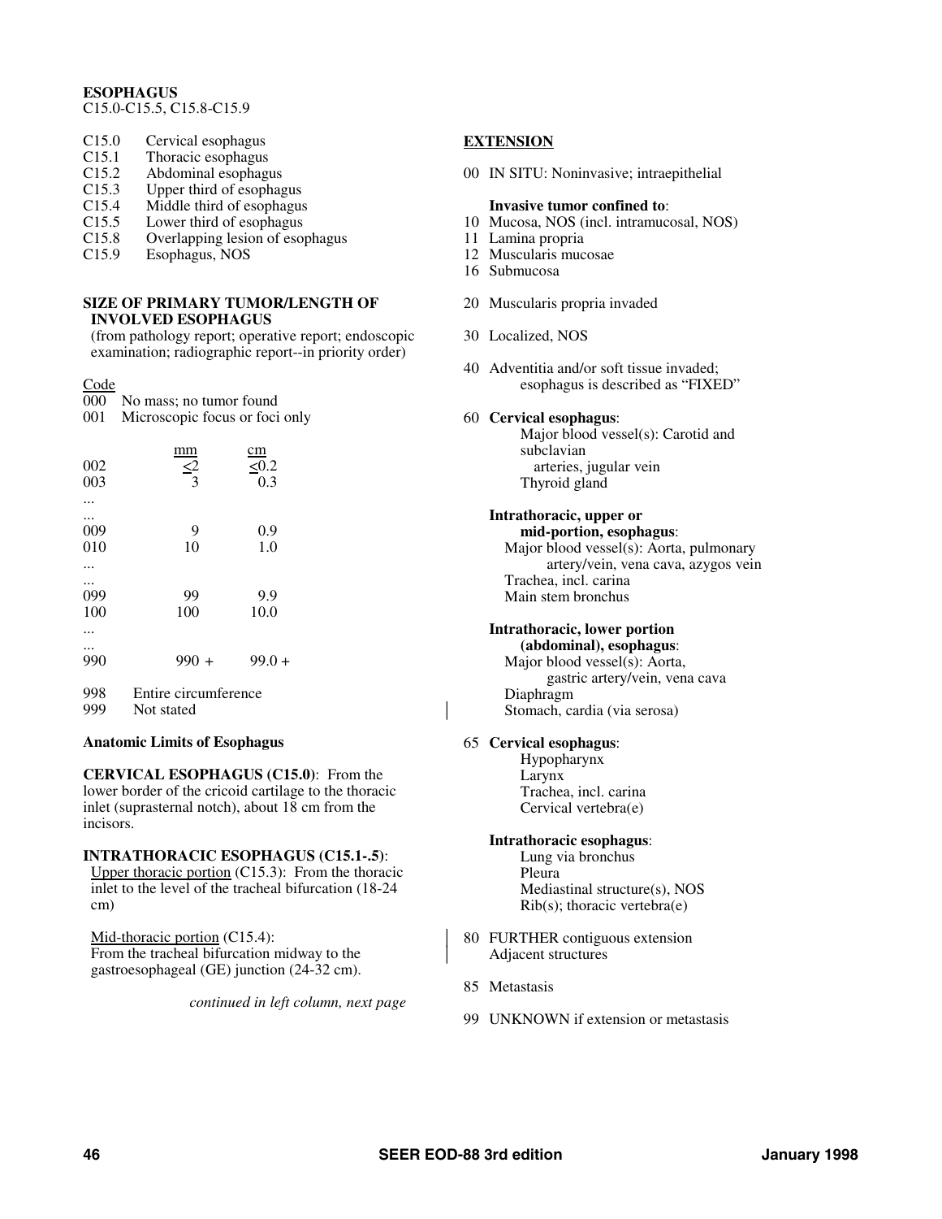## ESOPHAGUS

C15.0-C15.5, C15.8-C15.9

| | |
|---|---|
| C15.0 | Cervical esophagus |
| C15.1 | Thoracic esophagus |
| C15.2 | Abdominal esophagus |
| C15.3 | Upper third of esophagus |
| C15.4 | Middle third of esophagus |
| C15.5 | Lower third of esophagus |
| C15.8 | Overlapping lesion of esophagus |
| C15.9 | Esophagus, NOS |

### SIZE OF PRIMARY TUMOR/LENGTH OF INVOLVED ESOPHAGUS

(from pathology report; operative report; endoscopic examination; radiographic report--in priority order)

| Code | mm | cm |
|---|---|---|
| 000 | No mass; no tumor found | |
| 001 | Microscopic focus or foci only | |
| 002 | ≤2 | ≤0.2 |
| 003 | 3 | 0.3 |
| ... | | |
| ... | | |
| 009 | 9 | 0.9 |
| 010 | 10 | 1.0 |
| ... | | |
| ... | | |
| 099 | 99 | 9.9 |
| 100 | 100 | 10.0 |
| ... | | |
| ... | | |
| 990 | 990 + | 99.0 + |
| 998 | Entire circumference | |
| 999 | Not stated | |

**Anatomic Limits of Esophagus**

**CERVICAL ESOPHAGUS (C15.0)**: From the lower border of the cricoid cartilage to the thoracic inlet (suprasternal notch), about 18 cm from the incisors.

**INTRATHORACIC ESOPHAGUS (C15.1-.5)**:

Upper thoracic portion (C15.3): From the thoracic inlet to the level of the tracheal bifurcation (18-24 cm)

Mid-thoracic portion (C15.4):
From the tracheal bifurcation midway to the gastroesophageal (GE) junction (24-32 cm).

*continued in left column, next page*

### EXTENSION

00 IN SITU: Noninvasive; intraepithelial

**Invasive tumor confined to**:

10 Mucosa, NOS (incl. intramucosal, NOS)
11 Lamina propria
12 Muscularis mucosae
16 Submucosa

20 Muscularis propria invaded

30 Localized, NOS

40 Adventitia and/or soft tissue invaded; esophagus is described as "FIXED"

60 **Cervical esophagus**:
- Major blood vessel(s): Carotid and subclavian arteries, jugular vein
- Thyroid gland

**Intrathoracic, upper or mid-portion, esophagus**:
- Major blood vessel(s): Aorta, pulmonary artery/vein, vena cava, azygos vein
- Trachea, incl. carina
- Main stem bronchus

**Intrathoracic, lower portion (abdominal), esophagus**:
- Major blood vessel(s): Aorta, gastric artery/vein, vena cava
- Diaphragm
- Stomach, cardia (via serosa)

65 **Cervical esophagus**:
- Hypopharynx
- Larynx
- Trachea, incl. carina
- Cervical vertebra(e)

**Intrathoracic esophagus**:
- Lung via bronchus
- Pleura
- Mediastinal structure(s), NOS
- Rib(s); thoracic vertebra(e)

80 FURTHER contiguous extension
Adjacent structures

85 Metastasis

99 UNKNOWN if extension or metastasis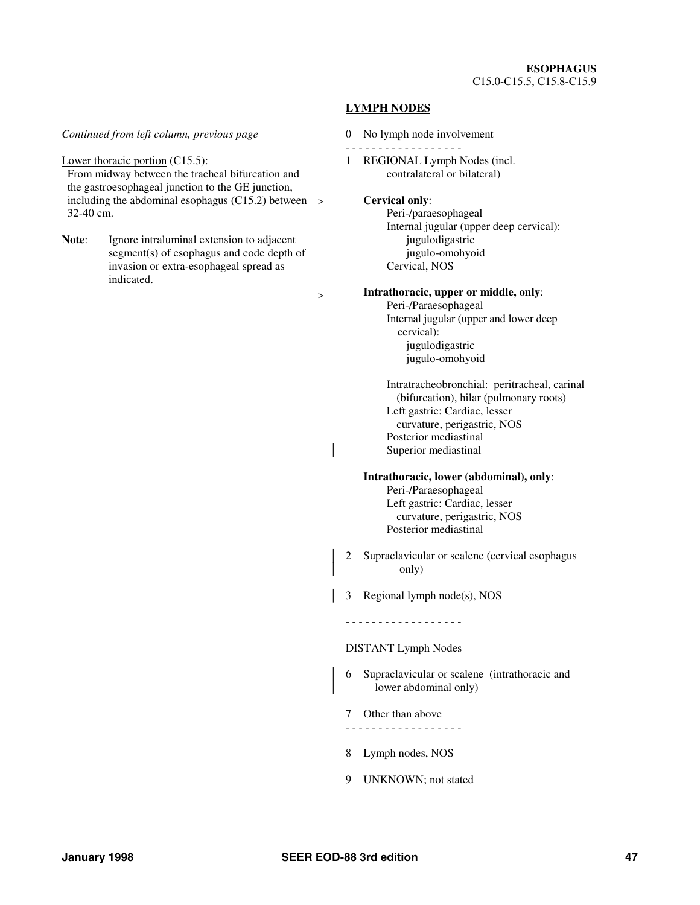**ESOPHAGUS**
C15.0-C15.5, C15.8-C15.9

*Continued from left column, previous page*

Lower thoracic portion (C15.5):
From midway between the tracheal bifurcation and the gastroesophageal junction to the GE junction, including the abdominal esophagus (C15.2) between 32-40 cm.

**Note**: Ignore intraluminal extension to adjacent segment(s) of esophagus and code depth of invasion or extra-esophageal spread as indicated.

## LYMPH NODES

0 No lymph node involvement

- - - - - - - - - - - - - - - - - -

1 REGIONAL Lymph Nodes (incl. contralateral or bilateral)

> **Cervical only**:
> Peri-/paraesophageal
> Internal jugular (upper deep cervical):
> jugulodigastric
> jugulo-omohyoid
> Cervical, NOS

> **Intrathoracic, upper or middle, only**:
> Peri-/Paraesophageal
> Internal jugular (upper and lower deep cervical):
> jugulodigastric
> jugulo-omohyoid
>
> Intratracheobronchial: peritracheal, carinal (bifurcation), hilar (pulmonary roots)
> Left gastric: Cardiac, lesser curvature, perigastric, NOS
> Posterior mediastinal
> Superior mediastinal

**Intrathoracic, lower (abdominal), only**:
Peri-/Paraesophageal
Left gastric: Cardiac, lesser curvature, perigastric, NOS
Posterior mediastinal

2 Supraclavicular or scalene (cervical esophagus only)

3 Regional lymph node(s), NOS

- - - - - - - - - - - - - - - - - -

DISTANT Lymph Nodes

6 Supraclavicular or scalene (intrathoracic and lower abdominal only)

7 Other than above

- - - - - - - - - - - - - - - - - -

8 Lymph nodes, NOS

9 UNKNOWN; not stated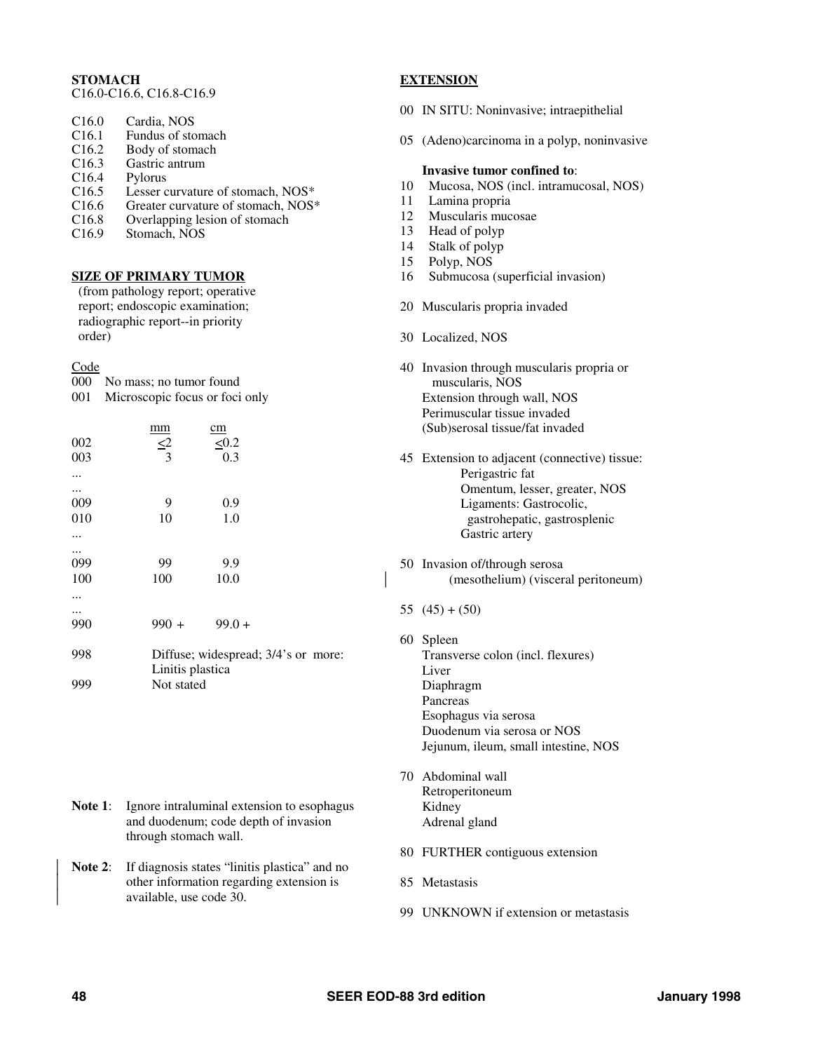## STOMACH

C16.0-C16.6, C16.8-C16.9

| | |
|---|---|
| C16.0 | Cardia, NOS |
| C16.1 | Fundus of stomach |
| C16.2 | Body of stomach |
| C16.3 | Gastric antrum |
| C16.4 | Pylorus |
| C16.5 | Lesser curvature of stomach, NOS* |
| C16.6 | Greater curvature of stomach, NOS* |
| C16.8 | Overlapping lesion of stomach |
| C16.9 | Stomach, NOS |

### SIZE OF PRIMARY TUMOR

(from pathology report; operative report; endoscopic examination; radiographic report--in priority order)

| Code | mm | cm |
|---|---|---|
| 000 | No mass; no tumor found | |
| 001 | Microscopic focus or foci only | |
| 002 | ≤2 | ≤0.2 |
| 003 | 3 | 0.3 |
| ... | | |
| ... | | |
| 009 | 9 | 0.9 |
| 010 | 10 | 1.0 |
| ... | | |
| ... | | |
| 099 | 99 | 9.9 |
| 100 | 100 | 10.0 |
| ... | | |
| ... | | |
| 990 | 990 + | 99.0 + |
| 998 | Diffuse; widespread; 3/4's or more: Linitis plastica | |
| 999 | Not stated | |

**Note 1**: Ignore intraluminal extension to esophagus and duodenum; code depth of invasion through stomach wall.

**Note 2**: If diagnosis states "linitis plastica" and no other information regarding extension is available, use code 30.

### EXTENSION

00 IN SITU: Noninvasive; intraepithelial

05 (Adeno)carcinoma in a polyp, noninvasive

**Invasive tumor confined to**:

10 Mucosa, NOS (incl. intramucosal, NOS)
11 Lamina propria
12 Muscularis mucosae
13 Head of polyp
14 Stalk of polyp
15 Polyp, NOS
16 Submucosa (superficial invasion)

20 Muscularis propria invaded

30 Localized, NOS

40 Invasion through muscularis propria or muscularis, NOS
Extension through wall, NOS
Perimuscular tissue invaded
(Sub)serosal tissue/fat invaded

45 Extension to adjacent (connective) tissue:
Perigastric fat
Omentum, lesser, greater, NOS
Ligaments: Gastrocolic, gastrohepatic, gastrosplenic
Gastric artery

50 Invasion of/through serosa (mesothelium) (visceral peritoneum)

55 (45) + (50)

60 Spleen
Transverse colon (incl. flexures)
Liver
Diaphragm
Pancreas
Esophagus via serosa
Duodenum via serosa or NOS
Jejunum, ileum, small intestine, NOS

70 Abdominal wall
Retroperitoneum
Kidney
Adrenal gland

80 FURTHER contiguous extension

85 Metastasis

99 UNKNOWN if extension or metastasis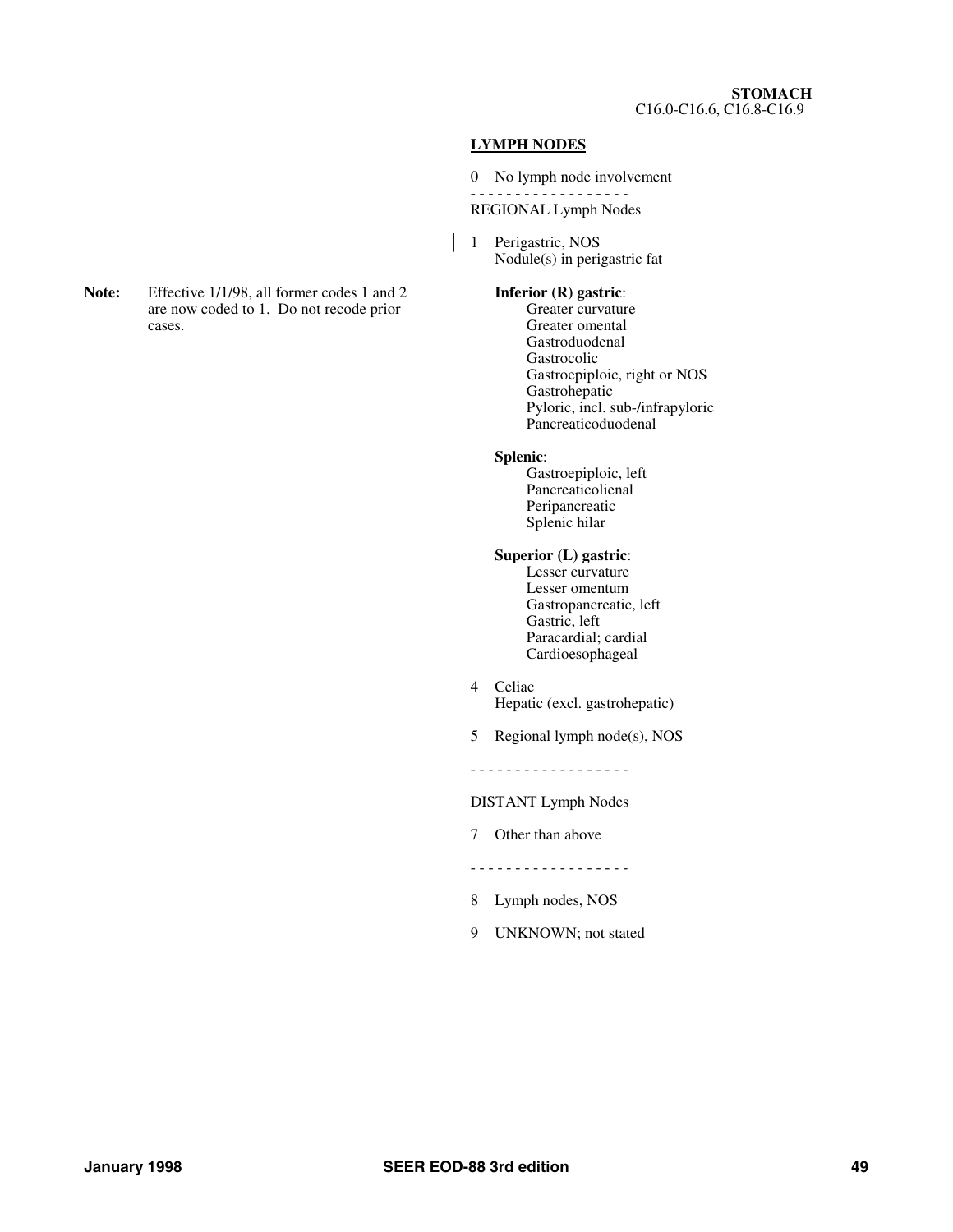**STOMACH**
C16.0-C16.6, C16.8-C16.9

## LYMPH NODES

0 No lymph node involvement

- - - - - - - - - - - - - - - - - -

REGIONAL Lymph Nodes

1 Perigastric, NOS
Nodule(s) in perigastric fat

**Note:** Effective 1/1/98, all former codes 1 and 2 are now coded to 1. Do not recode prior cases.

**Inferior (R) gastric**:
- Greater curvature
- Greater omental
- Gastroduodenal
- Gastrocolic
- Gastroepiploic, right or NOS
- Gastrohepatic
- Pyloric, incl. sub-/infrapyloric
- Pancreaticoduodenal

**Splenic**:
- Gastroepiploic, left
- Pancreaticolienal
- Peripancreatic
- Splenic hilar

**Superior (L) gastric**:
- Lesser curvature
- Lesser omentum
- Gastropancreatic, left
- Gastric, left
- Paracardial; cardial
- Cardioesophageal

4 Celiac
Hepatic (excl. gastrohepatic)

5 Regional lymph node(s), NOS

- - - - - - - - - - - - - - - - - -

DISTANT Lymph Nodes

7 Other than above

- - - - - - - - - - - - - - - - - -

8 Lymph nodes, NOS

9 UNKNOWN; not stated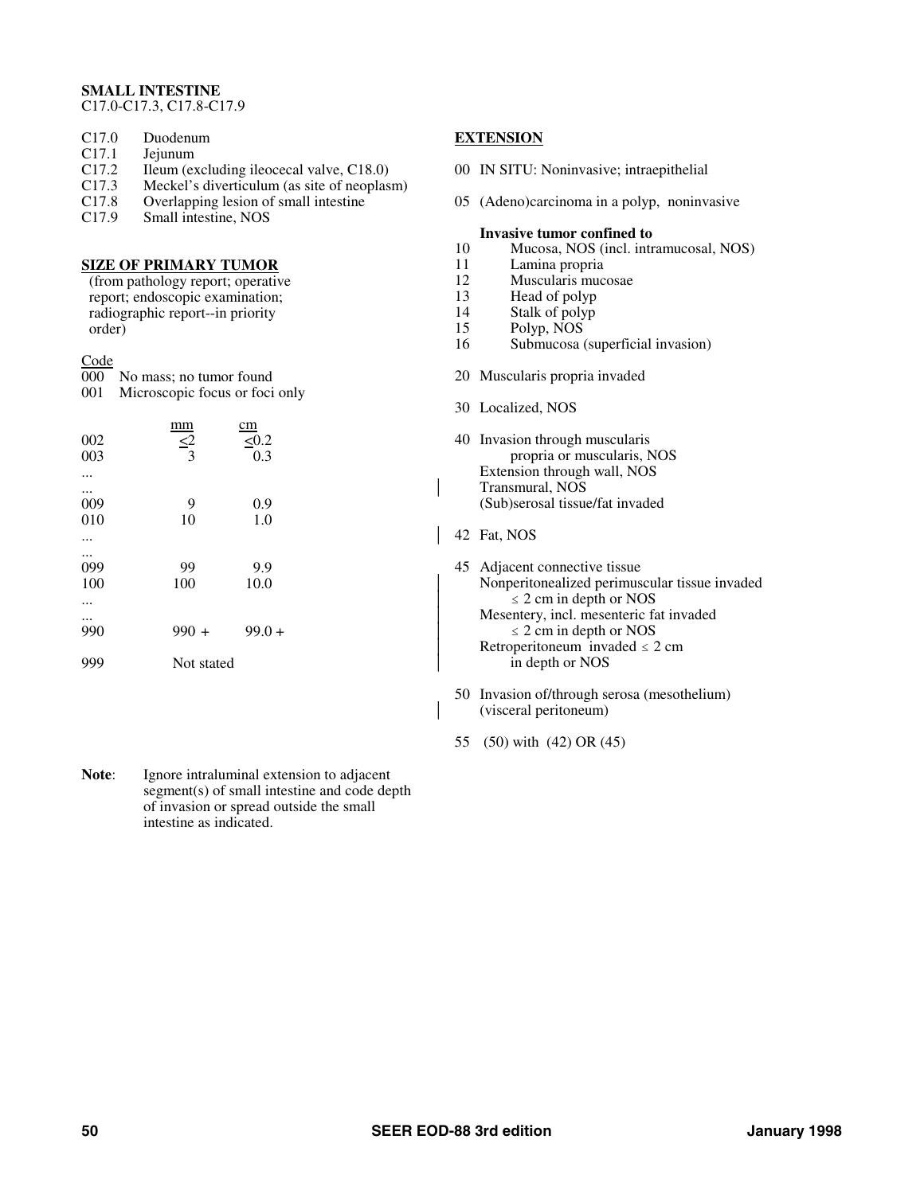**SMALL INTESTINE**
C17.0-C17.3, C17.8-C17.9

| | |
|---|---|
| C17.0 | Duodenum |
| C17.1 | Jejunum |
| C17.2 | Ileum (excluding ileocecal valve, C18.0) |
| C17.3 | Meckel's diverticulum (as site of neoplasm) |
| C17.8 | Overlapping lesion of small intestine |
| C17.9 | Small intestine, NOS |

**SIZE OF PRIMARY TUMOR**
(from pathology report; operative report; endoscopic examination; radiographic report--in priority order)

| Code | mm | cm |
|---|---|---|
| 000 | No mass; no tumor found | |
| 001 | Microscopic focus or foci only | |
| 002 | ≤2 | ≤0.2 |
| 003 | 3 | 0.3 |
| ... | | |
| ... | | |
| 009 | 9 | 0.9 |
| 010 | 10 | 1.0 |
| ... | | |
| ... | | |
| 099 | 99 | 9.9 |
| 100 | 100 | 10.0 |
| ... | | |
| ... | | |
| 990 | 990 + | 99.0 + |
| 999 | Not stated | |

**Note**: Ignore intraluminal extension to adjacent segment(s) of small intestine and code depth of invasion or spread outside the small intestine as indicated.

**EXTENSION**

00 IN SITU: Noninvasive; intraepithelial

05 (Adeno)carcinoma in a polyp, noninvasive

**Invasive tumor confined to**
- 10 Mucosa, NOS (incl. intramucosal, NOS)
- 11 Lamina propria
- 12 Muscularis mucosae
- 13 Head of polyp
- 14 Stalk of polyp
- 15 Polyp, NOS
- 16 Submucosa (superficial invasion)

20 Muscularis propria invaded

30 Localized, NOS

40 Invasion through muscularis propria or muscularis, NOS
Extension through wall, NOS
Transmural, NOS
(Sub)serosal tissue/fat invaded

42 Fat, NOS

45 Adjacent connective tissue
Nonperitonealized perimuscular tissue invaded ≤ 2 cm in depth or NOS
Mesentery, incl. mesenteric fat invaded ≤ 2 cm in depth or NOS
Retroperitoneum invaded ≤ 2 cm in depth or NOS

50 Invasion of/through serosa (mesothelium) (visceral peritoneum)

55 (50) with (42) OR (45)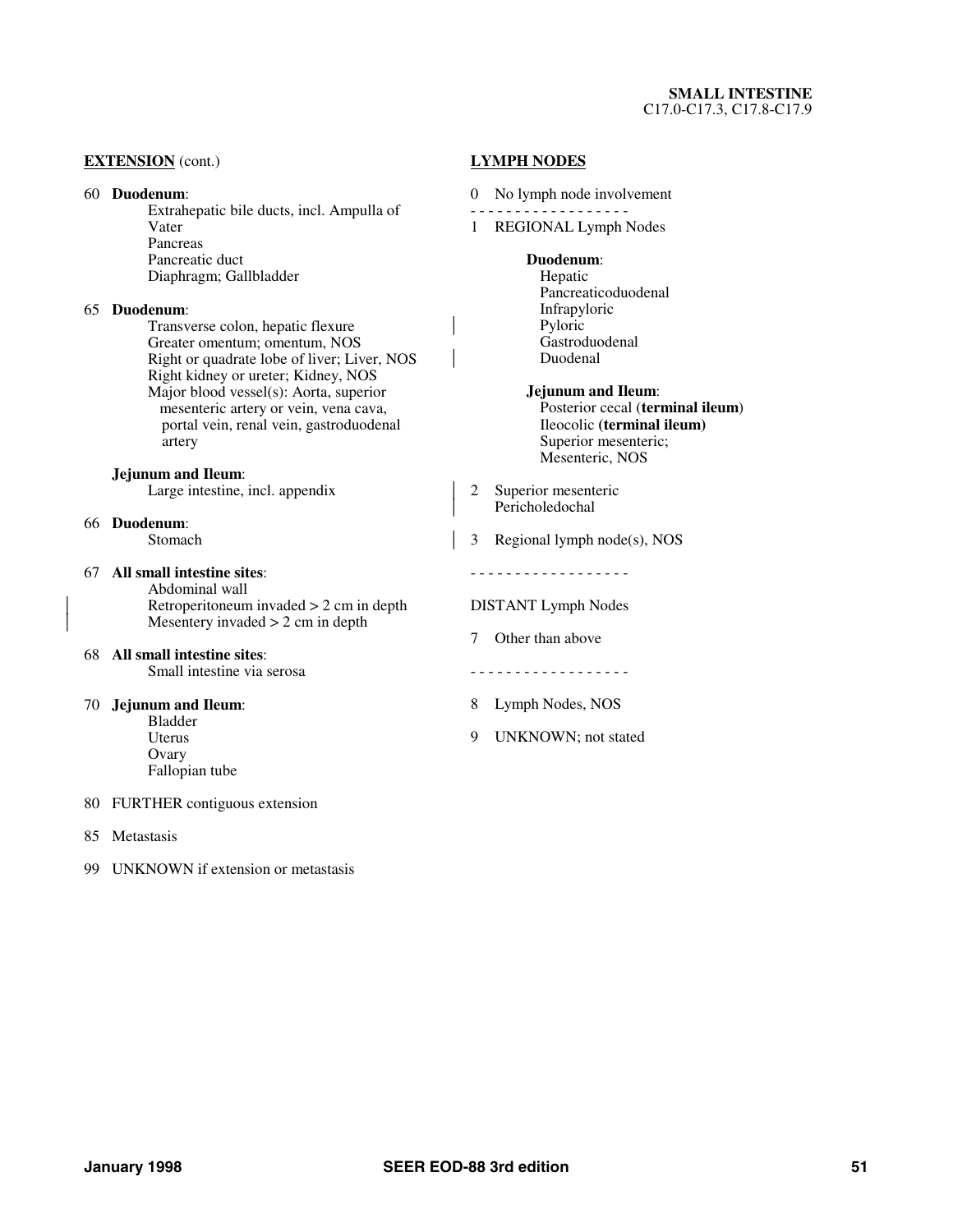**EXTENSION** (cont.)

60 **Duodenum**:
- Extrahepatic bile ducts, incl. Ampulla of Vater
- Pancreas
- Pancreatic duct
- Diaphragm; Gallbladder

65 **Duodenum**:
- Transverse colon, hepatic flexure
- Greater omentum; omentum, NOS
- Right or quadrate lobe of liver; Liver, NOS
- Right kidney or ureter; Kidney, NOS
- Major blood vessel(s): Aorta, superior mesenteric artery or vein, vena cava, portal vein, renal vein, gastroduodenal artery

**Jejunum and Ileum**:
- Large intestine, incl. appendix

66 **Duodenum**:
- Stomach

67 **All small intestine sites**:
- Abdominal wall
- Retroperitoneum invaded > 2 cm in depth
- Mesentery invaded > 2 cm in depth

68 **All small intestine sites**:
- Small intestine via serosa

70 **Jejunum and Ileum**:
- Bladder
- Uterus
- Ovary
- Fallopian tube

80 FURTHER contiguous extension

85 Metastasis

99 UNKNOWN if extension or metastasis

**LYMPH NODES**

0 No lymph node involvement

- - - - - - - - - - - - - - - - - -

1 REGIONAL Lymph Nodes

**Duodenum**:
- Hepatic
- Pancreaticoduodenal
- Infrapyloric
- Pyloric
- Gastroduodenal
- Duodenal

**Jejunum and Ileum**:
- Posterior cecal (**terminal ileum**)
- Ileocolic **(terminal ileum)**
- Superior mesenteric;
- Mesenteric, NOS

2 Superior mesenteric
Pericholedochal

3 Regional lymph node(s), NOS

- - - - - - - - - - - - - - - - - -

DISTANT Lymph Nodes

7 Other than above

- - - - - - - - - - - - - - - - - -

8 Lymph Nodes, NOS

9 UNKNOWN; not stated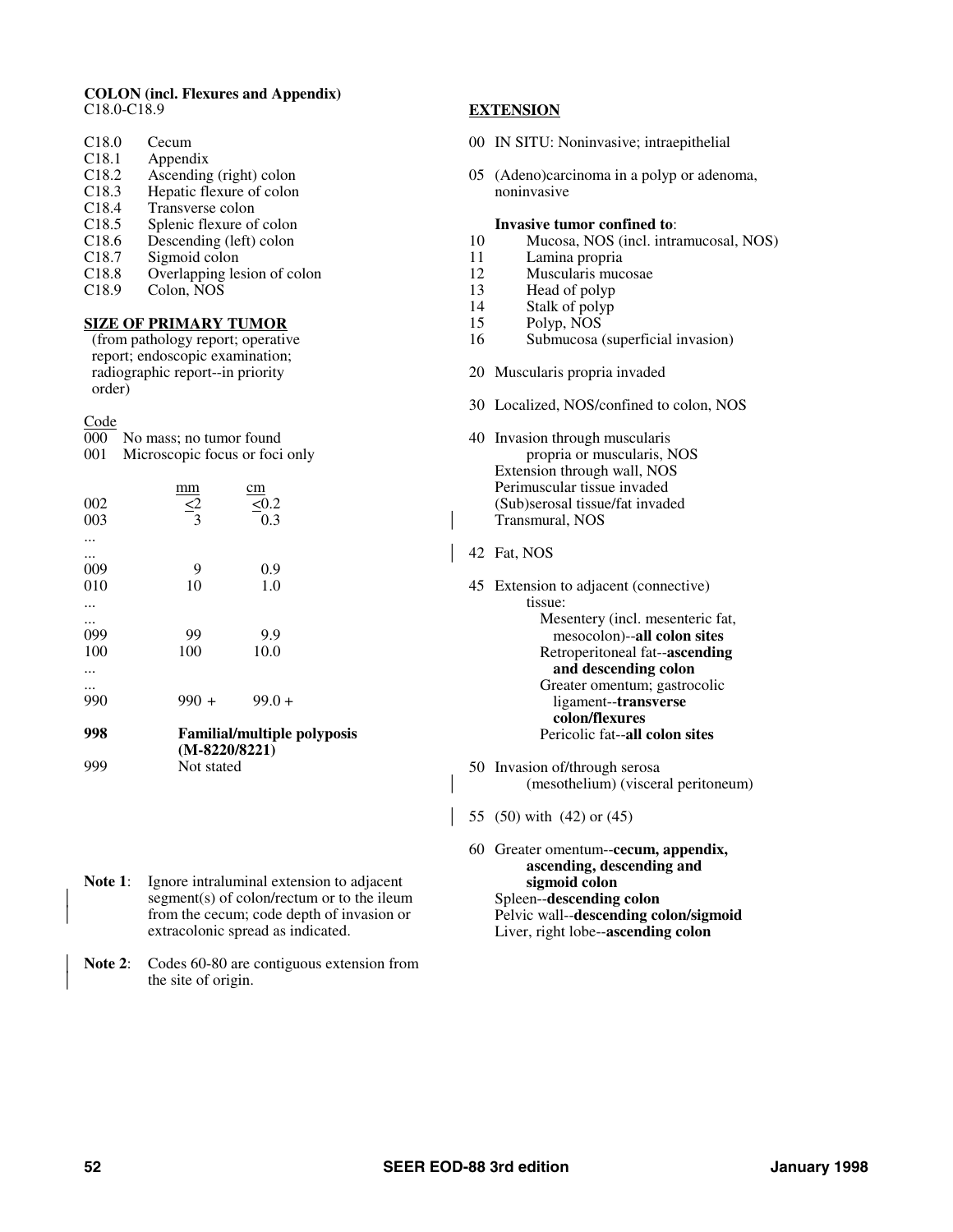**COLON (incl. Flexures and Appendix)**
C18.0-C18.9

| | |
|---|---|
| C18.0 | Cecum |
| C18.1 | Appendix |
| C18.2 | Ascending (right) colon |
| C18.3 | Hepatic flexure of colon |
| C18.4 | Transverse colon |
| C18.5 | Splenic flexure of colon |
| C18.6 | Descending (left) colon |
| C18.7 | Sigmoid colon |
| C18.8 | Overlapping lesion of colon |
| C18.9 | Colon, NOS |

## SIZE OF PRIMARY TUMOR

(from pathology report; operative report; endoscopic examination; radiographic report--in priority order)

| Code | | |
|---|---|---|
| 000 | No mass; no tumor found | |
| 001 | Microscopic focus or foci only | |
| | mm | cm |
| 002 | ≤2 | ≤0.2 |
| 003 | 3 | 0.3 |
| ... | | |
| ... | | |
| 009 | 9 | 0.9 |
| 010 | 10 | 1.0 |
| ... | | |
| ... | | |
| 099 | 99 | 9.9 |
| 100 | 100 | 10.0 |
| ... | | |
| ... | | |
| 990 | 990 + | 99.0 + |
| **998** | **Familial/multiple polyposis (M-8220/8221)** | |
| 999 | Not stated | |

**Note 1**: Ignore intraluminal extension to adjacent segment(s) of colon/rectum or to the ileum from the cecum; code depth of invasion or extracolonic spread as indicated.

**Note 2**: Codes 60-80 are contiguous extension from the site of origin.

## EXTENSION

00 IN SITU: Noninvasive; intraepithelial

05 (Adeno)carcinoma in a polyp or adenoma, noninvasive

**Invasive tumor confined to**:

10 Mucosa, NOS (incl. intramucosal, NOS)
11 Lamina propria
12 Muscularis mucosae
13 Head of polyp
14 Stalk of polyp
15 Polyp, NOS
16 Submucosa (superficial invasion)

20 Muscularis propria invaded

30 Localized, NOS/confined to colon, NOS

40 Invasion through muscularis propria or muscularis, NOS
Extension through wall, NOS
Perimuscular tissue invaded
(Sub)serosal tissue/fat invaded
Transmural, NOS

42 Fat, NOS

45 Extension to adjacent (connective) tissue:
Mesentery (incl. mesenteric fat, mesocolon)--**all colon sites**
Retroperitoneal fat--**ascending and descending colon**
Greater omentum; gastrocolic ligament--**transverse colon/flexures**
Pericolic fat--**all colon sites**

50 Invasion of/through serosa (mesothelium) (visceral peritoneum)

55 (50) with (42) or (45)

60 Greater omentum--**cecum, appendix, ascending, descending and sigmoid colon**
Spleen--**descending colon**
Pelvic wall--**descending colon/sigmoid**
Liver, right lobe--**ascending colon**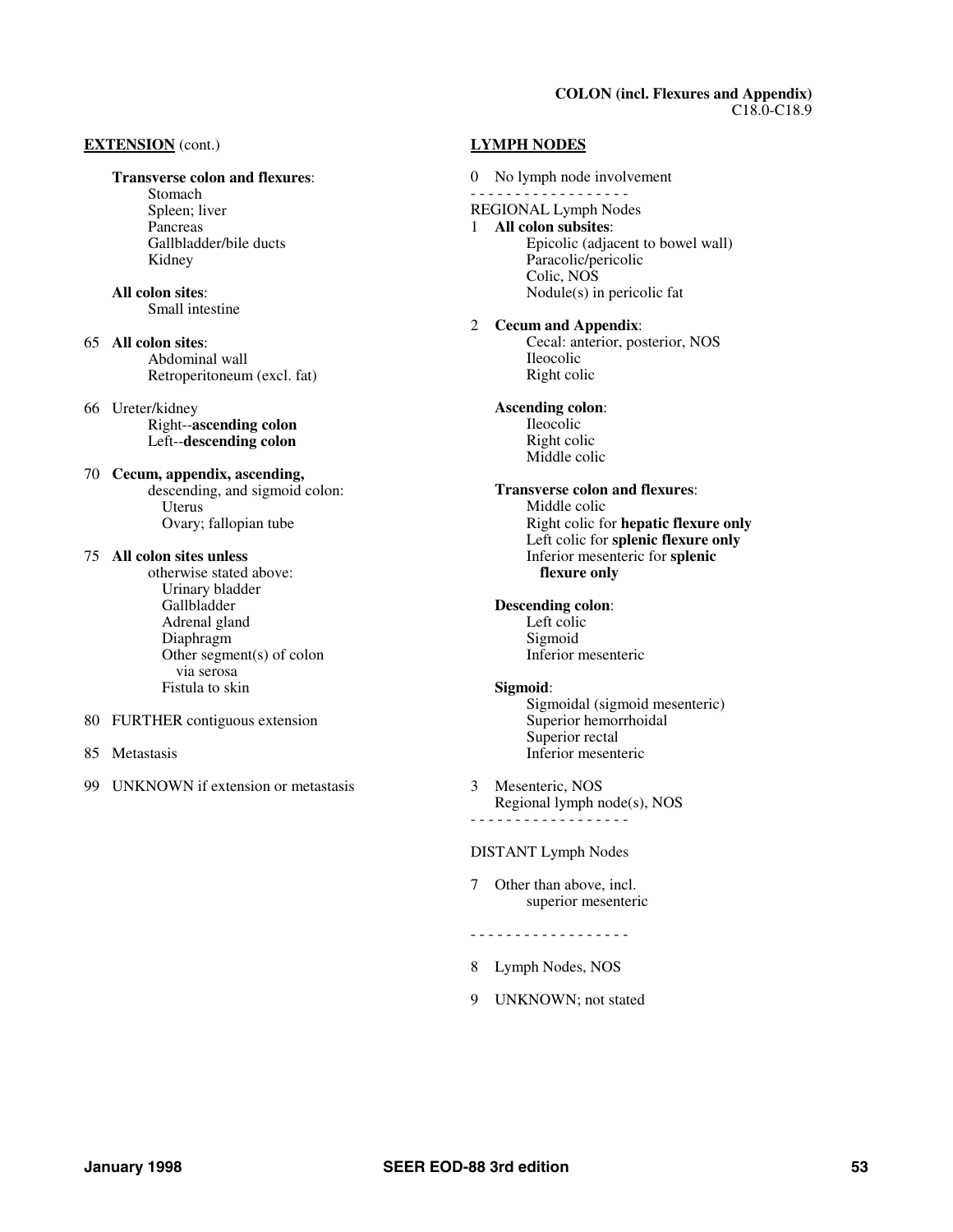**COLON (incl. Flexures and Appendix)**
C18.0-C18.9

**EXTENSION** (cont.)

**Transverse colon and flexures**:
- Stomach
- Spleen; liver
- Pancreas
- Gallbladder/bile ducts
- Kidney

**All colon sites**:
- Small intestine

65 **All colon sites**:
- Abdominal wall
- Retroperitoneum (excl. fat)

66 Ureter/kidney
- Right--**ascending colon**
- Left--**descending colon**

70 **Cecum, appendix, ascending,** descending, and sigmoid colon:
- Uterus
- Ovary; fallopian tube

75 **All colon sites unless** otherwise stated above:
- Urinary bladder
- Gallbladder
- Adrenal gland
- Diaphragm
- Other segment(s) of colon via serosa
- Fistula to skin

80 FURTHER contiguous extension

85 Metastasis

99 UNKNOWN if extension or metastasis

**LYMPH NODES**

0 No lymph node involvement

- - - - - - - - - - - - - - - - - -

REGIONAL Lymph Nodes

1 **All colon subsites**:
- Epicolic (adjacent to bowel wall)
- Paracolic/pericolic
- Colic, NOS
- Nodule(s) in pericolic fat

2 **Cecum and Appendix**:
- Cecal: anterior, posterior, NOS
- Ileocolic
- Right colic

**Ascending colon**:
- Ileocolic
- Right colic
- Middle colic

**Transverse colon and flexures**:
- Middle colic
- Right colic for **hepatic flexure only**
- Left colic for **splenic flexure only**
- Inferior mesenteric for **splenic flexure only**

**Descending colon**:
- Left colic
- Sigmoid
- Inferior mesenteric

**Sigmoid**:
- Sigmoidal (sigmoid mesenteric)
- Superior hemorrhoidal
- Superior rectal
- Inferior mesenteric

3 Mesenteric, NOS
Regional lymph node(s), NOS

- - - - - - - - - - - - - - - - - -

DISTANT Lymph Nodes

7 Other than above, incl. superior mesenteric

- - - - - - - - - - - - - - - - - -

8 Lymph Nodes, NOS

9 UNKNOWN; not stated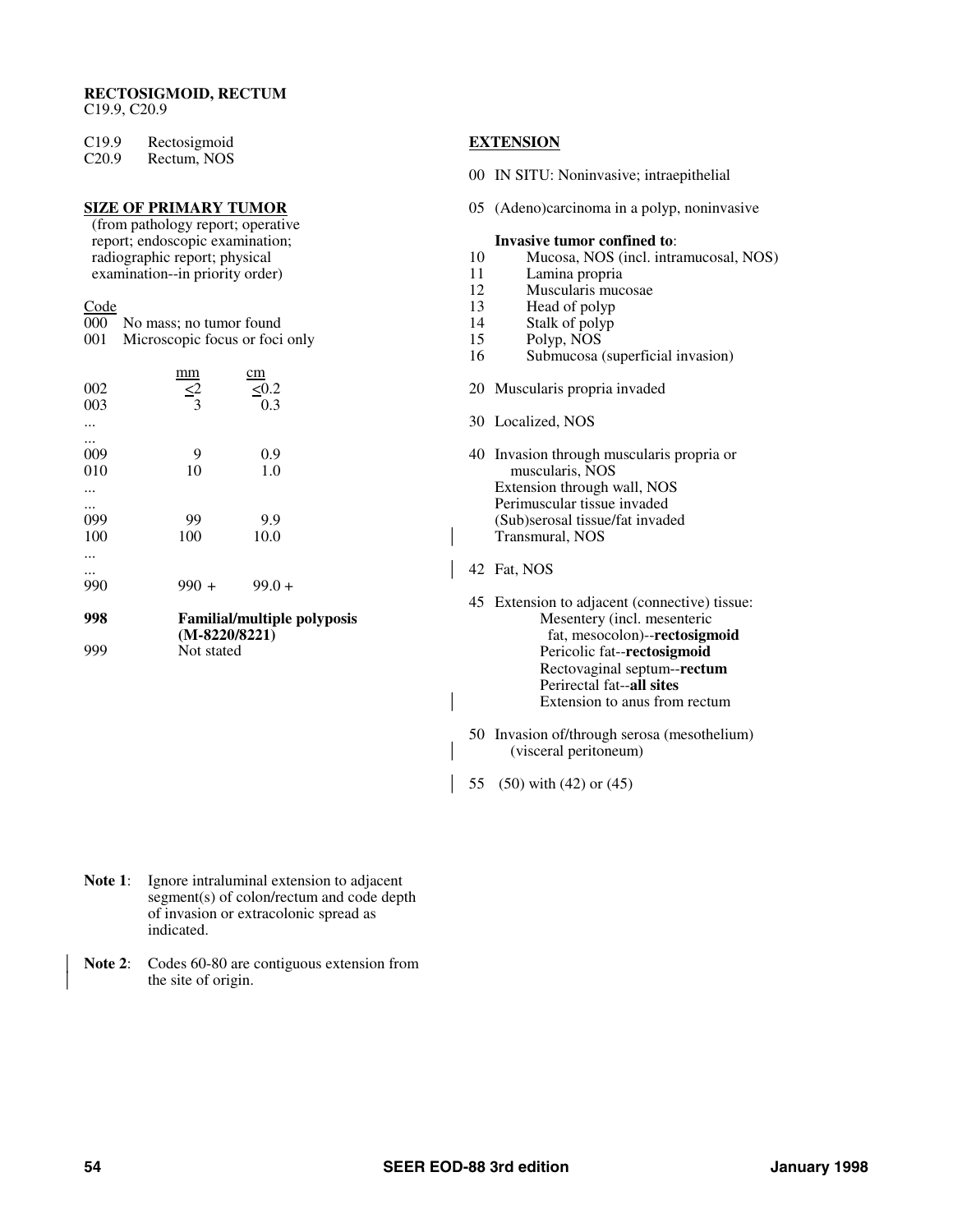## RECTOSIGMOID, RECTUM

C19.9, C20.9

C19.9 Rectosigmoid
C20.9 Rectum, NOS

### SIZE OF PRIMARY TUMOR

(from pathology report; operative report; endoscopic examination; radiographic report; physical examination--in priority order)

| Code | | |
|---|---|---|
| 000 | No mass; no tumor found | |
| 001 | Microscopic focus or foci only | |
| | **mm** | **cm** |
| 002 | ≤2 | ≤0.2 |
| 003 | 3 | 0.3 |
| ... | | |
| ... | | |
| 009 | 9 | 0.9 |
| 010 | 10 | 1.0 |
| ... | | |
| ... | | |
| 099 | 99 | 9.9 |
| 100 | 100 | 10.0 |
| ... | | |
| ... | | |
| 990 | 990 + | 99.0 + |
| **998** | **Familial/multiple polyposis (M-8220/8221)** | |
| 999 | Not stated | |

### EXTENSION

00 IN SITU: Noninvasive; intraepithelial

05 (Adeno)carcinoma in a polyp, noninvasive

**Invasive tumor confined to**:

10 Mucosa, NOS (incl. intramucosal, NOS)
11 Lamina propria
12 Muscularis mucosae
13 Head of polyp
14 Stalk of polyp
15 Polyp, NOS
16 Submucosa (superficial invasion)

20 Muscularis propria invaded

30 Localized, NOS

40 Invasion through muscularis propria or muscularis, NOS
Extension through wall, NOS
Perimuscular tissue invaded
(Sub)serosal tissue/fat invaded
Transmural, NOS

42 Fat, NOS

45 Extension to adjacent (connective) tissue:
Mesentery (incl. mesenteric fat, mesocolon)--**rectosigmoid**
Pericolic fat--**rectosigmoid**
Rectovaginal septum--**rectum**
Perirectal fat--**all sites**
Extension to anus from rectum

50 Invasion of/through serosa (mesothelium) (visceral peritoneum)

55 (50) with (42) or (45)

**Note 1**: Ignore intraluminal extension to adjacent segment(s) of colon/rectum and code depth of invasion or extracolonic spread as indicated.

**Note 2**: Codes 60-80 are contiguous extension from the site of origin.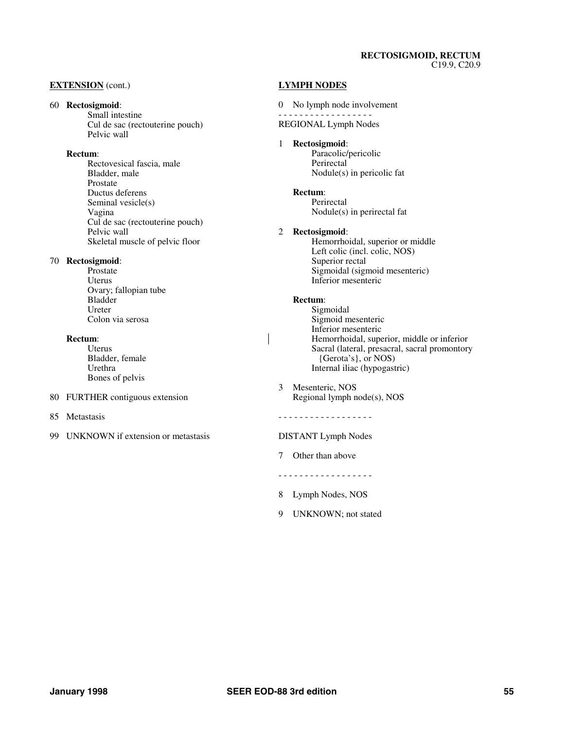**EXTENSION** (cont.)

60 **Rectosigmoid**:
- Small intestine
- Cul de sac (rectouterine pouch)
- Pelvic wall

**Rectum**:
- Rectovesical fascia, male
- Bladder, male
- Prostate
- Ductus deferens
- Seminal vesicle(s)
- Vagina
- Cul de sac (rectouterine pouch)
- Pelvic wall
- Skeletal muscle of pelvic floor

70 **Rectosigmoid**:
- Prostate
- Uterus
- Ovary; fallopian tube
- Bladder
- Ureter
- Colon via serosa

**Rectum**:
- Uterus
- Bladder, female
- Urethra
- Bones of pelvis

80 FURTHER contiguous extension

85 Metastasis

99 UNKNOWN if extension or metastasis

**LYMPH NODES**

0 No lymph node involvement

- - - - - - - - - - - - - - - - - -

REGIONAL Lymph Nodes

1 **Rectosigmoid**:
- Paracolic/pericolic
- Perirectal
- Nodule(s) in pericolic fat

**Rectum**:
- Perirectal
- Nodule(s) in perirectal fat

2 **Rectosigmoid**:
- Hemorrhoidal, superior or middle
- Left colic (incl. colic, NOS)
- Superior rectal
- Sigmoidal (sigmoid mesenteric)
- Inferior mesenteric

**Rectum**:
- Sigmoidal
- Sigmoid mesenteric
- Inferior mesenteric
- Hemorrhoidal, superior, middle or inferior
- Sacral (lateral, presacral, sacral promontory {Gerota's}, or NOS)
- Internal iliac (hypogastric)

3 Mesenteric, NOS
Regional lymph node(s), NOS

- - - - - - - - - - - - - - - - - -

DISTANT Lymph Nodes

7 Other than above

- - - - - - - - - - - - - - - - - -

8 Lymph Nodes, NOS

9 UNKNOWN; not stated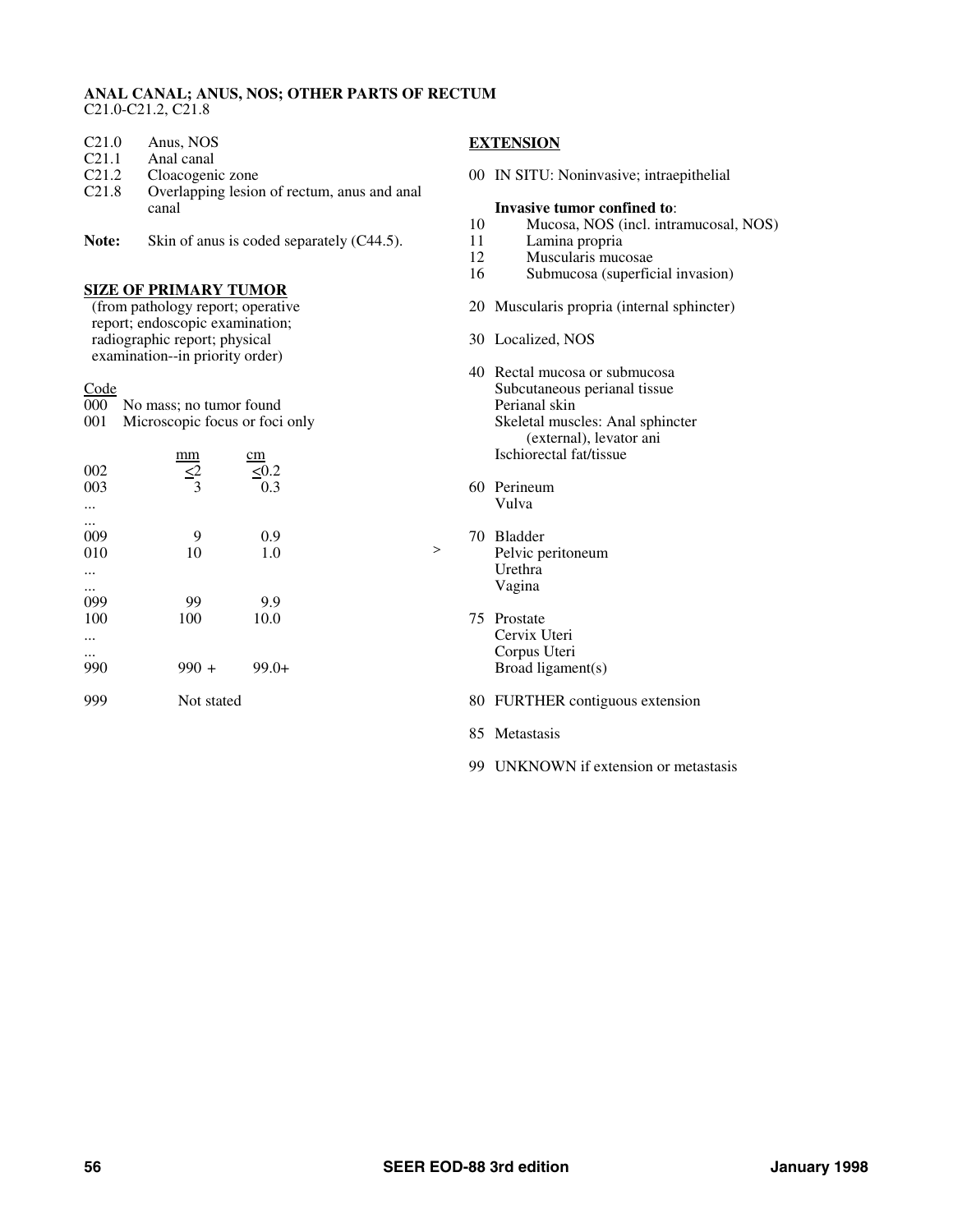**ANAL CANAL; ANUS, NOS; OTHER PARTS OF RECTUM**
C21.0-C21.2, C21.8

| | |
|---|---|
| C21.0 | Anus, NOS |
| C21.1 | Anal canal |
| C21.2 | Cloacogenic zone |
| C21.8 | Overlapping lesion of rectum, anus and anal canal |

**Note:** Skin of anus is coded separately (C44.5).

## SIZE OF PRIMARY TUMOR

(from pathology report; operative report; endoscopic examination; radiographic report; physical examination--in priority order)

| Code | | |
|---|---|---|
| 000 | No mass; no tumor found | |
| 001 | Microscopic focus or foci only | |
| | mm | cm |
| 002 | ≤2 | ≤0.2 |
| 003 | 3 | 0.3 |
| ... | | |
| ... | | |
| 009 | 9 | 0.9 |
| 010 | 10 | 1.0 |
| ... | | |
| ... | | |
| 099 | 99 | 9.9 |
| 100 | 100 | 10.0 |
| ... | | |
| ... | | |
| 990 | 990 + | 99.0+ |
| 999 | Not stated | |

## EXTENSION

00 IN SITU: Noninvasive; intraepithelial

**Invasive tumor confined to**:

10 Mucosa, NOS (incl. intramucosal, NOS)
11 Lamina propria
12 Muscularis mucosae
16 Submucosa (superficial invasion)

20 Muscularis propria (internal sphincter)

30 Localized, NOS

40 Rectal mucosa or submucosa
Subcutaneous perianal tissue
Perianal skin
Skeletal muscles: Anal sphincter (external), levator ani
Ischiorectal fat/tissue

60 Perineum
Vulva

\> 70 Bladder
Pelvic peritoneum
Urethra
Vagina

75 Prostate
Cervix Uteri
Corpus Uteri
Broad ligament(s)

80 FURTHER contiguous extension

85 Metastasis

99 UNKNOWN if extension or metastasis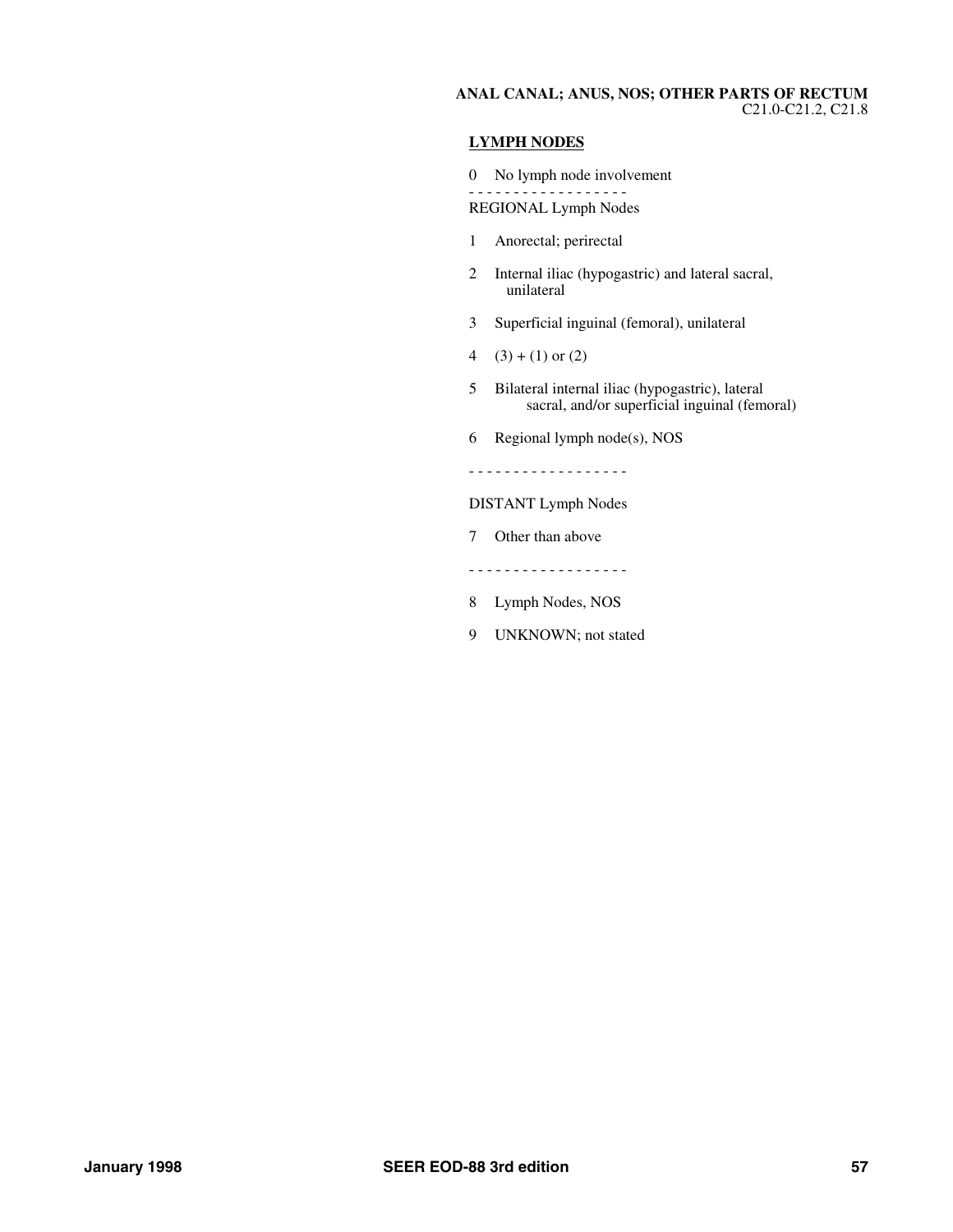**ANAL CANAL; ANUS, NOS; OTHER PARTS OF RECTUM**
C21.0-C21.2, C21.8

**LYMPH NODES**

0 No lymph node involvement

- - - - - - - - - - - - - - - - - -

REGIONAL Lymph Nodes

1 Anorectal; perirectal

2 Internal iliac (hypogastric) and lateral sacral, unilateral

3 Superficial inguinal (femoral), unilateral

4 (3) + (1) or (2)

5 Bilateral internal iliac (hypogastric), lateral sacral, and/or superficial inguinal (femoral)

6 Regional lymph node(s), NOS

- - - - - - - - - - - - - - - - - -

DISTANT Lymph Nodes

7 Other than above

- - - - - - - - - - - - - - - - - -

8 Lymph Nodes, NOS

9 UNKNOWN; not stated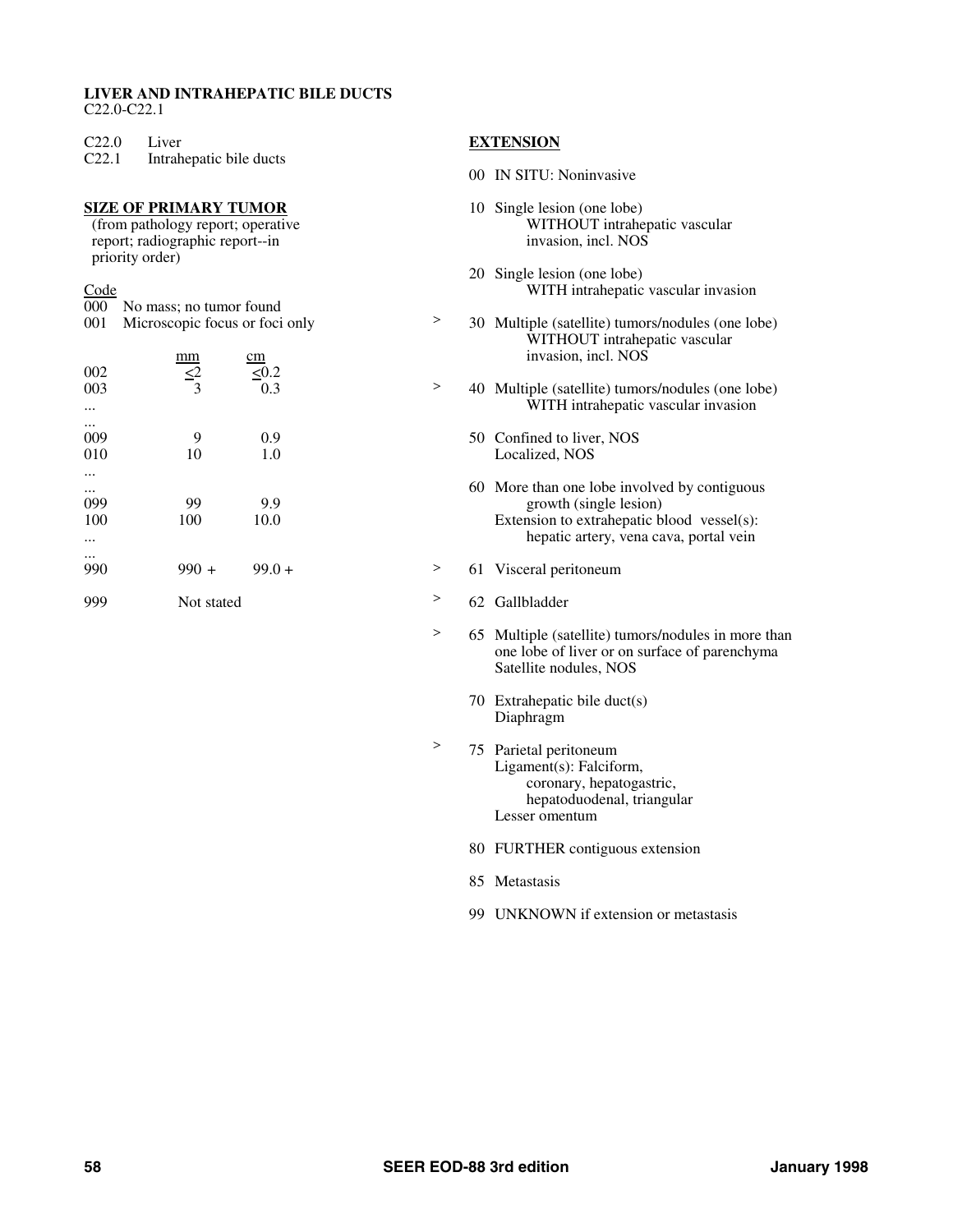**LIVER AND INTRAHEPATIC BILE DUCTS**
C22.0-C22.1

C22.0 Liver
C22.1 Intrahepatic bile ducts

## SIZE OF PRIMARY TUMOR

(from pathology report; operative report; radiographic report--in priority order)

| Code | mm | cm |
|---|---|---|
| 000 | No mass; no tumor found | |
| 001 | Microscopic focus or foci only | |
| 002 | <2 | <0.2 |
| 003 | 3 | 0.3 |
| ... | | |
| ... | | |
| 009 | 9 | 0.9 |
| 010 | 10 | 1.0 |
| ... | | |
| ... | | |
| 099 | 99 | 9.9 |
| 100 | 100 | 10.0 |
| ... | | |
| ... | | |
| 990 | 990 + | 99.0 + |
| 999 | Not stated | |

## EXTENSION

00 IN SITU: Noninvasive

10 Single lesion (one lobe)
WITHOUT intrahepatic vascular invasion, incl. NOS

20 Single lesion (one lobe)
WITH intrahepatic vascular invasion

\> 30 Multiple (satellite) tumors/nodules (one lobe)
WITHOUT intrahepatic vascular invasion, incl. NOS

\> 40 Multiple (satellite) tumors/nodules (one lobe)
WITH intrahepatic vascular invasion

50 Confined to liver, NOS
Localized, NOS

60 More than one lobe involved by contiguous growth (single lesion)
Extension to extrahepatic blood vessel(s): hepatic artery, vena cava, portal vein

\> 61 Visceral peritoneum

\> 62 Gallbladder

\> 65 Multiple (satellite) tumors/nodules in more than one lobe of liver or on surface of parenchyma
Satellite nodules, NOS

70 Extrahepatic bile duct(s)
Diaphragm

\> 75 Parietal peritoneum
Ligament(s): Falciform, coronary, hepatogastric, hepatoduodenal, triangular
Lesser omentum

80 FURTHER contiguous extension

85 Metastasis

99 UNKNOWN if extension or metastasis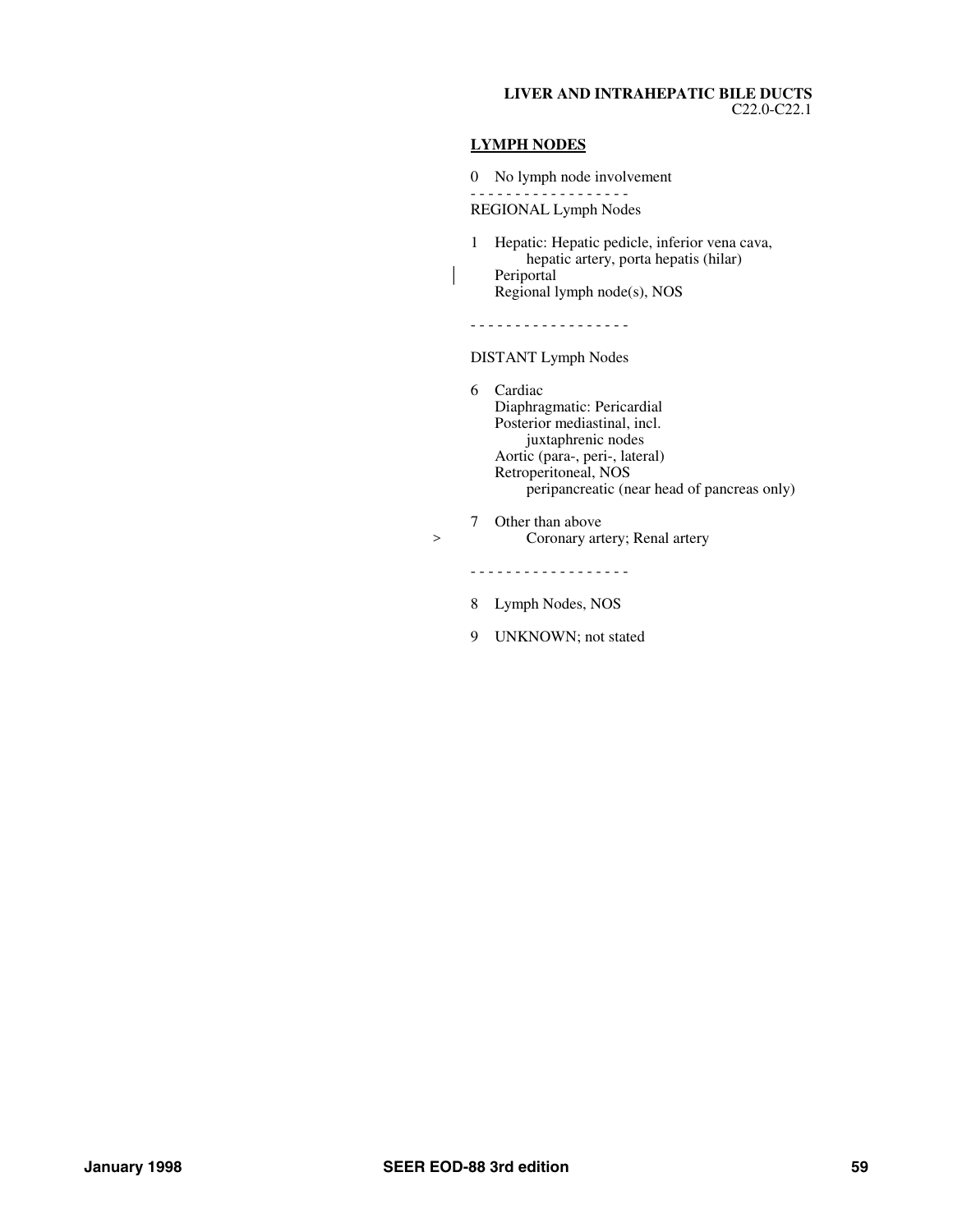**LIVER AND INTRAHEPATIC BILE DUCTS**
C22.0-C22.1

## LYMPH NODES

0 No lymph node involvement

- - - - - - - - - - - - - - - - - -

REGIONAL Lymph Nodes

1 Hepatic: Hepatic pedicle, inferior vena cava, hepatic artery, porta hepatis (hilar)
  Periportal
  Regional lymph node(s), NOS

- - - - - - - - - - - - - - - - - -

DISTANT Lymph Nodes

6 Cardiac
  Diaphragmatic: Pericardial
  Posterior mediastinal, incl. juxtaphrenic nodes
  Aortic (para-, peri-, lateral)
  Retroperitoneal, NOS
    peripancreatic (near head of pancreas only)

7 Other than above
  > Coronary artery; Renal artery

- - - - - - - - - - - - - - - - - -

8 Lymph Nodes, NOS

9 UNKNOWN; not stated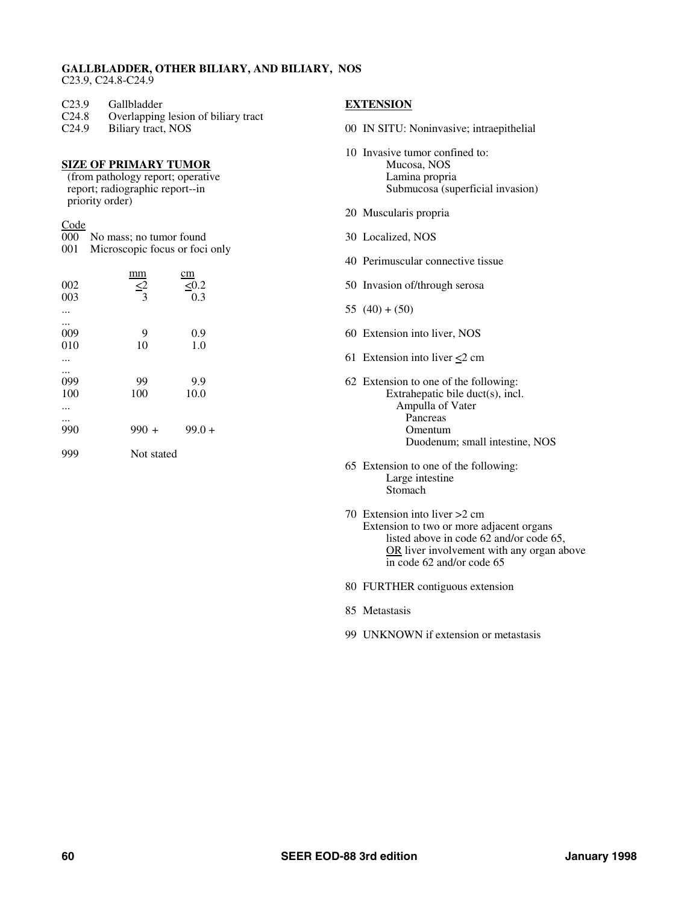## GALLBLADDER, OTHER BILIARY, AND BILIARY, NOS

C23.9, C24.8-C24.9

| | |
|---|---|
| C23.9 | Gallbladder |
| C24.8 | Overlapping lesion of biliary tract |
| C24.9 | Biliary tract, NOS |

### SIZE OF PRIMARY TUMOR

(from pathology report; operative report; radiographic report--in priority order)

| Code | mm | cm |
|---|---|---|
| 000 | No mass; no tumor found | |
| 001 | Microscopic focus or foci only | |
| 002 | ≤2 | ≤0.2 |
| 003 | 3 | 0.3 |
| ... | | |
| ... | | |
| 009 | 9 | 0.9 |
| 010 | 10 | 1.0 |
| ... | | |
| ... | | |
| 099 | 99 | 9.9 |
| 100 | 100 | 10.0 |
| ... | | |
| ... | | |
| 990 | 990 + | 99.0 + |
| 999 | Not stated | |

### EXTENSION

00 IN SITU: Noninvasive; intraepithelial

10 Invasive tumor confined to:
- Mucosa, NOS
- Lamina propria
- Submucosa (superficial invasion)

20 Muscularis propria

30 Localized, NOS

40 Perimuscular connective tissue

50 Invasion of/through serosa

55 (40) + (50)

60 Extension into liver, NOS

61 Extension into liver ≤2 cm

62 Extension to one of the following:
- Extrahepatic bile duct(s), incl.
  - Ampulla of Vater
  - Pancreas
  - Omentum
  - Duodenum; small intestine, NOS

65 Extension to one of the following:
- Large intestine
- Stomach

70 Extension into liver >2 cm
Extension to two or more adjacent organs listed above in code 62 and/or code 65, OR liver involvement with any organ above in code 62 and/or code 65

80 FURTHER contiguous extension

85 Metastasis

99 UNKNOWN if extension or metastasis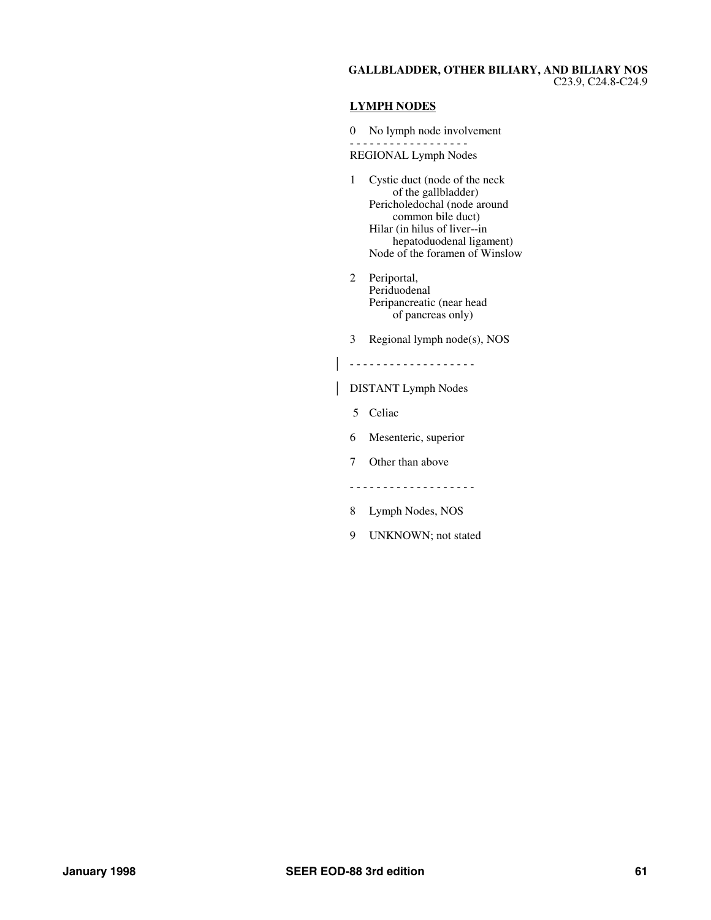**GALLBLADDER, OTHER BILIARY, AND BILIARY NOS**
C23.9, C24.8-C24.9

## LYMPH NODES

0 No lymph node involvement

- - - - - - - - - - - - - - - - - -

REGIONAL Lymph Nodes

1 Cystic duct (node of the neck of the gallbladder)
  Pericholedochal (node around common bile duct)
  Hilar (in hilus of liver--in hepatoduodenal ligament)
  Node of the foramen of Winslow

2 Periportal,
  Periduodenal
  Peripancreatic (near head of pancreas only)

3 Regional lymph node(s), NOS

- - - - - - - - - - - - - - - - - - -

DISTANT Lymph Nodes

5 Celiac

6 Mesenteric, superior

7 Other than above

- - - - - - - - - - - - - - - - - - -

8 Lymph Nodes, NOS

9 UNKNOWN; not stated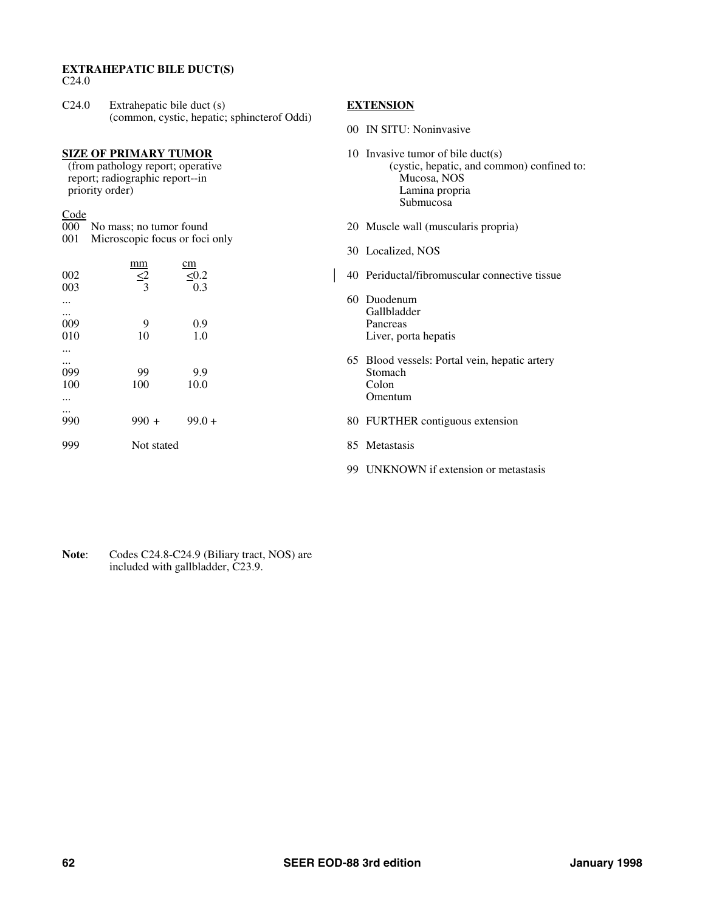# EXTRAHEPATIC BILE DUCT(S)

C24.0

C24.0 Extrahepatic bile duct (s) (common, cystic, hepatic; sphincterof Oddi)

## SIZE OF PRIMARY TUMOR

(from pathology report; operative report; radiographic report--in priority order)

| Code | mm | cm |
|---|---|---|
| 000 | No mass; no tumor found | |
| 001 | Microscopic focus or foci only | |
| 002 | ≤2 | ≤0.2 |
| 003 | 3 | 0.3 |
| ... | | |
| ... | | |
| 009 | 9 | 0.9 |
| 010 | 10 | 1.0 |
| ... | | |
| ... | | |
| 099 | 99 | 9.9 |
| 100 | 100 | 10.0 |
| ... | | |
| ... | | |
| 990 | 990 + | 99.0 + |
| 999 | Not stated | |

## EXTENSION

00 IN SITU: Noninvasive

10 Invasive tumor of bile duct(s) (cystic, hepatic, and common) confined to:
- Mucosa, NOS
- Lamina propria
- Submucosa

20 Muscle wall (muscularis propria)

30 Localized, NOS

40 Periductal/fibromuscular connective tissue

60 Duodenum
Gallbladder
Pancreas
Liver, porta hepatis

65 Blood vessels: Portal vein, hepatic artery
Stomach
Colon
Omentum

80 FURTHER contiguous extension

85 Metastasis

99 UNKNOWN if extension or metastasis

**Note**: Codes C24.8-C24.9 (Biliary tract, NOS) are included with gallbladder, C23.9.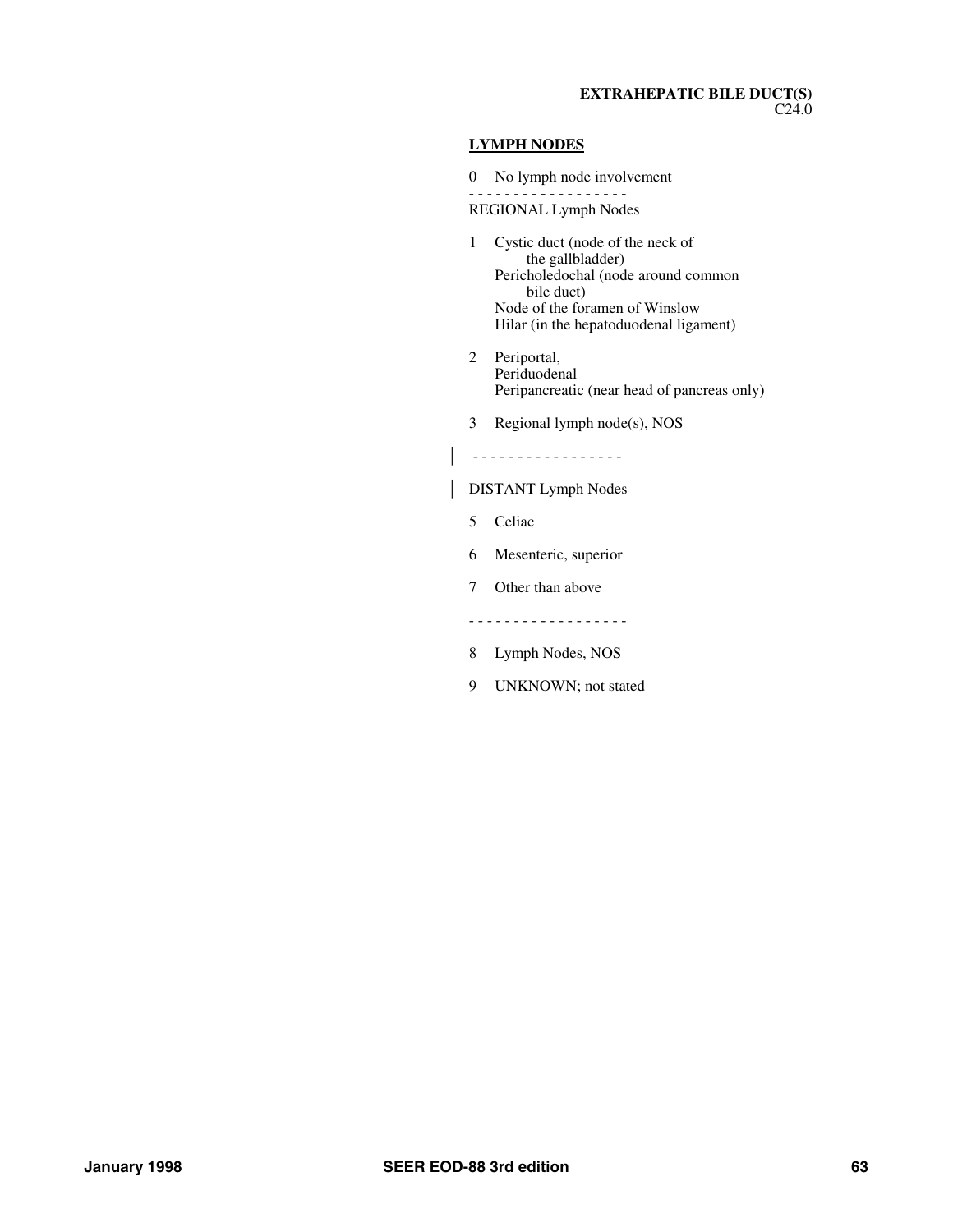**EXTRAHEPATIC BILE DUCT(S)**
C24.0

**LYMPH NODES**

0 No lymph node involvement

- - - - - - - - - - - - - - - - - -

REGIONAL Lymph Nodes

1 Cystic duct (node of the neck of the gallbladder)
  Pericholedochal (node around common bile duct)
  Node of the foramen of Winslow
  Hilar (in the hepatoduodenal ligament)

2 Periportal,
  Periduodenal
  Peripancreatic (near head of pancreas only)

3 Regional lymph node(s), NOS

- - - - - - - - - - - - - - - - -

DISTANT Lymph Nodes

5 Celiac

6 Mesenteric, superior

7 Other than above

- - - - - - - - - - - - - - - - - -

8 Lymph Nodes, NOS

9 UNKNOWN; not stated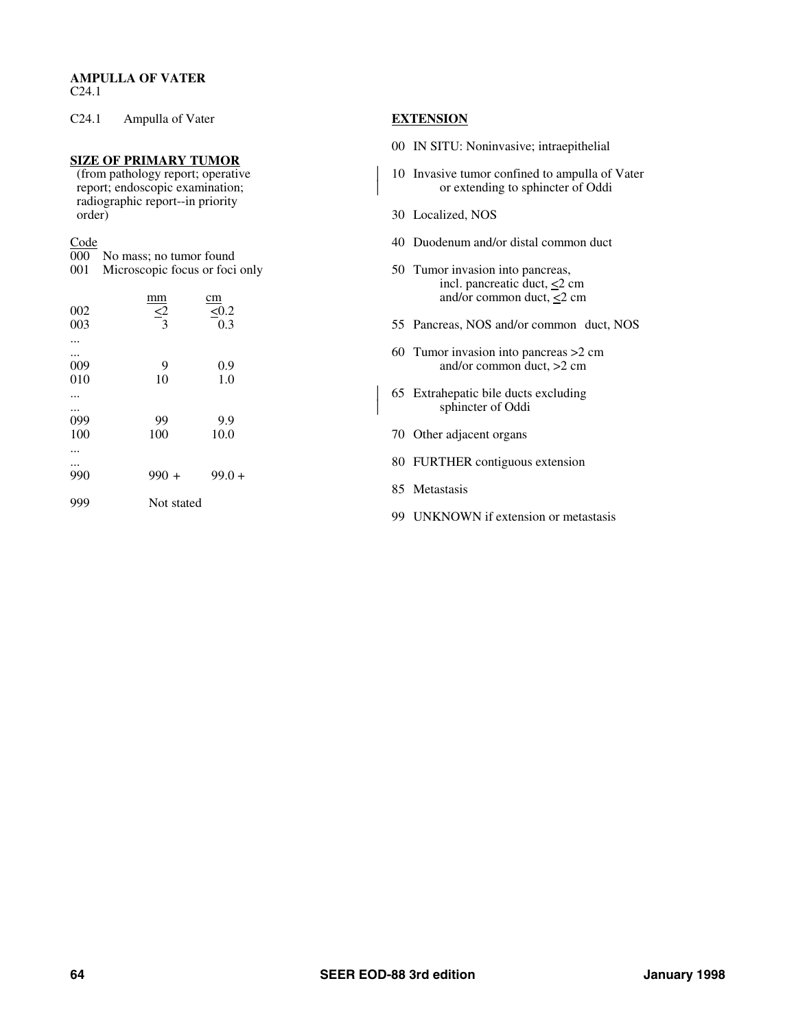**AMPULLA OF VATER**
C24.1

C24.1 Ampulla of Vater

**SIZE OF PRIMARY TUMOR**
(from pathology report; operative report; endoscopic examination; radiographic report--in priority order)

| Code | mm | cm |
|---|---|---|
| 000 | No mass; no tumor found | |
| 001 | Microscopic focus or foci only | |
| 002 | <2 | <0.2 |
| 003 | 3 | 0.3 |
| ... | | |
| ... | | |
| 009 | 9 | 0.9 |
| 010 | 10 | 1.0 |
| ... | | |
| ... | | |
| 099 | 99 | 9.9 |
| 100 | 100 | 10.0 |
| ... | | |
| ... | | |
| 990 | 990 + | 99.0 + |
| 999 | Not stated | |

**EXTENSION**

00 IN SITU: Noninvasive; intraepithelial

10 Invasive tumor confined to ampulla of Vater or extending to sphincter of Oddi

30 Localized, NOS

40 Duodenum and/or distal common duct

50 Tumor invasion into pancreas, incl. pancreatic duct, <2 cm and/or common duct, <2 cm

55 Pancreas, NOS and/or common duct, NOS

60 Tumor invasion into pancreas >2 cm and/or common duct, >2 cm

65 Extrahepatic bile ducts excluding sphincter of Oddi

70 Other adjacent organs

80 FURTHER contiguous extension

85 Metastasis

99 UNKNOWN if extension or metastasis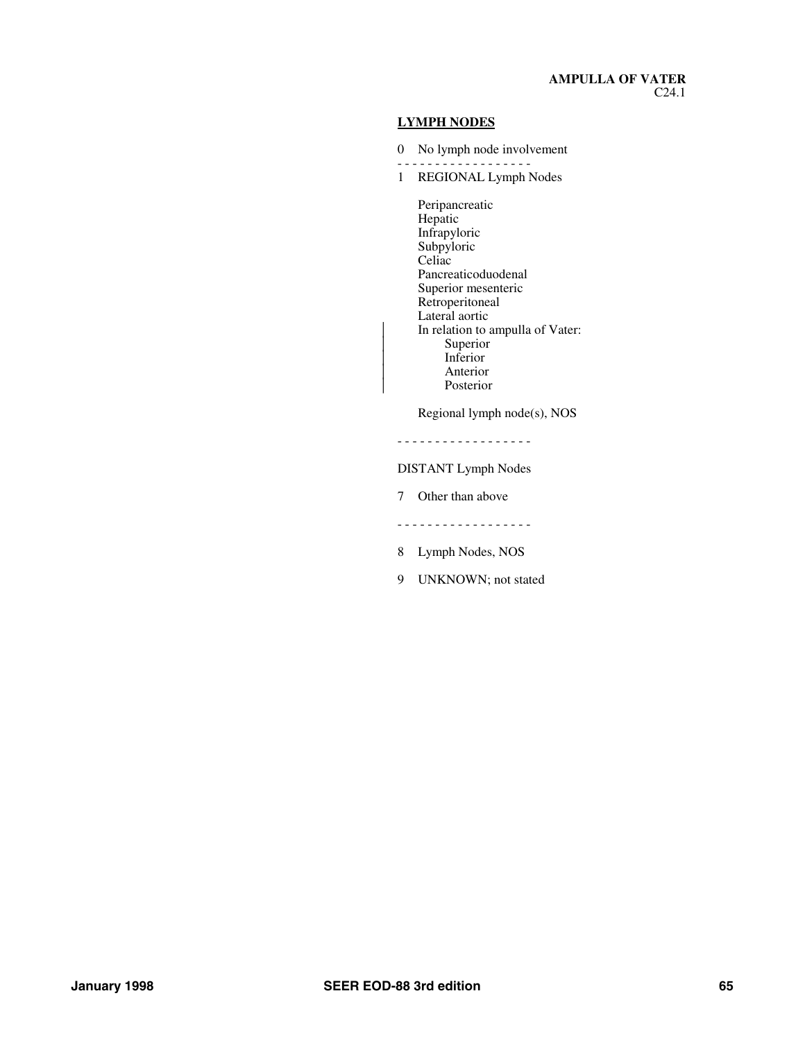**AMPULLA OF VATER**
C24.1

## LYMPH NODES

0 No lymph node involvement

- - - - - - - - - - - - - - - - - -

1 REGIONAL Lymph Nodes

Peripancreatic
Hepatic
Infrapyloric
Subpyloric
Celiac
Pancreaticoduodenal
Superior mesenteric
Retroperitoneal
Lateral aortic
In relation to ampulla of Vater:
- Superior
- Inferior
- Anterior
- Posterior

Regional lymph node(s), NOS

- - - - - - - - - - - - - - - - - -

DISTANT Lymph Nodes

7 Other than above

- - - - - - - - - - - - - - - - - -

8 Lymph Nodes, NOS

9 UNKNOWN; not stated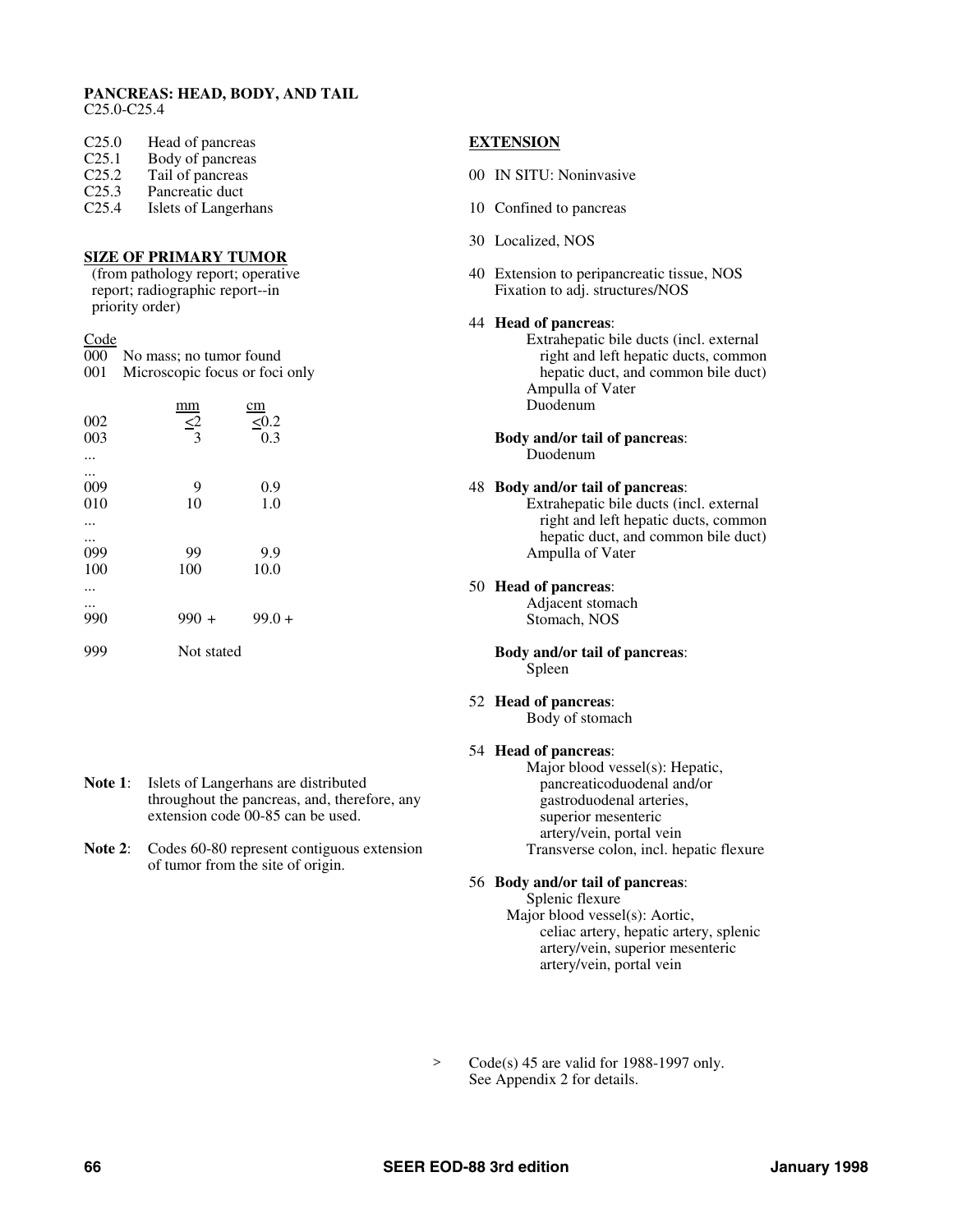## PANCREAS: HEAD, BODY, AND TAIL
C25.0-C25.4

| | |
|---|---|
| C25.0 | Head of pancreas |
| C25.1 | Body of pancreas |
| C25.2 | Tail of pancreas |
| C25.3 | Pancreatic duct |
| C25.4 | Islets of Langerhans |

### SIZE OF PRIMARY TUMOR
(from pathology report; operative report; radiographic report--in priority order)

Code
000 No mass; no tumor found
001 Microscopic focus or foci only

| Code | mm | cm |
|---|---|---|
| 002 | ≤2 | ≤0.2 |
| 003 | 3 | 0.3 |
| ... | | |
| ... | | |
| 009 | 9 | 0.9 |
| 010 | 10 | 1.0 |
| ... | | |
| ... | | |
| 099 | 99 | 9.9 |
| 100 | 100 | 10.0 |
| ... | | |
| ... | | |
| 990 | 990 + | 99.0 + |
| 999 | Not stated | |

**Note 1**: Islets of Langerhans are distributed throughout the pancreas, and, therefore, any extension code 00-85 can be used.

**Note 2**: Codes 60-80 represent contiguous extension of tumor from the site of origin.

### EXTENSION

00 IN SITU: Noninvasive

10 Confined to pancreas

30 Localized, NOS

40 Extension to peripancreatic tissue, NOS
Fixation to adj. structures/NOS

44 **Head of pancreas**:
Extrahepatic bile ducts (incl. external right and left hepatic ducts, common hepatic duct, and common bile duct)
Ampulla of Vater
Duodenum

**Body and/or tail of pancreas**:
Duodenum

48 **Body and/or tail of pancreas**:
Extrahepatic bile ducts (incl. external right and left hepatic ducts, common hepatic duct, and common bile duct)
Ampulla of Vater

50 **Head of pancreas**:
Adjacent stomach
Stomach, NOS

**Body and/or tail of pancreas**:
Spleen

52 **Head of pancreas**:
Body of stomach

54 **Head of pancreas**:
Major blood vessel(s): Hepatic, pancreaticoduodenal and/or gastroduodenal arteries, superior mesenteric artery/vein, portal vein
Transverse colon, incl. hepatic flexure

56 **Body and/or tail of pancreas**:
Splenic flexure
Major blood vessel(s): Aortic, celiac artery, hepatic artery, splenic artery/vein, superior mesenteric artery/vein, portal vein

> Code(s) 45 are valid for 1988-1997 only. See Appendix 2 for details.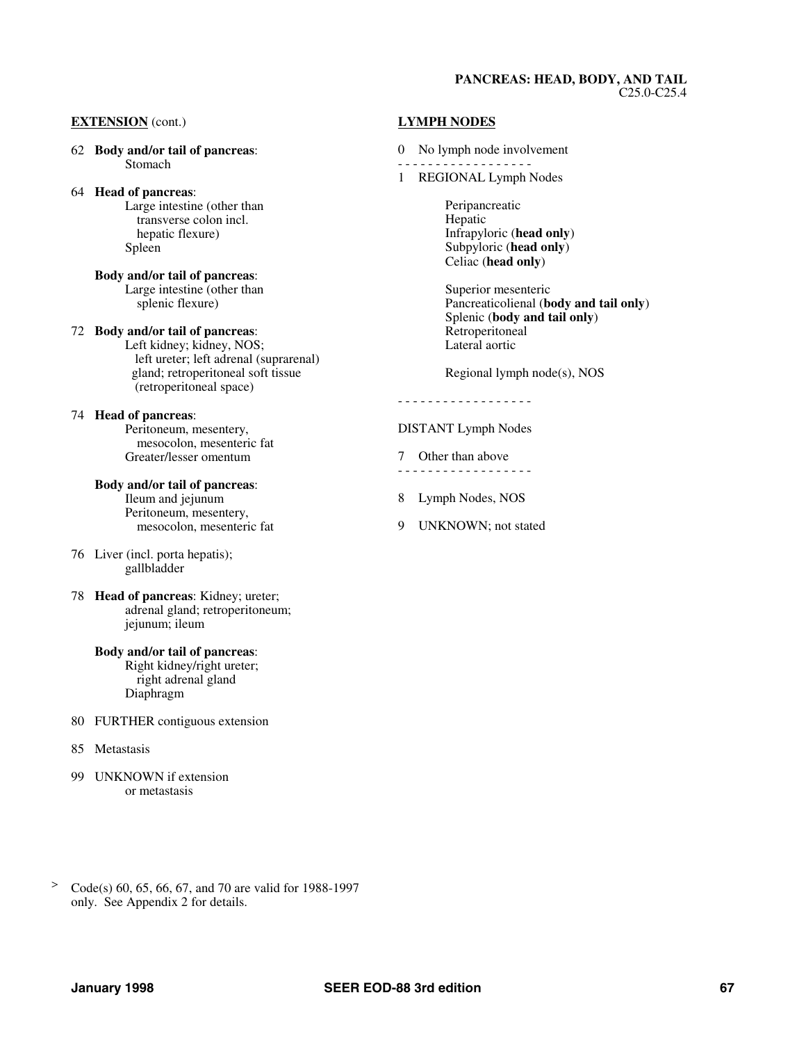**PANCREAS: HEAD, BODY, AND TAIL**
C25.0-C25.4

**EXTENSION** (cont.)

62 **Body and/or tail of pancreas**:
  Stomach

64 **Head of pancreas**:
  Large intestine (other than transverse colon incl. hepatic flexure)
  Spleen

  **Body and/or tail of pancreas**:
  Large intestine (other than splenic flexure)

72 **Body and/or tail of pancreas**:
  Left kidney; kidney, NOS; left ureter; left adrenal (suprarenal) gland; retroperitoneal soft tissue (retroperitoneal space)

74 **Head of pancreas**:
  Peritoneum, mesentery, mesocolon, mesenteric fat
  Greater/lesser omentum

  **Body and/or tail of pancreas**:
  Ileum and jejunum
  Peritoneum, mesentery, mesocolon, mesenteric fat

76 Liver (incl. porta hepatis); gallbladder

78 **Head of pancreas**: Kidney; ureter; adrenal gland; retroperitoneum; jejunum; ileum

  **Body and/or tail of pancreas**:
  Right kidney/right ureter; right adrenal gland
  Diaphragm

80 FURTHER contiguous extension

85 Metastasis

99 UNKNOWN if extension or metastasis

**LYMPH NODES**

0 No lymph node involvement

- - - - - - - - - - - - - - - - - -

1 REGIONAL Lymph Nodes

  Peripancreatic
  Hepatic
  Infrapyloric (**head only**)
  Subpyloric (**head only**)
  Celiac (**head only**)

  Superior mesenteric
  Pancreaticolienal (**body and tail only**)
  Splenic (**body and tail only**)
  Retroperitoneal
  Lateral aortic

  Regional lymph node(s), NOS

- - - - - - - - - - - - - - - - - -

DISTANT Lymph Nodes

7 Other than above

- - - - - - - - - - - - - - - - - -

8 Lymph Nodes, NOS

9 UNKNOWN; not stated

> Code(s) 60, 65, 66, 67, and 70 are valid for 1988-1997 only. See Appendix 2 for details.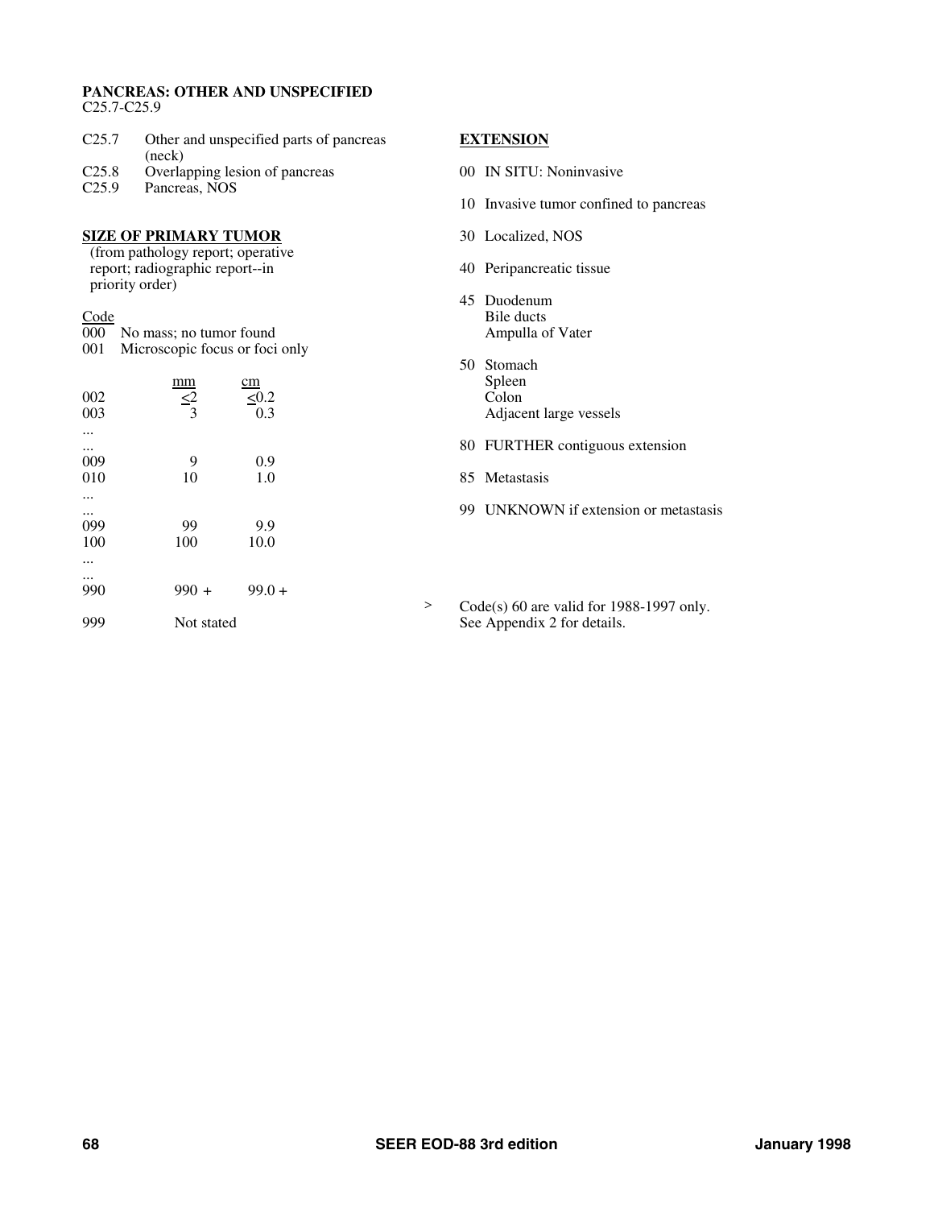# PANCREAS: OTHER AND UNSPECIFIED

C25.7-C25.9

| | |
|---|---|
| C25.7 | Other and unspecified parts of pancreas (neck) |
| C25.8 | Overlapping lesion of pancreas |
| C25.9 | Pancreas, NOS |

## SIZE OF PRIMARY TUMOR

(from pathology report; operative report; radiographic report--in priority order)

| Code | mm | cm |
|---|---|---|
| 000 | No mass; no tumor found | |
| 001 | Microscopic focus or foci only | |
| 002 | ≤2 | ≤0.2 |
| 003 | 3 | 0.3 |
| ... | | |
| ... | | |
| 009 | 9 | 0.9 |
| 010 | 10 | 1.0 |
| ... | | |
| ... | | |
| 099 | 99 | 9.9 |
| 100 | 100 | 10.0 |
| ... | | |
| ... | | |
| 990 | 990 + | 99.0 + |
| 999 | Not stated | |

## EXTENSION

00 IN SITU: Noninvasive

10 Invasive tumor confined to pancreas

30 Localized, NOS

40 Peripancreatic tissue

45 Duodenum
Bile ducts
Ampulla of Vater

50 Stomach
Spleen
Colon
Adjacent large vessels

80 FURTHER contiguous extension

85 Metastasis

99 UNKNOWN if extension or metastasis

> Code(s) 60 are valid for 1988-1997 only. See Appendix 2 for details.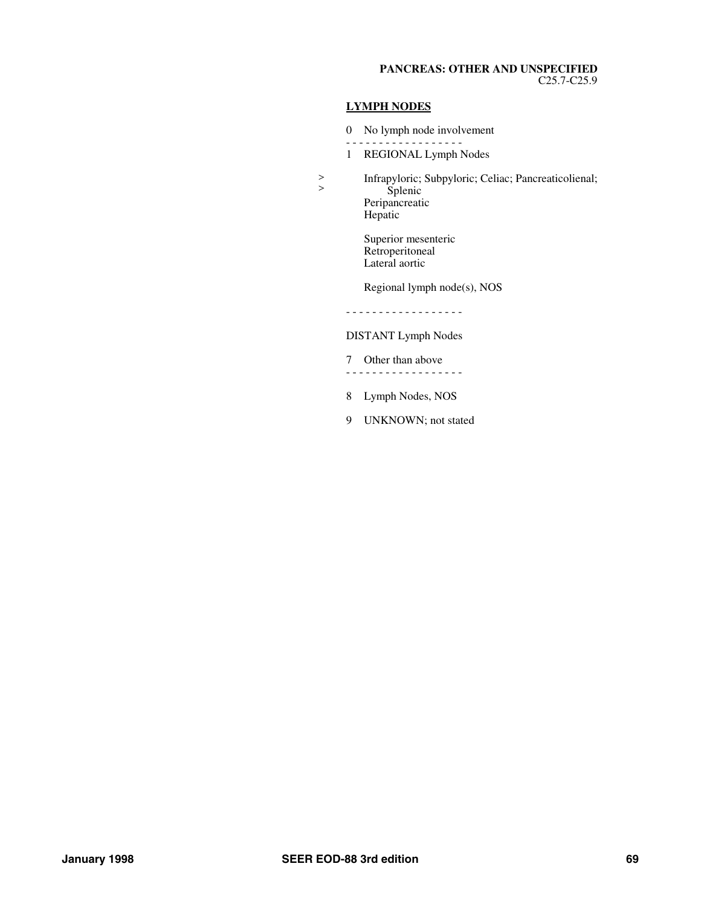**PANCREAS: OTHER AND UNSPECIFIED**
C25.7-C25.9

**LYMPH NODES**

0 No lymph node involvement

- - - - - - - - - - - - - - - - - -

1 REGIONAL Lymph Nodes

> Infrapyloric; Subpyloric; Celiac; Pancreaticolienal;
> Splenic

Peripancreatic
Hepatic

Superior mesenteric
Retroperitoneal
Lateral aortic

Regional lymph node(s), NOS

- - - - - - - - - - - - - - - - - -

DISTANT Lymph Nodes

7 Other than above

- - - - - - - - - - - - - - - - - -

8 Lymph Nodes, NOS

9 UNKNOWN; not stated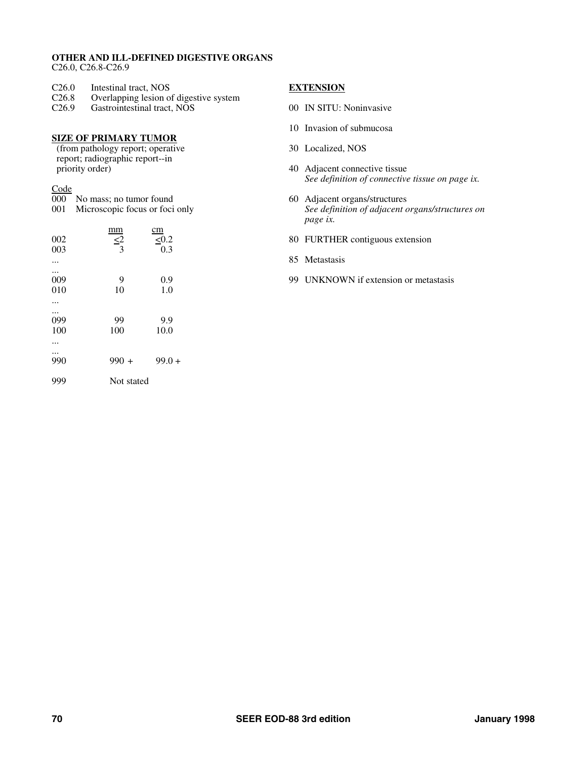**OTHER AND ILL-DEFINED DIGESTIVE ORGANS**
C26.0, C26.8-C26.9

| | |
|---|---|
| C26.0 | Intestinal tract, NOS |
| C26.8 | Overlapping lesion of digestive system |
| C26.9 | Gastrointestinal tract, NOS |

## SIZE OF PRIMARY TUMOR

(from pathology report; operative report; radiographic report--in priority order)

Code
000 No mass; no tumor found
001 Microscopic focus or foci only

| Code | mm | cm |
|---|---|---|
| 002 | ≤2 | ≤0.2 |
| 003 | 3 | 0.3 |
| ... | | |
| ... | | |
| 009 | 9 | 0.9 |
| 010 | 10 | 1.0 |
| ... | | |
| ... | | |
| 099 | 99 | 9.9 |
| 100 | 100 | 10.0 |
| ... | | |
| ... | | |
| 990 | 990 + | 99.0 + |
| 999 | Not stated | |

## EXTENSION

00 IN SITU: Noninvasive

10 Invasion of submucosa

30 Localized, NOS

40 Adjacent connective tissue
*See definition of connective tissue on page ix.*

60 Adjacent organs/structures
*See definition of adjacent organs/structures on page ix.*

80 FURTHER contiguous extension

85 Metastasis

99 UNKNOWN if extension or metastasis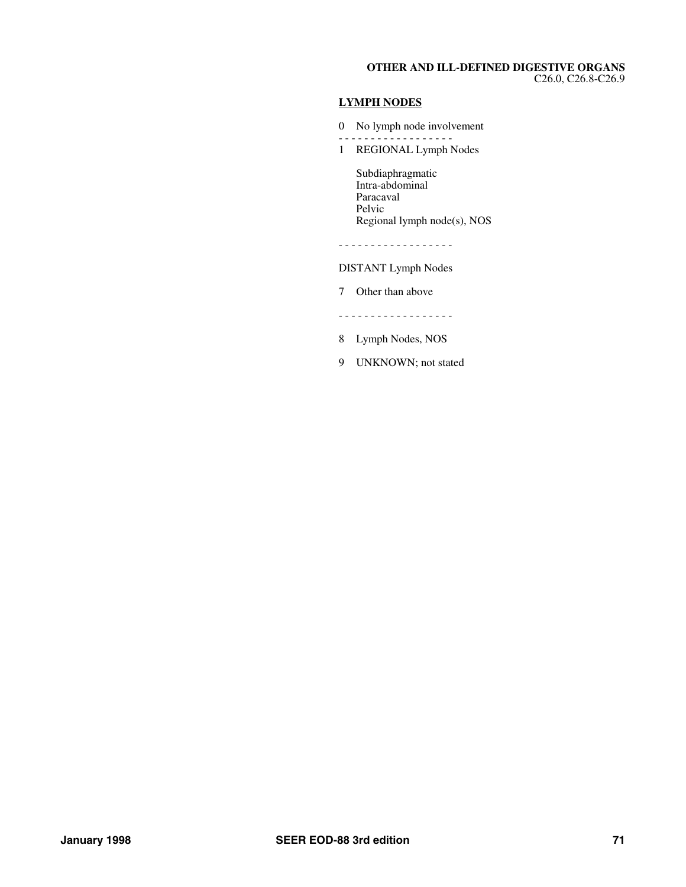**OTHER AND ILL-DEFINED DIGESTIVE ORGANS**
C26.0, C26.8-C26.9

**LYMPH NODES**

0 No lymph node involvement

- - - - - - - - - - - - - - - - - -

1 REGIONAL Lymph Nodes

    Subdiaphragmatic
    Intra-abdominal
    Paracaval
    Pelvic
    Regional lymph node(s), NOS

- - - - - - - - - - - - - - - - - -

DISTANT Lymph Nodes

7 Other than above

- - - - - - - - - - - - - - - - - -

8 Lymph Nodes, NOS

9 UNKNOWN; not stated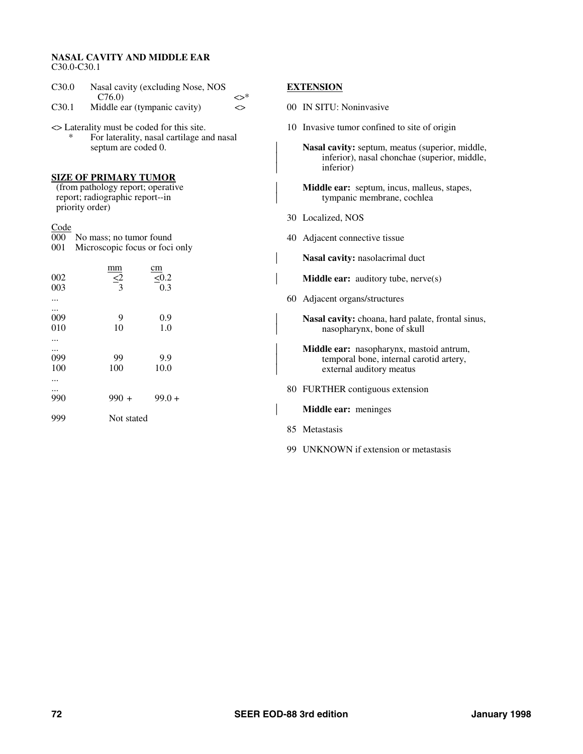## NASAL CAVITY AND MIDDLE EAR

C30.0-C30.1

| | | |
|---|---|---|
| C30.0 | Nasal cavity (excluding Nose, NOS C76.0) | <>* |
| C30.1 | Middle ear (tympanic cavity) | <> |

<> Laterality must be coded for this site.
 * For laterality, nasal cartilage and nasal septum are coded 0.

### SIZE OF PRIMARY TUMOR

(from pathology report; operative report; radiographic report--in priority order)

| Code | | mm | cm |
|---|---|---|---|
| 000 | No mass; no tumor found | | |
| 001 | Microscopic focus or foci only | | |
| 002 | | <2 | <0.2 |
| 003 | | 3 | 0.3 |
| ... | | | |
| ... | | | |
| 009 | | 9 | 0.9 |
| 010 | | 10 | 1.0 |
| ... | | | |
| ... | | | |
| 099 | | 99 | 9.9 |
| 100 | | 100 | 10.0 |
| ... | | | |
| ... | | | |
| 990 | | 990 + | 99.0 + |
| 999 | | Not stated | |

### EXTENSION

00 IN SITU: Noninvasive

10 Invasive tumor confined to site of origin

**Nasal cavity:** septum, meatus (superior, middle, inferior), nasal chonchae (superior, middle, inferior)

**Middle ear:** septum, incus, malleus, stapes, tympanic membrane, cochlea

30 Localized, NOS

40 Adjacent connective tissue

**Nasal cavity:** nasolacrimal duct

**Middle ear:** auditory tube, nerve(s)

60 Adjacent organs/structures

**Nasal cavity:** choana, hard palate, frontal sinus, nasopharynx, bone of skull

**Middle ear:** nasopharynx, mastoid antrum, temporal bone, internal carotid artery, external auditory meatus

80 FURTHER contiguous extension

**Middle ear:** meninges

85 Metastasis

99 UNKNOWN if extension or metastasis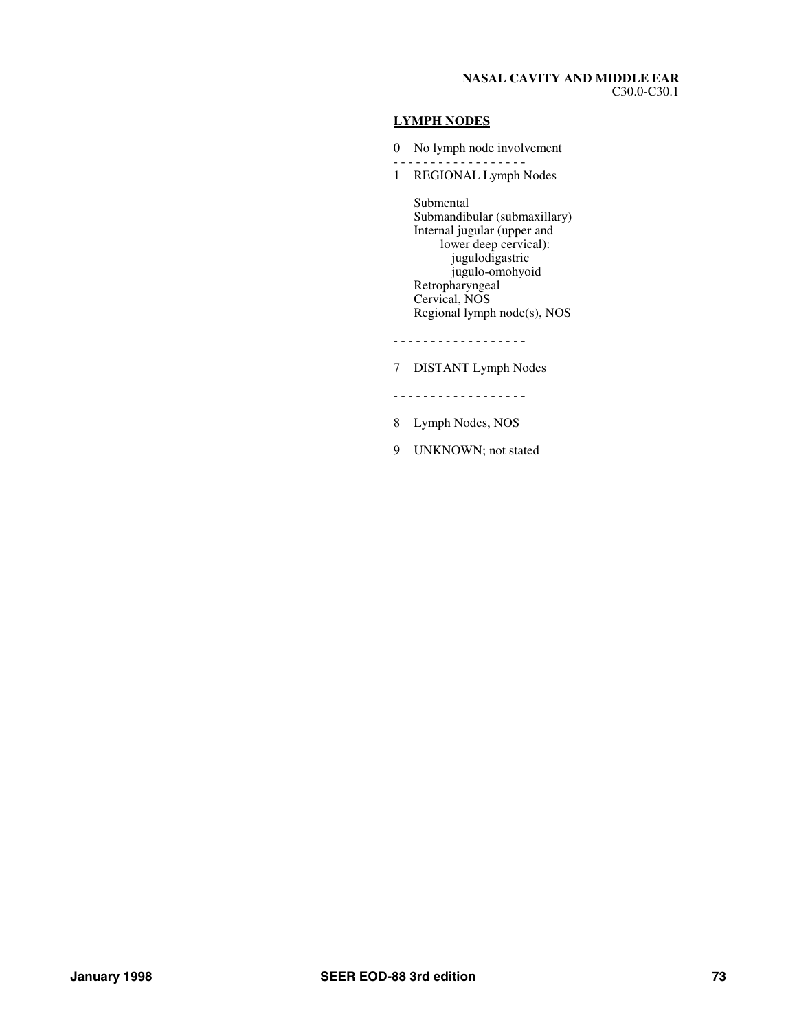**NASAL CAVITY AND MIDDLE EAR**
C30.0-C30.1

**LYMPH NODES**

0 No lymph node involvement

- - - - - - - - - - - - - - - - - -

1 REGIONAL Lymph Nodes

Submental
Submandibular (submaxillary)
Internal jugular (upper and lower deep cervical):
- jugulodigastric
- jugulo-omohyoid

Retropharyngeal
Cervical, NOS
Regional lymph node(s), NOS

- - - - - - - - - - - - - - - - - -

7 DISTANT Lymph Nodes

- - - - - - - - - - - - - - - - - -

8 Lymph Nodes, NOS

9 UNKNOWN; not stated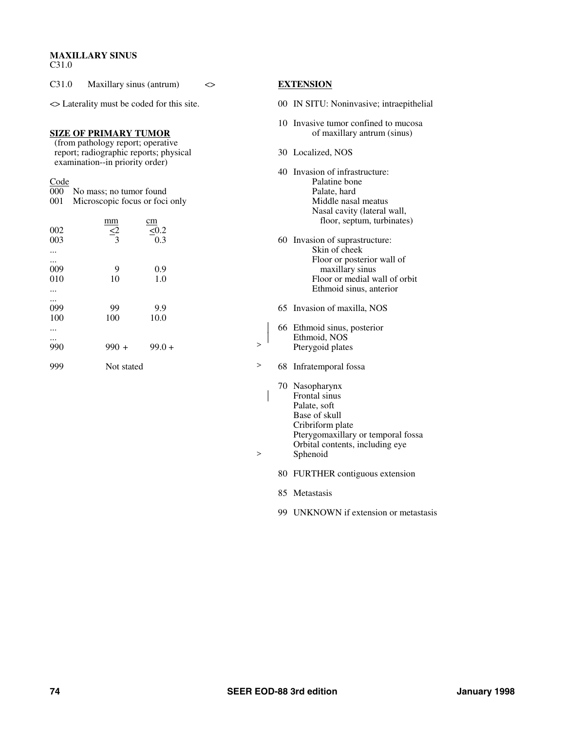**MAXILLARY SINUS**
C31.0

C31.0 Maxillary sinus (antrum) <>

<> Laterality must be coded for this site.

**SIZE OF PRIMARY TUMOR**
(from pathology report; operative report; radiographic reports; physical examination--in priority order)

| Code | mm | cm |
|---|---|---|
| 000 | No mass; no tumor found | |
| 001 | Microscopic focus or foci only | |
| 002 | <2 | <0.2 |
| 003 | 3 | 0.3 |
| ... | | |
| ... | | |
| 009 | 9 | 0.9 |
| 010 | 10 | 1.0 |
| ... | | |
| ... | | |
| 099 | 99 | 9.9 |
| 100 | 100 | 10.0 |
| ... | | |
| ... | | |
| 990 | 990 + | 99.0 + |
| 999 | Not stated | |

**EXTENSION**

00 IN SITU: Noninvasive; intraepithelial

10 Invasive tumor confined to mucosa of maxillary antrum (sinus)

30 Localized, NOS

40 Invasion of infrastructure:
- Palatine bone
- Palate, hard
- Middle nasal meatus
- Nasal cavity (lateral wall, floor, septum, turbinates)

60 Invasion of suprastructure:
- Skin of cheek
- Floor or posterior wall of maxillary sinus
- Floor or medial wall of orbit
- Ethmoid sinus, anterior

65 Invasion of maxilla, NOS

66 Ethmoid sinus, posterior
Ethmoid, NOS
\> Pterygoid plates

\> 68 Infratemporal fossa

70 Nasopharynx
Frontal sinus
Palate, soft
Base of skull
Cribriform plate
Pterygomaxillary or temporal fossa
Orbital contents, including eye
\> Sphenoid

80 FURTHER contiguous extension

85 Metastasis

99 UNKNOWN if extension or metastasis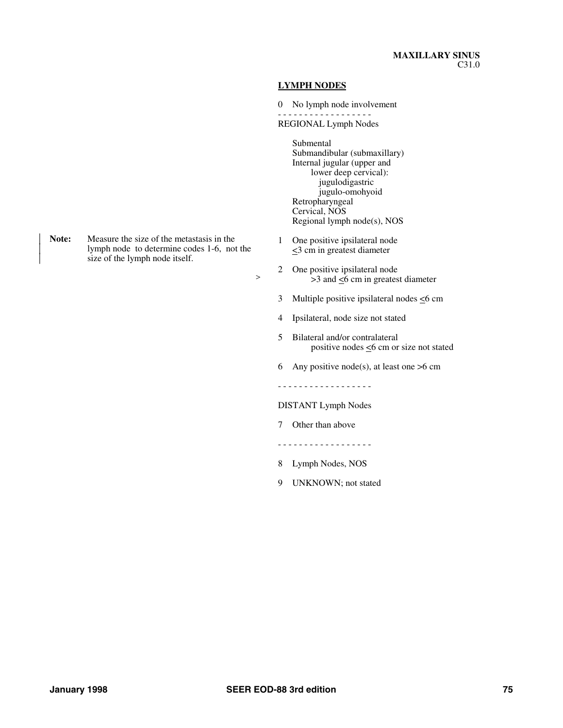**MAXILLARY SINUS**
C31.0

## LYMPH NODES

0 No lymph node involvement

- - - - - - - - - - - - - - - - - -

REGIONAL Lymph Nodes

Submental
Submandibular (submaxillary)
Internal jugular (upper and lower deep cervical):
- jugulodigastric
- jugulo-omohyoid

Retropharyngeal
Cervical, NOS
Regional lymph node(s), NOS

**Note:** Measure the size of the metastasis in the lymph node to determine codes 1-6, not the size of the lymph node itself.

1 One positive ipsilateral node ≤3 cm in greatest diameter

2 One positive ipsilateral node >3 and ≤6 cm in greatest diameter

3 Multiple positive ipsilateral nodes ≤6 cm

4 Ipsilateral, node size not stated

5 Bilateral and/or contralateral positive nodes ≤6 cm or size not stated

6 Any positive node(s), at least one >6 cm

- - - - - - - - - - - - - - - - - -

DISTANT Lymph Nodes

7 Other than above

- - - - - - - - - - - - - - - - - -

8 Lymph Nodes, NOS

9 UNKNOWN; not stated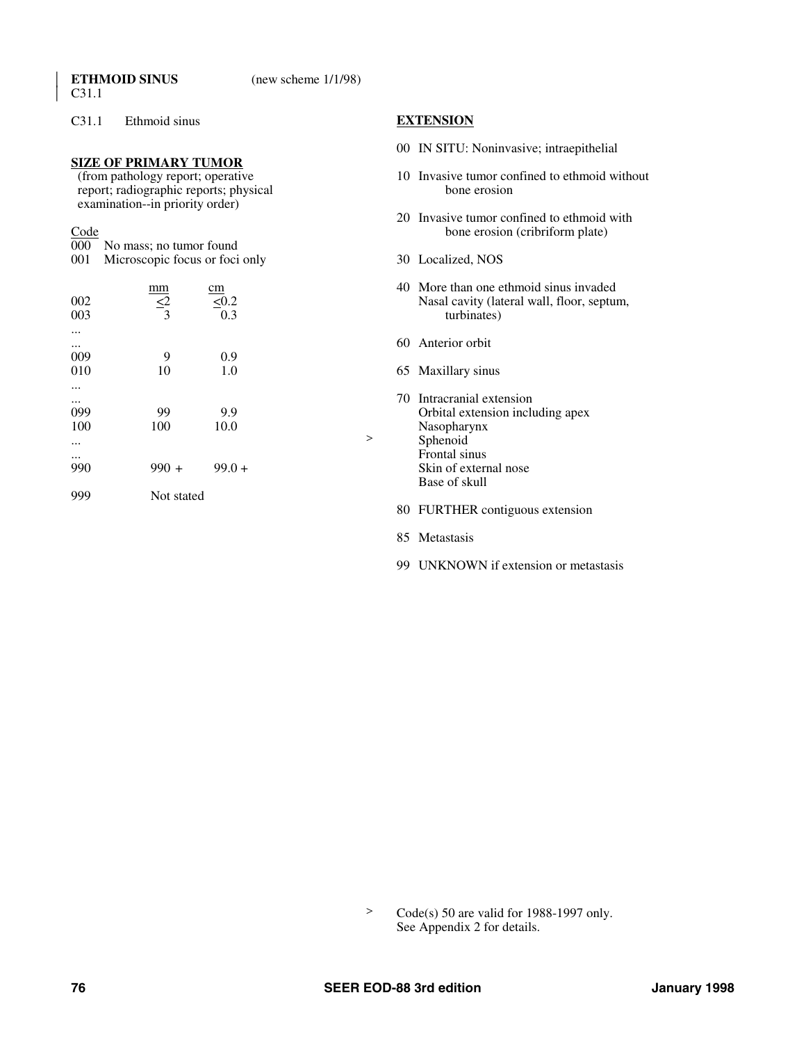**ETHMOID SUNUS** (new scheme 1/1/98)
C31.1

C31.1 Ethmoid sinus

## SIZE OF PRIMARY TUMOR

(from pathology report; operative report; radiographic reports; physical examination--in priority order)

| Code | mm | cm |
|---|---|---|
| 000 | No mass; no tumor found | |
| 001 | Microscopic focus or foci only | |
| 002 | ≤2 | ≤0.2 |
| 003 | 3 | 0.3 |
| ... | | |
| ... | | |
| 009 | 9 | 0.9 |
| 010 | 10 | 1.0 |
| ... | | |
| ... | | |
| 099 | 99 | 9.9 |
| 100 | 100 | 10.0 |
| ... | | |
| ... | | |
| 990 | 990 + | 99.0 + |
| 999 | Not stated | |

## EXTENSION

00 IN SITU: Noninvasive; intraepithelial

10 Invasive tumor confined to ethmoid without bone erosion

20 Invasive tumor confined to ethmoid with bone erosion (cribriform plate)

30 Localized, NOS

40 More than one ethmoid sinus invaded
Nasal cavity (lateral wall, floor, septum, turbinates)

60 Anterior orbit

65 Maxillary sinus

70 Intracranial extension
Orbital extension including apex
Nasopharynx
\> Sphenoid
Frontal sinus
Skin of external nose
Base of skull

80 FURTHER contiguous extension

85 Metastasis

99 UNKNOWN if extension or metastasis

\> Code(s) 50 are valid for 1988-1997 only. See Appendix 2 for details.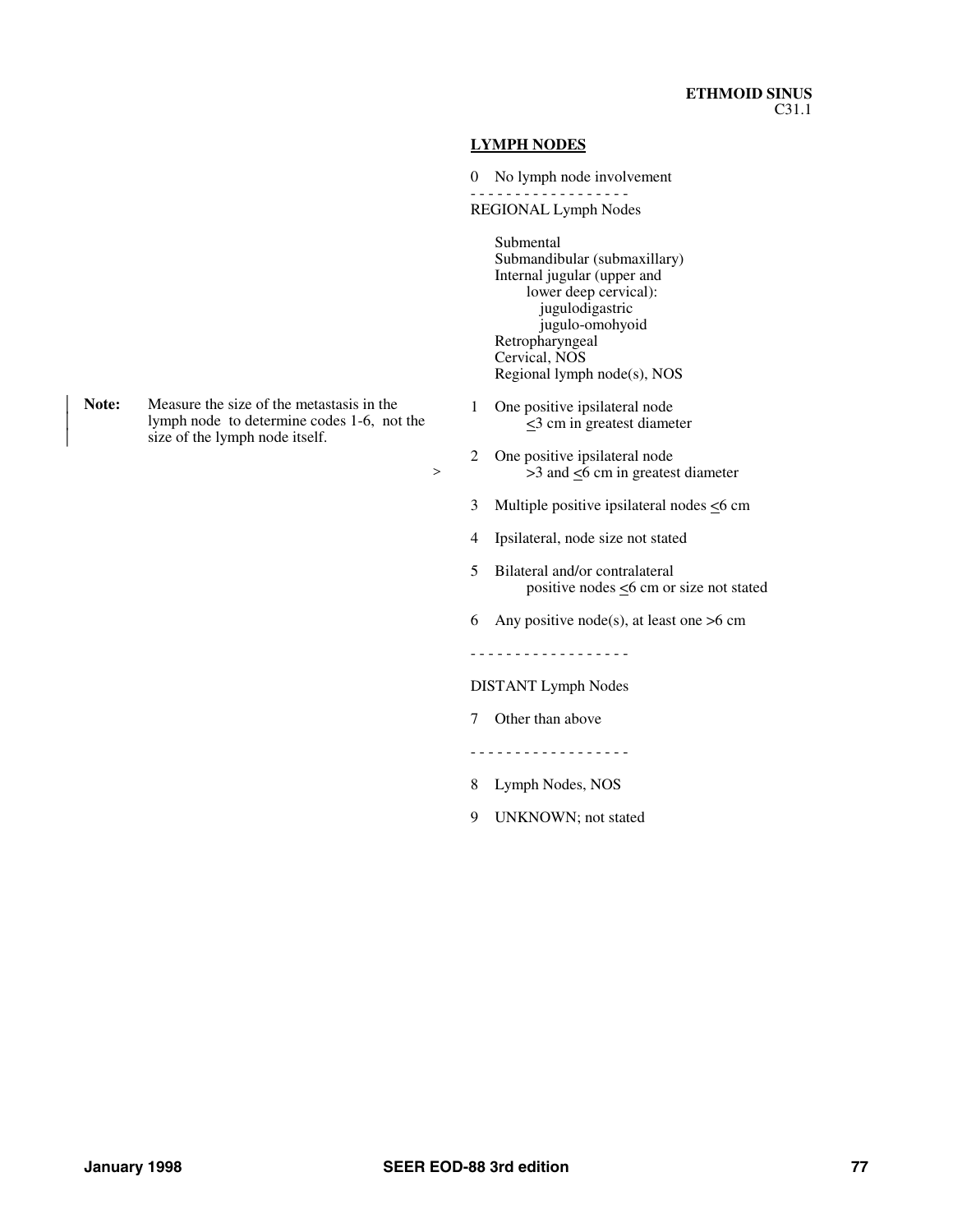**ETHMOID SINUS**
C31.1

## LYMPH NODES

**Note:** Measure the size of the metastasis in the lymph node to determine codes 1-6, not the size of the lymph node itself.

0 No lymph node involvement

- - - - - - - - - - - - - - - - - -

REGIONAL Lymph Nodes

- Submental
- Submandibular (submaxillary)
- Internal jugular (upper and lower deep cervical):
  - jugulodigastric
  - jugulo-omohyoid
- Retropharyngeal
- Cervical, NOS
- Regional lymph node(s), NOS

1 One positive ipsilateral node ≤3 cm in greatest diameter

2 One positive ipsilateral node >3 and ≤6 cm in greatest diameter

3 Multiple positive ipsilateral nodes ≤6 cm

4 Ipsilateral, node size not stated

5 Bilateral and/or contralateral positive nodes ≤6 cm or size not stated

6 Any positive node(s), at least one >6 cm

- - - - - - - - - - - - - - - - - -

DISTANT Lymph Nodes

7 Other than above

- - - - - - - - - - - - - - - - - -

8 Lymph Nodes, NOS

9 UNKNOWN; not stated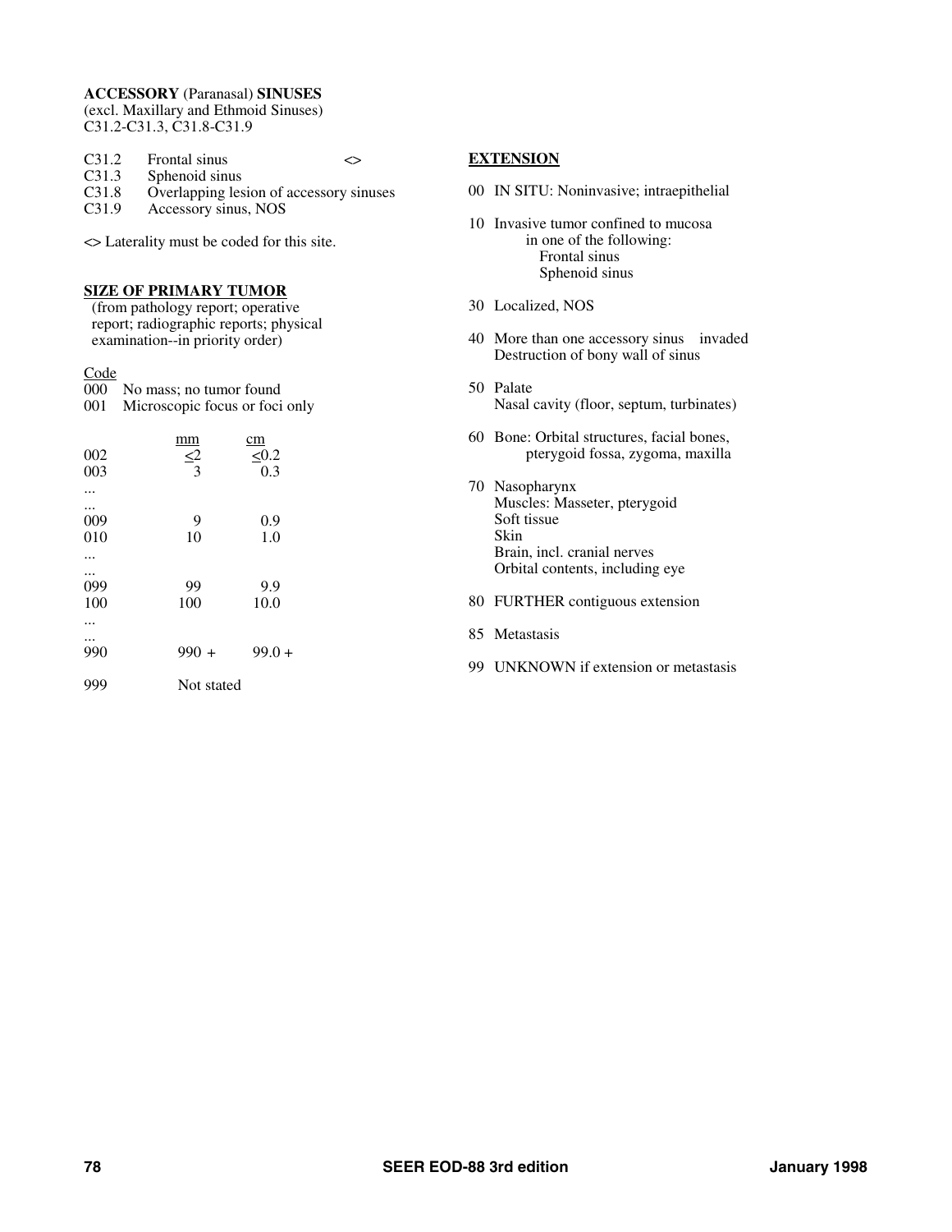**ACCESSORY** (Paranasal) **SINUSES**
(excl. Maxillary and Ethmoid Sinuses)
C31.2-C31.3, C31.8-C31.9

| | | |
|---|---|---|
| C31.2 | Frontal sinus | <> |
| C31.3 | Sphenoid sinus | |
| C31.8 | Overlapping lesion of accessory sinuses | |
| C31.9 | Accessory sinus, NOS | |

<> Laterality must be coded for this site.

## SIZE OF PRIMARY TUMOR

(from pathology report; operative report; radiographic reports; physical examination--in priority order)

| Code | | mm | cm |
|---|---|---|---|
| 000 | No mass; no tumor found | | |
| 001 | Microscopic focus or foci only | | |
| 002 | | ≤2 | ≤0.2 |
| 003 | | 3 | 0.3 |
| ... | | | |
| ... | | | |
| 009 | | 9 | 0.9 |
| 010 | | 10 | 1.0 |
| ... | | | |
| ... | | | |
| 099 | | 99 | 9.9 |
| 100 | | 100 | 10.0 |
| ... | | | |
| ... | | | |
| 990 | | 990 + | 99.0 + |
| 999 | Not stated | | |

## EXTENSION

00 IN SITU: Noninvasive; intraepithelial

10 Invasive tumor confined to mucosa in one of the following:
   Frontal sinus
   Sphenoid sinus

30 Localized, NOS

40 More than one accessory sinus invaded
   Destruction of bony wall of sinus

50 Palate
   Nasal cavity (floor, septum, turbinates)

60 Bone: Orbital structures, facial bones, pterygoid fossa, zygoma, maxilla

70 Nasopharynx
   Muscles: Masseter, pterygoid
   Soft tissue
   Skin
   Brain, incl. cranial nerves
   Orbital contents, including eye

80 FURTHER contiguous extension

85 Metastasis

99 UNKNOWN if extension or metastasis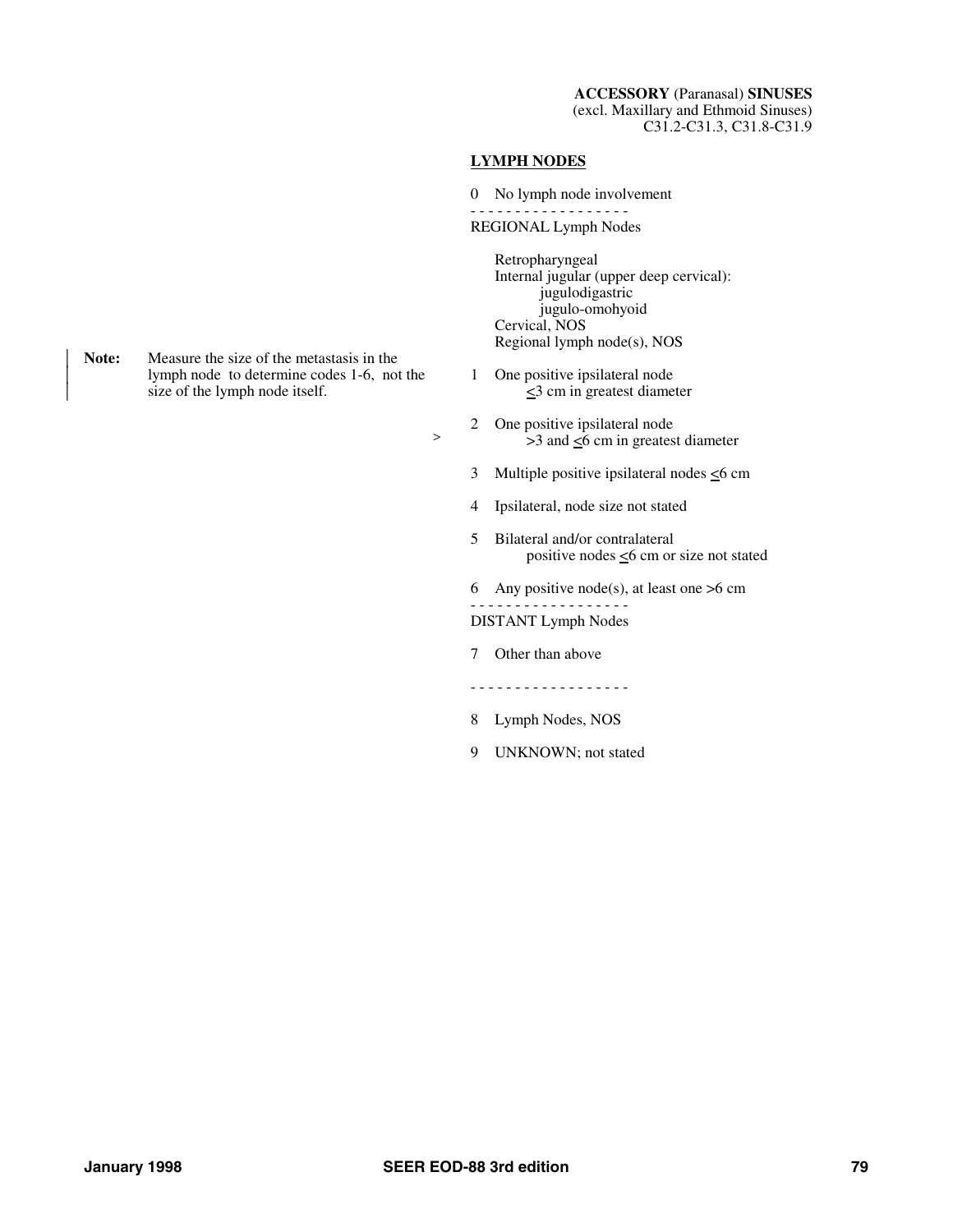**ACCESSORY** (Paranasal) **SINUSES**
(excl. Maxillary and Ethmoid Sinuses)
C31.2-C31.3, C31.8-C31.9

## LYMPH NODES

0 No lymph node involvement

- - - - - - - - - - - - - - - - - -

REGIONAL Lymph Nodes

- Retropharyngeal
- Internal jugular (upper deep cervical):
  - jugulodigastric
  - jugulo-omohyoid
- Cervical, NOS
- Regional lymph node(s), NOS

**Note:** Measure the size of the metastasis in the lymph node to determine codes 1-6, not the size of the lymph node itself.

1 One positive ipsilateral node ≤3 cm in greatest diameter

2 One positive ipsilateral node >3 and ≤6 cm in greatest diameter

3 Multiple positive ipsilateral nodes ≤6 cm

4 Ipsilateral, node size not stated

5 Bilateral and/or contralateral positive nodes ≤6 cm or size not stated

6 Any positive node(s), at least one >6 cm

- - - - - - - - - - - - - - - - - -

DISTANT Lymph Nodes

7 Other than above

- - - - - - - - - - - - - - - - - -

8 Lymph Nodes, NOS

9 UNKNOWN; not stated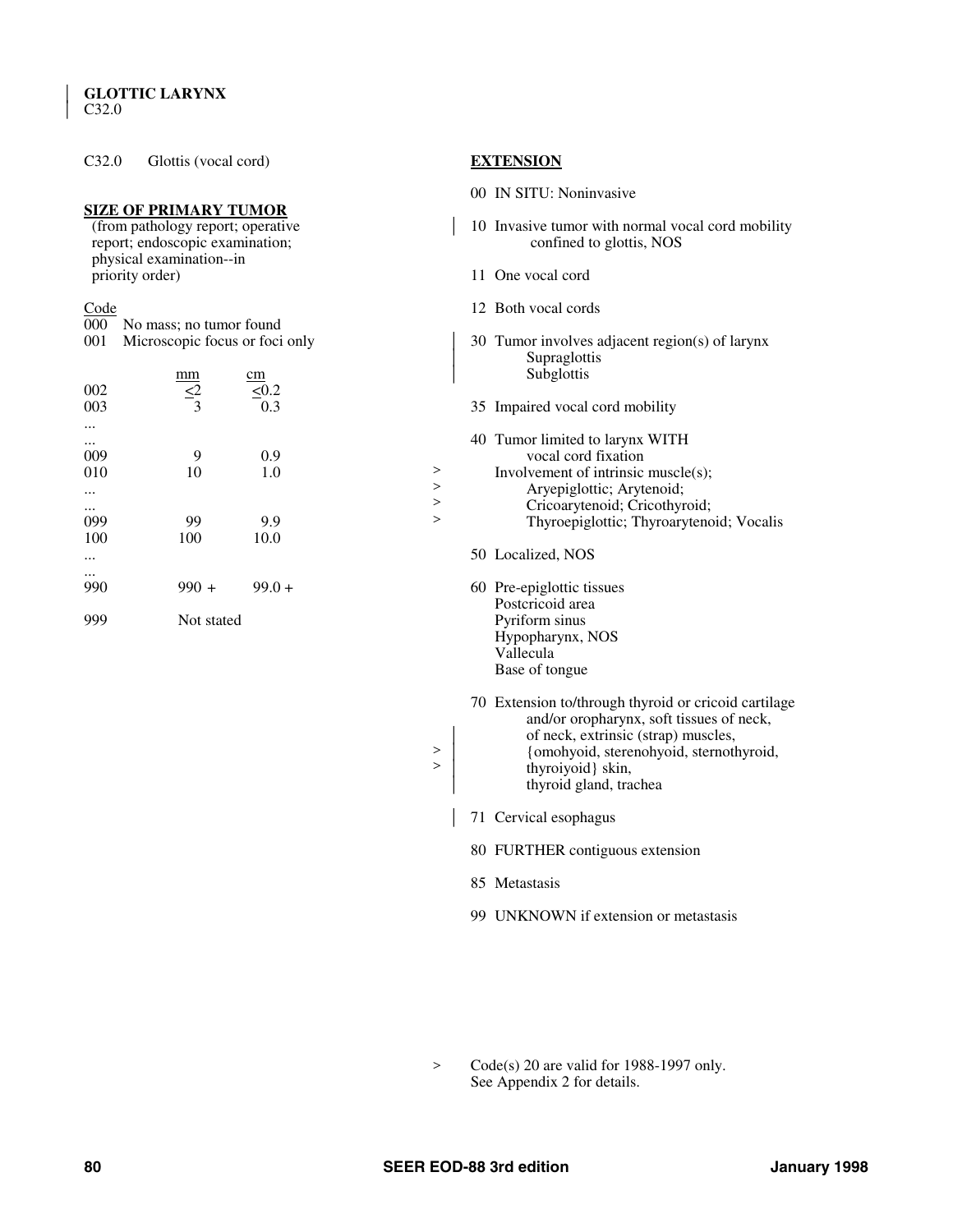# GLOTTIC LARYNX
C32.0

C32.0 Glottis (vocal cord)

## SIZE OF PRIMARY TUMOR

(from pathology report; operative report; endoscopic examination; physical examination--in priority order)

| Code | mm | cm |
|---|---|---|
| 000 | No mass; no tumor found | |
| 001 | Microscopic focus or foci only | |
| 002 | ≤2 | ≤0.2 |
| 003 | 3 | 0.3 |
| ... | | |
| ... | | |
| 009 | 9 | 0.9 |
| 010 | 10 | 1.0 |
| ... | | |
| ... | | |
| 099 | 99 | 9.9 |
| 100 | 100 | 10.0 |
| ... | | |
| ... | | |
| 990 | 990 + | 99.0 + |
| 999 | Not stated | |

## EXTENSION

00 IN SITU: Noninvasive

10 Invasive tumor with normal vocal cord mobility confined to glottis, NOS

11 One vocal cord

12 Both vocal cords

30 Tumor involves adjacent region(s) of larynx
- Supraglottis
- Subglottis

35 Impaired vocal cord mobility

40 Tumor limited to larynx WITH vocal cord fixation
> Involvement of intrinsic muscle(s);
> Aryepiglottic; Arytenoid;
> Cricoarytenoid; Cricothyroid;
> Thyroepiglottic; Thyroarytenoid; Vocalis

50 Localized, NOS

60 Pre-epiglottic tissues
- Postcricoid area
- Pyriform sinus
- Hypopharynx, NOS
- Vallecula
- Base of tongue

70 Extension to/through thyroid or cricoid cartilage and/or oropharynx, soft tissues of neck, of neck, extrinsic (strap) muscles,
> {omohyoid, sterenohyoid, sternothyroid,
> thyroiyoid} skin,
thyroid gland, trachea

71 Cervical esophagus

80 FURTHER contiguous extension

85 Metastasis

99 UNKNOWN if extension or metastasis

> Code(s) 20 are valid for 1988-1997 only. See Appendix 2 for details.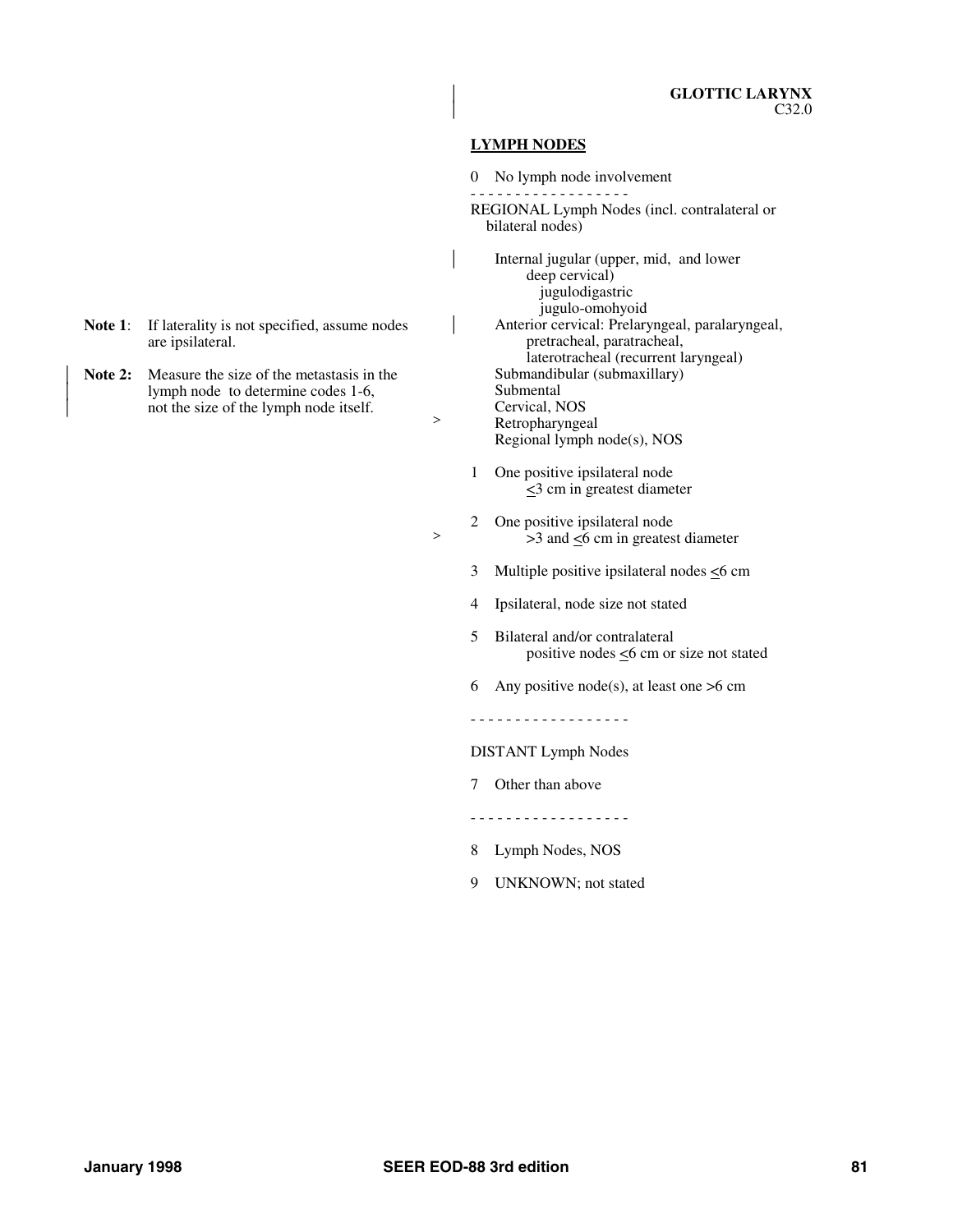**GLOTTIC LARYNX**
C32.0

**LYMPH NODES**

0 No lymph node involvement

- - - - - - - - - - - - - - - - - -

REGIONAL Lymph Nodes (incl. contralateral or bilateral nodes)

Internal jugular (upper, mid, and lower deep cervical)
- jugulodigastric
- jugulo-omohyoid

Anterior cervical: Prelaryngeal, paralaryngeal, pretracheal, paratracheal, laterotracheal (recurrent laryngeal)
Submandibular (submaxillary)
Submental
Cervical, NOS
Retropharyngeal
Regional lymph node(s), NOS

1 One positive ipsilateral node ≤3 cm in greatest diameter

2 One positive ipsilateral node >3 and ≤6 cm in greatest diameter

3 Multiple positive ipsilateral nodes ≤6 cm

4 Ipsilateral, node size not stated

5 Bilateral and/or contralateral positive nodes ≤6 cm or size not stated

6 Any positive node(s), at least one >6 cm

- - - - - - - - - - - - - - - - - -

DISTANT Lymph Nodes

7 Other than above

- - - - - - - - - - - - - - - - - -

8 Lymph Nodes, NOS

9 UNKNOWN; not stated

**Note 1**: If laterality is not specified, assume nodes are ipsilateral.

**Note 2:** Measure the size of the metastasis in the lymph node to determine codes 1-6, not the size of the lymph node itself.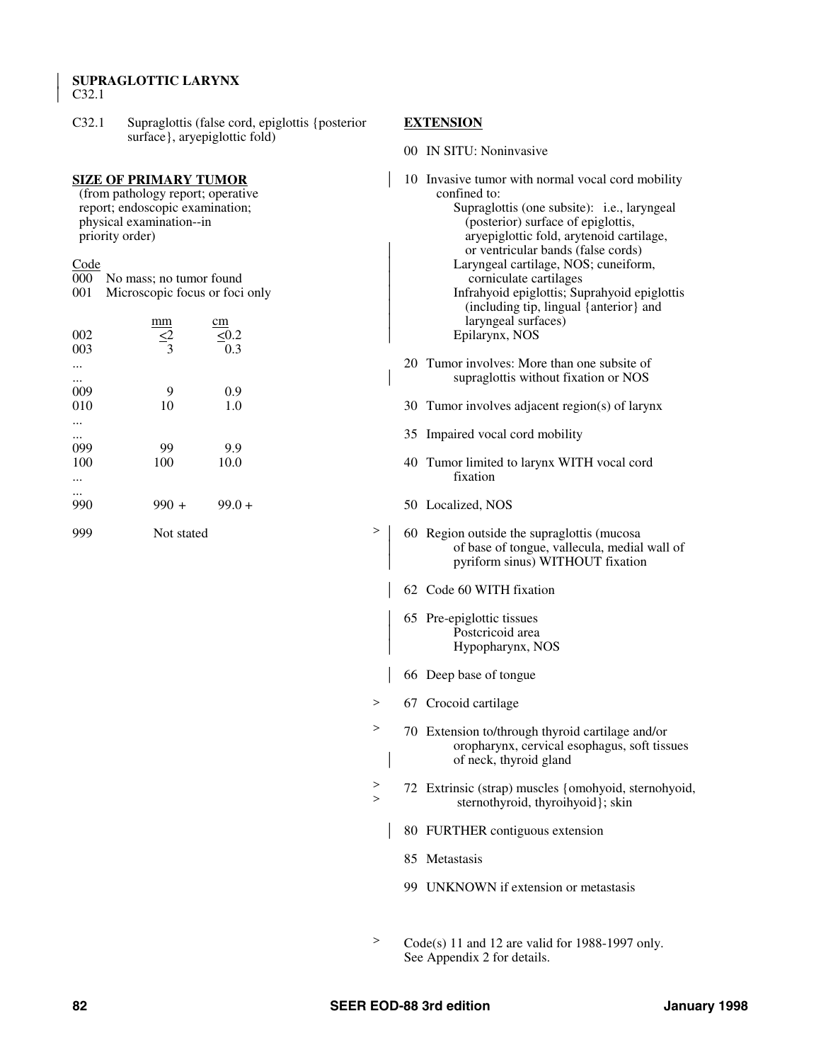## SUPRAGLOTTIC LARYNX
C32.1

C32.1 Supraglottis (false cord, epiglottis {posterior surface}, aryepiglottic fold)

### SIZE OF PRIMARY TUMOR

(from pathology report; operative report; endoscopic examination; physical examination--in priority order)

| Code | mm | cm |
|---|---|---|
| 000 | No mass; no tumor found | |
| 001 | Microscopic focus or foci only | |
| 002 | <2 | <0.2 |
| 003 | 3 | 0.3 |
| ... | | |
| ... | | |
| 009 | 9 | 0.9 |
| 010 | 10 | 1.0 |
| ... | | |
| ... | | |
| 099 | 99 | 9.9 |
| 100 | 100 | 10.0 |
| ... | | |
| ... | | |
| 990 | 990 + | 99.0 + |
| 999 | Not stated | |

### EXTENSION

00 IN SITU: Noninvasive

10 Invasive tumor with normal vocal cord mobility confined to:
- Supraglottis (one subsite): i.e., laryngeal (posterior) surface of epiglottis, aryepiglottic fold, arytenoid cartilage, or ventricular bands (false cords)
- Laryngeal cartilage, NOS; cuneiform, corniculate cartilages
- Infrahyoid epiglottis; Suprahyoid epiglottis (including tip, lingual {anterior} and laryngeal surfaces)
- Epilarynx, NOS

20 Tumor involves: More than one subsite of supraglottis without fixation or NOS

30 Tumor involves adjacent region(s) of larynx

35 Impaired vocal cord mobility

40 Tumor limited to larynx WITH vocal cord fixation

50 Localized, NOS

\> 60 Region outside the supraglottis (mucosa of base of tongue, vallecula, medial wall of pyriform sinus) WITHOUT fixation

62 Code 60 WITH fixation

65 Pre-epiglottic tissues
Postcricoid area
Hypopharynx, NOS

66 Deep base of tongue

\> 67 Crocoid cartilage

\> 70 Extension to/through thyroid cartilage and/or oropharynx, cervical esophagus, soft tissues of neck, thyroid gland

\> 72 Extrinsic (strap) muscles {omohyoid, sternohyoid, sternothyroid, thyroihyoid}; skin

80 FURTHER contiguous extension

85 Metastasis

99 UNKNOWN if extension or metastasis

\> Code(s) 11 and 12 are valid for 1988-1997 only. See Appendix 2 for details.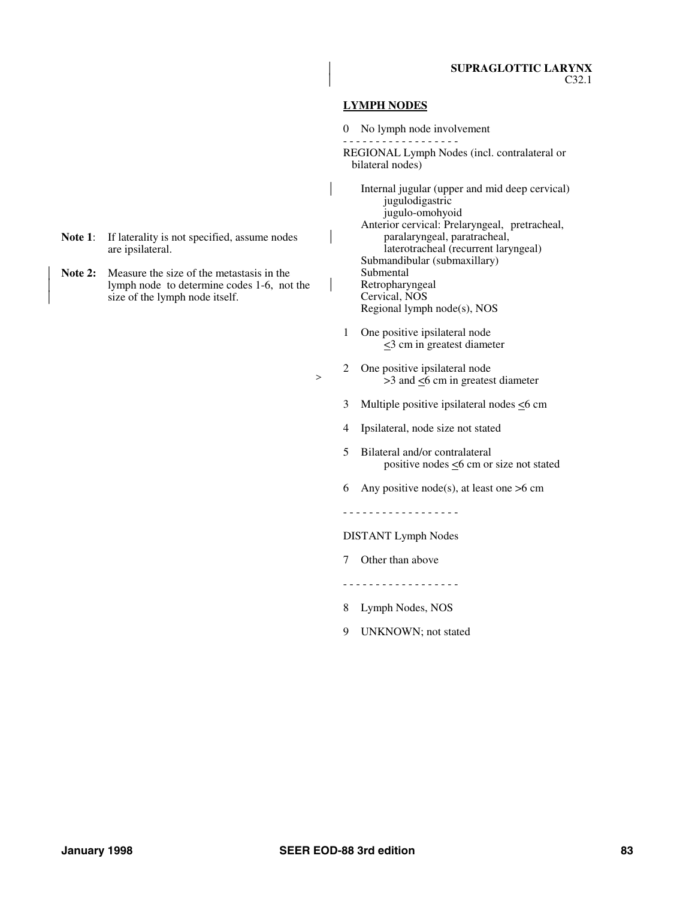**SUPRAGLOTTIC LARYNX**
C32.1

## LYMPH NODES

0 No lymph node involvement

- - - - - - - - - - - - - - - - - -

REGIONAL Lymph Nodes (incl. contralateral or bilateral nodes)

- Internal jugular (upper and mid deep cervical)
  - jugulodigastric
  - jugulo-omohyoid
- Anterior cervical: Prelaryngeal, pretracheal, paralaryngeal, paratracheal, laterotracheal (recurrent laryngeal)
- Submandibular (submaxillary)
- Submental
- Retropharyngeal
- Cervical, NOS
- Regional lymph node(s), NOS

1 One positive ipsilateral node
  ≤3 cm in greatest diameter

2 One positive ipsilateral node
  >3 and ≤6 cm in greatest diameter

3 Multiple positive ipsilateral nodes ≤6 cm

4 Ipsilateral, node size not stated

5 Bilateral and/or contralateral
  positive nodes ≤6 cm or size not stated

6 Any positive node(s), at least one >6 cm

- - - - - - - - - - - - - - - - - -

DISTANT Lymph Nodes

7 Other than above

- - - - - - - - - - - - - - - - - -

8 Lymph Nodes, NOS

9 UNKNOWN; not stated

**Note 1**: If laterality is not specified, assume nodes are ipsilateral.

**Note 2:** Measure the size of the metastasis in the lymph node to determine codes 1-6, not the size of the lymph node itself.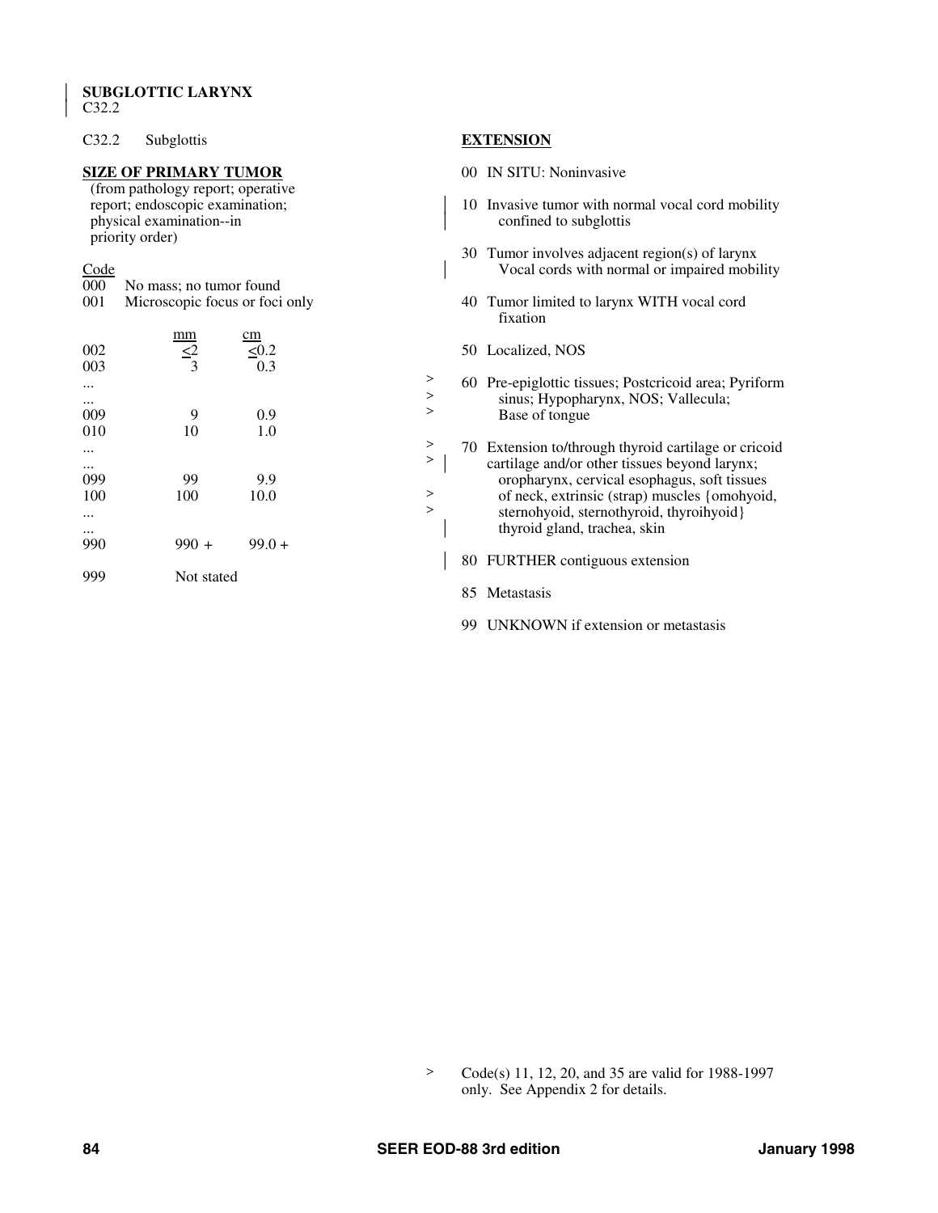**SUBGLOTTIC LARYNX**
C32.2

C32.2 Subglottis

**SIZE OF PRIMARY TUMOR**
(from pathology report; operative report; endoscopic examination; physical examination--in priority order)

| Code | | mm | cm |
|---|---|---|---|
| 000 | No mass; no tumor found | | |
| 001 | Microscopic focus or foci only | | |
| 002 | | ≤2 | ≤0.2 |
| 003 | | 3 | 0.3 |
| ... | | | |
| ... | | | |
| 009 | | 9 | 0.9 |
| 010 | | 10 | 1.0 |
| ... | | | |
| ... | | | |
| 099 | | 99 | 9.9 |
| 100 | | 100 | 10.0 |
| ... | | | |
| ... | | | |
| 990 | | 990 + | 99.0 + |
| 999 | | Not stated | |

**EXTENSION**

00 IN SITU: Noninvasive

10 Invasive tumor with normal vocal cord mobility confined to subglottis

30 Tumor involves adjacent region(s) of larynx
Vocal cords with normal or impaired mobility

40 Tumor limited to larynx WITH vocal cord fixation

50 Localized, NOS

60 Pre-epiglottic tissues; Postcricoid area; Pyriform sinus; Hypopharynx, NOS; Vallecula; Base of tongue

70 Extension to/through thyroid cartilage or cricoid cartilage and/or other tissues beyond larynx; oropharynx, cervical esophagus, soft tissues of neck, extrinsic (strap) muscles {omohyoid, sternohyoid, sternothyroid, thyroihyoid} thyroid gland, trachea, skin

80 FURTHER contiguous extension

85 Metastasis

99 UNKNOWN if extension or metastasis

> Code(s) 11, 12, 20, and 35 are valid for 1988-1997 only. See Appendix 2 for details.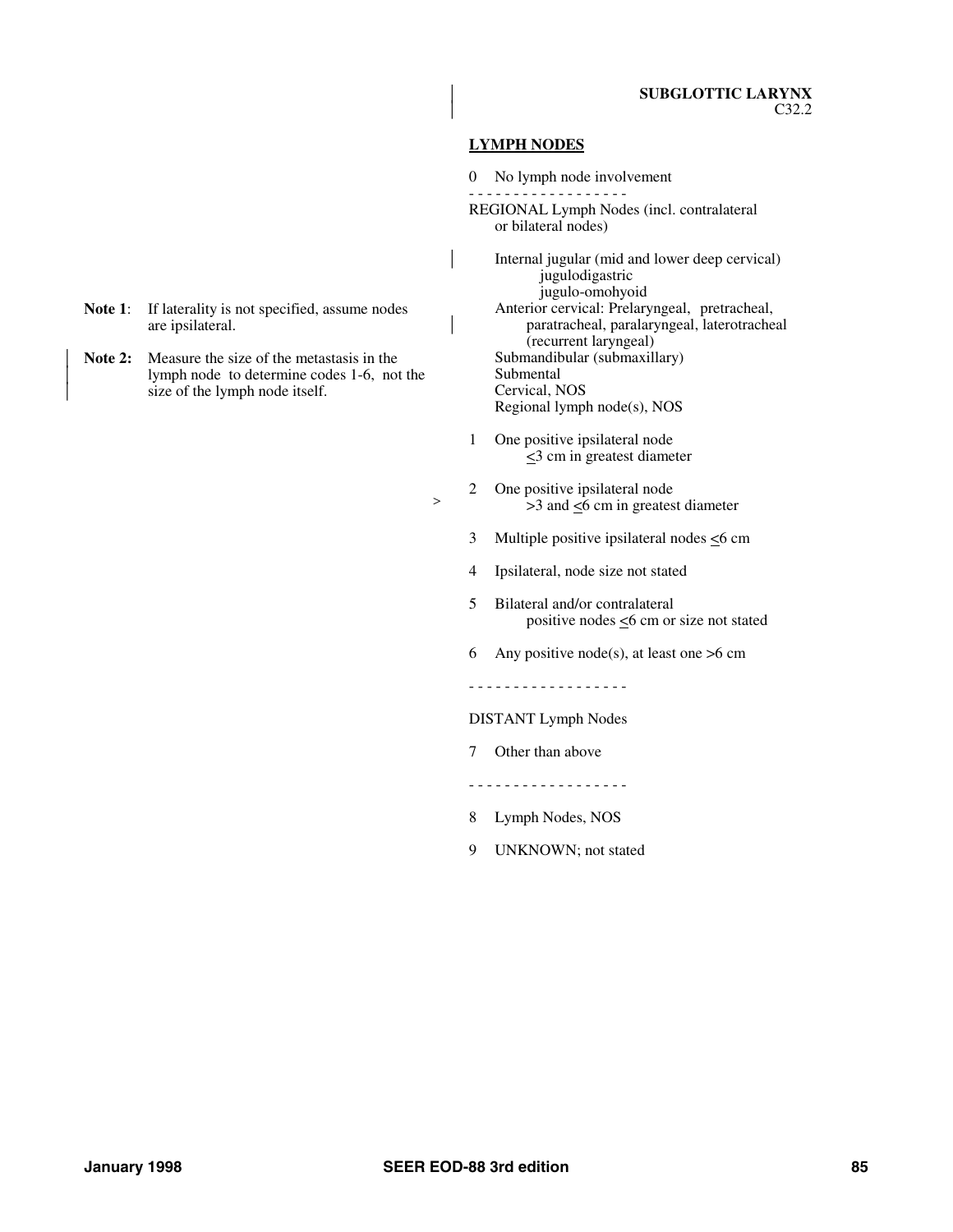**SUBGLOTTIC LARYNX**
C32.2

**LYMPH NODES**

0 No lymph node involvement

- - - - - - - - - - - - - - - - - -

REGIONAL Lymph Nodes (incl. contralateral or bilateral nodes)

Internal jugular (mid and lower deep cervical)
- jugulodigastric
- jugulo-omohyoid

Anterior cervical: Prelaryngeal, pretracheal, paratracheal, paralaryngeal, laterotracheal (recurrent laryngeal)
Submandibular (submaxillary)
Submental
Cervical, NOS
Regional lymph node(s), NOS

1 One positive ipsilateral node $\leq$3 cm in greatest diameter

2 One positive ipsilateral node >3 and $\leq$6 cm in greatest diameter

3 Multiple positive ipsilateral nodes $\leq$6 cm

4 Ipsilateral, node size not stated

5 Bilateral and/or contralateral positive nodes $\leq$6 cm or size not stated

6 Any positive node(s), at least one >6 cm

- - - - - - - - - - - - - - - - - -

DISTANT Lymph Nodes

7 Other than above

- - - - - - - - - - - - - - - - - -

8 Lymph Nodes, NOS

9 UNKNOWN; not stated

**Note 1**: If laterality is not specified, assume nodes are ipsilateral.

**Note 2:** Measure the size of the metastasis in the lymph node to determine codes 1-6, not the size of the lymph node itself.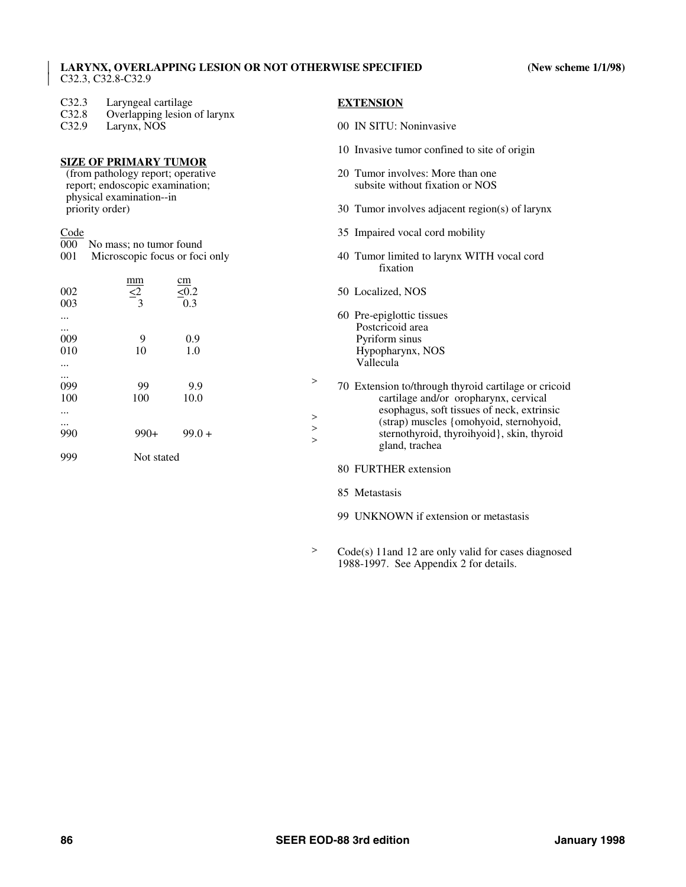# LARYNX, OVERLAPPING LESION OR NOT OTHERWISE SPECIFIED (New scheme 1/1/98)

C32.3, C32.8-C32.9

C32.3 Laryngeal cartilage
C32.8 Overlapping lesion of larynx
C32.9 Larynx, NOS

## SIZE OF PRIMARY TUMOR

(from pathology report; operative report; endoscopic examination; physical examination--in priority order)

| Code | mm | cm |
|---|---|---|
| 000 | No mass; no tumor found | |
| 001 | Microscopic focus or foci only | |
| 002 | ≤2 | ≤0.2 |
| 003 | 3 | 0.3 |
| ... | | |
| ... | | |
| 009 | 9 | 0.9 |
| 010 | 10 | 1.0 |
| ... | | |
| ... | | |
| 099 | 99 | 9.9 |
| 100 | 100 | 10.0 |
| ... | | |
| ... | | |
| 990 | 990+ | 99.0 + |
| 999 | Not stated | |

## EXTENSION

00 IN SITU: Noninvasive

10 Invasive tumor confined to site of origin

20 Tumor involves: More than one subsite without fixation or NOS

30 Tumor involves adjacent region(s) of larynx

35 Impaired vocal cord mobility

40 Tumor limited to larynx WITH vocal cord fixation

50 Localized, NOS

60 Pre-epiglottic tissues
 Postcricoid area
 Pyriform sinus
 Hypopharynx, NOS
 Vallecula

\> 70 Extension to/through thyroid cartilage or cricoid cartilage and/or oropharynx, cervical esophagus, soft tissues of neck, extrinsic (strap) muscles {omohyoid, sternohyoid, sternothyroid, thyroihyoid}, skin, thyroid gland, trachea

80 FURTHER extension

85 Metastasis

99 UNKNOWN if extension or metastasis

\> Code(s) 11and 12 are only valid for cases diagnosed 1988-1997. See Appendix 2 for details.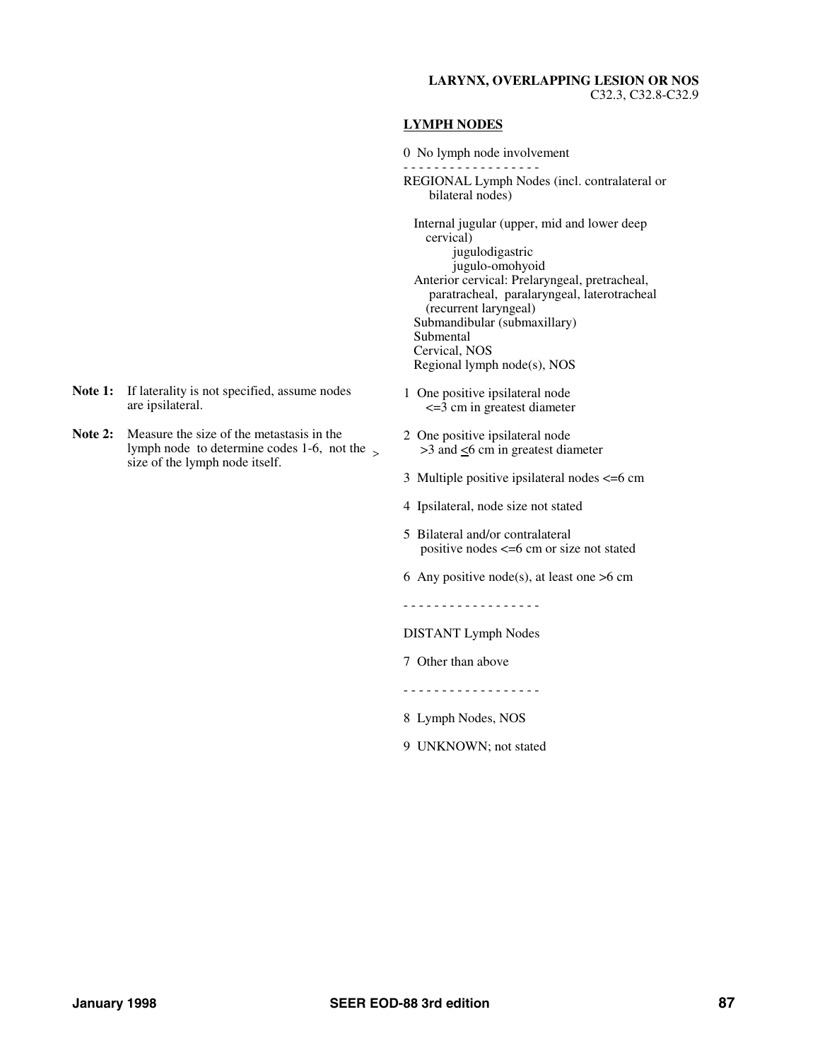**LARYNX, OVERLAPPING LESION OR NOS**
C32.3, C32.8-C32.9

**LYMPH NODES**

0 No lymph node involvement

- - - - - - - - - - - - - - - - - -

REGIONAL Lymph Nodes (incl. contralateral or bilateral nodes)

Internal jugular (upper, mid and lower deep cervical)
    jugulodigastric
    jugulo-omohyoid
Anterior cervical: Prelaryngeal, pretracheal, paratracheal, paralaryngeal, laterotracheal (recurrent laryngeal)
Submandibular (submaxillary)
Submental
Cervical, NOS
Regional lymph node(s), NOS

1 One positive ipsilateral node <=3 cm in greatest diameter

2 One positive ipsilateral node >3 and <u><</u>6 cm in greatest diameter

3 Multiple positive ipsilateral nodes <=6 cm

4 Ipsilateral, node size not stated

5 Bilateral and/or contralateral positive nodes <=6 cm or size not stated

6 Any positive node(s), at least one >6 cm

- - - - - - - - - - - - - - - - - -

DISTANT Lymph Nodes

7 Other than above

- - - - - - - - - - - - - - - - - -

8 Lymph Nodes, NOS

9 UNKNOWN; not stated

**Note 1:** If laterality is not specified, assume nodes are ipsilateral.

**Note 2:** Measure the size of the metastasis in the lymph node to determine codes 1-6, not the size of the lymph node itself.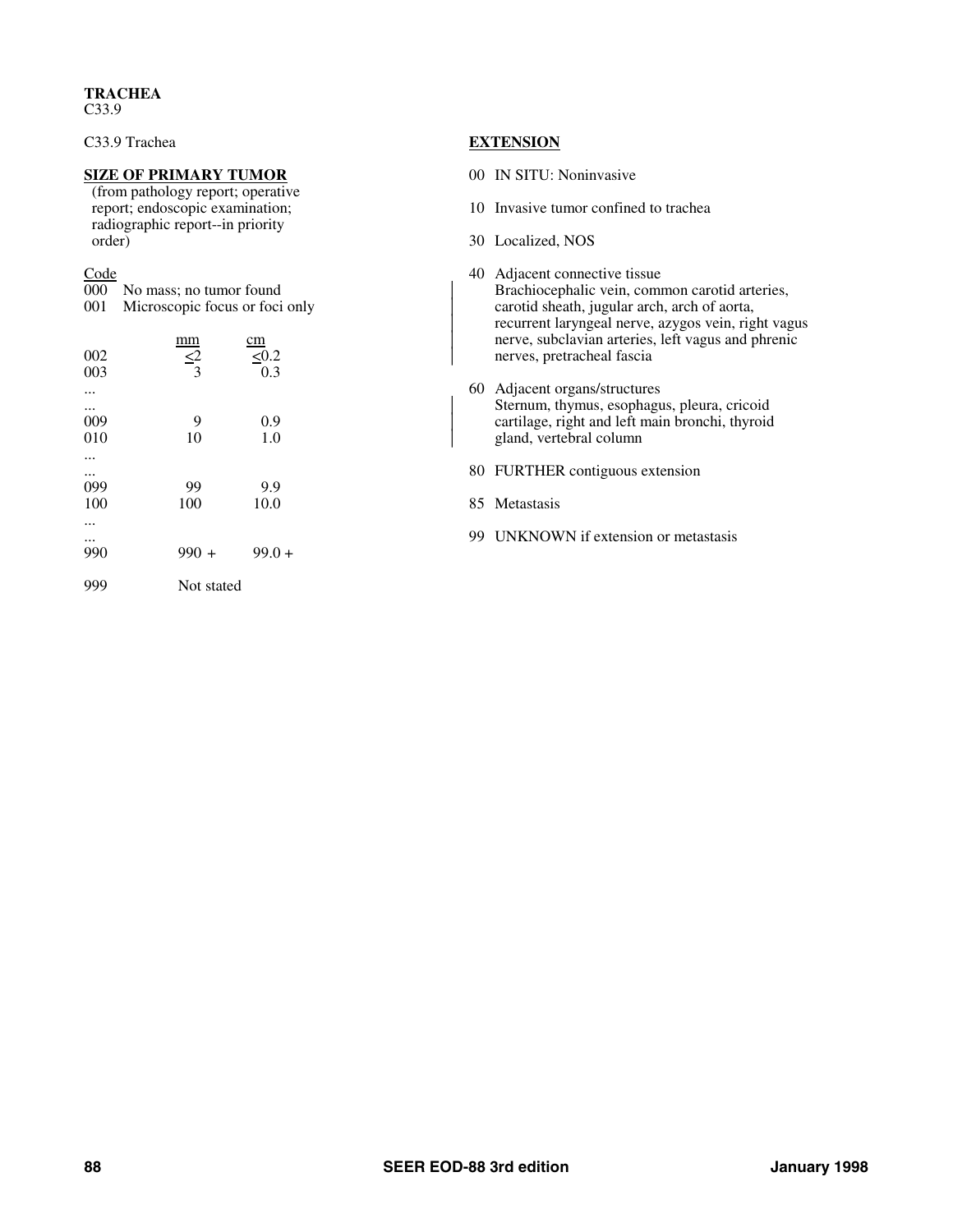**TRACHEA**
C33.9

C33.9 Trachea

**SIZE OF PRIMARY TUMOR**
(from pathology report; operative report; endoscopic examination; radiographic report--in priority order)

| Code | mm | cm |
|---|---|---|
| 000 | No mass; no tumor found | |
| 001 | Microscopic focus or foci only | |
| 002 | ≤2 | ≤0.2 |
| 003 | 3 | 0.3 |
| ... | | |
| ... | | |
| 009 | 9 | 0.9 |
| 010 | 10 | 1.0 |
| ... | | |
| ... | | |
| 099 | 99 | 9.9 |
| 100 | 100 | 10.0 |
| ... | | |
| ... | | |
| 990 | 990 + | 99.0 + |
| 999 | Not stated | |

**EXTENSION**

00 IN SITU: Noninvasive

10 Invasive tumor confined to trachea

30 Localized, NOS

40 Adjacent connective tissue
Brachiocephalic vein, common carotid arteries, carotid sheath, jugular arch, arch of aorta, recurrent laryngeal nerve, azygos vein, right vagus nerve, subclavian arteries, left vagus and phrenic nerves, pretracheal fascia

60 Adjacent organs/structures
Sternum, thymus, esophagus, pleura, cricoid cartilage, right and left main bronchi, thyroid gland, vertebral column

80 FURTHER contiguous extension

85 Metastasis

99 UNKNOWN if extension or metastasis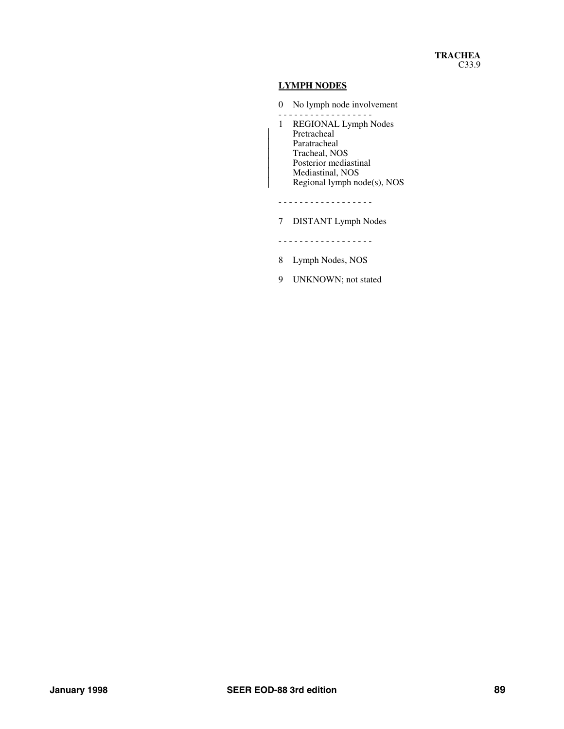**TRACHEA**
C33.9

## LYMPH NODES

0 No lymph node involvement

- - - - - - - - - - - - - - - - - -

1 REGIONAL Lymph Nodes
Pretracheal
Paratracheal
Tracheal, NOS
Posterior mediastinal
Mediastinal, NOS
Regional lymph node(s), NOS

- - - - - - - - - - - - - - - - - -

7 DISTANT Lymph Nodes

- - - - - - - - - - - - - - - - - -

8 Lymph Nodes, NOS

9 UNKNOWN; not stated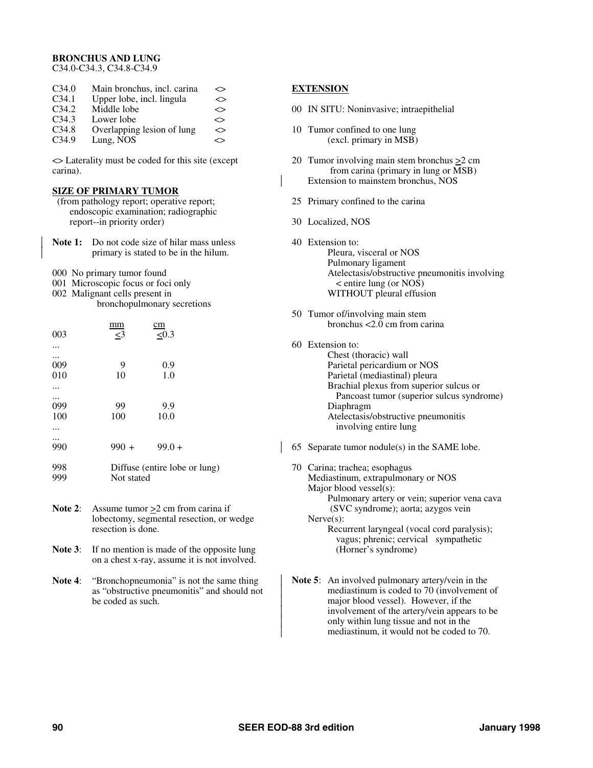## BRONCHUS AND LUNG

C34.0-C34.3, C34.8-C34.9

| | | |
|---|---|---|
| C34.0 | Main bronchus, incl. carina | <> |
| C34.1 | Upper lobe, incl. lingula | <> |
| C34.2 | Middle lobe | <> |
| C34.3 | Lower lobe | <> |
| C34.8 | Overlapping lesion of lung | <> |
| C34.9 | Lung, NOS | <> |

<> Laterality must be coded for this site (except carina).

### SIZE OF PRIMARY TUMOR

(from pathology report; operative report; endoscopic examination; radiographic report--in priority order)

**Note 1:** Do not code size of hilar mass unless primary is stated to be in the hilum.

000 No primary tumor found
001 Microscopic focus or foci only
002 Malignant cells present in bronchopulmonary secretions

| | mm | cm |
|---|---|---|
| 003 | ≤3 | ≤0.3 |
| ... | | |
| ... | | |
| 009 | 9 | 0.9 |
| 010 | 10 | 1.0 |
| ... | | |
| ... | | |
| 099 | 99 | 9.9 |
| 100 | 100 | 10.0 |
| ... | | |
| ... | | |
| 990 | 990 + | 99.0 + |
| 998 | Diffuse (entire lobe or lung) | |
| 999 | Not stated | |

**Note 2**: Assume tumor ≥2 cm from carina if lobectomy, segmental resection, or wedge resection is done.

**Note 3**: If no mention is made of the opposite lung on a chest x-ray, assume it is not involved.

**Note 4**: "Bronchopneumonia" is not the same thing as "obstructive pneumonitis" and should not be coded as such.

### EXTENSION

00 IN SITU: Noninvasive; intraepithelial

10 Tumor confined to one lung (excl. primary in MSB)

20 Tumor involving main stem bronchus ≥2 cm from carina (primary in lung or MSB)
Extension to mainstem bronchus, NOS

25 Primary confined to the carina

30 Localized, NOS

40 Extension to:
- Pleura, visceral or NOS
- Pulmonary ligament
- Atelectasis/obstructive pneumonitis involving < entire lung (or NOS)
- WITHOUT pleural effusion

50 Tumor of/involving main stem bronchus <2.0 cm from carina

60 Extension to:
- Chest (thoracic) wall
- Parietal pericardium or NOS
- Parietal (mediastinal) pleura
- Brachial plexus from superior sulcus or Pancoast tumor (superior sulcus syndrome)
- Diaphragm
- Atelectasis/obstructive pneumonitis involving entire lung

65 Separate tumor nodule(s) in the SAME lobe.

70 Carina; trachea; esophagus
Mediastinum, extrapulmonary or NOS
Major blood vessel(s):
- Pulmonary artery or vein; superior vena cava (SVC syndrome); aorta; azygos vein

Nerve(s):
- Recurrent laryngeal (vocal cord paralysis); vagus; phrenic; cervical sympathetic (Horner's syndrome)

**Note 5**: An involved pulmonary artery/vein in the mediastinum is coded to 70 (involvement of major blood vessel). However, if the involvement of the artery/vein appears to be only within lung tissue and not in the mediastinum, it would not be coded to 70.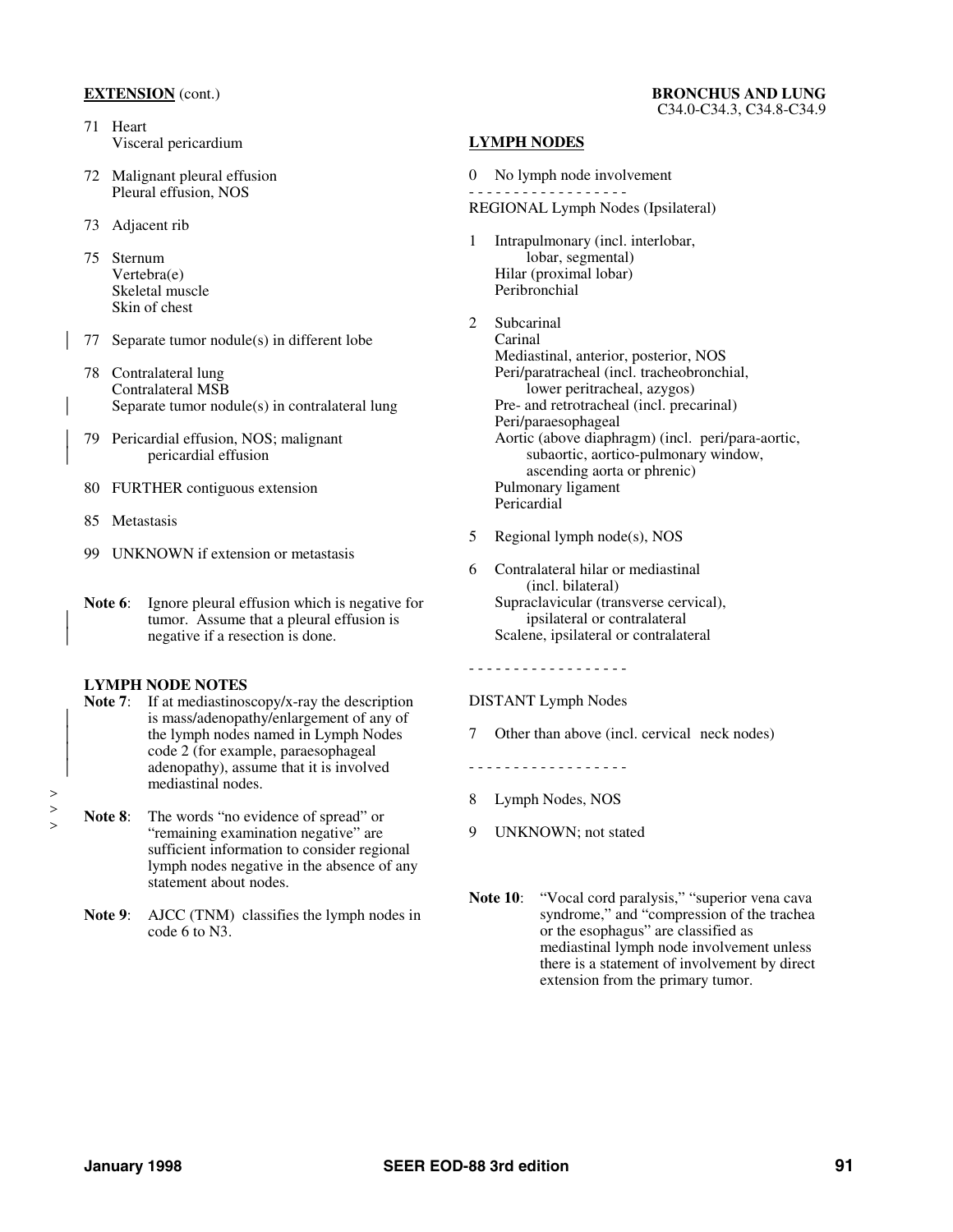**EXTENSION** (cont.)

**BRONCHUS AND LUNG**
C34.0-C34.3, C34.8-C34.9

71 Heart
   Visceral pericardium

72 Malignant pleural effusion
   Pleural effusion, NOS

73 Adjacent rib

75 Sternum
   Vertebra(e)
   Skeletal muscle
   Skin of chest

77 Separate tumor nodule(s) in different lobe

78 Contralateral lung
   Contralateral MSB
   Separate tumor nodule(s) in contralateral lung

79 Pericardial effusion, NOS; malignant pericardial effusion

80 FURTHER contiguous extension

85 Metastasis

99 UNKNOWN if extension or metastasis

**Note 6**: Ignore pleural effusion which is negative for tumor. Assume that a pleural effusion is negative if a resection is done.

**LYMPH NODE NOTES**

**Note 7**: If at mediastinoscopy/x-ray the description is mass/adenopathy/enlargement of any of the lymph nodes named in Lymph Nodes code 2 (for example, paraesophageal adenopathy), assume that it is involved mediastinal nodes.

**Note 8**: The words "no evidence of spread" or "remaining examination negative" are sufficient information to consider regional lymph nodes negative in the absence of any statement about nodes.

**Note 9**: AJCC (TNM) classifies the lymph nodes in code 6 to N3.

**LYMPH NODES**

0 No lymph node involvement

- - - - - - - - - - - - - - - - - -

REGIONAL Lymph Nodes (Ipsilateral)

1 Intrapulmonary (incl. interlobar, lobar, segmental)
  Hilar (proximal lobar)
  Peribronchial

2 Subcarinal
  Carinal
  Mediastinal, anterior, posterior, NOS
  Peri/paratracheal (incl. tracheobronchial, lower peritracheal, azygos)
  Pre- and retrotracheal (incl. precarinal)
  Peri/paraesophageal
  Aortic (above diaphragm) (incl. peri/para-aortic, subaortic, aortico-pulmonary window, ascending aorta or phrenic)
  Pulmonary ligament
  Pericardial

5 Regional lymph node(s), NOS

6 Contralateral hilar or mediastinal (incl. bilateral)
  Supraclavicular (transverse cervical), ipsilateral or contralateral
  Scalene, ipsilateral or contralateral

- - - - - - - - - - - - - - - - - -

DISTANT Lymph Nodes

7 Other than above (incl. cervical neck nodes)

- - - - - - - - - - - - - - - - - -

8 Lymph Nodes, NOS

9 UNKNOWN; not stated

**Note 10**: "Vocal cord paralysis," "superior vena cava syndrome," and "compression of the trachea or the esophagus" are classified as mediastinal lymph node involvement unless there is a statement of involvement by direct extension from the primary tumor.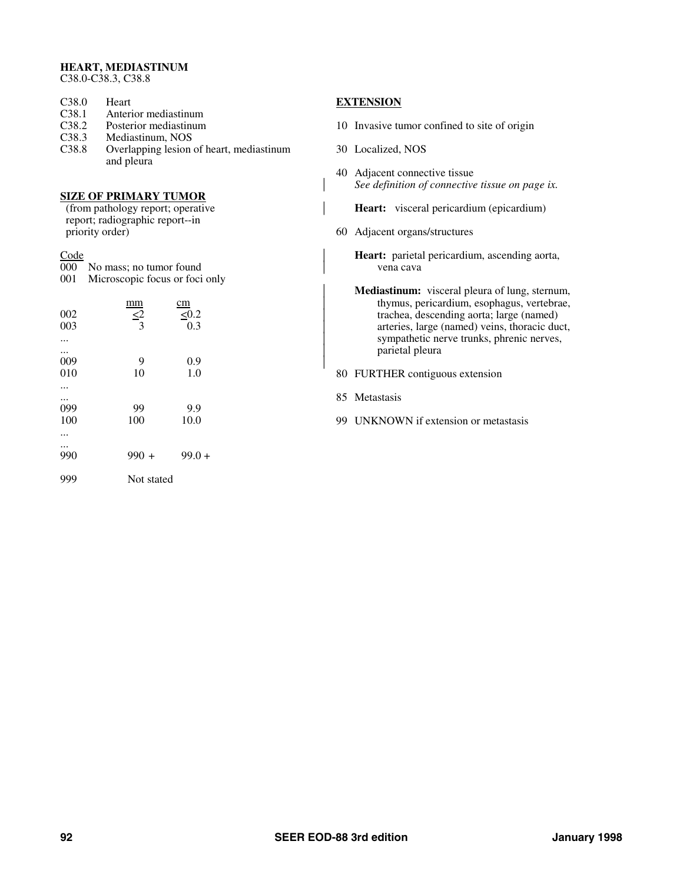## HEART, MEDIASTINUM

C38.0-C38.3, C38.8

| | |
|---|---|
| C38.0 | Heart |
| C38.1 | Anterior mediastinum |
| C38.2 | Posterior mediastinum |
| C38.3 | Mediastinum, NOS |
| C38.8 | Overlapping lesion of heart, mediastinum and pleura |

### SIZE OF PRIMARY TUMOR

(from pathology report; operative report; radiographic report--in priority order)

| Code | mm | cm |
|---|---|---|
| 000 | No mass; no tumor found | |
| 001 | Microscopic focus or foci only | |
| 002 | ≤2 | ≤0.2 |
| 003 | 3 | 0.3 |
| ... | | |
| ... | | |
| 009 | 9 | 0.9 |
| 010 | 10 | 1.0 |
| ... | | |
| ... | | |
| 099 | 99 | 9.9 |
| 100 | 100 | 10.0 |
| ... | | |
| ... | | |
| 990 | 990 + | 99.0 + |
| 999 | Not stated | |

### EXTENSION

10 Invasive tumor confined to site of origin

30 Localized, NOS

40 Adjacent connective tissue
*See definition of connective tissue on page ix.*

**Heart:** visceral pericardium (epicardium)

60 Adjacent organs/structures

**Heart:** parietal pericardium, ascending aorta, vena cava

**Mediastinum:** visceral pleura of lung, sternum, thymus, pericardium, esophagus, vertebrae, trachea, descending aorta; large (named) arteries, large (named) veins, thoracic duct, sympathetic nerve trunks, phrenic nerves, parietal pleura

80 FURTHER contiguous extension

85 Metastasis

99 UNKNOWN if extension or metastasis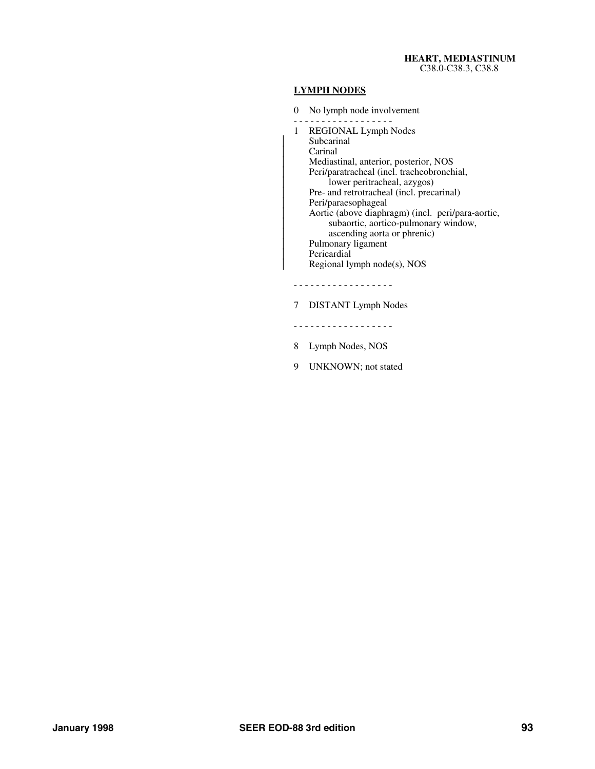**HEART, MEDIASTINUM**
C38.0-C38.3, C38.8

## LYMPH NODES

0 No lymph node involvement

- - - - - - - - - - - - - - - - - -

1 REGIONAL Lymph Nodes
   Subcarinal
   Carinal
   Mediastinal, anterior, posterior, NOS
   Peri/paratracheal (incl. tracheobronchial,
      lower peritracheal, azygos)
   Pre- and retrotracheal (incl. precarinal)
   Peri/paraesophageal
   Aortic (above diaphragm) (incl. peri/para-aortic,
      subaortic, aortico-pulmonary window,
      ascending aorta or phrenic)
   Pulmonary ligament
   Pericardial
   Regional lymph node(s), NOS

- - - - - - - - - - - - - - - - - -

7 DISTANT Lymph Nodes

- - - - - - - - - - - - - - - - - -

8 Lymph Nodes, NOS

9 UNKNOWN; not stated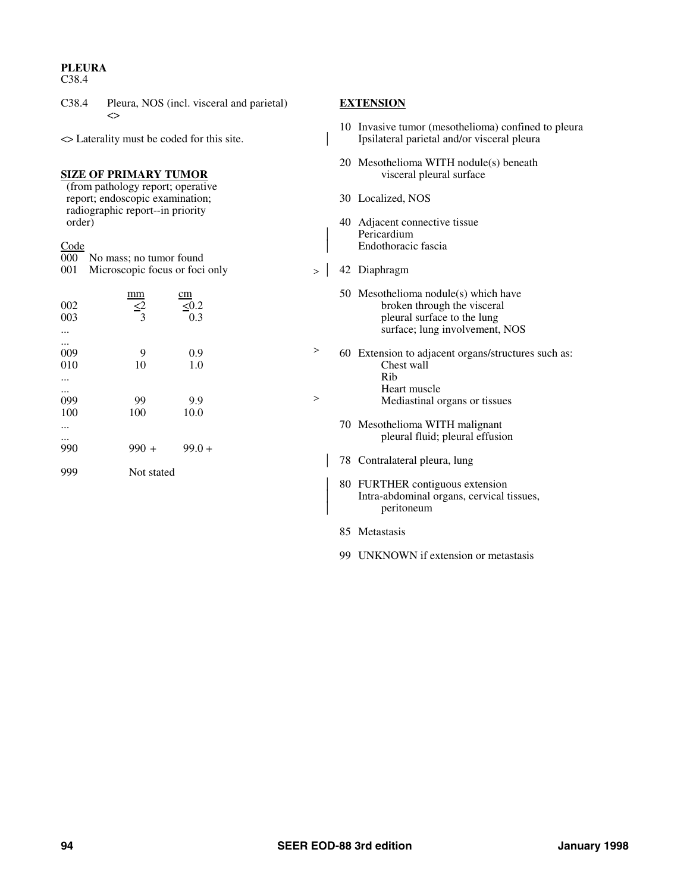**PLEURA**
C38.4

C38.4 Pleura, NOS (incl. visceral and parietal) <>

<> Laterality must be coded for this site.

**SIZE OF PRIMARY TUMOR**
(from pathology report; operative report; endoscopic examination; radiographic report--in priority order)

| Code | | mm | cm |
|---|---|---|---|
| 000 | No mass; no tumor found | | |
| 001 | Microscopic focus or foci only | | |
| 002 | | <2 | <0.2 |
| 003 | | 3 | 0.3 |
| ... | | | |
| ... | | | |
| 009 | | 9 | 0.9 |
| 010 | | 10 | 1.0 |
| ... | | | |
| ... | | | |
| 099 | | 99 | 9.9 |
| 100 | | 100 | 10.0 |
| ... | | | |
| ... | | | |
| 990 | | 990 + | 99.0 + |
| 999 | | Not stated | |

**EXTENSION**

10 Invasive tumor (mesothelioma) confined to pleura
Ipsilateral parietal and/or visceral pleura

20 Mesothelioma WITH nodule(s) beneath visceral pleural surface

30 Localized, NOS

40 Adjacent connective tissue
Pericardium
Endothoracic fascia

> 42 Diaphragm

50 Mesothelioma nodule(s) which have broken through the visceral pleural surface to the lung surface; lung involvement, NOS

> 60 Extension to adjacent organs/structures such as:
Chest wall
Rib
Heart muscle
> Mediastinal organs or tissues

70 Mesothelioma WITH malignant pleural fluid; pleural effusion

78 Contralateral pleura, lung

80 FURTHER contiguous extension
Intra-abdominal organs, cervical tissues, peritoneum

85 Metastasis

99 UNKNOWN if extension or metastasis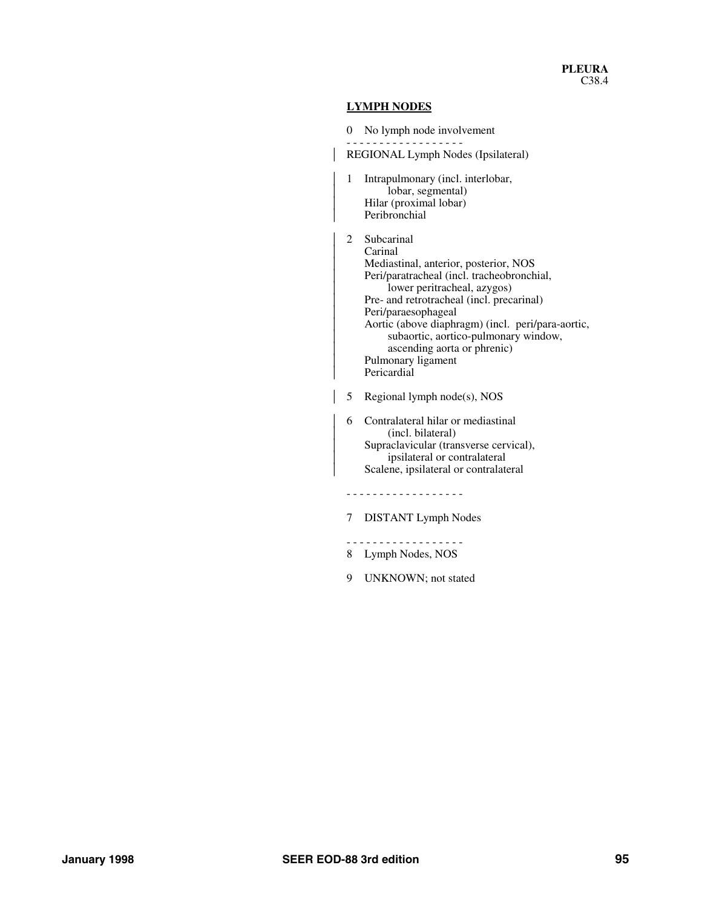**PLEURA**
C38.4

## LYMPH NODES

0 No lymph node involvement

- - - - - - - - - - - - - - - - - -

REGIONAL Lymph Nodes (Ipsilateral)

1 Intrapulmonary (incl. interlobar, lobar, segmental)
  Hilar (proximal lobar)
  Peribronchial

2 Subcarinal
  Carinal
  Mediastinal, anterior, posterior, NOS
  Peri/paratracheal (incl. tracheobronchial, lower peritracheal, azygos)
  Pre- and retrotracheal (incl. precarinal)
  Peri/paraesophageal
  Aortic (above diaphragm) (incl. peri/para-aortic, subaortic, aortico-pulmonary window, ascending aorta or phrenic)
  Pulmonary ligament
  Pericardial

5 Regional lymph node(s), NOS

6 Contralateral hilar or mediastinal (incl. bilateral)
  Supraclavicular (transverse cervical), ipsilateral or contralateral
  Scalene, ipsilateral or contralateral

- - - - - - - - - - - - - - - - - -

7 DISTANT Lymph Nodes

- - - - - - - - - - - - - - - - - -

8 Lymph Nodes, NOS

9 UNKNOWN; not stated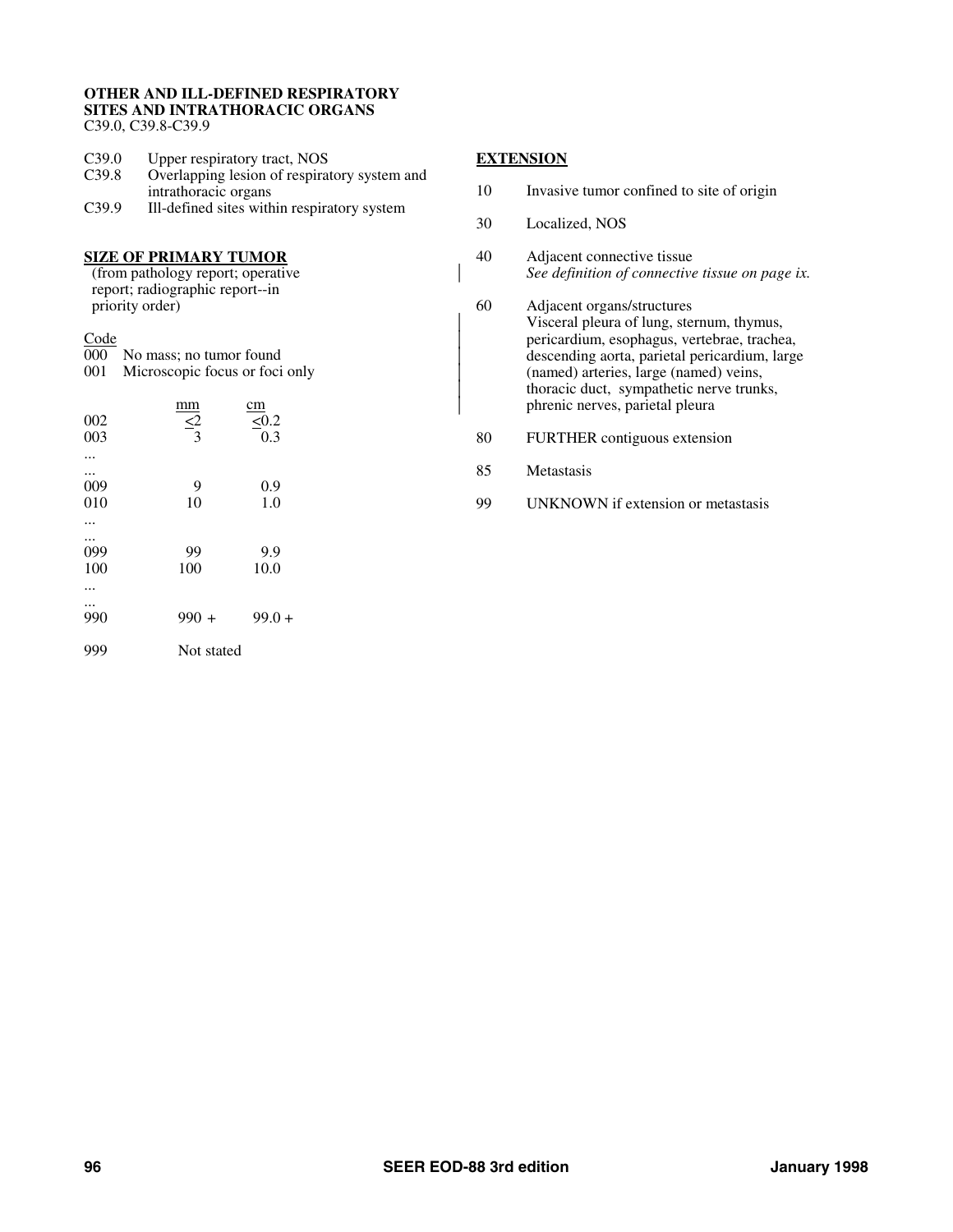**OTHER AND ILL-DEFINED RESPIRATORY SITES AND INTRATHORACIC ORGANS**
C39.0, C39.8-C39.9

| | |
|---|---|
| C39.0 | Upper respiratory tract, NOS |
| C39.8 | Overlapping lesion of respiratory system and intrathoracic organs |
| C39.9 | Ill-defined sites within respiratory system |

**SIZE OF PRIMARY TUMOR**
(from pathology report; operative report; radiographic report--in priority order)

| Code | | |
|---|---|---|
| 000 | No mass; no tumor found | |
| 001 | Microscopic focus or foci only | |
| | mm | cm |
| 002 | <2 | <0.2 |
| 003 | 3 | 0.3 |
| ... | | |
| ... | | |
| 009 | 9 | 0.9 |
| 010 | 10 | 1.0 |
| ... | | |
| ... | | |
| 099 | 99 | 9.9 |
| 100 | 100 | 10.0 |
| ... | | |
| ... | | |
| 990 | 990 + | 99.0 + |
| 999 | Not stated | |

**EXTENSION**

| | |
|---|---|
| 10 | Invasive tumor confined to site of origin |
| 30 | Localized, NOS |
| 40 | Adjacent connective tissue<br>*See definition of connective tissue on page ix.* |
| 60 | Adjacent organs/structures<br>Visceral pleura of lung, sternum, thymus, pericardium, esophagus, vertebrae, trachea, descending aorta, parietal pericardium, large (named) arteries, large (named) veins, thoracic duct, sympathetic nerve trunks, phrenic nerves, parietal pleura |
| 80 | FURTHER contiguous extension |
| 85 | Metastasis |
| 99 | UNKNOWN if extension or metastasis |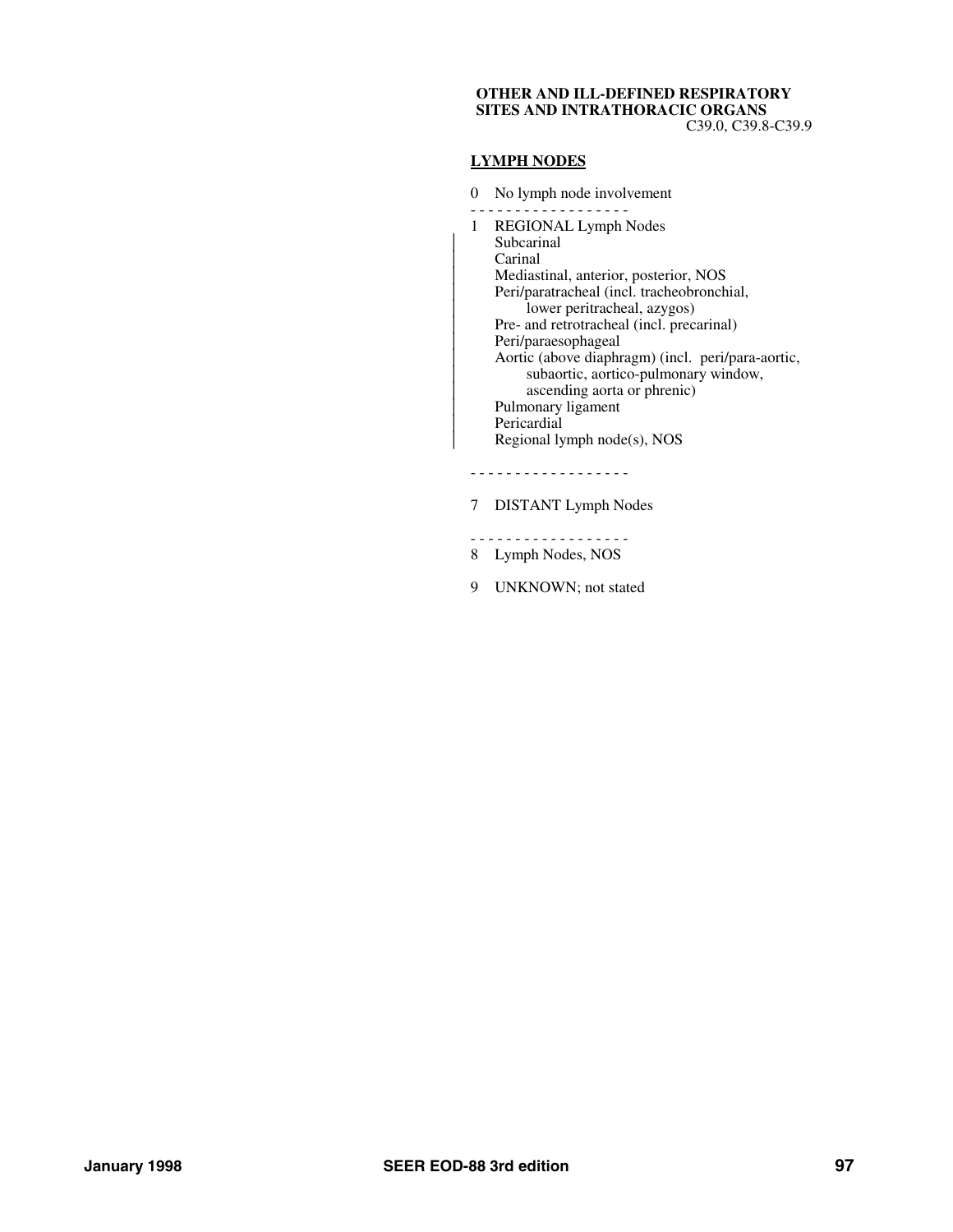**OTHER AND ILL-DEFINED RESPIRATORY SITES AND INTRATHORACIC ORGANS**
C39.0, C39.8-C39.9

**LYMPH NODES**

0 No lymph node involvement

- - - - - - - - - - - - - - - - - -

1 REGIONAL Lymph Nodes
   Subcarinal
   Carinal
   Mediastinal, anterior, posterior, NOS
   Peri/paratracheal (incl. tracheobronchial, lower peritracheal, azygos)
   Pre- and retrotracheal (incl. precarinal)
   Peri/paraesophageal
   Aortic (above diaphragm) (incl. peri/para-aortic, subaortic, aortico-pulmonary window, ascending aorta or phrenic)
   Pulmonary ligament
   Pericardial
   Regional lymph node(s), NOS

- - - - - - - - - - - - - - - - - -

7 DISTANT Lymph Nodes

- - - - - - - - - - - - - - - - - -

8 Lymph Nodes, NOS

9 UNKNOWN; not stated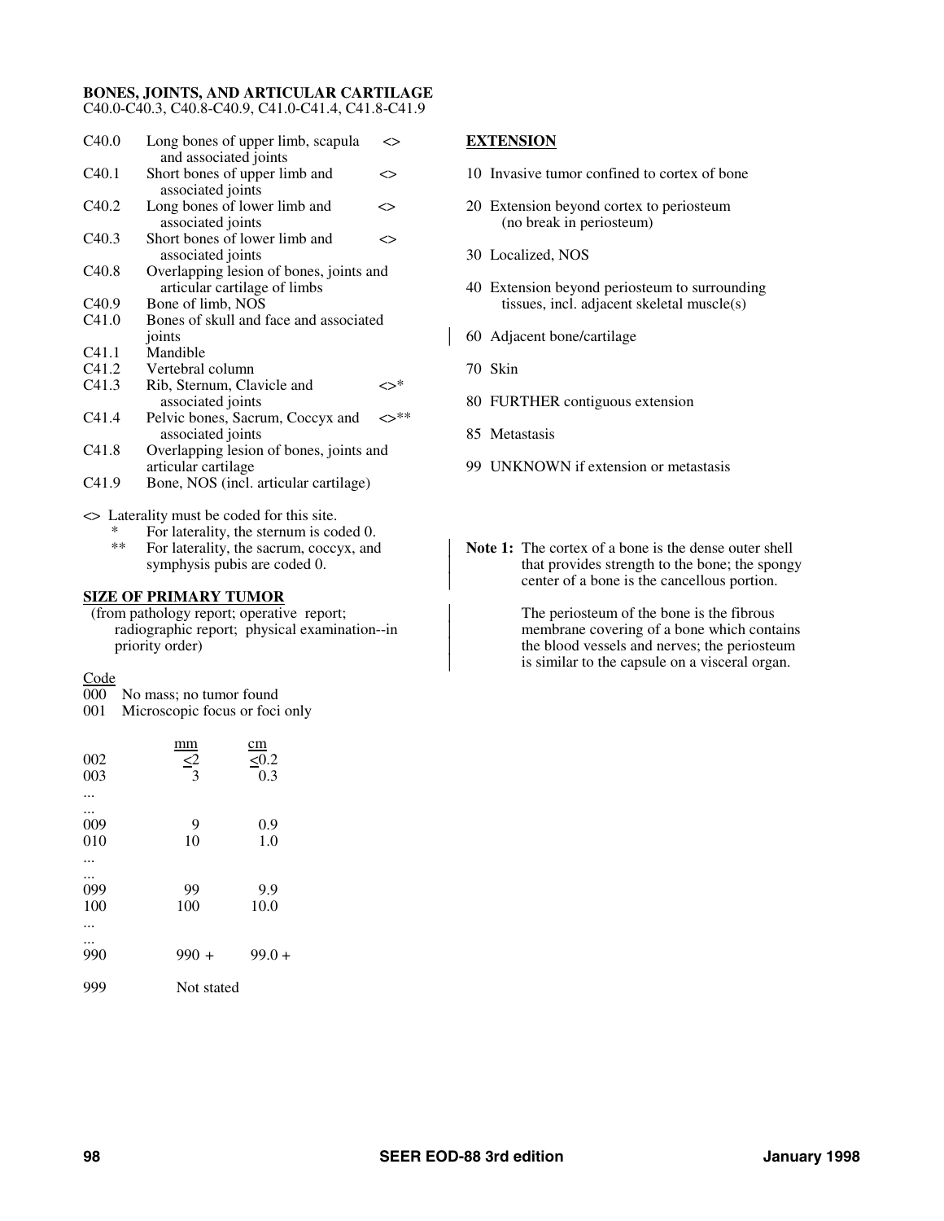**BONES, JOINTS, AND ARTICULAR CARTILAGE**
C40.0-C40.3, C40.8-C40.9, C41.0-C41.4, C41.8-C41.9

| | | |
|---|---|---|
| C40.0 | Long bones of upper limb, scapula and associated joints | <> |
| C40.1 | Short bones of upper limb and associated joints | <> |
| C40.2 | Long bones of lower limb and associated joints | <> |
| C40.3 | Short bones of lower limb and associated joints | <> |
| C40.8 | Overlapping lesion of bones, joints and articular cartilage of limbs | |
| C40.9 | Bone of limb, NOS | |
| C41.0 | Bones of skull and face and associated joints | |
| C41.1 | Mandible | |
| C41.2 | Vertebral column | |
| C41.3 | Rib, Sternum, Clavicle and associated joints | <>* |
| C41.4 | Pelvic bones, Sacrum, Coccyx and associated joints | <>** |
| C41.8 | Overlapping lesion of bones, joints and articular cartilage | |
| C41.9 | Bone, NOS (incl. articular cartilage) | |

<> Laterality must be coded for this site.
- \* For laterality, the sternum is coded 0.
- \*\* For laterality, the sacrum, coccyx, and symphysis pubis are coded 0.

**SIZE OF PRIMARY TUMOR**

(from pathology report; operative report; radiographic report; physical examination--in priority order)

| Code | mm | cm |
|---|---|---|
| 000 | No mass; no tumor found | |
| 001 | Microscopic focus or foci only | |
| 002 | ≤2 | ≤0.2 |
| 003 | 3 | 0.3 |
| ... | | |
| ... | | |
| 009 | 9 | 0.9 |
| 010 | 10 | 1.0 |
| ... | | |
| ... | | |
| 099 | 99 | 9.9 |
| 100 | 100 | 10.0 |
| ... | | |
| ... | | |
| 990 | 990 + | 99.0 + |
| 999 | Not stated | |

**EXTENSION**

10 Invasive tumor confined to cortex of bone

20 Extension beyond cortex to periosteum (no break in periosteum)

30 Localized, NOS

40 Extension beyond periosteum to surrounding tissues, incl. adjacent skeletal muscle(s)

60 Adjacent bone/cartilage

70 Skin

80 FURTHER contiguous extension

85 Metastasis

99 UNKNOWN if extension or metastasis

**Note 1:** The cortex of a bone is the dense outer shell that provides strength to the bone; the spongy center of a bone is the cancellous portion.

The periosteum of the bone is the fibrous membrane covering of a bone which contains the blood vessels and nerves; the periosteum is similar to the capsule on a visceral organ.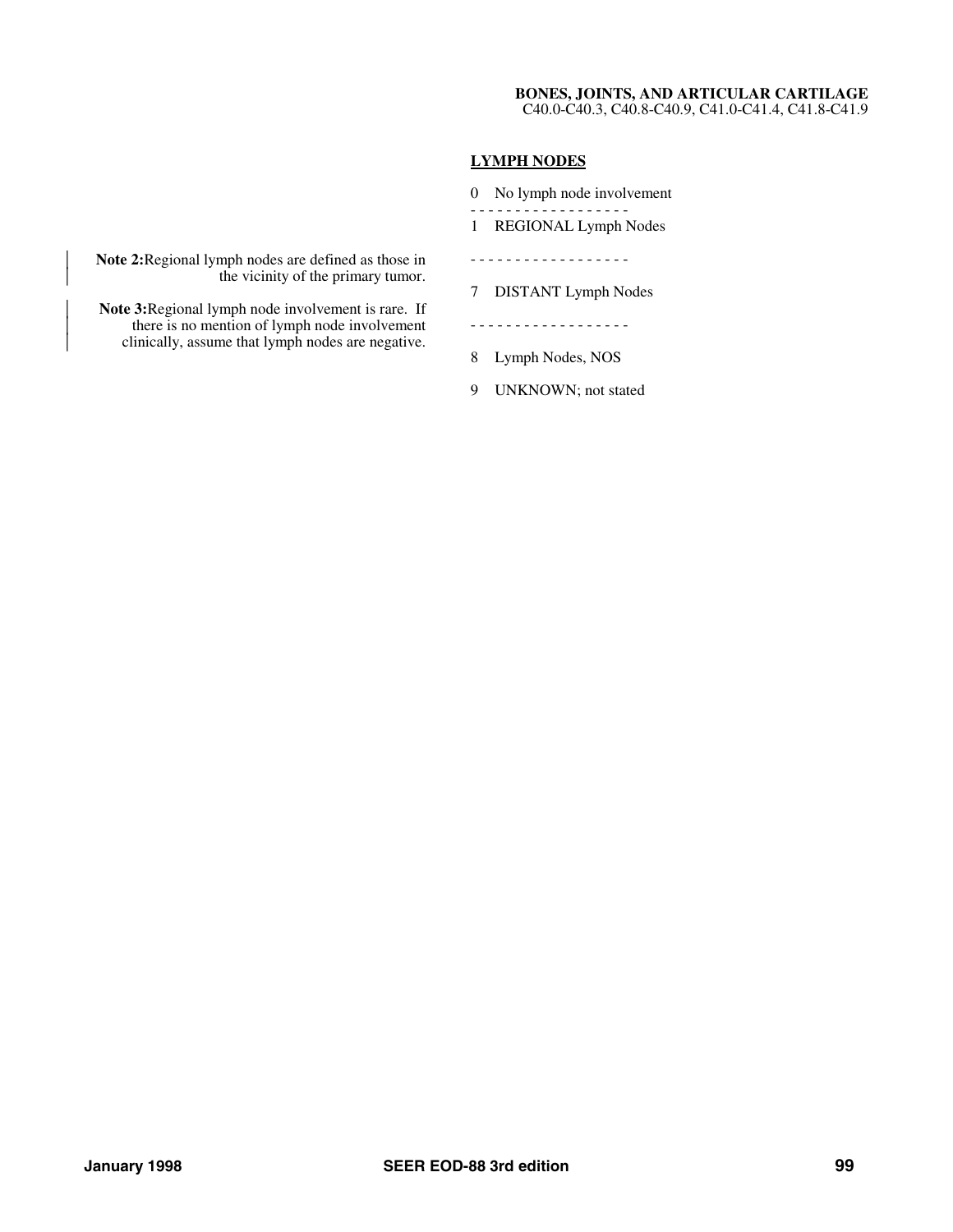**BONES, JOINTS, AND ARTICULAR CARTILAGE**
C40.0-C40.3, C40.8-C40.9, C41.0-C41.4, C41.8-C41.9

**Note 2:** Regional lymph nodes are defined as those in the vicinity of the primary tumor.

**Note 3:** Regional lymph node involvement is rare. If there is no mention of lymph node involvement clinically, assume that lymph nodes are negative.

## LYMPH NODES

0 No lymph node involvement

- - - - - - - - - - - - - - - - - -

1 REGIONAL Lymph Nodes

- - - - - - - - - - - - - - - - - -

7 DISTANT Lymph Nodes

- - - - - - - - - - - - - - - - - -

8 Lymph Nodes, NOS

9 UNKNOWN; not stated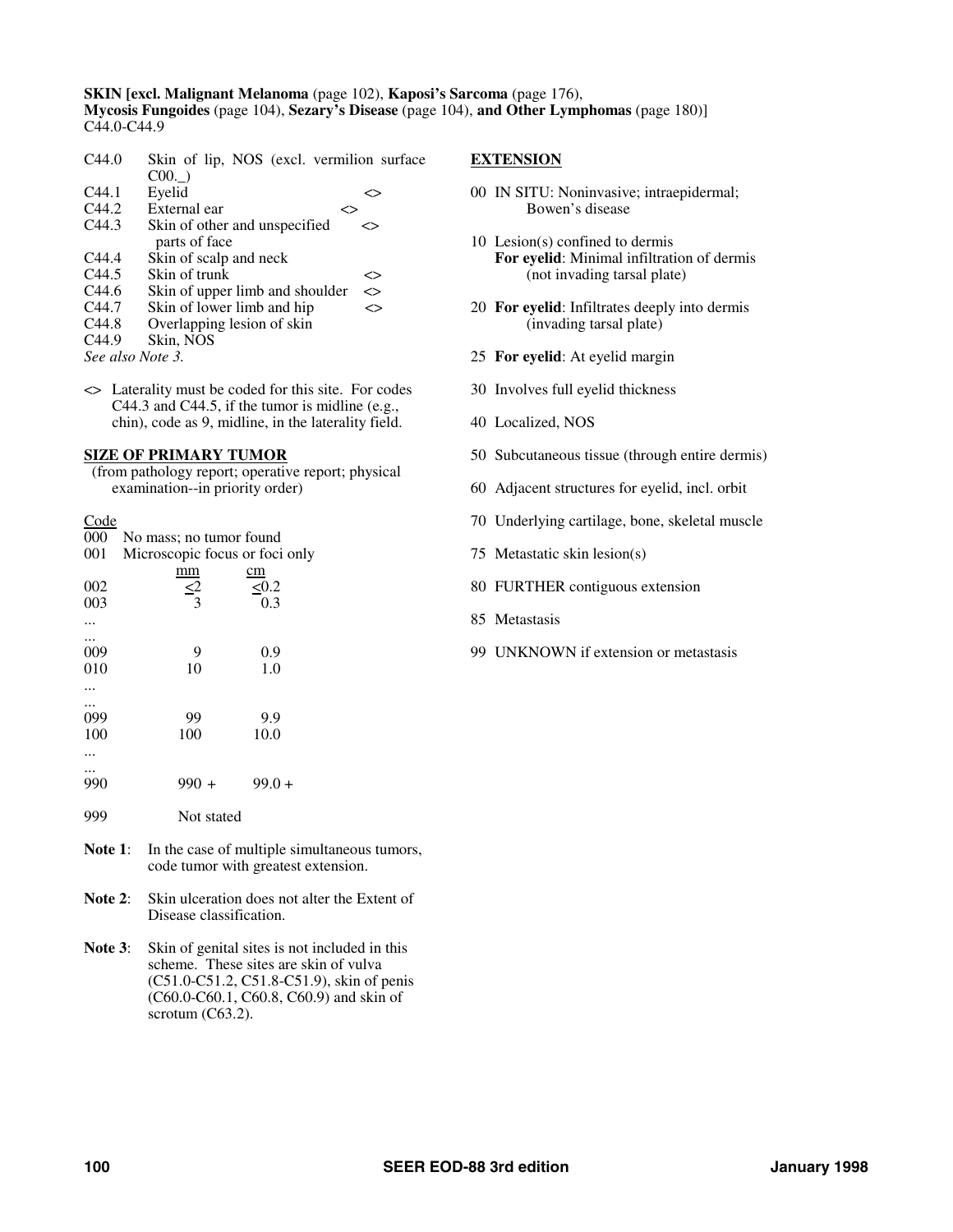**SKIN [excl. Malignant Melanoma** (page 102), **Kaposi's Sarcoma** (page 176), **Mycosis Fungoides** (page 104), **Sezary's Disease** (page 104), **and Other Lymphomas** (page 180)]
C44.0-C44.9

| | | |
|---|---|---|
| C44.0 | Skin of lip, NOS (excl. vermilion surface C00._) | |
| C44.1 | Eyelid | <> |
| C44.2 | External ear | <> |
| C44.3 | Skin of other and unspecified parts of face | <> |
| C44.4 | Skin of scalp and neck | |
| C44.5 | Skin of trunk | <> |
| C44.6 | Skin of upper limb and shoulder | <> |
| C44.7 | Skin of lower limb and hip | <> |
| C44.8 | Overlapping lesion of skin | |
| C44.9 | Skin, NOS | |

*See also Note 3.*

<> Laterality must be coded for this site. For codes C44.3 and C44.5, if the tumor is midline (e.g., chin), code as 9, midline, in the laterality field.

## SIZE OF PRIMARY TUMOR

(from pathology report; operative report; physical examination--in priority order)

| Code | | |
|---|---|---|
| 000 | No mass; no tumor found | |
| 001 | Microscopic focus or foci only | |
| | mm | cm |
| 002 | ≤2 | ≤0.2 |
| 003 | 3 | 0.3 |
| ... | | |
| ... | | |
| 009 | 9 | 0.9 |
| 010 | 10 | 1.0 |
| ... | | |
| ... | | |
| 099 | 99 | 9.9 |
| 100 | 100 | 10.0 |
| ... | | |
| ... | | |
| 990 | 990 + | 99.0 + |
| 999 | Not stated | |

**Note 1**: In the case of multiple simultaneous tumors, code tumor with greatest extension.

**Note 2**: Skin ulceration does not alter the Extent of Disease classification.

**Note 3**: Skin of genital sites is not included in this scheme. These sites are skin of vulva (C51.0-C51.2, C51.8-C51.9), skin of penis (C60.0-C60.1, C60.8, C60.9) and skin of scrotum (C63.2).

## EXTENSION

00 IN SITU: Noninvasive; intraepidermal; Bowen's disease

10 Lesion(s) confined to dermis
**For eyelid**: Minimal infiltration of dermis (not invading tarsal plate)

20 **For eyelid**: Infiltrates deeply into dermis (invading tarsal plate)

25 **For eyelid**: At eyelid margin

30 Involves full eyelid thickness

40 Localized, NOS

50 Subcutaneous tissue (through entire dermis)

60 Adjacent structures for eyelid, incl. orbit

70 Underlying cartilage, bone, skeletal muscle

75 Metastatic skin lesion(s)

80 FURTHER contiguous extension

85 Metastasis

99 UNKNOWN if extension or metastasis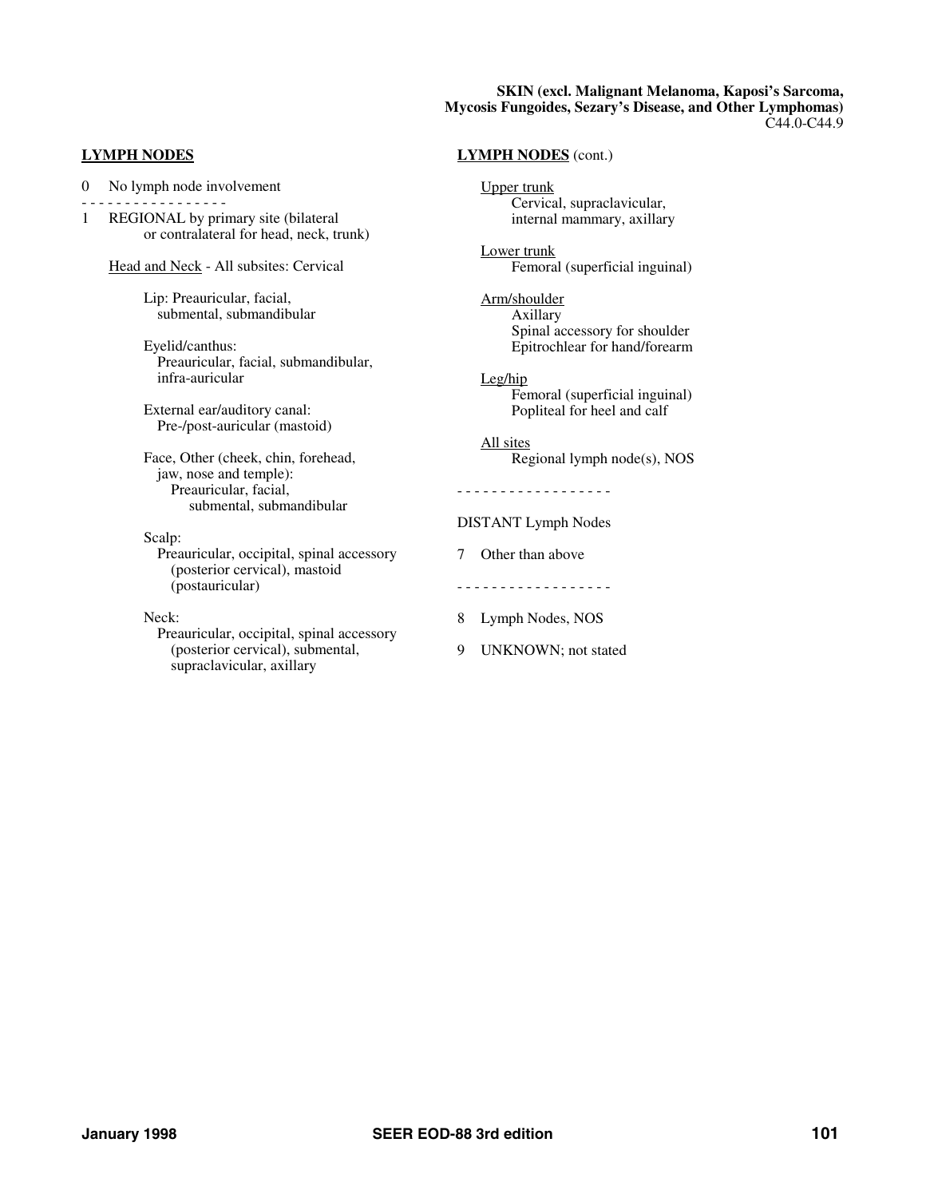**SKIN (excl. Malignant Melanoma, Kaposi's Sarcoma, Mycosis Fungoides, Sezary's Disease, and Other Lymphomas)**
C44.0-C44.9

**LYMPH NODES**

0 No lymph node involvement

- - - - - - - - - - - - - - - - -

1 REGIONAL by primary site (bilateral or contralateral for head, neck, trunk)

Head and Neck - All subsites: Cervical

Lip: Preauricular, facial, submental, submandibular

Eyelid/canthus:
Preauricular, facial, submandibular, infra-auricular

External ear/auditory canal:
Pre-/post-auricular (mastoid)

Face, Other (cheek, chin, forehead, jaw, nose and temple):
Preauricular, facial, submental, submandibular

Scalp:
Preauricular, occipital, spinal accessory (posterior cervical), mastoid (postauricular)

Neck:
Preauricular, occipital, spinal accessory (posterior cervical), submental, supraclavicular, axillary

**LYMPH NODES** (cont.)

Upper trunk
Cervical, supraclavicular, internal mammary, axillary

Lower trunk
Femoral (superficial inguinal)

Arm/shoulder
Axillary
Spinal accessory for shoulder
Epitrochlear for hand/forearm

Leg/hip
Femoral (superficial inguinal)
Popliteal for heel and calf

All sites
Regional lymph node(s), NOS

- - - - - - - - - - - - - - - - - -

DISTANT Lymph Nodes

7 Other than above

- - - - - - - - - - - - - - - - - -

8 Lymph Nodes, NOS

9 UNKNOWN; not stated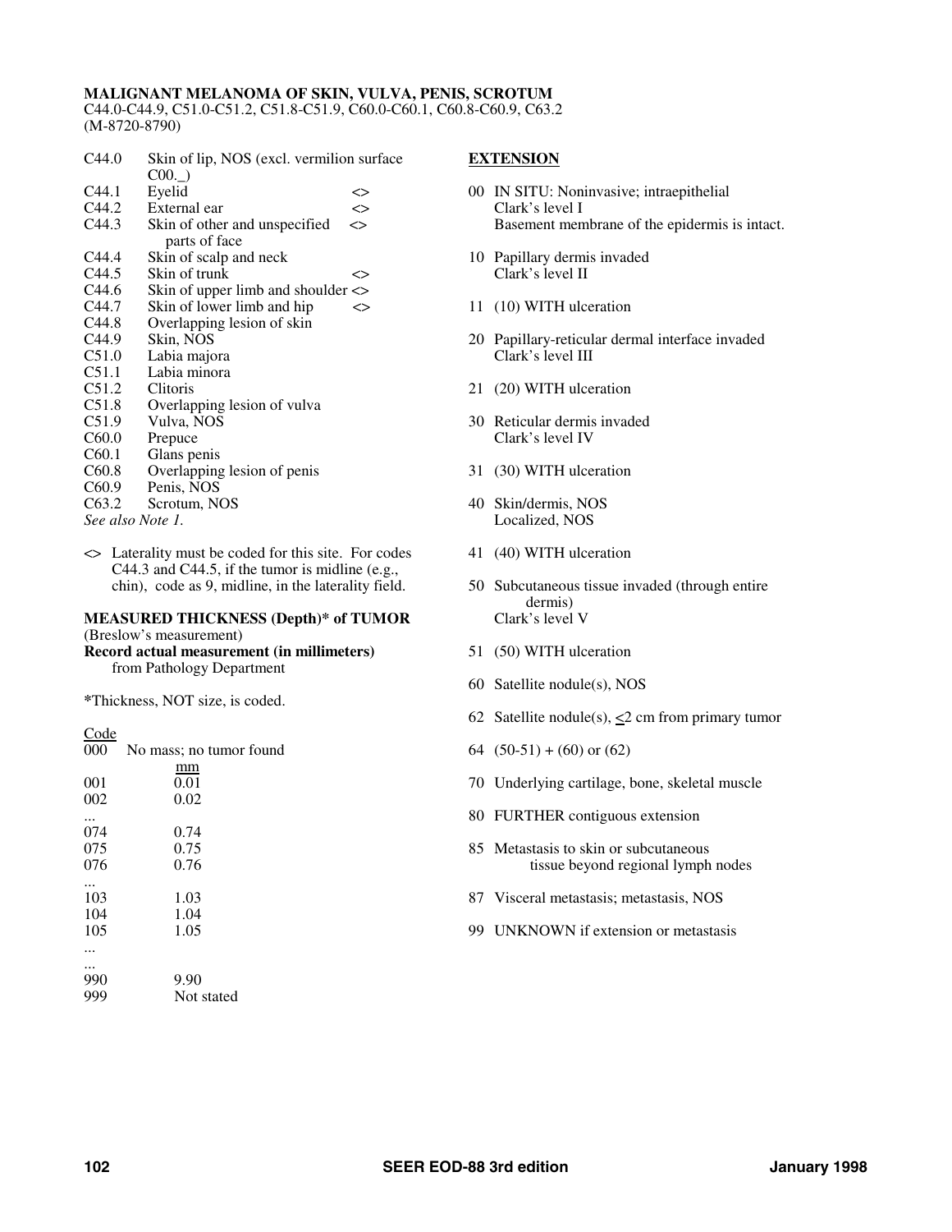**MALIGNANT MELANOMA OF SKIN, VULVA, PENIS, SCROTUM**
C44.0-C44.9, C51.0-C51.2, C51.8-C51.9, C60.0-C60.1, C60.8-C60.9, C63.2
(M-8720-8790)

| | | |
|---|---|---|
| C44.0 | Skin of lip, NOS (excl. vermilion surface C00._) | |
| C44.1 | Eyelid | <> |
| C44.2 | External ear | <> |
| C44.3 | Skin of other and unspecified parts of face | <> |
| C44.4 | Skin of scalp and neck | |
| C44.5 | Skin of trunk | <> |
| C44.6 | Skin of upper limb and shoulder | <> |
| C44.7 | Skin of lower limb and hip | <> |
| C44.8 | Overlapping lesion of skin | |
| C44.9 | Skin, NOS | |
| C51.0 | Labia majora | |
| C51.1 | Labia minora | |
| C51.2 | Clitoris | |
| C51.8 | Overlapping lesion of vulva | |
| C51.9 | Vulva, NOS | |
| C60.0 | Prepuce | |
| C60.1 | Glans penis | |
| C60.8 | Overlapping lesion of penis | |
| C60.9 | Penis, NOS | |
| C63.2 | Scrotum, NOS | |

*See also Note 1.*

<> Laterality must be coded for this site. For codes C44.3 and C44.5, if the tumor is midline (e.g., chin), code as 9, midline, in the laterality field.

**MEASURED THICKNESS (Depth)* of TUMOR**
(Breslow's measurement)
**Record actual measurement (in millimeters)** from Pathology Department

*Thickness, NOT size, is coded.

| Code | |
|---|---|
| 000 | No mass; no tumor found |
| | mm |
| 001 | 0.01 |
| 002 | 0.02 |
| ... | |
| 074 | 0.74 |
| 075 | 0.75 |
| 076 | 0.76 |
| ... | |
| 103 | 1.03 |
| 104 | 1.04 |
| 105 | 1.05 |
| ... | |
| ... | |
| 990 | 9.90 |
| 999 | Not stated |

**EXTENSION**

00 IN SITU: Noninvasive; intraepithelial
Clark's level I
Basement membrane of the epidermis is intact.

10 Papillary dermis invaded
Clark's level II

11 (10) WITH ulceration

20 Papillary-reticular dermal interface invaded
Clark's level III

21 (20) WITH ulceration

30 Reticular dermis invaded
Clark's level IV

31 (30) WITH ulceration

40 Skin/dermis, NOS
Localized, NOS

41 (40) WITH ulceration

50 Subcutaneous tissue invaded (through entire dermis)
Clark's level V

51 (50) WITH ulceration

60 Satellite nodule(s), NOS

62 Satellite nodule(s), $\leq$2 cm from primary tumor

64 (50-51) + (60) or (62)

70 Underlying cartilage, bone, skeletal muscle

80 FURTHER contiguous extension

85 Metastasis to skin or subcutaneous tissue beyond regional lymph nodes

87 Visceral metastasis; metastasis, NOS

99 UNKNOWN if extension or metastasis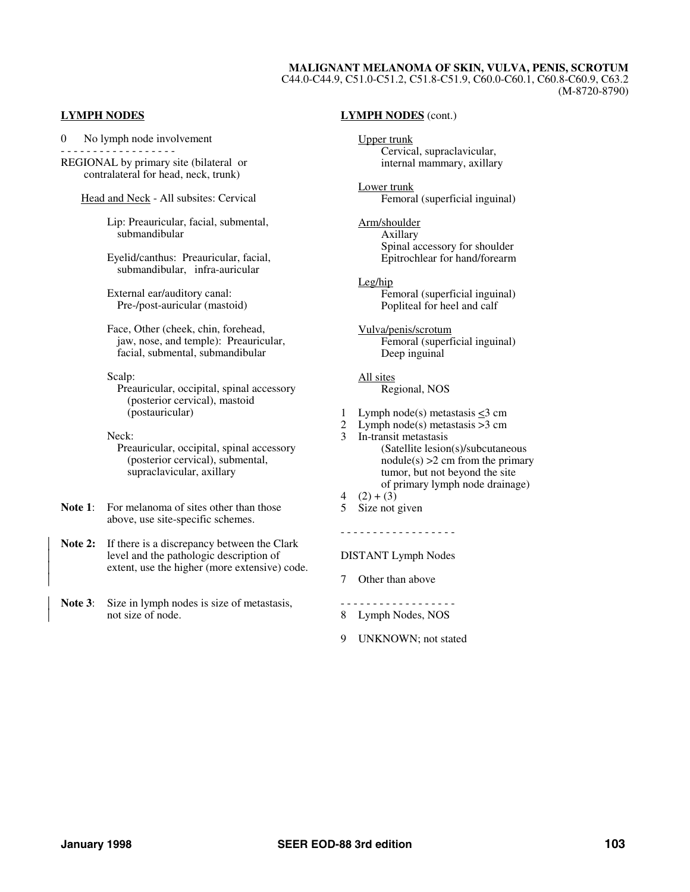**MALIGNANT MELANOMA OF SKIN, VULVA, PENIS, SCROTUM**
C44.0-C44.9, C51.0-C51.2, C51.8-C51.9, C60.0-C60.1, C60.8-C60.9, C63.2
(M-8720-8790)

**LYMPH NODES**

0 No lymph node involvement

- - - - - - - - - - - - - - - - - -

REGIONAL by primary site (bilateral or contralateral for head, neck, trunk)

Head and Neck - All subsites: Cervical

Lip: Preauricular, facial, submental, submandibular

Eyelid/canthus: Preauricular, facial, submandibular, infra-auricular

External ear/auditory canal: Pre-/post-auricular (mastoid)

Face, Other (cheek, chin, forehead, jaw, nose, and temple): Preauricular, facial, submental, submandibular

Scalp:
Preauricular, occipital, spinal accessory (posterior cervical), mastoid (postauricular)

Neck:
Preauricular, occipital, spinal accessory (posterior cervical), submental, supraclavicular, axillary

**Note 1**: For melanoma of sites other than those above, use site-specific schemes.

**Note 2:** If there is a discrepancy between the Clark level and the pathologic description of extent, use the higher (more extensive) code.

**Note 3**: Size in lymph nodes is size of metastasis, not size of node.

**LYMPH NODES** (cont.)

Upper trunk
Cervical, supraclavicular, internal mammary, axillary

Lower trunk
Femoral (superficial inguinal)

Arm/shoulder
Axillary
Spinal accessory for shoulder
Epitrochlear for hand/forearm

Leg/hip
Femoral (superficial inguinal)
Popliteal for heel and calf

Vulva/penis/scrotum
Femoral (superficial inguinal)
Deep inguinal

All sites
Regional, NOS

1 Lymph node(s) metastasis ≤3 cm
2 Lymph node(s) metastasis >3 cm
3 In-transit metastasis
(Satellite lesion(s)/subcutaneous nodule(s) >2 cm from the primary tumor, but not beyond the site of primary lymph node drainage)
4 (2) + (3)
5 Size not given

- - - - - - - - - - - - - - - - - -

DISTANT Lymph Nodes

7 Other than above

- - - - - - - - - - - - - - - - - -

8 Lymph Nodes, NOS

9 UNKNOWN; not stated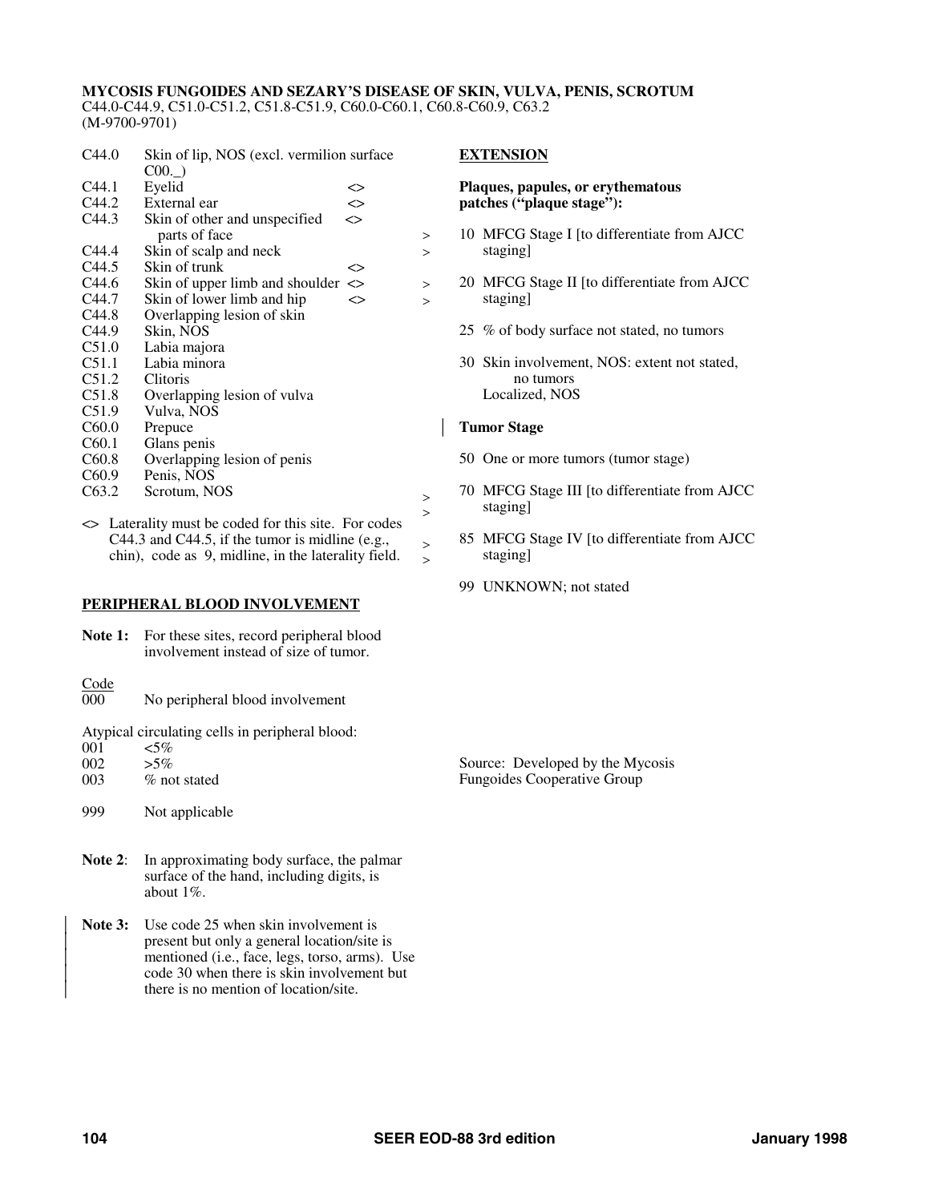**MYCOSIS FUNGOIDES AND SEZARY'S DISEASE OF SKIN, VULVA, PENIS, SCROTUM**
C44.0-C44.9, C51.0-C51.2, C51.8-C51.9, C60.0-C60.1, C60.8-C60.9, C63.2
(M-9700-9701)

| | | |
|---|---|---|
| C44.0 | Skin of lip, NOS (excl. vermilion surface C00._) | |
| C44.1 | Eyelid | <> |
| C44.2 | External ear | <> |
| C44.3 | Skin of other and unspecified parts of face | <> |
| C44.4 | Skin of scalp and neck | |
| C44.5 | Skin of trunk | <> |
| C44.6 | Skin of upper limb and shoulder | <> |
| C44.7 | Skin of lower limb and hip | <> |
| C44.8 | Overlapping lesion of skin | |
| C44.9 | Skin, NOS | |
| C51.0 | Labia majora | |
| C51.1 | Labia minora | |
| C51.2 | Clitoris | |
| C51.8 | Overlapping lesion of vulva | |
| C51.9 | Vulva, NOS | |
| C60.0 | Prepuce | |
| C60.1 | Glans penis | |
| C60.8 | Overlapping lesion of penis | |
| C60.9 | Penis, NOS | |
| C63.2 | Scrotum, NOS | |

<> Laterality must be coded for this site. For codes C44.3 and C44.5, if the tumor is midline (e.g., chin), code as 9, midline, in the laterality field.

**PERIPHERAL BLOOD INVOLVEMENT**

**Note 1:** For these sites, record peripheral blood involvement instead of size of tumor.

Code
000 No peripheral blood involvement

Atypical circulating cells in peripheral blood:
001 <5%
002 >5%
003 % not stated

999 Not applicable

**Note 2**: In approximating body surface, the palmar surface of the hand, including digits, is about 1%.

**Note 3:** Use code 25 when skin involvement is present but only a general location/site is mentioned (i.e., face, legs, torso, arms). Use code 30 when there is skin involvement but there is no mention of location/site.

**EXTENSION**

**Plaques, papules, or erythematous patches ("plaque stage"):**

10 MFCG Stage I [to differentiate from AJCC staging]

20 MFCG Stage II [to differentiate from AJCC staging]

25 % of body surface not stated, no tumors

30 Skin involvement, NOS: extent not stated, no tumors
Localized, NOS

**Tumor Stage**

50 One or more tumors (tumor stage)

70 MFCG Stage III [to differentiate from AJCC staging]

85 MFCG Stage IV [to differentiate from AJCC staging]

99 UNKNOWN; not stated

Source: Developed by the Mycosis Fungoides Cooperative Group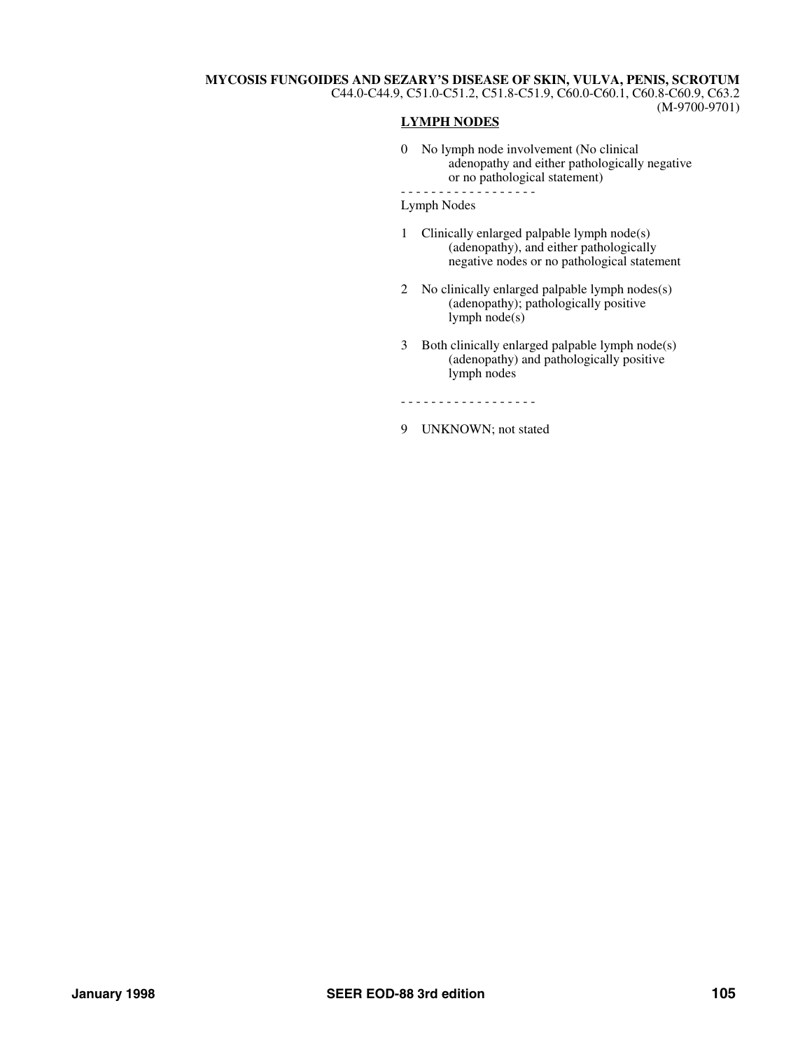**MYCOSIS FUNGOIDES AND SEZARY'S DISEASE OF SKIN, VULVA, PENIS, SCROTUM**
C44.0-C44.9, C51.0-C51.2, C51.8-C51.9, C60.0-C60.1, C60.8-C60.9, C63.2
(M-9700-9701)

## LYMPH NODES

0 No lymph node involvement (No clinical adenopathy and either pathologically negative or no pathological statement)

- - - - - - - - - - - - - - - - - -

Lymph Nodes

1 Clinically enlarged palpable lymph node(s) (adenopathy), and either pathologically negative nodes or no pathological statement

2 No clinically enlarged palpable lymph nodes(s) (adenopathy); pathologically positive lymph node(s)

3 Both clinically enlarged palpable lymph node(s) (adenopathy) and pathologically positive lymph nodes

- - - - - - - - - - - - - - - - - -

9 UNKNOWN; not stated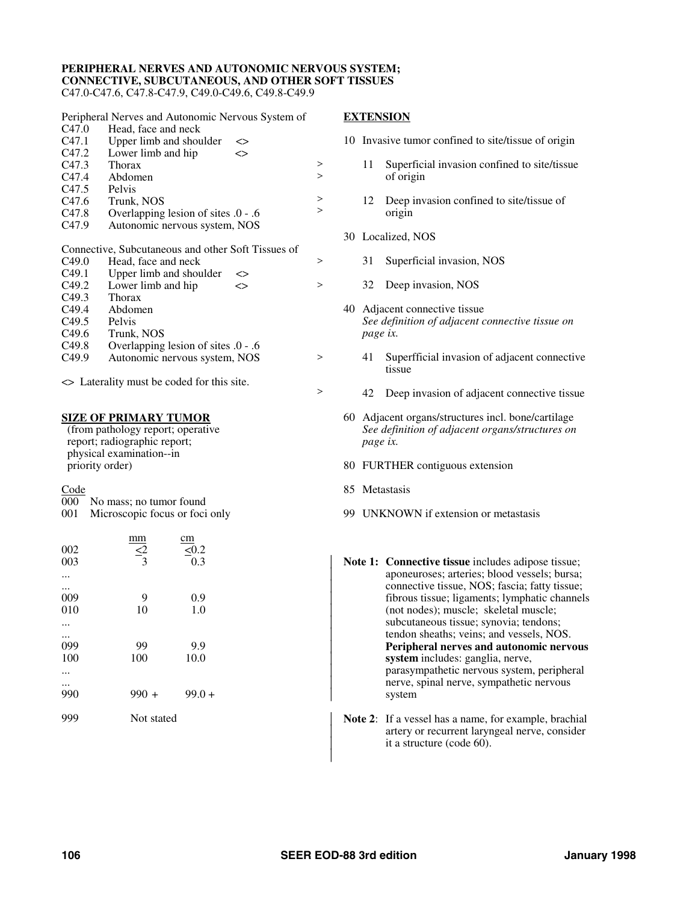**PERIPHERAL NERVES AND AUTONOMIC NERVOUS SYSTEM; CONNECTIVE, SUBCUTANEOUS, AND OTHER SOFT TISSUES**
C47.0-C47.6, C47.8-C47.9, C49.0-C49.6, C49.8-C49.9

Peripheral Nerves and Autonomic Nervous System of

| | | |
|---|---|---|
| C47.0 | Head, face and neck | |
| C47.1 | Upper limb and shoulder | <> |
| C47.2 | Lower limb and hip | <> |
| C47.3 | Thorax | |
| C47.4 | Abdomen | |
| C47.5 | Pelvis | |
| C47.6 | Trunk, NOS | |
| C47.8 | Overlapping lesion of sites .0 - .6 | |
| C47.9 | Autonomic nervous system, NOS | |

Connective, Subcutaneous and other Soft Tissues of

| | | |
|---|---|---|
| C49.0 | Head, face and neck | |
| C49.1 | Upper limb and shoulder | <> |
| C49.2 | Lower limb and hip | <> |
| C49.3 | Thorax | |
| C49.4 | Abdomen | |
| C49.5 | Pelvis | |
| C49.6 | Trunk, NOS | |
| C49.8 | Overlapping lesion of sites .0 - .6 | |
| C49.9 | Autonomic nervous system, NOS | |

<> Laterality must be coded for this site.

**SIZE OF PRIMARY TUMOR**
(from pathology report; operative report; radiographic report; physical examination--in priority order)

| Code | mm | cm |
|---|---|---|
| 000 | No mass; no tumor found | |
| 001 | Microscopic focus or foci only | |
| 002 | ≤2 | ≤0.2 |
| 003 | 3 | 0.3 |
| ... | | |
| ... | | |
| 009 | 9 | 0.9 |
| 010 | 10 | 1.0 |
| ... | | |
| ... | | |
| 099 | 99 | 9.9 |
| 100 | 100 | 10.0 |
| ... | | |
| ... | | |
| 990 | 990 + | 99.0 + |
| 999 | Not stated | |

**EXTENSION**

10 Invasive tumor confined to site/tissue of origin

> 11 Superficial invasion confined to site/tissue of origin

> 12 Deep invasion confined to site/tissue of origin

30 Localized, NOS

> 31 Superficial invasion, NOS

> 32 Deep invasion, NOS

40 Adjacent connective tissue
*See definition of adjacent connective tissue on page ix.*

> 41 Superfficial invasion of adjacent connective tissue

> 42 Deep invasion of adjacent connective tissue

60 Adjacent organs/structures incl. bone/cartilage
*See definition of adjacent organs/structures on page ix.*

80 FURTHER contiguous extension

85 Metastasis

99 UNKNOWN if extension or metastasis

**Note 1:** **Connective tissue** includes adipose tissue; aponeuroses; arteries; blood vessels; bursa; connective tissue, NOS; fascia; fatty tissue; fibrous tissue; ligaments; lymphatic channels (not nodes); muscle; skeletal muscle; subcutaneous tissue; synovia; tendons; tendon sheaths; veins; and vessels, NOS. **Peripheral nerves and autonomic nervous system** includes: ganglia, nerve, parasympathetic nervous system, peripheral nerve, spinal nerve, sympathetic nervous system

**Note 2**: If a vessel has a name, for example, brachial artery or recurrent laryngeal nerve, consider it a structure (code 60).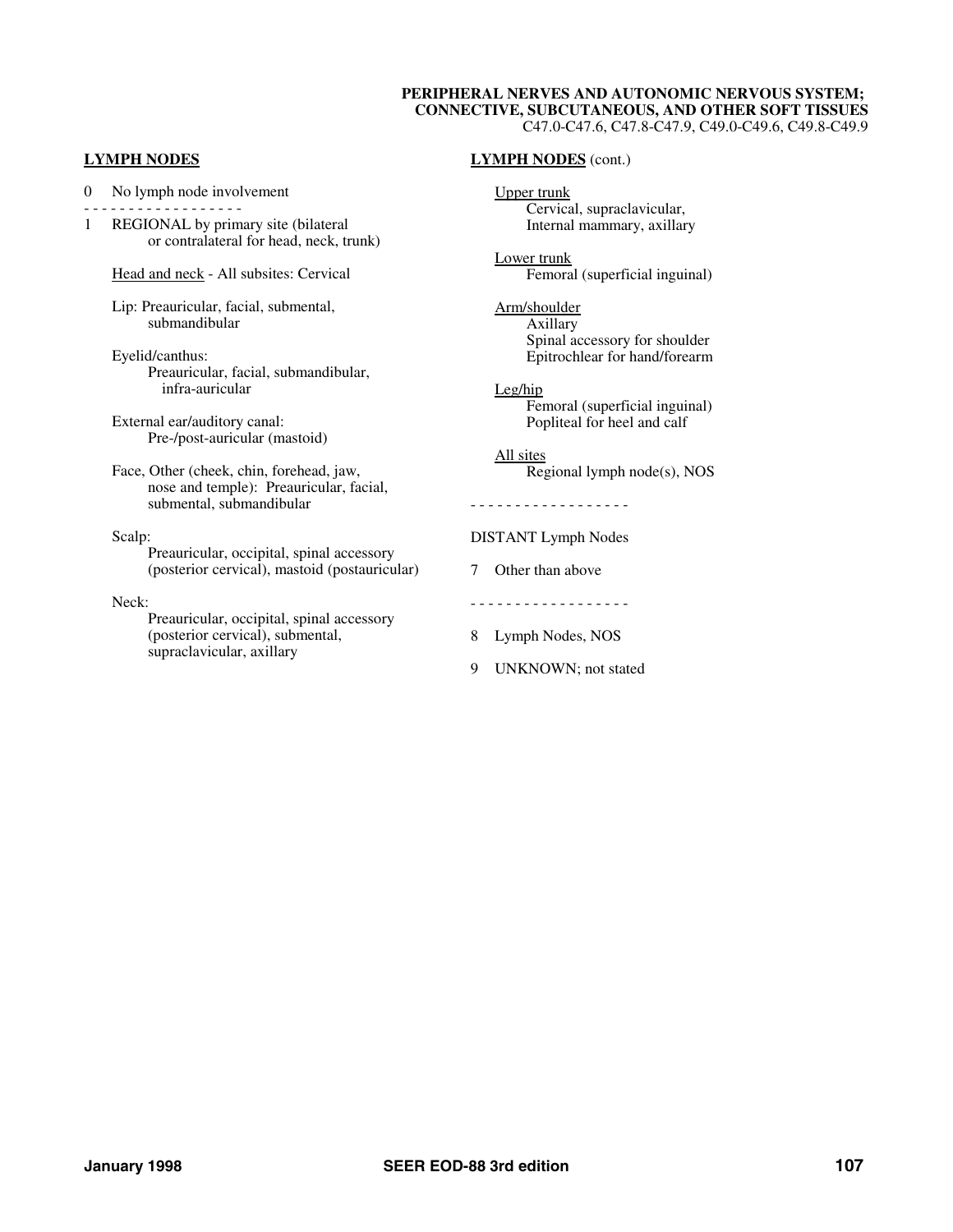**PERIPHERAL NERVES AND AUTONOMIC NERVOUS SYSTEM; CONNECTIVE, SUBCUTANEOUS, AND OTHER SOFT TISSUES**
C47.0-C47.6, C47.8-C47.9, C49.0-C49.6, C49.8-C49.9

## LYMPH NODES

0 No lymph node involvement

- - - - - - - - - - - - - - - - - -

1 REGIONAL by primary site (bilateral or contralateral for head, neck, trunk)

<u>Head and neck</u> - All subsites: Cervical

Lip: Preauricular, facial, submental, submandibular

Eyelid/canthus:
Preauricular, facial, submandibular, infra-auricular

External ear/auditory canal:
Pre-/post-auricular (mastoid)

Face, Other (cheek, chin, forehead, jaw, nose and temple): Preauricular, facial, submental, submandibular

Scalp:
Preauricular, occipital, spinal accessory (posterior cervical), mastoid (postauricular)

Neck:
Preauricular, occipital, spinal accessory (posterior cervical), submental, supraclavicular, axillary

## LYMPH NODES (cont.)

<u>Upper trunk</u>
Cervical, supraclavicular, Internal mammary, axillary

<u>Lower trunk</u>
Femoral (superficial inguinal)

<u>Arm/shoulder</u>
Axillary
Spinal accessory for shoulder
Epitrochlear for hand/forearm

<u>Leg/hip</u>
Femoral (superficial inguinal)
Popliteal for heel and calf

<u>All sites</u>
Regional lymph node(s), NOS

- - - - - - - - - - - - - - - - - -

DISTANT Lymph Nodes

7 Other than above

- - - - - - - - - - - - - - - - - -

8 Lymph Nodes, NOS

9 UNKNOWN; not stated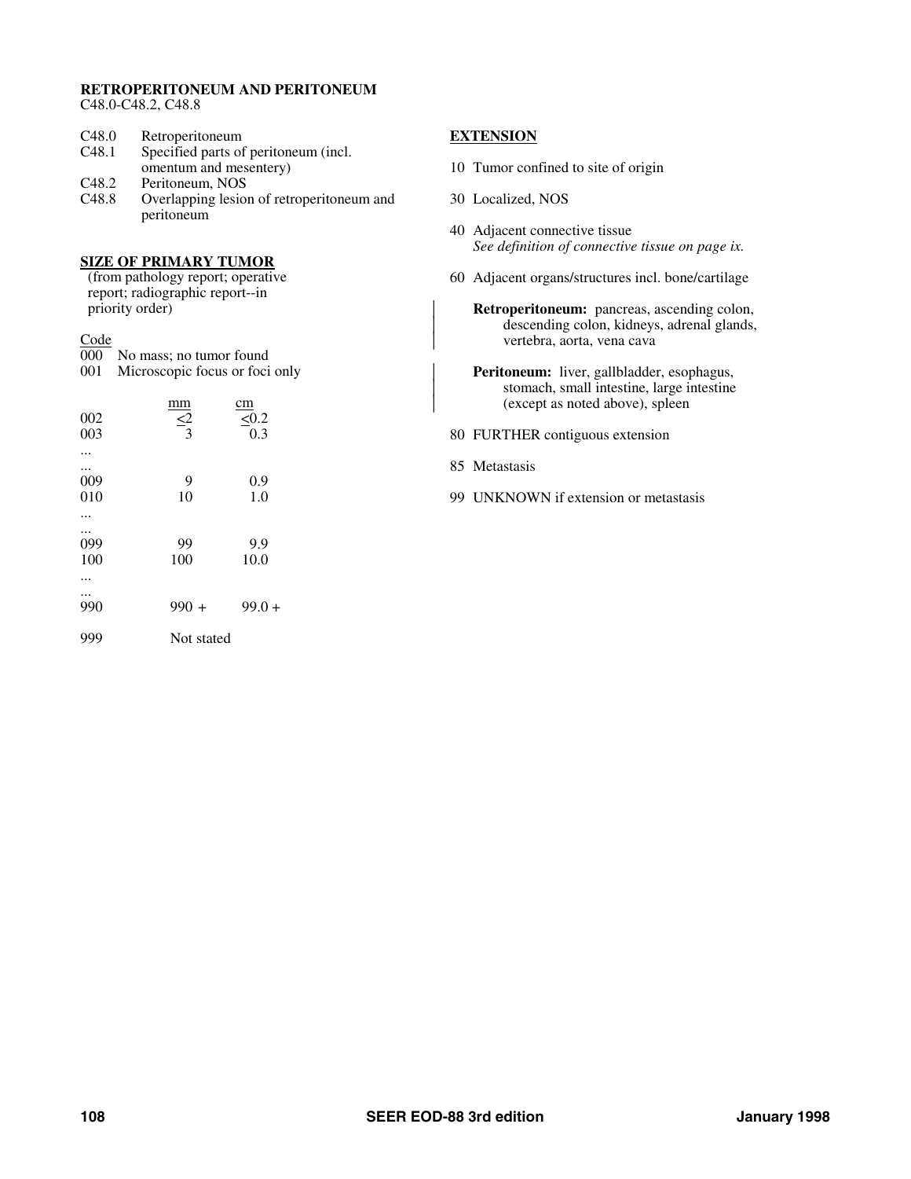## RETROPERITONEUM AND PERITONEUM

C48.0-C48.2, C48.8

| | |
|---|---|
| C48.0 | Retroperitoneum |
| C48.1 | Specified parts of peritoneum (incl. omentum and mesentery) |
| C48.2 | Peritoneum, NOS |
| C48.8 | Overlapping lesion of retroperitoneum and peritoneum |

### SIZE OF PRIMARY TUMOR

(from pathology report; operative report; radiographic report--in priority order)

| Code | mm | cm |
|---|---|---|
| 000 | No mass; no tumor found | |
| 001 | Microscopic focus or foci only | |
| 002 | ≤2 | ≤0.2 |
| 003 | 3 | 0.3 |
| ... | | |
| ... | | |
| 009 | 9 | 0.9 |
| 010 | 10 | 1.0 |
| ... | | |
| ... | | |
| 099 | 99 | 9.9 |
| 100 | 100 | 10.0 |
| ... | | |
| ... | | |
| 990 | 990 + | 99.0 + |
| 999 | Not stated | |

### EXTENSION

10 Tumor confined to site of origin

30 Localized, NOS

40 Adjacent connective tissue
*See definition of connective tissue on page ix.*

60 Adjacent organs/structures incl. bone/cartilage

**Retroperitoneum:** pancreas, ascending colon, descending colon, kidneys, adrenal glands, vertebra, aorta, vena cava

**Peritoneum:** liver, gallbladder, esophagus, stomach, small intestine, large intestine (except as noted above), spleen

80 FURTHER contiguous extension

85 Metastasis

99 UNKNOWN if extension or metastasis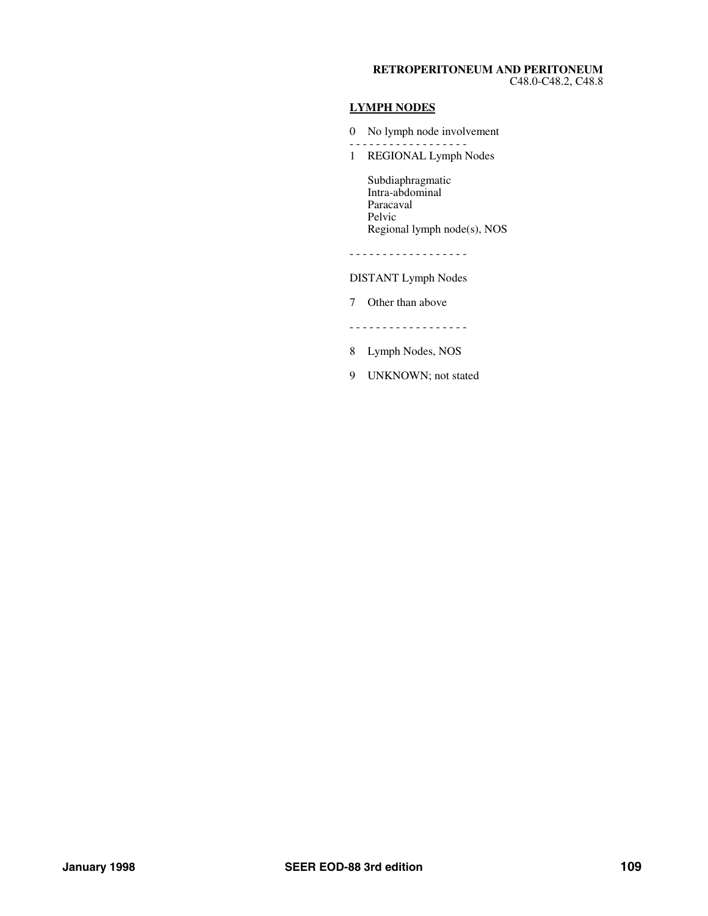**RETROPERITONEUM AND PERITONEUM**
C48.0-C48.2, C48.8

## LYMPH NODES

0 No lymph node involvement

- - - - - - - - - - - - - - - - - -

1 REGIONAL Lymph Nodes

Subdiaphragmatic
Intra-abdominal
Paracaval
Pelvic
Regional lymph node(s), NOS

- - - - - - - - - - - - - - - - - -

DISTANT Lymph Nodes

7 Other than above

- - - - - - - - - - - - - - - - - -

8 Lymph Nodes, NOS

9 UNKNOWN; not stated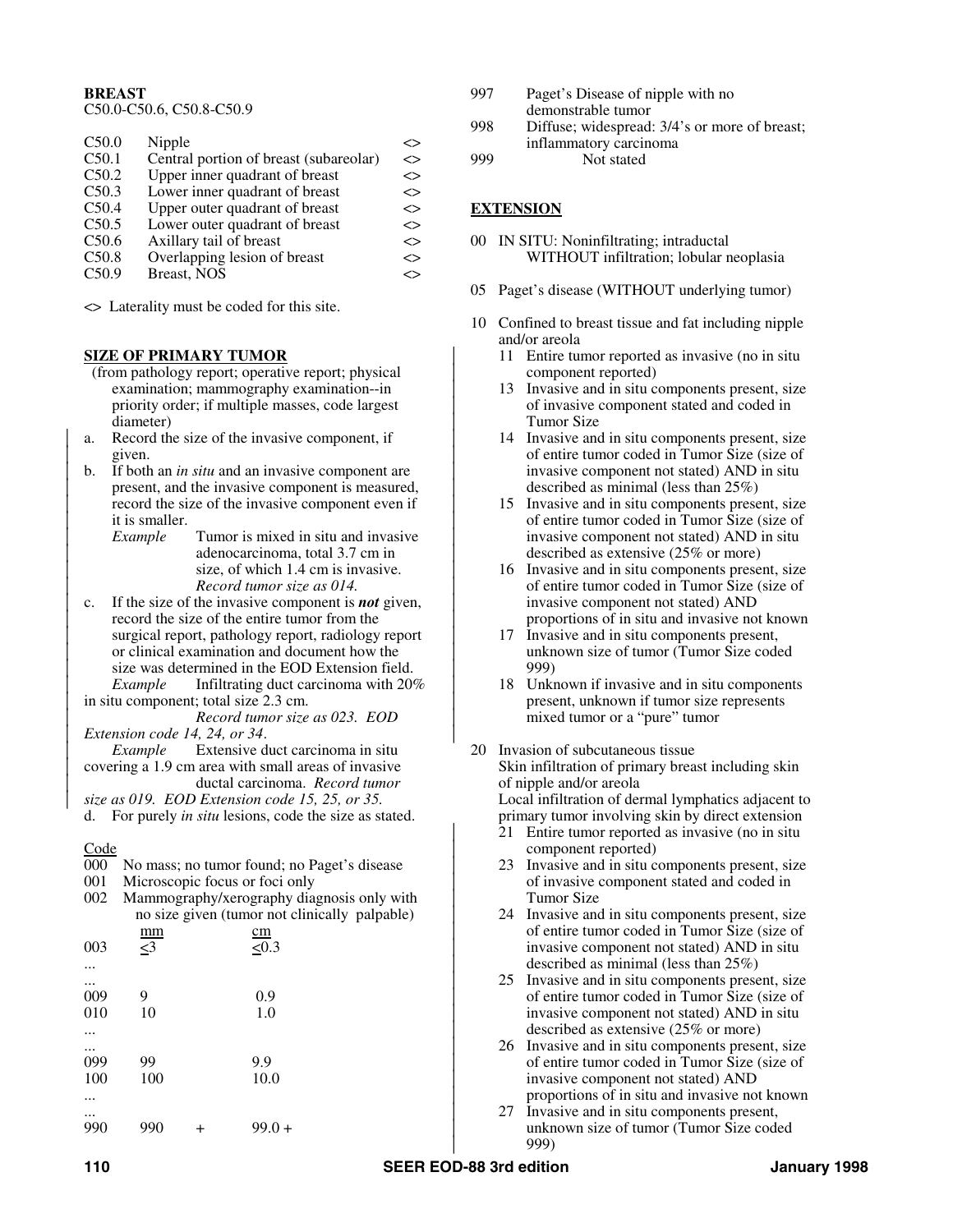**BREAST**

C50.0-C50.6, C50.8-C50.9

| | | |
|---|---|---|
| C50.0 | Nipple | <> |
| C50.1 | Central portion of breast (subareolar) | <> |
| C50.2 | Upper inner quadrant of breast | <> |
| C50.3 | Lower inner quadrant of breast | <> |
| C50.4 | Upper outer quadrant of breast | <> |
| C50.5 | Lower outer quadrant of breast | <> |
| C50.6 | Axillary tail of breast | <> |
| C50.8 | Overlapping lesion of breast | <> |
| C50.9 | Breast, NOS | <> |

<> Laterality must be coded for this site.

## SIZE OF PRIMARY TUMOR

(from pathology report; operative report; physical examination; mammography examination--in priority order; if multiple masses, code largest diameter)

a. Record the size of the invasive component, if given.

b. If both an *in situ* and an invasive component are present, and the invasive component is measured, record the size of the invasive component even if it is smaller.

*Example* Tumor is mixed in situ and invasive adenocarcinoma, total 3.7 cm in size, of which 1.4 cm is invasive. *Record tumor size as 014.*

c. If the size of the invasive component is ***not*** given, record the size of the entire tumor from the surgical report, pathology report, radiology report or clinical examination and document how the size was determined in the EOD Extension field.

*Example* Infiltrating duct carcinoma with 20% in situ component; total size 2.3 cm. *Record tumor size as 023. EOD Extension code 14, 24, or 34.*

*Example* Extensive duct carcinoma in situ covering a 1.9 cm area with small areas of invasive ductal carcinoma. *Record tumor size as 019. EOD Extension code 15, 25, or 35.*

d. For purely *in situ* lesions, code the size as stated.

Code

000 No mass; no tumor found; no Paget's disease

001 Microscopic focus or foci only

002 Mammography/xerography diagnosis only with no size given (tumor not clinically palpable)

| | mm | cm |
|---|---|---|
| 003 | ≤3 | ≤0.3 |
| ... | | |
| ... | | |
| 009 | 9 | 0.9 |
| 010 | 10 | 1.0 |
| ... | | |
| ... | | |
| 099 | 99 | 9.9 |
| 100 | 100 | 10.0 |
| ... | | |
| ... | | |
| 990 | 990 + | 99.0 + |

997 Paget's Disease of nipple with no demonstrable tumor

998 Diffuse; widespread: 3/4's or more of breast; inflammatory carcinoma

999 Not stated

## EXTENSION

00 IN SITU: Noninfiltrating; intraductal WITHOUT infiltration; lobular neoplasia

05 Paget's disease (WITHOUT underlying tumor)

10 Confined to breast tissue and fat including nipple and/or areola

- 11 Entire tumor reported as invasive (no in situ component reported)
- 13 Invasive and in situ components present, size of invasive component stated and coded in Tumor Size
- 14 Invasive and in situ components present, size of entire tumor coded in Tumor Size (size of invasive component not stated) AND in situ described as minimal (less than 25%)
- 15 Invasive and in situ components present, size of entire tumor coded in Tumor Size (size of invasive component not stated) AND in situ described as extensive (25% or more)
- 16 Invasive and in situ components present, size of entire tumor coded in Tumor Size (size of invasive component not stated) AND proportions of in situ and invasive not known
- 17 Invasive and in situ components present, unknown size of tumor (Tumor Size coded 999)
- 18 Unknown if invasive and in situ components present, unknown if tumor size represents mixed tumor or a "pure" tumor

20 Invasion of subcutaneous tissue
Skin infiltration of primary breast including skin of nipple and/or areola
Local infiltration of dermal lymphatics adjacent to primary tumor involving skin by direct extension

- 21 Entire tumor reported as invasive (no in situ component reported)
- 23 Invasive and in situ components present, size of invasive component stated and coded in Tumor Size
- 24 Invasive and in situ components present, size of entire tumor coded in Tumor Size (size of invasive component not stated) AND in situ described as minimal (less than 25%)
- 25 Invasive and in situ components present, size of entire tumor coded in Tumor Size (size of invasive component not stated) AND in situ described as extensive (25% or more)
- 26 Invasive and in situ components present, size of entire tumor coded in Tumor Size (size of invasive component not stated) AND proportions of in situ and invasive not known
- 27 Invasive and in situ components present, unknown size of tumor (Tumor Size coded 999)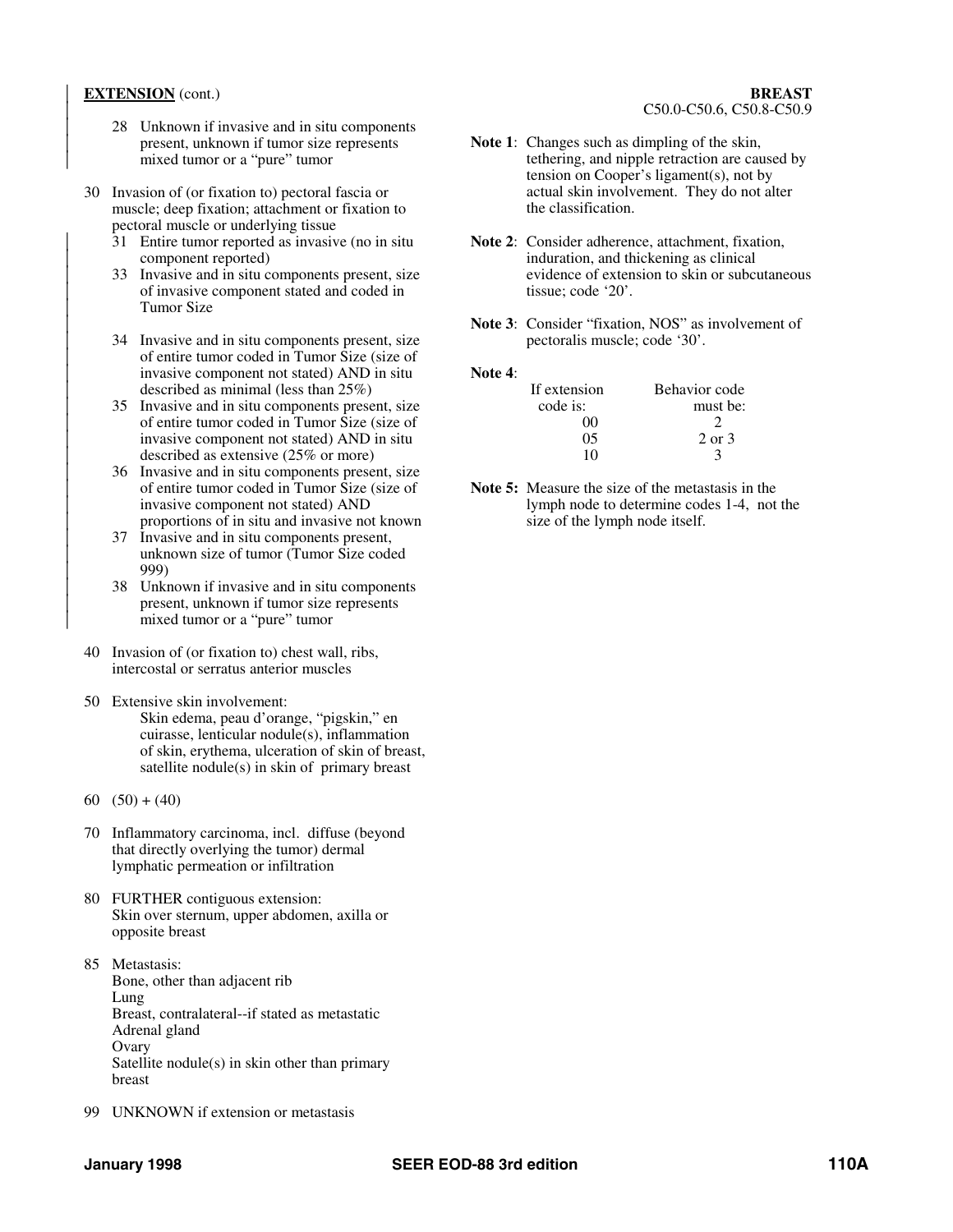**EXTENSION** (cont.)

**BREAST**
C50.0-C50.6, C50.8-C50.9

- 28 Unknown if invasive and in situ components present, unknown if tumor size represents mixed tumor or a "pure" tumor

30 Invasion of (or fixation to) pectoral fascia or muscle; deep fixation; attachment or fixation to pectoral muscle or underlying tissue

- 31 Entire tumor reported as invasive (no in situ component reported)
- 33 Invasive and in situ components present, size of invasive component stated and coded in Tumor Size
- 34 Invasive and in situ components present, size of entire tumor coded in Tumor Size (size of invasive component not stated) AND in situ described as minimal (less than 25%)
- 35 Invasive and in situ components present, size of entire tumor coded in Tumor Size (size of invasive component not stated) AND in situ described as extensive (25% or more)
- 36 Invasive and in situ components present, size of entire tumor coded in Tumor Size (size of invasive component not stated) AND proportions of in situ and invasive not known
- 37 Invasive and in situ components present, unknown size of tumor (Tumor Size coded 999)
- 38 Unknown if invasive and in situ components present, unknown if tumor size represents mixed tumor or a "pure" tumor

40 Invasion of (or fixation to) chest wall, ribs, intercostal or serratus anterior muscles

50 Extensive skin involvement:
Skin edema, peau d'orange, "pigskin," en cuirasse, lenticular nodule(s), inflammation of skin, erythema, ulceration of skin of breast, satellite nodule(s) in skin of primary breast

60 (50) + (40)

70 Inflammatory carcinoma, incl. diffuse (beyond that directly overlying the tumor) dermal lymphatic permeation or infiltration

80 FURTHER contiguous extension:
Skin over sternum, upper abdomen, axilla or opposite breast

85 Metastasis:
Bone, other than adjacent rib
Lung
Breast, contralateral--if stated as metastatic
Adrenal gland
Ovary
Satellite nodule(s) in skin other than primary breast

99 UNKNOWN if extension or metastasis

**Note 1**: Changes such as dimpling of the skin, tethering, and nipple retraction are caused by tension on Cooper's ligament(s), not by actual skin involvement. They do not alter the classification.

**Note 2**: Consider adherence, attachment, fixation, induration, and thickening as clinical evidence of extension to skin or subcutaneous tissue; code '20'.

**Note 3**: Consider "fixation, NOS" as involvement of pectoralis muscle; code '30'.

**Note 4**:

| If extension code is: | Behavior code must be: |
|---|---|
| 00 | 2 |
| 05 | 2 or 3 |
| 10 | 3 |

**Note 5:** Measure the size of the metastasis in the lymph node to determine codes 1-4, not the size of the lymph node itself.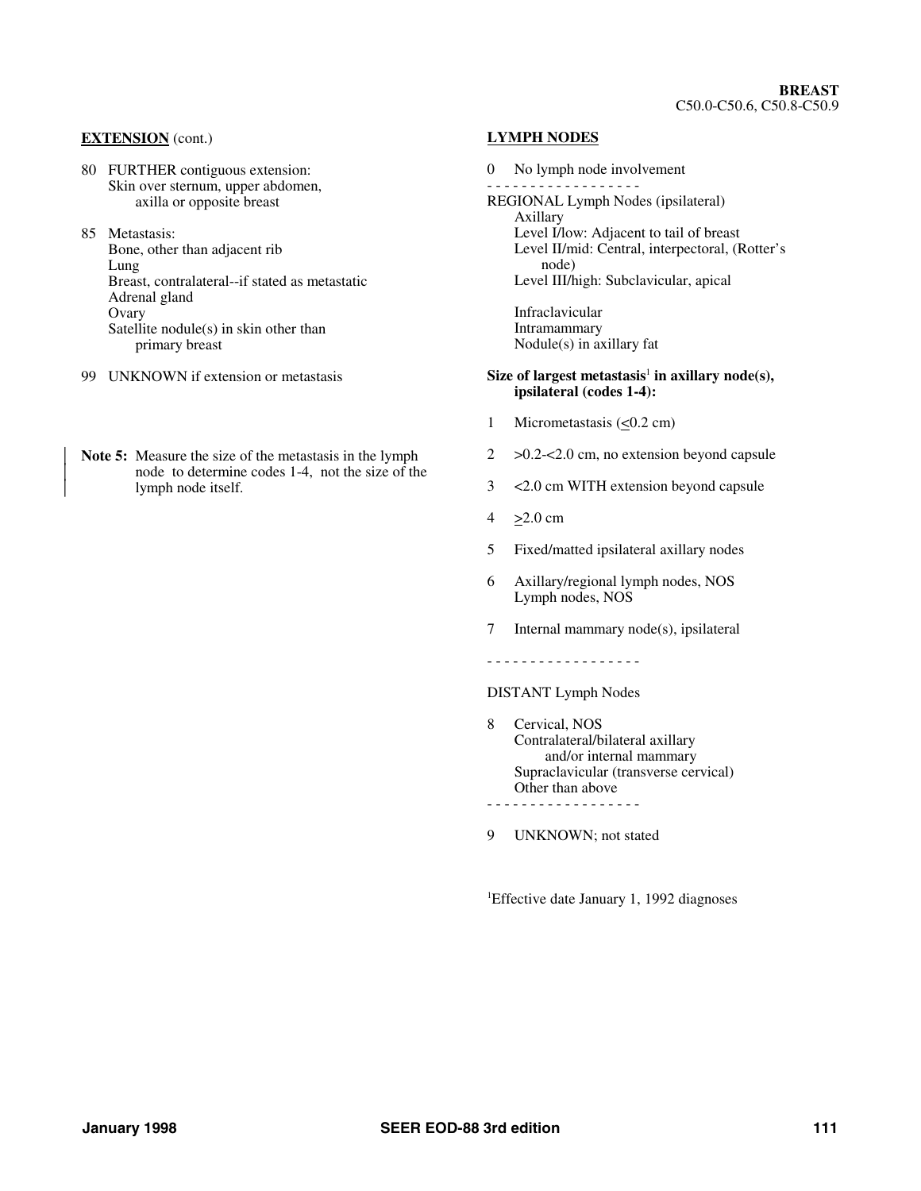**BREAST**
C50.0-C50.6, C50.8-C50.9

**EXTENSION** (cont.)

80 FURTHER contiguous extension:
Skin over sternum, upper abdomen,
axilla or opposite breast

85 Metastasis:
Bone, other than adjacent rib
Lung
Breast, contralateral--if stated as metastatic
Adrenal gland
Ovary
Satellite nodule(s) in skin other than
primary breast

99 UNKNOWN if extension or metastasis

**Note 5:** Measure the size of the metastasis in the lymph node to determine codes 1-4, not the size of the lymph node itself.

**LYMPH NODES**

0 No lymph node involvement

- - - - - - - - - - - - - - - - - -

REGIONAL Lymph Nodes (ipsilateral)
Axillary
Level I/low: Adjacent to tail of breast
Level II/mid: Central, interpectoral, (Rotter's node)
Level III/high: Subclavicular, apical

Infraclavicular
Intramammary
Nodule(s) in axillary fat

**Size of largest metastasis[1] in axillary node(s), ipsilateral (codes 1-4):**

1 Micrometastasis ($\leq$0.2 cm)

2 >0.2-<2.0 cm, no extension beyond capsule

3 <2.0 cm WITH extension beyond capsule

4 $\geq$2.0 cm

5 Fixed/matted ipsilateral axillary nodes

6 Axillary/regional lymph nodes, NOS
Lymph nodes, NOS

7 Internal mammary node(s), ipsilateral

- - - - - - - - - - - - - - - - - -

DISTANT Lymph Nodes

8 Cervical, NOS
Contralateral/bilateral axillary
and/or internal mammary
Supraclavicular (transverse cervical)
Other than above

- - - - - - - - - - - - - - - - - -

9 UNKNOWN; not stated

[1]Effective date January 1, 1992 diagnoses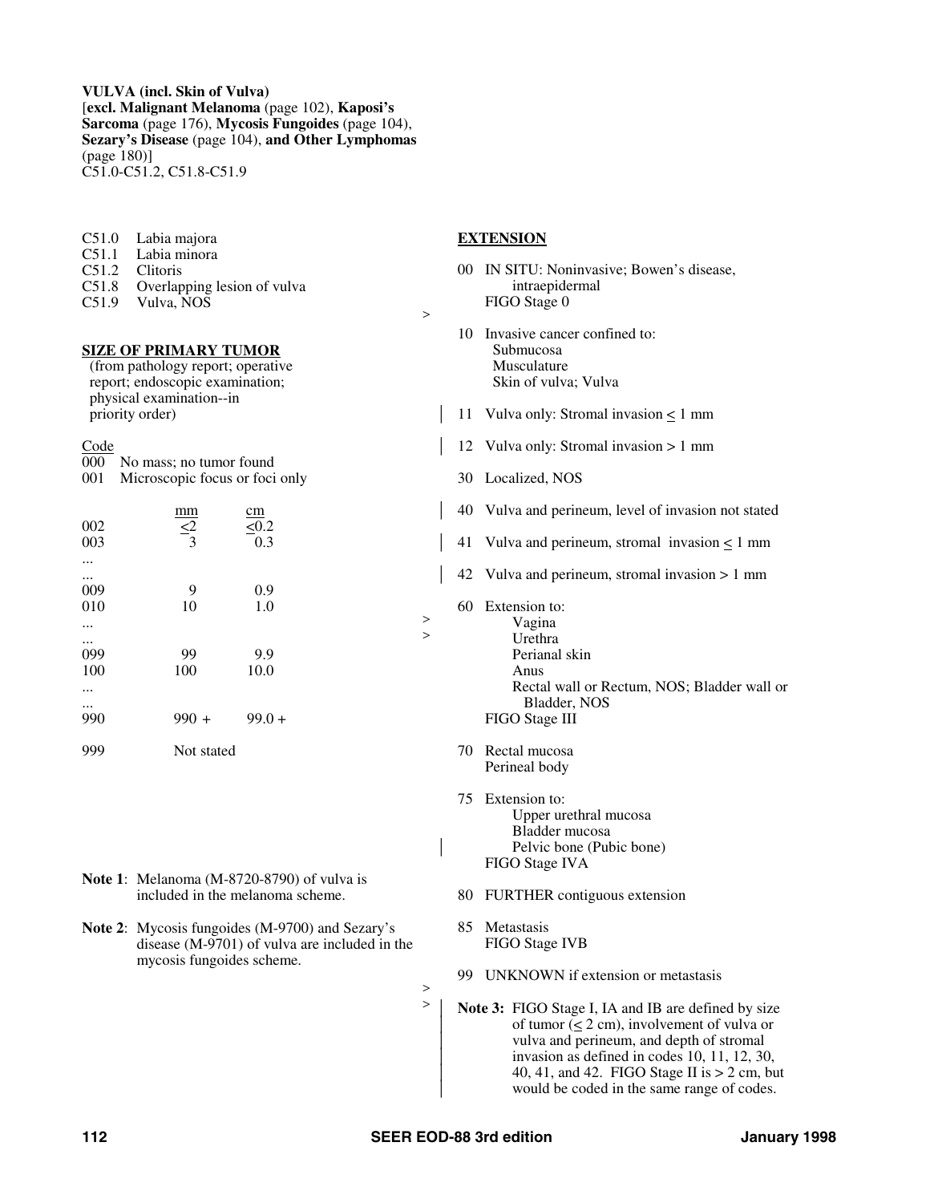**VULVA (incl. Skin of Vulva)**
[**excl. Malignant Melanoma** (page 102), **Kaposi's Sarcoma** (page 176), **Mycosis Fungoides** (page 104), **Sezary's Disease** (page 104), **and Other Lymphomas** (page 180)]
C51.0-C51.2, C51.8-C51.9

C51.0 Labia majora
C51.1 Labia minora
C51.2 Clitoris
C51.8 Overlapping lesion of vulva
C51.9 Vulva, NOS

**SIZE OF PRIMARY TUMOR**
(from pathology report; operative report; endoscopic examination; physical examination--in priority order)

| Code | mm | cm |
|---|---|---|
| 000 | No mass; no tumor found | |
| 001 | Microscopic focus or foci only | |
| 002 | ≤2 | ≤0.2 |
| 003 | 3 | 0.3 |
| ... | | |
| ... | | |
| 009 | 9 | 0.9 |
| 010 | 10 | 1.0 |
| ... | | |
| ... | | |
| 099 | 99 | 9.9 |
| 100 | 100 | 10.0 |
| ... | | |
| ... | | |
| 990 | 990 + | 99.0 + |
| 999 | Not stated | |

**Note 1**: Melanoma (M-8720-8790) of vulva is included in the melanoma scheme.

**Note 2**: Mycosis fungoides (M-9700) and Sezary's disease (M-9701) of vulva are included in the mycosis fungoides scheme.

**EXTENSION**

00 IN SITU: Noninvasive; Bowen's disease, intraepidermal
FIGO Stage 0

10 Invasive cancer confined to:
Submucosa
Musculature
Skin of vulva; Vulva

11 Vulva only: Stromal invasion ≤ 1 mm

12 Vulva only: Stromal invasion > 1 mm

30 Localized, NOS

40 Vulva and perineum, level of invasion not stated

41 Vulva and perineum, stromal invasion ≤ 1 mm

42 Vulva and perineum, stromal invasion > 1 mm

60 Extension to:
Vagina
Urethra
Perianal skin
Anus
Rectal wall or Rectum, NOS; Bladder wall or Bladder, NOS
FIGO Stage III

70 Rectal mucosa
Perineal body

75 Extension to:
Upper urethral mucosa
Bladder mucosa
Pelvic bone (Pubic bone)
FIGO Stage IVA

80 FURTHER contiguous extension

85 Metastasis
FIGO Stage IVB

99 UNKNOWN if extension or metastasis

**Note 3:** FIGO Stage I, IA and IB are defined by size of tumor (≤ 2 cm), involvement of vulva or vulva and perineum, and depth of stromal invasion as defined in codes 10, 11, 12, 30, 40, 41, and 42. FIGO Stage II is > 2 cm, but would be coded in the same range of codes.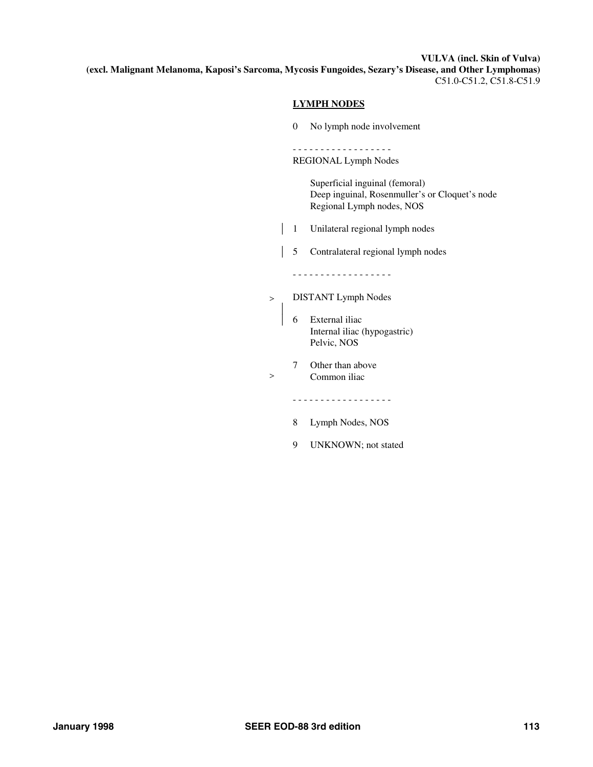**VULVA (incl. Skin of Vulva)**
**(excl. Malignant Melanoma, Kaposi's Sarcoma, Mycosis Fungoides, Sezary's Disease, and Other Lymphomas)**
C51.0-C51.2, C51.8-C51.9

## LYMPH NODES

0 No lymph node involvement

- - - - - - - - - - - - - - - - - -

REGIONAL Lymph Nodes

Superficial inguinal (femoral)
Deep inguinal, Rosenmuller's or Cloquet's node
Regional Lymph nodes, NOS

1 Unilateral regional lymph nodes

5 Contralateral regional lymph nodes

- - - - - - - - - - - - - - - - - -

&gt; DISTANT Lymph Nodes

6 External iliac
Internal iliac (hypogastric)
Pelvic, NOS

7 Other than above
&gt; Common iliac

- - - - - - - - - - - - - - - - - -

8 Lymph Nodes, NOS

9 UNKNOWN; not stated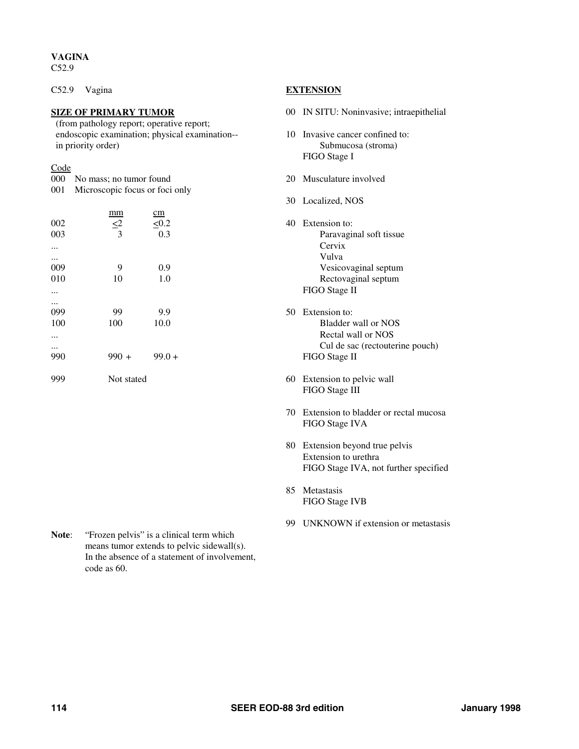# VAGINA

C52.9

C52.9 Vagina

## SIZE OF PRIMARY TUMOR

(from pathology report; operative report; endoscopic examination; physical examination--in priority order)

| Code | | mm | cm |
|---|---|---|---|
| 000 | No mass; no tumor found | | |
| 001 | Microscopic focus or foci only | | |
| 002 | | ≤2 | ≤0.2 |
| 003 | | 3 | 0.3 |
| ... | | | |
| ... | | | |
| 009 | | 9 | 0.9 |
| 010 | | 10 | 1.0 |
| ... | | | |
| ... | | | |
| 099 | | 99 | 9.9 |
| 100 | | 100 | 10.0 |
| ... | | | |
| ... | | | |
| 990 | | 990 + | 99.0 + |
| 999 | | Not stated | |

**Note**: "Frozen pelvis" is a clinical term which means tumor extends to pelvic sidewall(s). In the absence of a statement of involvement, code as 60.

## EXTENSION

00 IN SITU: Noninvasive; intraepithelial

10 Invasive cancer confined to:
- Submucosa (stroma)

FIGO Stage I

20 Musculature involved

30 Localized, NOS

40 Extension to:
- Paravaginal soft tissue
- Cervix
- Vulva
- Vesicovaginal septum
- Rectovaginal septum

FIGO Stage II

50 Extension to:
- Bladder wall or NOS
- Rectal wall or NOS
- Cul de sac (rectouterine pouch)

FIGO Stage II

60 Extension to pelvic wall
FIGO Stage III

70 Extension to bladder or rectal mucosa
FIGO Stage IVA

80 Extension beyond true pelvis
Extension to urethra
FIGO Stage IVA, not further specified

85 Metastasis
FIGO Stage IVB

99 UNKNOWN if extension or metastasis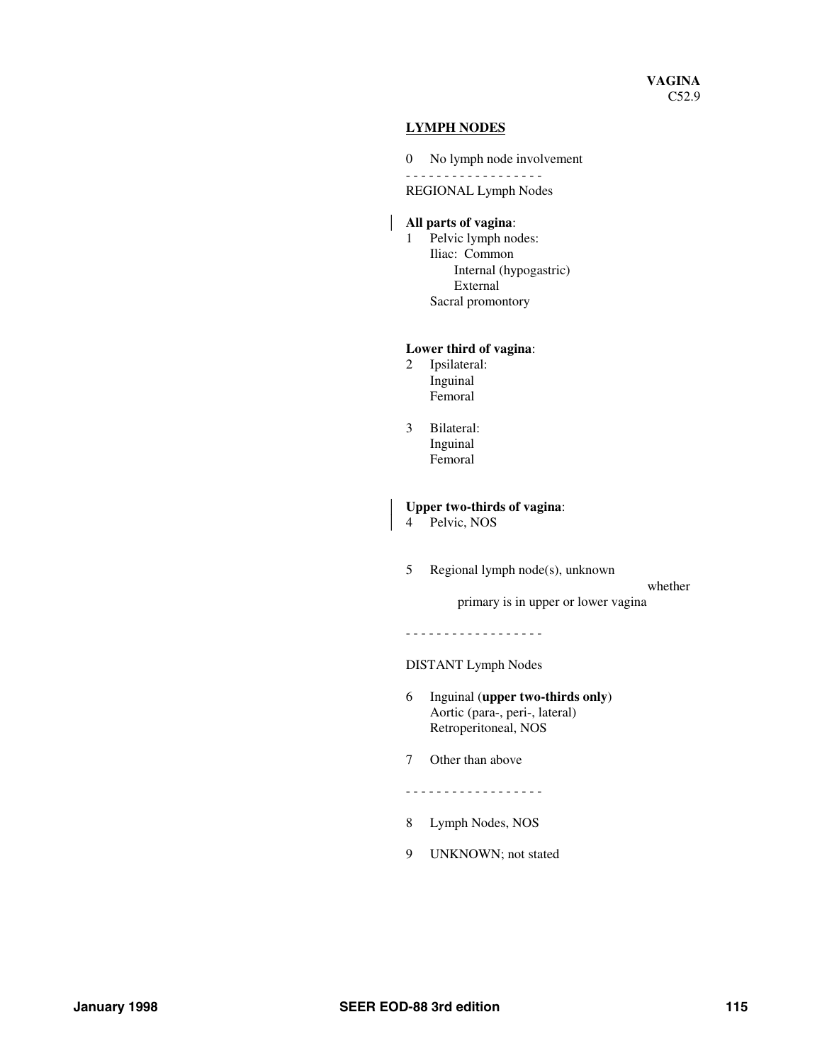**VAGINA**
C52.9

## LYMPH NODES

0 No lymph node involvement

- - - - - - - - - - - - - - - - - -

REGIONAL Lymph Nodes

**All parts of vagina**:
1 Pelvic lymph nodes:
  Iliac: Common
    Internal (hypogastric)
    External
  Sacral promontory

**Lower third of vagina**:
2 Ipsilateral:
  Inguinal
  Femoral

3 Bilateral:
  Inguinal
  Femoral

**Upper two-thirds of vagina**:
4 Pelvic, NOS

5 Regional lymph node(s), unknown whether primary is in upper or lower vagina

- - - - - - - - - - - - - - - - - -

DISTANT Lymph Nodes

6 Inguinal (**upper two-thirds only**)
  Aortic (para-, peri-, lateral)
  Retroperitoneal, NOS

7 Other than above

- - - - - - - - - - - - - - - - - -

8 Lymph Nodes, NOS

9 UNKNOWN; not stated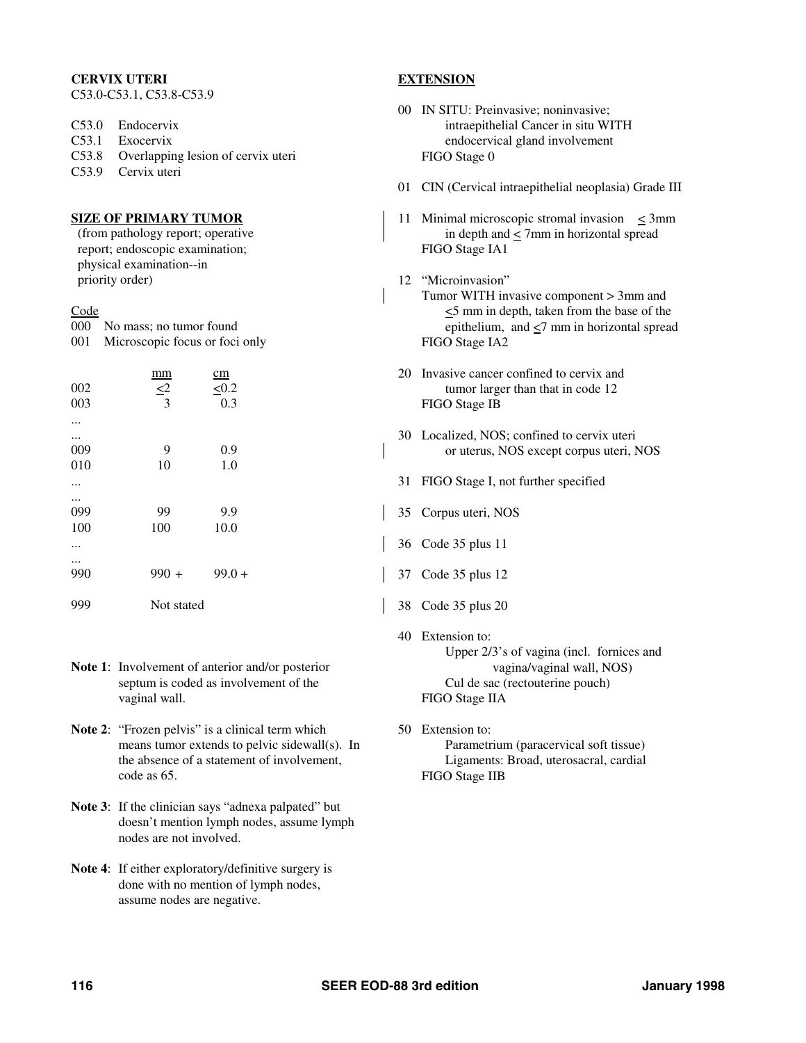**CERVIX UTERI**
C53.0-C53.1, C53.8-C53.9

C53.0 Endocervix
C53.1 Exocervix
C53.8 Overlapping lesion of cervix uteri
C53.9 Cervix uteri

**SIZE OF PRIMARY TUMOR**
(from pathology report; operative report; endoscopic examination; physical examination--in priority order)

| Code | mm | cm |
|---|---|---|
| 000 | No mass; no tumor found | |
| 001 | Microscopic focus or foci only | |
| 002 | ≤2 | ≤0.2 |
| 003 | 3 | 0.3 |
| ... | | |
| ... | | |
| 009 | 9 | 0.9 |
| 010 | 10 | 1.0 |
| ... | | |
| ... | | |
| 099 | 99 | 9.9 |
| 100 | 100 | 10.0 |
| ... | | |
| ... | | |
| 990 | 990 + | 99.0 + |
| 999 | Not stated | |

**Note 1**: Involvement of anterior and/or posterior septum is coded as involvement of the vaginal wall.

**Note 2**: "Frozen pelvis" is a clinical term which means tumor extends to pelvic sidewall(s). In the absence of a statement of involvement, code as 65.

**Note 3**: If the clinician says "adnexa palpated" but doesn't mention lymph nodes, assume lymph nodes are not involved.

**Note 4**: If either exploratory/definitive surgery is done with no mention of lymph nodes, assume nodes are negative.

**EXTENSION**

00 IN SITU: Preinvasive; noninvasive; intraepithelial Cancer in situ WITH endocervical gland involvement
FIGO Stage 0

01 CIN (Cervical intraepithelial neoplasia) Grade III

11 Minimal microscopic stromal invasion ≤ 3mm in depth and ≤ 7mm in horizontal spread
FIGO Stage IA1

12 "Microinvasion"
Tumor WITH invasive component > 3mm and ≤5 mm in depth, taken from the base of the epithelium, and ≤7 mm in horizontal spread
FIGO Stage IA2

20 Invasive cancer confined to cervix and tumor larger than that in code 12
FIGO Stage IB

30 Localized, NOS; confined to cervix uteri or uterus, NOS except corpus uteri, NOS

31 FIGO Stage I, not further specified

35 Corpus uteri, NOS

36 Code 35 plus 11

37 Code 35 plus 12

38 Code 35 plus 20

40 Extension to:
Upper 2/3's of vagina (incl. fornices and vagina/vaginal wall, NOS)
Cul de sac (rectouterine pouch)
FIGO Stage IIA

50 Extension to:
Parametrium (paracervical soft tissue)
Ligaments: Broad, uterosacral, cardial
FIGO Stage IIB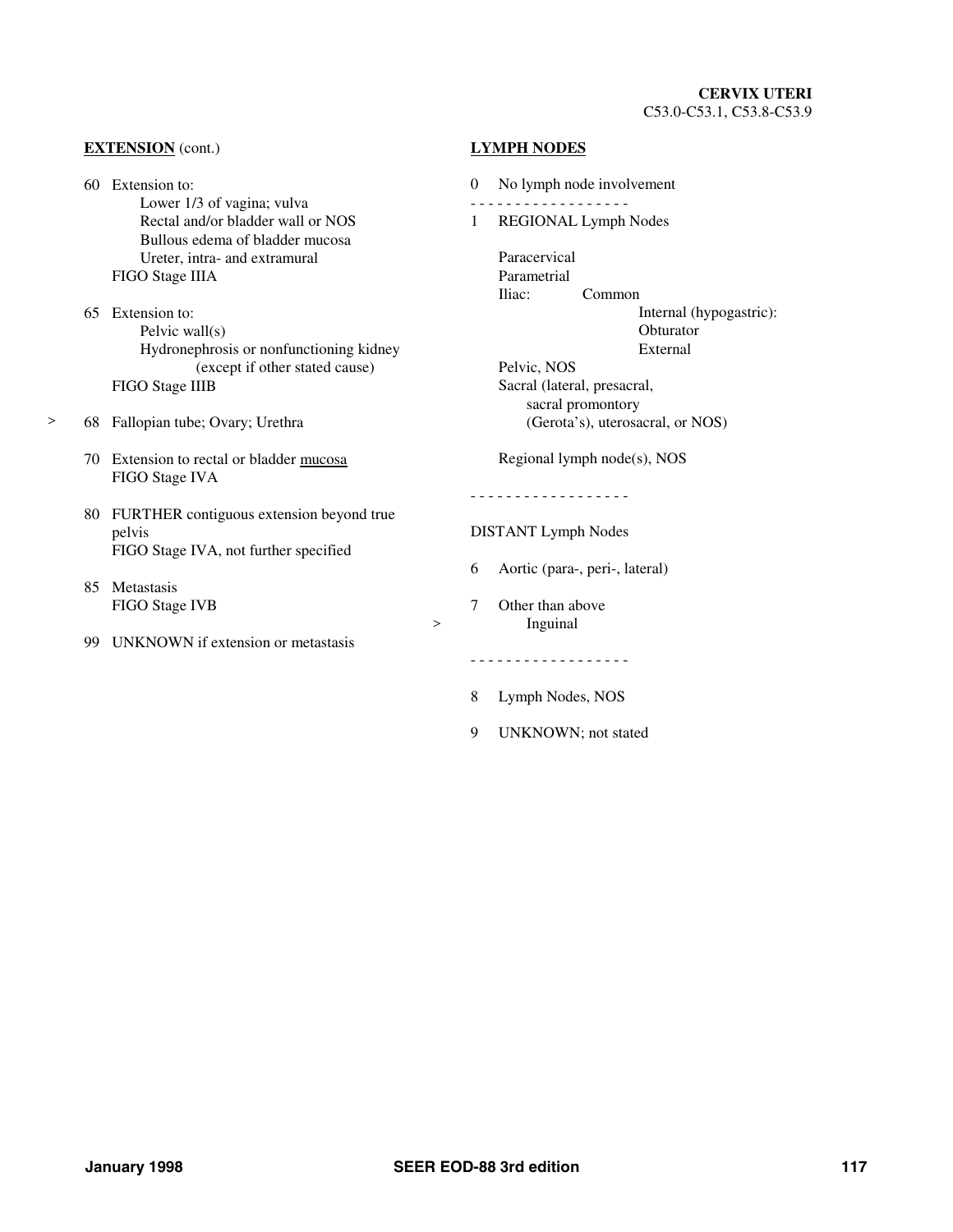**CERVIX UTERI**
C53.0-C53.1, C53.8-C53.9

**EXTENSION** (cont.)

60 Extension to:
  Lower 1/3 of vagina; vulva
  Rectal and/or bladder wall or NOS
  Bullous edema of bladder mucosa
  Ureter, intra- and extramural
  FIGO Stage IIIA

65 Extension to:
  Pelvic wall(s)
  Hydronephrosis or nonfunctioning kidney
   (except if other stated cause)
  FIGO Stage IIIB

> 68 Fallopian tube; Ovary; Urethra

70 Extension to rectal or bladder mucosa
  FIGO Stage IVA

80 FURTHER contiguous extension beyond true pelvis
  FIGO Stage IVA, not further specified

85 Metastasis
  FIGO Stage IVB

99 UNKNOWN if extension or metastasis

**LYMPH NODES**

0 No lymph node involvement

- - - - - - - - - - - - - - - - - -

1 REGIONAL Lymph Nodes

  Paracervical
  Parametrial
  Iliac: Common
    Internal (hypogastric):
     Obturator
    External
  Pelvic, NOS
  Sacral (lateral, presacral,
   sacral promontory
   (Gerota's), uterosacral, or NOS)

  Regional lymph node(s), NOS

- - - - - - - - - - - - - - - - - -

DISTANT Lymph Nodes

6 Aortic (para-, peri-, lateral)

7 Other than above
> Inguinal

- - - - - - - - - - - - - - - - - -

8 Lymph Nodes, NOS

9 UNKNOWN; not stated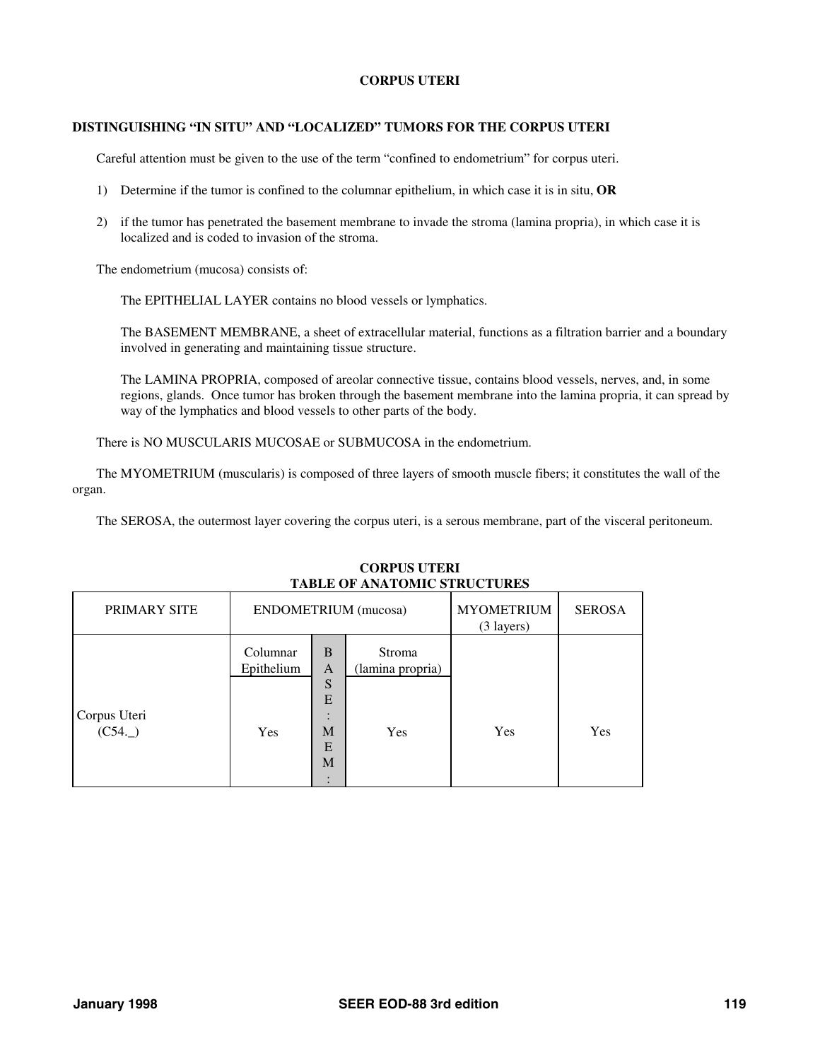# CORPUS UTERI

## DISTINGUISHING "IN SITU" AND "LOCALIZED" TUMORS FOR THE CORPUS UTERI

Careful attention must be given to the use of the term "confined to endometrium" for corpus uteri.

1) Determine if the tumor is confined to the columnar epithelium, in which case it is in situ, **OR**

2) if the tumor has penetrated the basement membrane to invade the stroma (lamina propria), in which case it is localized and is coded to invasion of the stroma.

The endometrium (mucosa) consists of:

The EPITHELIAL LAYER contains no blood vessels or lymphatics.

The BASEMENT MEMBRANE, a sheet of extracellular material, functions as a filtration barrier and a boundary involved in generating and maintaining tissue structure.

The LAMINA PROPRIA, composed of areolar connective tissue, contains blood vessels, nerves, and, in some regions, glands. Once tumor has broken through the basement membrane into the lamina propria, it can spread by way of the lymphatics and blood vessels to other parts of the body.

There is NO MUSCULARIS MUCOSAE or SUBMUCOSA in the endometrium.

The MYOMETRIUM (muscularis) is composed of three layers of smooth muscle fibers; it constitutes the wall of the organ.

The SEROSA, the outermost layer covering the corpus uteri, is a serous membrane, part of the visceral peritoneum.

**CORPUS UTERI**
**TABLE OF ANATOMIC STRUCTURES**

| PRIMARY SITE | ENDOMETRIUM (mucosa) | | | MYOMETRIUM (3 layers) | SEROSA |
|---|---|---|---|---|---|
| | Columnar Epithelium | BASE: MEM: | Stroma (lamina propria) | | |
| Corpus Uteri (C54._) | Yes | | Yes | Yes | Yes |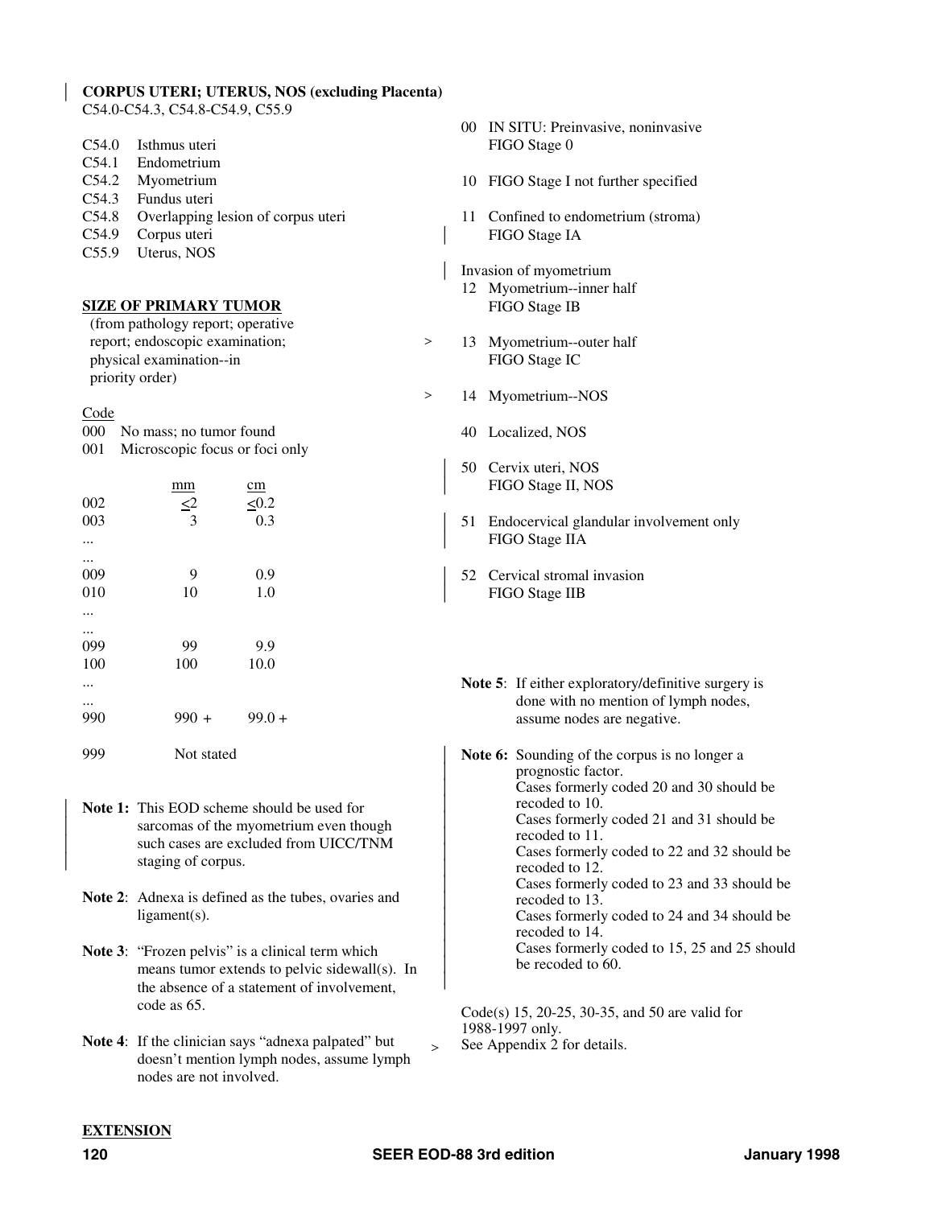**CORPUS UTERI; UTERUS, NOS (excluding Placenta)**
C54.0-C54.3, C54.8-C54.9, C55.9

| | |
|---|---|
| C54.0 | Isthmus uteri |
| C54.1 | Endometrium |
| C54.2 | Myometrium |
| C54.3 | Fundus uteri |
| C54.8 | Overlapping lesion of corpus uteri |
| C54.9 | Corpus uteri |
| C55.9 | Uterus, NOS |

**SIZE OF PRIMARY TUMOR**
(from pathology report; operative report; endoscopic examination; physical examination--in priority order)

| Code | mm | cm |
|---|---|---|
| 000 | No mass; no tumor found | |
| 001 | Microscopic focus or foci only | |
| 002 | ≤2 | ≤0.2 |
| 003 | 3 | 0.3 |
| ... | | |
| ... | | |
| 009 | 9 | 0.9 |
| 010 | 10 | 1.0 |
| ... | | |
| ... | | |
| 099 | 99 | 9.9 |
| 100 | 100 | 10.0 |
| ... | | |
| ... | | |
| 990 | 990 + | 99.0 + |
| 999 | Not stated | |

**Note 1:** This EOD scheme should be used for sarcomas of the myometrium even though such cases are excluded from UICC/TNM staging of corpus.

**Note 2**: Adnexa is defined as the tubes, ovaries and ligament(s).

**Note 3**: "Frozen pelvis" is a clinical term which means tumor extends to pelvic sidewall(s). In the absence of a statement of involvement, code as 65.

**Note 4**: If the clinician says "adnexa palpated" but doesn't mention lymph nodes, assume lymph nodes are not involved.

**EXTENSION**

00 IN SITU: Preinvasive, noninvasive
FIGO Stage 0

10 FIGO Stage I not further specified

11 Confined to endometrium (stroma)
FIGO Stage IA

Invasion of myometrium

12 Myometrium--inner half
FIGO Stage IB

13 Myometrium--outer half
FIGO Stage IC

14 Myometrium--NOS

40 Localized, NOS

50 Cervix uteri, NOS
FIGO Stage II, NOS

51 Endocervical glandular involvement only
FIGO Stage IIA

52 Cervical stromal invasion
FIGO Stage IIB

**Note 5**: If either exploratory/definitive surgery is done with no mention of lymph nodes, assume nodes are negative.

**Note 6:** Sounding of the corpus is no longer a prognostic factor.
Cases formerly coded 20 and 30 should be recoded to 10.
Cases formerly coded 21 and 31 should be recoded to 11.
Cases formerly coded to 22 and 32 should be recoded to 12.
Cases formerly coded to 23 and 33 should be recoded to 13.
Cases formerly coded to 24 and 34 should be recoded to 14.
Cases formerly coded to 15, 25 and 25 should be recoded to 60.

Code(s) 15, 20-25, 30-35, and 50 are valid for 1988-1997 only.
See Appendix 2 for details.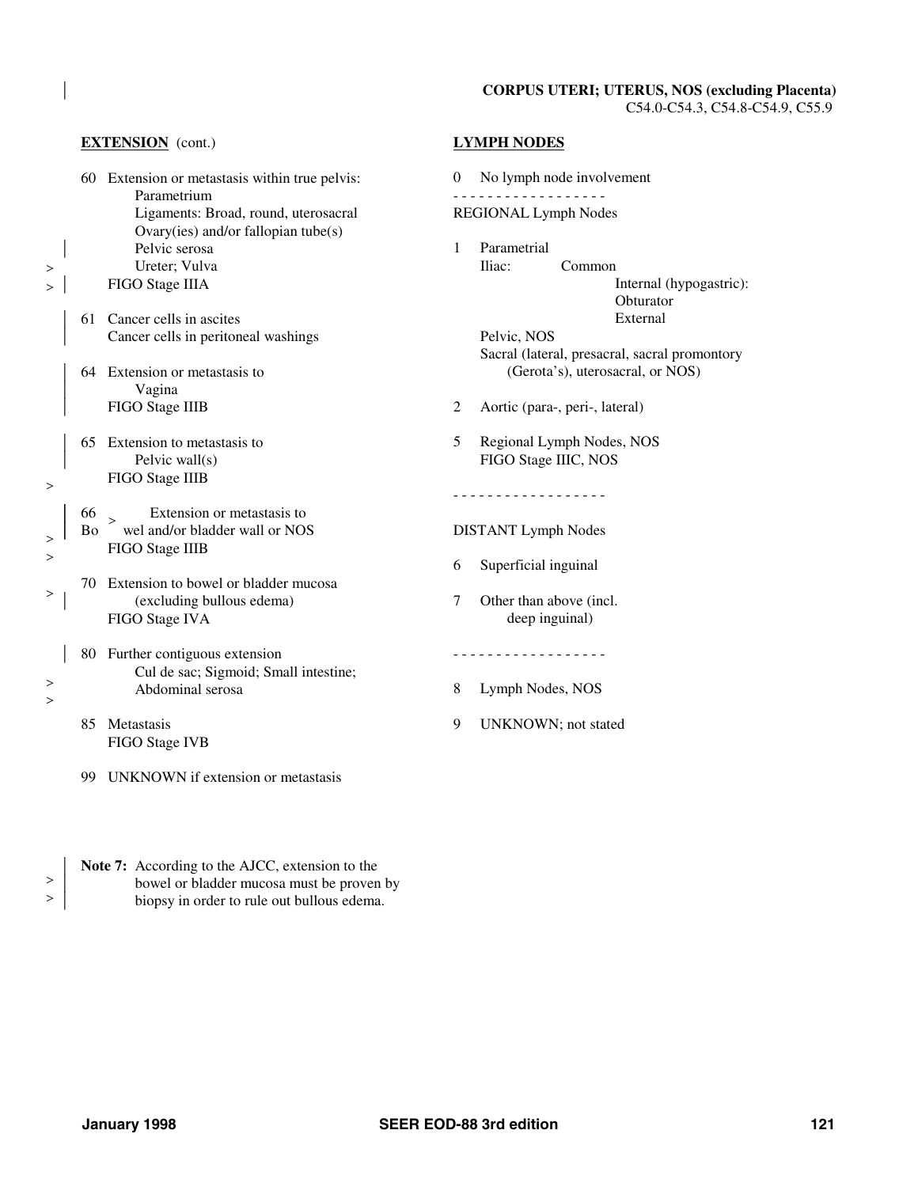**CORPUS UTERI; UTERUS, NOS (excluding Placenta)**
C54.0-C54.3, C54.8-C54.9, C55.9

## EXTENSION (cont.)

60 Extension or metastasis within true pelvis:
- Parametrium
- Ligaments: Broad, round, uterosacral
- Ovary(ies) and/or fallopian tube(s)
- Pelvic serosa
- Ureter; Vulva

FIGO Stage IIIA

61 Cancer cells in ascites
Cancer cells in peritoneal washings

64 Extension or metastasis to
- Vagina

FIGO Stage IIIB

65 Extension to metastasis to
- Pelvic wall(s)

FIGO Stage IIIB

66 Extension or metastasis to Bowel and/or bladder wall or NOS
FIGO Stage IIIB

70 Extension to bowel or bladder mucosa (excluding bullous edema)
FIGO Stage IVA

80 Further contiguous extension
- Cul de sac; Sigmoid; Small intestine; Abdominal serosa

85 Metastasis
FIGO Stage IVB

99 UNKNOWN if extension or metastasis

**Note 7:** According to the AJCC, extension to the bowel or bladder mucosa must be proven by biopsy in order to rule out bullous edema.

## LYMPH NODES

0 No lymph node involvement

- - - - - - - - - - - - - - - - - -

REGIONAL Lymph Nodes

1 Parametrial
- Iliac: Common
  - Internal (hypogastric):
    - Obturator
  - External
- Pelvic, NOS
- Sacral (lateral, presacral, sacral promontory (Gerota's), uterosacral, or NOS)

2 Aortic (para-, peri-, lateral)

5 Regional Lymph Nodes, NOS
FIGO Stage IIIC, NOS

- - - - - - - - - - - - - - - - - -

DISTANT Lymph Nodes

6 Superficial inguinal

7 Other than above (incl. deep inguinal)

- - - - - - - - - - - - - - - - - -

8 Lymph Nodes, NOS

9 UNKNOWN; not stated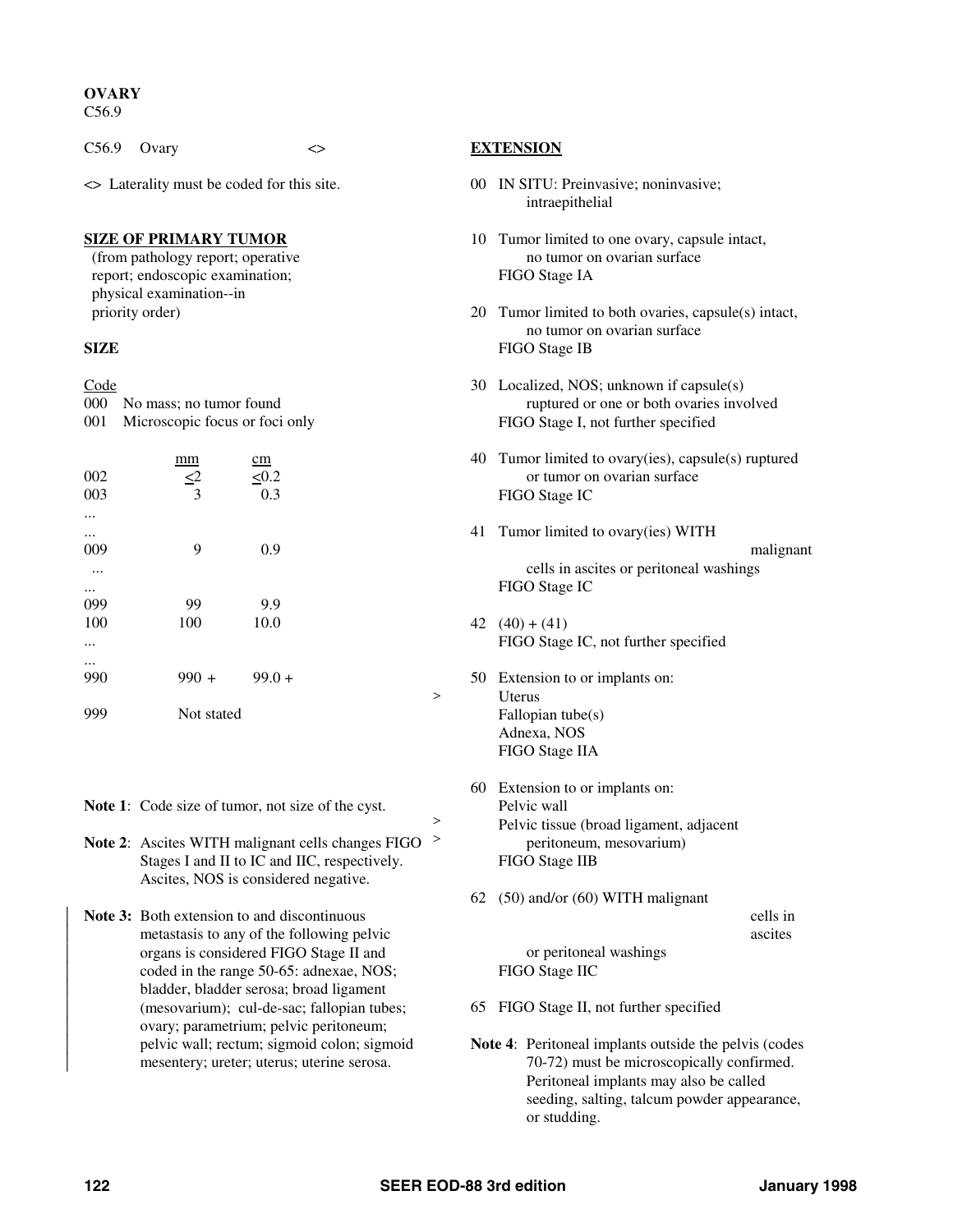**OVARY**
C56.9

C56.9 Ovary <>

<> Laterality must be coded for this site.

**SIZE OF PRIMARY TUMOR**
(from pathology report; operative report; endoscopic examination; physical examination--in priority order)

**SIZE**

| Code | mm | cm |
|---|---|---|
| 000 | No mass; no tumor found | |
| 001 | Microscopic focus or foci only | |
| 002 | ≤2 | ≤0.2 |
| 003 | 3 | 0.3 |
| ... | | |
| ... | | |
| 009 | 9 | 0.9 |
| ... | | |
| ... | | |
| 099 | 99 | 9.9 |
| 100 | 100 | 10.0 |
| ... | | |
| ... | | |
| 990 | 990 + | 99.0 + |
| 999 | Not stated | |

**Note 1**: Code size of tumor, not size of the cyst.

**Note 2**: Ascites WITH malignant cells changes FIGO Stages I and II to IC and IIC, respectively. Ascites, NOS is considered negative.

**Note 3:** Both extension to and discontinuous metastasis to any of the following pelvic organs is considered FIGO Stage II and coded in the range 50-65: adnexae, NOS; bladder, bladder serosa; broad ligament (mesovarium); cul-de-sac; fallopian tubes; ovary; parametrium; pelvic peritoneum; pelvic wall; rectum; sigmoid colon; sigmoid mesentery; ureter; uterus; uterine serosa.

**EXTENSION**

00 IN SITU: Preinvasive; noninvasive; intraepithelial

10 Tumor limited to one ovary, capsule intact, no tumor on ovarian surface
FIGO Stage IA

20 Tumor limited to both ovaries, capsule(s) intact, no tumor on ovarian surface
FIGO Stage IB

30 Localized, NOS; unknown if capsule(s) ruptured or one or both ovaries involved
FIGO Stage I, not further specified

40 Tumor limited to ovary(ies), capsule(s) ruptured or tumor on ovarian surface
FIGO Stage IC

41 Tumor limited to ovary(ies) WITH malignant cells in ascites or peritoneal washings
FIGO Stage IC

42 (40) + (41)
FIGO Stage IC, not further specified

50 Extension to or implants on:
Uterus
Fallopian tube(s)
Adnexa, NOS
FIGO Stage IIA

60 Extension to or implants on:
Pelvic wall
Pelvic tissue (broad ligament, adjacent peritoneum, mesovarium)
FIGO Stage IIB

62 (50) and/or (60) WITH malignant cells in ascites or peritoneal washings
FIGO Stage IIC

65 FIGO Stage II, not further specified

**Note 4**: Peritoneal implants outside the pelvis (codes 70-72) must be microscopically confirmed. Peritoneal implants may also be called seeding, salting, talcum powder appearance, or studding.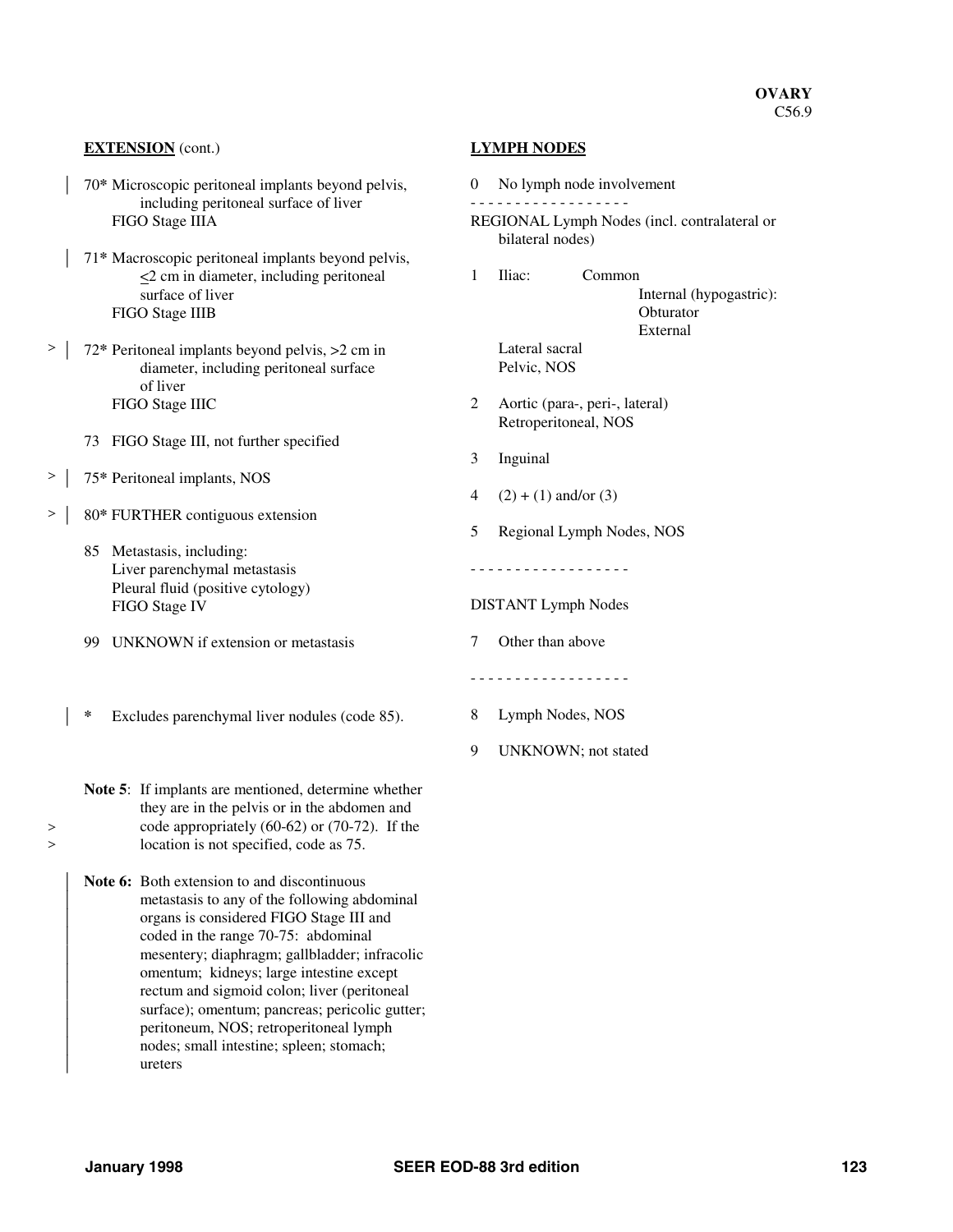**OVARY**
C56.9

**EXTENSION** (cont.)

70* Microscopic peritoneal implants beyond pelvis, including peritoneal surface of liver
FIGO Stage IIIA

71* Macroscopic peritoneal implants beyond pelvis, ≤2 cm in diameter, including peritoneal surface of liver
FIGO Stage IIIB

72* Peritoneal implants beyond pelvis, >2 cm in diameter, including peritoneal surface of liver
FIGO Stage IIIC

73 FIGO Stage III, not further specified

75* Peritoneal implants, NOS

80* FURTHER contiguous extension

85 Metastasis, including:
Liver parenchymal metastasis
Pleural fluid (positive cytology)
FIGO Stage IV

99 UNKNOWN if extension or metastasis

\* Excludes parenchymal liver nodules (code 85).

**Note 5**: If implants are mentioned, determine whether they are in the pelvis or in the abdomen and code appropriately (60-62) or (70-72). If the location is not specified, code as 75.

**Note 6:** Both extension to and discontinuous metastasis to any of the following abdominal organs is considered FIGO Stage III and coded in the range 70-75: abdominal mesentery; diaphragm; gallbladder; infracolic omentum; kidneys; large intestine except rectum and sigmoid colon; liver (peritoneal surface); omentum; pancreas; pericolic gutter; peritoneum, NOS; retroperitoneal lymph nodes; small intestine; spleen; stomach; ureters

**LYMPH NODES**

0 No lymph node involvement

- - - - - - - - - - - - - - - - - -

REGIONAL Lymph Nodes (incl. contralateral or bilateral nodes)

1 Iliac: Common
Internal (hypogastric):
Obturator
External
Lateral sacral
Pelvic, NOS

2 Aortic (para-, peri-, lateral)
Retroperitoneal, NOS

3 Inguinal

4 (2) + (1) and/or (3)

5 Regional Lymph Nodes, NOS

- - - - - - - - - - - - - - - - - -

DISTANT Lymph Nodes

7 Other than above

- - - - - - - - - - - - - - - - - -

8 Lymph Nodes, NOS

9 UNKNOWN; not stated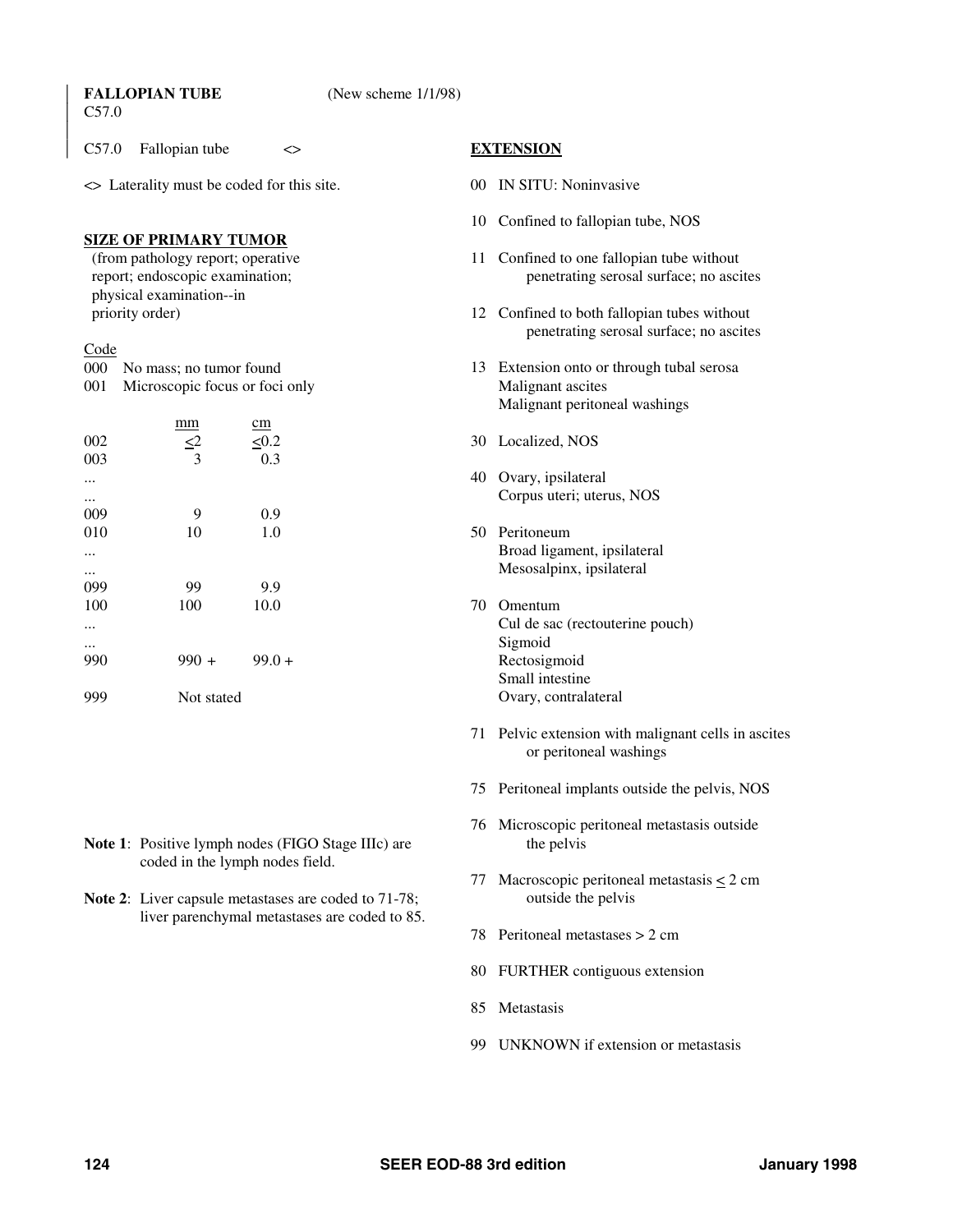**FALLOPIAN TUBE** (New scheme 1/1/98)
C57.0

C57.0 Fallopian tube <>

<> Laterality must be coded for this site.

## SIZE OF PRIMARY TUMOR

(from pathology report; operative report; endoscopic examination; physical examination--in priority order)

| Code | mm | cm |
|---|---|---|
| 000 | No mass; no tumor found | |
| 001 | Microscopic focus or foci only | |
| 002 | <2 | <0.2 |
| 003 | 3 | 0.3 |
| ... | | |
| ... | | |
| 009 | 9 | 0.9 |
| 010 | 10 | 1.0 |
| ... | | |
| ... | | |
| 099 | 99 | 9.9 |
| 100 | 100 | 10.0 |
| ... | | |
| ... | | |
| 990 | 990 + | 99.0 + |
| 999 | Not stated | |

**Note 1**: Positive lymph nodes (FIGO Stage IIIc) are coded in the lymph nodes field.

**Note 2**: Liver capsule metastases are coded to 71-78; liver parenchymal metastases are coded to 85.

## EXTENSION

00 IN SITU: Noninvasive

10 Confined to fallopian tube, NOS

11 Confined to one fallopian tube without penetrating serosal surface; no ascites

12 Confined to both fallopian tubes without penetrating serosal surface; no ascites

13 Extension onto or through tubal serosa
Malignant ascites
Malignant peritoneal washings

30 Localized, NOS

40 Ovary, ipsilateral
Corpus uteri; uterus, NOS

50 Peritoneum
Broad ligament, ipsilateral
Mesosalpinx, ipsilateral

70 Omentum
Cul de sac (rectouterine pouch)
Sigmoid
Rectosigmoid
Small intestine
Ovary, contralateral

71 Pelvic extension with malignant cells in ascites or peritoneal washings

75 Peritoneal implants outside the pelvis, NOS

76 Microscopic peritoneal metastasis outside the pelvis

77 Macroscopic peritoneal metastasis < 2 cm outside the pelvis

78 Peritoneal metastases > 2 cm

80 FURTHER contiguous extension

85 Metastasis

99 UNKNOWN if extension or metastasis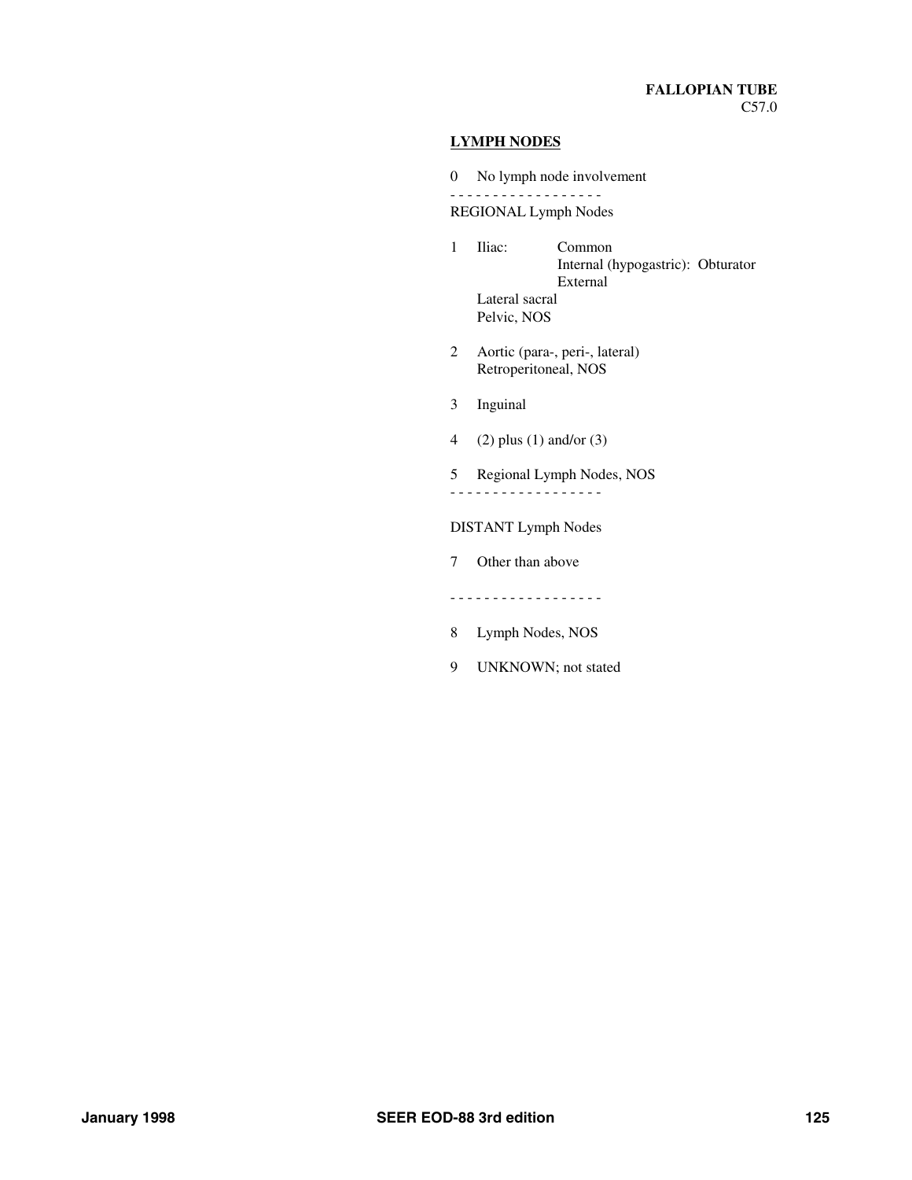**FALLOPIAN TUBE**
C57.0

## LYMPH NODES

0 No lymph node involvement

- - - - - - - - - - - - - - - - - -

REGIONAL Lymph Nodes

1 Iliac: Common
Internal (hypogastric): Obturator
External
Lateral sacral
Pelvic, NOS

2 Aortic (para-, peri-, lateral)
Retroperitoneal, NOS

3 Inguinal

4 (2) plus (1) and/or (3)

5 Regional Lymph Nodes, NOS

- - - - - - - - - - - - - - - - - -

DISTANT Lymph Nodes

7 Other than above

- - - - - - - - - - - - - - - - - -

8 Lymph Nodes, NOS

9 UNKNOWN; not stated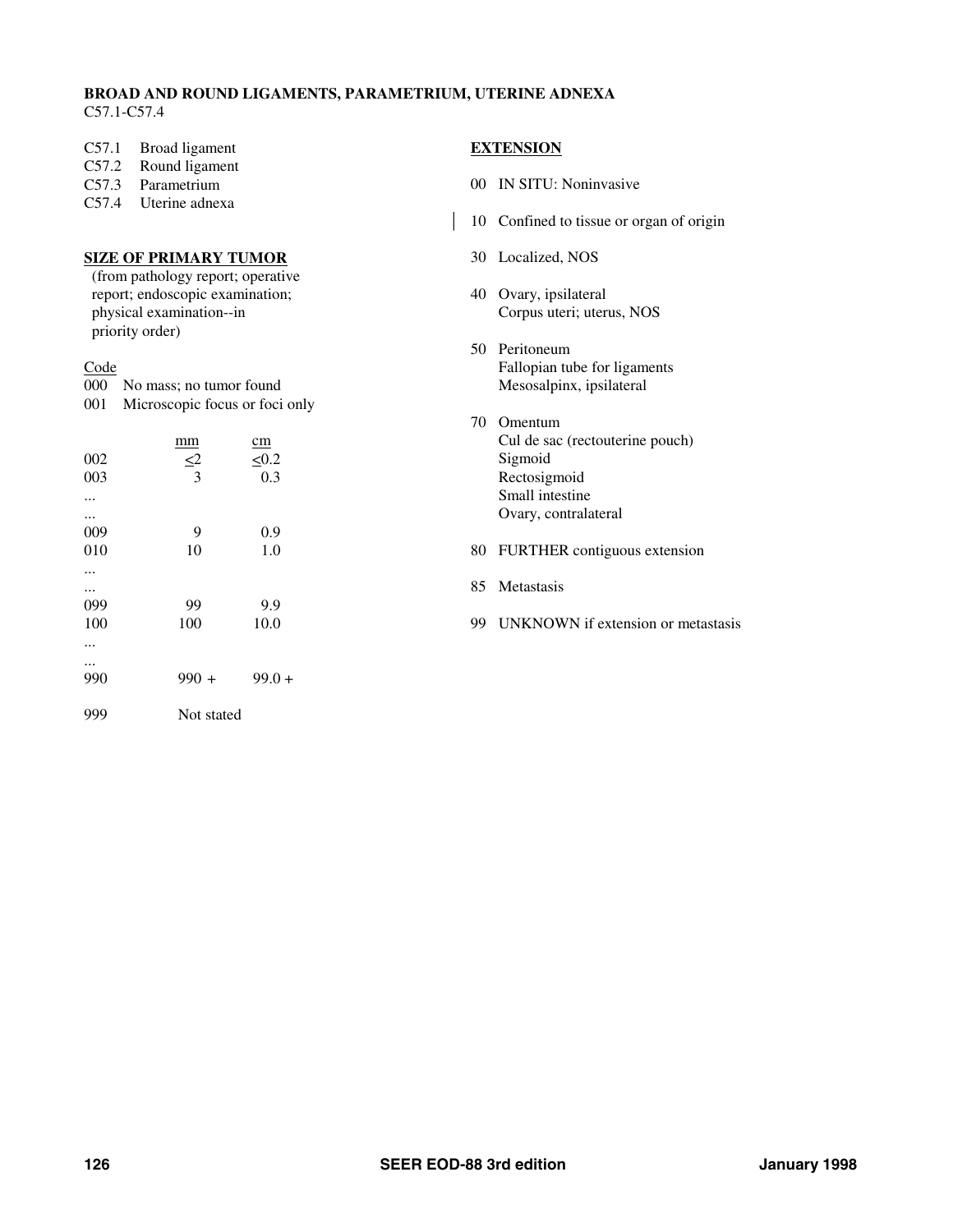**BROAD AND ROUND LIGAMENTS, PARAMETRIUM, UTERINE ADNEXA**
C57.1-C57.4

C57.1 Broad ligament
C57.2 Round ligament
C57.3 Parametrium
C57.4 Uterine adnexa

**SIZE OF PRIMARY TUMOR**
(from pathology report; operative report; endoscopic examination; physical examination--in priority order)

| Code | | |
|---|---|---|
| 000 | No mass; no tumor found | |
| 001 | Microscopic focus or foci only | |
| | mm | cm |
| 002 | ≤2 | ≤0.2 |
| 003 | 3 | 0.3 |
| ... | | |
| ... | | |
| 009 | 9 | 0.9 |
| 010 | 10 | 1.0 |
| ... | | |
| ... | | |
| 099 | 99 | 9.9 |
| 100 | 100 | 10.0 |
| ... | | |
| ... | | |
| 990 | 990 + | 99.0 + |
| 999 | Not stated | |

**EXTENSION**

00 IN SITU: Noninvasive

10 Confined to tissue or organ of origin

30 Localized, NOS

40 Ovary, ipsilateral
Corpus uteri; uterus, NOS

50 Peritoneum
Fallopian tube for ligaments
Mesosalpinx, ipsilateral

70 Omentum
Cul de sac (rectouterine pouch)
Sigmoid
Rectosigmoid
Small intestine
Ovary, contralateral

80 FURTHER contiguous extension

85 Metastasis

99 UNKNOWN if extension or metastasis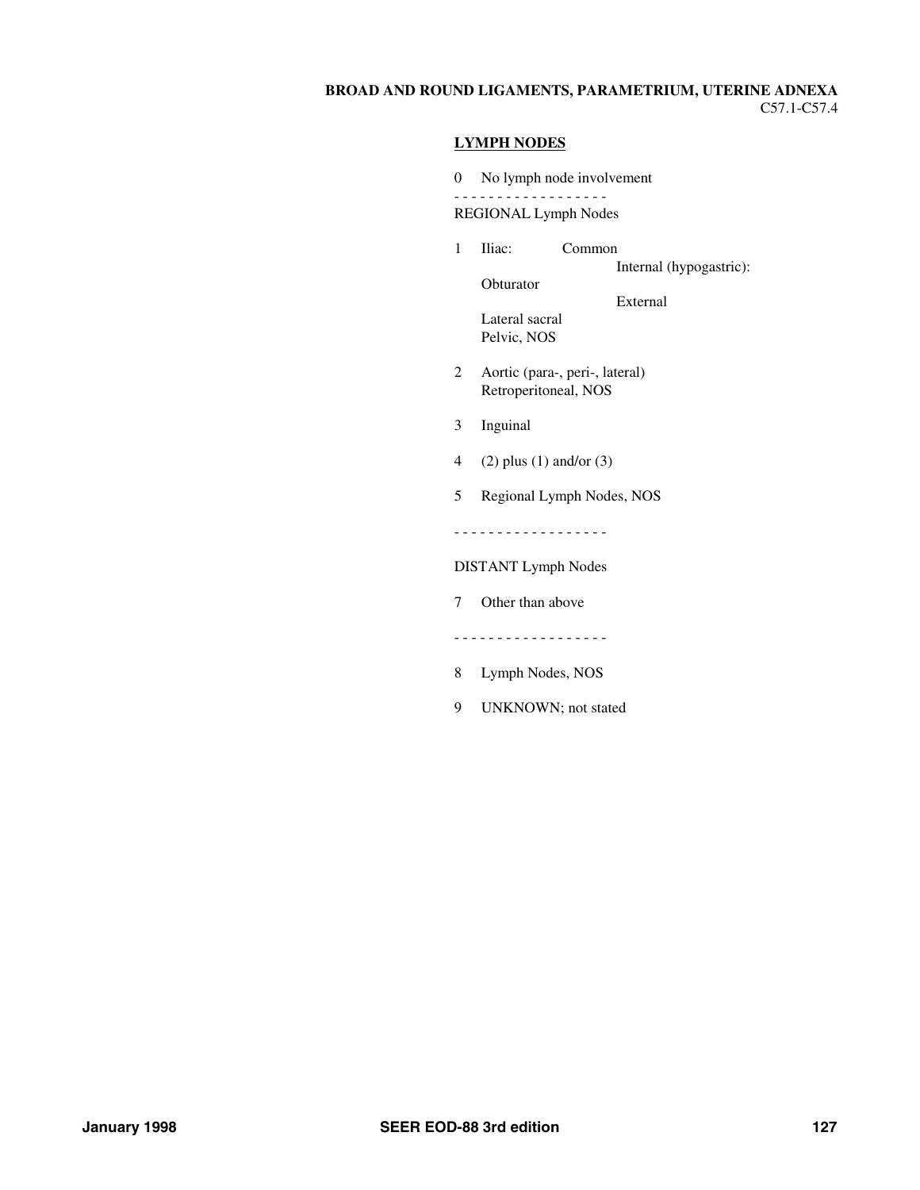**BROAD AND ROUND LIGAMENTS, PARAMETRIUM, UTERINE ADNEXA**
C57.1-C57.4

**LYMPH NODES**

0 No lymph node involvement

- - - - - - - - - - - - - - - - - -

REGIONAL Lymph Nodes

1 Iliac: Common
   Internal (hypogastric):
   Obturator
   External
   Lateral sacral
   Pelvic, NOS

2 Aortic (para-, peri-, lateral)
   Retroperitoneal, NOS

3 Inguinal

4 (2) plus (1) and/or (3)

5 Regional Lymph Nodes, NOS

- - - - - - - - - - - - - - - - - -

DISTANT Lymph Nodes

7 Other than above

- - - - - - - - - - - - - - - - - -

8 Lymph Nodes, NOS

9 UNKNOWN; not stated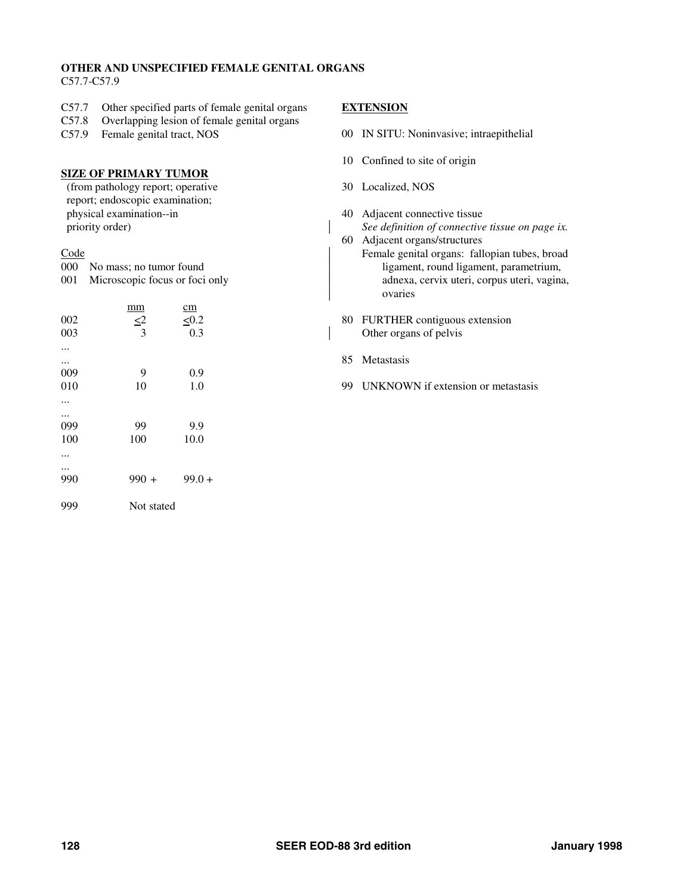**OTHER AND UNSPECIFIED FEMALE GENITAL ORGANS**
C57.7-C57.9

C57.7 Other specified parts of female genital organs
C57.8 Overlapping lesion of female genital organs
C57.9 Female genital tract, NOS

## SIZE OF PRIMARY TUMOR

(from pathology report; operative report; endoscopic examination; physical examination--in priority order)

| Code | | |
|---|---|---|
| 000 | No mass; no tumor found | |
| 001 | Microscopic focus or foci only | |
| | mm | cm |
| 002 | ≤2 | ≤0.2 |
| 003 | 3 | 0.3 |
| ... | | |
| ... | | |
| 009 | 9 | 0.9 |
| 010 | 10 | 1.0 |
| ... | | |
| ... | | |
| 099 | 99 | 9.9 |
| 100 | 100 | 10.0 |
| ... | | |
| ... | | |
| 990 | 990 + | 99.0 + |
| 999 | Not stated | |

## EXTENSION

00 IN SITU: Noninvasive; intraepithelial

10 Confined to site of origin

30 Localized, NOS

40 Adjacent connective tissue
*See definition of connective tissue on page ix.*

60 Adjacent organs/structures
Female genital organs: fallopian tubes, broad ligament, round ligament, parametrium, adnexa, cervix uteri, corpus uteri, vagina, ovaries

80 FURTHER contiguous extension
Other organs of pelvis

85 Metastasis

99 UNKNOWN if extension or metastasis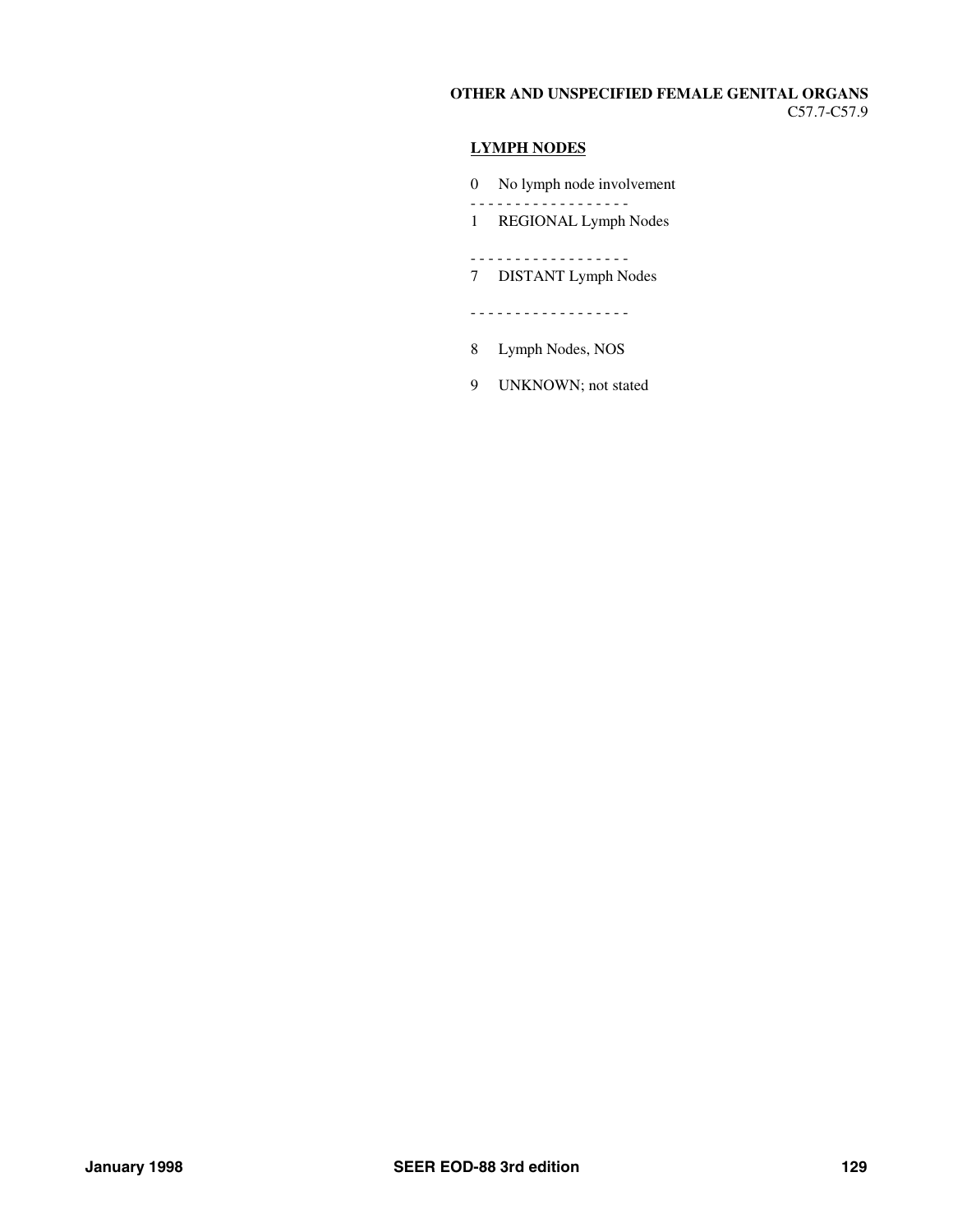**OTHER AND UNSPECIFIED FEMALE GENITAL ORGANS**
C57.7-C57.9

## LYMPH NODES

0 No lymph node involvement

- - - - - - - - - - - - - - - - - -

1 REGIONAL Lymph Nodes

- - - - - - - - - - - - - - - - - -

7 DISTANT Lymph Nodes

- - - - - - - - - - - - - - - - - -

8 Lymph Nodes, NOS

9 UNKNOWN; not stated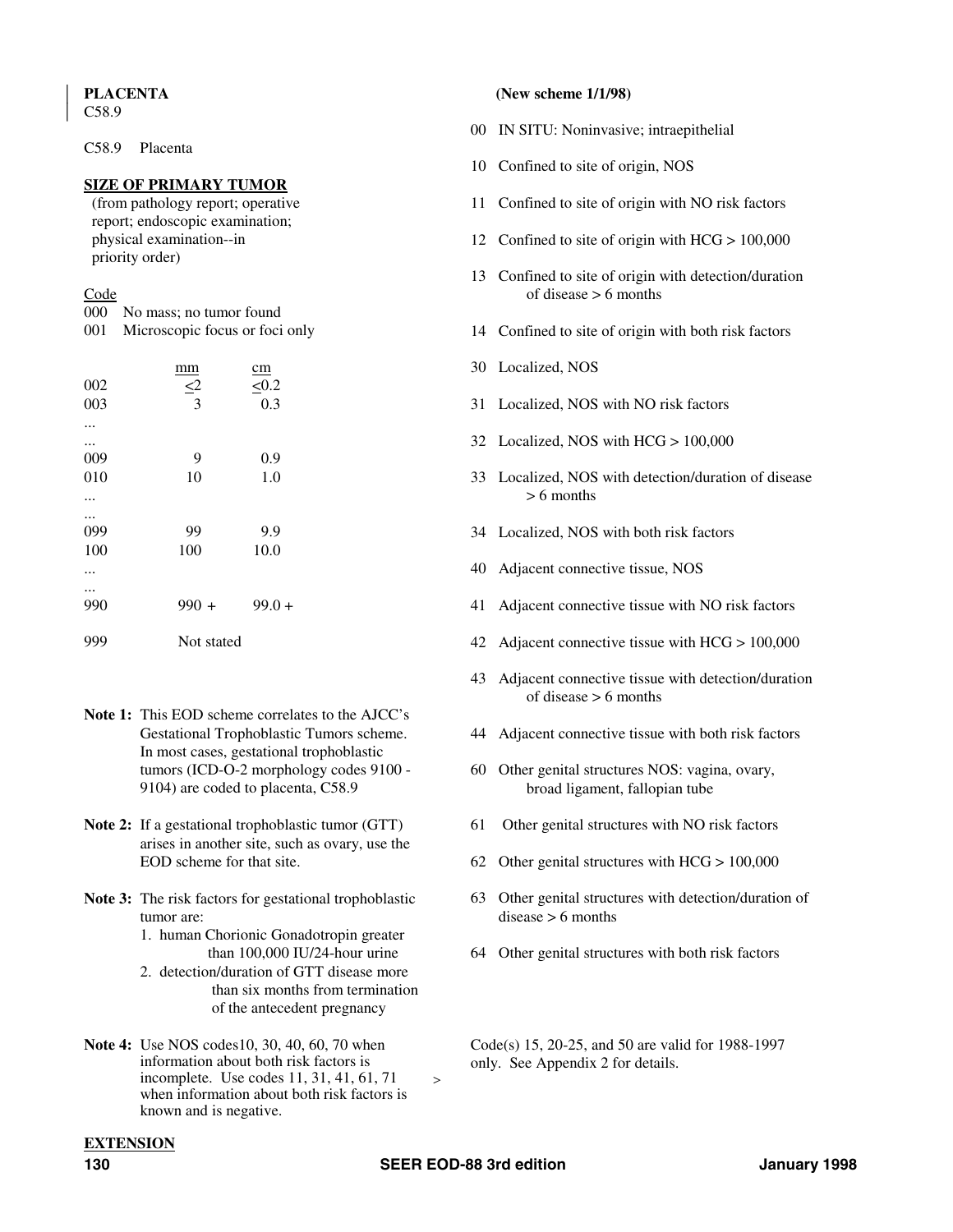**PLACENTA**
C58.9

C58.9 Placenta

**SIZE OF PRIMARY TUMOR**
(from pathology report; operative report; endoscopic examination; physical examination--in priority order)

| Code | mm | cm |
|---|---|---|
| 000 | No mass; no tumor found | |
| 001 | Microscopic focus or foci only | |
| 002 | ≤2 | ≤0.2 |
| 003 | 3 | 0.3 |
| ... | | |
| ... | | |
| 009 | 9 | 0.9 |
| 010 | 10 | 1.0 |
| ... | | |
| ... | | |
| 099 | 99 | 9.9 |
| 100 | 100 | 10.0 |
| ... | | |
| ... | | |
| 990 | 990 + | 99.0 + |
| 999 | Not stated | |

**Note 1:** This EOD scheme correlates to the AJCC's Gestational Trophoblastic Tumors scheme. In most cases, gestational trophoblastic tumors (ICD-O-2 morphology codes 9100 - 9104) are coded to placenta, C58.9

**Note 2:** If a gestational trophoblastic tumor (GTT) arises in another site, such as ovary, use the EOD scheme for that site.

**Note 3:** The risk factors for gestational trophoblastic tumor are:
1. human Chorionic Gonadotropin greater than 100,000 IU/24-hour urine
2. detection/duration of GTT disease more than six months from termination of the antecedent pregnancy

**Note 4:** Use NOS codes10, 30, 40, 60, 70 when information about both risk factors is incomplete. Use codes 11, 31, 41, 61, 71 when information about both risk factors is known and is negative.

**EXTENSION**

**(New scheme 1/1/98)**

00 IN SITU: Noninvasive; intraepithelial

10 Confined to site of origin, NOS

11 Confined to site of origin with NO risk factors

12 Confined to site of origin with HCG > 100,000

13 Confined to site of origin with detection/duration of disease > 6 months

14 Confined to site of origin with both risk factors

30 Localized, NOS

31 Localized, NOS with NO risk factors

32 Localized, NOS with HCG > 100,000

33 Localized, NOS with detection/duration of disease > 6 months

34 Localized, NOS with both risk factors

40 Adjacent connective tissue, NOS

41 Adjacent connective tissue with NO risk factors

42 Adjacent connective tissue with HCG > 100,000

43 Adjacent connective tissue with detection/duration of disease > 6 months

44 Adjacent connective tissue with both risk factors

60 Other genital structures NOS: vagina, ovary, broad ligament, fallopian tube

61 Other genital structures with NO risk factors

62 Other genital structures with HCG > 100,000

63 Other genital structures with detection/duration of disease > 6 months

64 Other genital structures with both risk factors

Code(s) 15, 20-25, and 50 are valid for 1988-1997 only. See Appendix 2 for details.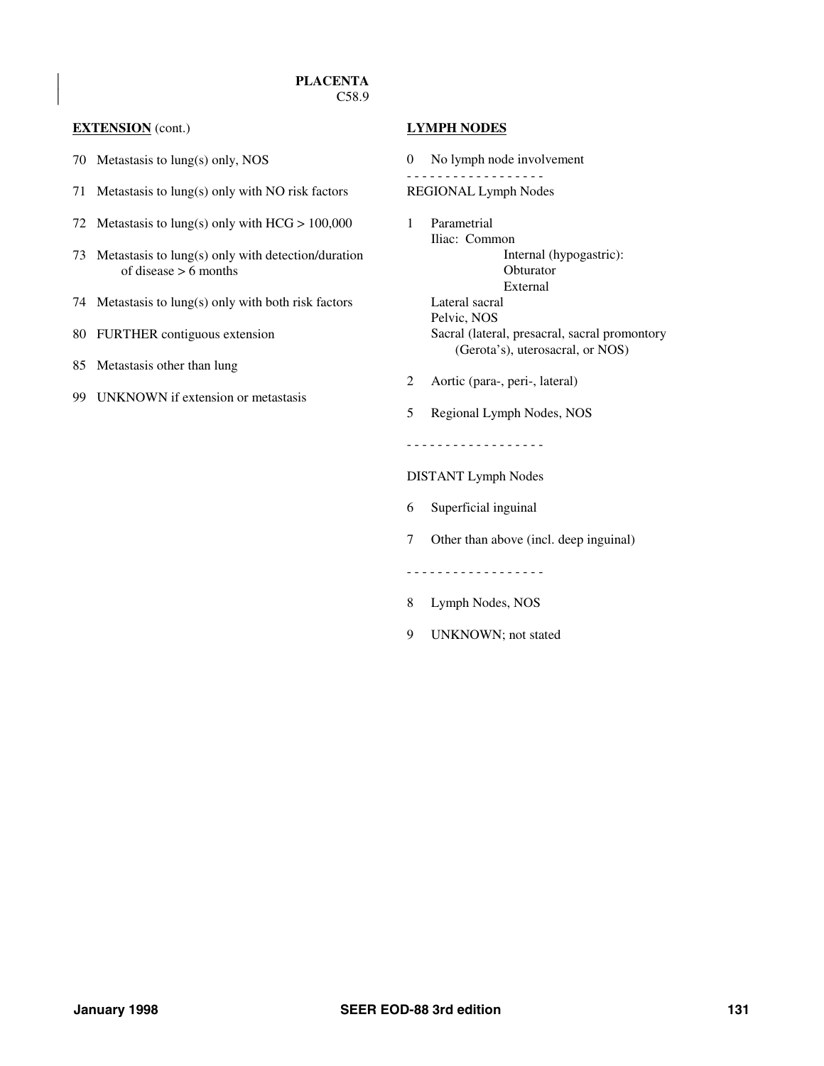# PLACENTA

C58.9

## EXTENSION (cont.)

70 Metastasis to lung(s) only, NOS

71 Metastasis to lung(s) only with NO risk factors

72 Metastasis to lung(s) only with HCG > 100,000

73 Metastasis to lung(s) only with detection/duration of disease > 6 months

74 Metastasis to lung(s) only with both risk factors

80 FURTHER contiguous extension

85 Metastasis other than lung

99 UNKNOWN if extension or metastasis

## LYMPH NODES

0 No lymph node involvement

- - - - - - - - - - - - - - - - - -

REGIONAL Lymph Nodes

1 Parametrial
   Iliac: Common
      Internal (hypogastric):
      Obturator
      External
   Lateral sacral
   Pelvic, NOS
   Sacral (lateral, presacral, sacral promontory (Gerota's), uterosacral, or NOS)

2 Aortic (para-, peri-, lateral)

5 Regional Lymph Nodes, NOS

- - - - - - - - - - - - - - - - - -

DISTANT Lymph Nodes

6 Superficial inguinal

7 Other than above (incl. deep inguinal)

- - - - - - - - - - - - - - - - - -

8 Lymph Nodes, NOS

9 UNKNOWN; not stated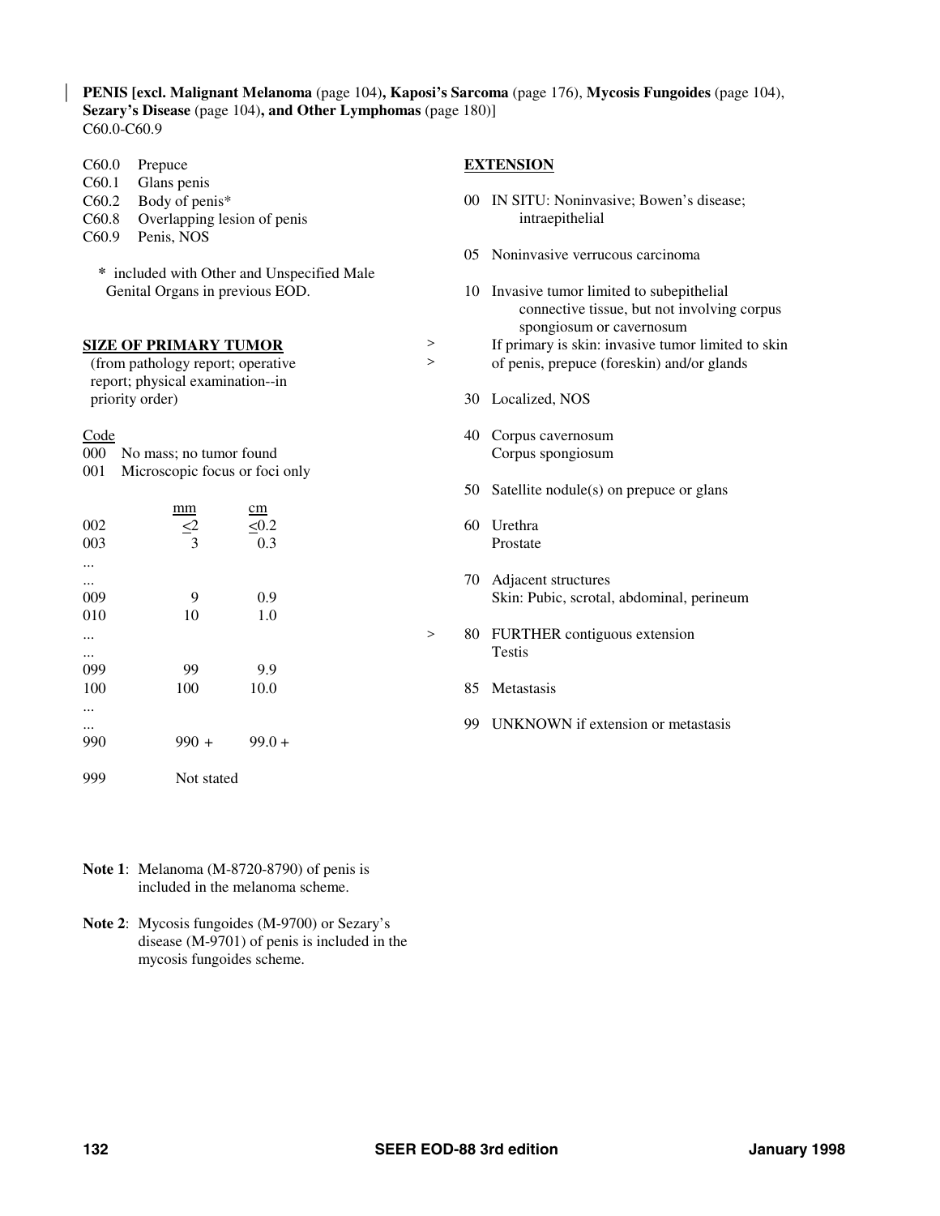**PENIS [excl. Malignant Melanoma** (page 104)**, Kaposi's Sarcoma** (page 176), **Mycosis Fungoides** (page 104), **Sezary's Disease** (page 104)**, and Other Lymphomas** (page 180)]
C60.0-C60.9

C60.0 Prepuce
C60.1 Glans penis
C60.2 Body of penis*
C60.8 Overlapping lesion of penis
C60.9 Penis, NOS

\* included with Other and Unspecified Male Genital Organs in previous EOD.

**SIZE OF PRIMARY TUMOR**
(from pathology report; operative report; physical examination--in priority order)

| Code | mm | cm |
|---|---|---|
| 000 | No mass; no tumor found | |
| 001 | Microscopic focus or foci only | |
| 002 | ≤2 | ≤0.2 |
| 003 | 3 | 0.3 |
| ... | | |
| ... | | |
| 009 | 9 | 0.9 |
| 010 | 10 | 1.0 |
| ... | | |
| ... | | |
| 099 | 99 | 9.9 |
| 100 | 100 | 10.0 |
| ... | | |
| ... | | |
| 990 | 990 + | 99.0 + |
| 999 | Not stated | |

**EXTENSION**

00 IN SITU: Noninvasive; Bowen's disease; intraepithelial

05 Noninvasive verrucous carcinoma

10 Invasive tumor limited to subepithelial connective tissue, but not involving corpus spongiosum or cavernosum
\> If primary is skin: invasive tumor limited to skin
\> of penis, prepuce (foreskin) and/or glands

30 Localized, NOS

40 Corpus cavernosum
Corpus spongiosum

50 Satellite nodule(s) on prepuce or glans

60 Urethra
Prostate

70 Adjacent structures
Skin: Pubic, scrotal, abdominal, perineum

\> 80 FURTHER contiguous extension
Testis

85 Metastasis

99 UNKNOWN if extension or metastasis

**Note 1**: Melanoma (M-8720-8790) of penis is included in the melanoma scheme.

**Note 2**: Mycosis fungoides (M-9700) or Sezary's disease (M-9701) of penis is included in the mycosis fungoides scheme.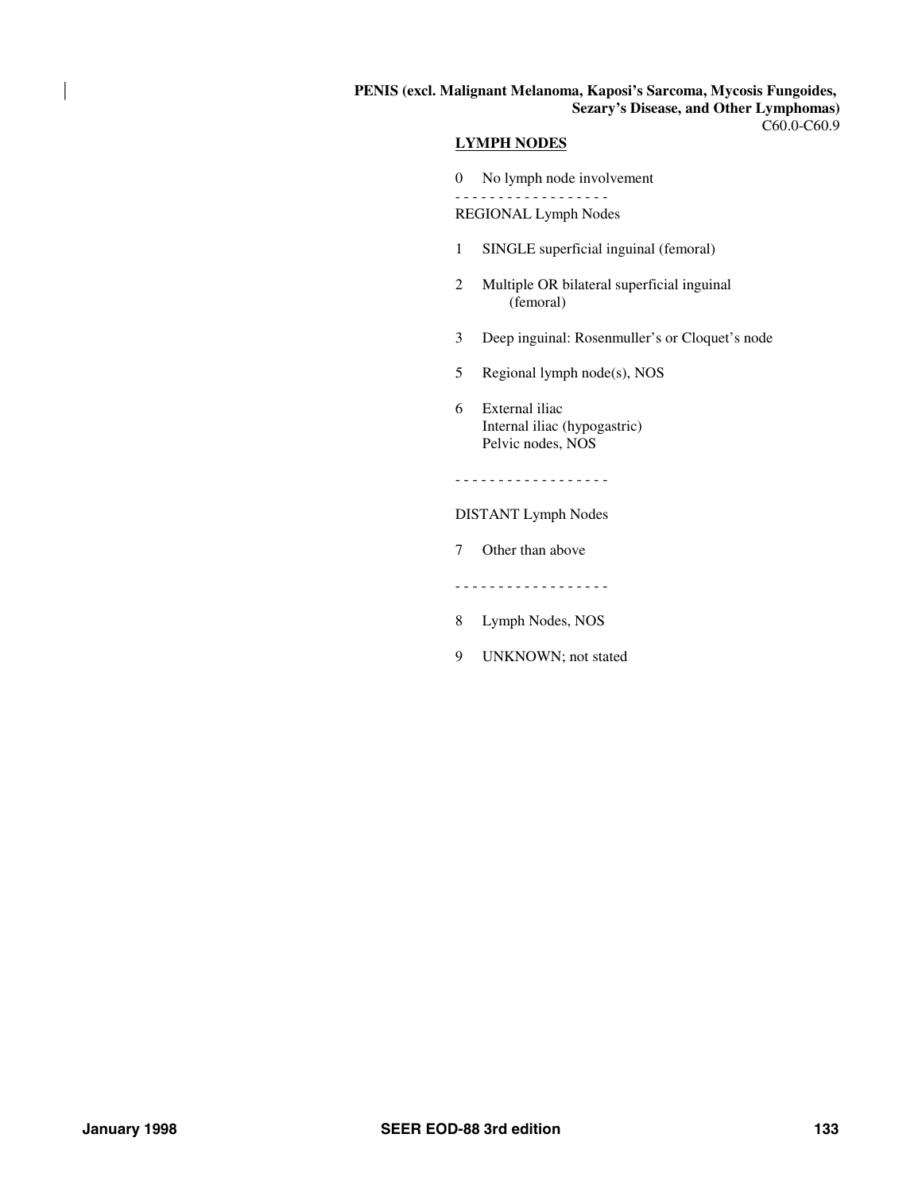**PENIS (excl. Malignant Melanoma, Kaposi's Sarcoma, Mycosis Fungoides, Sezary's Disease, and Other Lymphomas)**
C60.0-C60.9

**LYMPH NODES**

0 No lymph node involvement

- - - - - - - - - - - - - - - - - -

REGIONAL Lymph Nodes

1 SINGLE superficial inguinal (femoral)

2 Multiple OR bilateral superficial inguinal (femoral)

3 Deep inguinal: Rosenmuller's or Cloquet's node

5 Regional lymph node(s), NOS

6 External iliac
Internal iliac (hypogastric)
Pelvic nodes, NOS

- - - - - - - - - - - - - - - - - -

DISTANT Lymph Nodes

7 Other than above

- - - - - - - - - - - - - - - - - -

8 Lymph Nodes, NOS

9 UNKNOWN; not stated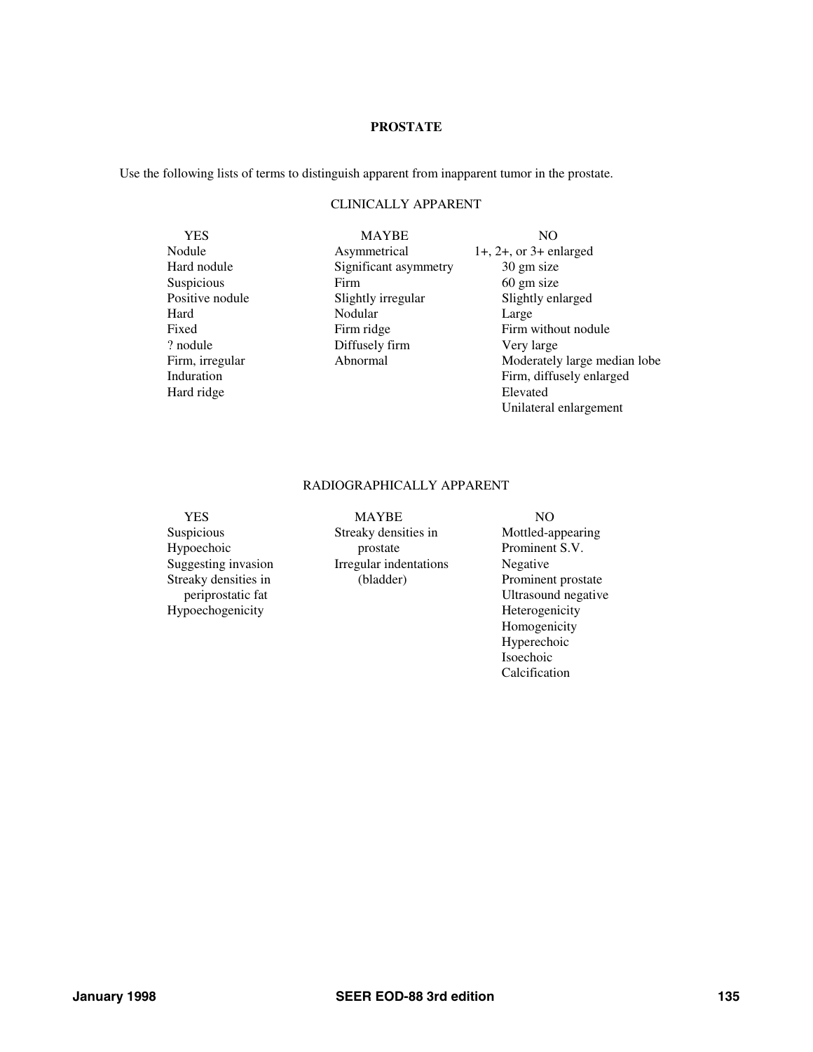## PROSTATE

Use the following lists of terms to distinguish apparent from inapparent tumor in the prostate.

### CLINICALLY APPARENT

| YES | MAYBE | NO |
|---|---|---|
| Nodule | Asymmetrical | 1+, 2+, or 3+ enlarged |
| Hard nodule | Significant asymmetry | 30 gm size |
| Suspicious | Firm | 60 gm size |
| Positive nodule | Slightly irregular | Slightly enlarged |
| Hard | Nodular | Large |
| Fixed | Firm ridge | Firm without nodule |
| ? nodule | Diffusely firm | Very large |
| Firm, irregular | Abnormal | Moderately large median lobe |
| Induration | | Firm, diffusely enlarged |
| Hard ridge | | Elevated |
| | | Unilateral enlargement |

### RADIOGRAPHICALLY APPARENT

| YES | MAYBE | NO |
|---|---|---|
| Suspicious | Streaky densities in prostate | Mottled-appearing |
| Hypoechoic | Irregular indentations (bladder) | Prominent S.V. |
| Suggesting invasion | | Negative |
| Streaky densities in periprostatic fat | | Prominent prostate |
| Hypoechogenicity | | Ultrasound negative |
| | | Heterogenicity |
| | | Homogenicity |
| | | Hyperechoic |
| | | Isoechoic |
| | | Calcification |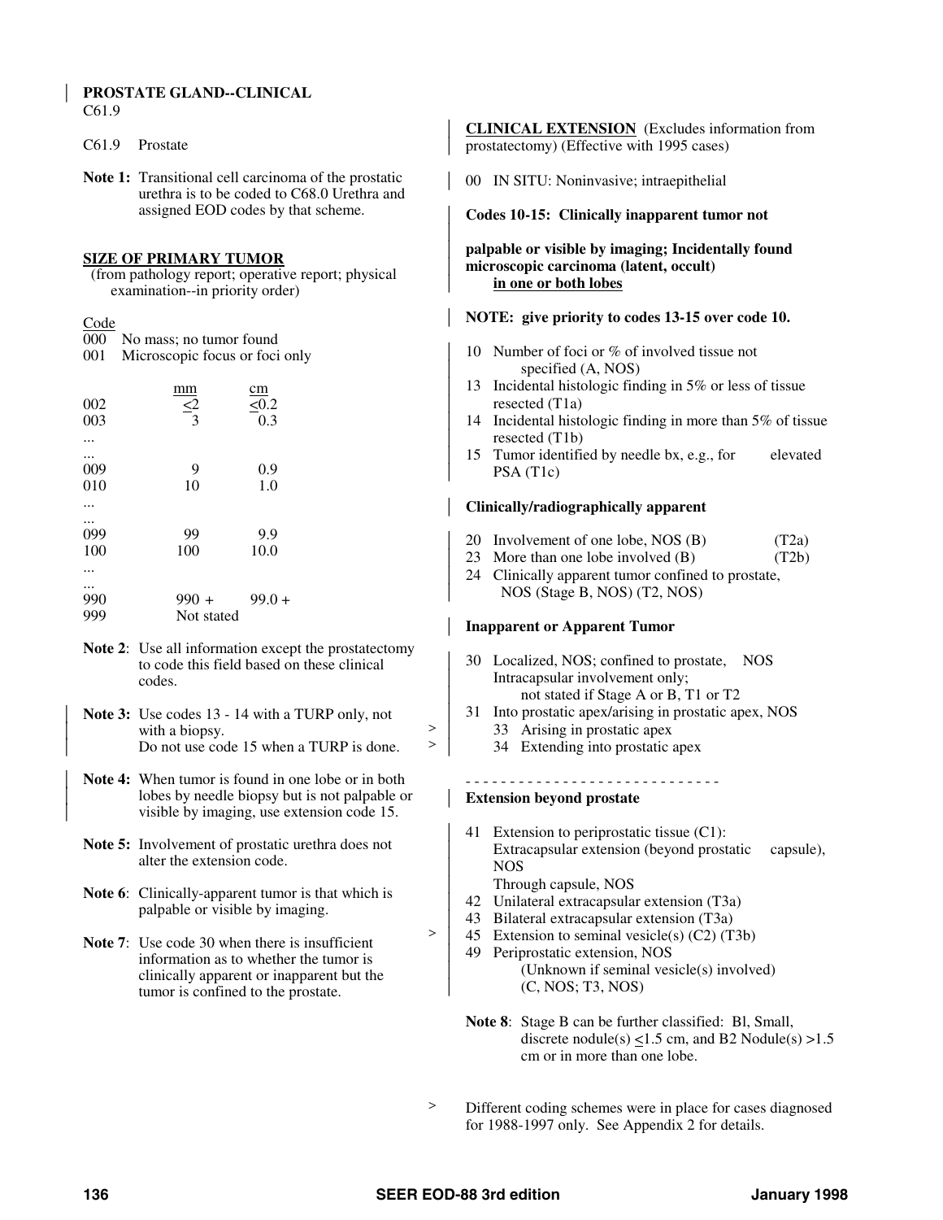# PROSTATE GLAND--CLINICAL

C61.9

C61.9 Prostate

**Note 1:** Transitional cell carcinoma of the prostatic urethra is to be coded to C68.0 Urethra and assigned EOD codes by that scheme.

## SIZE OF PRIMARY TUMOR

(from pathology report; operative report; physical examination--in priority order)

| Code | | |
|---|---|---|
| 000 | No mass; no tumor found | |
| 001 | Microscopic focus or foci only | |
| | mm | cm |
| 002 | ≤2 | ≤0.2 |
| 003 | 3 | 0.3 |
| ... | | |
| ... | | |
| 009 | 9 | 0.9 |
| 010 | 10 | 1.0 |
| ... | | |
| ... | | |
| 099 | 99 | 9.9 |
| 100 | 100 | 10.0 |
| ... | | |
| ... | | |
| 990 | 990 + | 99.0 + |
| 999 | Not stated | |

**Note 2**: Use all information except the prostatectomy to code this field based on these clinical codes.

**Note 3:** Use codes 13 - 14 with a TURP only, not with a biopsy. Do not use code 15 when a TURP is done.

**Note 4:** When tumor is found in one lobe or in both lobes by needle biopsy but is not palpable or visible by imaging, use extension code 15.

**Note 5:** Involvement of prostatic urethra does not alter the extension code.

**Note 6**: Clinically-apparent tumor is that which is palpable or visible by imaging.

**Note 7**: Use code 30 when there is insufficient information as to whether the tumor is clinically apparent or inapparent but the tumor is confined to the prostate.

## CLINICAL EXTENSION

(Excludes information from prostatectomy) (Effective with 1995 cases)

00 IN SITU: Noninvasive; intraepithelial

**Codes 10-15: Clinically inapparent tumor not palpable or visible by imaging; Incidentally found microscopic carcinoma (latent, occult) <u>in one or both lobes</u>**

**NOTE: give priority to codes 13-15 over code 10.**

10 Number of foci or % of involved tissue not specified (A, NOS)
13 Incidental histologic finding in 5% or less of tissue resected (T1a)
14 Incidental histologic finding in more than 5% of tissue resected (T1b)
15 Tumor identified by needle bx, e.g., for elevated PSA (T1c)

**Clinically/radiographically apparent**

20 Involvement of one lobe, NOS (B) (T2a)
23 More than one lobe involved (B) (T2b)
24 Clinically apparent tumor confined to prostate, NOS (Stage B, NOS) (T2, NOS)

**Inapparent or Apparent Tumor**

30 Localized, NOS; confined to prostate, NOS
Intracapsular involvement only;
not stated if Stage A or B, T1 or T2
31 Into prostatic apex/arising in prostatic apex, NOS
\> 33 Arising in prostatic apex
\> 34 Extending into prostatic apex

- - - - - - - - - - - - - - - - - - - - - - - - - - - -

**Extension beyond prostate**

41 Extension to periprostatic tissue (C1):
Extracapsular extension (beyond prostatic capsule), NOS
Through capsule, NOS
42 Unilateral extracapsular extension (T3a)
43 Bilateral extracapsular extension (T3a)
\> 45 Extension to seminal vesicle(s) (C2) (T3b)
49 Periprostatic extension, NOS
(Unknown if seminal vesicle(s) involved)
(C, NOS; T3, NOS)

**Note 8**: Stage B can be further classified: Bl, Small, discrete nodule(s) ≤1.5 cm, and B2 Nodule(s) >1.5 cm or in more than one lobe.

\> Different coding schemes were in place for cases diagnosed for 1988-1997 only. See Appendix 2 for details.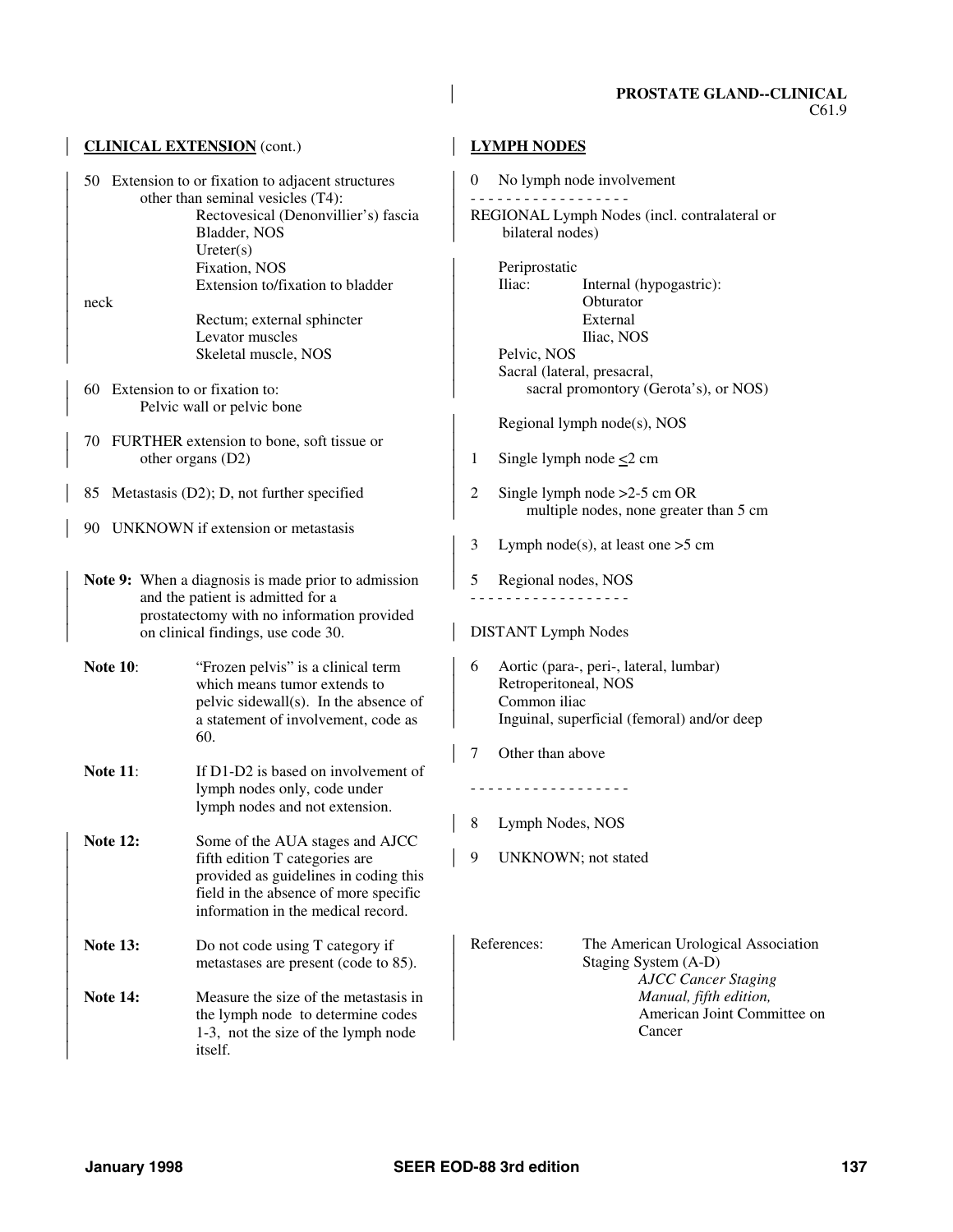**PROSTATE GLAND--CLINICAL**
C61.9

**CLINICAL EXTENSION** (cont.)

50 Extension to or fixation to adjacent structures other than seminal vesicles (T4):
- Rectovesical (Denonvillier's) fascia
- Bladder, NOS
- Ureter(s)
- Fixation, NOS
- Extension to/fixation to bladder neck
- Rectum; external sphincter
- Levator muscles
- Skeletal muscle, NOS

60 Extension to or fixation to:
Pelvic wall or pelvic bone

70 FURTHER extension to bone, soft tissue or other organs (D2)

85 Metastasis (D2); D, not further specified

90 UNKNOWN if extension or metastasis

**Note 9:** When a diagnosis is made prior to admission and the patient is admitted for a prostatectomy with no information provided on clinical findings, use code 30.

**Note 10**: "Frozen pelvis" is a clinical term which means tumor extends to pelvic sidewall(s). In the absence of a statement of involvement, code as 60.

**Note 11**: If D1-D2 is based on involvement of lymph nodes only, code under lymph nodes and not extension.

**Note 12:** Some of the AUA stages and AJCC fifth edition T categories are provided as guidelines in coding this field in the absence of more specific information in the medical record.

**Note 13:** Do not code using T category if metastases are present (code to 85).

**Note 14:** Measure the size of the metastasis in the lymph node to determine codes 1-3, not the size of the lymph node itself.

**LYMPH NODES**

0 No lymph node involvement

- - - - - - - - - - - - - - - - - -

REGIONAL Lymph Nodes (incl. contralateral or bilateral nodes)

- Periprostatic
- Iliac:
  - Internal (hypogastric):
  - Obturator
  - External
  - Iliac, NOS
- Pelvic, NOS
- Sacral (lateral, presacral, sacral promontory (Gerota's), or NOS)

- Regional lymph node(s), NOS

1 Single lymph node $\leq$2 cm

2 Single lymph node >2-5 cm OR multiple nodes, none greater than 5 cm

3 Lymph node(s), at least one >5 cm

5 Regional nodes, NOS

- - - - - - - - - - - - - - - - - -

DISTANT Lymph Nodes

6 Aortic (para-, peri-, lateral, lumbar)
Retroperitoneal, NOS
Common iliac
Inguinal, superficial (femoral) and/or deep

7 Other than above

- - - - - - - - - - - - - - - - - -

8 Lymph Nodes, NOS

9 UNKNOWN; not stated

References: The American Urological Association Staging System (A-D)
*AJCC Cancer Staging Manual, fifth edition,* American Joint Committee on Cancer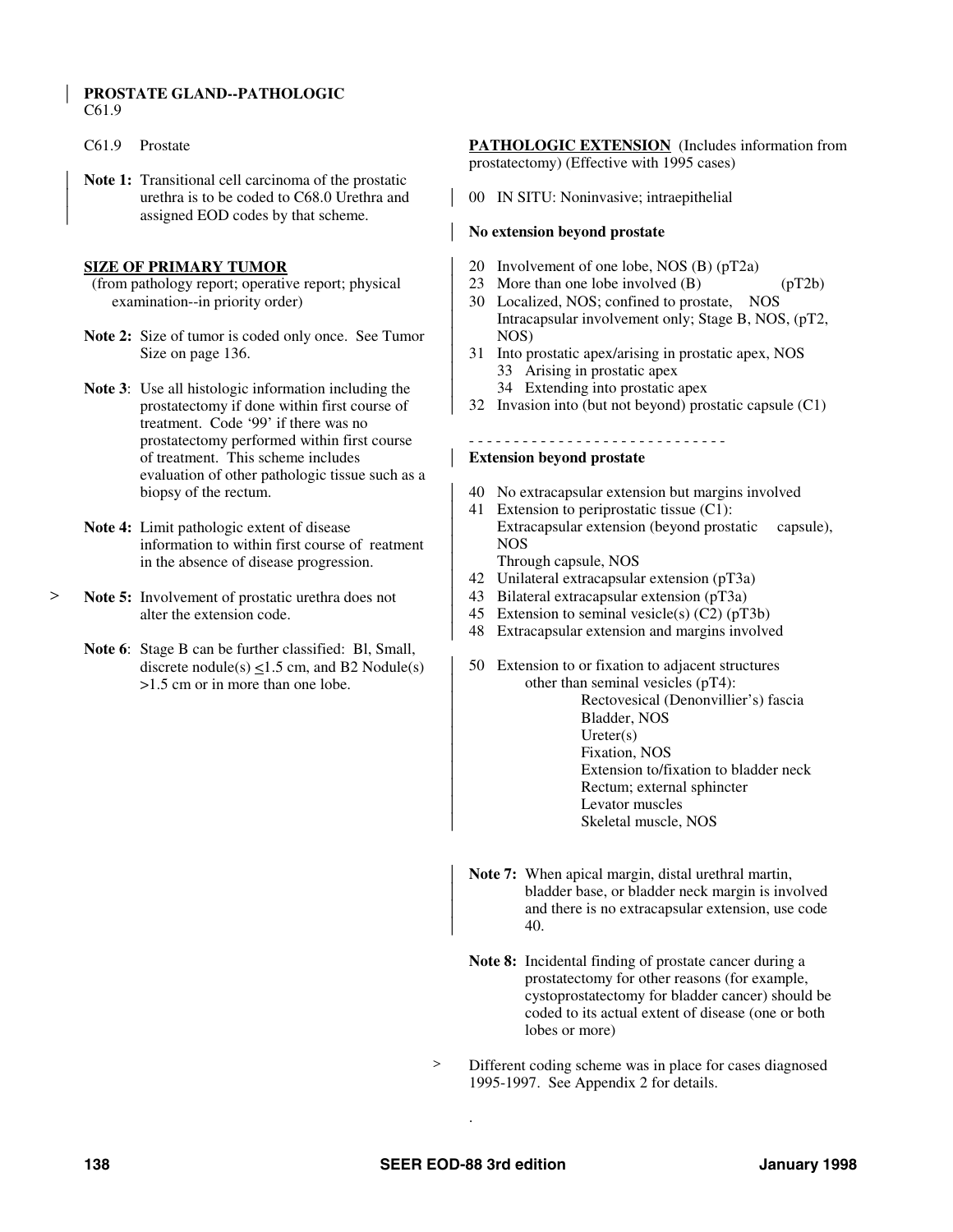## PROSTATE GLAND--PATHOLOGIC

C61.9

C61.9 Prostate

**Note 1:** Transitional cell carcinoma of the prostatic urethra is to be coded to C68.0 Urethra and assigned EOD codes by that scheme.

### SIZE OF PRIMARY TUMOR

(from pathology report; operative report; physical examination--in priority order)

**Note 2:** Size of tumor is coded only once. See Tumor Size on page 136.

**Note 3**: Use all histologic information including the prostatectomy if done within first course of treatment. Code '99' if there was no prostatectomy performed within first course of treatment. This scheme includes evaluation of other pathologic tissue such as a biopsy of the rectum.

**Note 4:** Limit pathologic extent of disease information to within first course of reatment in the absence of disease progression.

> **Note 5:** Involvement of prostatic urethra does not alter the extension code.

**Note 6**: Stage B can be further classified: Bl, Small, discrete nodule(s) ≤1.5 cm, and B2 Nodule(s) >1.5 cm or in more than one lobe.

### PATHOLOGIC EXTENSION (Includes information from prostatectomy) (Effective with 1995 cases)

00 IN SITU: Noninvasive; intraepithelial

**No extension beyond prostate**

20 Involvement of one lobe, NOS (B) (pT2a)
23 More than one lobe involved (B) (pT2b)
30 Localized, NOS; confined to prostate, NOS
Intracapsular involvement only; Stage B, NOS, (pT2, NOS)
31 Into prostatic apex/arising in prostatic apex, NOS
 33 Arising in prostatic apex
 34 Extending into prostatic apex
32 Invasion into (but not beyond) prostatic capsule (C1)

- - - - - - - - - - - - - - - - - - - - - - - - - - - -

**Extension beyond prostate**

40 No extracapsular extension but margins involved
41 Extension to periprostatic tissue (C1):
Extracapsular extension (beyond prostatic capsule), NOS
Through capsule, NOS
42 Unilateral extracapsular extension (pT3a)
43 Bilateral extracapsular extension (pT3a)
45 Extension to seminal vesicle(s) (C2) (pT3b)
48 Extracapsular extension and margins involved

50 Extension to or fixation to adjacent structures other than seminal vesicles (pT4):
 Rectovesical (Denonvillier's) fascia
 Bladder, NOS
 Ureter(s)
 Fixation, NOS
 Extension to/fixation to bladder neck
 Rectum; external sphincter
 Levator muscles
 Skeletal muscle, NOS

**Note 7:** When apical margin, distal urethral martin, bladder base, or bladder neck margin is involved and there is no extracapsular extension, use code 40.

**Note 8:** Incidental finding of prostate cancer during a prostatectomy for other reasons (for example, cystoprostatectomy for bladder cancer) should be coded to its actual extent of disease (one or both lobes or more)

> Different coding scheme was in place for cases diagnosed 1995-1997. See Appendix 2 for details.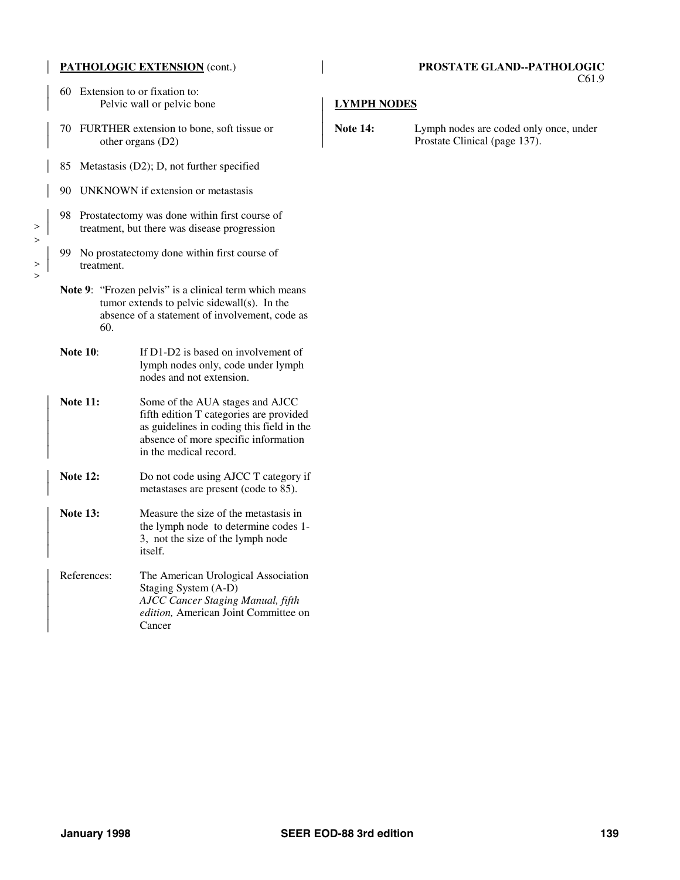## PATHOLOGIC EXTENSION (cont.)

60 Extension to or fixation to:
Pelvic wall or pelvic bone

70 FURTHER extension to bone, soft tissue or other organs (D2)

85 Metastasis (D2); D, not further specified

90 UNKNOWN if extension or metastasis

98 Prostatectomy was done within first course of treatment, but there was disease progression

99 No prostatectomy done within first course of treatment.

**Note 9**: "Frozen pelvis" is a clinical term which means tumor extends to pelvic sidewall(s). In the absence of a statement of involvement, code as 60.

**Note 10**: If D1-D2 is based on involvement of lymph nodes only, code under lymph nodes and not extension.

**Note 11:** Some of the AUA stages and AJCC fifth edition T categories are provided as guidelines in coding this field in the absence of more specific information in the medical record.

**Note 12:** Do not code using AJCC T category if metastases are present (code to 85).

**Note 13:** Measure the size of the metastasis in the lymph node to determine codes 1-3, not the size of the lymph node itself.

References: The American Urological Association Staging System (A-D)
*AJCC Cancer Staging Manual, fifth edition,* American Joint Committee on Cancer

## PROSTATE GLAND--PATHOLOGIC
C61.9

## LYMPH NODES

**Note 14:** Lymph nodes are coded only once, under Prostate Clinical (page 137).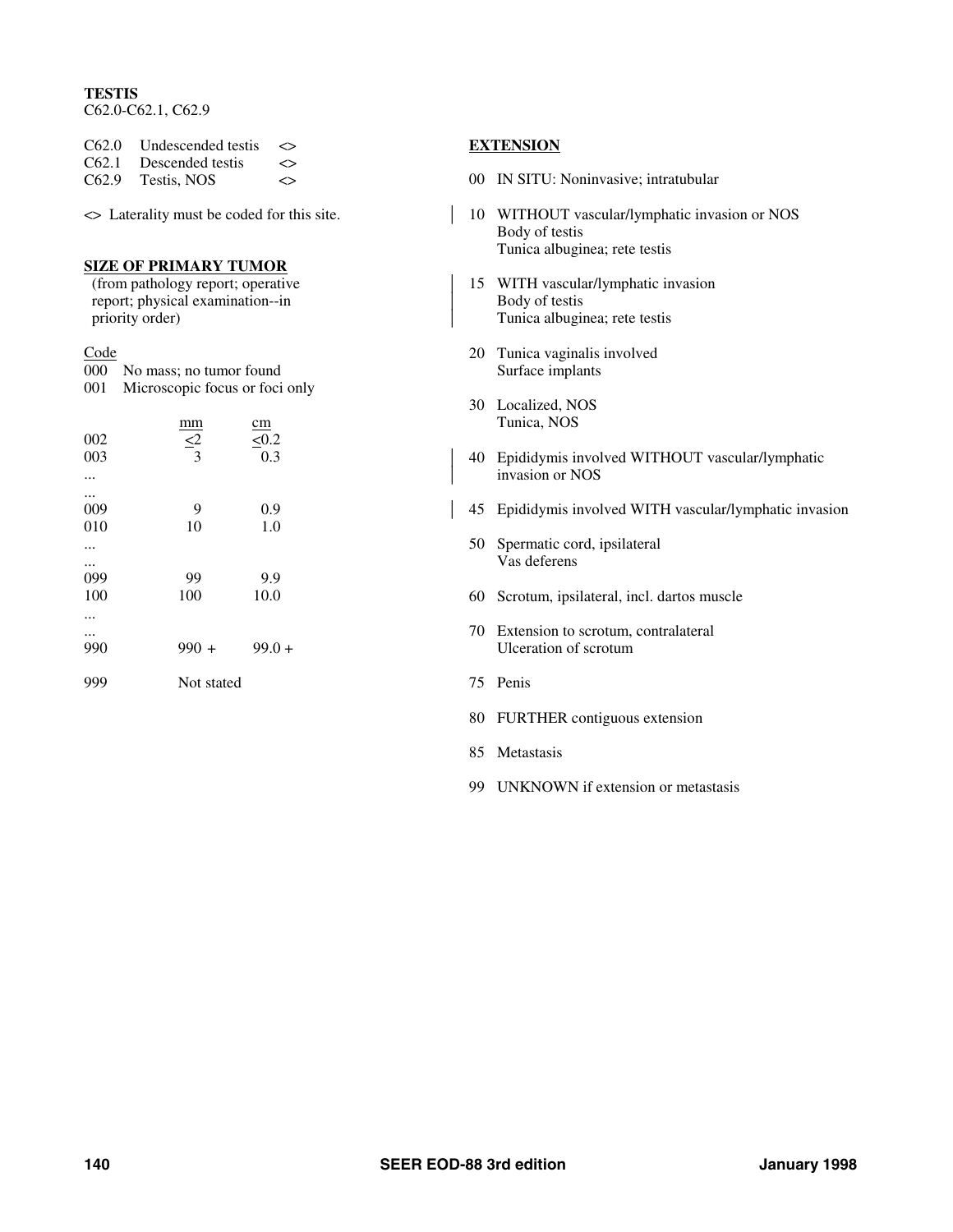**TESTIS**
C62.0-C62.1, C62.9

| | | |
|---|---|---|
| C62.0 | Undescended testis | <> |
| C62.1 | Descended testis | <> |
| C62.9 | Testis, NOS | <> |

<> Laterality must be coded for this site.

**SIZE OF PRIMARY TUMOR**
(from pathology report; operative report; physical examination--in priority order)

| Code | | |
|---|---|---|
| 000 | No mass; no tumor found | |
| 001 | Microscopic focus or foci only | |
| | mm | cm |
| 002 | <2 | <0.2 |
| 003 | 3 | 0.3 |
| ... | | |
| ... | | |
| 009 | 9 | 0.9 |
| 010 | 10 | 1.0 |
| ... | | |
| ... | | |
| 099 | 99 | 9.9 |
| 100 | 100 | 10.0 |
| ... | | |
| ... | | |
| 990 | 990 + | 99.0 + |
| 999 | Not stated | |

**EXTENSION**

00 IN SITU: Noninvasive; intratubular

10 WITHOUT vascular/lymphatic invasion or NOS
Body of testis
Tunica albuginea; rete testis

15 WITH vascular/lymphatic invasion
Body of testis
Tunica albuginea; rete testis

20 Tunica vaginalis involved
Surface implants

30 Localized, NOS
Tunica, NOS

40 Epididymis involved WITHOUT vascular/lymphatic invasion or NOS

45 Epididymis involved WITH vascular/lymphatic invasion

50 Spermatic cord, ipsilateral
Vas deferens

60 Scrotum, ipsilateral, incl. dartos muscle

70 Extension to scrotum, contralateral
Ulceration of scrotum

75 Penis

80 FURTHER contiguous extension

85 Metastasis

99 UNKNOWN if extension or metastasis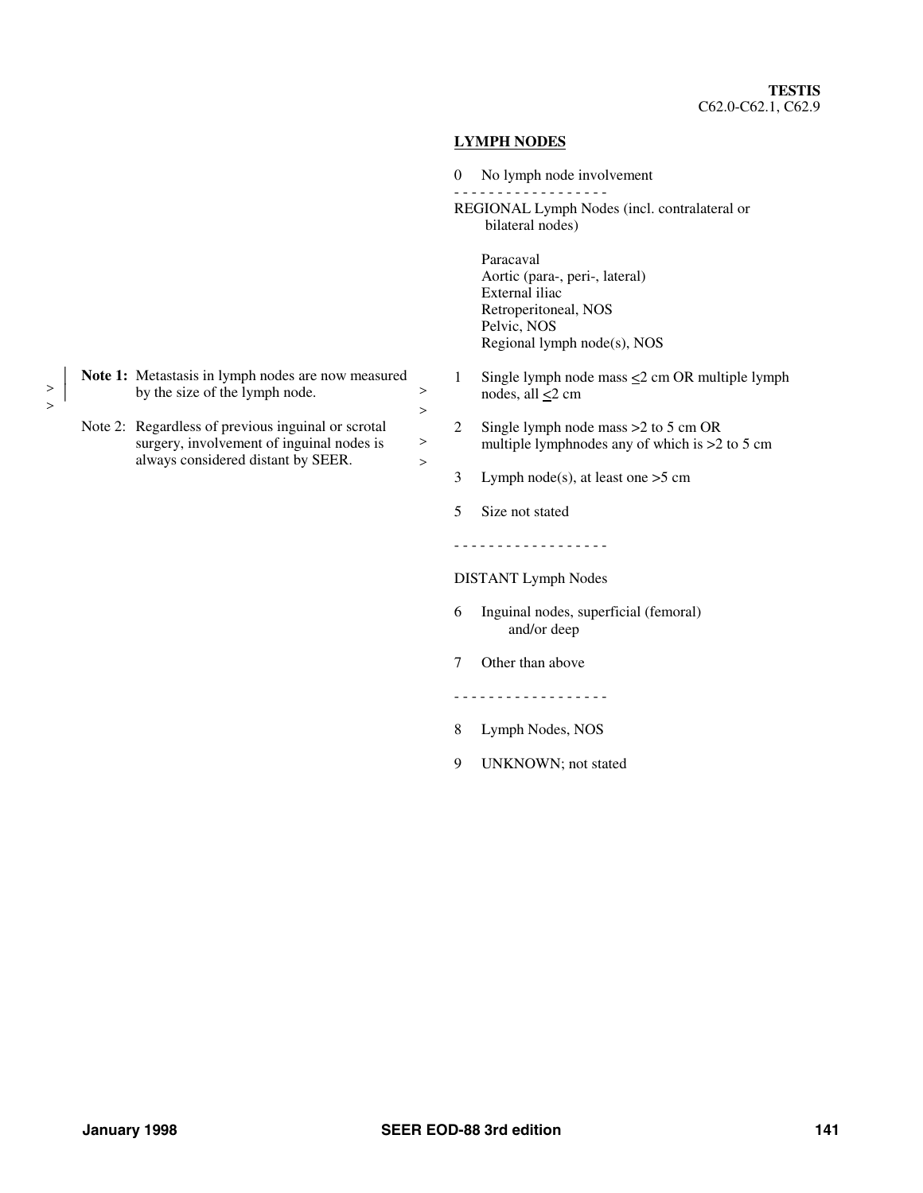**TESTIS**
C62.0-C62.1, C62.9

## LYMPH NODES

0 No lymph node involvement

- - - - - - - - - - - - - - - - - -

REGIONAL Lymph Nodes (incl. contralateral or bilateral nodes)

Paracaval
Aortic (para-, peri-, lateral)
External iliac
Retroperitoneal, NOS
Pelvic, NOS
Regional lymph node(s), NOS

1 Single lymph node mass ≤2 cm OR multiple lymph nodes, all ≤2 cm

2 Single lymph node mass >2 to 5 cm OR multiple lymphnodes any of which is >2 to 5 cm

3 Lymph node(s), at least one >5 cm

5 Size not stated

- - - - - - - - - - - - - - - - - -

DISTANT Lymph Nodes

6 Inguinal nodes, superficial (femoral) and/or deep

7 Other than above

- - - - - - - - - - - - - - - - - -

8 Lymph Nodes, NOS

9 UNKNOWN; not stated

**Note 1:** Metastasis in lymph nodes are now measured by the size of the lymph node.

Note 2: Regardless of previous inguinal or scrotal surgery, involvement of inguinal nodes is always considered distant by SEER.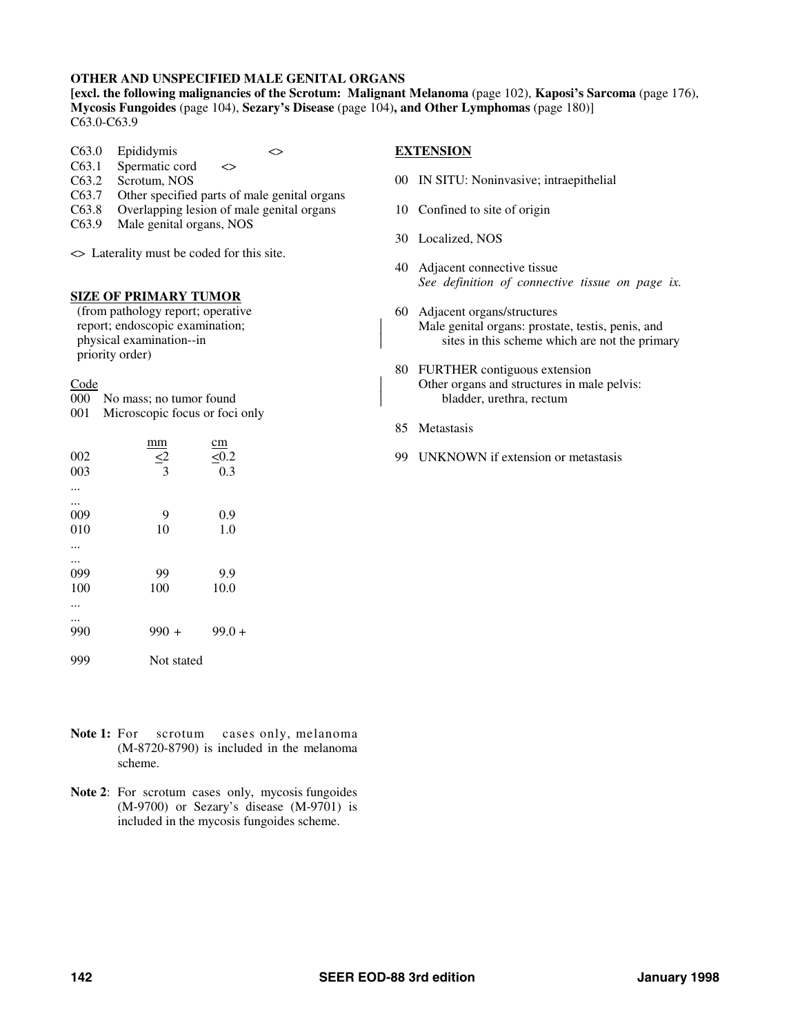**OTHER AND UNSPECIFIED MALE GENITAL ORGANS**
**[excl. the following malignancies of the Scrotum: Malignant Melanoma** (page 102), **Kaposi's Sarcoma** (page 176), **Mycosis Fungoides** (page 104), **Sezary's Disease** (page 104)**, and Other Lymphomas** (page 180)]
C63.0-C63.9

C63.0 Epididymis <>
C63.1 Spermatic cord <>
C63.2 Scrotum, NOS
C63.7 Other specified parts of male genital organs
C63.8 Overlapping lesion of male genital organs
C63.9 Male genital organs, NOS

<> Laterality must be coded for this site.

**SIZE OF PRIMARY TUMOR**

(from pathology report; operative report; endoscopic examination; physical examination--in priority order)

| Code | mm | cm |
|---|---|---|
| 000 | No mass; no tumor found | |
| 001 | Microscopic focus or foci only | |
| 002 | <2 | <0.2 |
| 003 | 3 | 0.3 |
| ... | | |
| ... | | |
| 009 | 9 | 0.9 |
| 010 | 10 | 1.0 |
| ... | | |
| ... | | |
| 099 | 99 | 9.9 |
| 100 | 100 | 10.0 |
| ... | | |
| ... | | |
| 990 | 990 + | 99.0 + |
| 999 | Not stated | |

**Note 1:** For scrotum cases only, melanoma (M-8720-8790) is included in the melanoma scheme.

**Note 2**: For scrotum cases only, mycosis fungoides (M-9700) or Sezary's disease (M-9701) is included in the mycosis fungoides scheme.

**EXTENSION**

00 IN SITU: Noninvasive; intraepithelial

10 Confined to site of origin

30 Localized, NOS

40 Adjacent connective tissue
*See definition of connective tissue on page ix.*

60 Adjacent organs/structures
Male genital organs: prostate, testis, penis, and sites in this scheme which are not the primary

80 FURTHER contiguous extension
Other organs and structures in male pelvis: bladder, urethra, rectum

85 Metastasis

99 UNKNOWN if extension or metastasis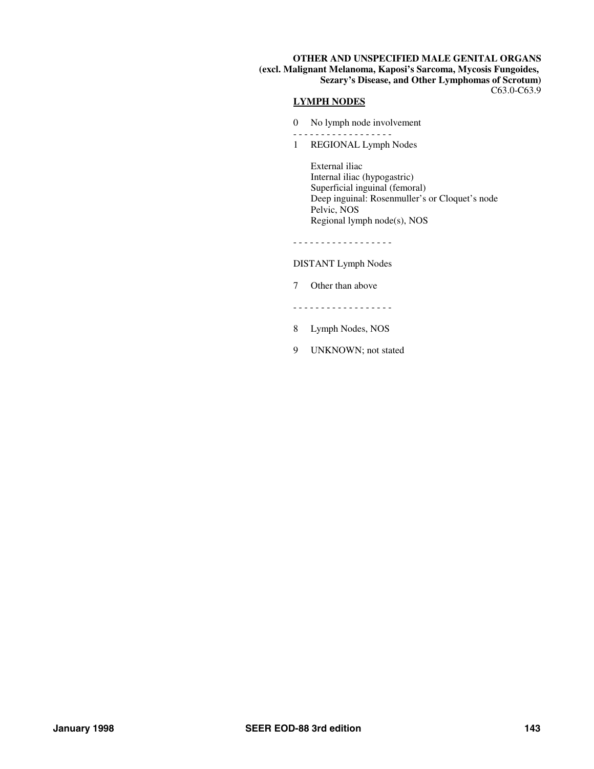**OTHER AND UNSPECIFIED MALE GENITAL ORGANS**
**(excl. Malignant Melanoma, Kaposi's Sarcoma, Mycosis Fungoides, Sezary's Disease, and Other Lymphomas of Scrotum)**
C63.0-C63.9

## LYMPH NODES

0 No lymph node involvement

- - - - - - - - - - - - - - - - - -

1 REGIONAL Lymph Nodes

External iliac
Internal iliac (hypogastric)
Superficial inguinal (femoral)
Deep inguinal: Rosenmuller's or Cloquet's node
Pelvic, NOS
Regional lymph node(s), NOS

- - - - - - - - - - - - - - - - - -

DISTANT Lymph Nodes

7 Other than above

- - - - - - - - - - - - - - - - - -

8 Lymph Nodes, NOS

9 UNKNOWN; not stated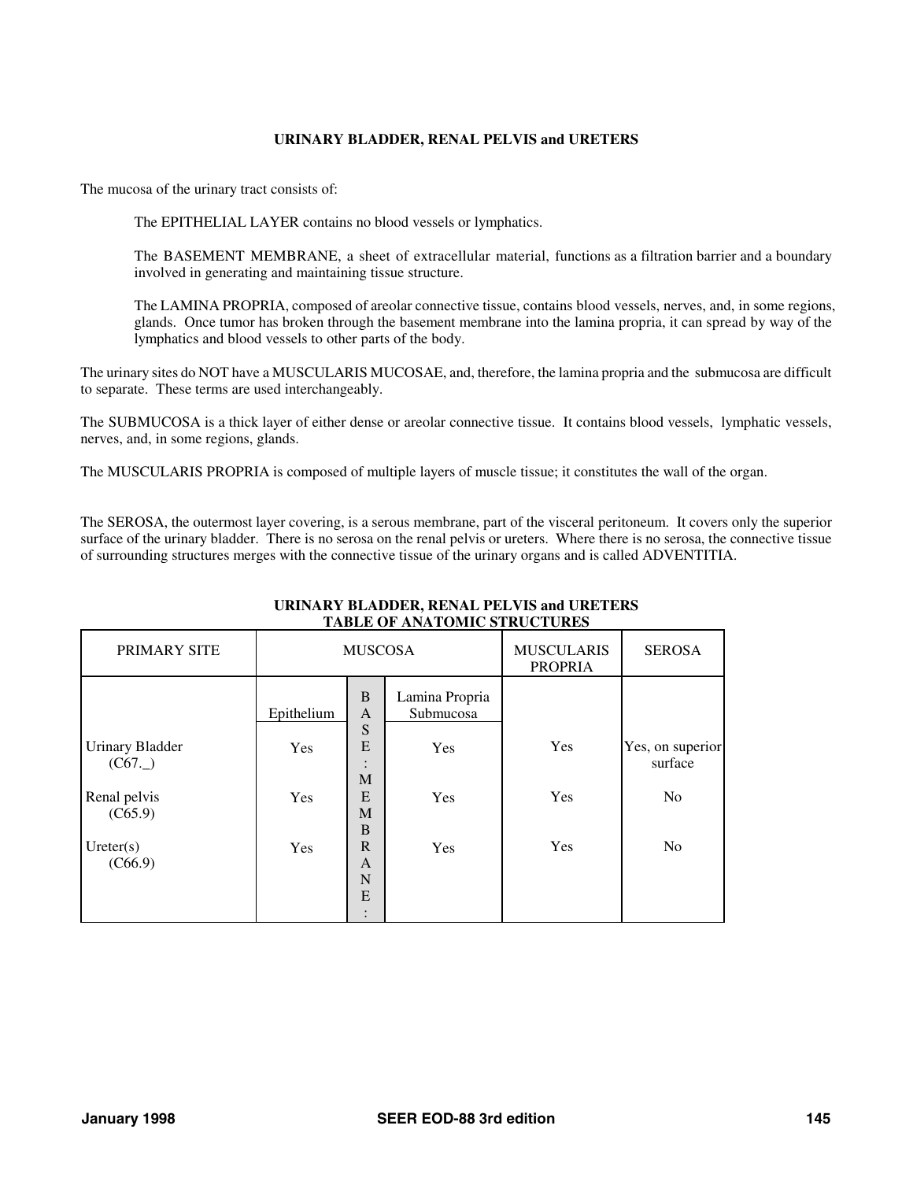## URINARY BLADDER, RENAL PELVIS and URETERS

The mucosa of the urinary tract consists of:

> The EPITHELIAL LAYER contains no blood vessels or lymphatics.
>
> The BASEMENT MEMBRANE, a sheet of extracellular material, functions as a filtration barrier and a boundary involved in generating and maintaining tissue structure.
>
> The LAMINA PROPRIA, composed of areolar connective tissue, contains blood vessels, nerves, and, in some regions, glands. Once tumor has broken through the basement membrane into the lamina propria, it can spread by way of the lymphatics and blood vessels to other parts of the body.

The urinary sites do NOT have a MUSCULARIS MUCOSAE, and, therefore, the lamina propria and the submucosa are difficult to separate. These terms are used interchangeably.

The SUBMUCOSA is a thick layer of either dense or areolar connective tissue. It contains blood vessels, lymphatic vessels, nerves, and, in some regions, glands.

The MUSCULARIS PROPRIA is composed of multiple layers of muscle tissue; it constitutes the wall of the organ.

The SEROSA, the outermost layer covering, is a serous membrane, part of the visceral peritoneum. It covers only the superior surface of the urinary bladder. There is no serosa on the renal pelvis or ureters. Where there is no serosa, the connective tissue of surrounding structures merges with the connective tissue of the urinary organs and is called ADVENTITIA.

### URINARY BLADDER, RENAL PELVIS and URETERS
### TABLE OF ANATOMIC STRUCTURES

| PRIMARY SITE | MUSCOSA | | | MUSCULARIS PROPRIA | SEROSA |
|---|---|---|---|---|---|
| | Epithelium | BASE: MEMBRANE: | Lamina Propria Submucosa | | |
| Urinary Bladder (C67._) | Yes | | Yes | Yes | Yes, on superior surface |
| Renal pelvis (C65.9) | Yes | | Yes | Yes | No |
| Ureter(s) (C66.9) | Yes | | Yes | Yes | No |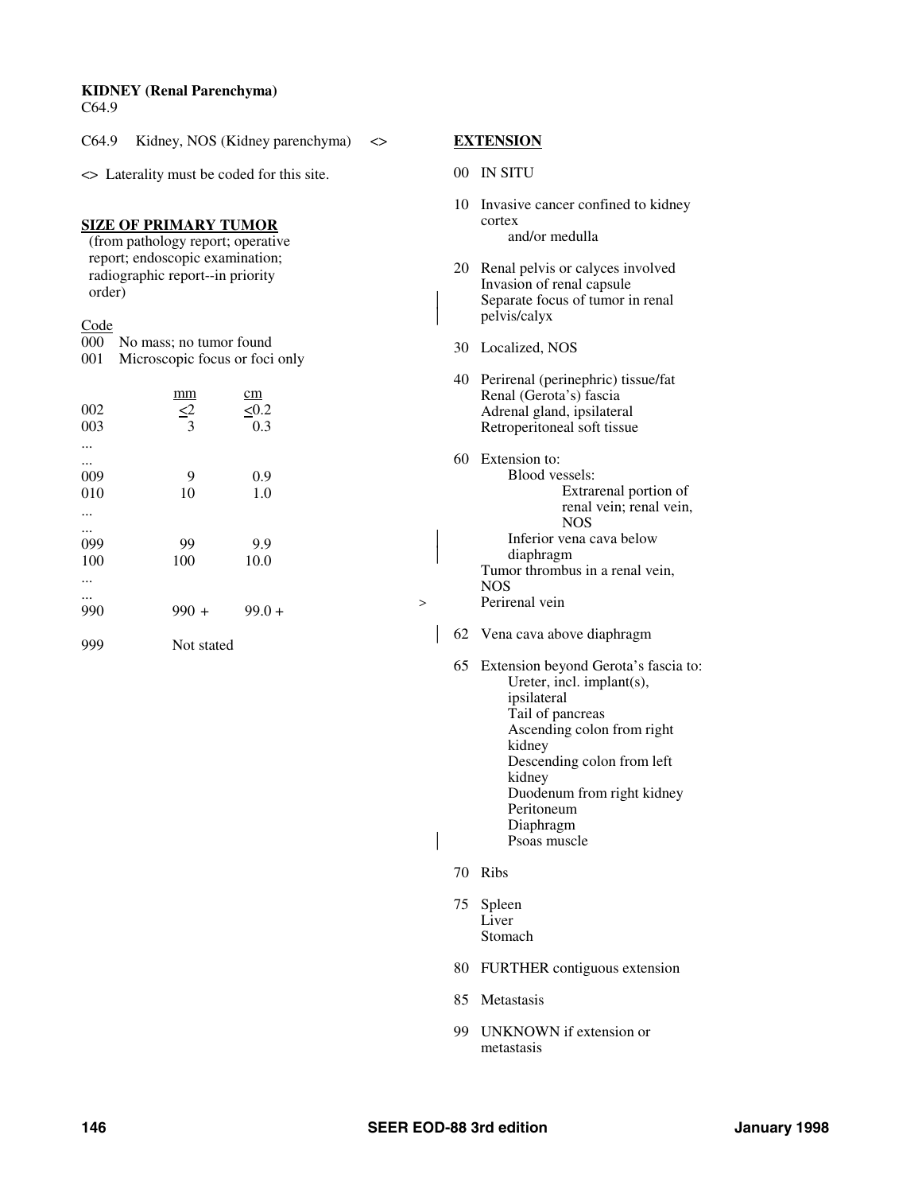# KIDNEY (Renal Parenchyma)

C64.9

C64.9 Kidney, NOS (Kidney parenchyma) <>

<> Laterality must be coded for this site.

## SIZE OF PRIMARY TUMOR

(from pathology report; operative report; endoscopic examination; radiographic report--in priority order)

| Code | | |
|---|---|---|
| 000 | No mass; no tumor found | |
| 001 | Microscopic focus or foci only | |
| | mm | cm |
| 002 | <2 | <0.2 |
| 003 | 3 | 0.3 |
| ... | | |
| ... | | |
| 009 | 9 | 0.9 |
| 010 | 10 | 1.0 |
| ... | | |
| ... | | |
| 099 | 99 | 9.9 |
| 100 | 100 | 10.0 |
| ... | | |
| ... | | |
| 990 | 990 + | 99.0 + |
| 999 | Not stated | |

## EXTENSION

00 IN SITU

10 Invasive cancer confined to kidney cortex
 and/or medulla

20 Renal pelvis or calyces involved
 Invasion of renal capsule
 Separate focus of tumor in renal pelvis/calyx

30 Localized, NOS

40 Perirenal (perinephric) tissue/fat
 Renal (Gerota's) fascia
 Adrenal gland, ipsilateral
 Retroperitoneal soft tissue

60 Extension to:
 Blood vessels:
 Extrarenal portion of renal vein; renal vein, NOS
 Inferior vena cava below diaphragm
 Tumor thrombus in a renal vein, NOS
 Perirenal vein

62 Vena cava above diaphragm

65 Extension beyond Gerota's fascia to:
 Ureter, incl. implant(s), ipsilateral
 Tail of pancreas
 Ascending colon from right kidney
 Descending colon from left kidney
 Duodenum from right kidney
 Peritoneum
 Diaphragm
 Psoas muscle

70 Ribs

75 Spleen
 Liver
 Stomach

80 FURTHER contiguous extension

85 Metastasis

99 UNKNOWN if extension or metastasis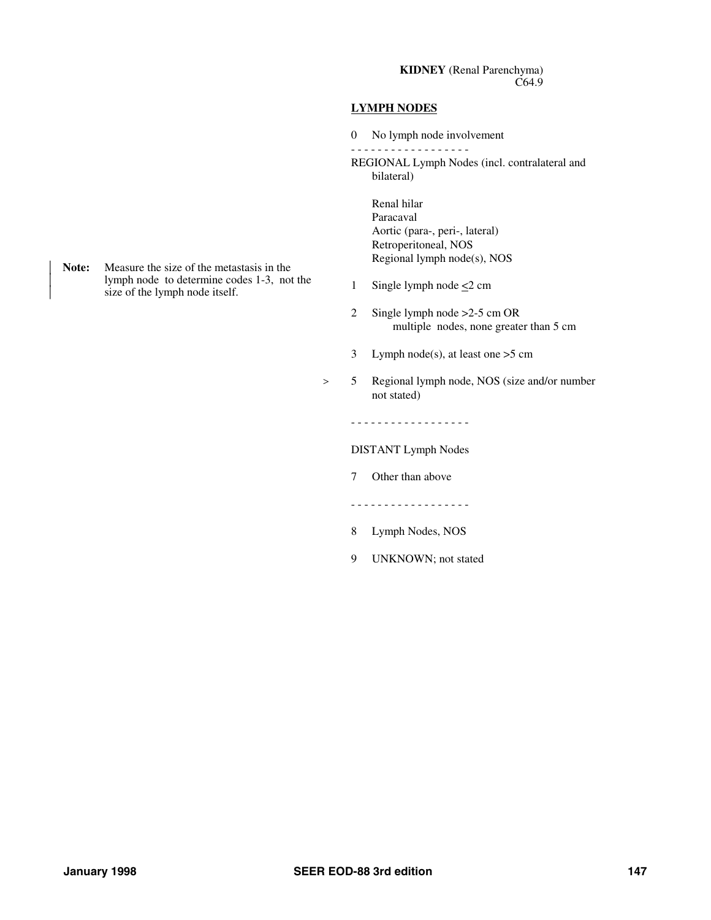**KIDNEY** (Renal Parenchyma)
C64.9

## LYMPH NODES

**Note:** Measure the size of the metastasis in the lymph node to determine codes 1-3, not the size of the lymph node itself.

0 No lymph node involvement

- - - - - - - - - - - - - - - - - -

REGIONAL Lymph Nodes (incl. contralateral and bilateral)

Renal hilar
Paracaval
Aortic (para-, peri-, lateral)
Retroperitoneal, NOS
Regional lymph node(s), NOS

1 Single lymph node ≤2 cm

2 Single lymph node >2-5 cm OR
multiple nodes, none greater than 5 cm

3 Lymph node(s), at least one >5 cm

\> 5 Regional lymph node, NOS (size and/or number not stated)

- - - - - - - - - - - - - - - - - -

DISTANT Lymph Nodes

7 Other than above

- - - - - - - - - - - - - - - - - -

8 Lymph Nodes, NOS

9 UNKNOWN; not stated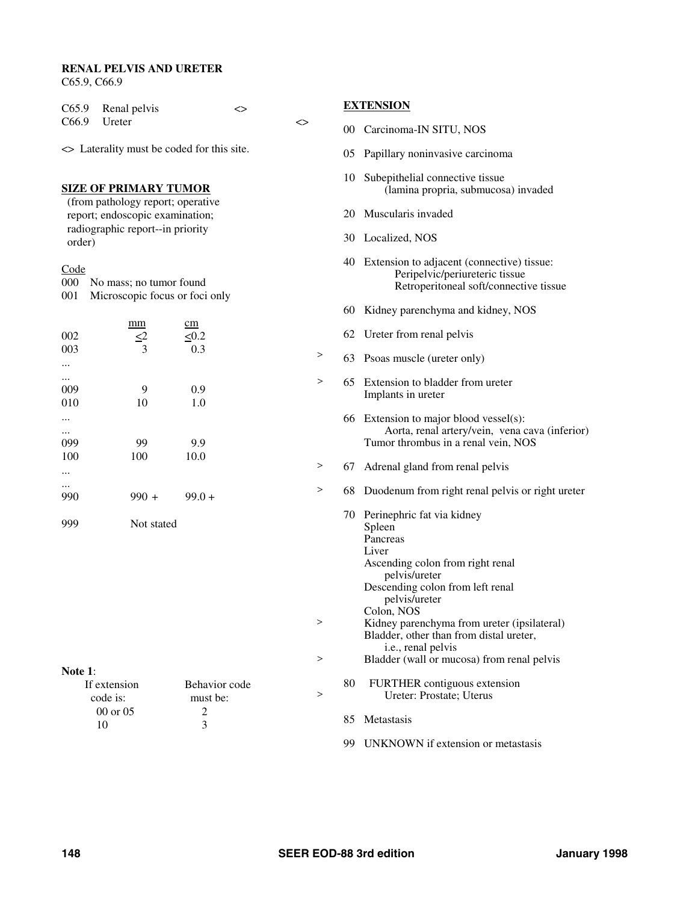**RENAL PELVIS AND URETER**
C65.9, C66.9

C65.9 Renal pelvis <>
C66.9 Ureter <>

<> Laterality must be coded for this site.

**SIZE OF PRIMARY TUMOR**
(from pathology report; operative report; endoscopic examination; radiographic report--in priority order)

| Code | mm | cm |
|---|---|---|
| 000 | No mass; no tumor found | |
| 001 | Microscopic focus or foci only | |
| 002 | ≤2 | ≤0.2 |
| 003 | 3 | 0.3 |
| ... | | |
| ... | | |
| 009 | 9 | 0.9 |
| 010 | 10 | 1.0 |
| ... | | |
| ... | | |
| 099 | 99 | 9.9 |
| 100 | 100 | 10.0 |
| ... | | |
| ... | | |
| 990 | 990 + | 99.0 + |
| 999 | Not stated | |

**EXTENSION**

00 Carcinoma-IN SITU, NOS

05 Papillary noninvasive carcinoma

10 Subepithelial connective tissue
(lamina propria, submucosa) invaded

20 Muscularis invaded

30 Localized, NOS

40 Extension to adjacent (connective) tissue:
Peripelvic/periureteric tissue
Retroperitoneal soft/connective tissue

60 Kidney parenchyma and kidney, NOS

62 Ureter from renal pelvis

\> 63 Psoas muscle (ureter only)

\> 65 Extension to bladder from ureter
Implants in ureter

66 Extension to major blood vessel(s):
Aorta, renal artery/vein, vena cava (inferior)
Tumor thrombus in a renal vein, NOS

\> 67 Adrenal gland from renal pelvis

\> 68 Duodenum from right renal pelvis or right ureter

70 Perinephric fat via kidney
Spleen
Pancreas
Liver
Ascending colon from right renal pelvis/ureter
Descending colon from left renal pelvis/ureter
Colon, NOS
\> Kidney parenchyma from ureter (ipsilateral)
Bladder, other than from distal ureter, i.e., renal pelvis
\> Bladder (wall or mucosa) from renal pelvis

80 FURTHER contiguous extension
\> Ureter: Prostate; Uterus

85 Metastasis

99 UNKNOWN if extension or metastasis

**Note 1**:

| If extension code is: | Behavior code must be: |
|---|---|
| 00 or 05 | 2 |
| 10 | 3 |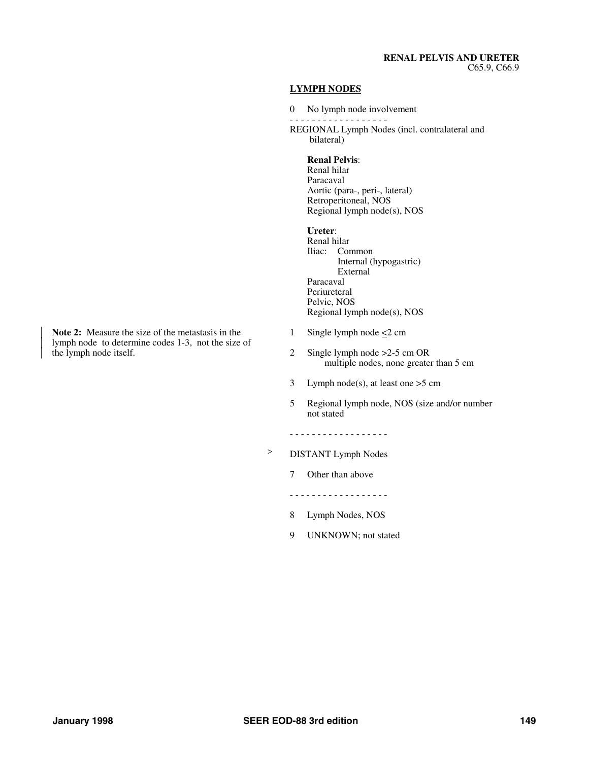**RENAL PELVIS AND URETER**
C65.9, C66.9

## LYMPH NODES

0 No lymph node involvement

- - - - - - - - - - - - - - - - - -

REGIONAL Lymph Nodes (incl. contralateral and bilateral)

**Renal Pelvis**:
Renal hilar
Paracaval
Aortic (para-, peri-, lateral)
Retroperitoneal, NOS
Regional lymph node(s), NOS

**Ureter**:
Renal hilar
Iliac: Common
Internal (hypogastric)
External
Paracaval
Periureteral
Pelvic, NOS
Regional lymph node(s), NOS

**Note 2:** Measure the size of the metastasis in the lymph node to determine codes 1-3, not the size of the lymph node itself.

1 Single lymph node <u><</u>2 cm

2 Single lymph node >2-5 cm OR multiple nodes, none greater than 5 cm

3 Lymph node(s), at least one >5 cm

5 Regional lymph node, NOS (size and/or number not stated

- - - - - - - - - - - - - - - - - -

\> DISTANT Lymph Nodes

7 Other than above

- - - - - - - - - - - - - - - - - -

8 Lymph Nodes, NOS

9 UNKNOWN; not stated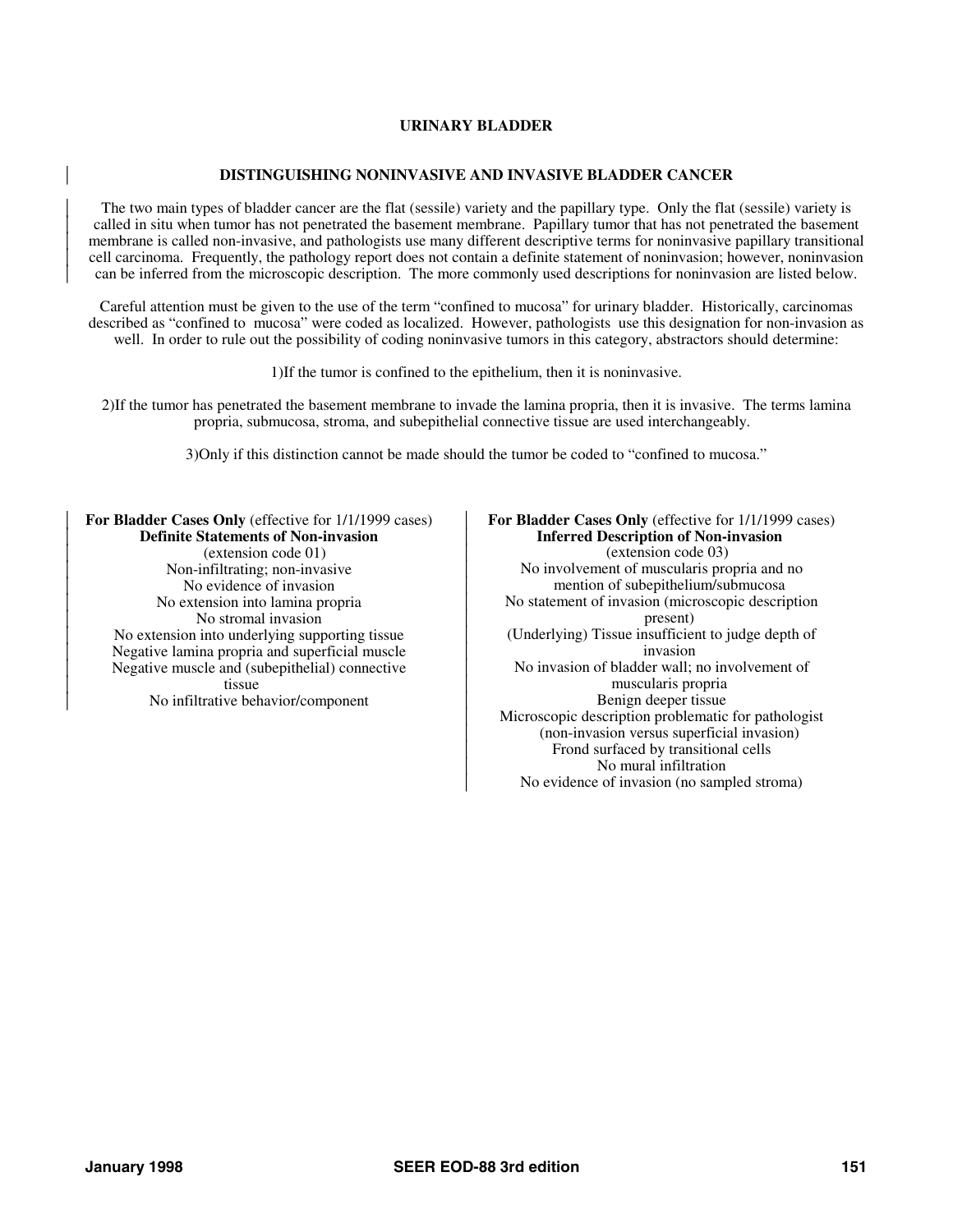# URINARY BLADDER

## DISTINGUISHING NONINVASIVE AND INVASIVE BLADDER CANCER

The two main types of bladder cancer are the flat (sessile) variety and the papillary type. Only the flat (sessile) variety is called in situ when tumor has not penetrated the basement membrane. Papillary tumor that has not penetrated the basement membrane is called non-invasive, and pathologists use many different descriptive terms for noninvasive papillary transitional cell carcinoma. Frequently, the pathology report does not contain a definite statement of noninvasion; however, noninvasion can be inferred from the microscopic description. The more commonly used descriptions for noninvasion are listed below.

Careful attention must be given to the use of the term "confined to mucosa" for urinary bladder. Historically, carcinomas described as "confined to mucosa" were coded as localized. However, pathologists use this designation for non-invasion as well. In order to rule out the possibility of coding noninvasive tumors in this category, abstractors should determine:

1) If the tumor is confined to the epithelium, then it is noninvasive.

2) If the tumor has penetrated the basement membrane to invade the lamina propria, then it is invasive. The terms lamina propria, submucosa, stroma, and subepithelial connective tissue are used interchangeably.

3) Only if this distinction cannot be made should the tumor be coded to "confined to mucosa."

**For Bladder Cases Only** (effective for 1/1/1999 cases)
**Definite Statements of Non-invasion**
(extension code 01)

Non-infiltrating; non-invasive
No evidence of invasion
No extension into lamina propria
No stromal invasion
No extension into underlying supporting tissue
Negative lamina propria and superficial muscle
Negative muscle and (subepithelial) connective tissue
No infiltrative behavior/component

**For Bladder Cases Only** (effective for 1/1/1999 cases)
**Inferred Description of Non-invasion**
(extension code 03)

No involvement of muscularis propria and no mention of subepithelium/submucosa
No statement of invasion (microscopic description present)
(Underlying) Tissue insufficient to judge depth of invasion
No invasion of bladder wall; no involvement of muscularis propria
Benign deeper tissue
Microscopic description problematic for pathologist (non-invasion versus superficial invasion)
Frond surfaced by transitional cells
No mural infiltration
No evidence of invasion (no sampled stroma)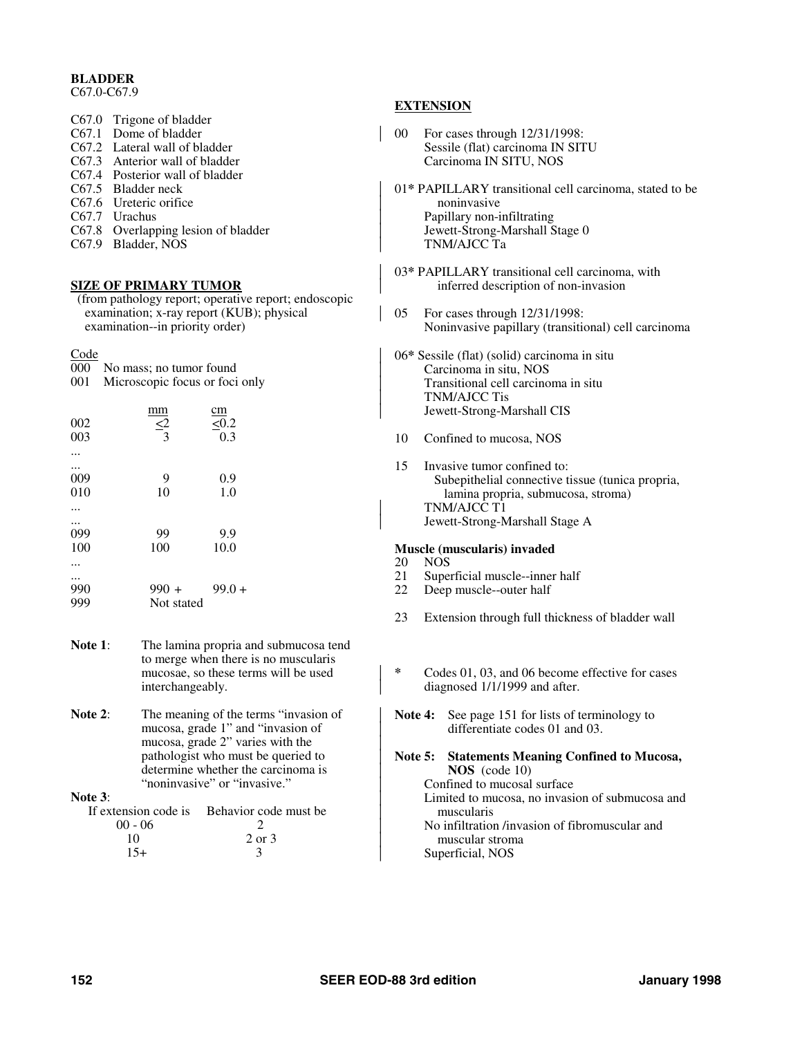## BLADDER

C67.0-C67.9

- C67.0 Trigone of bladder
- C67.1 Dome of bladder
- C67.2 Lateral wall of bladder
- C67.3 Anterior wall of bladder
- C67.4 Posterior wall of bladder
- C67.5 Bladder neck
- C67.6 Ureteric orifice
- C67.7 Urachus
- C67.8 Overlapping lesion of bladder
- C67.9 Bladder, NOS

### SIZE OF PRIMARY TUMOR

(from pathology report; operative report; endoscopic examination; x-ray report (KUB); physical examination--in priority order)

| Code | mm | cm |
|---|---|---|
| 000 | No mass; no tumor found | |
| 001 | Microscopic focus or foci only | |
| 002 | ≤2 | ≤0.2 |
| 003 | 3 | 0.3 |
| ... | | |
| ... | | |
| 009 | 9 | 0.9 |
| 010 | 10 | 1.0 |
| ... | | |
| ... | | |
| 099 | 99 | 9.9 |
| 100 | 100 | 10.0 |
| ... | | |
| ... | | |
| 990 | 990 + | 99.0 + |
| 999 | Not stated | |

**Note 1**: The lamina propria and submucosa tend to merge when there is no muscularis mucosae, so these terms will be used interchangeably.

**Note 2**: The meaning of the terms "invasion of mucosa, grade 1" and "invasion of mucosa, grade 2" varies with the pathologist who must be queried to determine whether the carcinoma is "noninvasive" or "invasive."

**Note 3**:

| If extension code is | Behavior code must be |
|---|---|
| 00 - 06 | 2 |
| 10 | 2 or 3 |
| 15+ | 3 |

### EXTENSION

00 For cases through 12/31/1998:
Sessile (flat) carcinoma IN SITU
Carcinoma IN SITU, NOS

01* PAPILLARY transitional cell carcinoma, stated to be noninvasive
Papillary non-infiltrating
Jewett-Strong-Marshall Stage 0
TNM/AJCC Ta

03* PAPILLARY transitional cell carcinoma, with inferred description of non-invasion

05 For cases through 12/31/1998:
Noninvasive papillary (transitional) cell carcinoma

06* Sessile (flat) (solid) carcinoma in situ
Carcinoma in situ, NOS
Transitional cell carcinoma in situ
TNM/AJCC Tis
Jewett-Strong-Marshall CIS

10 Confined to mucosa, NOS

15 Invasive tumor confined to:
Subepithelial connective tissue (tunica propria, lamina propria, submucosa, stroma)
TNM/AJCC T1
Jewett-Strong-Marshall Stage A

**Muscle (muscularis) invaded**

20 NOS
21 Superficial muscle--inner half
22 Deep muscle--outer half

23 Extension through full thickness of bladder wall

\* Codes 01, 03, and 06 become effective for cases diagnosed 1/1/1999 and after.

**Note 4:** See page 151 for lists of terminology to differentiate codes 01 and 03.

**Note 5: Statements Meaning Confined to Mucosa, NOS** (code 10)
Confined to mucosal surface
Limited to mucosa, no invasion of submucosa and muscularis
No infiltration /invasion of fibromuscular and muscular stroma
Superficial, NOS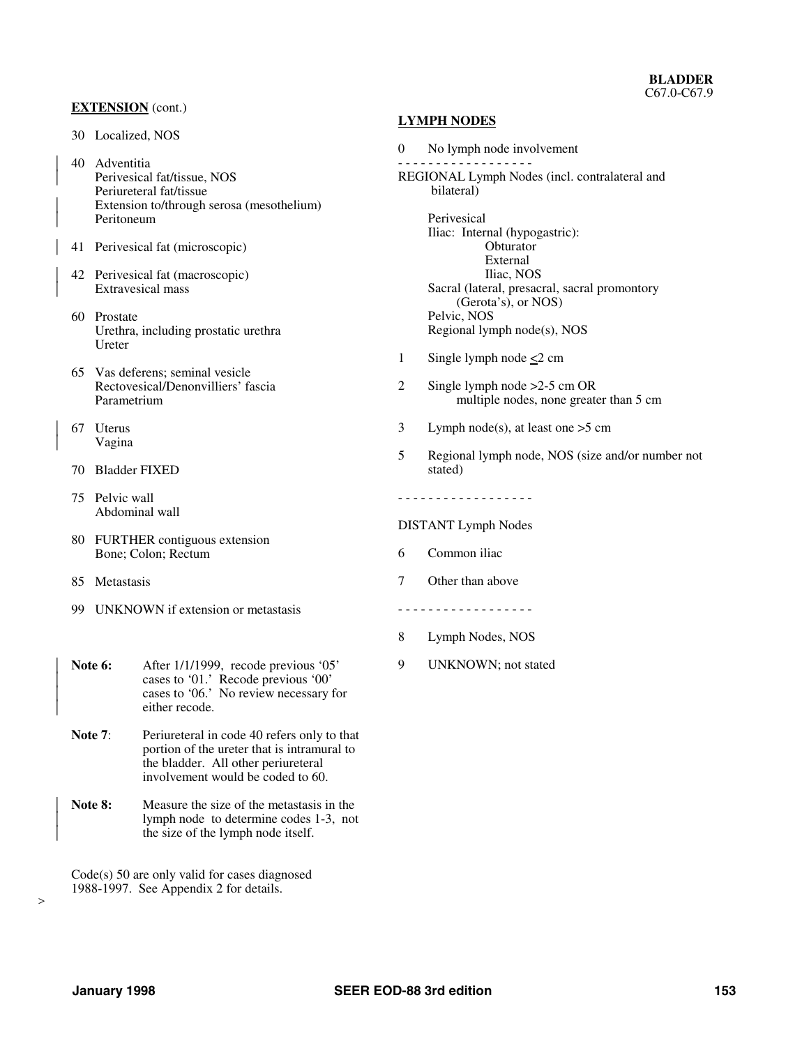**BLADDER**
C67.0-C67.9

**EXTENSION** (cont.)

30 Localized, NOS

40 Adventitia
Perivesical fat/tissue, NOS
Periureteral fat/tissue
Extension to/through serosa (mesothelium)
Peritoneum

41 Perivesical fat (microscopic)

42 Perivesical fat (macroscopic)
Extravesical mass

60 Prostate
Urethra, including prostatic urethra
Ureter

65 Vas deferens; seminal vesicle
Rectovesical/Denonvilliers' fascia
Parametrium

67 Uterus
Vagina

70 Bladder FIXED

75 Pelvic wall
Abdominal wall

80 FURTHER contiguous extension
Bone; Colon; Rectum

85 Metastasis

99 UNKNOWN if extension or metastasis

**Note 6:** After 1/1/1999, recode previous '05' cases to '01.' Recode previous '00' cases to '06.' No review necessary for either recode.

**Note 7**: Periureteral in code 40 refers only to that portion of the ureter that is intramural to the bladder. All other periureteral involvement would be coded to 60.

**Note 8:** Measure the size of the metastasis in the lymph node to determine codes 1-3, not the size of the lymph node itself.

Code(s) 50 are only valid for cases diagnosed 1988-1997. See Appendix 2 for details.

>

**LYMPH NODES**

0 No lymph node involvement

- - - - - - - - - - - - - - - - - -

REGIONAL Lymph Nodes (incl. contralateral and bilateral)

Perivesical
Iliac: Internal (hypogastric):
Obturator
External
Iliac, NOS
Sacral (lateral, presacral, sacral promontory (Gerota's), or NOS)
Pelvic, NOS
Regional lymph node(s), NOS

1 Single lymph node <2 cm

2 Single lymph node >2-5 cm OR multiple nodes, none greater than 5 cm

3 Lymph node(s), at least one >5 cm

5 Regional lymph node, NOS (size and/or number not stated)

- - - - - - - - - - - - - - - - - -

DISTANT Lymph Nodes

6 Common iliac

7 Other than above

- - - - - - - - - - - - - - - - - -

8 Lymph Nodes, NOS

9 UNKNOWN; not stated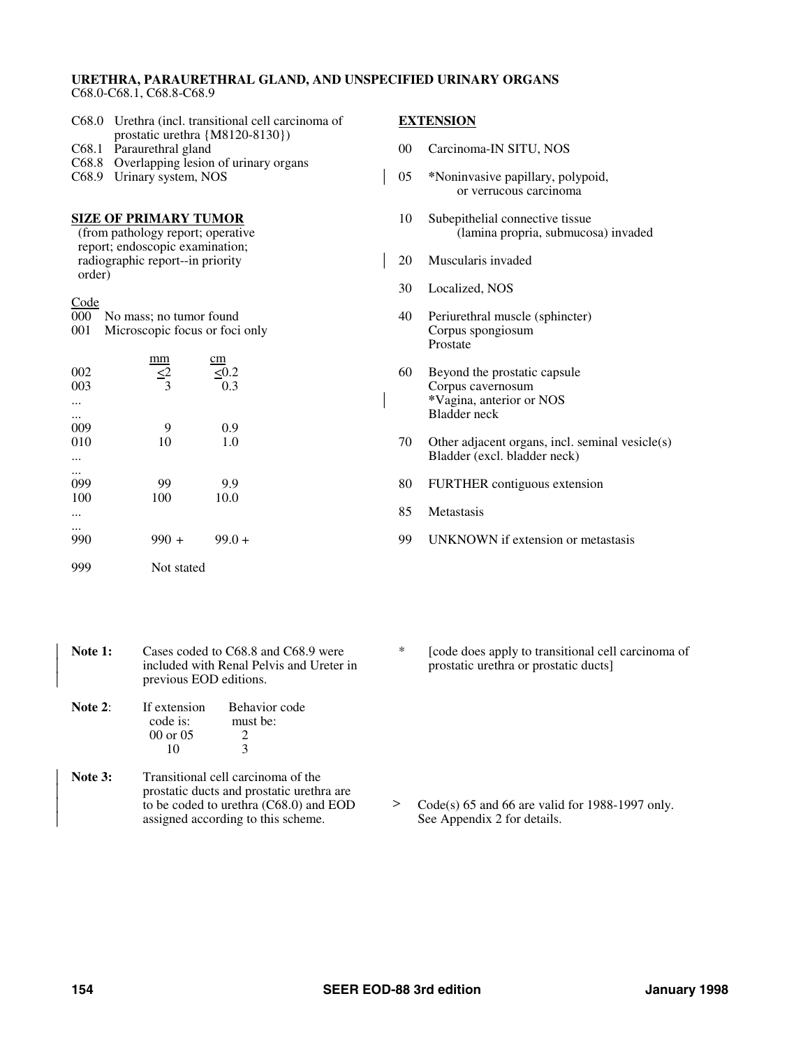**URETHRA, PARAURETHRAL GLAND, AND UNSPECIFIED URINARY ORGANS**
C68.0-C68.1, C68.8-C68.9

C68.0 Urethra (incl. transitional cell carcinoma of prostatic urethra {M8120-8130})
C68.1 Paraurethral gland
C68.8 Overlapping lesion of urinary organs
C68.9 Urinary system, NOS

**SIZE OF PRIMARY TUMOR**
(from pathology report; operative report; endoscopic examination; radiographic report--in priority order)

| Code | mm | cm |
|---|---|---|
| 000 | No mass; no tumor found | |
| 001 | Microscopic focus or foci only | |
| 002 | ≤2 | ≤0.2 |
| 003 | 3 | 0.3 |
| ... | | |
| ... | | |
| 009 | 9 | 0.9 |
| 010 | 10 | 1.0 |
| ... | | |
| ... | | |
| 099 | 99 | 9.9 |
| 100 | 100 | 10.0 |
| ... | | |
| ... | | |
| 990 | 990 + | 99.0 + |
| 999 | Not stated | |

**EXTENSION**

00 Carcinoma-IN SITU, NOS

05 *Noninvasive papillary, polypoid, or verrucous carcinoma

10 Subepithelial connective tissue (lamina propria, submucosa) invaded

20 Muscularis invaded

30 Localized, NOS

40 Periurethral muscle (sphincter)
Corpus spongiosum
Prostate

60 Beyond the prostatic capsule
Corpus cavernosum
*Vagina, anterior or NOS
Bladder neck

70 Other adjacent organs, incl. seminal vesicle(s)
Bladder (excl. bladder neck)

80 FURTHER contiguous extension

85 Metastasis

99 UNKNOWN if extension or metastasis

**Note 1:** Cases coded to C68.8 and C68.9 were included with Renal Pelvis and Ureter in previous EOD editions.

**Note 2**:

| If extension code is: | Behavior code must be: |
|---|---|
| 00 or 05 | 2 |
| 10 | 3 |

**Note 3:** Transitional cell carcinoma of the prostatic ducts and prostatic urethra are to be coded to urethra (C68.0) and EOD assigned according to this scheme.

\* [code does apply to transitional cell carcinoma of prostatic urethra or prostatic ducts]

> Code(s) 65 and 66 are valid for 1988-1997 only. See Appendix 2 for details.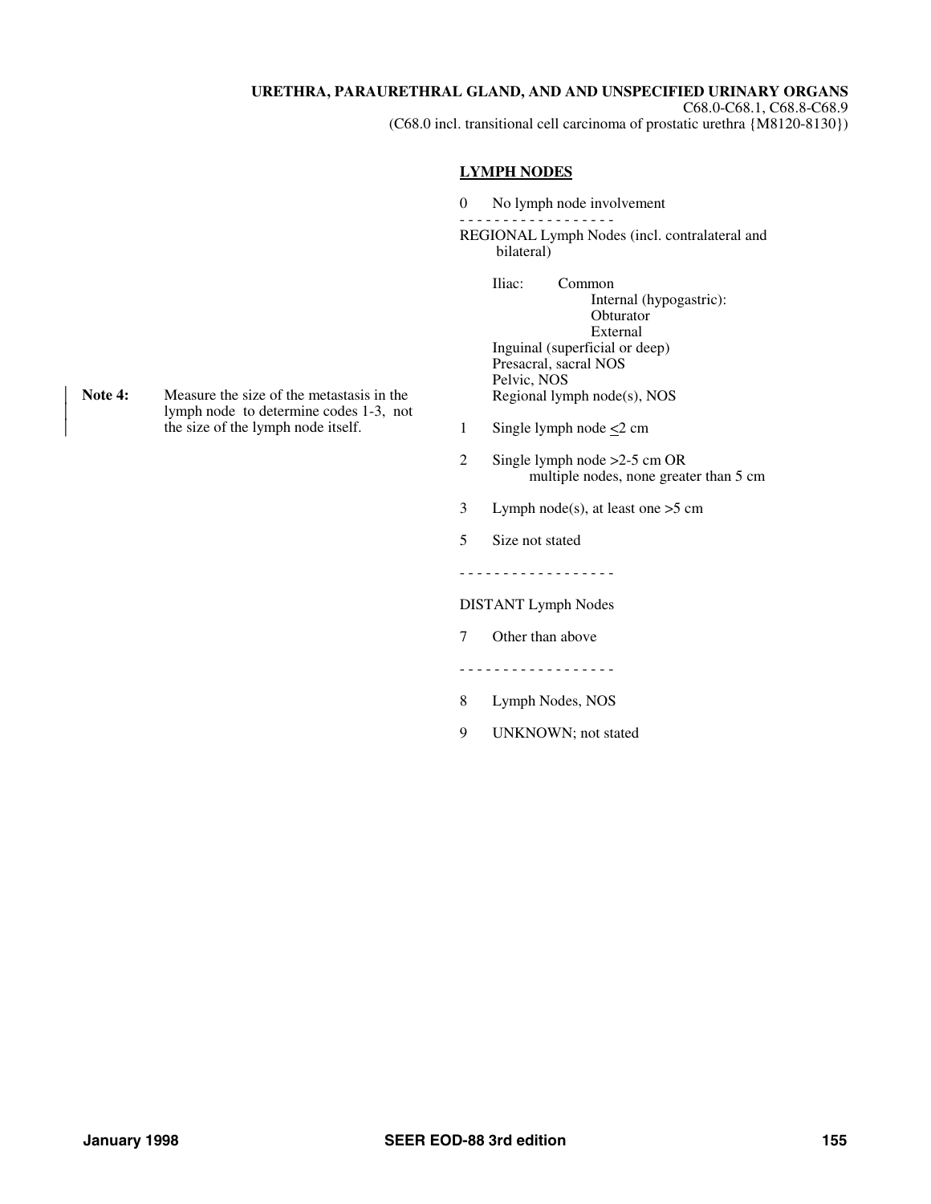**URETHRA, PARAURETHRAL GLAND, AND AND UNSPECIFIED URINARY ORGANS**
C68.0-C68.1, C68.8-C68.9
(C68.0 incl. transitional cell carcinoma of prostatic urethra {M8120-8130})

**LYMPH NODES**

0 No lymph node involvement

- - - - - - - - - - - - - - - - - -

REGIONAL Lymph Nodes (incl. contralateral and bilateral)

Iliac: Common
    Internal (hypogastric):
        Obturator
    External
Inguinal (superficial or deep)
Presacral, sacral NOS
Pelvic, NOS
Regional lymph node(s), NOS

1 Single lymph node ≤2 cm

2 Single lymph node >2-5 cm OR multiple nodes, none greater than 5 cm

3 Lymph node(s), at least one >5 cm

5 Size not stated

- - - - - - - - - - - - - - - - - -

DISTANT Lymph Nodes

7 Other than above

- - - - - - - - - - - - - - - - - -

8 Lymph Nodes, NOS

9 UNKNOWN; not stated

**Note 4:** Measure the size of the metastasis in the lymph node to determine codes 1-3, not the size of the lymph node itself.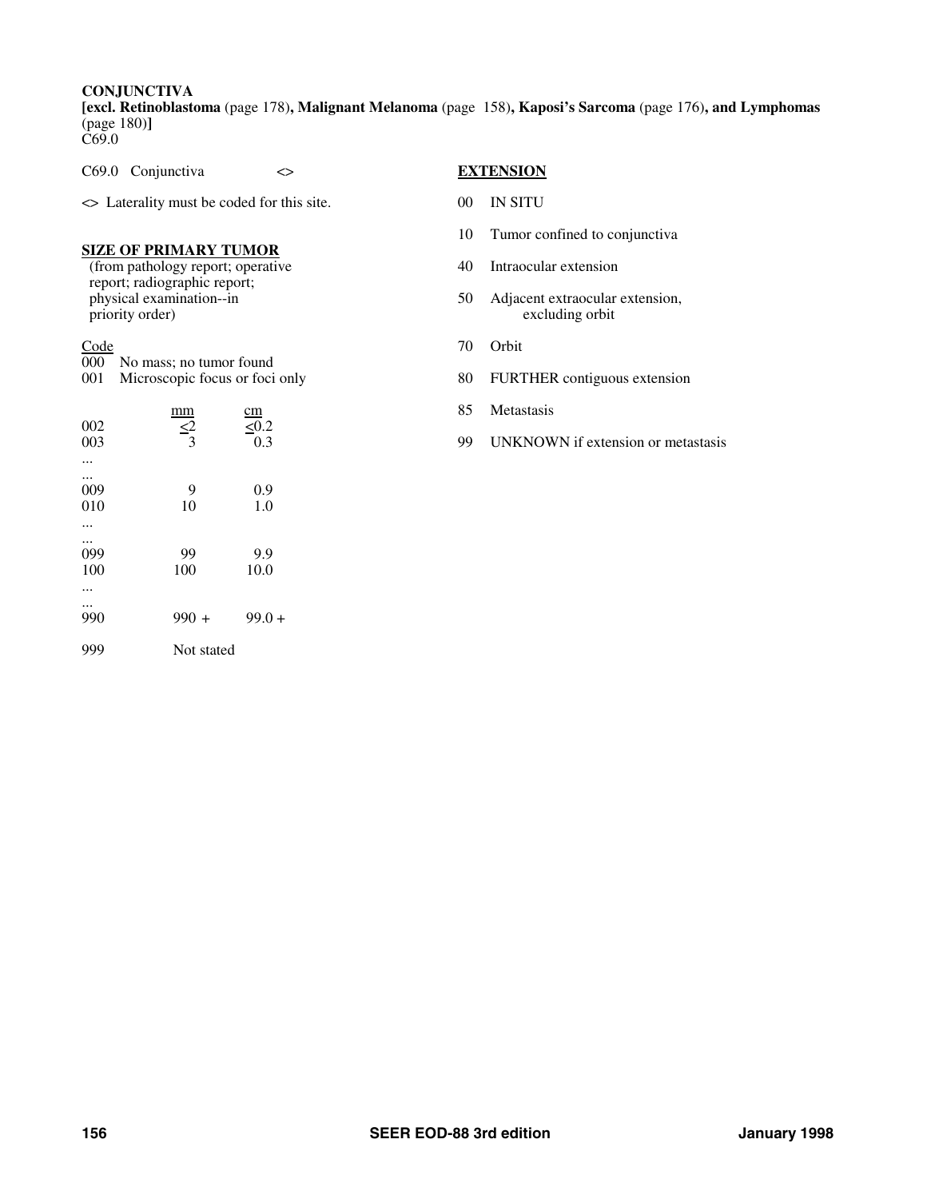**CONJUNCTIVA**
**[excl. Retinoblastoma** (page 178)**, Malignant Melanoma** (page 158)**, Kaposi's Sarcoma** (page 176)**, and Lymphomas** (page 180)**]**
C69.0

C69.0 Conjuntiva <>

<> Laterality must be coded for this site.

## SIZE OF PRIMARY TUMOR

(from pathology report; operative report; radiographic report; physical examination--in priority order)

| Code | | |
|---|---|---|
| 000 | No mass; no tumor found | |
| 001 | Microscopic focus or foci only | |
| | mm | cm |
| 002 | ≤2 | ≤0.2 |
| 003 | 3 | 0.3 |
| ... | | |
| ... | | |
| 009 | 9 | 0.9 |
| 010 | 10 | 1.0 |
| ... | | |
| ... | | |
| 099 | 99 | 9.9 |
| 100 | 100 | 10.0 |
| ... | | |
| ... | | |
| 990 | 990 + | 99.0 + |
| 999 | Not stated | |

## EXTENSION

| Code | Description |
|---|---|
| 00 | IN SITU |
| 10 | Tumor confined to conjunctiva |
| 40 | Intraocular extension |
| 50 | Adjacent extraocular extension, excluding orbit |
| 70 | Orbit |
| 80 | FURTHER contiguous extension |
| 85 | Metastasis |
| 99 | UNKNOWN if extension or metastasis |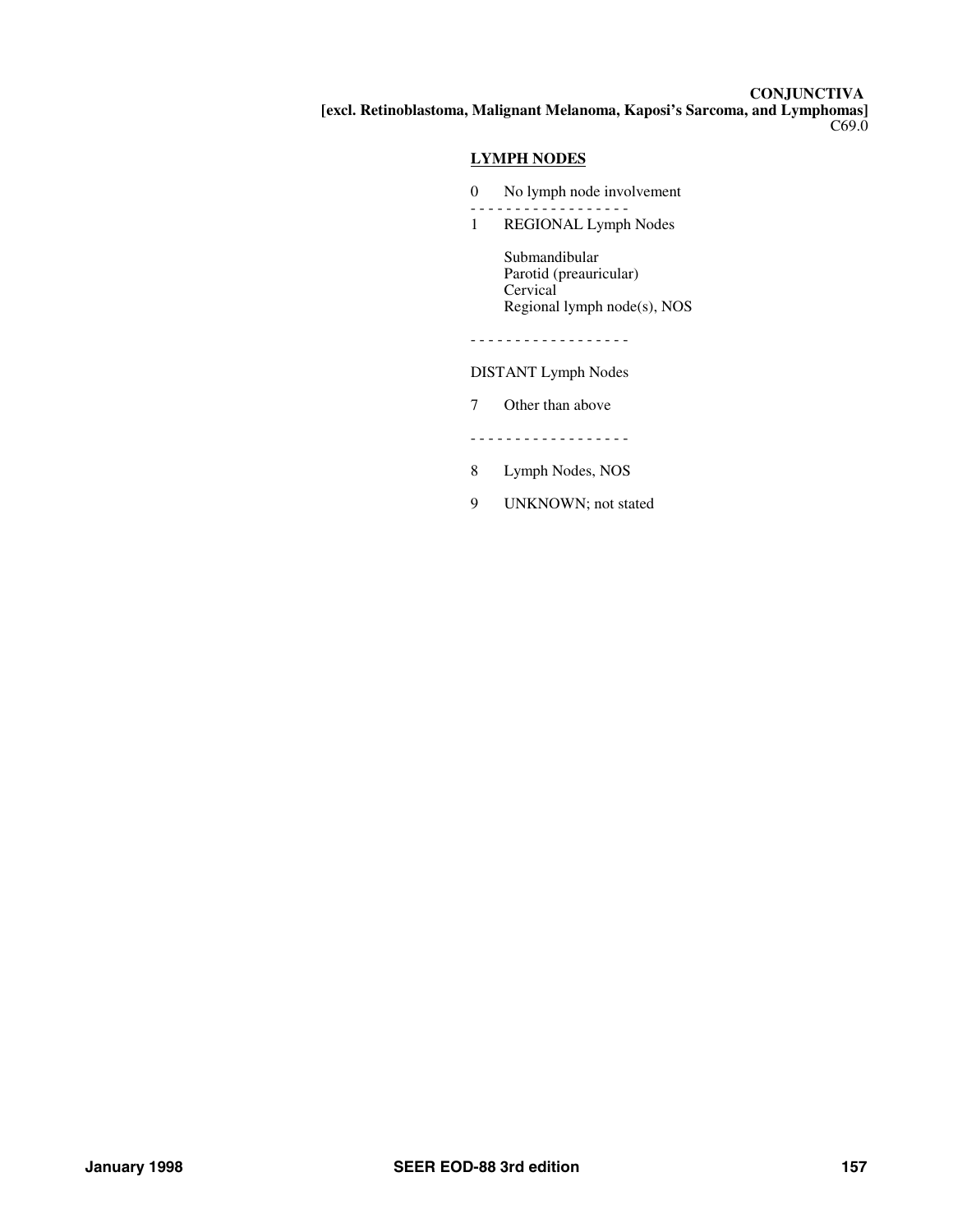**CONJUNCTIVA**
**[excl. Retinoblastoma, Malignant Melanoma, Kaposi's Sarcoma, and Lymphomas]**
C69.0

## LYMPH NODES

0 No lymph node involvement

- - - - - - - - - - - - - - - - - -

1 REGIONAL Lymph Nodes

Submandibular
Parotid (preauricular)
Cervical
Regional lymph node(s), NOS

- - - - - - - - - - - - - - - - - -

DISTANT Lymph Nodes

7 Other than above

- - - - - - - - - - - - - - - - - -

8 Lymph Nodes, NOS

9 UNKNOWN; not stated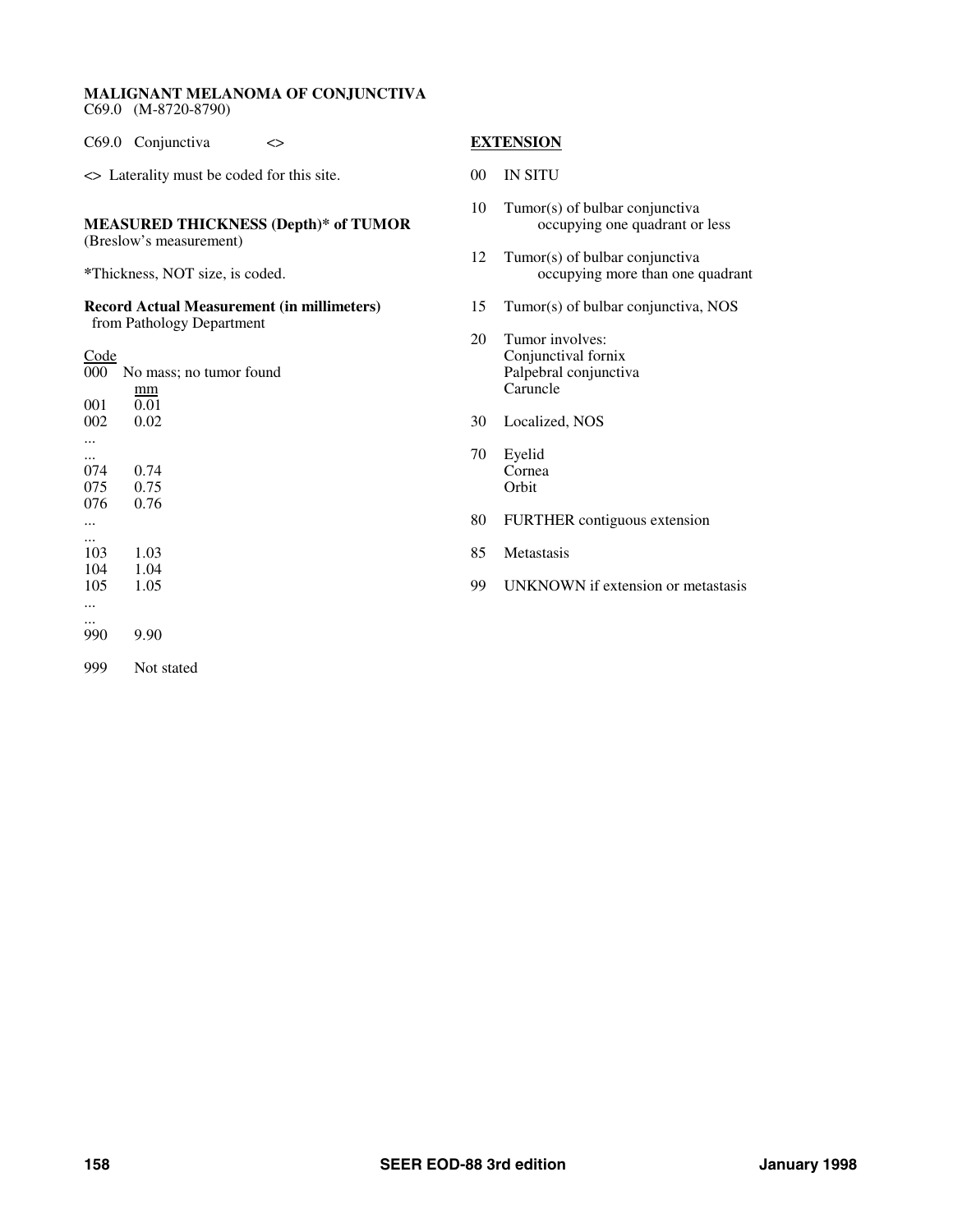**MALIGNANT MELANOMA OF CONJUNCTIVA**
C69.0 (M-8720-8790)

C69.0 Conjunctiva <>

<> Laterality must be coded for this site.

**MEASURED THICKNESS (Depth)* of TUMOR**
(Breslow's measurement)

***Thickness, NOT size, is coded.**

**Record Actual Measurement (in millimeters)**
from Pathology Department

| Code | |
|---|---|
| 000 | No mass; no tumor found |
| | mm |
| 001 | 0.01 |
| 002 | 0.02 |
| ... | |
| ... | |
| 074 | 0.74 |
| 075 | 0.75 |
| 076 | 0.76 |
| ... | |
| ... | |
| 103 | 1.03 |
| 104 | 1.04 |
| 105 | 1.05 |
| ... | |
| ... | |
| 990 | 9.90 |
| 999 | Not stated |

**EXTENSION**

| Code | Description |
|---|---|
| 00 | IN SITU |
| 10 | Tumor(s) of bulbar conjunctiva occupying one quadrant or less |
| 12 | Tumor(s) of bulbar conjunctiva occupying more than one quadrant |
| 15 | Tumor(s) of bulbar conjunctiva, NOS |
| 20 | Tumor involves: Conjunctival fornix, Palpebral conjunctiva, Caruncle |
| 30 | Localized, NOS |
| 70 | Eyelid, Cornea, Orbit |
| 80 | FURTHER contiguous extension |
| 85 | Metastasis |
| 99 | UNKNOWN if extension or metastasis |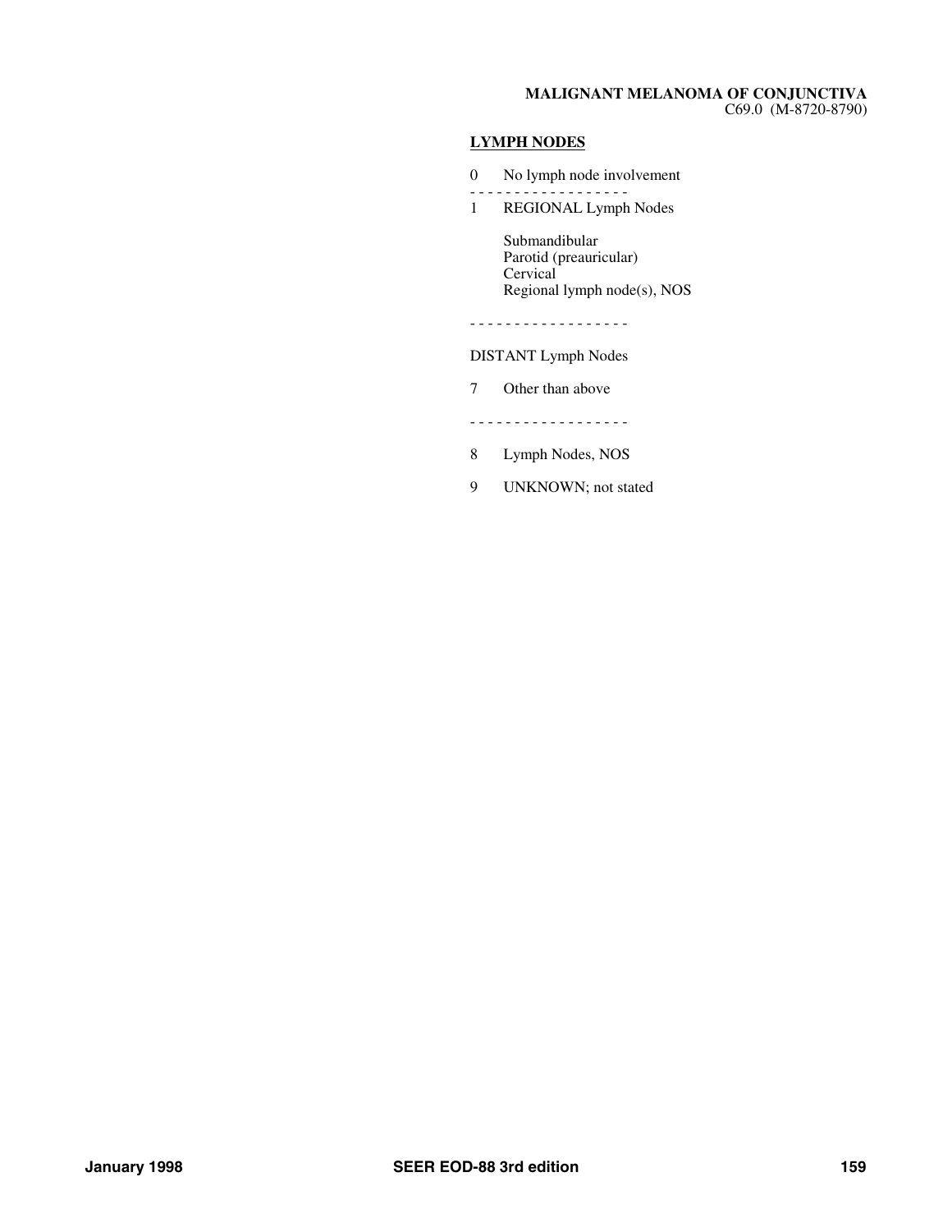**MALIGNANT MELANOMA OF CONJUNCTIVA**
C69.0 (M-8720-8790)

## LYMPH NODES

0 No lymph node involvement

- - - - - - - - - - - - - - - - - -

1 REGIONAL Lymph Nodes

Submandibular
Parotid (preauricular)
Cervical
Regional lymph node(s), NOS

- - - - - - - - - - - - - - - - - -

DISTANT Lymph Nodes

7 Other than above

- - - - - - - - - - - - - - - - - -

8 Lymph Nodes, NOS

9 UNKNOWN; not stated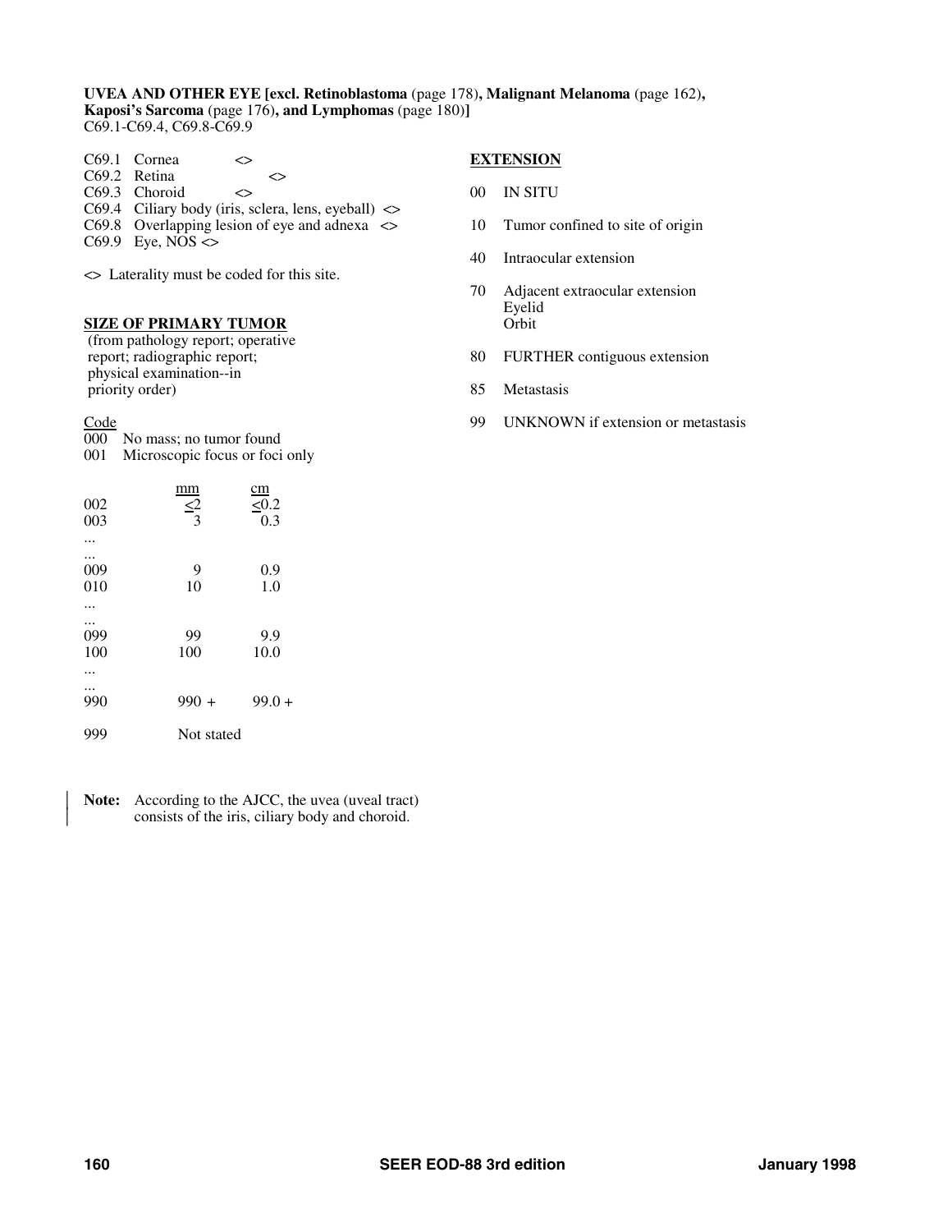**UVEA AND OTHER EYE [excl. Retinoblastoma** (page 178)**, Malignant Melanoma** (page 162)**, Kaposi's Sarcoma** (page 176)**, and Lymphomas** (page 180)**]**
C69.1-C69.4, C69.8-C69.9

C69.1 Cornea <>
C69.2 Retina <>
C69.3 Choroid <>
C69.4 Ciliary body (iris, sclera, lens, eyeball) <>
C69.8 Overlapping lesion of eye and adnexa <>
C69.9 Eye, NOS <>

<> Laterality must be coded for this site.

**SIZE OF PRIMARY TUMOR**
(from pathology report; operative report; radiographic report; physical examination--in priority order)

| Code | mm | cm |
|---|---|---|
| 000 | No mass; no tumor found | |
| 001 | Microscopic focus or foci only | |
| 002 | ≤2 | ≤0.2 |
| 003 | 3 | 0.3 |
| ... | | |
| ... | | |
| 009 | 9 | 0.9 |
| 010 | 10 | 1.0 |
| ... | | |
| ... | | |
| 099 | 99 | 9.9 |
| 100 | 100 | 10.0 |
| ... | | |
| ... | | |
| 990 | 990 + | 99.0 + |
| 999 | Not stated | |

**Note:** According to the AJCC, the uvea (uveal tract) consists of the iris, ciliary body and choroid.

**EXTENSION**

00 IN SITU

10 Tumor confined to site of origin

40 Intraocular extension

70 Adjacent extraocular extension
Eyelid
Orbit

80 FURTHER contiguous extension

85 Metastasis

99 UNKNOWN if extension or metastasis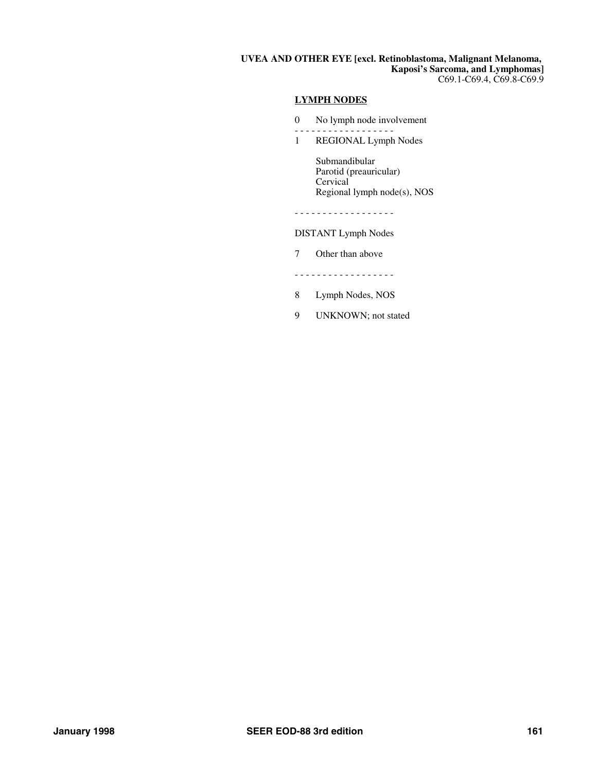**UVEA AND OTHER EYE [excl. Retinoblastoma, Malignant Melanoma, Kaposi's Sarcoma, and Lymphomas]**
C69.1-C69.4, C69.8-C69.9

**LYMPH NODES**

0 No lymph node involvement

- - - - - - - - - - - - - - - - - -

1 REGIONAL Lymph Nodes

Submandibular
Parotid (preauricular)
Cervical
Regional lymph node(s), NOS

- - - - - - - - - - - - - - - - - -

DISTANT Lymph Nodes

7 Other than above

- - - - - - - - - - - - - - - - - -

8 Lymph Nodes, NOS

9 UNKNOWN; not stated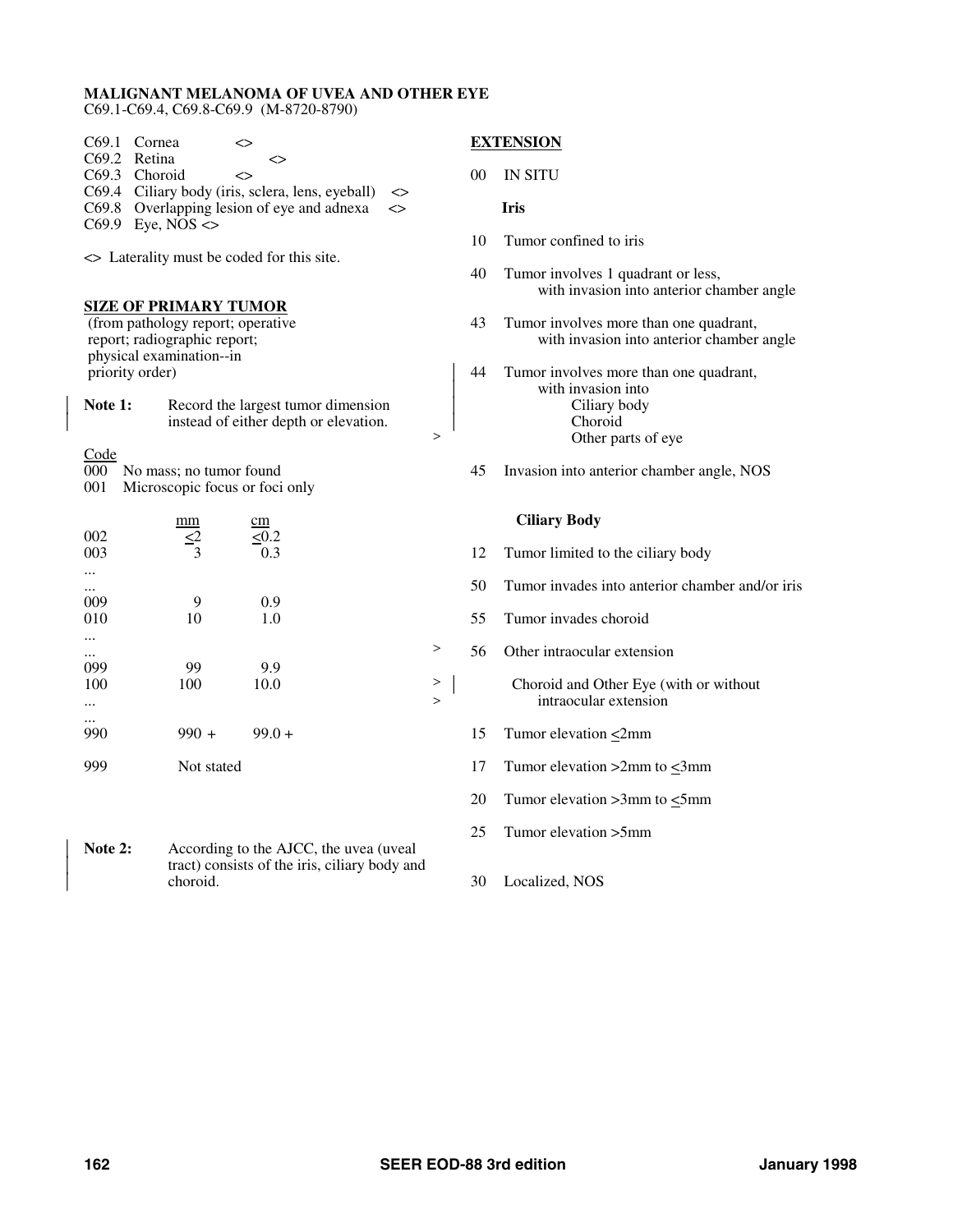## MALIGNANT MELANOMA OF UVEA AND OTHER EYE

C69.1-C69.4, C69.8-C69.9 (M-8720-8790)

C69.1 Cornea <>
C69.2 Retina <>
C69.3 Choroid <>
C69.4 Ciliary body (iris, sclera, lens, eyeball) <>
C69.8 Overlapping lesion of eye and adnexa <>
C69.9 Eye, NOS <>

<> Laterality must be coded for this site.

### SIZE OF PRIMARY TUMOR

(from pathology report; operative report; radiographic report; physical examination--in priority order)

**Note 1:** Record the largest tumor dimension instead of either depth or elevation.

| Code | mm | cm |
|---|---|---|
| 000 | No mass; no tumor found | |
| 001 | Microscopic focus or foci only | |
| 002 | <2 | <0.2 |
| 003 | 3 | 0.3 |
| ... | | |
| ... | | |
| 009 | 9 | 0.9 |
| 010 | 10 | 1.0 |
| ... | | |
| ... | | |
| 099 | 99 | 9.9 |
| 100 | 100 | 10.0 |
| ... | | |
| ... | | |
| 990 | 990 + | 99.0 + |
| 999 | Not stated | |

**Note 2:** According to the AJCC, the uvea (uveal tract) consists of the iris, ciliary body and choroid.

### EXTENSION

00 IN SITU

**Iris**

10 Tumor confined to iris

40 Tumor involves 1 quadrant or less, with invasion into anterior chamber angle

43 Tumor involves more than one quadrant, with invasion into anterior chamber angle

44 Tumor involves more than one quadrant, with invasion into
- Ciliary body
- Choroid
- Other parts of eye

45 Invasion into anterior chamber angle, NOS

**Ciliary Body**

12 Tumor limited to the ciliary body

50 Tumor invades into anterior chamber and/or iris

55 Tumor invades choroid

56 Other intraocular extension

**Choroid and Other Eye (with or without intraocular extension**

15 Tumor elevation <2mm

17 Tumor elevation >2mm to <3mm

20 Tumor elevation >3mm to <5mm

25 Tumor elevation >5mm

30 Localized, NOS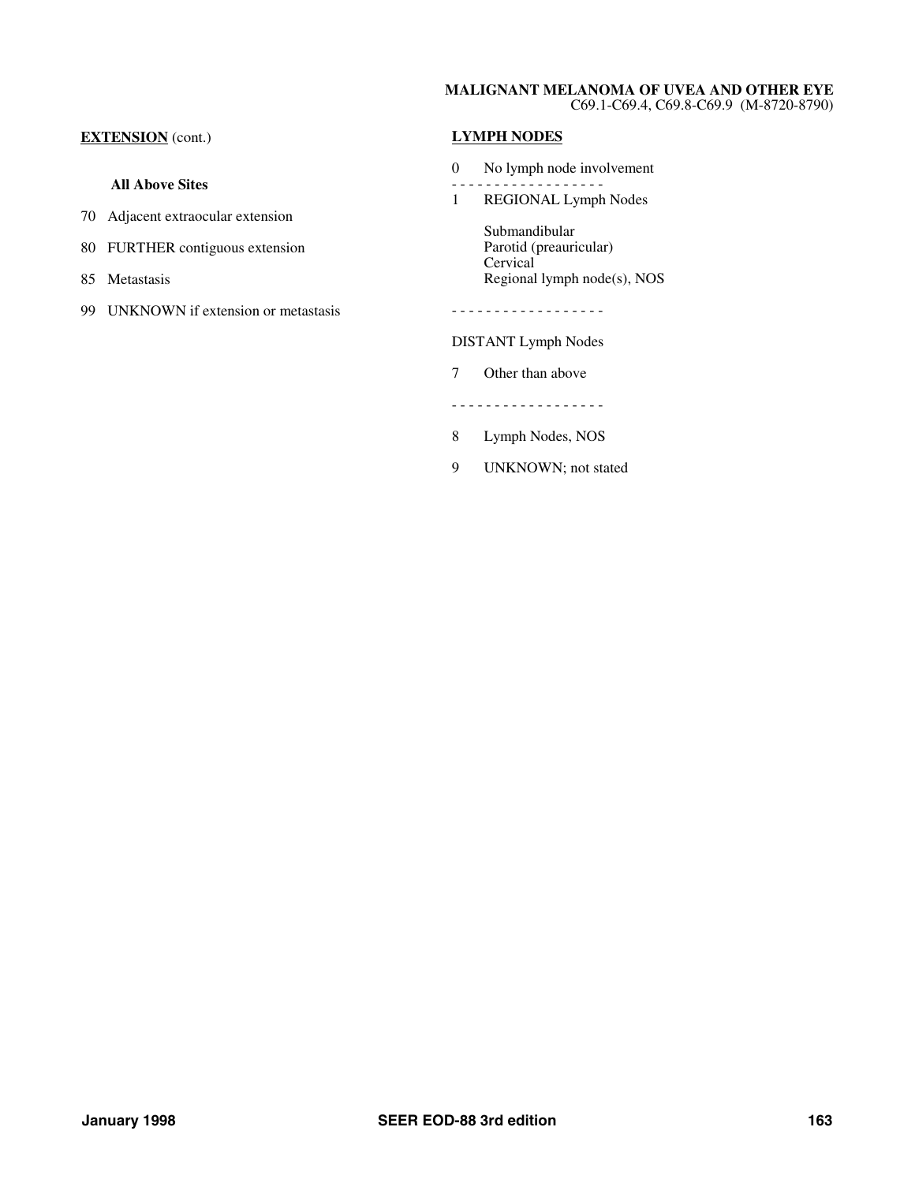**MALIGNANT MELANOMA OF UVEA AND OTHER EYE**
C69.1-C69.4, C69.8-C69.9 (M-8720-8790)

**EXTENSION** (cont.)

**All Above Sites**

70 Adjacent extraocular extension

80 FURTHER contiguous extension

85 Metastasis

99 UNKNOWN if extension or metastasis

**LYMPH NODES**

0 No lymph node involvement

- - - - - - - - - - - - - - - - - -

1 REGIONAL Lymph Nodes

Submandibular
Parotid (preauricular)
Cervical
Regional lymph node(s), NOS

- - - - - - - - - - - - - - - - - -

DISTANT Lymph Nodes

7 Other than above

- - - - - - - - - - - - - - - - - -

8 Lymph Nodes, NOS

9 UNKNOWN; not stated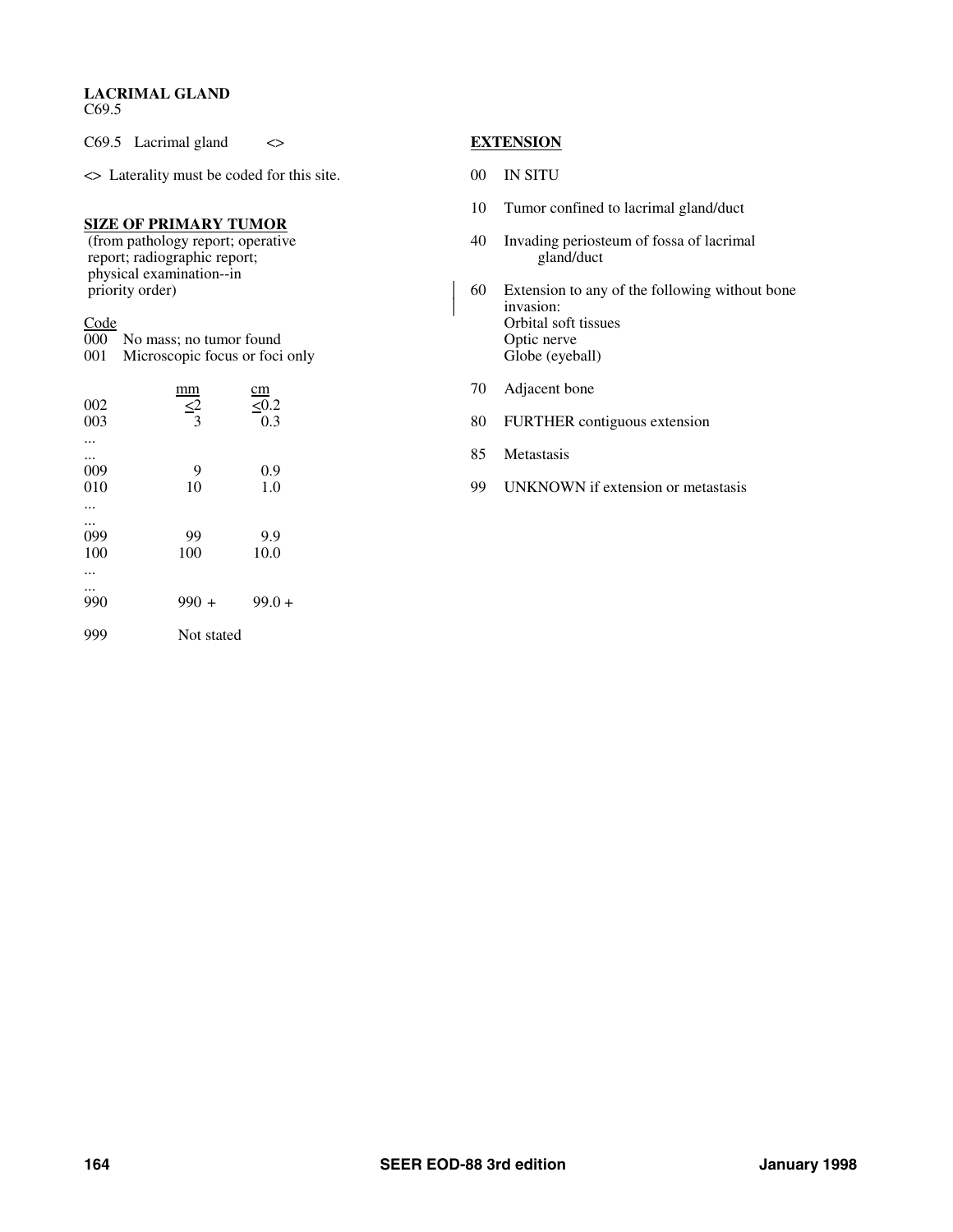# LACRIMAL GLAND

C69.5

C69.5 Lacrimal gland <>

<> Laterality must be coded for this site.

## SIZE OF PRIMARY TUMOR

(from pathology report; operative report; radiographic report; physical examination--in priority order)

| Code | | |
|---|---|---|
| 000 | No mass; no tumor found | |
| 001 | Microscopic focus or foci only | |
| | **mm** | **cm** |
| 002 | <2 | <0.2 |
| 003 | 3 | 0.3 |
| ... | | |
| ... | | |
| 009 | 9 | 0.9 |
| 010 | 10 | 1.0 |
| ... | | |
| ... | | |
| 099 | 99 | 9.9 |
| 100 | 100 | 10.0 |
| ... | | |
| ... | | |
| 990 | 990 + | 99.0 + |
| 999 | Not stated | |

## EXTENSION

00 IN SITU

10 Tumor confined to lacrimal gland/duct

40 Invading periosteum of fossa of lacrimal gland/duct

60 Extension to any of the following without bone invasion:
Orbital soft tissues
Optic nerve
Globe (eyeball)

70 Adjacent bone

80 FURTHER contiguous extension

85 Metastasis

99 UNKNOWN if extension or metastasis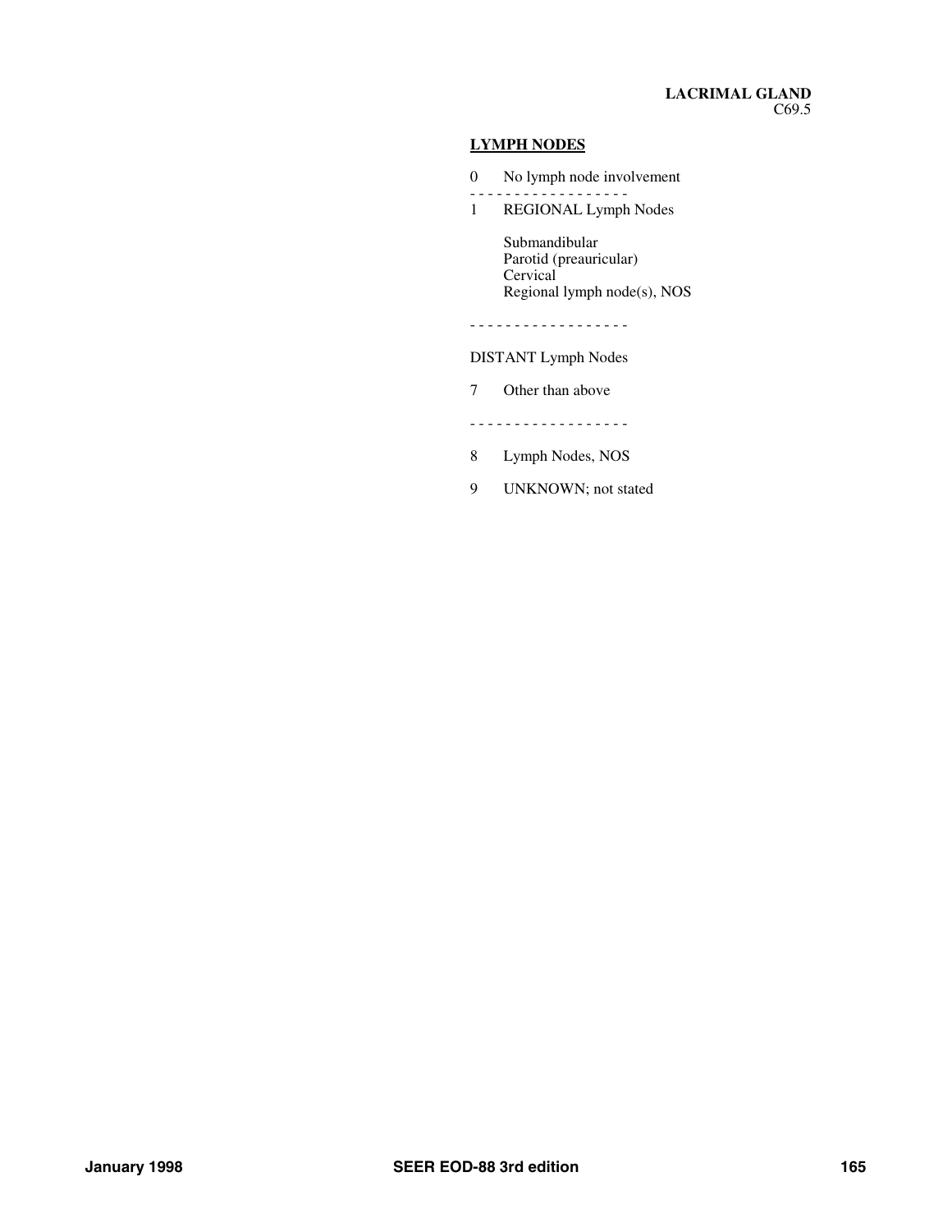**LACRIMAL GLAND**
C69.5

**LYMPH NODES**

0 No lymph node involvement

- - - - - - - - - - - - - - - - - -

1 REGIONAL Lymph Nodes

Submandibular
Parotid (preauricular)
Cervical
Regional lymph node(s), NOS

- - - - - - - - - - - - - - - - - -

DISTANT Lymph Nodes

7 Other than above

- - - - - - - - - - - - - - - - - -

8 Lymph Nodes, NOS

9 UNKNOWN; not stated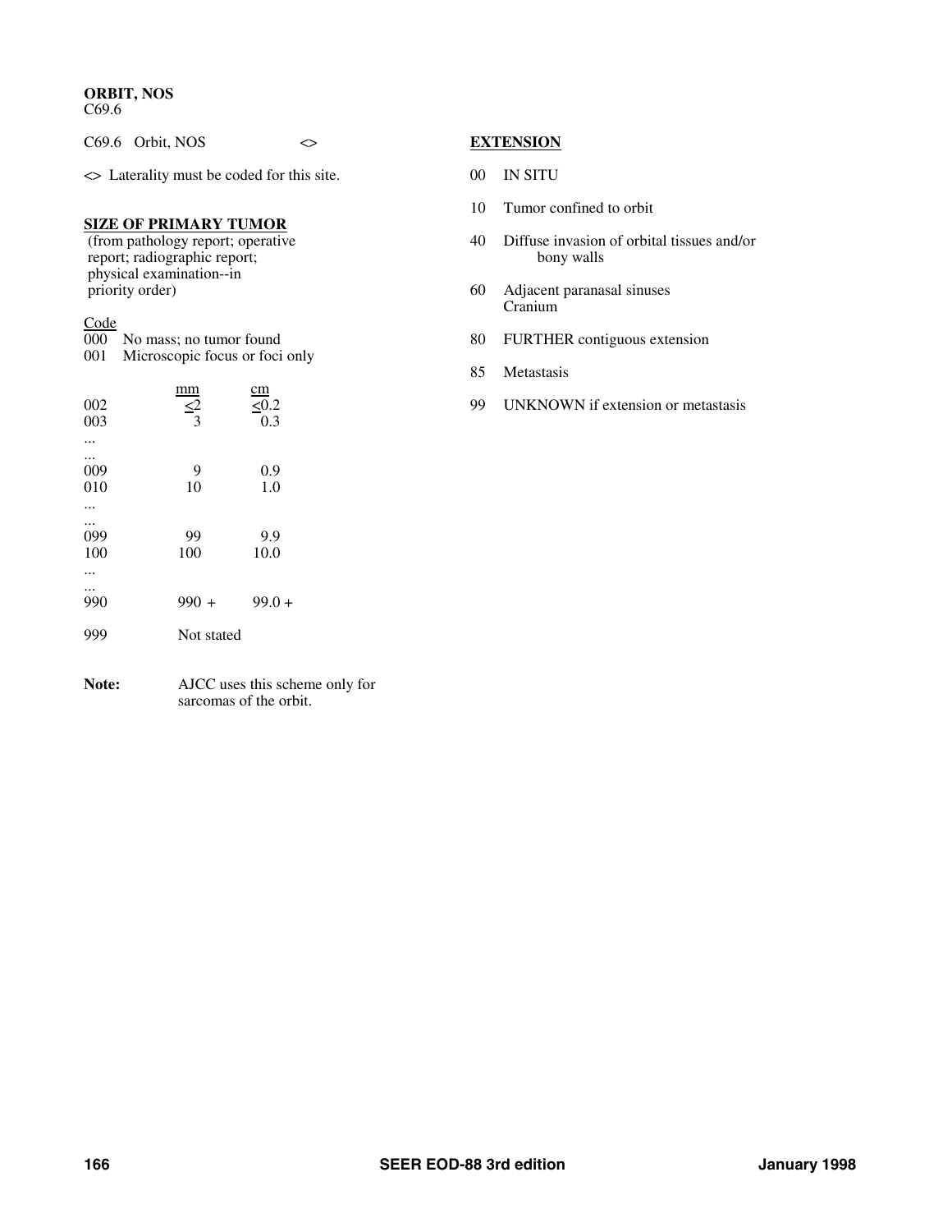**ORBIT, NOS**
C69.6

C69.6 Orbit, NOS <>

<> Laterality must be coded for this site.

**SIZE OF PRIMARY TUMOR**
(from pathology report; operative report; radiographic report; physical examination--in priority order)

| Code | mm | cm |
|---|---|---|
| 000 | No mass; no tumor found | |
| 001 | Microscopic focus or foci only | |
| 002 | <2 | <0.2 |
| 003 | 3 | 0.3 |
| ... | | |
| ... | | |
| 009 | 9 | 0.9 |
| 010 | 10 | 1.0 |
| ... | | |
| ... | | |
| 099 | 99 | 9.9 |
| 100 | 100 | 10.0 |
| ... | | |
| ... | | |
| 990 | 990 + | 99.0 + |
| 999 | Not stated | |

**Note:** AJCC uses this scheme only for sarcomas of the orbit.

**EXTENSION**

00 IN SITU

10 Tumor confined to orbit

40 Diffuse invasion of orbital tissues and/or bony walls

60 Adjacent paranasal sinuses
Cranium

80 FURTHER contiguous extension

85 Metastasis

99 UNKNOWN if extension or metastasis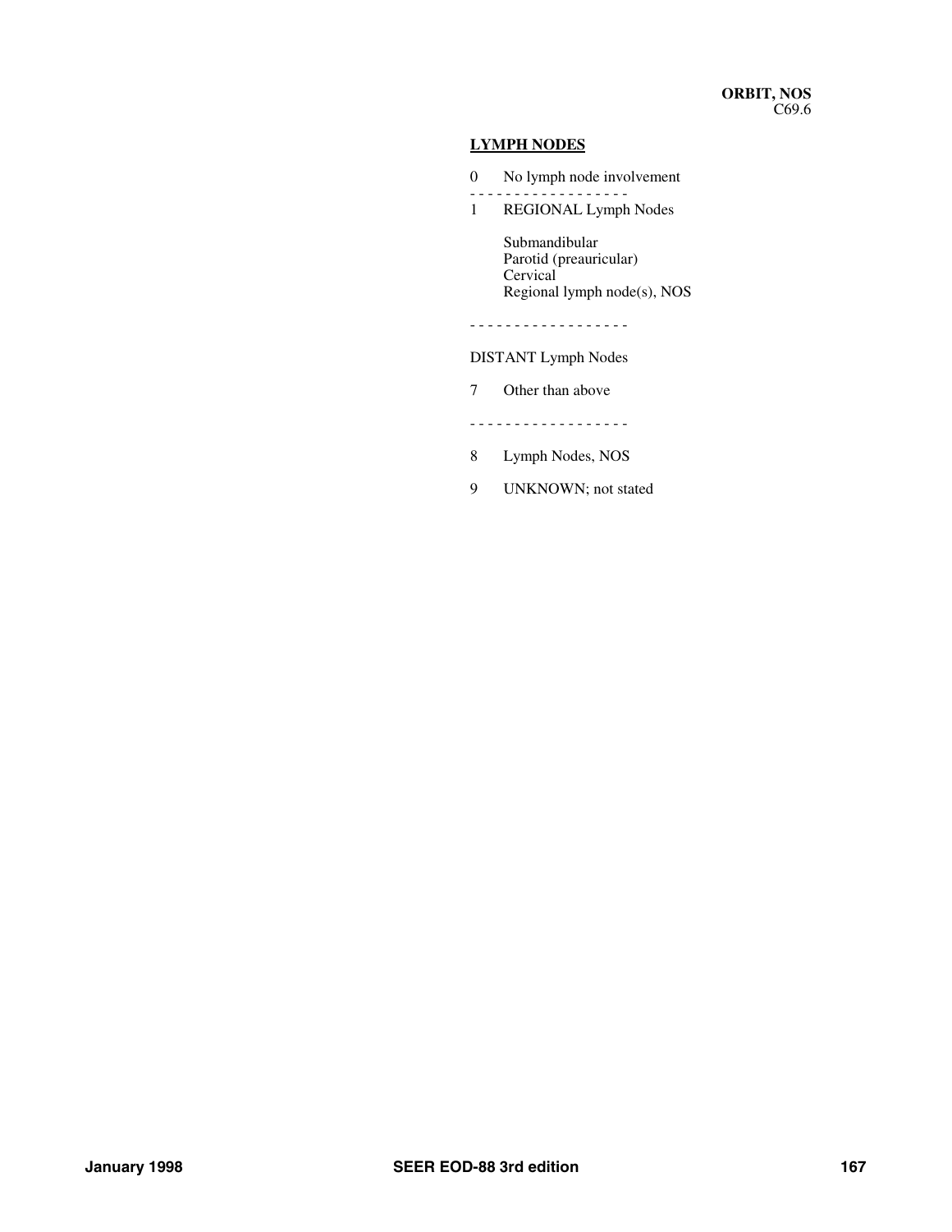**ORBIT, NOS**
C69.6

## LYMPH NODES

0 No lymph node involvement

- - - - - - - - - - - - - - - - - -

1 REGIONAL Lymph Nodes

Submandibular
Parotid (preauricular)
Cervical
Regional lymph node(s), NOS

- - - - - - - - - - - - - - - - - -

DISTANT Lymph Nodes

7 Other than above

- - - - - - - - - - - - - - - - - -

8 Lymph Nodes, NOS

9 UNKNOWN; not stated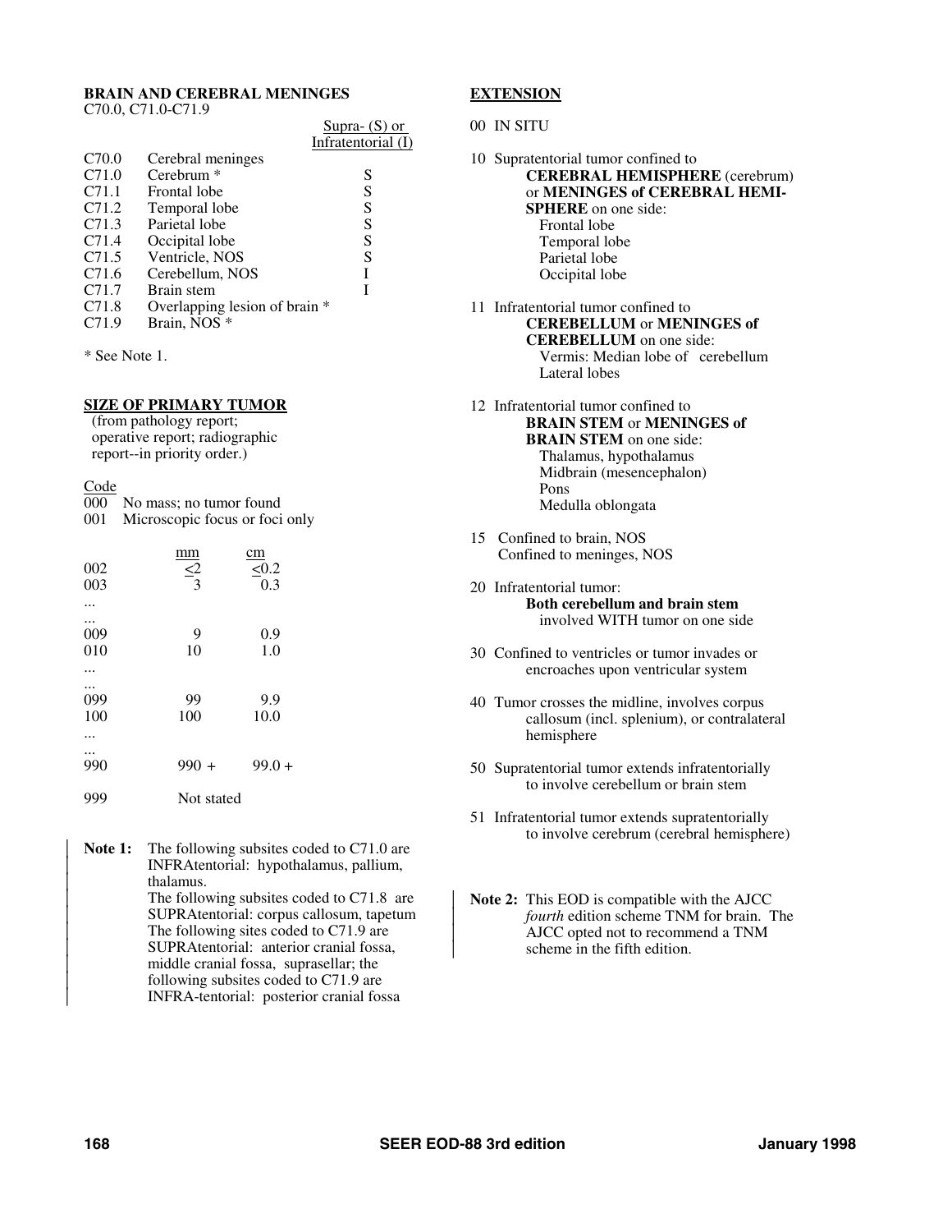**BRAIN AND CEREBRAL MENINGES**
C70.0, C71.0-C71.9

| | | Supra- (S) or Infratentorial (I) |
|---|---|---|
| C70.0 | Cerebral meninges | |
| C71.0 | Cerebrum * | S |
| C71.1 | Frontal lobe | S |
| C71.2 | Temporal lobe | S |
| C71.3 | Parietal lobe | S |
| C71.4 | Occipital lobe | S |
| C71.5 | Ventricle, NOS | S |
| C71.6 | Cerebellum, NOS | I |
| C71.7 | Brain stem | I |
| C71.8 | Overlapping lesion of brain * | |
| C71.9 | Brain, NOS * | |

* See Note 1.

## SIZE OF PRIMARY TUMOR

(from pathology report; operative report; radiographic report--in priority order.)

| Code | mm | cm |
|---|---|---|
| 000 | No mass; no tumor found | |
| 001 | Microscopic focus or foci only | |
| 002 | <2 | <0.2 |
| 003 | 3 | 0.3 |
| ... | | |
| ... | | |
| 009 | 9 | 0.9 |
| 010 | 10 | 1.0 |
| ... | | |
| ... | | |
| 099 | 99 | 9.9 |
| 100 | 100 | 10.0 |
| ... | | |
| ... | | |
| 990 | 990 + | 99.0 + |
| 999 | Not stated | |

**Note 1:** The following subsites coded to C71.0 are INFRAtentorial: hypothalamus, pallium, thalamus.
The following subsites coded to C71.8 are SUPRAtentorial: corpus callosum, tapetum
The following sites coded to C71.9 are SUPRAtentorial: anterior cranial fossa, middle cranial fossa, suprasellar; the following subsites coded to C71.9 are INFRA-tentorial: posterior cranial fossa

## EXTENSION

00 IN SITU

10 Supratentorial tumor confined to **CEREBRAL HEMISPHERE** (cerebrum) or **MENINGES of CEREBRAL HEMISPHERE** on one side:
- Frontal lobe
- Temporal lobe
- Parietal lobe
- Occipital lobe

11 Infratentorial tumor confined to **CEREBELLUM** or **MENINGES of CEREBELLUM** on one side:
- Vermis: Median lobe of cerebellum
- Lateral lobes

12 Infratentorial tumor confined to **BRAIN STEM** or **MENINGES of BRAIN STEM** on one side:
- Thalamus, hypothalamus
- Midbrain (mesencephalon)
- Pons
- Medulla oblongata

15 Confined to brain, NOS
Confined to meninges, NOS

20 Infratentorial tumor:
**Both cerebellum and brain stem** involved WITH tumor on one side

30 Confined to ventricles or tumor invades or encroaches upon ventricular system

40 Tumor crosses the midline, involves corpus callosum (incl. splenium), or contralateral hemisphere

50 Supratentorial tumor extends infratentorially to involve cerebellum or brain stem

51 Infratentorial tumor extends supratentorially to involve cerebrum (cerebral hemisphere)

**Note 2:** This EOD is compatible with the AJCC *fourth* edition scheme TNM for brain. The AJCC opted not to recommend a TNM scheme in the fifth edition.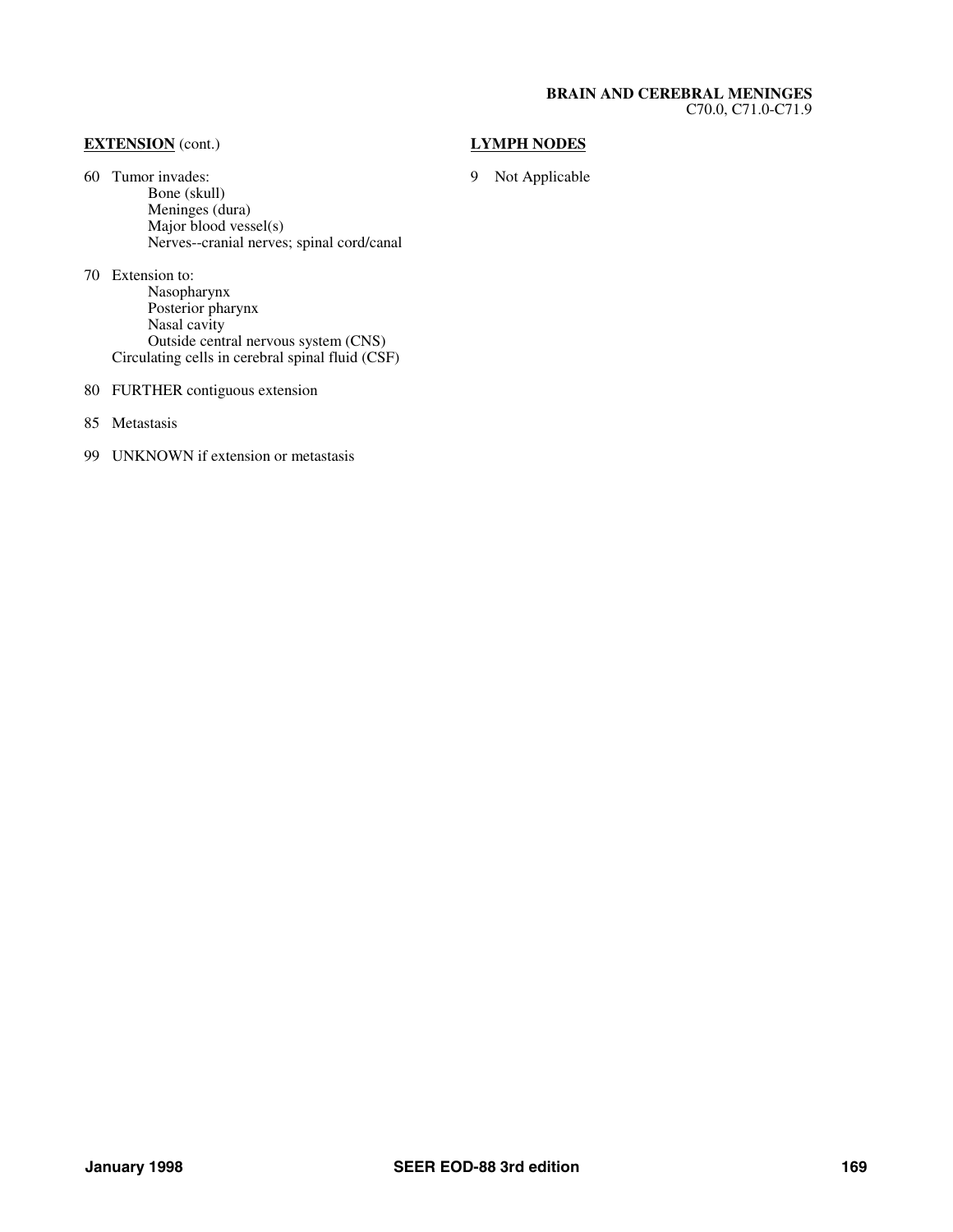**BRAIN AND CEREBRAL MENINGES**
C70.0, C71.0-C71.9

**EXTENSION** (cont.)

60 Tumor invades:
- Bone (skull)
- Meninges (dura)
- Major blood vessel(s)
- Nerves--cranial nerves; spinal cord/canal

70 Extension to:
- Nasopharynx
- Posterior pharynx
- Nasal cavity
- Outside central nervous system (CNS)

Circulating cells in cerebral spinal fluid (CSF)

80 FURTHER contiguous extension

85 Metastasis

99 UNKNOWN if extension or metastasis

**LYMPH NODES**

9 Not Applicable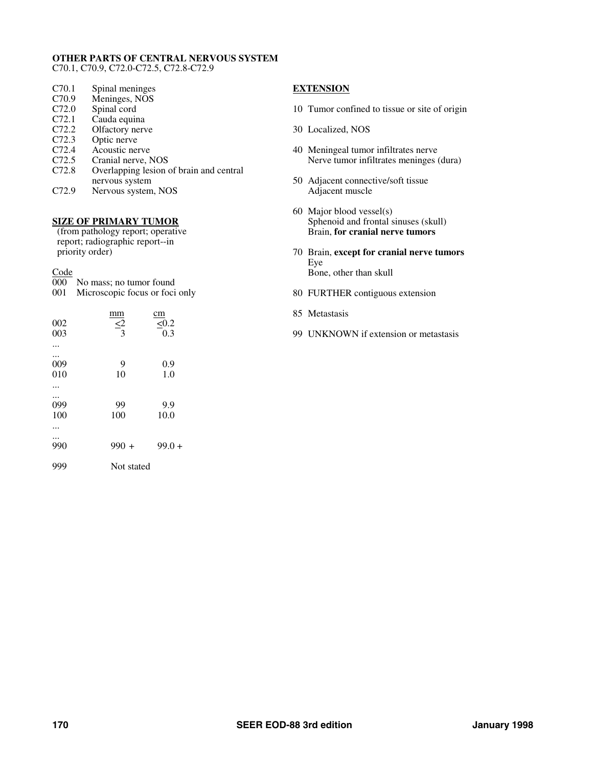**OTHER PARTS OF CENTRAL NERVOUS SYSTEM**
C70.1, C70.9, C72.0-C72.5, C72.8-C72.9

| | |
|---|---|
| C70.1 | Spinal meninges |
| C70.9 | Meninges, NOS |
| C72.0 | Spinal cord |
| C72.1 | Cauda equina |
| C72.2 | Olfactory nerve |
| C72.3 | Optic nerve |
| C72.4 | Acoustic nerve |
| C72.5 | Cranial nerve, NOS |
| C72.8 | Overlapping lesion of brain and central nervous system |
| C72.9 | Nervous system, NOS |

## SIZE OF PRIMARY TUMOR

(from pathology report; operative report; radiographic report--in priority order)

| Code | | |
|---|---|---|
| 000 | No mass; no tumor found | |
| 001 | Microscopic focus or foci only | |
| | **mm** | **cm** |
| 002 | ≤2 | ≤0.2 |
| 003 | 3 | 0.3 |
| ... | | |
| ... | | |
| 009 | 9 | 0.9 |
| 010 | 10 | 1.0 |
| ... | | |
| ... | | |
| 099 | 99 | 9.9 |
| 100 | 100 | 10.0 |
| ... | | |
| ... | | |
| 990 | 990 + | 99.0 + |
| 999 | Not stated | |

## EXTENSION

10 Tumor confined to tissue or site of origin

30 Localized, NOS

40 Meningeal tumor infiltrates nerve
Nerve tumor infiltrates meninges (dura)

50 Adjacent connective/soft tissue
Adjacent muscle

60 Major blood vessel(s)
Sphenoid and frontal sinuses (skull)
Brain, **for cranial nerve tumors**

70 Brain, **except for cranial nerve tumors**
Eye
Bone, other than skull

80 FURTHER contiguous extension

85 Metastasis

99 UNKNOWN if extension or metastasis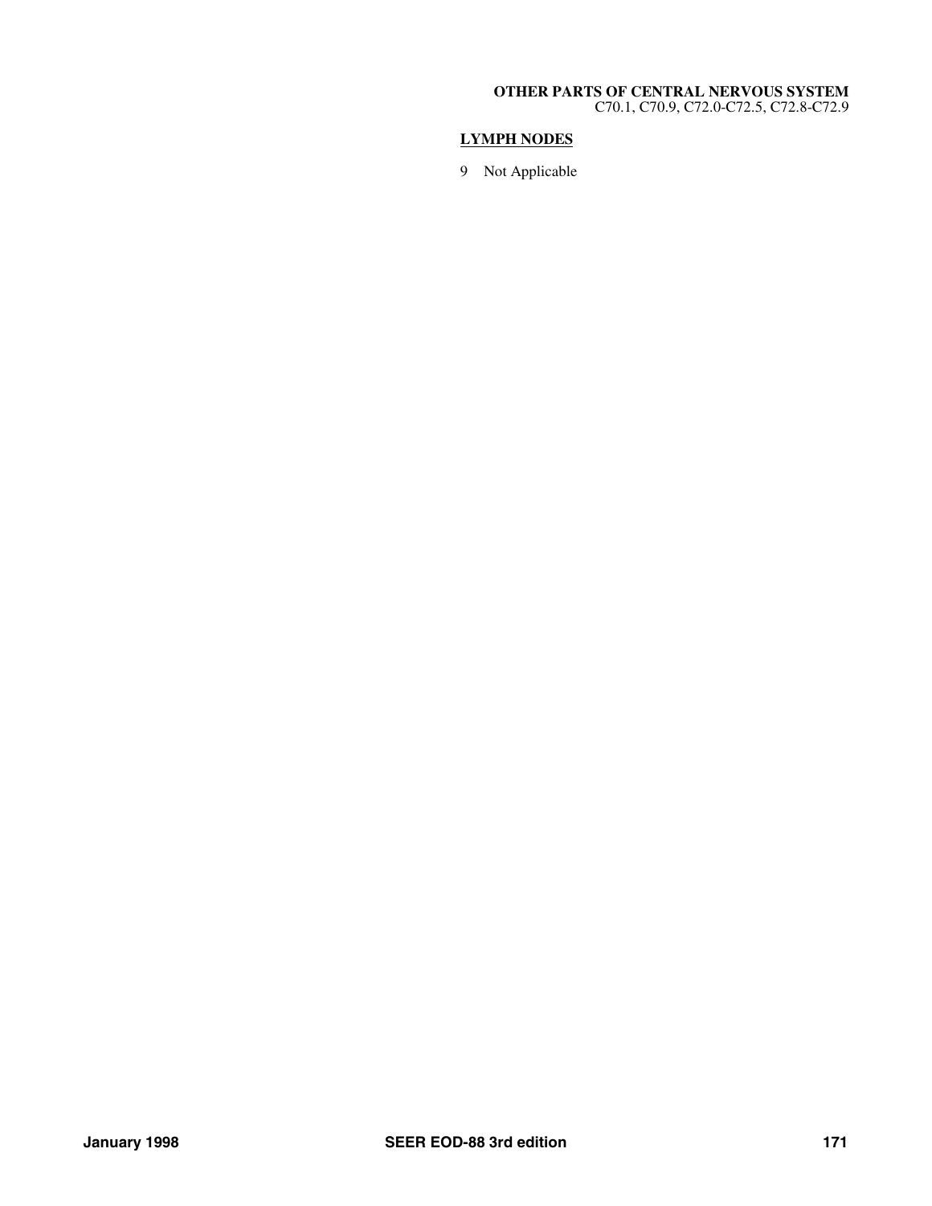## LYMPH NODES

9 Not Applicable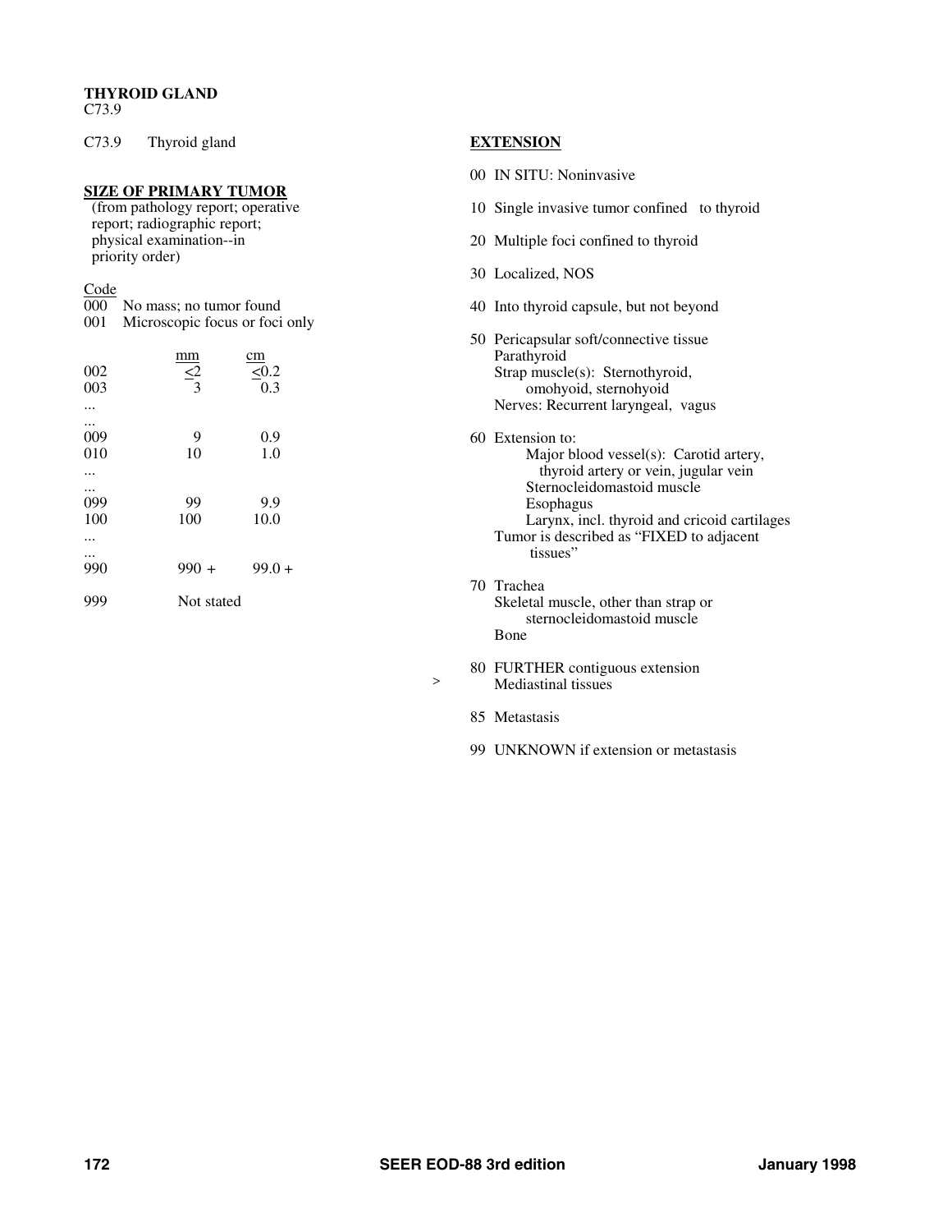**THYROID GLAND**
C73.9

C73.9 Thyroid gland

## SIZE OF PRIMARY TUMOR

(from pathology report; operative report; radiographic report; physical examination--in priority order)

| Code | | |
|---|---|---|
| 000 | No mass; no tumor found | |
| 001 | Microscopic focus or foci only | |
| | mm | cm |
| 002 | ≤2 | ≤0.2 |
| 003 | 3 | 0.3 |
| ... | | |
| ... | | |
| 009 | 9 | 0.9 |
| 010 | 10 | 1.0 |
| ... | | |
| ... | | |
| 099 | 99 | 9.9 |
| 100 | 100 | 10.0 |
| ... | | |
| ... | | |
| 990 | 990 + | 99.0 + |
| 999 | Not stated | |

## EXTENSION

00 IN SITU: Noninvasive

10 Single invasive tumor confined to thyroid

20 Multiple foci confined to thyroid

30 Localized, NOS

40 Into thyroid capsule, but not beyond

50 Pericapsular soft/connective tissue
Parathyroid
Strap muscle(s): Sternothyroid, omohyoid, sternohyoid
Nerves: Recurrent laryngeal, vagus

60 Extension to:
- Major blood vessel(s): Carotid artery, thyroid artery or vein, jugular vein
- Sternocleidomastoid muscle
- Esophagus
- Larynx, incl. thyroid and cricoid cartilages

Tumor is described as "FIXED to adjacent tissues"

70 Trachea
Skeletal muscle, other than strap or sternocleidomastoid muscle
Bone

80 FURTHER contiguous extension
\> Mediastinal tissues

85 Metastasis

99 UNKNOWN if extension or metastasis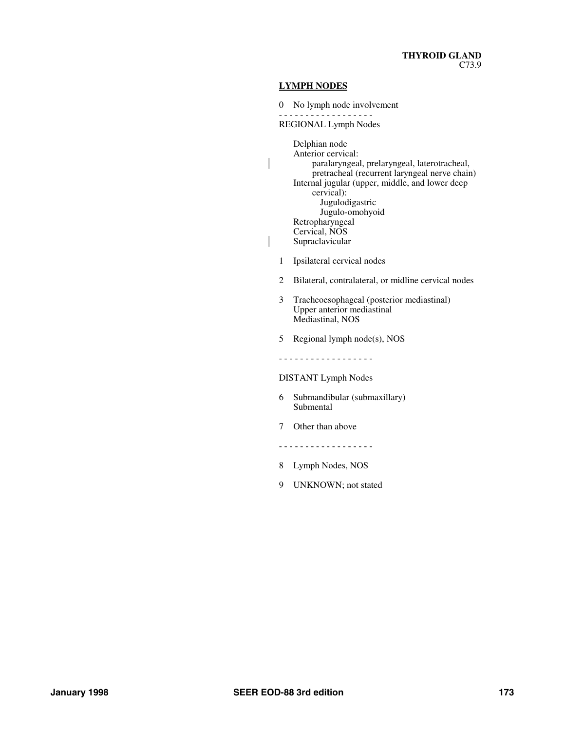**THYROID GLAND**
C73.9

**LYMPH NODES**

0 No lymph node involvement

- - - - - - - - - - - - - - - - - -

REGIONAL Lymph Nodes

- Delphian node
- Anterior cervical:
  - paralaryngeal, prelaryngeal, laterotracheal, pretracheal (recurrent laryngeal nerve chain)
- Internal jugular (upper, middle, and lower deep cervical):
  - Jugulodigastric
  - Jugulo-omohyoid
- Retropharyngeal
- Cervical, NOS
- Supraclavicular

1 Ipsilateral cervical nodes

2 Bilateral, contralateral, or midline cervical nodes

3 Tracheoesophageal (posterior mediastinal)
Upper anterior mediastinal
Mediastinal, NOS

5 Regional lymph node(s), NOS

- - - - - - - - - - - - - - - - - -

DISTANT Lymph Nodes

6 Submandibular (submaxillary)
Submental

7 Other than above

- - - - - - - - - - - - - - - - - -

8 Lymph Nodes, NOS

9 UNKNOWN; not stated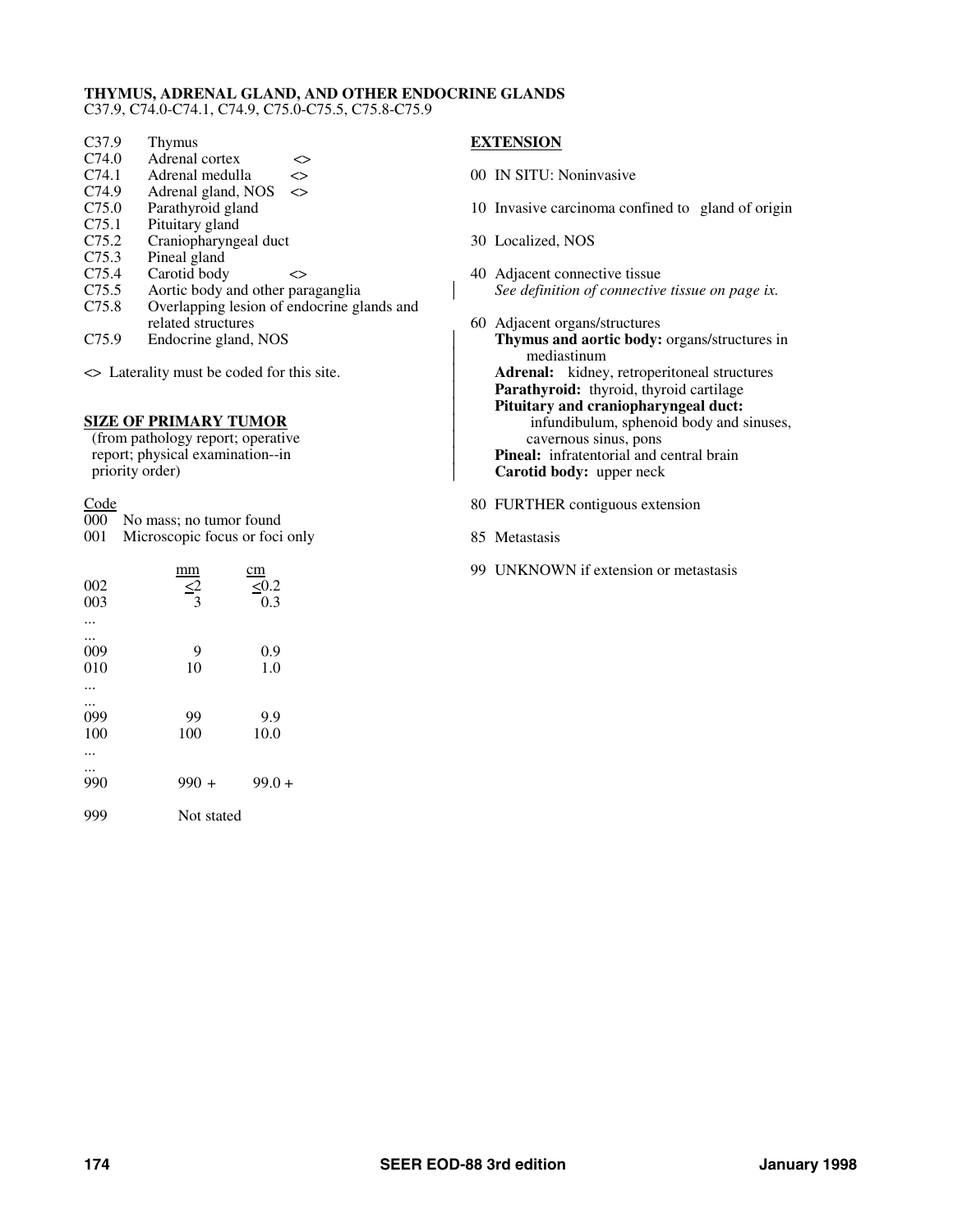**THYMUS, ADRENAL GLAND, AND OTHER ENDOCRINE GLANDS**
C37.9, C74.0-C74.1, C74.9, C75.0-C75.5, C75.8-C75.9

| | | |
|---|---|---|
| C37.9 | Thymus | |
| C74.0 | Adrenal cortex | <> |
| C74.1 | Adrenal medulla | <> |
| C74.9 | Adrenal gland, NOS | <> |
| C75.0 | Parathyroid gland | |
| C75.1 | Pituitary gland | |
| C75.2 | Craniopharyngeal duct | |
| C75.3 | Pineal gland | |
| C75.4 | Carotid body | <> |
| C75.5 | Aortic body and other paraganglia | |
| C75.8 | Overlapping lesion of endocrine glands and related structures | |
| C75.9 | Endocrine gland, NOS | |

<> Laterality must be coded for this site.

**SIZE OF PRIMARY TUMOR**
(from pathology report; operative report; physical examination--in priority order)

| Code | mm | cm |
|---|---|---|
| 000 | No mass; no tumor found | |
| 001 | Microscopic focus or foci only | |
| 002 | ≤2 | ≤0.2 |
| 003 | 3 | 0.3 |
| ... | | |
| ... | | |
| 009 | 9 | 0.9 |
| 010 | 10 | 1.0 |
| ... | | |
| ... | | |
| 099 | 99 | 9.9 |
| 100 | 100 | 10.0 |
| ... | | |
| ... | | |
| 990 | 990 + | 99.0 + |
| 999 | Not stated | |

**EXTENSION**

00 IN SITU: Noninvasive

10 Invasive carcinoma confined to gland of origin

30 Localized, NOS

40 Adjacent connective tissue
*See definition of connective tissue on page ix.*

60 Adjacent organs/structures
**Thymus and aortic body:** organs/structures in mediastinum
**Adrenal:** kidney, retroperitoneal structures
**Parathyroid:** thyroid, thyroid cartilage
**Pituitary and craniopharyngeal duct:** infundibulum, sphenoid body and sinuses, cavernous sinus, pons
**Pineal:** infratentorial and central brain
**Carotid body:** upper neck

80 FURTHER contiguous extension

85 Metastasis

99 UNKNOWN if extension or metastasis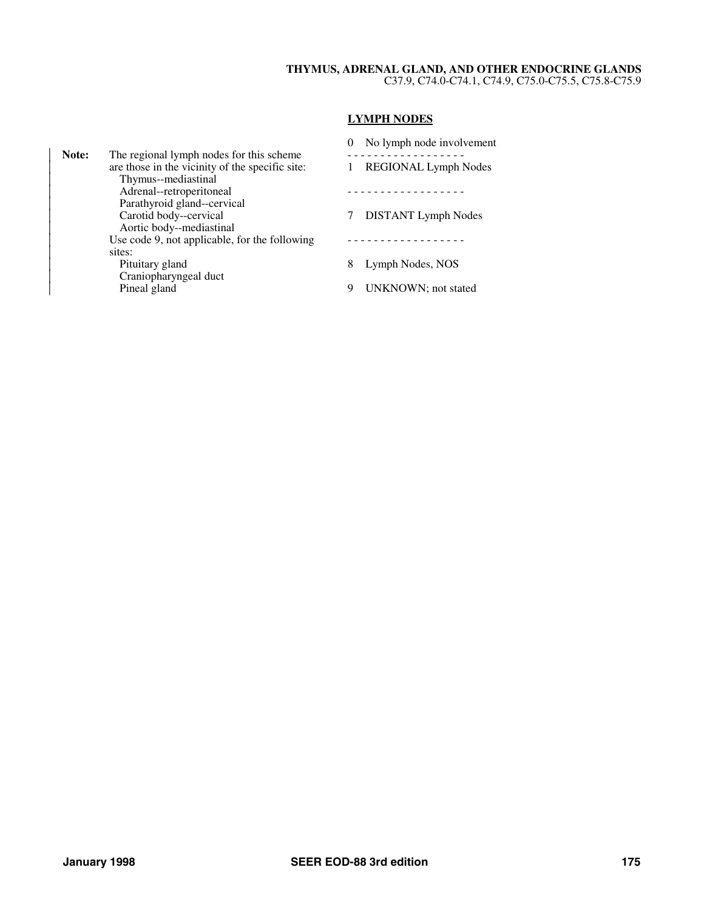**THYMUS, ADRENAL GLAND, AND OTHER ENDOCRINE GLANDS**
C37.9, C74.0-C74.1, C74.9, C75.0-C75.5, C75.8-C75.9

**Note:** The regional lymph nodes for this scheme are those in the vicinity of the specific site:
- Thymus--mediastinal
- Adrenal--retroperitoneal
- Parathyroid gland--cervical
- Carotid body--cervical
- Aortic body--mediastinal

Use code 9, not applicable, for the following sites:
- Pituitary gland
- Craniopharyngeal duct
- Pineal gland

## LYMPH NODES

0 No lymph node involvement

- - - - - - - - - - - - - - - - - -

1 REGIONAL Lymph Nodes

- - - - - - - - - - - - - - - - - -

7 DISTANT Lymph Nodes

- - - - - - - - - - - - - - - - - -

8 Lymph Nodes, NOS

9 UNKNOWN; not stated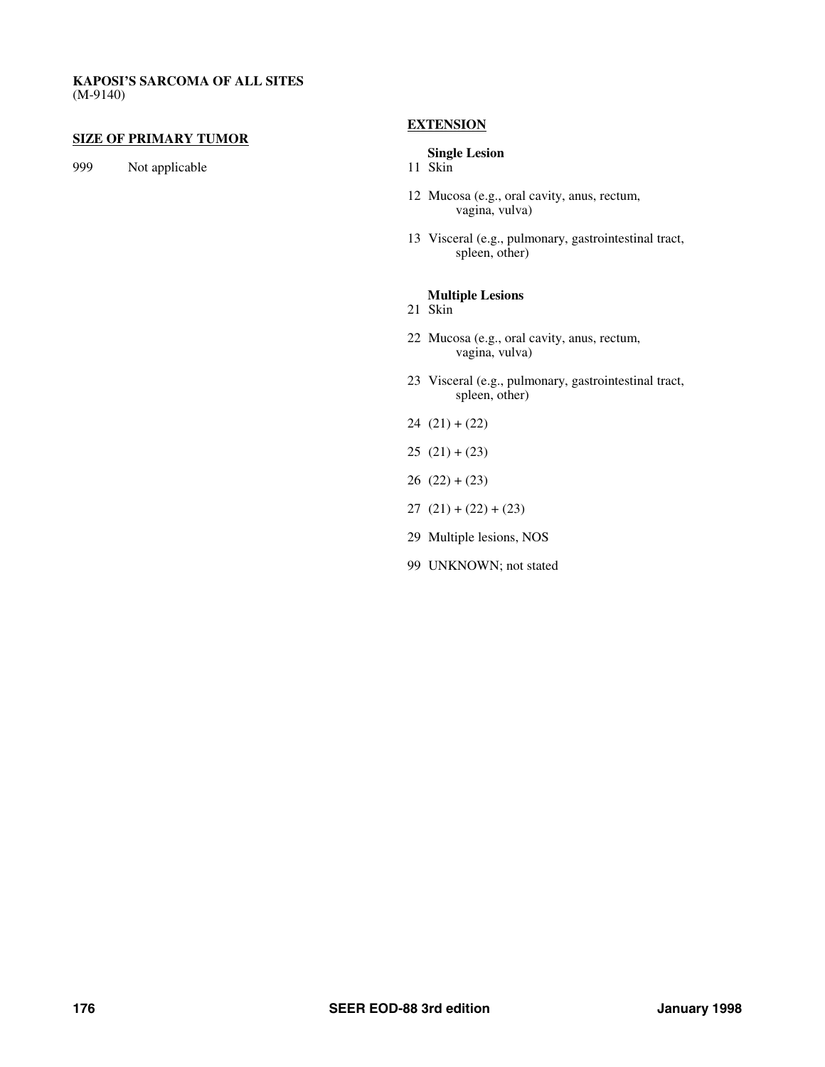**KAPOSI'S SARCOMA OF ALL SITES**
(M-9140)

**SIZE OF PRIMARY TUMOR**

999 Not applicable

**EXTENSION**

**Single Lesion**

11 Skin

12 Mucosa (e.g., oral cavity, anus, rectum, vagina, vulva)

13 Visceral (e.g., pulmonary, gastrointestinal tract, spleen, other)

**Multiple Lesions**

21 Skin

22 Mucosa (e.g., oral cavity, anus, rectum, vagina, vulva)

23 Visceral (e.g., pulmonary, gastrointestinal tract, spleen, other)

24 (21) + (22)

25 (21) + (23)

26 (22) + (23)

27 (21) + (22) + (23)

29 Multiple lesions, NOS

99 UNKNOWN; not stated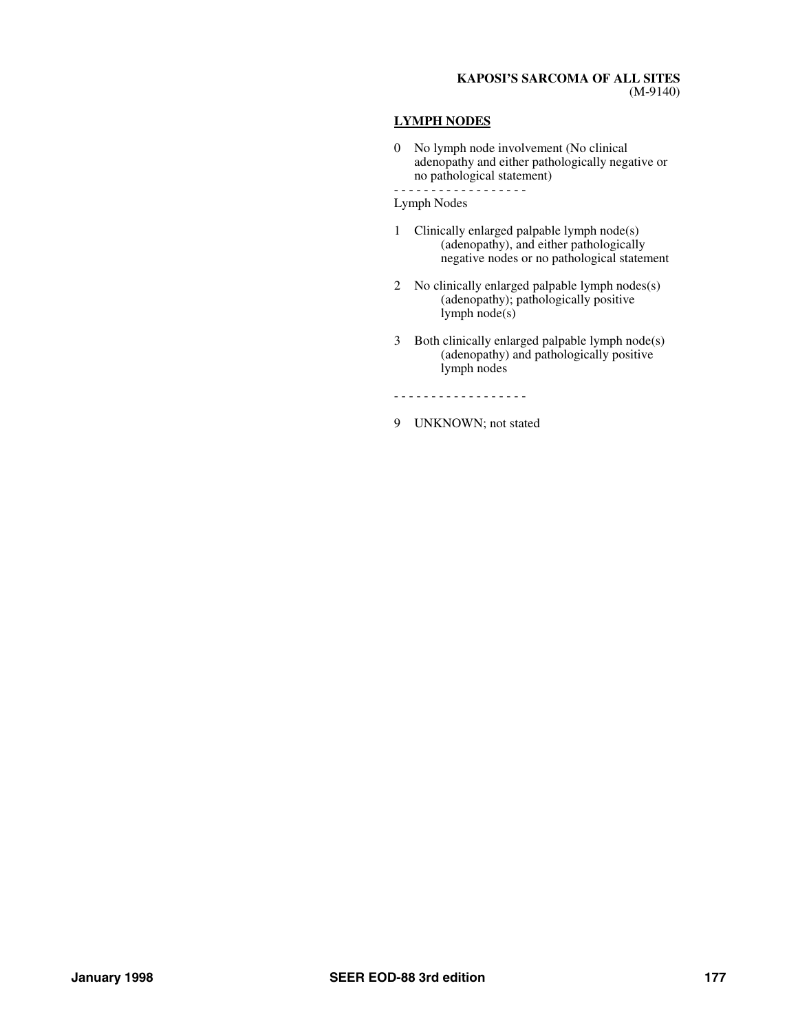**KAPOSI'S SARCOMA OF ALL SITES**
(M-9140)

## LYMPH NODES

0 No lymph node involvement (No clinical adenopathy and either pathologically negative or no pathological statement)

- - - - - - - - - - - - - - - - - -

Lymph Nodes

1 Clinically enlarged palpable lymph node(s) (adenopathy), and either pathologically negative nodes or no pathological statement

2 No clinically enlarged palpable lymph nodes(s) (adenopathy); pathologically positive lymph node(s)

3 Both clinically enlarged palpable lymph node(s) (adenopathy) and pathologically positive lymph nodes

- - - - - - - - - - - - - - - - - -

9 UNKNOWN; not stated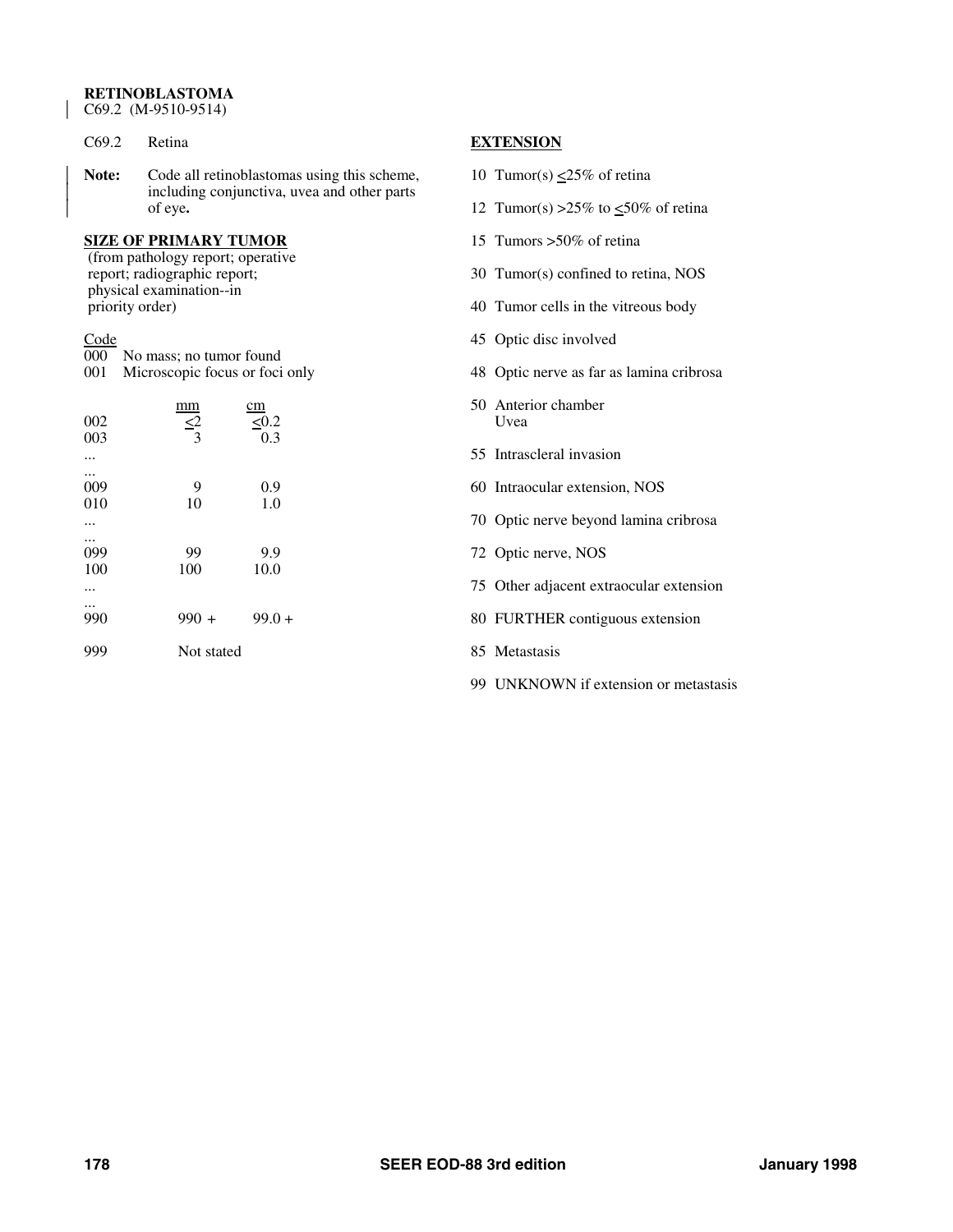# RETINOBLASTOMA

C69.2 (M-9510-9514)

C69.2 Retina

**Note:** Code all retinoblastomas using this scheme, including conjunctiva, uvea and other parts of eye**.**

## SIZE OF PRIMARY TUMOR

(from pathology report; operative report; radiographic report; physical examination--in priority order)

| Code | | mm | cm |
|---|---|---|---|
| 000 | No mass; no tumor found | | |
| 001 | Microscopic focus or foci only | | |
| 002 | | ≤2 | ≤0.2 |
| 003 | | 3 | 0.3 |
| ... | | | |
| ... | | | |
| 009 | | 9 | 0.9 |
| 010 | | 10 | 1.0 |
| ... | | | |
| ... | | | |
| 099 | | 99 | 9.9 |
| 100 | | 100 | 10.0 |
| ... | | | |
| ... | | | |
| 990 | | 990 + | 99.0 + |
| 999 | | Not stated | |

## EXTENSION

10 Tumor(s) ≤25% of retina

12 Tumor(s) >25% to ≤50% of retina

15 Tumors >50% of retina

30 Tumor(s) confined to retina, NOS

40 Tumor cells in the vitreous body

45 Optic disc involved

48 Optic nerve as far as lamina cribrosa

50 Anterior chamber
Uvea

55 Intrascleral invasion

60 Intraocular extension, NOS

70 Optic nerve beyond lamina cribrosa

72 Optic nerve, NOS

75 Other adjacent extraocular extension

80 FURTHER contiguous extension

85 Metastasis

99 UNKNOWN if extension or metastasis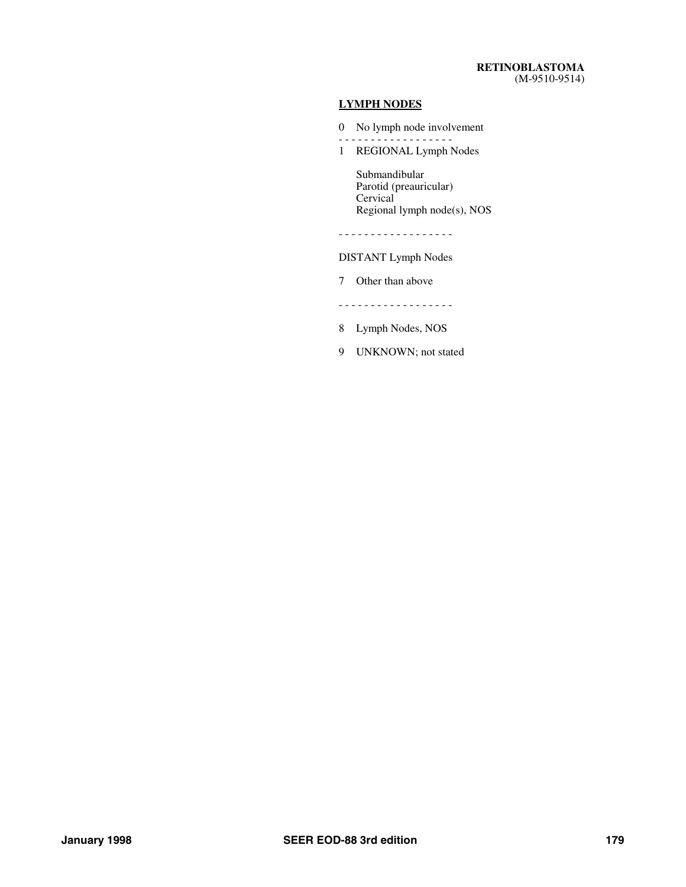**RETINOBLASTOMA**
(M-9510-9514)

## LYMPH NODES

0 No lymph node involvement

- - - - - - - - - - - - - - - - - -

1 REGIONAL Lymph Nodes

Submandibular
Parotid (preauricular)
Cervical
Regional lymph node(s), NOS

- - - - - - - - - - - - - - - - - -

DISTANT Lymph Nodes

7 Other than above

- - - - - - - - - - - - - - - - - -

8 Lymph Nodes, NOS

9 UNKNOWN; not stated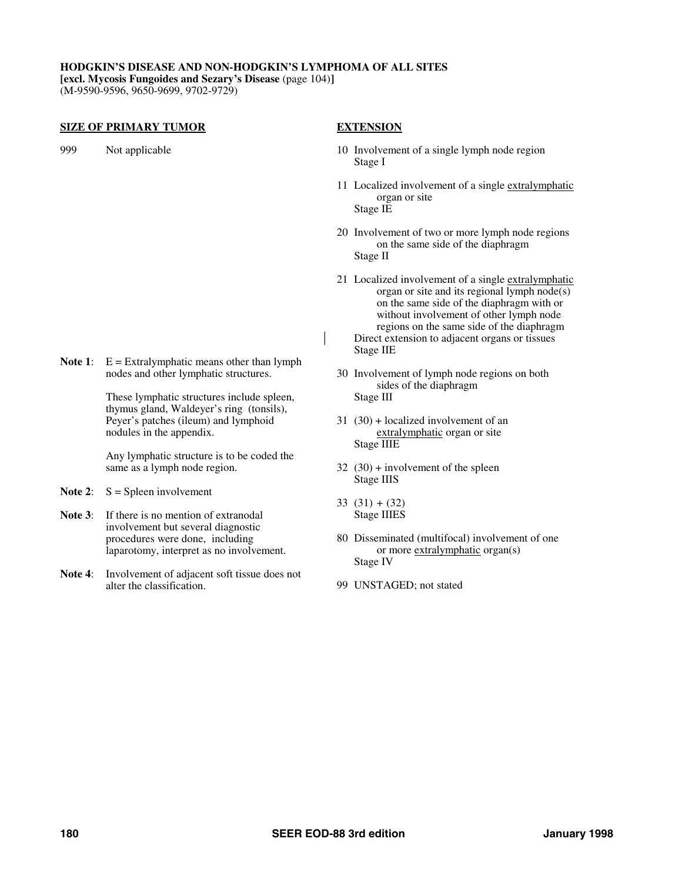**HODGKIN'S DISEASE AND NON-HODGKIN'S LYMPHOMA OF ALL SITES**
**[excl. Mycosis Fungoides and Sezary's Disease** (page 104)**]**
(M-9590-9596, 9650-9699, 9702-9729)

**SIZE OF PRIMARY TUMOR**

999 Not applicable

**Note 1**: E = Extralymphatic means other than lymph nodes and other lymphatic structures.

These lymphatic structures include spleen, thymus gland, Waldeyer's ring (tonsils), Peyer's patches (ileum) and lymphoid nodules in the appendix.

Any lymphatic structure is to be coded the same as a lymph node region.

**Note 2**: S = Spleen involvement

**Note 3**: If there is no mention of extranodal involvement but several diagnostic procedures were done, including laparotomy, interpret as no involvement.

**Note 4**: Involvement of adjacent soft tissue does not alter the classification.

**EXTENSION**

10 Involvement of a single lymph node region
Stage I

11 Localized involvement of a single extralymphatic organ or site
Stage IE

20 Involvement of two or more lymph node regions on the same side of the diaphragm
Stage II

21 Localized involvement of a single extralymphatic organ or site and its regional lymph node(s) on the same side of the diaphragm with or without involvement of other lymph node regions on the same side of the diaphragm
Direct extension to adjacent organs or tissues
Stage IIE

30 Involvement of lymph node regions on both sides of the diaphragm
Stage III

31 (30) + localized involvement of an extralymphatic organ or site
Stage IIIE

32 (30) + involvement of the spleen
Stage IIIS

33 (31) + (32)
Stage IIIES

80 Disseminated (multifocal) involvement of one or more extralymphatic organ(s)
Stage IV

99 UNSTAGED; not stated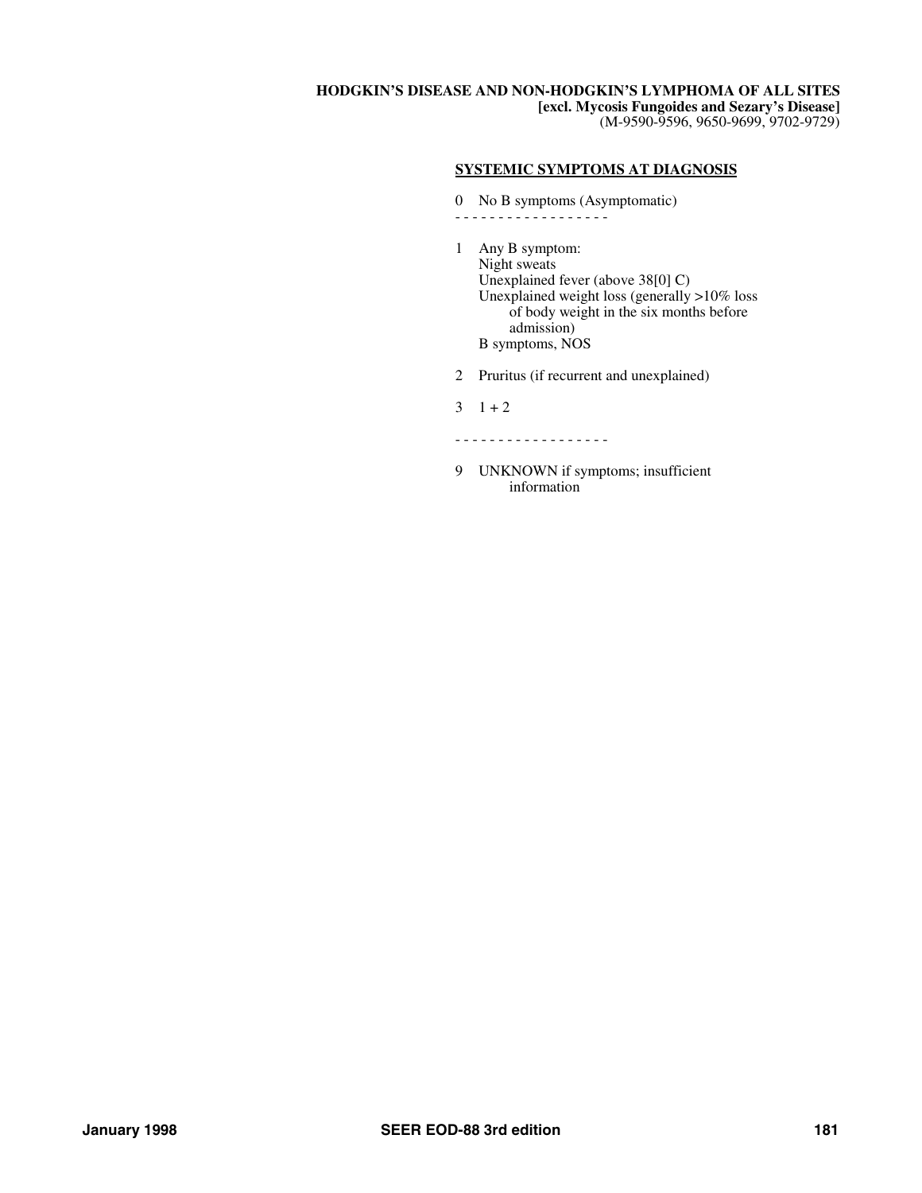**HODGKIN'S DISEASE AND NON-HODGKIN'S LYMPHOMA OF ALL SITES**
**[excl. Mycosis Fungoides and Sezary's Disease]**
(M-9590-9596, 9650-9699, 9702-9729)

## SYSTEMIC SYMPTOMS AT DIAGNOSIS

0 No B symptoms (Asymptomatic)

- - - - - - - - - - - - - - - - - -

1 Any B symptom:
   Night sweats
   Unexplained fever (above 38[0] C)
   Unexplained weight loss (generally >10% loss of body weight in the six months before admission)
   B symptoms, NOS

2 Pruritus (if recurrent and unexplained)

3 1 + 2

- - - - - - - - - - - - - - - - - -

9 UNKNOWN if symptoms; insufficient information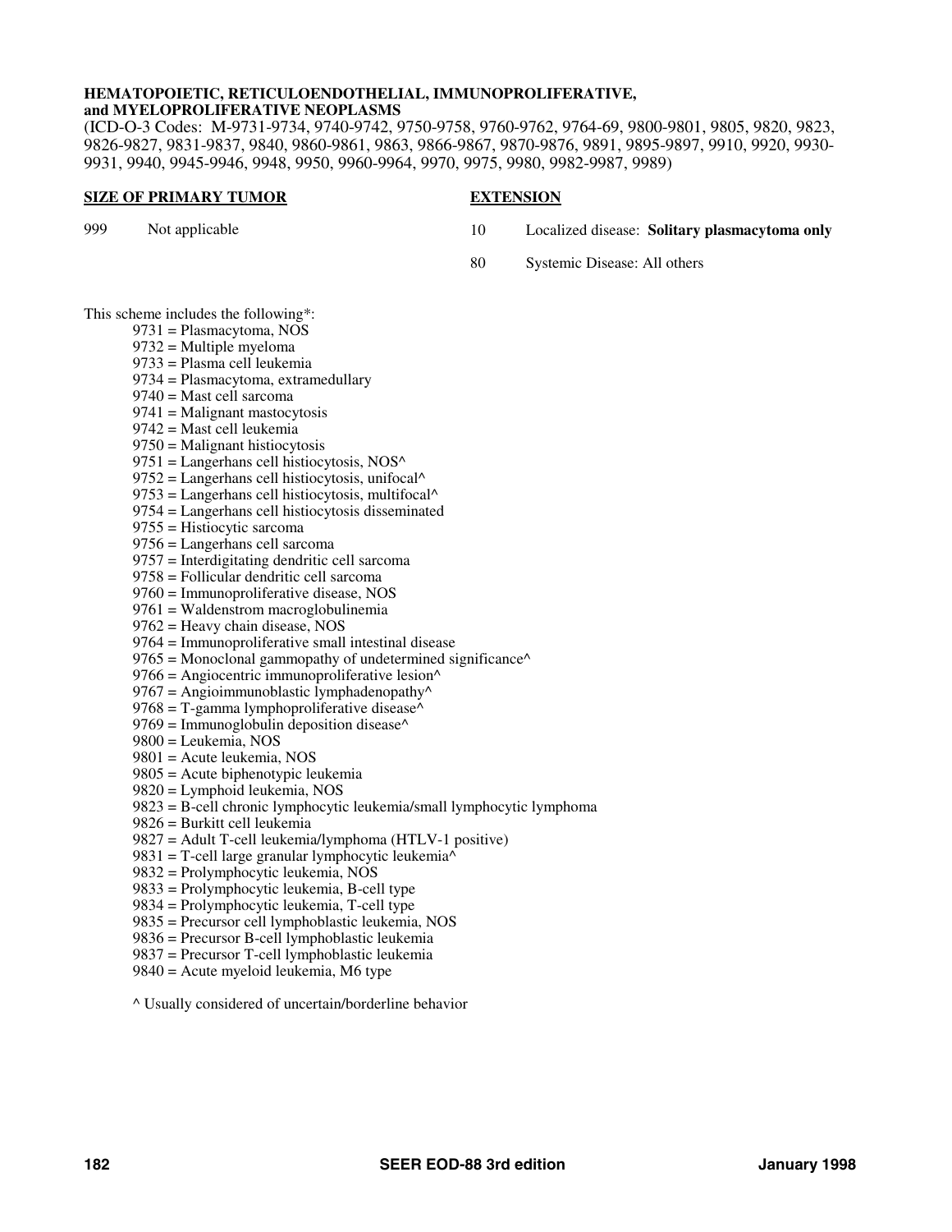**HEMATOPOIETIC, RETICULOENDOTHELIAL, IMMUNOPROLIFERATIVE, and MYELOPROLIFERATIVE NEOPLASMS**

(ICD-O-3 Codes: M-9731-9734, 9740-9742, 9750-9758, 9760-9762, 9764-69, 9800-9801, 9805, 9820, 9823, 9826-9827, 9831-9837, 9840, 9860-9861, 9863, 9866-9867, 9870-9876, 9891, 9895-9897, 9910, 9920, 9930-9931, 9940, 9945-9946, 9948, 9950, 9960-9964, 9970, 9975, 9980, 9982-9987, 9989)

**SIZE OF PRIMARY TUMOR**

999 Not applicable

**EXTENSION**

10 Localized disease: **Solitary plasmacytoma only**

80 Systemic Disease: All others

This scheme includes the following*:

9731 = Plasmacytoma, NOS
9732 = Multiple myeloma
9733 = Plasma cell leukemia
9734 = Plasmacytoma, extramedullary
9740 = Mast cell sarcoma
9741 = Malignant mastocytosis
9742 = Mast cell leukemia
9750 = Malignant histiocytosis
9751 = Langerhans cell histiocytosis, NOS^
9752 = Langerhans cell histiocytosis, unifocal^
9753 = Langerhans cell histiocytosis, multifocal^
9754 = Langerhans cell histiocytosis disseminated
9755 = Histiocytic sarcoma
9756 = Langerhans cell sarcoma
9757 = Interdigitating dendritic cell sarcoma
9758 = Follicular dendritic cell sarcoma
9760 = Immunoproliferative disease, NOS
9761 = Waldenstrom macroglobulinemia
9762 = Heavy chain disease, NOS
9764 = Immunoproliferative small intestinal disease
9765 = Monoclonal gammopathy of undetermined significance^
9766 = Angiocentric immunoproliferative lesion^
9767 = Angioimmunoblastic lymphadenopathy^
9768 = T-gamma lymphoproliferative disease^
9769 = Immunoglobulin deposition disease^
9800 = Leukemia, NOS
9801 = Acute leukemia, NOS
9805 = Acute biphenotypic leukemia
9820 = Lymphoid leukemia, NOS
9823 = B-cell chronic lymphocytic leukemia/small lymphocytic lymphoma
9826 = Burkitt cell leukemia
9827 = Adult T-cell leukemia/lymphoma (HTLV-1 positive)
9831 = T-cell large granular lymphocytic leukemia^
9832 = Prolymphocytic leukemia, NOS
9833 = Prolymphocytic leukemia, B-cell type
9834 = Prolymphocytic leukemia, T-cell type
9835 = Precursor cell lymphoblastic leukemia, NOS
9836 = Precursor B-cell lymphoblastic leukemia
9837 = Precursor T-cell lymphoblastic leukemia
9840 = Acute myeloid leukemia, M6 type

^ Usually considered of uncertain/borderline behavior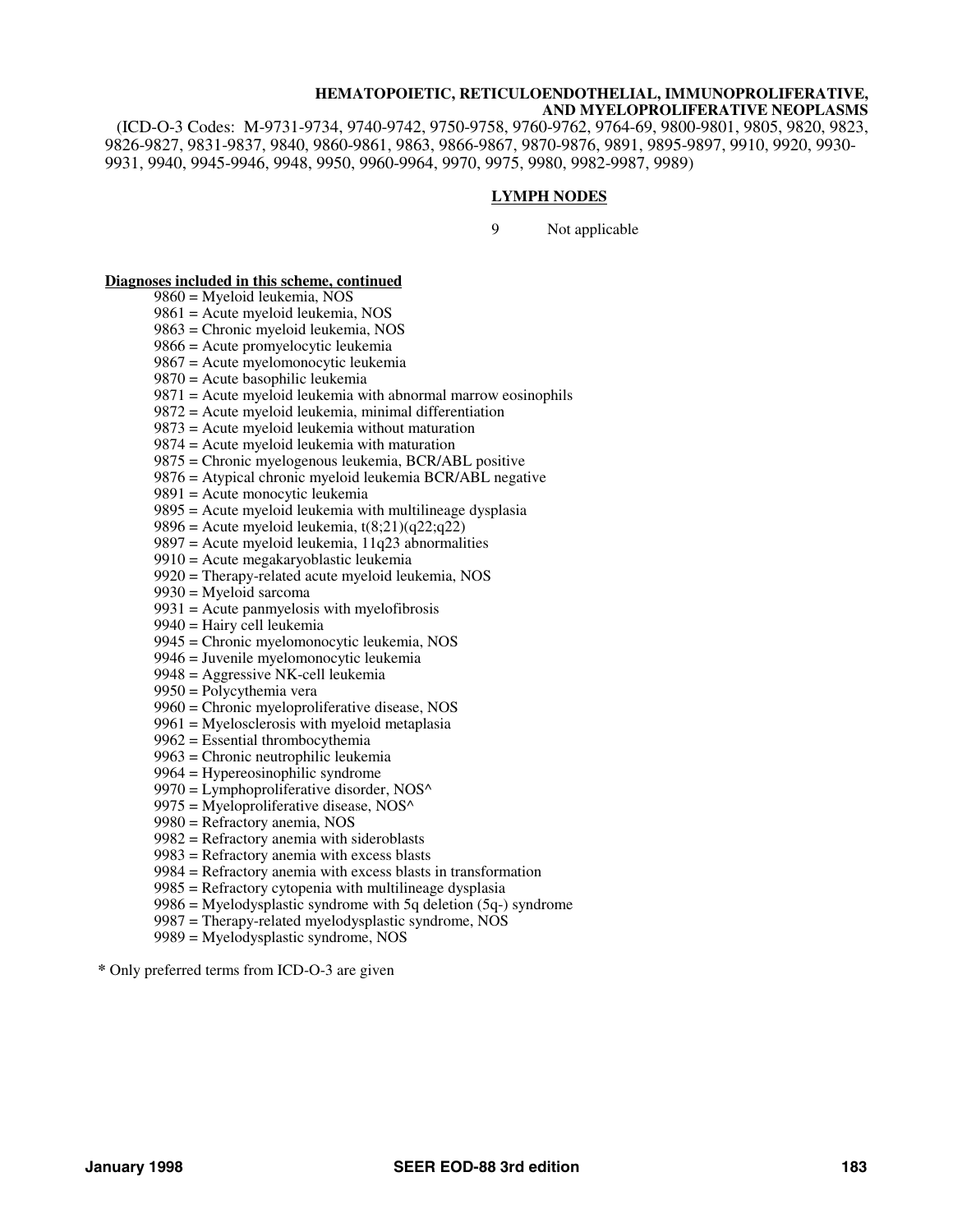**HEMATOPOIETIC, RETICULOENDOTHELIAL, IMMUNOPROLIFERATIVE, AND MYELOPROLIFERATIVE NEOPLASMS**

(ICD-O-3 Codes: M-9731-9734, 9740-9742, 9750-9758, 9760-9762, 9764-69, 9800-9801, 9805, 9820, 9823, 9826-9827, 9831-9837, 9840, 9860-9861, 9863, 9866-9867, 9870-9876, 9891, 9895-9897, 9910, 9920, 9930-9931, 9940, 9945-9946, 9948, 9950, 9960-9964, 9970, 9975, 9980, 9982-9987, 9989)

## LYMPH NODES

9 Not applicable

**Diagnoses included in this scheme, continued**

- 9860 = Myeloid leukemia, NOS
- 9861 = Acute myeloid leukemia, NOS
- 9863 = Chronic myeloid leukemia, NOS
- 9866 = Acute promyelocytic leukemia
- 9867 = Acute myelomonocytic leukemia
- 9870 = Acute basophilic leukemia
- 9871 = Acute myeloid leukemia with abnormal marrow eosinophils
- 9872 = Acute myeloid leukemia, minimal differentiation
- 9873 = Acute myeloid leukemia without maturation
- 9874 = Acute myeloid leukemia with maturation
- 9875 = Chronic myelogenous leukemia, BCR/ABL positive
- 9876 = Atypical chronic myeloid leukemia BCR/ABL negative
- 9891 = Acute monocytic leukemia
- 9895 = Acute myeloid leukemia with multilineage dysplasia
- 9896 = Acute myeloid leukemia, t(8;21)(q22;q22)
- 9897 = Acute myeloid leukemia, 11q23 abnormalities
- 9910 = Acute megakaryoblastic leukemia
- 9920 = Therapy-related acute myeloid leukemia, NOS
- 9930 = Myeloid sarcoma
- 9931 = Acute panmyelosis with myelofibrosis
- 9940 = Hairy cell leukemia
- 9945 = Chronic myelomonocytic leukemia, NOS
- 9946 = Juvenile myelomonocytic leukemia
- 9948 = Aggressive NK-cell leukemia
- 9950 = Polycythemia vera
- 9960 = Chronic myeloproliferative disease, NOS
- 9961 = Myelosclerosis with myeloid metaplasia
- 9962 = Essential thrombocythemia
- 9963 = Chronic neutrophilic leukemia
- 9964 = Hypereosinophilic syndrome
- 9970 = Lymphoproliferative disorder, NOS^
- 9975 = Myeloproliferative disease, NOS^
- 9980 = Refractory anemia, NOS
- 9982 = Refractory anemia with sideroblasts
- 9983 = Refractory anemia with excess blasts
- 9984 = Refractory anemia with excess blasts in transformation
- 9985 = Refractory cytopenia with multilineage dysplasia
- 9986 = Myelodysplastic syndrome with 5q deletion (5q-) syndrome
- 9987 = Therapy-related myelodysplastic syndrome, NOS
- 9989 = Myelodysplastic syndrome, NOS

\* Only preferred terms from ICD-O-3 are given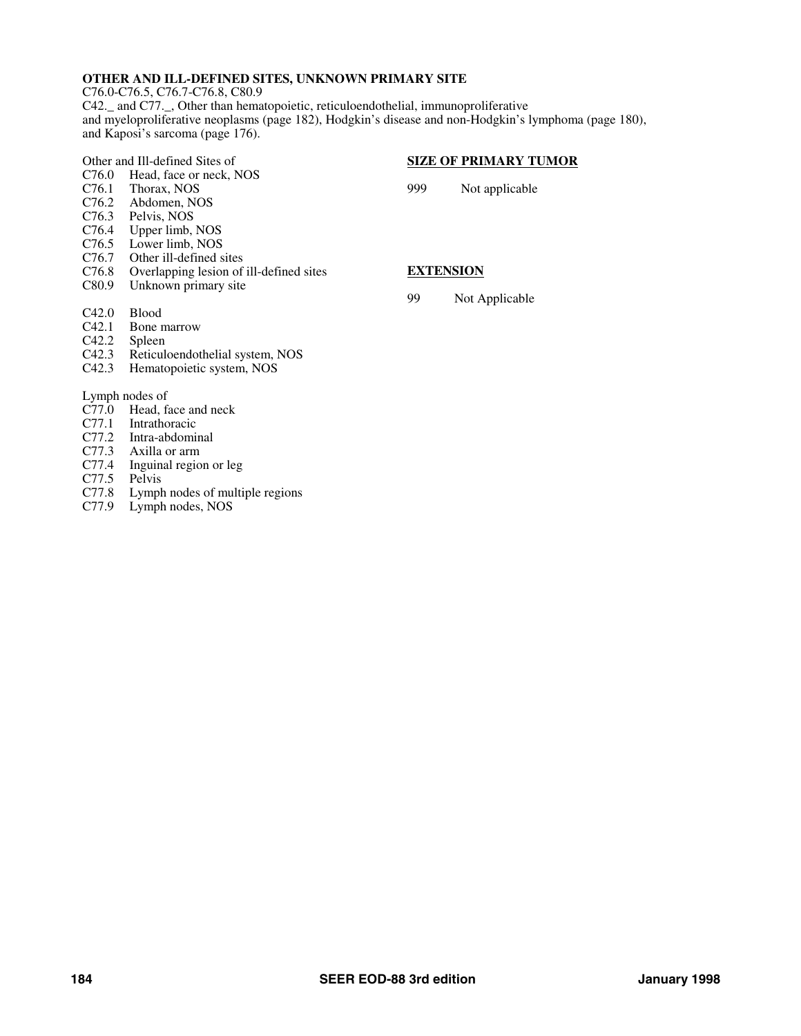**OTHER AND ILL-DEFINED SITES, UNKNOWN PRIMARY SITE**

C76.0-C76.5, C76.7-C76.8, C80.9
C42._ and C77._, Other than hematopoietic, reticuloendothelial, immunoproliferative and myeloproliferative neoplasms (page 182), Hodgkin's disease and non-Hodgkin's lymphoma (page 180), and Kaposi's sarcoma (page 176).

Other and Ill-defined Sites of

- C76.0 Head, face or neck, NOS
- C76.1 Thorax, NOS
- C76.2 Abdomen, NOS
- C76.3 Pelvis, NOS
- C76.4 Upper limb, NOS
- C76.5 Lower limb, NOS
- C76.7 Other ill-defined sites
- C76.8 Overlapping lesion of ill-defined sites
- C80.9 Unknown primary site

- C42.0 Blood
- C42.1 Bone marrow
- C42.2 Spleen
- C42.3 Reticuloendothelial system, NOS
- C42.3 Hematopoietic system, NOS

Lymph nodes of

- C77.0 Head, face and neck
- C77.1 Intrathoracic
- C77.2 Intra-abdominal
- C77.3 Axilla or arm
- C77.4 Inguinal region or leg
- C77.5 Pelvis
- C77.8 Lymph nodes of multiple regions
- C77.9 Lymph nodes, NOS

## SIZE OF PRIMARY TUMOR

999 Not applicable

## EXTENSION

99 Not Applicable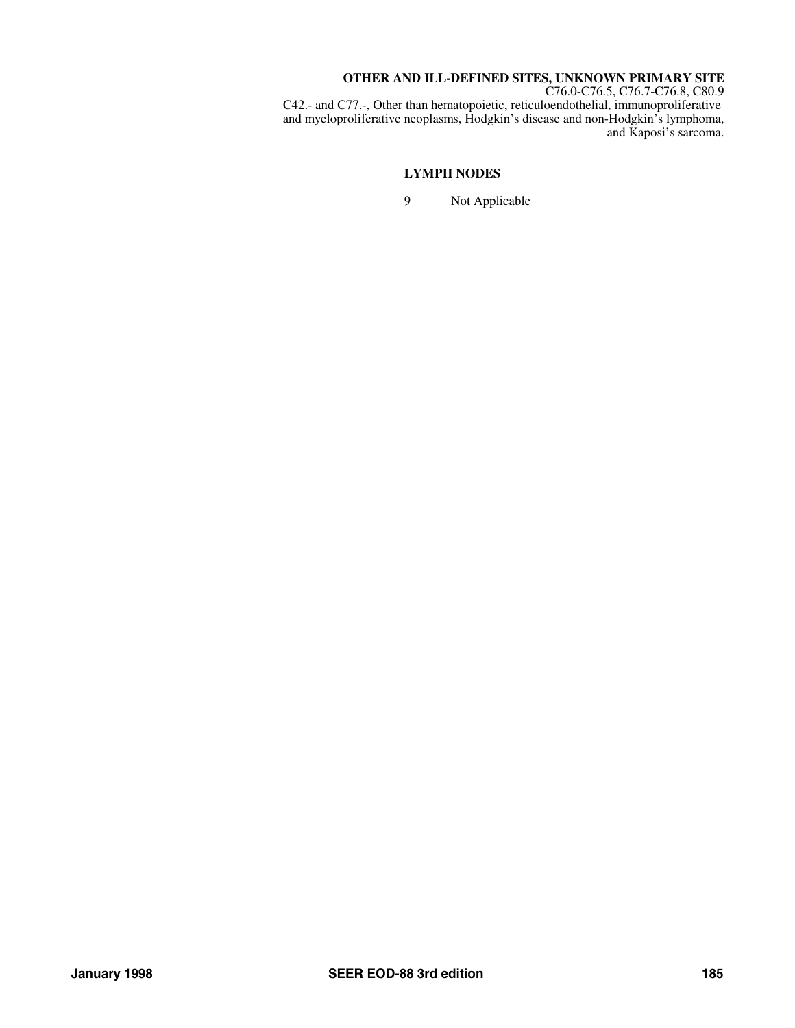**OTHER AND ILL-DEFINED SITES, UNKNOWN PRIMARY SITE**
C76.0-C76.5, C76.7-C76.8, C80.9
C42.- and C77.-, Other than hematopoietic, reticuloendothelial, immunoproliferative and myeloproliferative neoplasms, Hodgkin's disease and non-Hodgkin's lymphoma, and Kaposi's sarcoma.

## LYMPH NODES

9 Not Applicable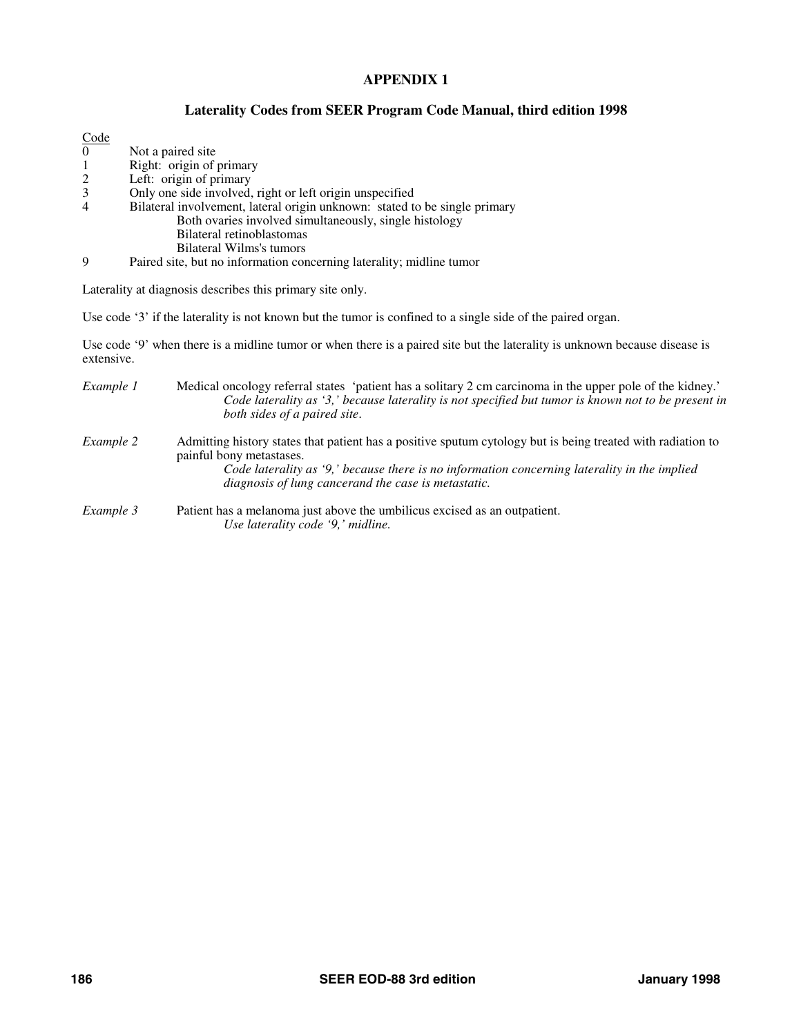# APPENDIX 1

## Laterality Codes from SEER Program Code Manual, third edition 1998

| Code | |
|---|---|
| 0 | Not a paired site |
| 1 | Right: origin of primary |
| 2 | Left: origin of primary |
| 3 | Only one side involved, right or left origin unspecified |
| 4 | Bilateral involvement, lateral origin unknown: stated to be single primary<br>Both ovaries involved simultaneously, single histology<br>Bilateral retinoblastomas<br>Bilateral Wilms's tumors |
| 9 | Paired site, but no information concerning laterality; midline tumor |

Laterality at diagnosis describes this primary site only.

Use code '3' if the laterality is not known but the tumor is confined to a single side of the paired organ.

Use code '9' when there is a midline tumor or when there is a paired site but the laterality is unknown because disease is extensive.

*Example 1* Medical oncology referral states 'patient has a solitary 2 cm carcinoma in the upper pole of the kidney.'
*Code laterality as '3,' because laterality is not specified but tumor is known not to be present in both sides of a paired site.*

*Example 2* Admitting history states that patient has a positive sputum cytology but is being treated with radiation to painful bony metastases.
*Code laterality as '9,' because there is no information concerning laterality in the implied diagnosis of lung cancerand the case is metastatic.*

*Example 3* Patient has a melanoma just above the umbilicus excised as an outpatient.
*Use laterality code '9,' midline.*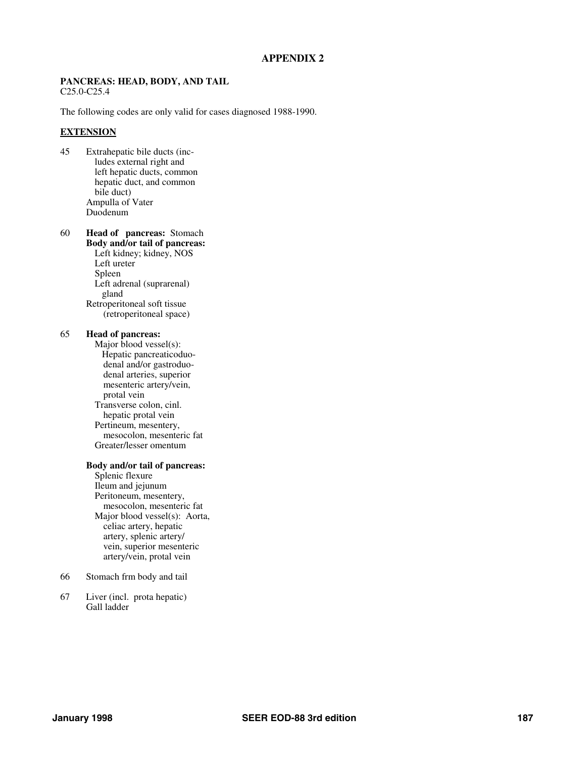## APPENDIX 2

**PANCREAS: HEAD, BODY, AND TAIL**
C25.0-C25.4

The following codes are only valid for cases diagnosed 1988-1990.

**EXTENSION**

45 Extrahepatic bile ducts (includes external right and left hepatic ducts, common hepatic duct, and common bile duct)
Ampulla of Vater
Duodenum

60 **Head of pancreas:** Stomach
**Body and/or tail of pancreas:**
Left kidney; kidney, NOS
Left ureter
Spleen
Left adrenal (suprarenal) gland
Retroperitoneal soft tissue (retroperitoneal space)

65 **Head of pancreas:**
Major blood vessel(s):
Hepatic pancreaticoduodenal and/or gastroduodenal arteries, superior mesenteric artery/vein, protal vein
Transverse colon, cinl. hepatic protal vein
Pertineum, mesentery, mesocolon, mesenteric fat
Greater/lesser omentum

**Body and/or tail of pancreas:**
Splenic flexure
Ileum and jejunum
Peritoneum, mesentery, mesocolon, mesenteric fat
Major blood vessel(s): Aorta, celiac artery, hepatic artery, splenic artery/vein, superior mesenteric artery/vein, protal vein

66 Stomach frm body and tail

67 Liver (incl. prota hepatic)
Gall ladder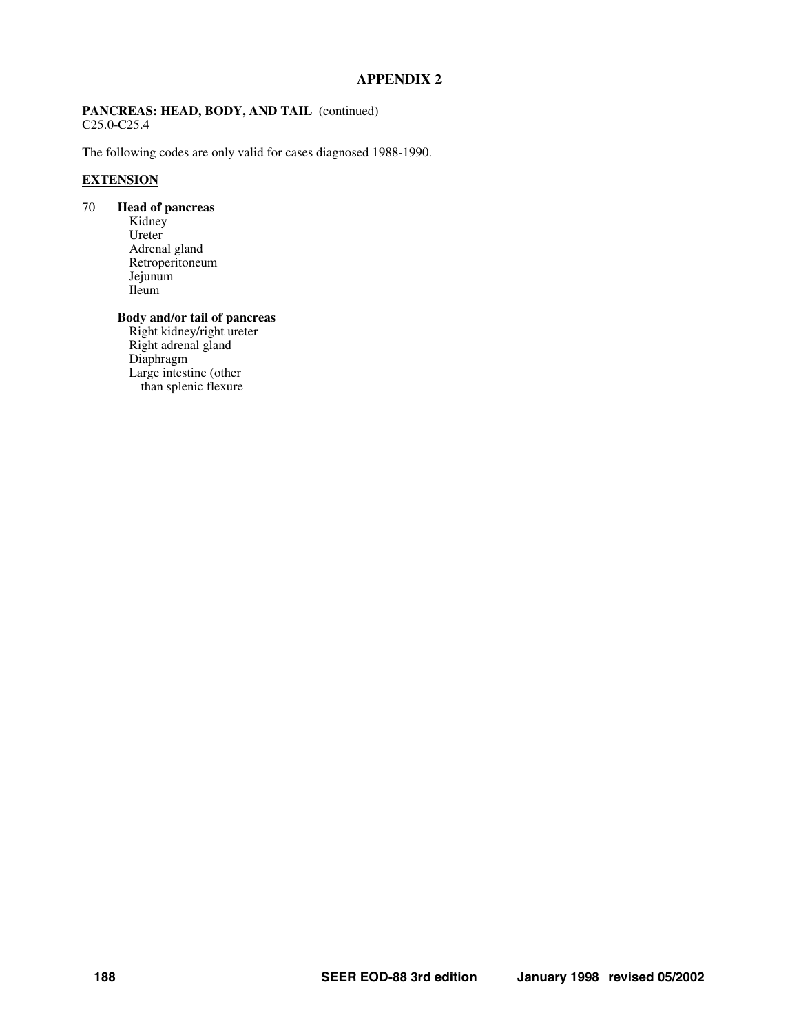# APPENDIX 2

**PANCREAS: HEAD, BODY, AND TAIL** (continued)
C25.0-C25.4

The following codes are only valid for cases diagnosed 1988-1990.

**EXTENSION**

70 **Head of pancreas**
Kidney
Ureter
Adrenal gland
Retroperitoneum
Jejunum
Ileum

**Body and/or tail of pancreas**
Right kidney/right ureter
Right adrenal gland
Diaphragm
Large intestine (other
than splenic flexure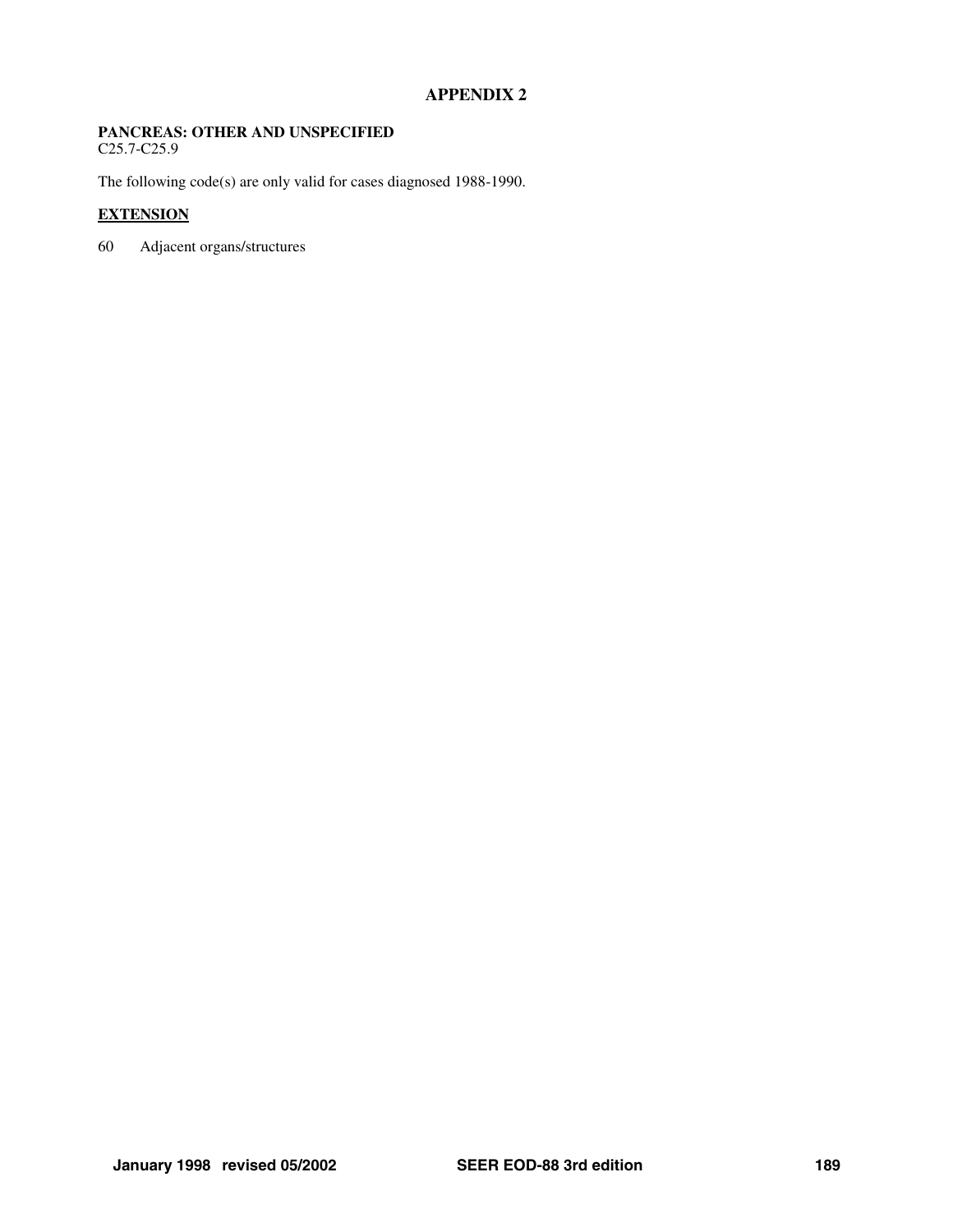# APPENDIX 2

**PANCREAS: OTHER AND UNSPECIFIED**
C25.7-C25.9

The following code(s) are only valid for cases diagnosed 1988-1990.

## EXTENSION

60 Adjacent organs/structures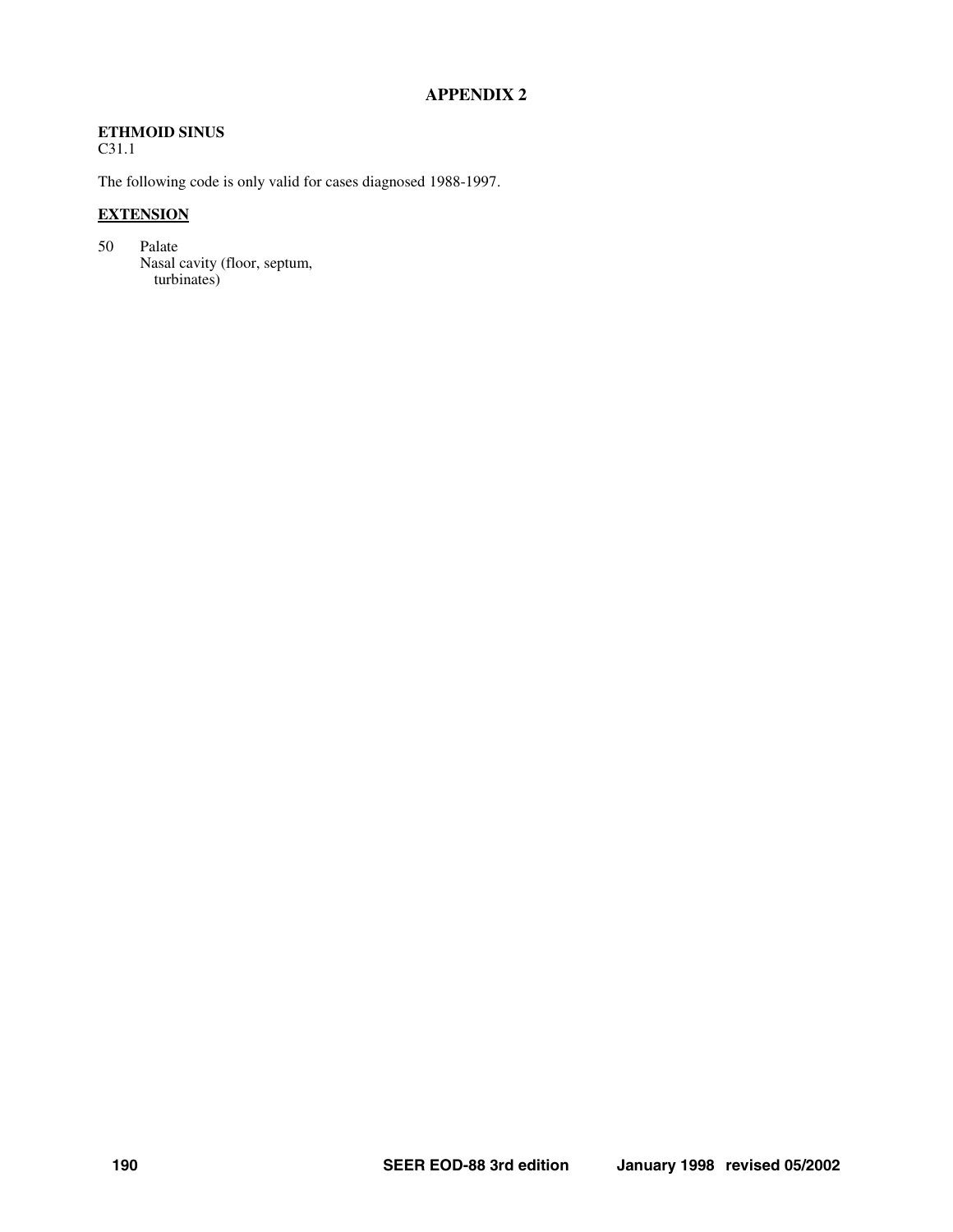# APPENDIX 2

**ETHMOID SINUS**
C31.1

The following code is only valid for cases diagnosed 1988-1997.

**EXTENSION**

50 Palate
Nasal cavity (floor, septum, turbinates)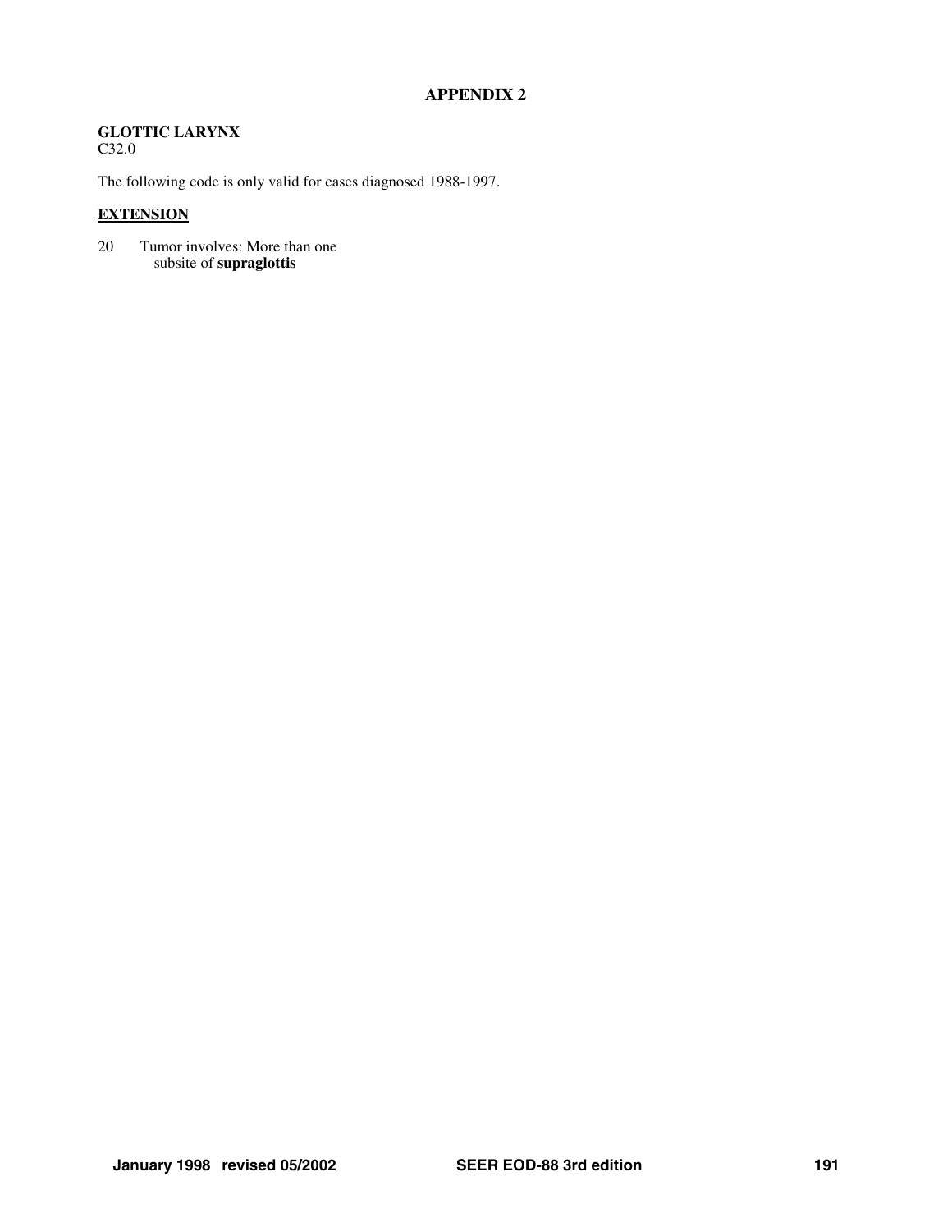# APPENDIX 2

**GLOTTIC LARYNX**
C32.0

The following code is only valid for cases diagnosed 1988-1997.

**EXTENSION**

20 Tumor involves: More than one subsite of **supraglottis**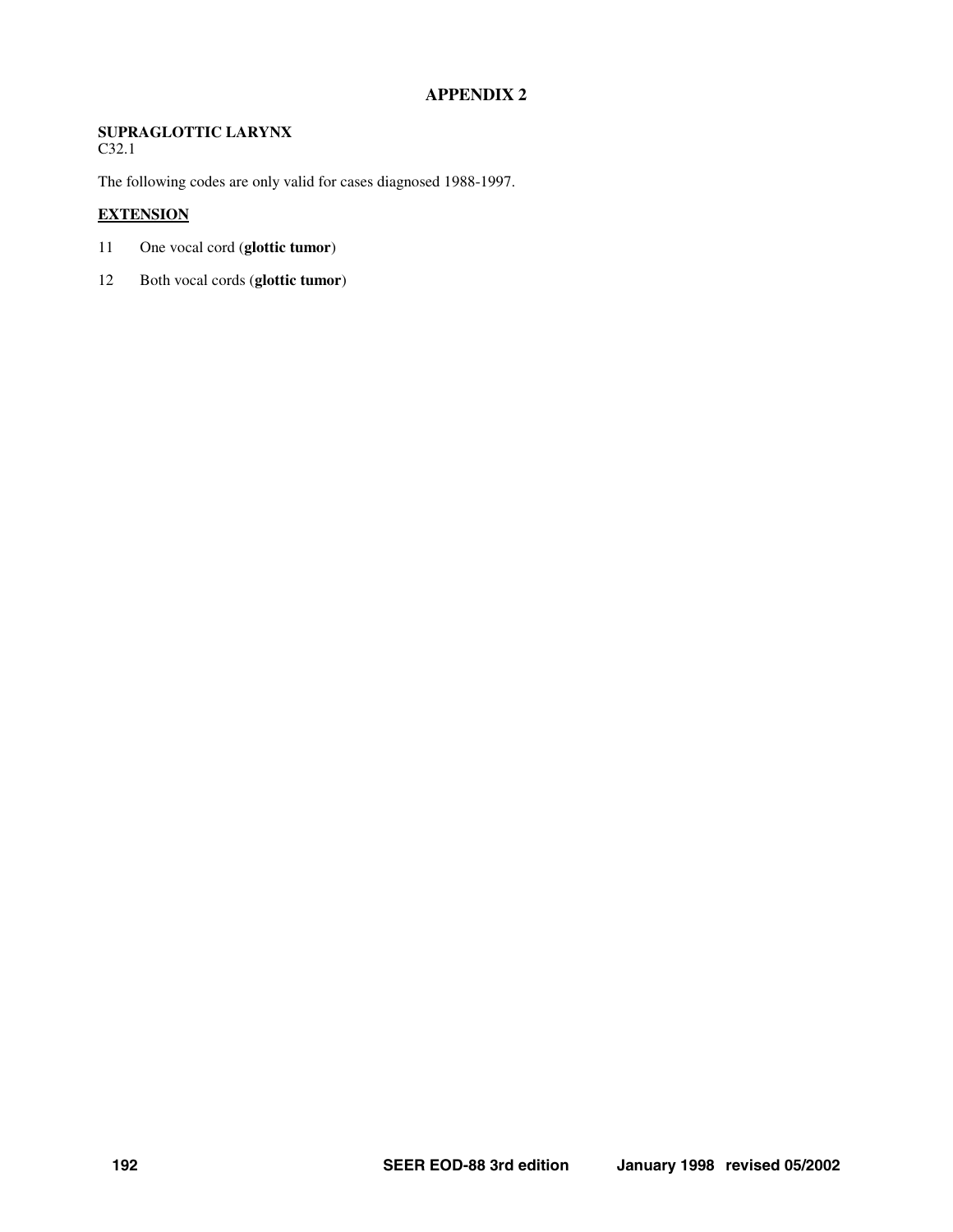# APPENDIX 2

**SUPRAGLOTTIC LARYNX**
C32.1

The following codes are only valid for cases diagnosed 1988-1997.

## EXTENSION

11 One vocal cord (**glottic tumor**)

12 Both vocal cords (**glottic tumor**)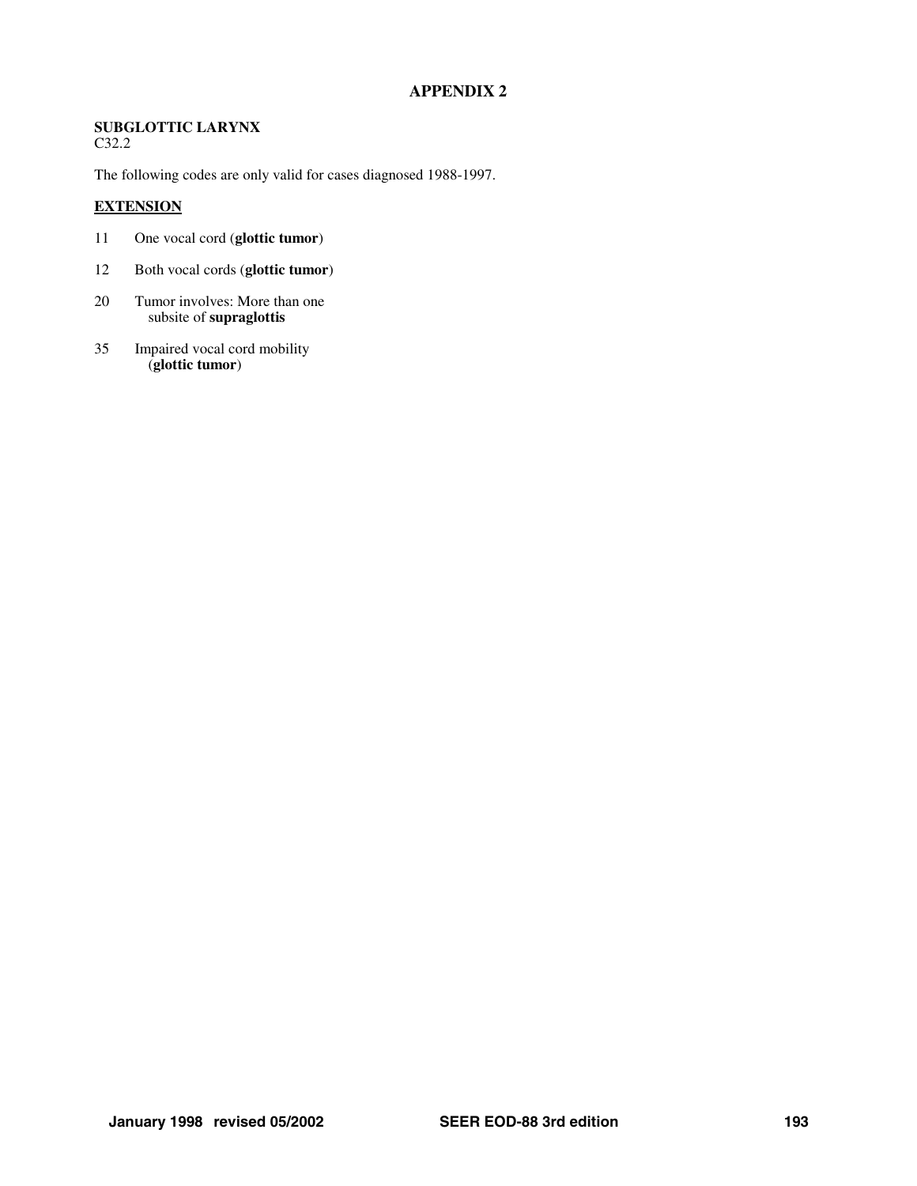# APPENDIX 2

**SUBGLOTTIC LARYNX**
C32.2

The following codes are only valid for cases diagnosed 1988-1997.

## EXTENSION

11 One vocal cord (**glottic tumor**)

12 Both vocal cords (**glottic tumor**)

20 Tumor involves: More than one subsite of **supraglottis**

35 Impaired vocal cord mobility (**glottic tumor**)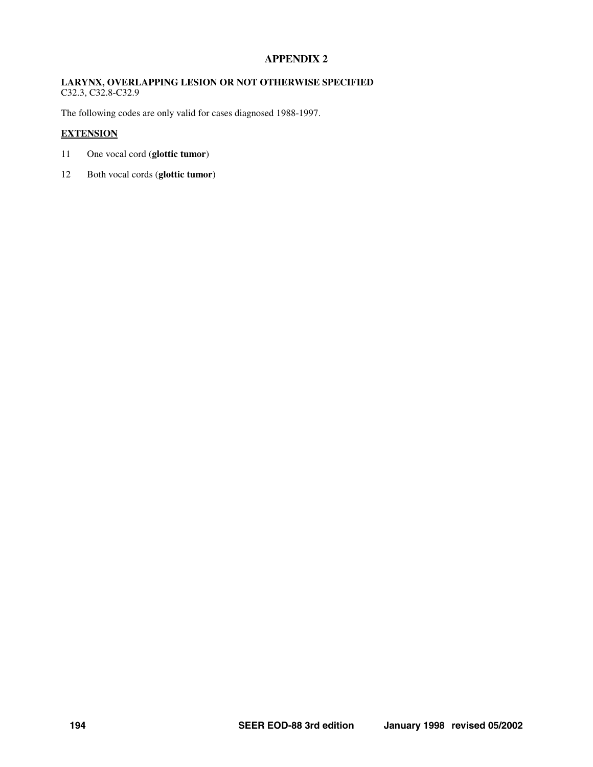# APPENDIX 2

**LARYNX, OVERLAPPING LESION OR NOT OTHERWISE SPECIFIED**
C32.3, C32.8-C32.9

The following codes are only valid for cases diagnosed 1988-1997.

**EXTENSION**

11 One vocal cord (**glottic tumor**)

12 Both vocal cords (**glottic tumor**)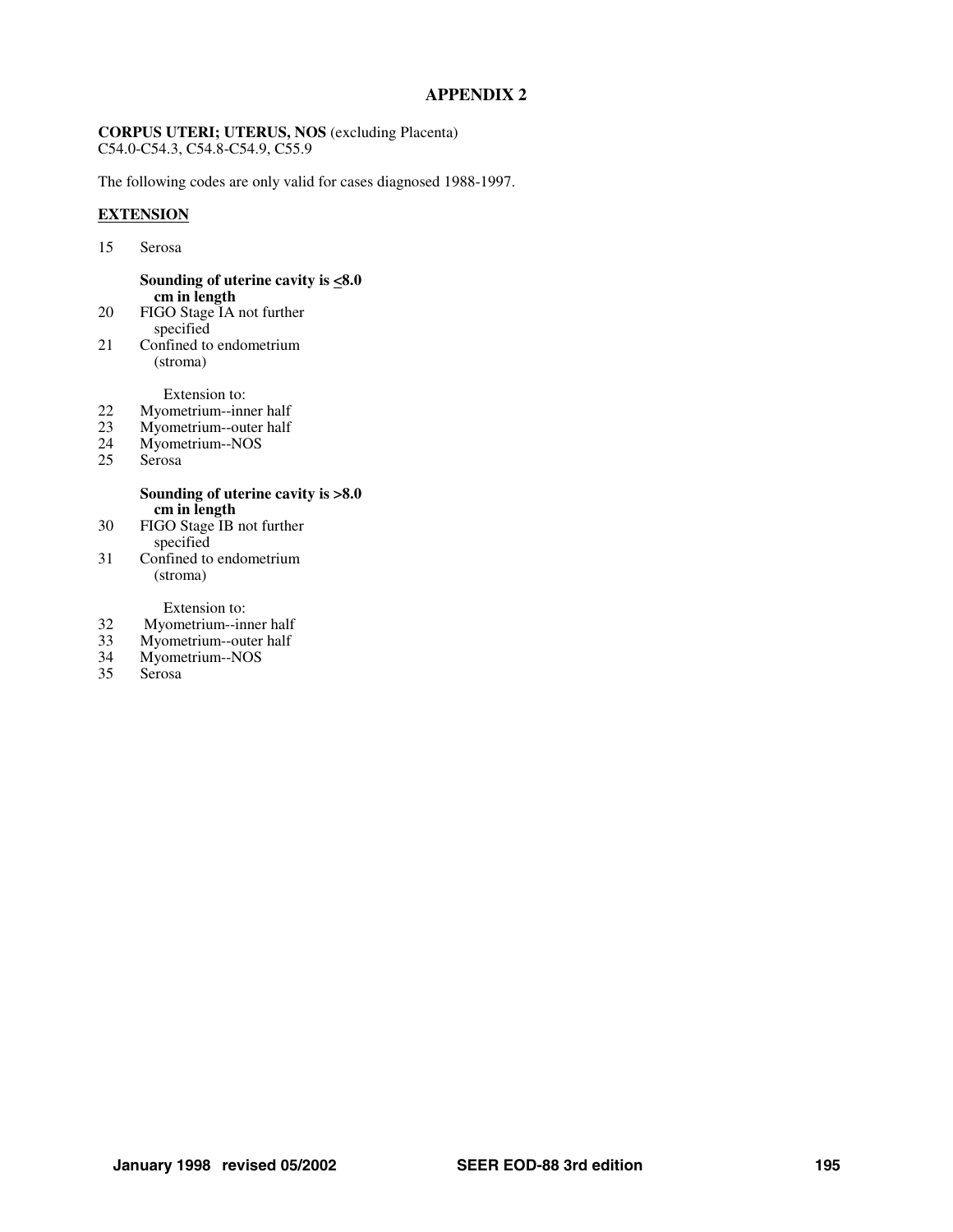# APPENDIX 2

**CORPUS UTERI; UTERUS, NOS** (excluding Placenta)
C54.0-C54.3, C54.8-C54.9, C55.9

The following codes are only valid for cases diagnosed 1988-1997.

## EXTENSION

15 Serosa

**Sounding of uterine cavity is <8.0 cm in length**

20 FIGO Stage IA not further specified
21 Confined to endometrium (stroma)

Extension to:

22 Myometrium--inner half
23 Myometrium--outer half
24 Myometrium--NOS
25 Serosa

**Sounding of uterine cavity is >8.0 cm in length**

30 FIGO Stage IB not further specified
31 Confined to endometrium (stroma)

Extension to:

32 Myometrium--inner half
33 Myometrium--outer half
34 Myometrium--NOS
35 Serosa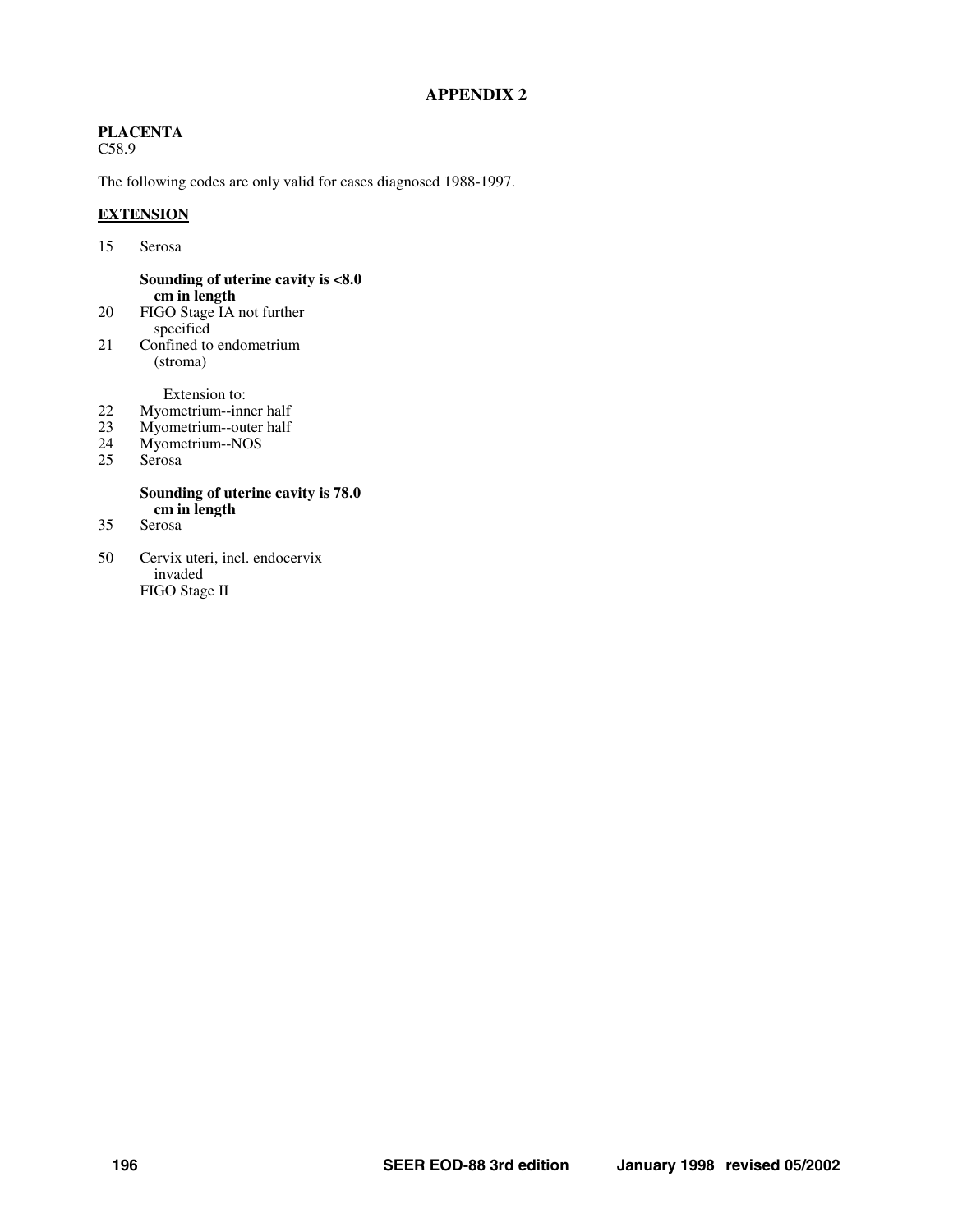# APPENDIX 2

**PLACENTA**
C58.9

The following codes are only valid for cases diagnosed 1988-1997.

## EXTENSION

15 Serosa

**Sounding of uterine cavity is <8.0 cm in length**

20 FIGO Stage IA not further specified

21 Confined to endometrium (stroma)

Extension to:

22 Myometrium--inner half

23 Myometrium--outer half

24 Myometrium--NOS

25 Serosa

**Sounding of uterine cavity is 78.0 cm in length**

35 Serosa

50 Cervix uteri, incl. endocervix invaded
FIGO Stage II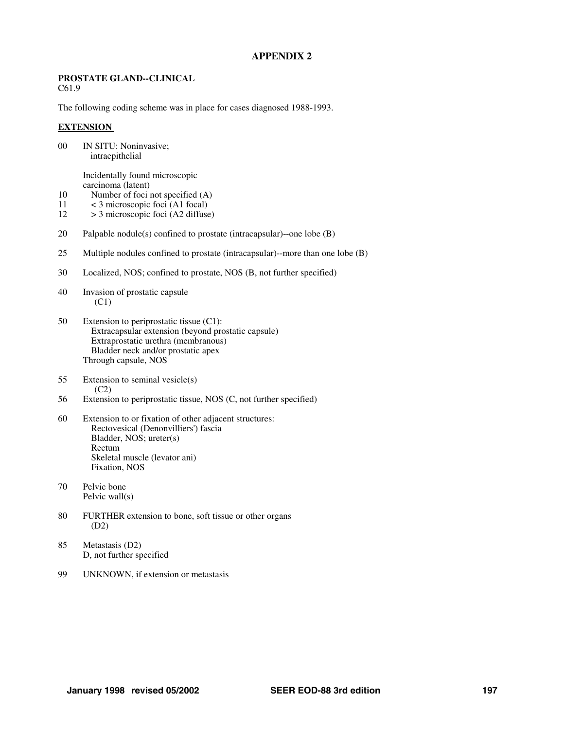# APPENDIX 2

**PROSTATE GLAND--CLINICAL**
C61.9

The following coding scheme was in place for cases diagnosed 1988-1993.

**EXTENSION**

00 IN SITU: Noninvasive; intraepithelial

Incidentally found microscopic carcinoma (latent)

10 Number of foci not specified (A)
11 ≤ 3 microscopic foci (A1 focal)
12 > 3 microscopic foci (A2 diffuse)

20 Palpable nodule(s) confined to prostate (intracapsular)--one lobe (B)

25 Multiple nodules confined to prostate (intracapsular)--more than one lobe (B)

30 Localized, NOS; confined to prostate, NOS (B, not further specified)

40 Invasion of prostatic capsule (C1)

50 Extension to periprostatic tissue (C1):
- Extracapsular extension (beyond prostatic capsule)
- Extraprostatic urethra (membranous)
- Bladder neck and/or prostatic apex

Through capsule, NOS

55 Extension to seminal vesicle(s) (C2)
56 Extension to periprostatic tissue, NOS (C, not further specified)

60 Extension to or fixation of other adjacent structures:
- Rectovesical (Denonvilliers') fascia
- Bladder, NOS; ureter(s)
- Rectum
- Skeletal muscle (levator ani)
- Fixation, NOS

70 Pelvic bone
Pelvic wall(s)

80 FURTHER extension to bone, soft tissue or other organs (D2)

85 Metastasis (D2)
D, not further specified

99 UNKNOWN, if extension or metastasis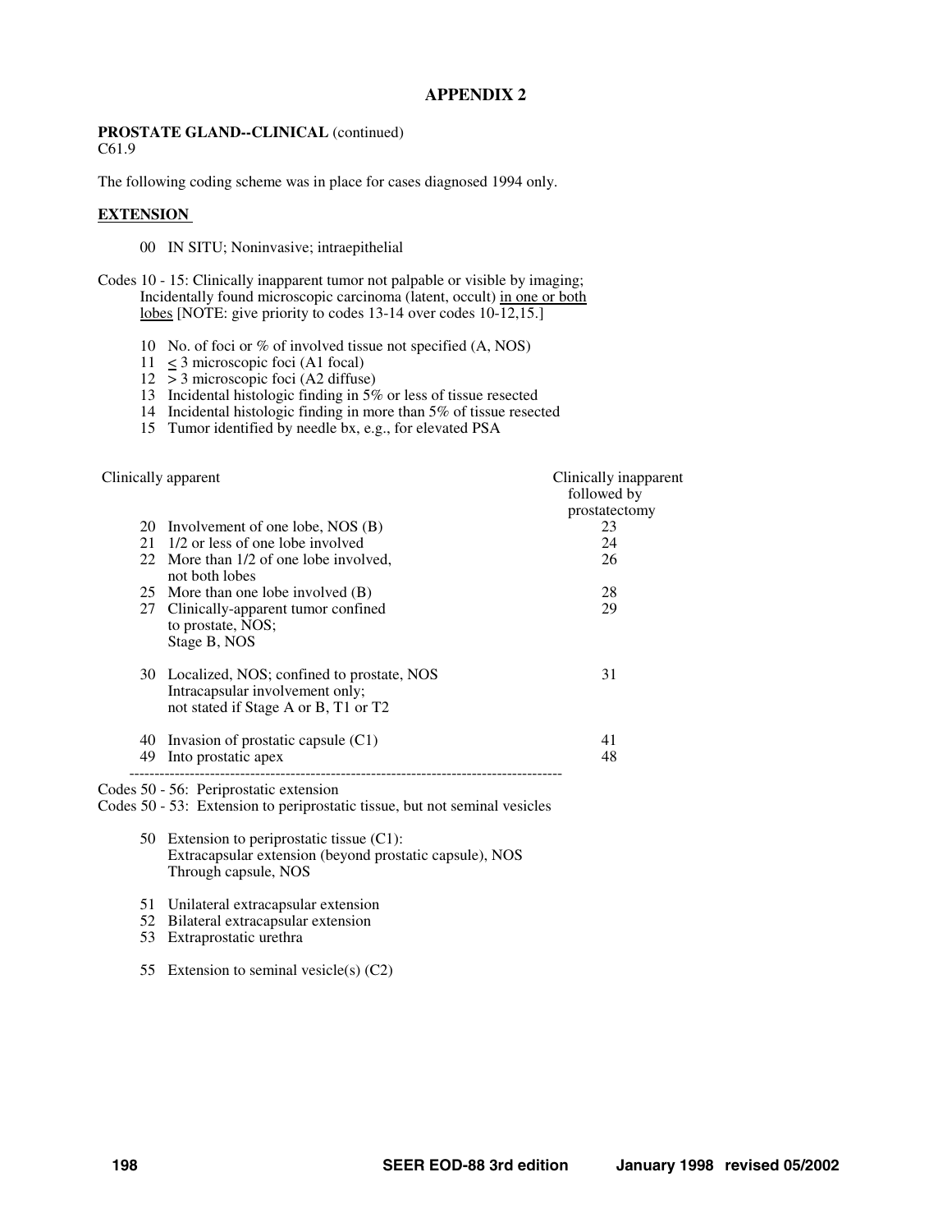# APPENDIX 2

**PROSTATE GLAND--CLINICAL** (continued)
C61.9

The following coding scheme was in place for cases diagnosed 1994 only.

**EXTENSION**

00 IN SITU; Noninvasive; intraepithelial

Codes 10 - 15: Clinically inapparent tumor not palpable or visible by imaging; Incidentally found microscopic carcinoma (latent, occult) in one or both lobes [NOTE: give priority to codes 13-14 over codes 10-12,15.]

10 No. of foci or % of involved tissue not specified (A, NOS)
11 ≤ 3 microscopic foci (A1 focal)
12 > 3 microscopic foci (A2 diffuse)
13 Incidental histologic finding in 5% or less of tissue resected
14 Incidental histologic finding in more than 5% of tissue resected
15 Tumor identified by needle bx, e.g., for elevated PSA

| Clinically apparent | | Clinically inapparent followed by prostatectomy |
|---|---|---|
| 20 | Involvement of one lobe, NOS (B) | 23 |
| 21 | 1/2 or less of one lobe involved | 24 |
| 22 | More than 1/2 of one lobe involved, not both lobes | 26 |
| 25 | More than one lobe involved (B) | 28 |
| 27 | Clinically-apparent tumor confined to prostate, NOS; Stage B, NOS | 29 |
| 30 | Localized, NOS; confined to prostate, NOS Intracapsular involvement only; not stated if Stage A or B, T1 or T2 | 31 |
| 40 | Invasion of prostatic capsule (C1) | 41 |
| 49 | Into prostatic apex | 48 |

---

Codes 50 - 56: Periprostatic extension
Codes 50 - 53: Extension to periprostatic tissue, but not seminal vesicles

50 Extension to periprostatic tissue (C1):
Extracapsular extension (beyond prostatic capsule), NOS
Through capsule, NOS

51 Unilateral extracapsular extension
52 Bilateral extracapsular extension
53 Extraprostatic urethra

55 Extension to seminal vesicle(s) (C2)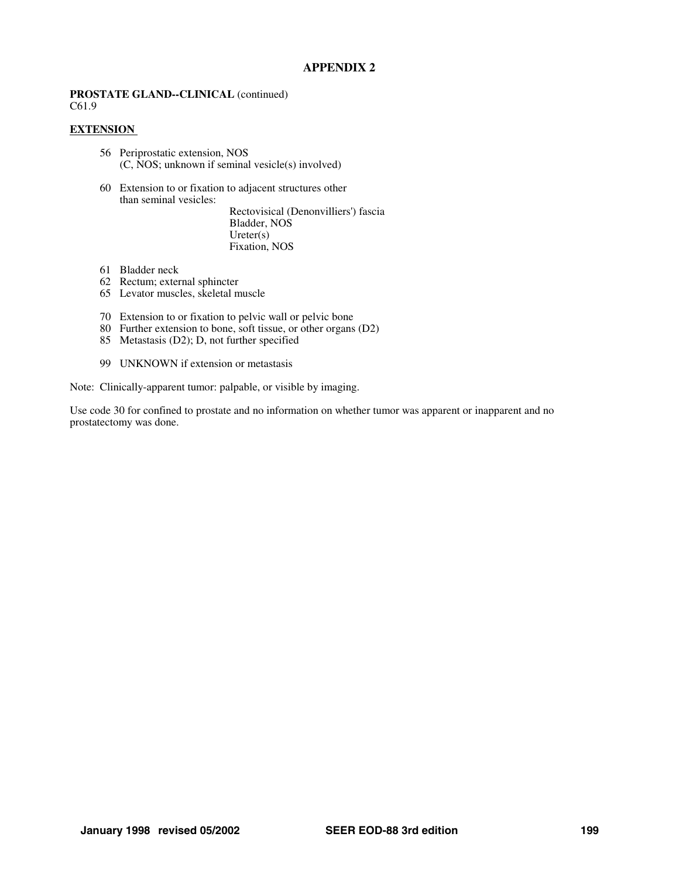## APPENDIX 2

**PROSTATE GLAND--CLINICAL** (continued)
C61.9

**EXTENSION**

56 Periprostatic extension, NOS
(C, NOS; unknown if seminal vesicle(s) involved)

60 Extension to or fixation to adjacent structures other than seminal vesicles:
- Rectovisical (Denonvilliers') fascia
- Bladder, NOS
- Ureter(s)
- Fixation, NOS

61 Bladder neck
62 Rectum; external sphincter
65 Levator muscles, skeletal muscle

70 Extension to or fixation to pelvic wall or pelvic bone
80 Further extension to bone, soft tissue, or other organs (D2)
85 Metastasis (D2); D, not further specified

99 UNKNOWN if extension or metastasis

Note: Clinically-apparent tumor: palpable, or visible by imaging.

Use code 30 for confined to prostate and no information on whether tumor was apparent or inapparent and no prostatectomy was done.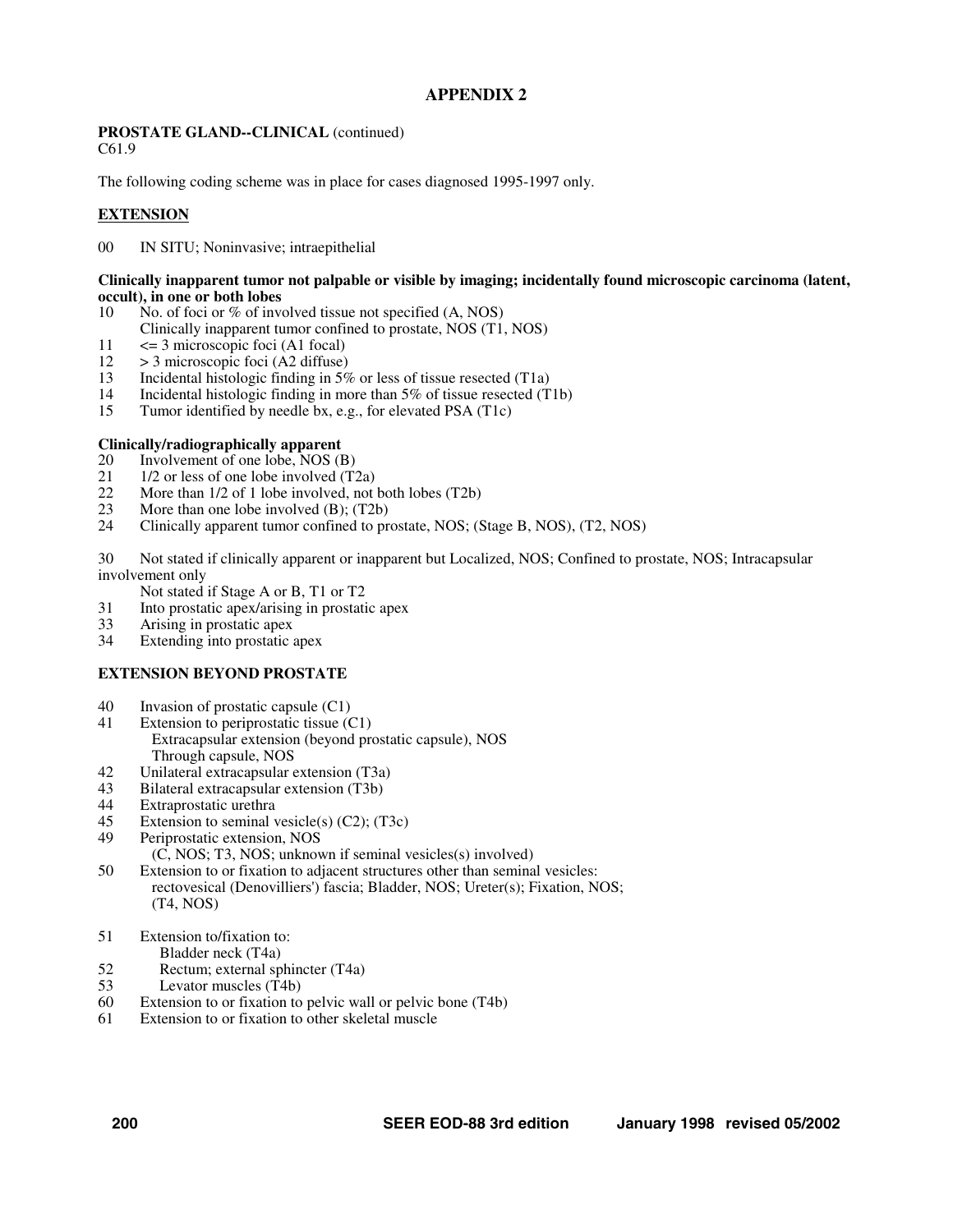# APPENDIX 2

**PROSTATE GLAND--CLINICAL** (continued)
C61.9

The following coding scheme was in place for cases diagnosed 1995-1997 only.

## EXTENSION

00 IN SITU; Noninvasive; intraepithelial

**Clinically inapparent tumor not palpable or visible by imaging; incidentally found microscopic carcinoma (latent, occult), in one or both lobes**

10 No. of foci or % of involved tissue not specified (A, NOS)
Clinically inapparent tumor confined to prostate, NOS (T1, NOS)
11 <= 3 microscopic foci (A1 focal)
12 > 3 microscopic foci (A2 diffuse)
13 Incidental histologic finding in 5% or less of tissue resected (T1a)
14 Incidental histologic finding in more than 5% of tissue resected (T1b)
15 Tumor identified by needle bx, e.g., for elevated PSA (T1c)

**Clinically/radiographically apparent**

20 Involvement of one lobe, NOS (B)
21 1/2 or less of one lobe involved (T2a)
22 More than 1/2 of 1 lobe involved, not both lobes (T2b)
23 More than one lobe involved (B); (T2b)
24 Clinically apparent tumor confined to prostate, NOS; (Stage B, NOS), (T2, NOS)

30 Not stated if clinically apparent or inapparent but Localized, NOS; Confined to prostate, NOS; Intracapsular involvement only
Not stated if Stage A or B, T1 or T2
31 Into prostatic apex/arising in prostatic apex
33 Arising in prostatic apex
34 Extending into prostatic apex

**EXTENSION BEYOND PROSTATE**

40 Invasion of prostatic capsule (C1)
41 Extension to periprostatic tissue (C1)
Extracapsular extension (beyond prostatic capsule), NOS
Through capsule, NOS
42 Unilateral extracapsular extension (T3a)
43 Bilateral extracapsular extension (T3b)
44 Extraprostatic urethra
45 Extension to seminal vesicle(s) (C2); (T3c)
49 Periprostatic extension, NOS
(C, NOS; T3, NOS; unknown if seminal vesicles(s) involved)
50 Extension to or fixation to adjacent structures other than seminal vesicles:
rectovesical (Denovilliers') fascia; Bladder, NOS; Ureter(s); Fixation, NOS;
(T4, NOS)

51 Extension to/fixation to:
Bladder neck (T4a)
52 Rectum; external sphincter (T4a)
53 Levator muscles (T4b)
60 Extension to or fixation to pelvic wall or pelvic bone (T4b)
61 Extension to or fixation to other skeletal muscle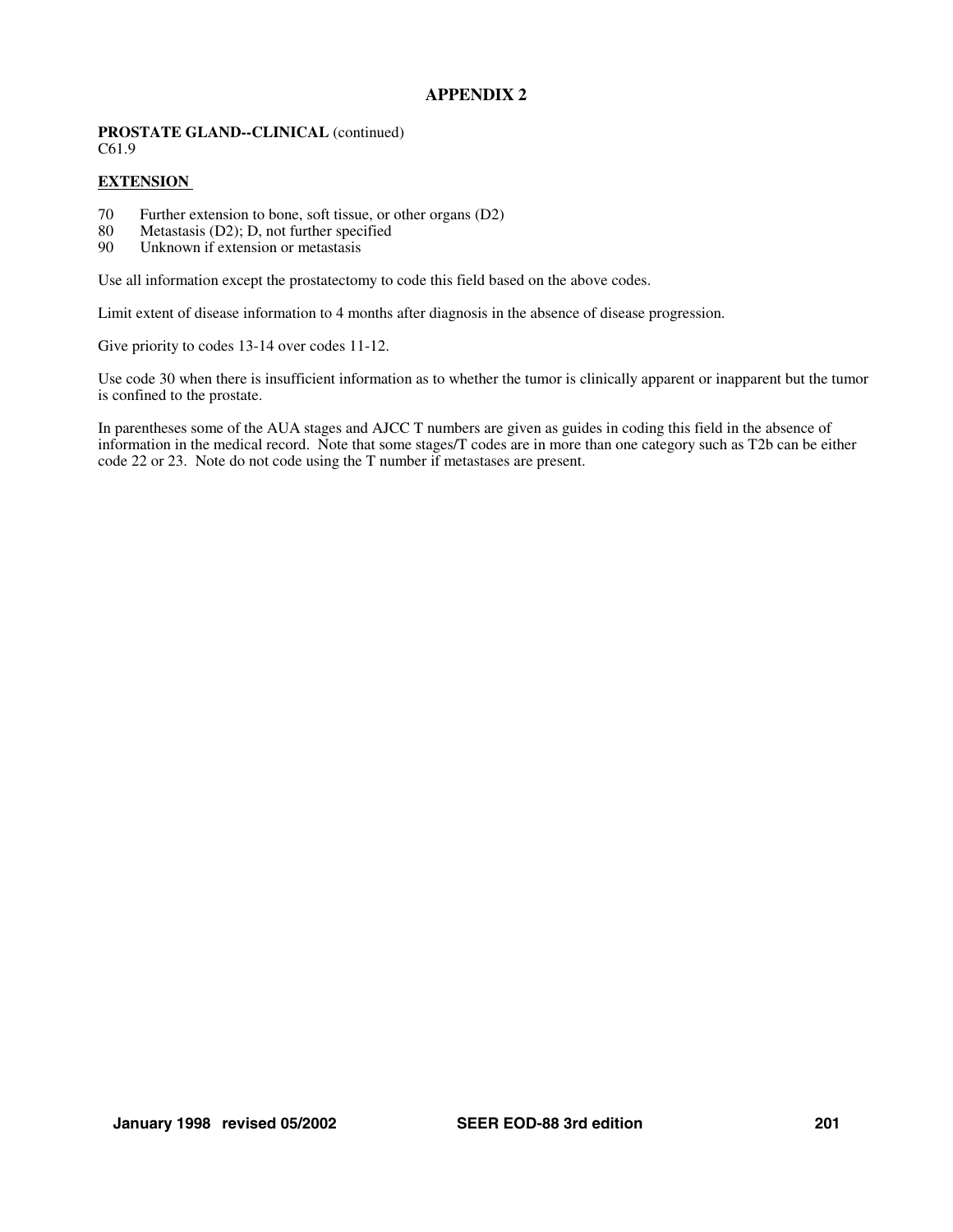# APPENDIX 2

**PROSTATE GLAND--CLINICAL** (continued)
C61.9

**EXTENSION**

70 Further extension to bone, soft tissue, or other organs (D2)
80 Metastasis (D2); D, not further specified
90 Unknown if extension or metastasis

Use all information except the prostatectomy to code this field based on the above codes.

Limit extent of disease information to 4 months after diagnosis in the absence of disease progression.

Give priority to codes 13-14 over codes 11-12.

Use code 30 when there is insufficient information as to whether the tumor is clinically apparent or inapparent but the tumor is confined to the prostate.

In parentheses some of the AUA stages and AJCC T numbers are given as guides in coding this field in the absence of information in the medical record. Note that some stages/T codes are in more than one category such as T2b can be either code 22 or 23. Note do not code using the T number if metastases are present.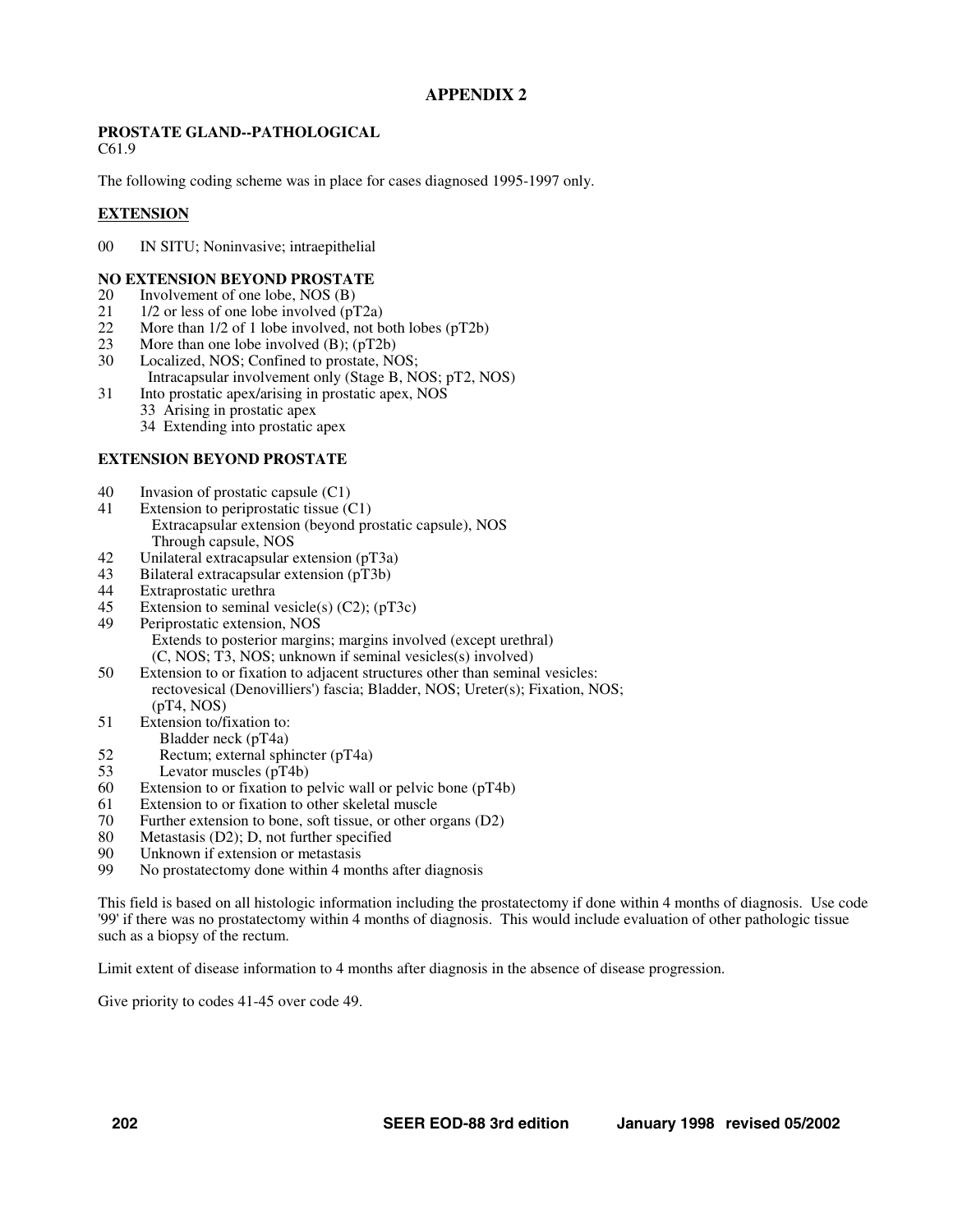# APPENDIX 2

**PROSTATE GLAND--PATHOLOGICAL**
C61.9

The following coding scheme was in place for cases diagnosed 1995-1997 only.

## EXTENSION

00 IN SITU; Noninvasive; intraepithelial

### NO EXTENSION BEYOND PROSTATE

20 Involvement of one lobe, NOS (B)
21 1/2 or less of one lobe involved (pT2a)
22 More than 1/2 of 1 lobe involved, not both lobes (pT2b)
23 More than one lobe involved (B); (pT2b)
30 Localized, NOS; Confined to prostate, NOS;
 Intracapsular involvement only (Stage B, NOS; pT2, NOS)
31 Into prostatic apex/arising in prostatic apex, NOS
 33 Arising in prostatic apex
 34 Extending into prostatic apex

### EXTENSION BEYOND PROSTATE

40 Invasion of prostatic capsule (C1)
41 Extension to periprostatic tissue (C1)
 Extracapsular extension (beyond prostatic capsule), NOS
 Through capsule, NOS
42 Unilateral extracapsular extension (pT3a)
43 Bilateral extracapsular extension (pT3b)
44 Extraprostatic urethra
45 Extension to seminal vesicle(s) (C2); (pT3c)
49 Periprostatic extension, NOS
 Extends to posterior margins; margins involved (except urethral)
 (C, NOS; T3, NOS; unknown if seminal vesicles(s) involved)
50 Extension to or fixation to adjacent structures other than seminal vesicles:
 rectovesical (Denovilliers') fascia; Bladder, NOS; Ureter(s); Fixation, NOS;
 (pT4, NOS)
51 Extension to/fixation to:
 Bladder neck (pT4a)
52 Rectum; external sphincter (pT4a)
53 Levator muscles (pT4b)
60 Extension to or fixation to pelvic wall or pelvic bone (pT4b)
61 Extension to or fixation to other skeletal muscle
70 Further extension to bone, soft tissue, or other organs (D2)
80 Metastasis (D2); D, not further specified
90 Unknown if extension or metastasis
99 No prostatectomy done within 4 months after diagnosis

This field is based on all histologic information including the prostatectomy if done within 4 months of diagnosis. Use code '99' if there was no prostatectomy within 4 months of diagnosis. This would include evaluation of other pathologic tissue such as a biopsy of the rectum.

Limit extent of disease information to 4 months after diagnosis in the absence of disease progression.

Give priority to codes 41-45 over code 49.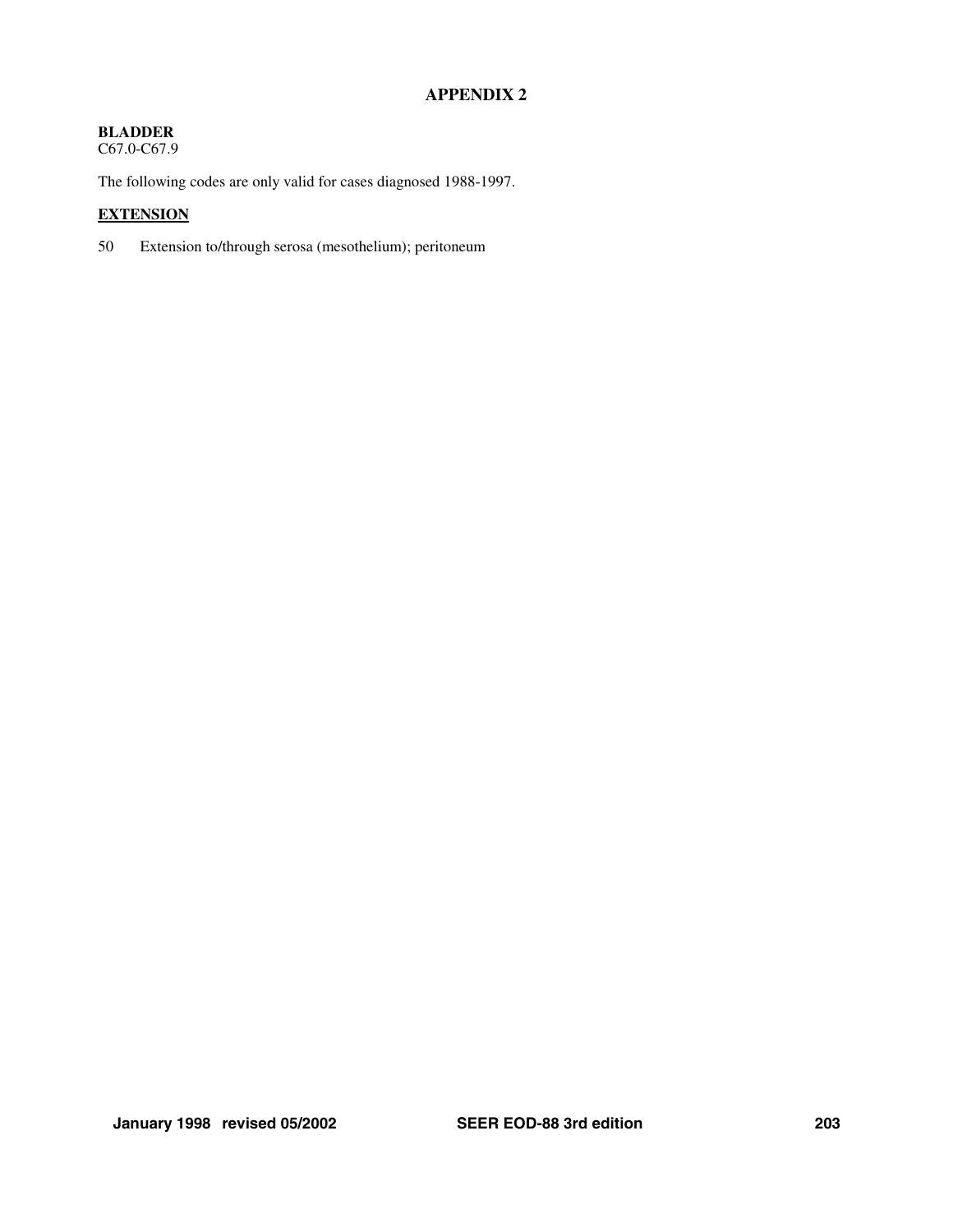# APPENDIX 2

**BLADDER**
C67.0-C67.9

The following codes are only valid for cases diagnosed 1988-1997.

**EXTENSION**

50 Extension to/through serosa (mesothelium); peritoneum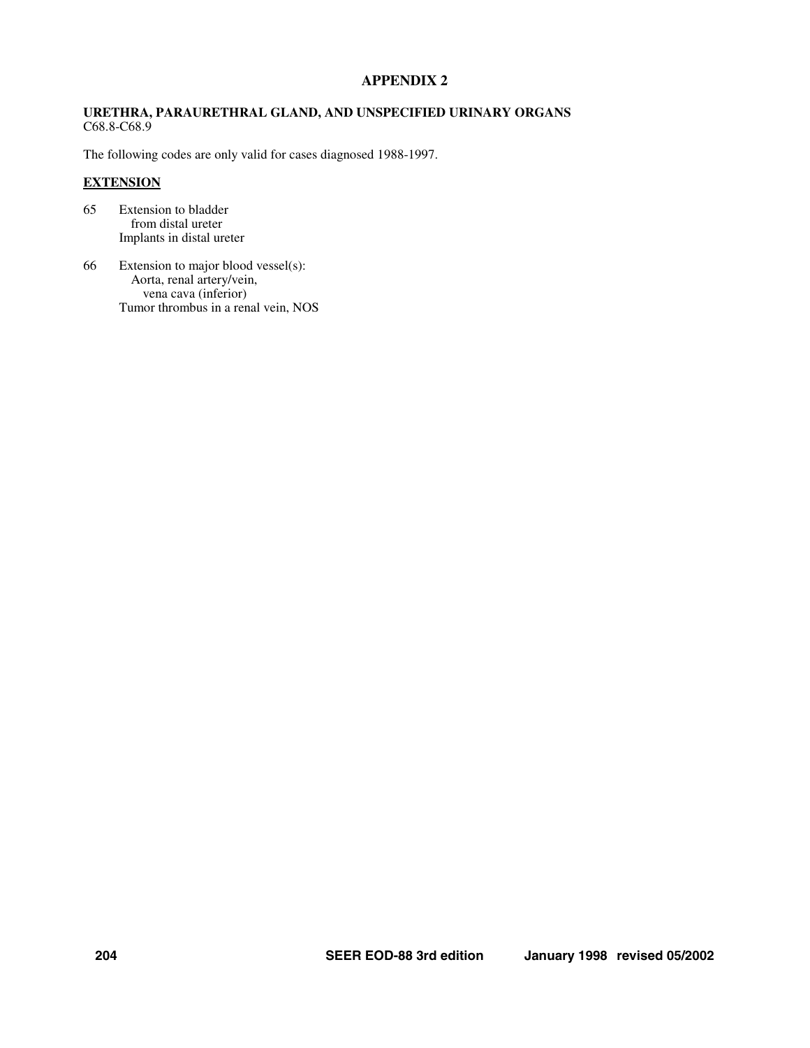# APPENDIX 2

**URETHRA, PARAURETHRAL GLAND, AND UNSPECIFIED URINARY ORGANS**
C68.8-C68.9

The following codes are only valid for cases diagnosed 1988-1997.

**<u>EXTENSION</u>**

65 Extension to bladder
   from distal ureter
 Implants in distal ureter

66 Extension to major blood vessel(s):
   Aorta, renal artery/vein,
    vena cava (inferior)
 Tumor thrombus in a renal vein, NOS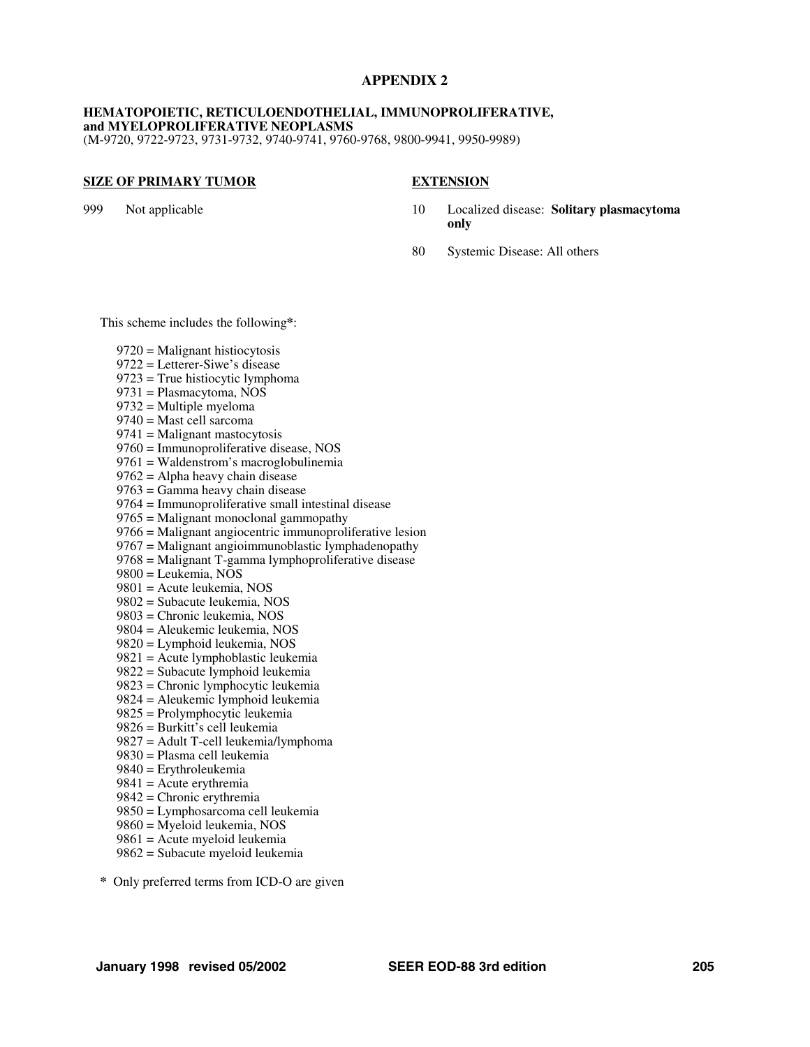# APPENDIX 2

**HEMATOPOIETIC, RETICULOENDOTHELIAL, IMMUNOPROLIFERATIVE, and MYELOPROLIFERATIVE NEOPLASMS**
(M-9720, 9722-9723, 9731-9732, 9740-9741, 9760-9768, 9800-9941, 9950-9989)

| **SIZE OF PRIMARY TUMOR** | | **EXTENSION** | |
|---|---|---|---|
| 999 | Not applicable | 10 | Localized disease: **Solitary plasmacytoma only** |
| | | 80 | Systemic Disease: All others |

This scheme includes the following*:

9720 = Malignant histiocytosis
9722 = Letterer-Siwe's disease
9723 = True histiocytic lymphoma
9731 = Plasmacytoma, NOS
9732 = Multiple myeloma
9740 = Mast cell sarcoma
9741 = Malignant mastocytosis
9760 = Immunoproliferative disease, NOS
9761 = Waldenstrom's macroglobulinemia
9762 = Alpha heavy chain disease
9763 = Gamma heavy chain disease
9764 = Immunoproliferative small intestinal disease
9765 = Malignant monoclonal gammopathy
9766 = Malignant angiocentric immunoproliferative lesion
9767 = Malignant angioimmunoblastic lymphadenopathy
9768 = Malignant T-gamma lymphoproliferative disease
9800 = Leukemia, NOS
9801 = Acute leukemia, NOS
9802 = Subacute leukemia, NOS
9803 = Chronic leukemia, NOS
9804 = Aleukemic leukemia, NOS
9820 = Lymphoid leukemia, NOS
9821 = Acute lymphoblastic leukemia
9822 = Subacute lymphoid leukemia
9823 = Chronic lymphocytic leukemia
9824 = Aleukemic lymphoid leukemia
9825 = Prolymphocytic leukemia
9826 = Burkitt's cell leukemia
9827 = Adult T-cell leukemia/lymphoma
9830 = Plasma cell leukemia
9840 = Erythroleukemia
9841 = Acute erythremia
9842 = Chronic erythremia
9850 = Lymphosarcoma cell leukemia
9860 = Myeloid leukemia, NOS
9861 = Acute myeloid leukemia
9862 = Subacute myeloid leukemia

\* Only preferred terms from ICD-O are given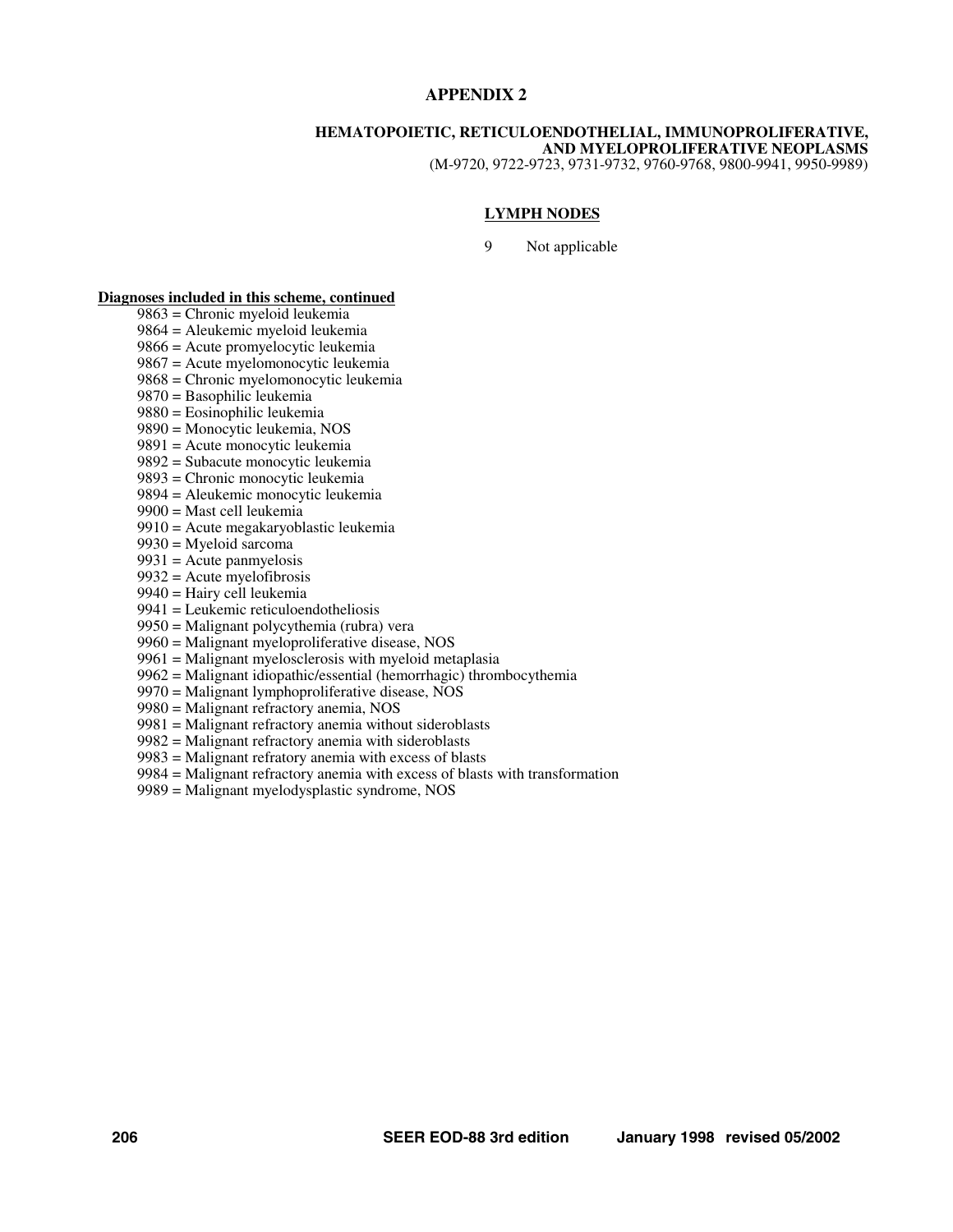## APPENDIX 2

### HEMATOPOIETIC, RETICULOENDOTHELIAL, IMMUNOPROLIFERATIVE, AND MYELOPROLIFERATIVE NEOPLASMS

(M-9720, 9722-9723, 9731-9732, 9760-9768, 9800-9941, 9950-9989)

#### LYMPH NODES

9 Not applicable

**Diagnoses included in this scheme, continued**

- 9863 = Chronic myeloid leukemia
- 9864 = Aleukemic myeloid leukemia
- 9866 = Acute promyelocytic leukemia
- 9867 = Acute myelomonocytic leukemia
- 9868 = Chronic myelomonocytic leukemia
- 9870 = Basophilic leukemia
- 9880 = Eosinophilic leukemia
- 9890 = Monocytic leukemia, NOS
- 9891 = Acute monocytic leukemia
- 9892 = Subacute monocytic leukemia
- 9893 = Chronic monocytic leukemia
- 9894 = Aleukemic monocytic leukemia
- 9900 = Mast cell leukemia
- 9910 = Acute megakaryoblastic leukemia
- 9930 = Myeloid sarcoma
- 9931 = Acute panmyelosis
- 9932 = Acute myelofibrosis
- 9940 = Hairy cell leukemia
- 9941 = Leukemic reticuloendotheliosis
- 9950 = Malignant polycythemia (rubra) vera
- 9960 = Malignant myeloproliferative disease, NOS
- 9961 = Malignant myelosclerosis with myeloid metaplasia
- 9962 = Malignant idiopathic/essential (hemorrhagic) thrombocythemia
- 9970 = Malignant lymphoproliferative disease, NOS
- 9980 = Malignant refractory anemia, NOS
- 9981 = Malignant refractory anemia without sideroblasts
- 9982 = Malignant refractory anemia with sideroblasts
- 9983 = Malignant refratory anemia with excess of blasts
- 9984 = Malignant refractory anemia with excess of blasts with transformation
- 9989 = Malignant myelodysplastic syndrome, NOS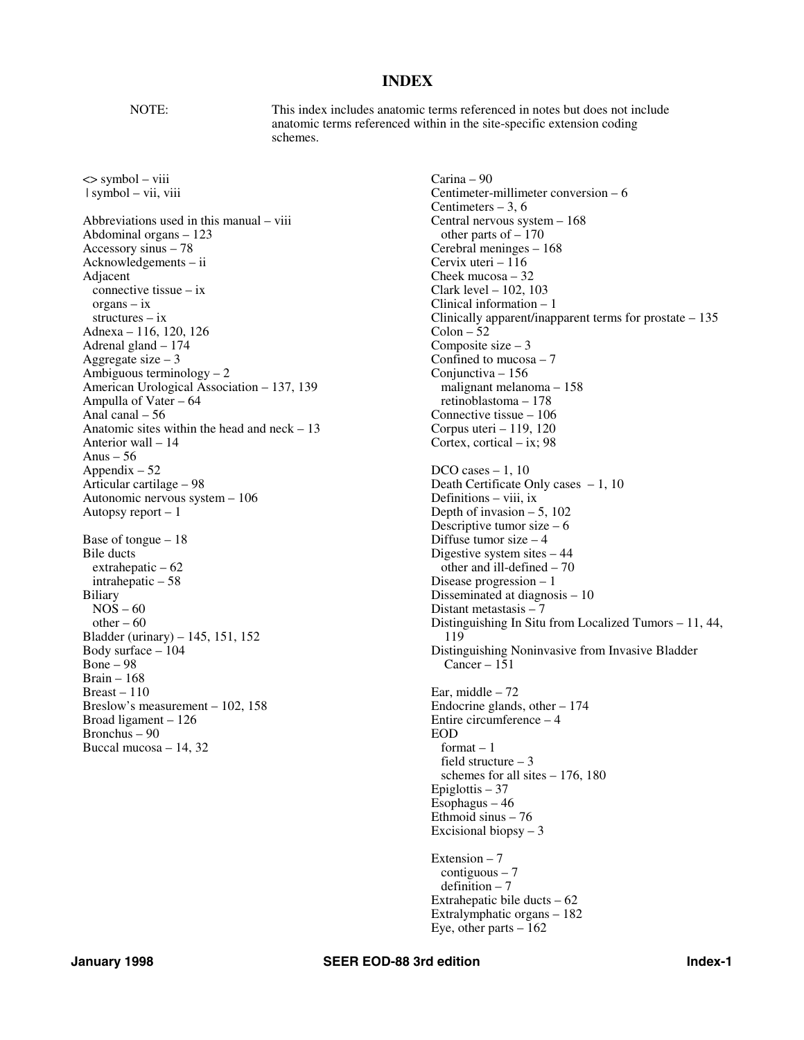# INDEX

NOTE: This index includes anatomic terms referenced in notes but does not include anatomic terms referenced within in the site-specific extension coding schemes.

<> symbol – viii
| symbol – vii, viii

Abbreviations used in this manual – viii
Abdominal organs – 123
Accessory sinus – 78
Acknowledgements – ii
Adjacent
  connective tissue – ix
  organs – ix
  structures – ix
Adnexa – 116, 120, 126
Adrenal gland – 174
Aggregate size – 3
Ambiguous terminology – 2
American Urological Association – 137, 139
Ampulla of Vater – 64
Anal canal – 56
Anatomic sites within the head and neck – 13
Anterior wall – 14
Anus – 56
Appendix – 52
Articular cartilage – 98
Autonomic nervous system – 106
Autopsy report – 1

Base of tongue – 18
Bile ducts
  extrahepatic – 62
  intrahepatic – 58
Biliary
  NOS – 60
  other – 60
Bladder (urinary) – 145, 151, 152
Body surface – 104
Bone – 98
Brain – 168
Breast – 110
Breslow's measurement – 102, 158
Broad ligament – 126
Bronchus – 90
Buccal mucosa – 14, 32

Carina – 90
Centimeter-millimeter conversion – 6
Centimeters – 3, 6
Central nervous system – 168
  other parts of – 170
Cerebral meninges – 168
Cervix uteri – 116
Cheek mucosa – 32
Clark level – 102, 103
Clinical information – 1
Clinically apparent/inapparent terms for prostate – 135
Colon – 52
Composite size – 3
Confined to mucosa – 7
Conjunctiva – 156
  malignant melanoma – 158
  retinoblastoma – 178
Connective tissue – 106
Corpus uteri – 119, 120
Cortex, cortical – ix; 98

DCO cases – 1, 10
Death Certificate Only cases – 1, 10
Definitions – viii, ix
Depth of invasion – 5, 102
Descriptive tumor size – 6
Diffuse tumor size – 4
Digestive system sites – 44
  other and ill-defined – 70
Disease progression – 1
Disseminated at diagnosis – 10
Distant metastasis – 7
Distinguishing In Situ from Localized Tumors – 11, 44, 119
Distinguishing Noninvasive from Invasive Bladder Cancer – 151

Ear, middle – 72
Endocrine glands, other – 174
Entire circumference – 4
EOD
  format – 1
  field structure – 3
  schemes for all sites – 176, 180
Epiglottis – 37
Esophagus – 46
Ethmoid sinus – 76
Excisional biopsy – 3

Extension – 7
  contiguous – 7
  definition – 7
Extrahepatic bile ducts – 62
Extralymphatic organs – 182
Eye, other parts – 162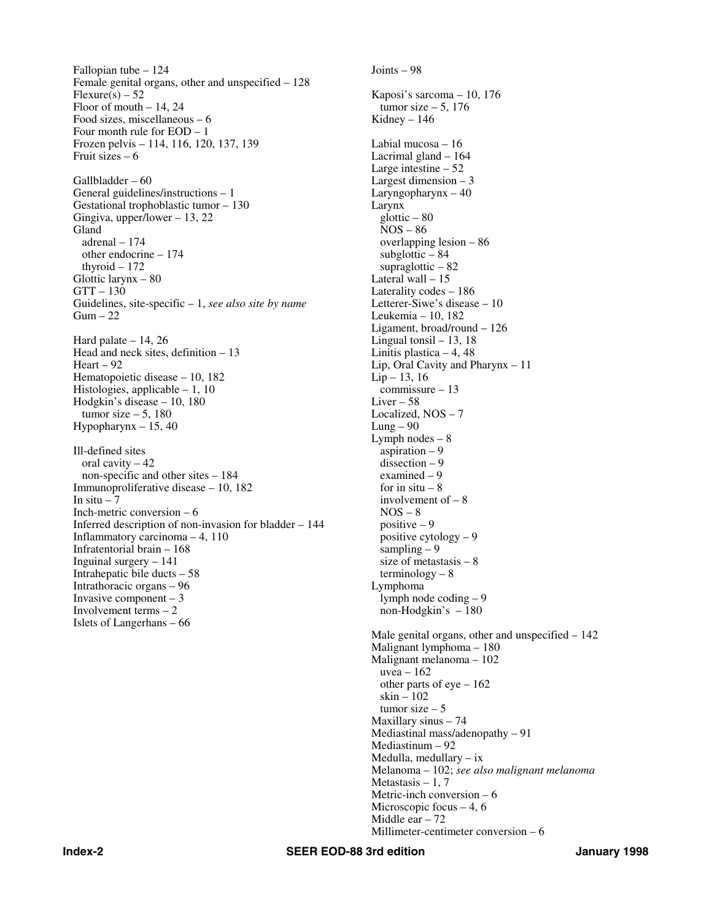Fallopian tube – 124
Female genital organs, other and unspecified – 128
Flexure(s) – 52
Floor of mouth – 14, 24
Food sizes, miscellaneous – 6
Four month rule for EOD – 1
Frozen pelvis – 114, 116, 120, 137, 139
Fruit sizes – 6

Gallbladder – 60
General guidelines/instructions – 1
Gestational trophoblastic tumor – 130
Gingiva, upper/lower – 13, 22
Gland
  adrenal – 174
  other endocrine – 174
  thyroid – 172
Glottic larynx – 80
GTT – 130
Guidelines, site-specific – 1, *see also site by name*
Gum – 22

Hard palate – 14, 26
Head and neck sites, definition – 13
Heart – 92
Hematopoietic disease – 10, 182
Histologies, applicable – 1, 10
Hodgkin's disease – 10, 180
  tumor size – 5, 180
Hypopharynx – 15, 40

Ill-defined sites
  oral cavity – 42
  non-specific and other sites – 184
Immunoproliferative disease – 10, 182
In situ – 7
Inch-metric conversion – 6
Inferred description of non-invasion for bladder – 144
Inflammatory carcinoma – 4, 110
Infratentorial brain – 168
Inguinal surgery – 141
Intrahepatic bile ducts – 58
Intrathoracic organs – 96
Invasive component – 3
Involvement terms – 2
Islets of Langerhans – 66

Joints – 98

Kaposi's sarcoma – 10, 176
  tumor size – 5, 176
Kidney – 146

Labial mucosa – 16
Lacrimal gland – 164
Large intestine – 52
Largest dimension – 3
Laryngopharynx – 40
Larynx
  glottic – 80
  NOS – 86
  overlapping lesion – 86
  subglottic – 84
  supraglottic – 82
Lateral wall – 15
Laterality codes – 186
Letterer-Siwe's disease – 10
Leukemia – 10, 182
Ligament, broad/round – 126
Lingual tonsil – 13, 18
Linitis plastica – 4, 48
Lip, Oral Cavity and Pharynx – 11
Lip – 13, 16
  commissure – 13
Liver – 58
Localized, NOS – 7
Lung – 90
Lymph nodes – 8
  aspiration – 9
  dissection – 9
  examined – 9
  for in situ – 8
  involvement of – 8
  NOS – 8
  positive – 9
  positive cytology – 9
  sampling – 9
  size of metastasis – 8
  terminology – 8
Lymphoma
  lymph node coding – 9
  non-Hodgkin's – 180

Male genital organs, other and unspecified – 142
Malignant lymphoma – 180
Malignant melanoma – 102
  uvea – 162
  other parts of eye – 162
  skin – 102
  tumor size – 5
Maxillary sinus – 74
Mediastinal mass/adenopathy – 91
Mediastinum – 92
Medulla, medullary – ix
Melanoma – 102; *see also malignant melanoma*
Metastasis – 1, 7
Metric-inch conversion – 6
Microscopic focus – 4, 6
Middle ear – 72
Millimeter-centimeter conversion – 6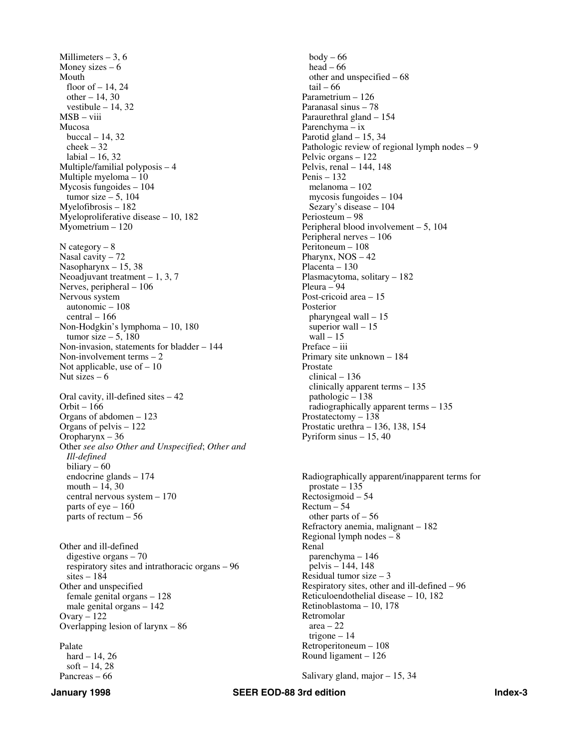Millimeters – 3, 6
Money sizes – 6
Mouth
  floor of – 14, 24
  other – 14, 30
  vestibule – 14, 32
MSB – viii
Mucosa
  buccal – 14, 32
  cheek – 32
  labial – 16, 32
Multiple/familial polyposis – 4
Multiple myeloma – 10
Mycosis fungoides – 104
  tumor size – 5, 104
Myelofibrosis – 182
Myeloproliferative disease – 10, 182
Myometrium – 120

N category – 8
Nasal cavity – 72
Nasopharynx – 15, 38
Neoadjuvant treatment – 1, 3, 7
Nerves, peripheral – 106
Nervous system
  autonomic – 108
  central – 166
Non-Hodgkin's lymphoma – 10, 180
  tumor size – 5, 180
Non-invasion, statements for bladder – 144
Non-involvement terms – 2
Not applicable, use of – 10
Nut sizes – 6

Oral cavity, ill-defined sites – 42
Orbit – 166
Organs of abdomen – 123
Organs of pelvis – 122
Oropharynx – 36
Other *see also Other and Unspecified*; *Other and Ill-defined*
  biliary – 60
  endocrine glands – 174
  mouth – 14, 30
  central nervous system – 170
  parts of eye – 160
  parts of rectum – 56

Other and ill-defined
  digestive organs – 70
  respiratory sites and intrathoracic organs – 96
  sites – 184
Other and unspecified
  female genital organs – 128
  male genital organs – 142
Ovary – 122
Overlapping lesion of larynx – 86

Palate
  hard – 14, 26
  soft – 14, 28
Pancreas – 66
  body – 66
  head – 66
  other and unspecified – 68
  tail – 66
Parametrium – 126
Paranasal sinus – 78
Paraurethral gland – 154
Parenchyma – ix
Parotid gland – 15, 34
Pathologic review of regional lymph nodes – 9
Pelvic organs – 122
Pelvis, renal – 144, 148
Penis – 132
  melanoma – 102
  mycosis fungoides – 104
  Sezary's disease – 104
Periosteum – 98
Peripheral blood involvement – 5, 104
Peripheral nerves – 106
Peritoneum – 108
Pharynx, NOS – 42
Placenta – 130
Plasmacytoma, solitary – 182
Pleura – 94
Post-cricoid area – 15
Posterior
  pharyngeal wall – 15
  superior wall – 15
  wall – 15
Preface – iii
Primary site unknown – 184
Prostate
  clinical – 136
  clinically apparent terms – 135
  pathologic – 138
  radiographically apparent terms – 135
Prostatectomy – 138
Prostatic urethra – 136, 138, 154
Pyriform sinus – 15, 40

Radiographically apparent/inapparent terms for prostate – 135
Rectosigmoid – 54
Rectum – 54
  other parts of – 56
Refractory anemia, malignant – 182
Regional lymph nodes – 8
Renal
  parenchyma – 146
  pelvis – 144, 148
Residual tumor size – 3
Respiratory sites, other and ill-defined – 96
Reticuloendothelial disease – 10, 182
Retinoblastoma – 10, 178
Retromolar
  area – 22
  trigone – 14
Retroperitoneum – 108
Round ligament – 126

Salivary gland, major – 15, 34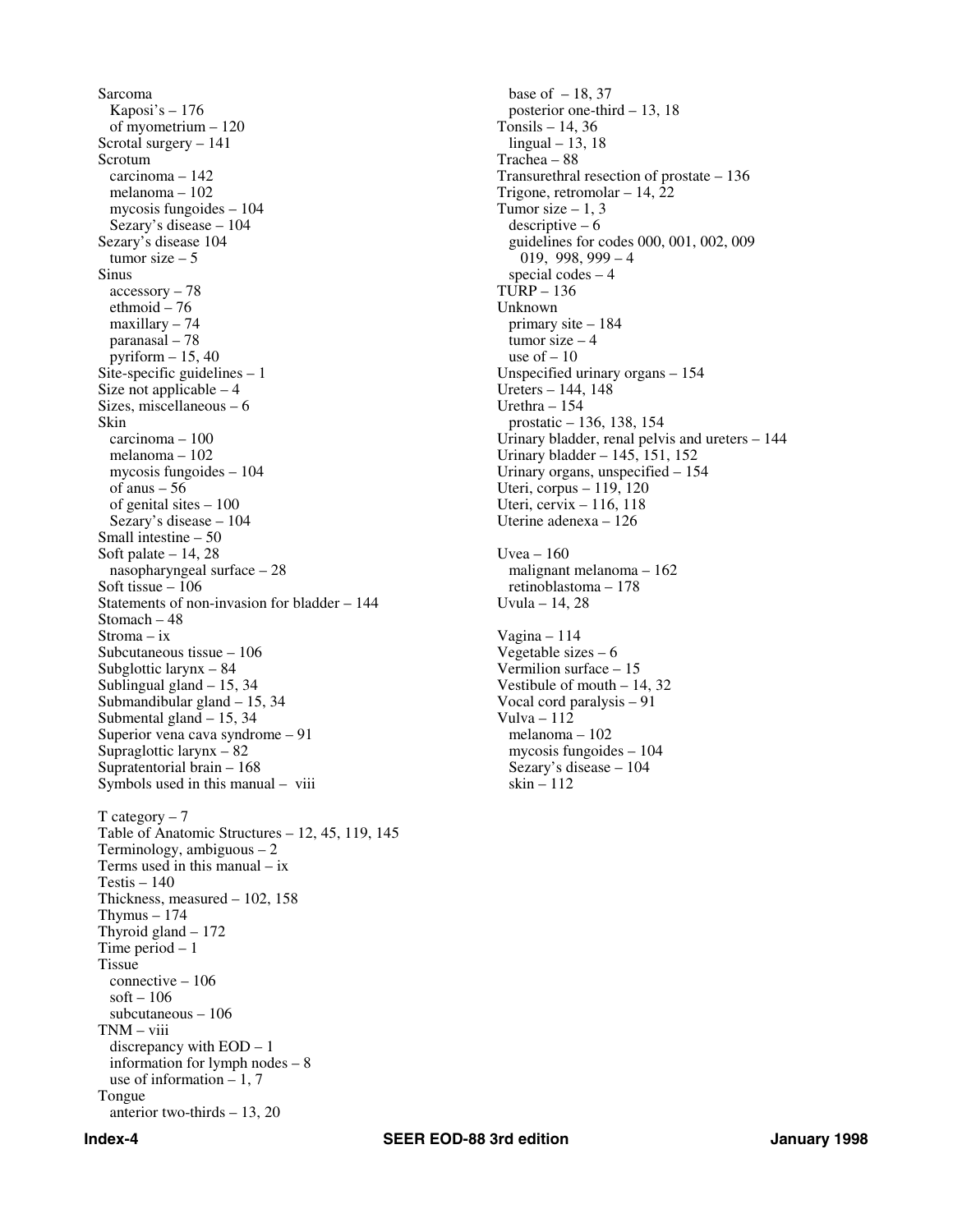Sarcoma
- Kaposi's – 176
- of myometrium – 120

Scrotal surgery – 141
Scrotum
- carcinoma – 142
- melanoma – 102
- mycosis fungoides – 104
- Sezary's disease – 104

Sezary's disease 104
- tumor size – 5

Sinus
- accessory – 78
- ethmoid – 76
- maxillary – 74
- paranasal – 78
- pyriform – 15, 40

Site-specific guidelines – 1
Size not applicable – 4
Sizes, miscellaneous – 6
Skin
- carcinoma – 100
- melanoma – 102
- mycosis fungoides – 104
- of anus – 56
- of genital sites – 100
- Sezary's disease – 104

Small intestine – 50
Soft palate – 14, 28
- nasopharyngeal surface – 28

Soft tissue – 106
Statements of non-invasion for bladder – 144
Stomach – 48
Stroma – ix
Subcutaneous tissue – 106
Subglottic larynx – 84
Sublingual gland – 15, 34
Submandibular gland – 15, 34
Submental gland – 15, 34
Superior vena cava syndrome – 91
Supraglottic larynx – 82
Supratentorial brain – 168
Symbols used in this manual – viii

T category – 7
Table of Anatomic Structures – 12, 45, 119, 145
Terminology, ambiguous – 2
Terms used in this manual – ix
Testis – 140
Thickness, measured – 102, 158
Thymus – 174
Thyroid gland – 172
Time period – 1
Tissue
- connective – 106
- soft – 106
- subcutaneous – 106

TNM – viii
- discrepancy with EOD – 1
- information for lymph nodes – 8
- use of information – 1, 7

Tongue
- anterior two-thirds – 13, 20
- base of – 18, 37
- posterior one-third – 13, 18

Tonsils – 14, 36
- lingual – 13, 18

Trachea – 88
Transurethral resection of prostate – 136
Trigone, retromolar – 14, 22
Tumor size – 1, 3
- descriptive – 6
- guidelines for codes 000, 001, 002, 009 019, 998, 999 – 4
- special codes – 4

TURP – 136
Unknown
- primary site – 184
- tumor size – 4
- use of – 10

Unspecified urinary organs – 154
Ureters – 144, 148
Urethra – 154
- prostatic – 136, 138, 154

Urinary bladder, renal pelvis and ureters – 144
Urinary bladder – 145, 151, 152
Urinary organs, unspecified – 154
Uteri, corpus – 119, 120
Uteri, cervix – 116, 118
Uterine adenexa – 126

Uvea – 160
- malignant melanoma – 162
- retinoblastoma – 178

Uvula – 14, 28

Vagina – 114
Vegetable sizes – 6
Vermilion surface – 15
Vestibule of mouth – 14, 32
Vocal cord paralysis – 91
Vulva – 112
- melanoma – 102
- mycosis fungoides – 104
- Sezary's disease – 104
- skin – 112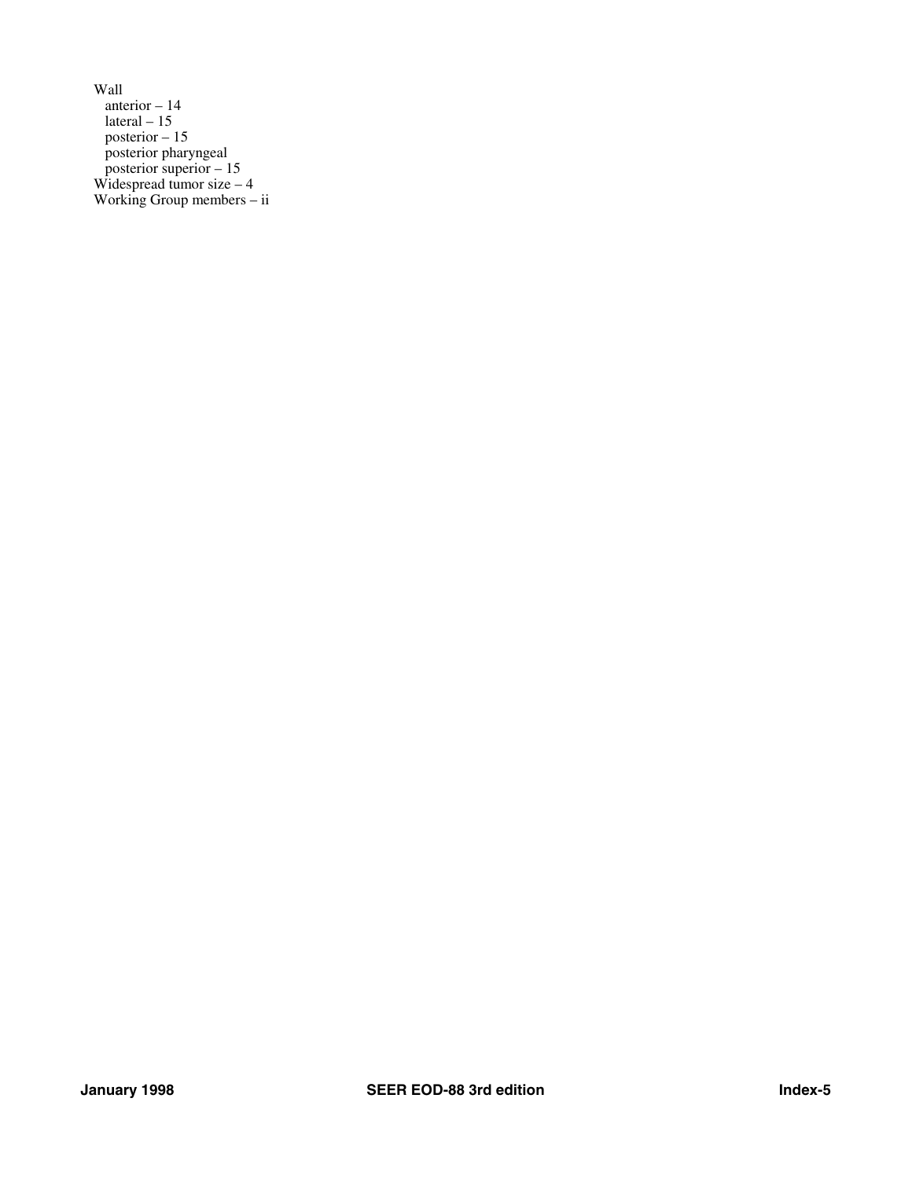Wall
  anterior – 14
  lateral – 15
  posterior – 15
  posterior pharyngeal
  posterior superior – 15
Widespread tumor size – 4
Working Group members – ii